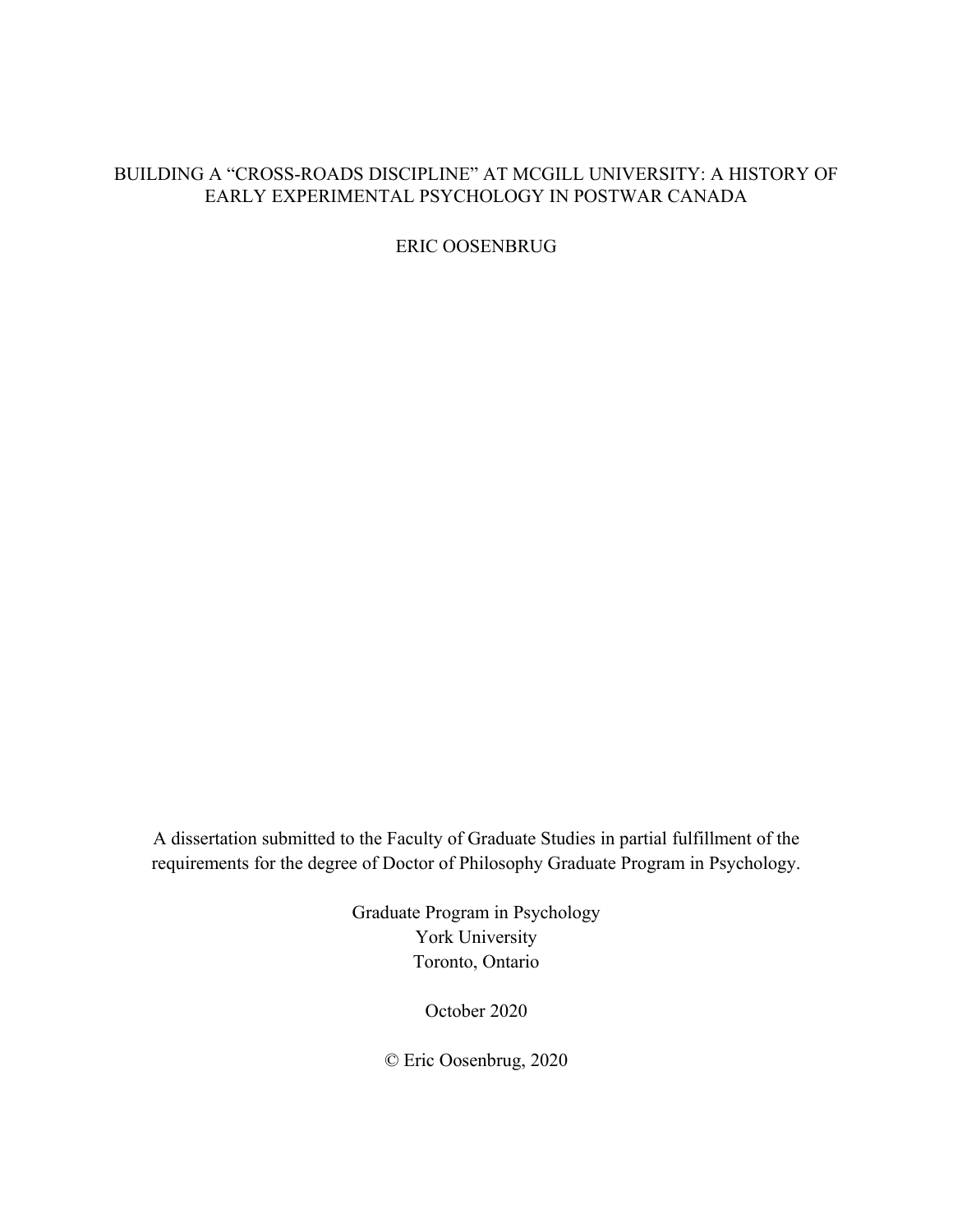# BUILDING A "CROSS-ROADS DISCIPLINE" AT MCGILL UNIVERSITY: A HISTORY OF EARLY EXPERIMENTAL PSYCHOLOGY IN POSTWAR CANADA

ERIC OOSENBRUG

A dissertation submitted to the Faculty of Graduate Studies in partial fulfillment of the requirements for the degree of Doctor of Philosophy Graduate Program in Psychology.

Graduate Program in Psychology
York University
Toronto, Ontario

October 2020

© Eric Oosenbrug, 2020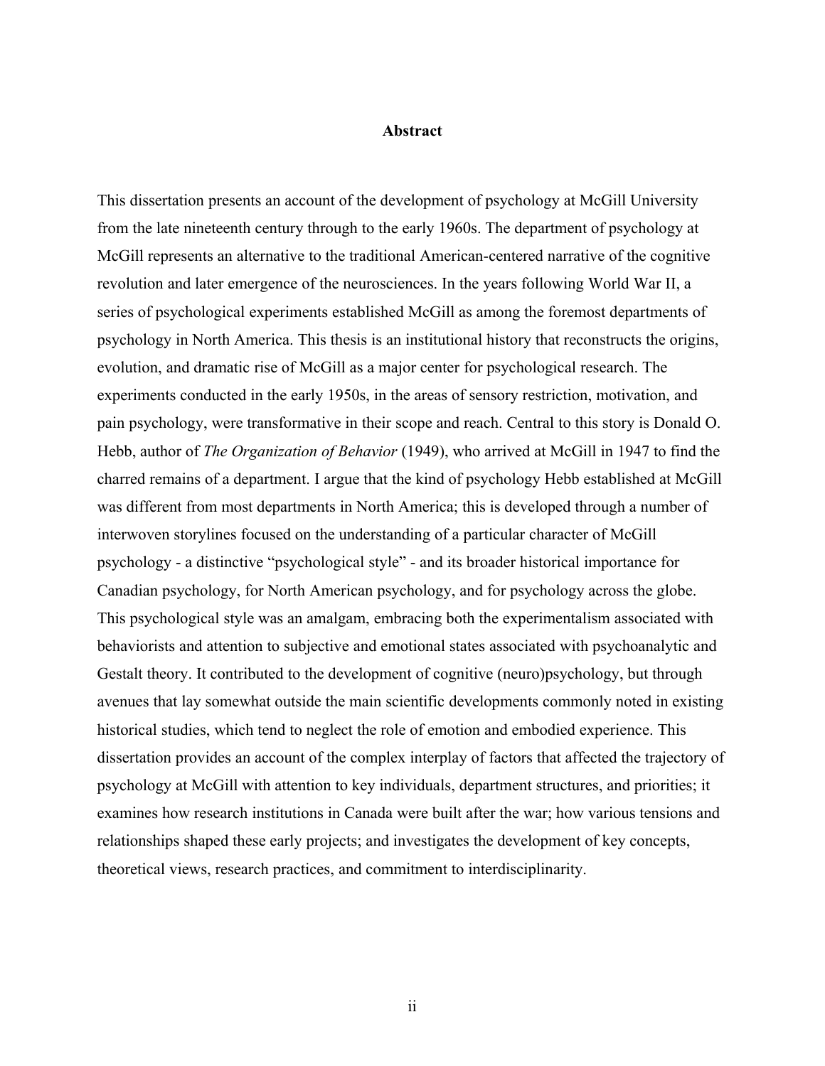# Abstract

This dissertation presents an account of the development of psychology at McGill University from the late nineteenth century through to the early 1960s. The department of psychology at McGill represents an alternative to the traditional American-centered narrative of the cognitive revolution and later emergence of the neurosciences. In the years following World War II, a series of psychological experiments established McGill as among the foremost departments of psychology in North America. This thesis is an institutional history that reconstructs the origins, evolution, and dramatic rise of McGill as a major center for psychological research. The experiments conducted in the early 1950s, in the areas of sensory restriction, motivation, and pain psychology, were transformative in their scope and reach. Central to this story is Donald O. Hebb, author of *The Organization of Behavior* (1949), who arrived at McGill in 1947 to find the charred remains of a department. I argue that the kind of psychology Hebb established at McGill was different from most departments in North America; this is developed through a number of interwoven storylines focused on the understanding of a particular character of McGill psychology - a distinctive "psychological style" - and its broader historical importance for Canadian psychology, for North American psychology, and for psychology across the globe. This psychological style was an amalgam, embracing both the experimentalism associated with behaviorists and attention to subjective and emotional states associated with psychoanalytic and Gestalt theory. It contributed to the development of cognitive (neuro)psychology, but through avenues that lay somewhat outside the main scientific developments commonly noted in existing historical studies, which tend to neglect the role of emotion and embodied experience. This dissertation provides an account of the complex interplay of factors that affected the trajectory of psychology at McGill with attention to key individuals, department structures, and priorities; it examines how research institutions in Canada were built after the war; how various tensions and relationships shaped these early projects; and investigates the development of key concepts, theoretical views, research practices, and commitment to interdisciplinarity.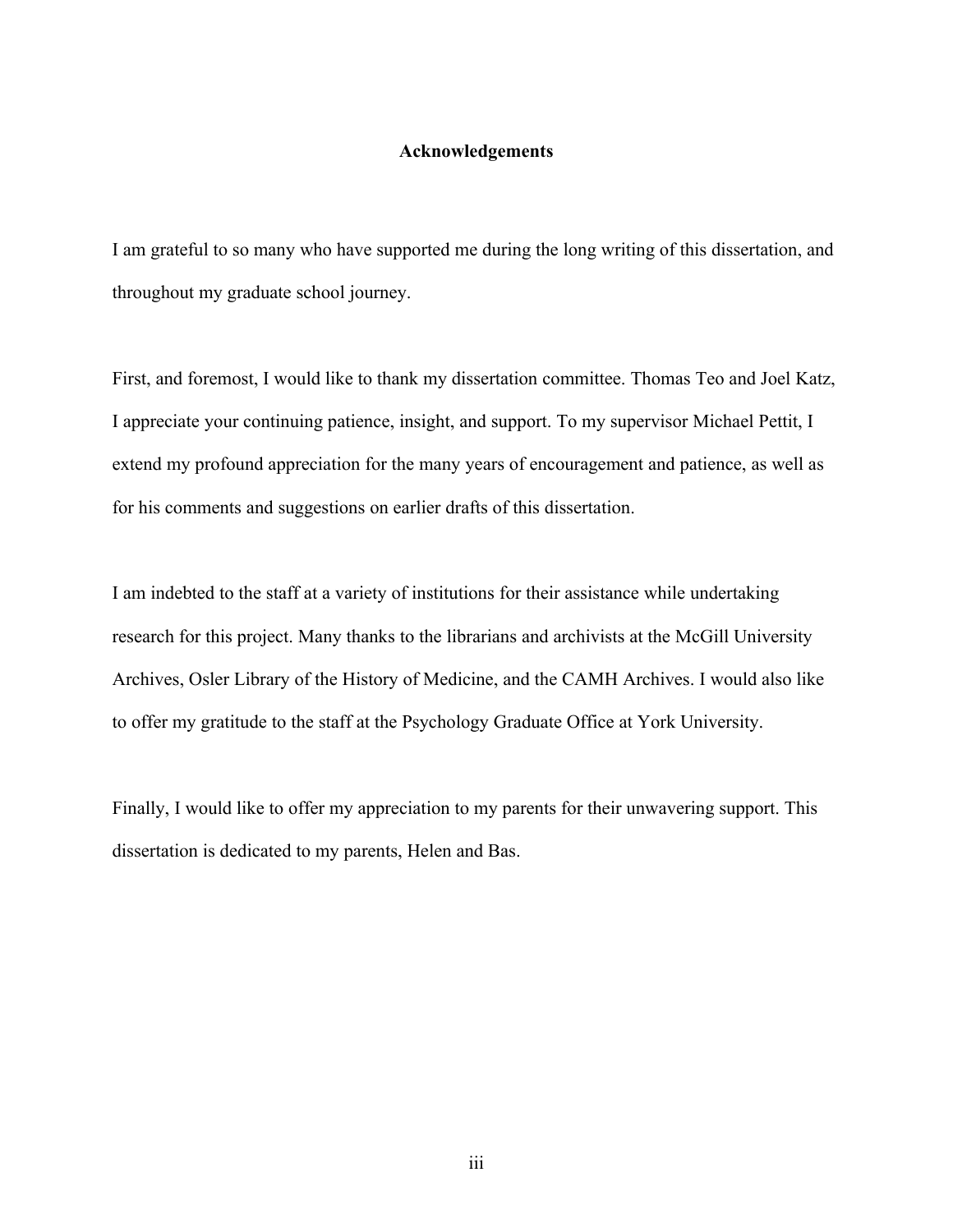# Acknowledgements

I am grateful to so many who have supported me during the long writing of this dissertation, and throughout my graduate school journey.

First, and foremost, I would like to thank my dissertation committee. Thomas Teo and Joel Katz, I appreciate your continuing patience, insight, and support. To my supervisor Michael Pettit, I extend my profound appreciation for the many years of encouragement and patience, as well as for his comments and suggestions on earlier drafts of this dissertation.

I am indebted to the staff at a variety of institutions for their assistance while undertaking research for this project. Many thanks to the librarians and archivists at the McGill University Archives, Osler Library of the History of Medicine, and the CAMH Archives. I would also like to offer my gratitude to the staff at the Psychology Graduate Office at York University.

Finally, I would like to offer my appreciation to my parents for their unwavering support. This dissertation is dedicated to my parents, Helen and Bas.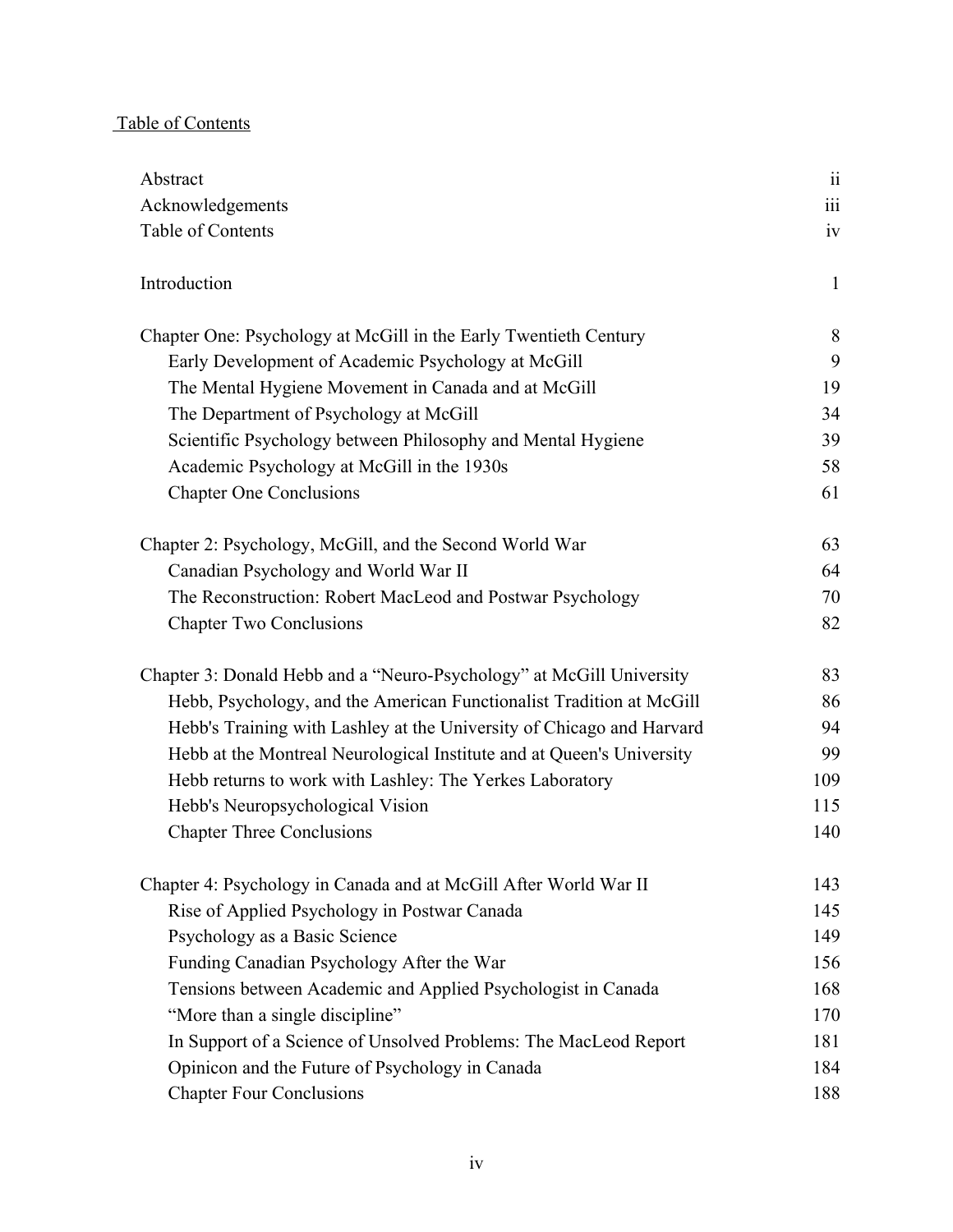# Table of Contents

| | |
|---|---|
| Abstract | ii |
| Acknowledgements | iii |
| Table of Contents | iv |
| | |
| Introduction | 1 |
| | |
| Chapter One: Psychology at McGill in the Early Twentieth Century | 8 |
| Early Development of Academic Psychology at McGill | 9 |
| The Mental Hygiene Movement in Canada and at McGill | 19 |
| The Department of Psychology at McGill | 34 |
| Scientific Psychology between Philosophy and Mental Hygiene | 39 |
| Academic Psychology at McGill in the 1930s | 58 |
| Chapter One Conclusions | 61 |
| | |
| Chapter 2: Psychology, McGill, and the Second World War | 63 |
| Canadian Psychology and World War II | 64 |
| The Reconstruction: Robert MacLeod and Postwar Psychology | 70 |
| Chapter Two Conclusions | 82 |
| | |
| Chapter 3: Donald Hebb and a "Neuro-Psychology" at McGill University | 83 |
| Hebb, Psychology, and the American Functionalist Tradition at McGill | 86 |
| Hebb's Training with Lashley at the University of Chicago and Harvard | 94 |
| Hebb at the Montreal Neurological Institute and at Queen's University | 99 |
| Hebb returns to work with Lashley: The Yerkes Laboratory | 109 |
| Hebb's Neuropsychological Vision | 115 |
| Chapter Three Conclusions | 140 |
| | |
| Chapter 4: Psychology in Canada and at McGill After World War II | 143 |
| Rise of Applied Psychology in Postwar Canada | 145 |
| Psychology as a Basic Science | 149 |
| Funding Canadian Psychology After the War | 156 |
| Tensions between Academic and Applied Psychologist in Canada | 168 |
| "More than a single discipline" | 170 |
| In Support of a Science of Unsolved Problems: The MacLeod Report | 181 |
| Opinicon and the Future of Psychology in Canada | 184 |
| Chapter Four Conclusions | 188 |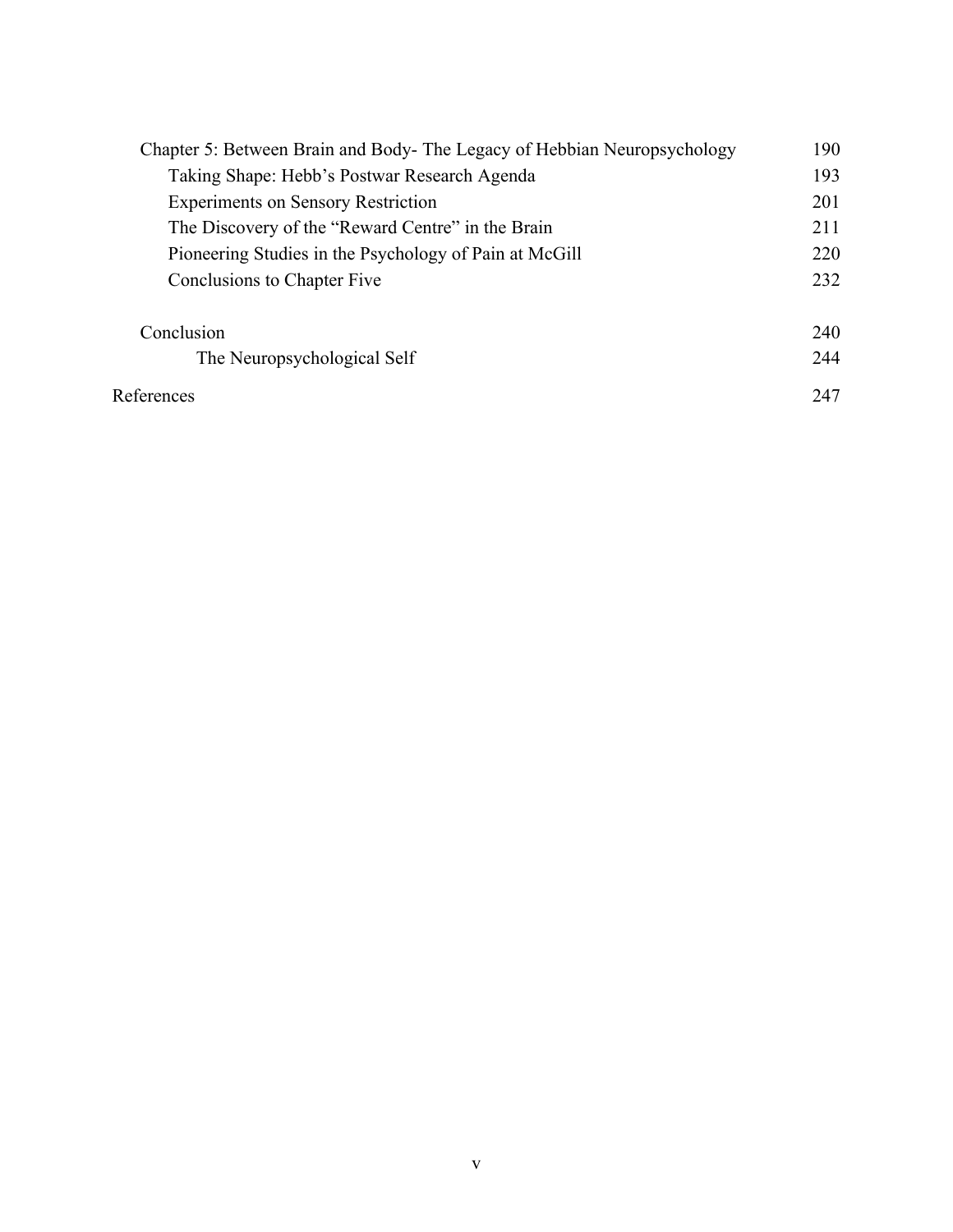Chapter 5: Between Brain and Body- The Legacy of Hebbian Neuropsychology 190

- Taking Shape: Hebb's Postwar Research Agenda 193
- Experiments on Sensory Restriction 201
- The Discovery of the "Reward Centre" in the Brain 211
- Pioneering Studies in the Psychology of Pain at McGill 220
- Conclusions to Chapter Five 232

Conclusion 240

- The Neuropsychological Self 244

References 247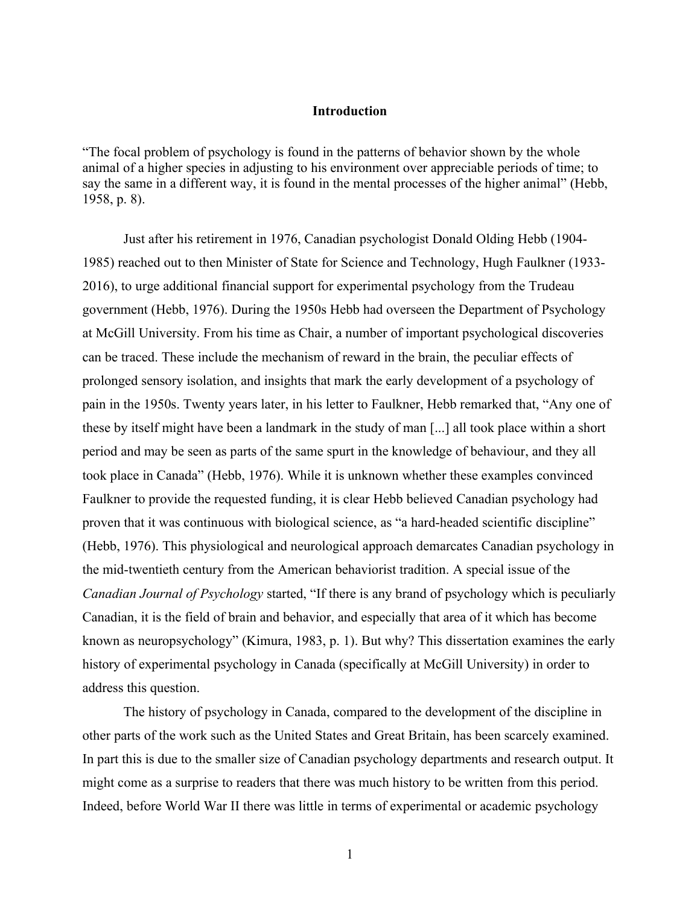# Introduction

"The focal problem of psychology is found in the patterns of behavior shown by the whole animal of a higher species in adjusting to his environment over appreciable periods of time; to say the same in a different way, it is found in the mental processes of the higher animal" (Hebb, 1958, p. 8).

Just after his retirement in 1976, Canadian psychologist Donald Olding Hebb (1904-1985) reached out to then Minister of State for Science and Technology, Hugh Faulkner (1933-2016), to urge additional financial support for experimental psychology from the Trudeau government (Hebb, 1976). During the 1950s Hebb had overseen the Department of Psychology at McGill University. From his time as Chair, a number of important psychological discoveries can be traced. These include the mechanism of reward in the brain, the peculiar effects of prolonged sensory isolation, and insights that mark the early development of a psychology of pain in the 1950s. Twenty years later, in his letter to Faulkner, Hebb remarked that, "Any one of these by itself might have been a landmark in the study of man [...] all took place within a short period and may be seen as parts of the same spurt in the knowledge of behaviour, and they all took place in Canada" (Hebb, 1976). While it is unknown whether these examples convinced Faulkner to provide the requested funding, it is clear Hebb believed Canadian psychology had proven that it was continuous with biological science, as "a hard-headed scientific discipline" (Hebb, 1976). This physiological and neurological approach demarcates Canadian psychology in the mid-twentieth century from the American behaviorist tradition. A special issue of the *Canadian Journal of Psychology* started, "If there is any brand of psychology which is peculiarly Canadian, it is the field of brain and behavior, and especially that area of it which has become known as neuropsychology" (Kimura, 1983, p. 1). But why? This dissertation examines the early history of experimental psychology in Canada (specifically at McGill University) in order to address this question.

The history of psychology in Canada, compared to the development of the discipline in other parts of the work such as the United States and Great Britain, has been scarcely examined. In part this is due to the smaller size of Canadian psychology departments and research output. It might come as a surprise to readers that there was much history to be written from this period. Indeed, before World War II there was little in terms of experimental or academic psychology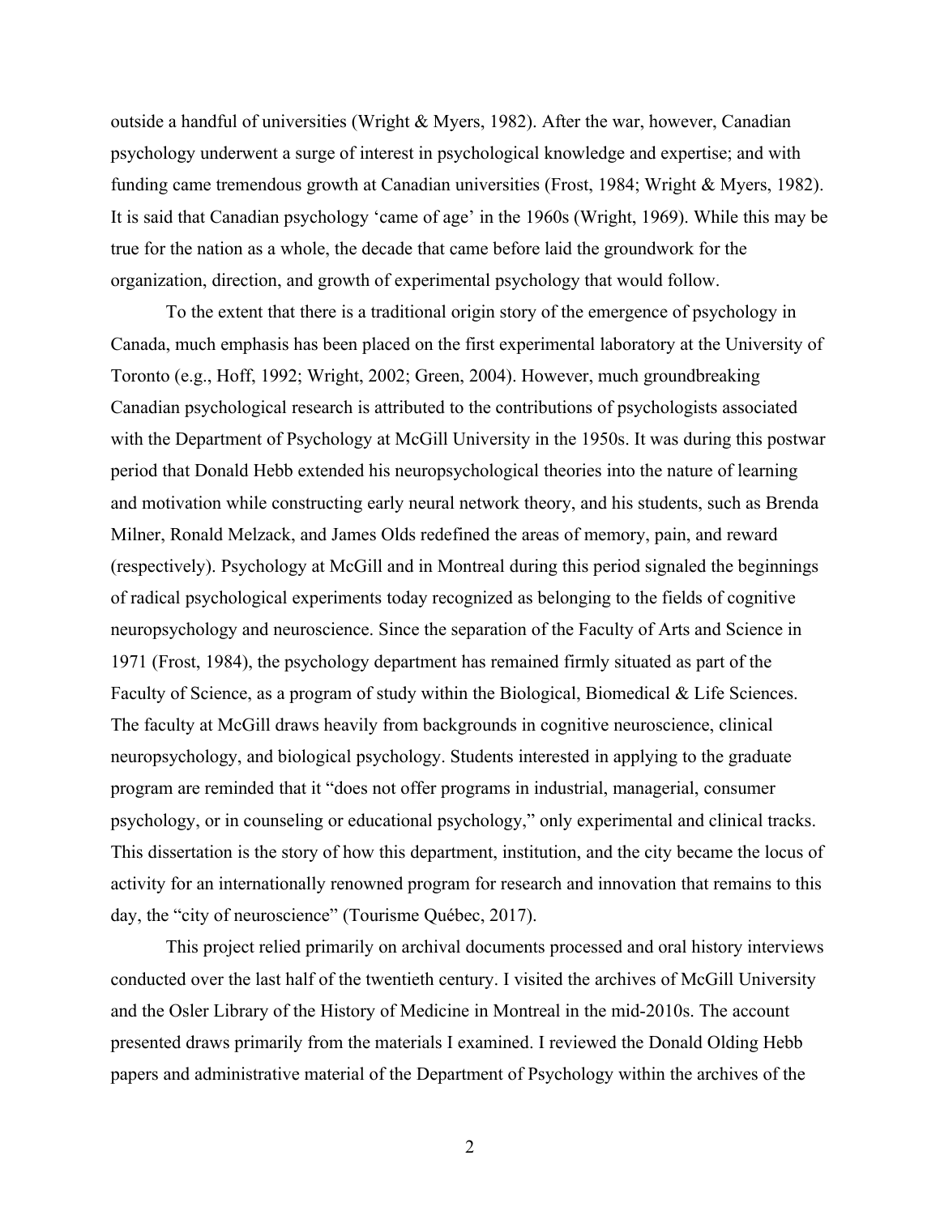outside a handful of universities (Wright & Myers, 1982). After the war, however, Canadian psychology underwent a surge of interest in psychological knowledge and expertise; and with funding came tremendous growth at Canadian universities (Frost, 1984; Wright & Myers, 1982). It is said that Canadian psychology 'came of age' in the 1960s (Wright, 1969). While this may be true for the nation as a whole, the decade that came before laid the groundwork for the organization, direction, and growth of experimental psychology that would follow.

To the extent that there is a traditional origin story of the emergence of psychology in Canada, much emphasis has been placed on the first experimental laboratory at the University of Toronto (e.g., Hoff, 1992; Wright, 2002; Green, 2004). However, much groundbreaking Canadian psychological research is attributed to the contributions of psychologists associated with the Department of Psychology at McGill University in the 1950s. It was during this postwar period that Donald Hebb extended his neuropsychological theories into the nature of learning and motivation while constructing early neural network theory, and his students, such as Brenda Milner, Ronald Melzack, and James Olds redefined the areas of memory, pain, and reward (respectively). Psychology at McGill and in Montreal during this period signaled the beginnings of radical psychological experiments today recognized as belonging to the fields of cognitive neuropsychology and neuroscience. Since the separation of the Faculty of Arts and Science in 1971 (Frost, 1984), the psychology department has remained firmly situated as part of the Faculty of Science, as a program of study within the Biological, Biomedical & Life Sciences. The faculty at McGill draws heavily from backgrounds in cognitive neuroscience, clinical neuropsychology, and biological psychology. Students interested in applying to the graduate program are reminded that it "does not offer programs in industrial, managerial, consumer psychology, or in counseling or educational psychology," only experimental and clinical tracks. This dissertation is the story of how this department, institution, and the city became the locus of activity for an internationally renowned program for research and innovation that remains to this day, the "city of neuroscience" (Tourisme Québec, 2017).

This project relied primarily on archival documents processed and oral history interviews conducted over the last half of the twentieth century. I visited the archives of McGill University and the Osler Library of the History of Medicine in Montreal in the mid-2010s. The account presented draws primarily from the materials I examined. I reviewed the Donald Olding Hebb papers and administrative material of the Department of Psychology within the archives of the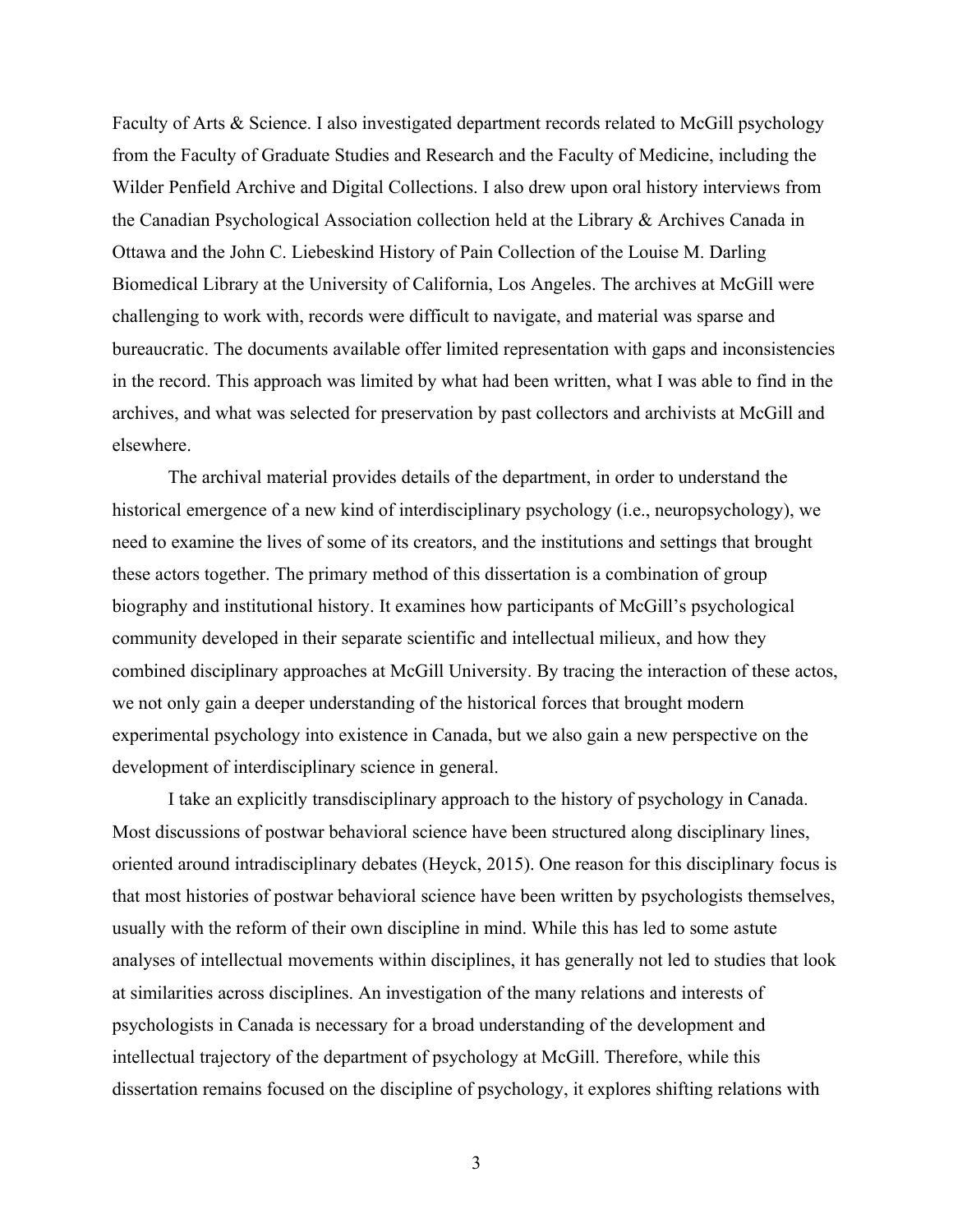Faculty of Arts & Science. I also investigated department records related to McGill psychology from the Faculty of Graduate Studies and Research and the Faculty of Medicine, including the Wilder Penfield Archive and Digital Collections. I also drew upon oral history interviews from the Canadian Psychological Association collection held at the Library & Archives Canada in Ottawa and the John C. Liebeskind History of Pain Collection of the Louise M. Darling Biomedical Library at the University of California, Los Angeles. The archives at McGill were challenging to work with, records were difficult to navigate, and material was sparse and bureaucratic. The documents available offer limited representation with gaps and inconsistencies in the record. This approach was limited by what had been written, what I was able to find in the archives, and what was selected for preservation by past collectors and archivists at McGill and elsewhere.

The archival material provides details of the department, in order to understand the historical emergence of a new kind of interdisciplinary psychology (i.e., neuropsychology), we need to examine the lives of some of its creators, and the institutions and settings that brought these actors together. The primary method of this dissertation is a combination of group biography and institutional history. It examines how participants of McGill's psychological community developed in their separate scientific and intellectual milieux, and how they combined disciplinary approaches at McGill University. By tracing the interaction of these actos, we not only gain a deeper understanding of the historical forces that brought modern experimental psychology into existence in Canada, but we also gain a new perspective on the development of interdisciplinary science in general.

I take an explicitly transdisciplinary approach to the history of psychology in Canada. Most discussions of postwar behavioral science have been structured along disciplinary lines, oriented around intradisciplinary debates (Heyck, 2015). One reason for this disciplinary focus is that most histories of postwar behavioral science have been written by psychologists themselves, usually with the reform of their own discipline in mind. While this has led to some astute analyses of intellectual movements within disciplines, it has generally not led to studies that look at similarities across disciplines. An investigation of the many relations and interests of psychologists in Canada is necessary for a broad understanding of the development and intellectual trajectory of the department of psychology at McGill. Therefore, while this dissertation remains focused on the discipline of psychology, it explores shifting relations with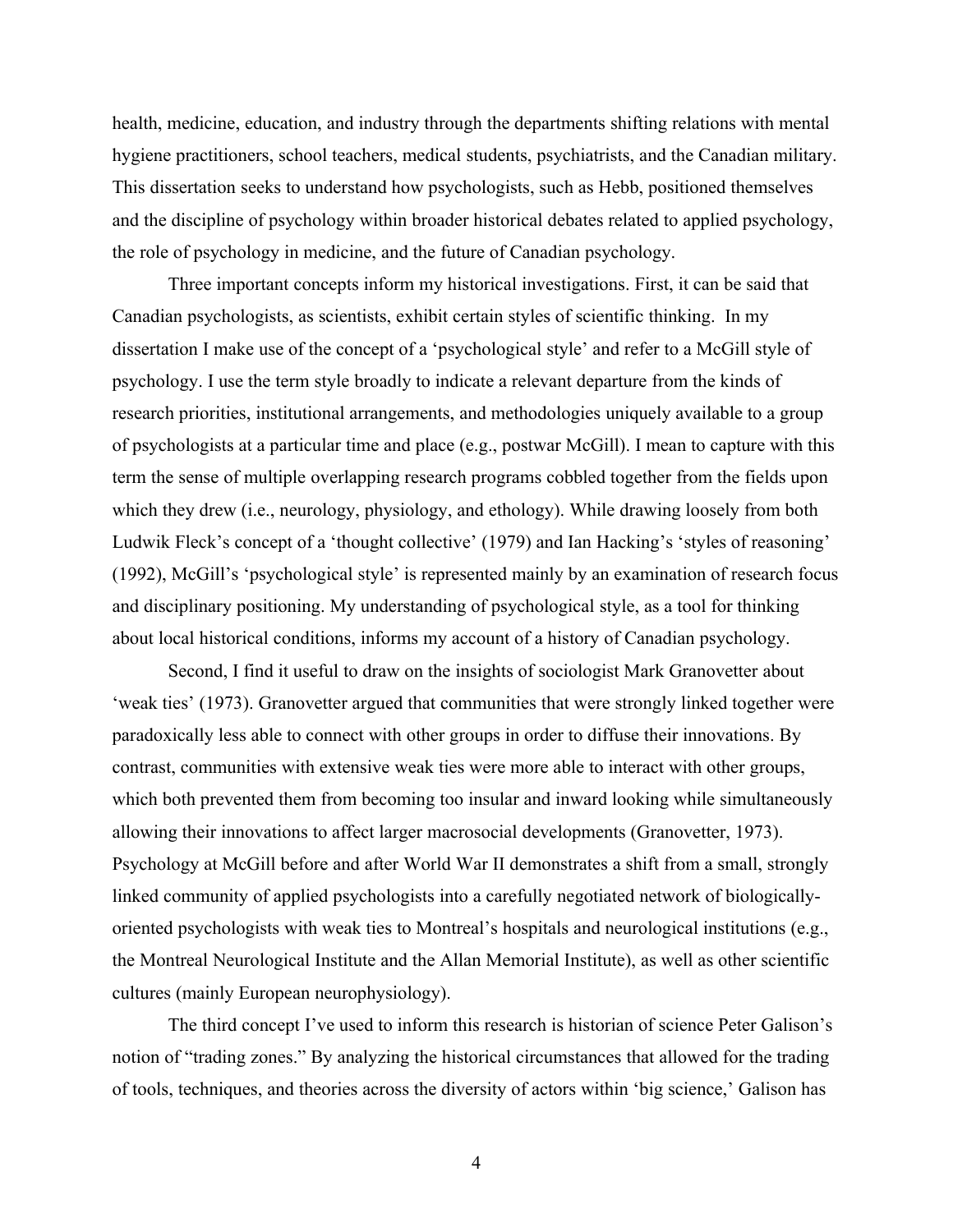health, medicine, education, and industry through the departments shifting relations with mental hygiene practitioners, school teachers, medical students, psychiatrists, and the Canadian military. This dissertation seeks to understand how psychologists, such as Hebb, positioned themselves and the discipline of psychology within broader historical debates related to applied psychology, the role of psychology in medicine, and the future of Canadian psychology.

Three important concepts inform my historical investigations. First, it can be said that Canadian psychologists, as scientists, exhibit certain styles of scientific thinking. In my dissertation I make use of the concept of a 'psychological style' and refer to a McGill style of psychology. I use the term style broadly to indicate a relevant departure from the kinds of research priorities, institutional arrangements, and methodologies uniquely available to a group of psychologists at a particular time and place (e.g., postwar McGill). I mean to capture with this term the sense of multiple overlapping research programs cobbled together from the fields upon which they drew (i.e., neurology, physiology, and ethology). While drawing loosely from both Ludwik Fleck's concept of a 'thought collective' (1979) and Ian Hacking's 'styles of reasoning' (1992), McGill's 'psychological style' is represented mainly by an examination of research focus and disciplinary positioning. My understanding of psychological style, as a tool for thinking about local historical conditions, informs my account of a history of Canadian psychology.

Second, I find it useful to draw on the insights of sociologist Mark Granovetter about 'weak ties' (1973). Granovetter argued that communities that were strongly linked together were paradoxically less able to connect with other groups in order to diffuse their innovations. By contrast, communities with extensive weak ties were more able to interact with other groups, which both prevented them from becoming too insular and inward looking while simultaneously allowing their innovations to affect larger macrosocial developments (Granovetter, 1973). Psychology at McGill before and after World War II demonstrates a shift from a small, strongly linked community of applied psychologists into a carefully negotiated network of biologically-oriented psychologists with weak ties to Montreal's hospitals and neurological institutions (e.g., the Montreal Neurological Institute and the Allan Memorial Institute), as well as other scientific cultures (mainly European neurophysiology).

The third concept I've used to inform this research is historian of science Peter Galison's notion of "trading zones." By analyzing the historical circumstances that allowed for the trading of tools, techniques, and theories across the diversity of actors within 'big science,' Galison has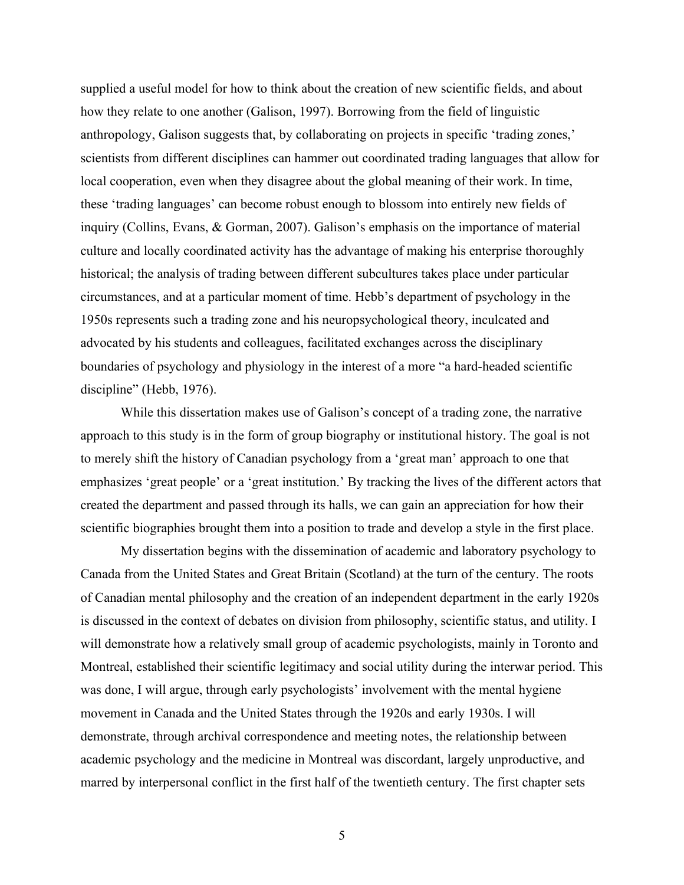supplied a useful model for how to think about the creation of new scientific fields, and about how they relate to one another (Galison, 1997). Borrowing from the field of linguistic anthropology, Galison suggests that, by collaborating on projects in specific 'trading zones,' scientists from different disciplines can hammer out coordinated trading languages that allow for local cooperation, even when they disagree about the global meaning of their work. In time, these 'trading languages' can become robust enough to blossom into entirely new fields of inquiry (Collins, Evans, & Gorman, 2007). Galison's emphasis on the importance of material culture and locally coordinated activity has the advantage of making his enterprise thoroughly historical; the analysis of trading between different subcultures takes place under particular circumstances, and at a particular moment of time. Hebb's department of psychology in the 1950s represents such a trading zone and his neuropsychological theory, inculcated and advocated by his students and colleagues, facilitated exchanges across the disciplinary boundaries of psychology and physiology in the interest of a more "a hard-headed scientific discipline" (Hebb, 1976).

While this dissertation makes use of Galison's concept of a trading zone, the narrative approach to this study is in the form of group biography or institutional history. The goal is not to merely shift the history of Canadian psychology from a 'great man' approach to one that emphasizes 'great people' or a 'great institution.' By tracking the lives of the different actors that created the department and passed through its halls, we can gain an appreciation for how their scientific biographies brought them into a position to trade and develop a style in the first place.

My dissertation begins with the dissemination of academic and laboratory psychology to Canada from the United States and Great Britain (Scotland) at the turn of the century. The roots of Canadian mental philosophy and the creation of an independent department in the early 1920s is discussed in the context of debates on division from philosophy, scientific status, and utility. I will demonstrate how a relatively small group of academic psychologists, mainly in Toronto and Montreal, established their scientific legitimacy and social utility during the interwar period. This was done, I will argue, through early psychologists' involvement with the mental hygiene movement in Canada and the United States through the 1920s and early 1930s. I will demonstrate, through archival correspondence and meeting notes, the relationship between academic psychology and the medicine in Montreal was discordant, largely unproductive, and marred by interpersonal conflict in the first half of the twentieth century. The first chapter sets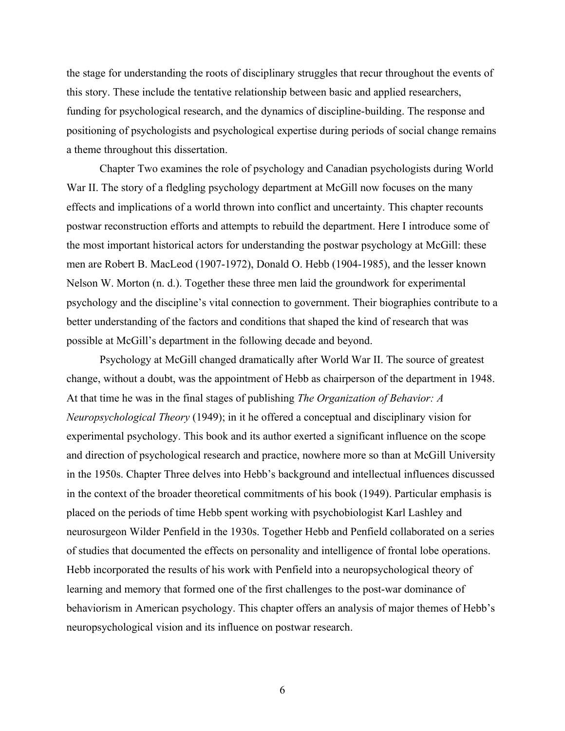the stage for understanding the roots of disciplinary struggles that recur throughout the events of this story. These include the tentative relationship between basic and applied researchers, funding for psychological research, and the dynamics of discipline-building. The response and positioning of psychologists and psychological expertise during periods of social change remains a theme throughout this dissertation.

Chapter Two examines the role of psychology and Canadian psychologists during World War II. The story of a fledgling psychology department at McGill now focuses on the many effects and implications of a world thrown into conflict and uncertainty. This chapter recounts postwar reconstruction efforts and attempts to rebuild the department. Here I introduce some of the most important historical actors for understanding the postwar psychology at McGill: these men are Robert B. MacLeod (1907-1972), Donald O. Hebb (1904-1985), and the lesser known Nelson W. Morton (n. d.). Together these three men laid the groundwork for experimental psychology and the discipline's vital connection to government. Their biographies contribute to a better understanding of the factors and conditions that shaped the kind of research that was possible at McGill's department in the following decade and beyond.

Psychology at McGill changed dramatically after World War II. The source of greatest change, without a doubt, was the appointment of Hebb as chairperson of the department in 1948. At that time he was in the final stages of publishing *The Organization of Behavior: A Neuropsychological Theory* (1949); in it he offered a conceptual and disciplinary vision for experimental psychology. This book and its author exerted a significant influence on the scope and direction of psychological research and practice, nowhere more so than at McGill University in the 1950s. Chapter Three delves into Hebb's background and intellectual influences discussed in the context of the broader theoretical commitments of his book (1949). Particular emphasis is placed on the periods of time Hebb spent working with psychobiologist Karl Lashley and neurosurgeon Wilder Penfield in the 1930s. Together Hebb and Penfield collaborated on a series of studies that documented the effects on personality and intelligence of frontal lobe operations. Hebb incorporated the results of his work with Penfield into a neuropsychological theory of learning and memory that formed one of the first challenges to the post-war dominance of behaviorism in American psychology. This chapter offers an analysis of major themes of Hebb's neuropsychological vision and its influence on postwar research.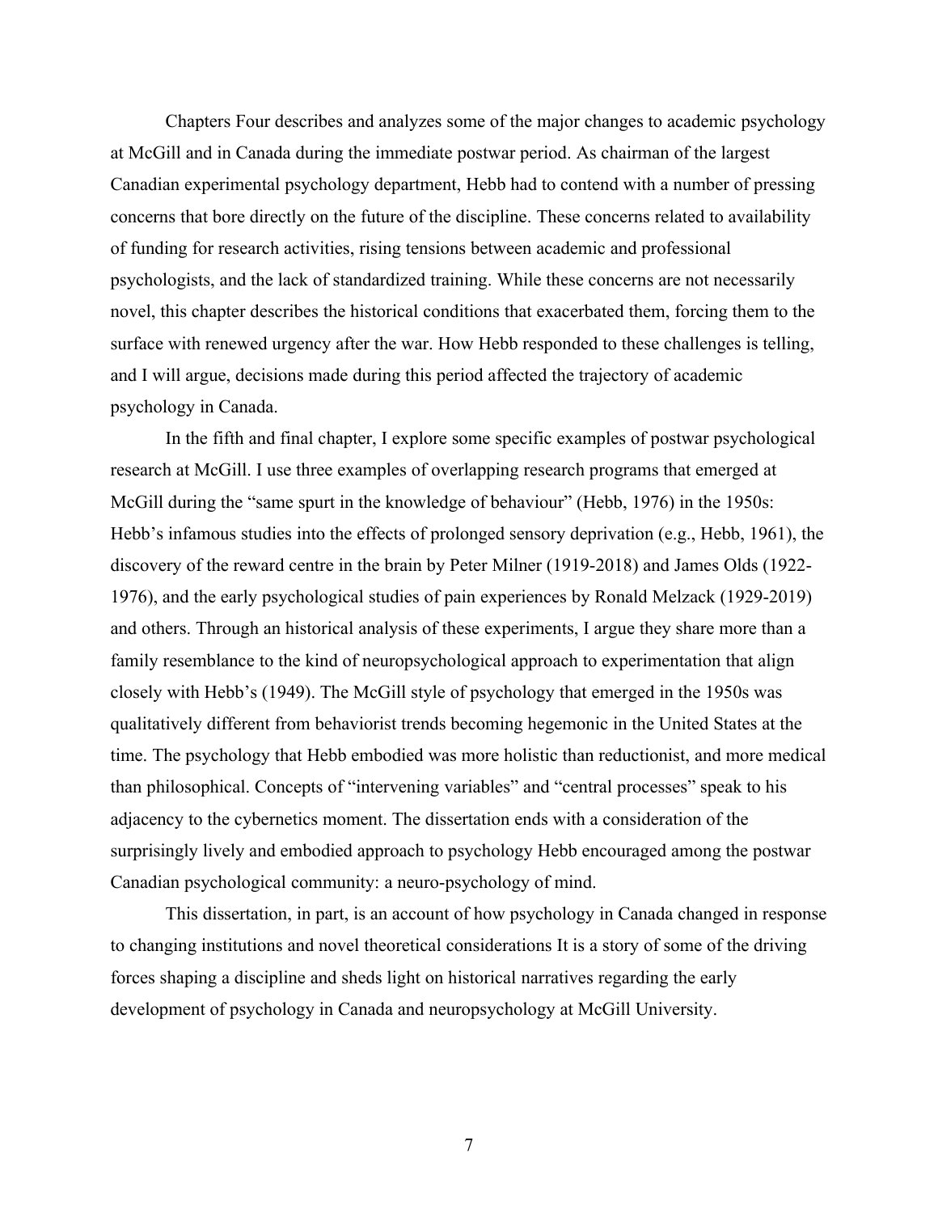Chapters Four describes and analyzes some of the major changes to academic psychology at McGill and in Canada during the immediate postwar period. As chairman of the largest Canadian experimental psychology department, Hebb had to contend with a number of pressing concerns that bore directly on the future of the discipline. These concerns related to availability of funding for research activities, rising tensions between academic and professional psychologists, and the lack of standardized training. While these concerns are not necessarily novel, this chapter describes the historical conditions that exacerbated them, forcing them to the surface with renewed urgency after the war. How Hebb responded to these challenges is telling, and I will argue, decisions made during this period affected the trajectory of academic psychology in Canada.

In the fifth and final chapter, I explore some specific examples of postwar psychological research at McGill. I use three examples of overlapping research programs that emerged at McGill during the "same spurt in the knowledge of behaviour" (Hebb, 1976) in the 1950s: Hebb's infamous studies into the effects of prolonged sensory deprivation (e.g., Hebb, 1961), the discovery of the reward centre in the brain by Peter Milner (1919-2018) and James Olds (1922-1976), and the early psychological studies of pain experiences by Ronald Melzack (1929-2019) and others. Through an historical analysis of these experiments, I argue they share more than a family resemblance to the kind of neuropsychological approach to experimentation that align closely with Hebb's (1949). The McGill style of psychology that emerged in the 1950s was qualitatively different from behaviorist trends becoming hegemonic in the United States at the time. The psychology that Hebb embodied was more holistic than reductionist, and more medical than philosophical. Concepts of "intervening variables" and "central processes" speak to his adjacency to the cybernetics moment. The dissertation ends with a consideration of the surprisingly lively and embodied approach to psychology Hebb encouraged among the postwar Canadian psychological community: a neuro-psychology of mind.

This dissertation, in part, is an account of how psychology in Canada changed in response to changing institutions and novel theoretical considerations It is a story of some of the driving forces shaping a discipline and sheds light on historical narratives regarding the early development of psychology in Canada and neuropsychology at McGill University.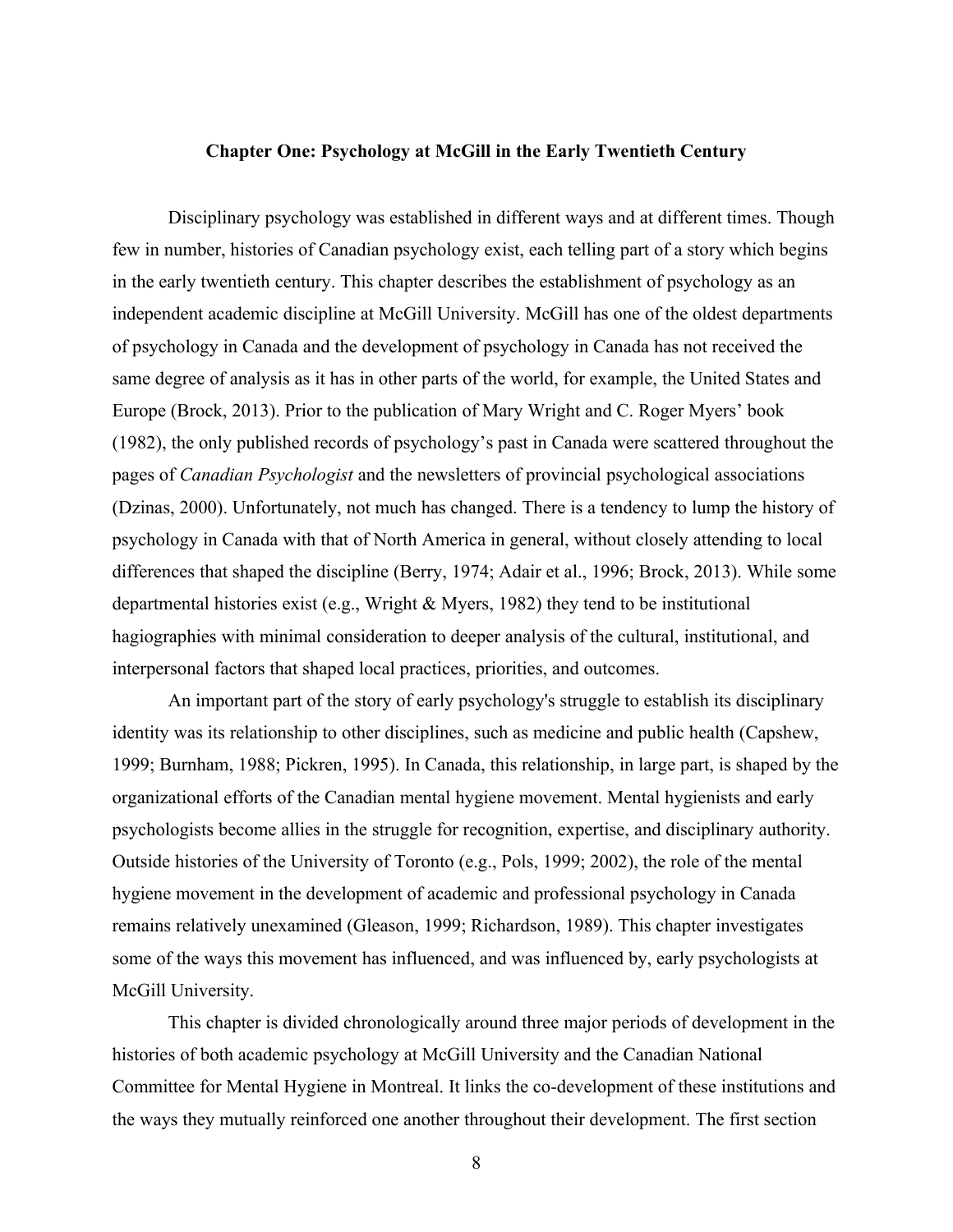# Chapter One: Psychology at McGill in the Early Twentieth Century

Disciplinary psychology was established in different ways and at different times. Though few in number, histories of Canadian psychology exist, each telling part of a story which begins in the early twentieth century. This chapter describes the establishment of psychology as an independent academic discipline at McGill University. McGill has one of the oldest departments of psychology in Canada and the development of psychology in Canada has not received the same degree of analysis as it has in other parts of the world, for example, the United States and Europe (Brock, 2013). Prior to the publication of Mary Wright and C. Roger Myers' book (1982), the only published records of psychology's past in Canada were scattered throughout the pages of *Canadian Psychologist* and the newsletters of provincial psychological associations (Dzinas, 2000). Unfortunately, not much has changed. There is a tendency to lump the history of psychology in Canada with that of North America in general, without closely attending to local differences that shaped the discipline (Berry, 1974; Adair et al., 1996; Brock, 2013). While some departmental histories exist (e.g., Wright & Myers, 1982) they tend to be institutional hagiographies with minimal consideration to deeper analysis of the cultural, institutional, and interpersonal factors that shaped local practices, priorities, and outcomes.

An important part of the story of early psychology's struggle to establish its disciplinary identity was its relationship to other disciplines, such as medicine and public health (Capshew, 1999; Burnham, 1988; Pickren, 1995). In Canada, this relationship, in large part, is shaped by the organizational efforts of the Canadian mental hygiene movement. Mental hygienists and early psychologists become allies in the struggle for recognition, expertise, and disciplinary authority. Outside histories of the University of Toronto (e.g., Pols, 1999; 2002), the role of the mental hygiene movement in the development of academic and professional psychology in Canada remains relatively unexamined (Gleason, 1999; Richardson, 1989). This chapter investigates some of the ways this movement has influenced, and was influenced by, early psychologists at McGill University.

This chapter is divided chronologically around three major periods of development in the histories of both academic psychology at McGill University and the Canadian National Committee for Mental Hygiene in Montreal. It links the co-development of these institutions and the ways they mutually reinforced one another throughout their development. The first section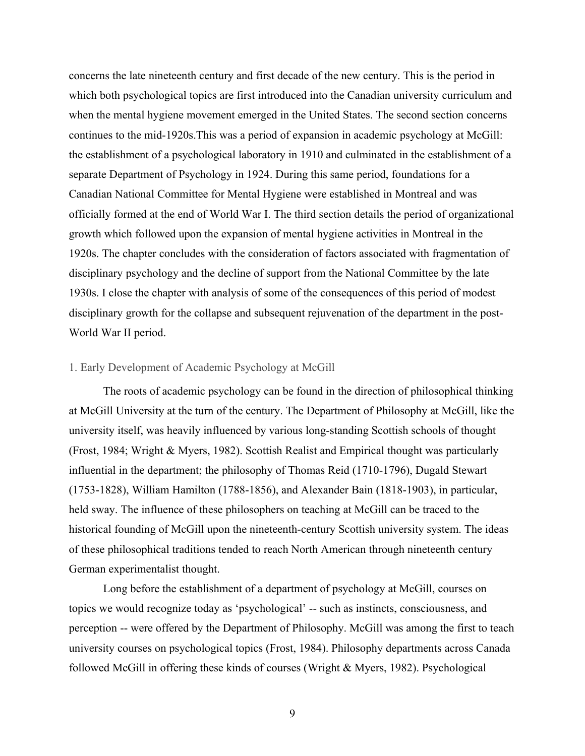concerns the late nineteenth century and first decade of the new century. This is the period in which both psychological topics are first introduced into the Canadian university curriculum and when the mental hygiene movement emerged in the United States. The second section concerns continues to the mid-1920s.This was a period of expansion in academic psychology at McGill: the establishment of a psychological laboratory in 1910 and culminated in the establishment of a separate Department of Psychology in 1924. During this same period, foundations for a Canadian National Committee for Mental Hygiene were established in Montreal and was officially formed at the end of World War I. The third section details the period of organizational growth which followed upon the expansion of mental hygiene activities in Montreal in the 1920s. The chapter concludes with the consideration of factors associated with fragmentation of disciplinary psychology and the decline of support from the National Committee by the late 1930s. I close the chapter with analysis of some of the consequences of this period of modest disciplinary growth for the collapse and subsequent rejuvenation of the department in the post-World War II period.

## 1. Early Development of Academic Psychology at McGill

The roots of academic psychology can be found in the direction of philosophical thinking at McGill University at the turn of the century. The Department of Philosophy at McGill, like the university itself, was heavily influenced by various long-standing Scottish schools of thought (Frost, 1984; Wright & Myers, 1982). Scottish Realist and Empirical thought was particularly influential in the department; the philosophy of Thomas Reid (1710-1796), Dugald Stewart (1753-1828), William Hamilton (1788-1856), and Alexander Bain (1818-1903), in particular, held sway. The influence of these philosophers on teaching at McGill can be traced to the historical founding of McGill upon the nineteenth-century Scottish university system. The ideas of these philosophical traditions tended to reach North American through nineteenth century German experimentalist thought.

Long before the establishment of a department of psychology at McGill, courses on topics we would recognize today as 'psychological' -- such as instincts, consciousness, and perception -- were offered by the Department of Philosophy. McGill was among the first to teach university courses on psychological topics (Frost, 1984). Philosophy departments across Canada followed McGill in offering these kinds of courses (Wright & Myers, 1982). Psychological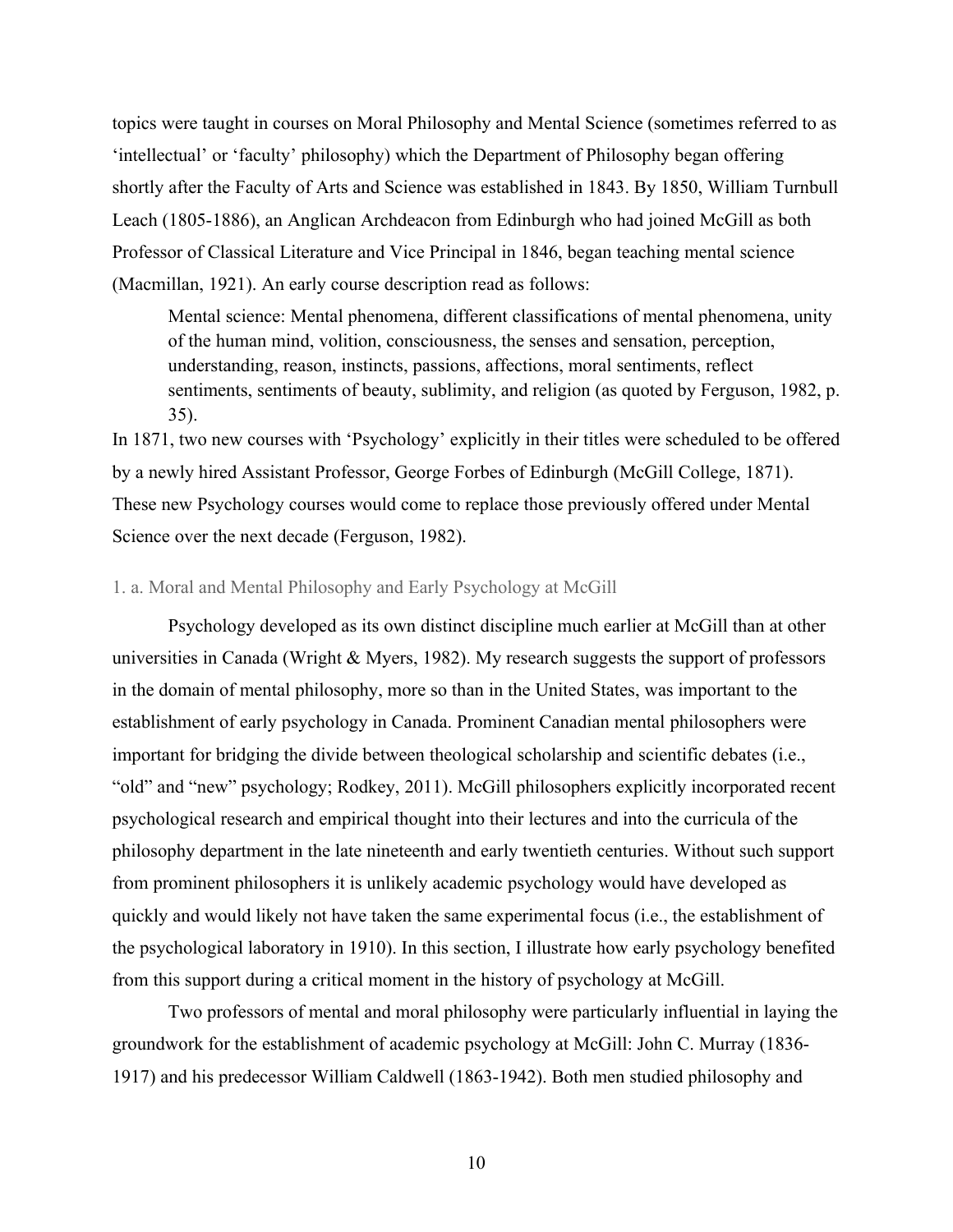topics were taught in courses on Moral Philosophy and Mental Science (sometimes referred to as 'intellectual' or 'faculty' philosophy) which the Department of Philosophy began offering shortly after the Faculty of Arts and Science was established in 1843. By 1850, William Turnbull Leach (1805-1886), an Anglican Archdeacon from Edinburgh who had joined McGill as both Professor of Classical Literature and Vice Principal in 1846, began teaching mental science (Macmillan, 1921). An early course description read as follows:

> Mental science: Mental phenomena, different classifications of mental phenomena, unity of the human mind, volition, consciousness, the senses and sensation, perception, understanding, reason, instincts, passions, affections, moral sentiments, reflect sentiments, sentiments of beauty, sublimity, and religion (as quoted by Ferguson, 1982, p. 35).

In 1871, two new courses with 'Psychology' explicitly in their titles were scheduled to be offered by a newly hired Assistant Professor, George Forbes of Edinburgh (McGill College, 1871). These new Psychology courses would come to replace those previously offered under Mental Science over the next decade (Ferguson, 1982).

### 1. a. Moral and Mental Philosophy and Early Psychology at McGill

Psychology developed as its own distinct discipline much earlier at McGill than at other universities in Canada (Wright & Myers, 1982). My research suggests the support of professors in the domain of mental philosophy, more so than in the United States, was important to the establishment of early psychology in Canada. Prominent Canadian mental philosophers were important for bridging the divide between theological scholarship and scientific debates (i.e., "old" and "new" psychology; Rodkey, 2011). McGill philosophers explicitly incorporated recent psychological research and empirical thought into their lectures and into the curricula of the philosophy department in the late nineteenth and early twentieth centuries. Without such support from prominent philosophers it is unlikely academic psychology would have developed as quickly and would likely not have taken the same experimental focus (i.e., the establishment of the psychological laboratory in 1910). In this section, I illustrate how early psychology benefited from this support during a critical moment in the history of psychology at McGill.

Two professors of mental and moral philosophy were particularly influential in laying the groundwork for the establishment of academic psychology at McGill: John C. Murray (1836-1917) and his predecessor William Caldwell (1863-1942). Both men studied philosophy and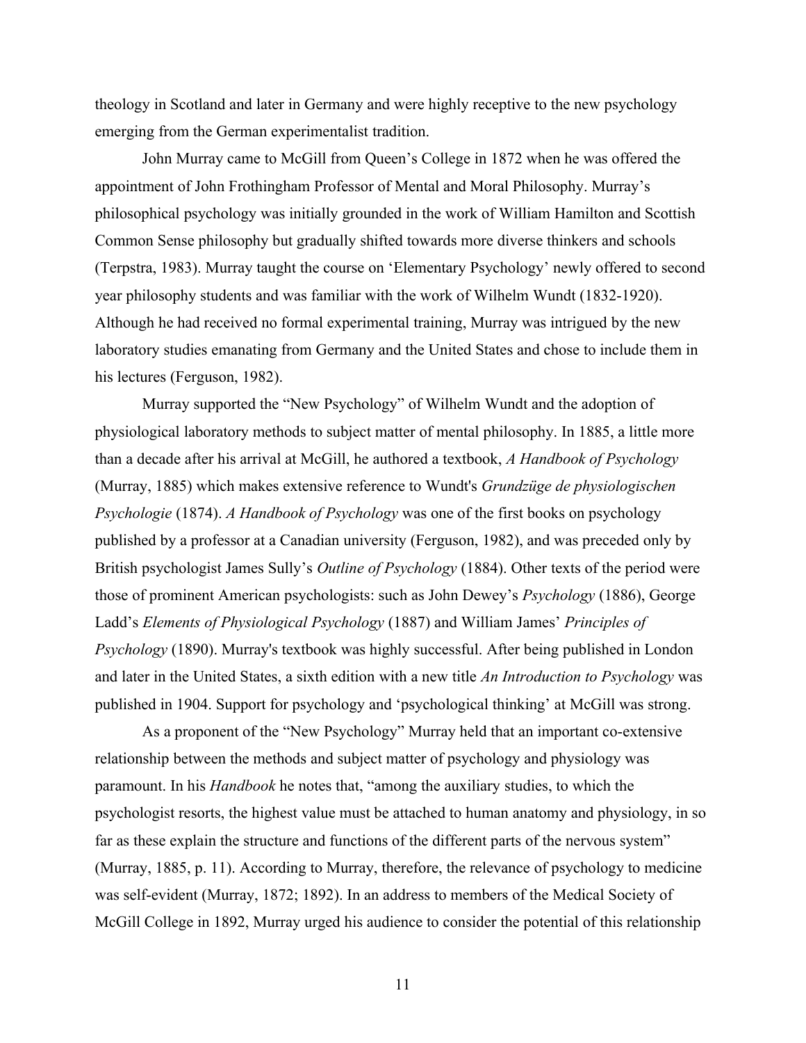theology in Scotland and later in Germany and were highly receptive to the new psychology emerging from the German experimentalist tradition.

John Murray came to McGill from Queen's College in 1872 when he was offered the appointment of John Frothingham Professor of Mental and Moral Philosophy. Murray's philosophical psychology was initially grounded in the work of William Hamilton and Scottish Common Sense philosophy but gradually shifted towards more diverse thinkers and schools (Terpstra, 1983). Murray taught the course on 'Elementary Psychology' newly offered to second year philosophy students and was familiar with the work of Wilhelm Wundt (1832-1920). Although he had received no formal experimental training, Murray was intrigued by the new laboratory studies emanating from Germany and the United States and chose to include them in his lectures (Ferguson, 1982).

Murray supported the "New Psychology" of Wilhelm Wundt and the adoption of physiological laboratory methods to subject matter of mental philosophy. In 1885, a little more than a decade after his arrival at McGill, he authored a textbook, *A Handbook of Psychology* (Murray, 1885) which makes extensive reference to Wundt's *Grundzüge de physiologischen Psychologie* (1874). *A Handbook of Psychology* was one of the first books on psychology published by a professor at a Canadian university (Ferguson, 1982), and was preceded only by British psychologist James Sully's *Outline of Psychology* (1884). Other texts of the period were those of prominent American psychologists: such as John Dewey's *Psychology* (1886), George Ladd's *Elements of Physiological Psychology* (1887) and William James' *Principles of Psychology* (1890). Murray's textbook was highly successful. After being published in London and later in the United States, a sixth edition with a new title *An Introduction to Psychology* was published in 1904. Support for psychology and 'psychological thinking' at McGill was strong.

As a proponent of the "New Psychology" Murray held that an important co-extensive relationship between the methods and subject matter of psychology and physiology was paramount. In his *Handbook* he notes that, "among the auxiliary studies, to which the psychologist resorts, the highest value must be attached to human anatomy and physiology, in so far as these explain the structure and functions of the different parts of the nervous system" (Murray, 1885, p. 11). According to Murray, therefore, the relevance of psychology to medicine was self-evident (Murray, 1872; 1892). In an address to members of the Medical Society of McGill College in 1892, Murray urged his audience to consider the potential of this relationship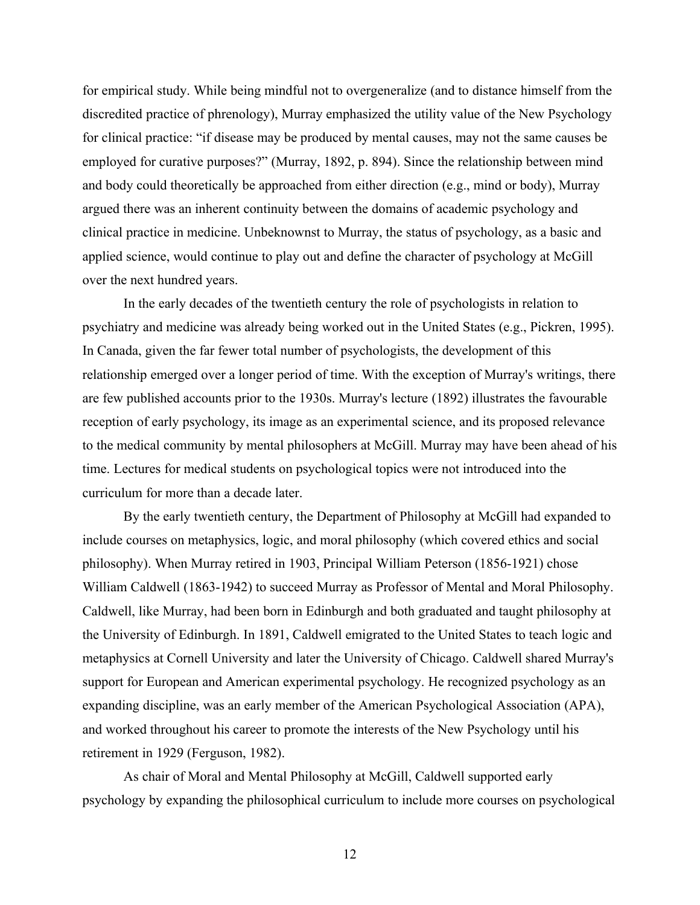for empirical study. While being mindful not to overgeneralize (and to distance himself from the discredited practice of phrenology), Murray emphasized the utility value of the New Psychology for clinical practice: "if disease may be produced by mental causes, may not the same causes be employed for curative purposes?" (Murray, 1892, p. 894). Since the relationship between mind and body could theoretically be approached from either direction (e.g., mind or body), Murray argued there was an inherent continuity between the domains of academic psychology and clinical practice in medicine. Unbeknownst to Murray, the status of psychology, as a basic and applied science, would continue to play out and define the character of psychology at McGill over the next hundred years.

In the early decades of the twentieth century the role of psychologists in relation to psychiatry and medicine was already being worked out in the United States (e.g., Pickren, 1995). In Canada, given the far fewer total number of psychologists, the development of this relationship emerged over a longer period of time. With the exception of Murray's writings, there are few published accounts prior to the 1930s. Murray's lecture (1892) illustrates the favourable reception of early psychology, its image as an experimental science, and its proposed relevance to the medical community by mental philosophers at McGill. Murray may have been ahead of his time. Lectures for medical students on psychological topics were not introduced into the curriculum for more than a decade later.

By the early twentieth century, the Department of Philosophy at McGill had expanded to include courses on metaphysics, logic, and moral philosophy (which covered ethics and social philosophy). When Murray retired in 1903, Principal William Peterson (1856-1921) chose William Caldwell (1863-1942) to succeed Murray as Professor of Mental and Moral Philosophy. Caldwell, like Murray, had been born in Edinburgh and both graduated and taught philosophy at the University of Edinburgh. In 1891, Caldwell emigrated to the United States to teach logic and metaphysics at Cornell University and later the University of Chicago. Caldwell shared Murray's support for European and American experimental psychology. He recognized psychology as an expanding discipline, was an early member of the American Psychological Association (APA), and worked throughout his career to promote the interests of the New Psychology until his retirement in 1929 (Ferguson, 1982).

As chair of Moral and Mental Philosophy at McGill, Caldwell supported early psychology by expanding the philosophical curriculum to include more courses on psychological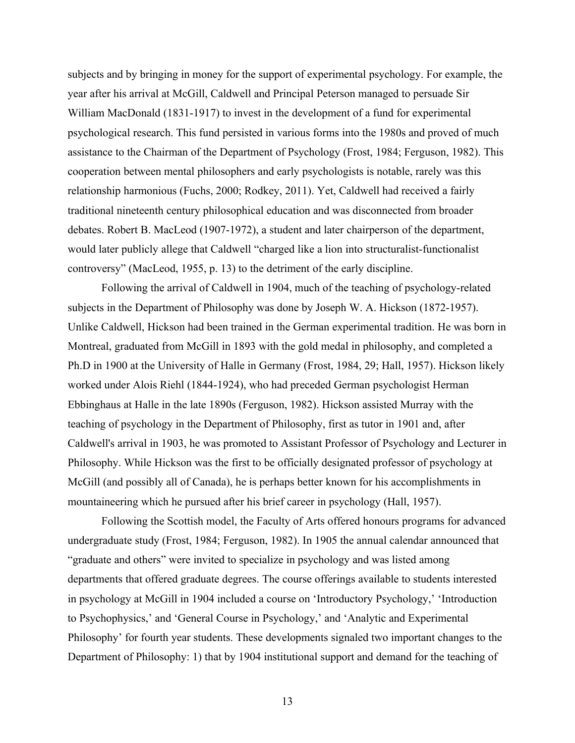subjects and by bringing in money for the support of experimental psychology. For example, the year after his arrival at McGill, Caldwell and Principal Peterson managed to persuade Sir William MacDonald (1831-1917) to invest in the development of a fund for experimental psychological research. This fund persisted in various forms into the 1980s and proved of much assistance to the Chairman of the Department of Psychology (Frost, 1984; Ferguson, 1982). This cooperation between mental philosophers and early psychologists is notable, rarely was this relationship harmonious (Fuchs, 2000; Rodkey, 2011). Yet, Caldwell had received a fairly traditional nineteenth century philosophical education and was disconnected from broader debates. Robert B. MacLeod (1907-1972), a student and later chairperson of the department, would later publicly allege that Caldwell "charged like a lion into structuralist-functionalist controversy" (MacLeod, 1955, p. 13) to the detriment of the early discipline.

Following the arrival of Caldwell in 1904, much of the teaching of psychology-related subjects in the Department of Philosophy was done by Joseph W. A. Hickson (1872-1957). Unlike Caldwell, Hickson had been trained in the German experimental tradition. He was born in Montreal, graduated from McGill in 1893 with the gold medal in philosophy, and completed a Ph.D in 1900 at the University of Halle in Germany (Frost, 1984, 29; Hall, 1957). Hickson likely worked under Alois Riehl (1844-1924), who had preceded German psychologist Herman Ebbinghaus at Halle in the late 1890s (Ferguson, 1982). Hickson assisted Murray with the teaching of psychology in the Department of Philosophy, first as tutor in 1901 and, after Caldwell's arrival in 1903, he was promoted to Assistant Professor of Psychology and Lecturer in Philosophy. While Hickson was the first to be officially designated professor of psychology at McGill (and possibly all of Canada), he is perhaps better known for his accomplishments in mountaineering which he pursued after his brief career in psychology (Hall, 1957).

Following the Scottish model, the Faculty of Arts offered honours programs for advanced undergraduate study (Frost, 1984; Ferguson, 1982). In 1905 the annual calendar announced that "graduate and others" were invited to specialize in psychology and was listed among departments that offered graduate degrees. The course offerings available to students interested in psychology at McGill in 1904 included a course on 'Introductory Psychology,' 'Introduction to Psychophysics,' and 'General Course in Psychology,' and 'Analytic and Experimental Philosophy' for fourth year students. These developments signaled two important changes to the Department of Philosophy: 1) that by 1904 institutional support and demand for the teaching of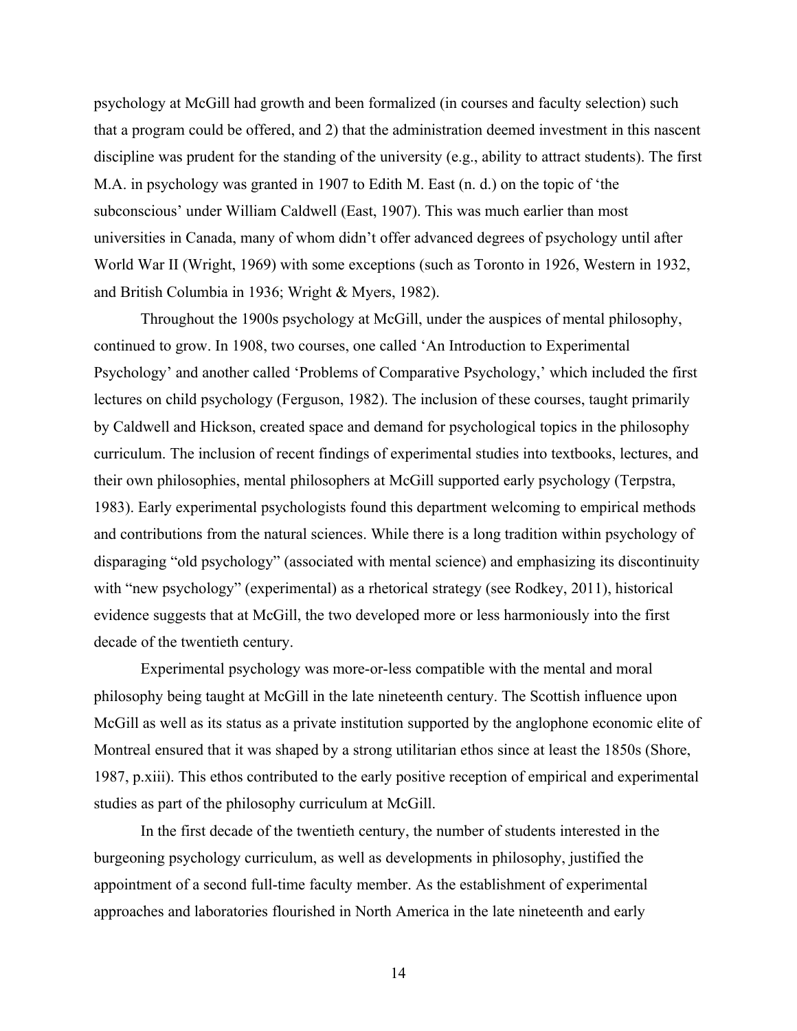psychology at McGill had growth and been formalized (in courses and faculty selection) such that a program could be offered, and 2) that the administration deemed investment in this nascent discipline was prudent for the standing of the university (e.g., ability to attract students). The first M.A. in psychology was granted in 1907 to Edith M. East (n. d.) on the topic of 'the subconscious' under William Caldwell (East, 1907). This was much earlier than most universities in Canada, many of whom didn't offer advanced degrees of psychology until after World War II (Wright, 1969) with some exceptions (such as Toronto in 1926, Western in 1932, and British Columbia in 1936; Wright & Myers, 1982).

Throughout the 1900s psychology at McGill, under the auspices of mental philosophy, continued to grow. In 1908, two courses, one called 'An Introduction to Experimental Psychology' and another called 'Problems of Comparative Psychology,' which included the first lectures on child psychology (Ferguson, 1982). The inclusion of these courses, taught primarily by Caldwell and Hickson, created space and demand for psychological topics in the philosophy curriculum. The inclusion of recent findings of experimental studies into textbooks, lectures, and their own philosophies, mental philosophers at McGill supported early psychology (Terpstra, 1983). Early experimental psychologists found this department welcoming to empirical methods and contributions from the natural sciences. While there is a long tradition within psychology of disparaging "old psychology" (associated with mental science) and emphasizing its discontinuity with "new psychology" (experimental) as a rhetorical strategy (see Rodkey, 2011), historical evidence suggests that at McGill, the two developed more or less harmoniously into the first decade of the twentieth century.

Experimental psychology was more-or-less compatible with the mental and moral philosophy being taught at McGill in the late nineteenth century. The Scottish influence upon McGill as well as its status as a private institution supported by the anglophone economic elite of Montreal ensured that it was shaped by a strong utilitarian ethos since at least the 1850s (Shore, 1987, p.xiii). This ethos contributed to the early positive reception of empirical and experimental studies as part of the philosophy curriculum at McGill.

In the first decade of the twentieth century, the number of students interested in the burgeoning psychology curriculum, as well as developments in philosophy, justified the appointment of a second full-time faculty member. As the establishment of experimental approaches and laboratories flourished in North America in the late nineteenth and early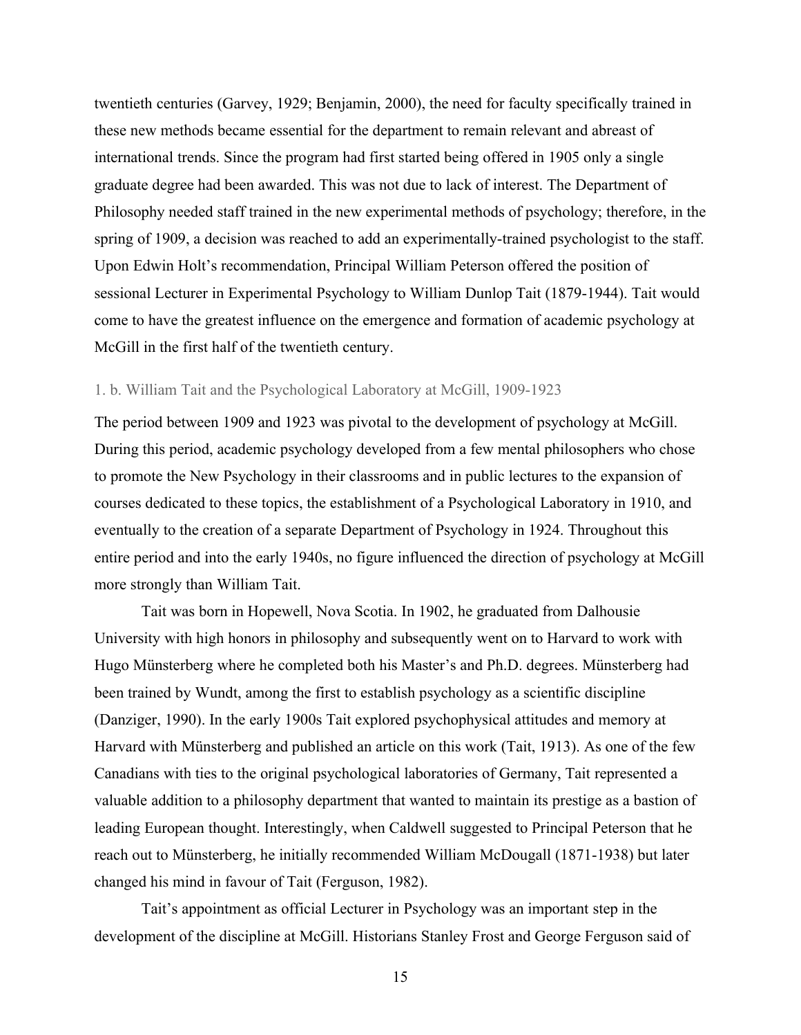twentieth centuries (Garvey, 1929; Benjamin, 2000), the need for faculty specifically trained in these new methods became essential for the department to remain relevant and abreast of international trends. Since the program had first started being offered in 1905 only a single graduate degree had been awarded. This was not due to lack of interest. The Department of Philosophy needed staff trained in the new experimental methods of psychology; therefore, in the spring of 1909, a decision was reached to add an experimentally-trained psychologist to the staff. Upon Edwin Holt's recommendation, Principal William Peterson offered the position of sessional Lecturer in Experimental Psychology to William Dunlop Tait (1879-1944). Tait would come to have the greatest influence on the emergence and formation of academic psychology at McGill in the first half of the twentieth century.

### 1. b. William Tait and the Psychological Laboratory at McGill, 1909-1923

The period between 1909 and 1923 was pivotal to the development of psychology at McGill. During this period, academic psychology developed from a few mental philosophers who chose to promote the New Psychology in their classrooms and in public lectures to the expansion of courses dedicated to these topics, the establishment of a Psychological Laboratory in 1910, and eventually to the creation of a separate Department of Psychology in 1924. Throughout this entire period and into the early 1940s, no figure influenced the direction of psychology at McGill more strongly than William Tait.

Tait was born in Hopewell, Nova Scotia. In 1902, he graduated from Dalhousie University with high honors in philosophy and subsequently went on to Harvard to work with Hugo Münsterberg where he completed both his Master's and Ph.D. degrees. Münsterberg had been trained by Wundt, among the first to establish psychology as a scientific discipline (Danziger, 1990). In the early 1900s Tait explored psychophysical attitudes and memory at Harvard with Münsterberg and published an article on this work (Tait, 1913). As one of the few Canadians with ties to the original psychological laboratories of Germany, Tait represented a valuable addition to a philosophy department that wanted to maintain its prestige as a bastion of leading European thought. Interestingly, when Caldwell suggested to Principal Peterson that he reach out to Münsterberg, he initially recommended William McDougall (1871-1938) but later changed his mind in favour of Tait (Ferguson, 1982).

Tait's appointment as official Lecturer in Psychology was an important step in the development of the discipline at McGill. Historians Stanley Frost and George Ferguson said of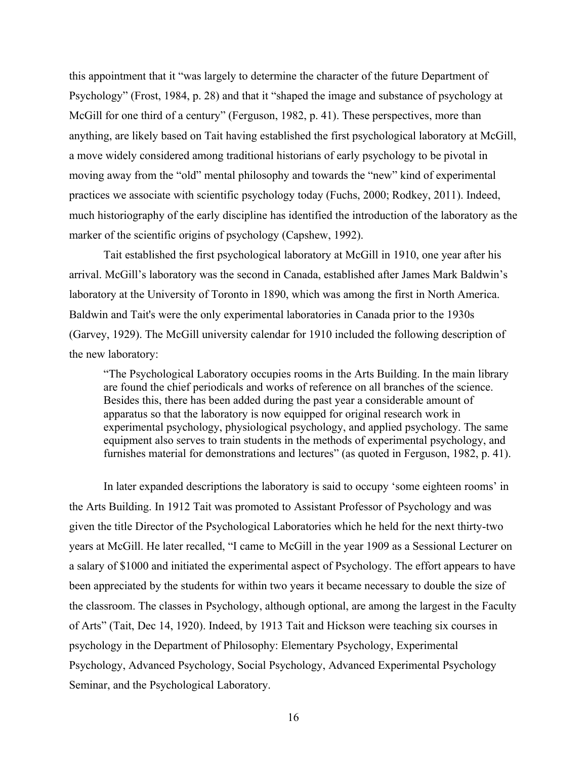this appointment that it "was largely to determine the character of the future Department of Psychology" (Frost, 1984, p. 28) and that it "shaped the image and substance of psychology at McGill for one third of a century" (Ferguson, 1982, p. 41). These perspectives, more than anything, are likely based on Tait having established the first psychological laboratory at McGill, a move widely considered among traditional historians of early psychology to be pivotal in moving away from the "old" mental philosophy and towards the "new" kind of experimental practices we associate with scientific psychology today (Fuchs, 2000; Rodkey, 2011). Indeed, much historiography of the early discipline has identified the introduction of the laboratory as the marker of the scientific origins of psychology (Capshew, 1992).

Tait established the first psychological laboratory at McGill in 1910, one year after his arrival. McGill's laboratory was the second in Canada, established after James Mark Baldwin's laboratory at the University of Toronto in 1890, which was among the first in North America. Baldwin and Tait's were the only experimental laboratories in Canada prior to the 1930s (Garvey, 1929). The McGill university calendar for 1910 included the following description of the new laboratory:

> "The Psychological Laboratory occupies rooms in the Arts Building. In the main library are found the chief periodicals and works of reference on all branches of the science. Besides this, there has been added during the past year a considerable amount of apparatus so that the laboratory is now equipped for original research work in experimental psychology, physiological psychology, and applied psychology. The same equipment also serves to train students in the methods of experimental psychology, and furnishes material for demonstrations and lectures" (as quoted in Ferguson, 1982, p. 41).

In later expanded descriptions the laboratory is said to occupy 'some eighteen rooms' in the Arts Building. In 1912 Tait was promoted to Assistant Professor of Psychology and was given the title Director of the Psychological Laboratories which he held for the next thirty-two years at McGill. He later recalled, "I came to McGill in the year 1909 as a Sessional Lecturer on a salary of $1000 and initiated the experimental aspect of Psychology. The effort appears to have been appreciated by the students for within two years it became necessary to double the size of the classroom. The classes in Psychology, although optional, are among the largest in the Faculty of Arts" (Tait, Dec 14, 1920). Indeed, by 1913 Tait and Hickson were teaching six courses in psychology in the Department of Philosophy: Elementary Psychology, Experimental Psychology, Advanced Psychology, Social Psychology, Advanced Experimental Psychology Seminar, and the Psychological Laboratory.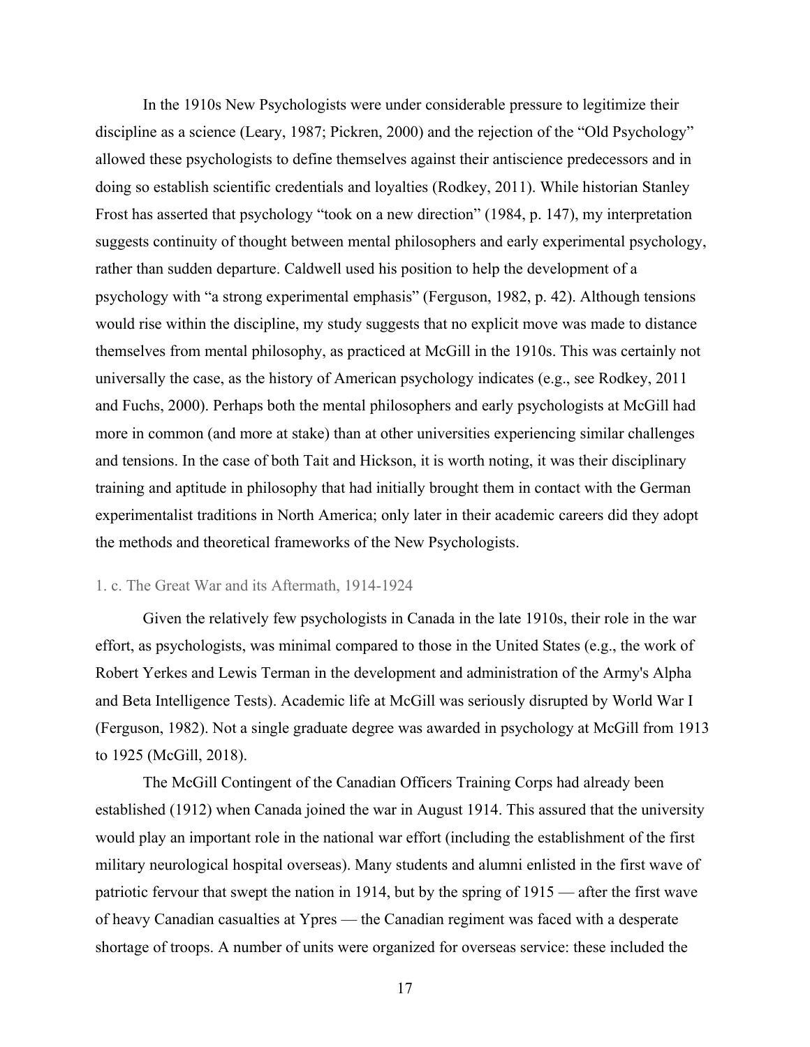In the 1910s New Psychologists were under considerable pressure to legitimize their discipline as a science (Leary, 1987; Pickren, 2000) and the rejection of the "Old Psychology" allowed these psychologists to define themselves against their antiscience predecessors and in doing so establish scientific credentials and loyalties (Rodkey, 2011). While historian Stanley Frost has asserted that psychology "took on a new direction" (1984, p. 147), my interpretation suggests continuity of thought between mental philosophers and early experimental psychology, rather than sudden departure. Caldwell used his position to help the development of a psychology with "a strong experimental emphasis" (Ferguson, 1982, p. 42). Although tensions would rise within the discipline, my study suggests that no explicit move was made to distance themselves from mental philosophy, as practiced at McGill in the 1910s. This was certainly not universally the case, as the history of American psychology indicates (e.g., see Rodkey, 2011 and Fuchs, 2000). Perhaps both the mental philosophers and early psychologists at McGill had more in common (and more at stake) than at other universities experiencing similar challenges and tensions. In the case of both Tait and Hickson, it is worth noting, it was their disciplinary training and aptitude in philosophy that had initially brought them in contact with the German experimentalist traditions in North America; only later in their academic careers did they adopt the methods and theoretical frameworks of the New Psychologists.

### 1. c. The Great War and its Aftermath, 1914-1924

Given the relatively few psychologists in Canada in the late 1910s, their role in the war effort, as psychologists, was minimal compared to those in the United States (e.g., the work of Robert Yerkes and Lewis Terman in the development and administration of the Army's Alpha and Beta Intelligence Tests). Academic life at McGill was seriously disrupted by World War I (Ferguson, 1982). Not a single graduate degree was awarded in psychology at McGill from 1913 to 1925 (McGill, 2018).

The McGill Contingent of the Canadian Officers Training Corps had already been established (1912) when Canada joined the war in August 1914. This assured that the university would play an important role in the national war effort (including the establishment of the first military neurological hospital overseas). Many students and alumni enlisted in the first wave of patriotic fervour that swept the nation in 1914, but by the spring of 1915 — after the first wave of heavy Canadian casualties at Ypres — the Canadian regiment was faced with a desperate shortage of troops. A number of units were organized for overseas service: these included the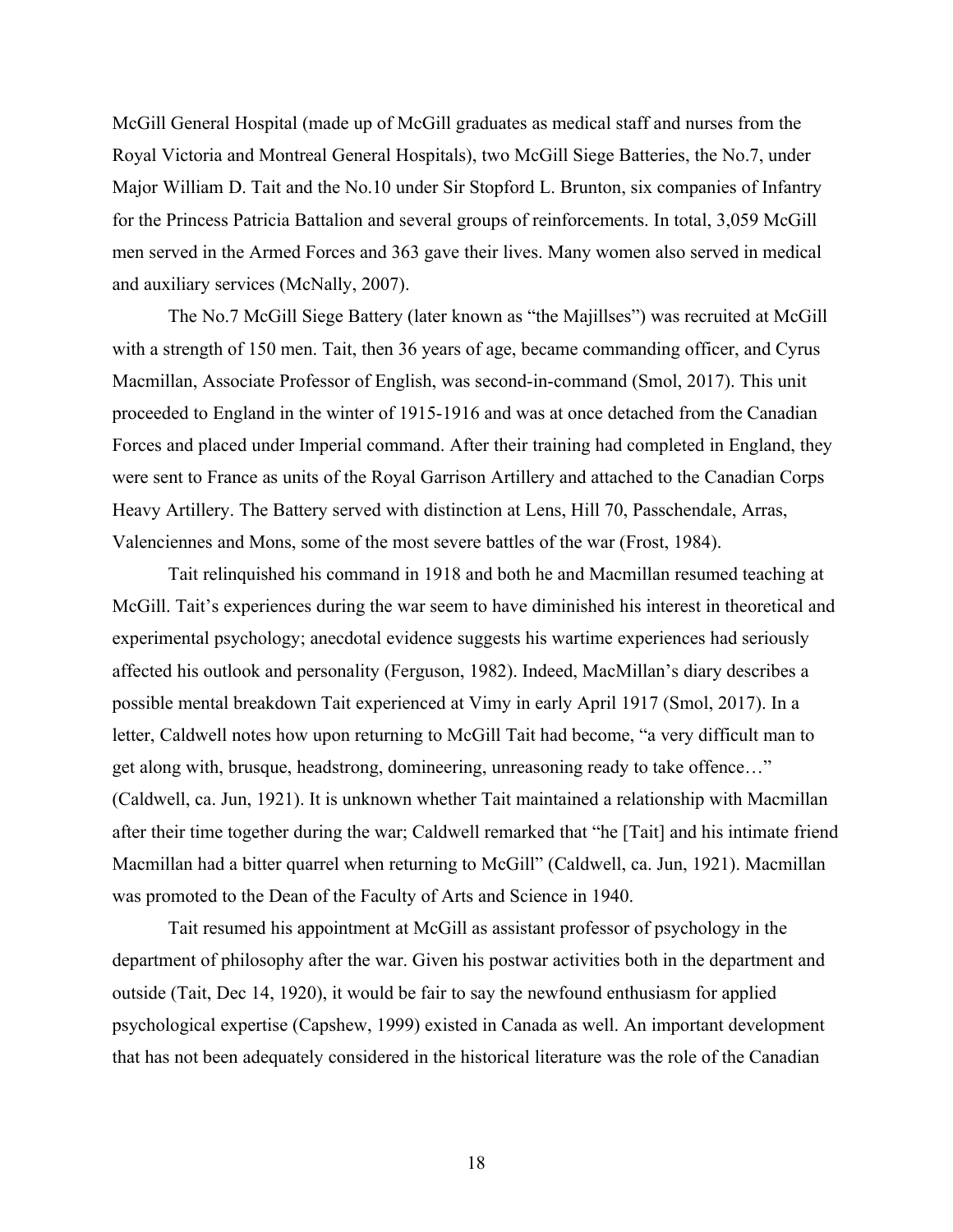McGill General Hospital (made up of McGill graduates as medical staff and nurses from the Royal Victoria and Montreal General Hospitals), two McGill Siege Batteries, the No.7, under Major William D. Tait and the No.10 under Sir Stopford L. Brunton, six companies of Infantry for the Princess Patricia Battalion and several groups of reinforcements. In total, 3,059 McGill men served in the Armed Forces and 363 gave their lives. Many women also served in medical and auxiliary services (McNally, 2007).

The No.7 McGill Siege Battery (later known as "the Majillses") was recruited at McGill with a strength of 150 men. Tait, then 36 years of age, became commanding officer, and Cyrus Macmillan, Associate Professor of English, was second-in-command (Smol, 2017). This unit proceeded to England in the winter of 1915-1916 and was at once detached from the Canadian Forces and placed under Imperial command. After their training had completed in England, they were sent to France as units of the Royal Garrison Artillery and attached to the Canadian Corps Heavy Artillery. The Battery served with distinction at Lens, Hill 70, Passchendale, Arras, Valenciennes and Mons, some of the most severe battles of the war (Frost, 1984).

Tait relinquished his command in 1918 and both he and Macmillan resumed teaching at McGill. Tait's experiences during the war seem to have diminished his interest in theoretical and experimental psychology; anecdotal evidence suggests his wartime experiences had seriously affected his outlook and personality (Ferguson, 1982). Indeed, MacMillan's diary describes a possible mental breakdown Tait experienced at Vimy in early April 1917 (Smol, 2017). In a letter, Caldwell notes how upon returning to McGill Tait had become, "a very difficult man to get along with, brusque, headstrong, domineering, unreasoning ready to take offence…" (Caldwell, ca. Jun, 1921). It is unknown whether Tait maintained a relationship with Macmillan after their time together during the war; Caldwell remarked that "he [Tait] and his intimate friend Macmillan had a bitter quarrel when returning to McGill" (Caldwell, ca. Jun, 1921). Macmillan was promoted to the Dean of the Faculty of Arts and Science in 1940.

Tait resumed his appointment at McGill as assistant professor of psychology in the department of philosophy after the war. Given his postwar activities both in the department and outside (Tait, Dec 14, 1920), it would be fair to say the newfound enthusiasm for applied psychological expertise (Capshew, 1999) existed in Canada as well. An important development that has not been adequately considered in the historical literature was the role of the Canadian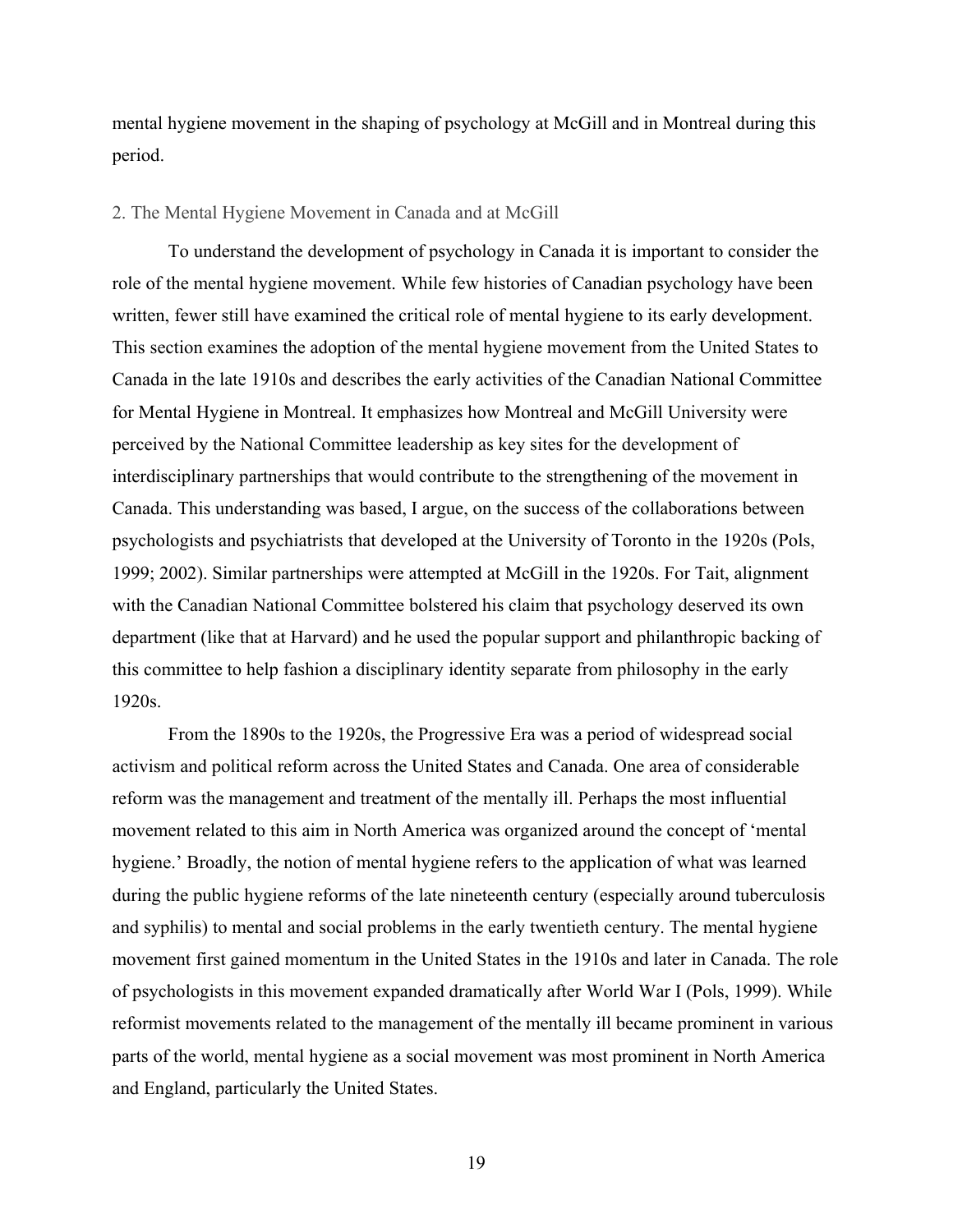mental hygiene movement in the shaping of psychology at McGill and in Montreal during this period.

## 2. The Mental Hygiene Movement in Canada and at McGill

To understand the development of psychology in Canada it is important to consider the role of the mental hygiene movement. While few histories of Canadian psychology have been written, fewer still have examined the critical role of mental hygiene to its early development. This section examines the adoption of the mental hygiene movement from the United States to Canada in the late 1910s and describes the early activities of the Canadian National Committee for Mental Hygiene in Montreal. It emphasizes how Montreal and McGill University were perceived by the National Committee leadership as key sites for the development of interdisciplinary partnerships that would contribute to the strengthening of the movement in Canada. This understanding was based, I argue, on the success of the collaborations between psychologists and psychiatrists that developed at the University of Toronto in the 1920s (Pols, 1999; 2002). Similar partnerships were attempted at McGill in the 1920s. For Tait, alignment with the Canadian National Committee bolstered his claim that psychology deserved its own department (like that at Harvard) and he used the popular support and philanthropic backing of this committee to help fashion a disciplinary identity separate from philosophy in the early 1920s.

From the 1890s to the 1920s, the Progressive Era was a period of widespread social activism and political reform across the United States and Canada. One area of considerable reform was the management and treatment of the mentally ill. Perhaps the most influential movement related to this aim in North America was organized around the concept of 'mental hygiene.' Broadly, the notion of mental hygiene refers to the application of what was learned during the public hygiene reforms of the late nineteenth century (especially around tuberculosis and syphilis) to mental and social problems in the early twentieth century. The mental hygiene movement first gained momentum in the United States in the 1910s and later in Canada. The role of psychologists in this movement expanded dramatically after World War I (Pols, 1999). While reformist movements related to the management of the mentally ill became prominent in various parts of the world, mental hygiene as a social movement was most prominent in North America and England, particularly the United States.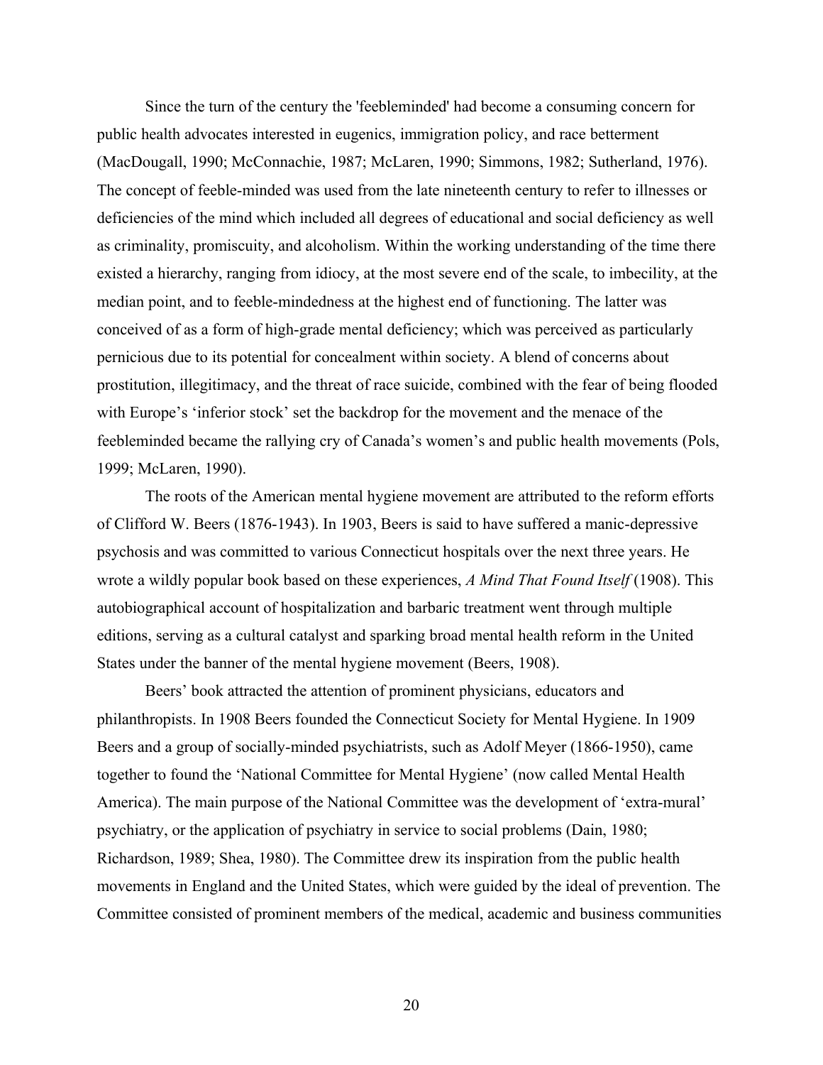Since the turn of the century the 'feebleminded' had become a consuming concern for public health advocates interested in eugenics, immigration policy, and race betterment (MacDougall, 1990; McConnachie, 1987; McLaren, 1990; Simmons, 1982; Sutherland, 1976). The concept of feeble-minded was used from the late nineteenth century to refer to illnesses or deficiencies of the mind which included all degrees of educational and social deficiency as well as criminality, promiscuity, and alcoholism. Within the working understanding of the time there existed a hierarchy, ranging from idiocy, at the most severe end of the scale, to imbecility, at the median point, and to feeble-mindedness at the highest end of functioning. The latter was conceived of as a form of high-grade mental deficiency; which was perceived as particularly pernicious due to its potential for concealment within society. A blend of concerns about prostitution, illegitimacy, and the threat of race suicide, combined with the fear of being flooded with Europe's 'inferior stock' set the backdrop for the movement and the menace of the feebleminded became the rallying cry of Canada's women's and public health movements (Pols, 1999; McLaren, 1990).

The roots of the American mental hygiene movement are attributed to the reform efforts of Clifford W. Beers (1876-1943). In 1903, Beers is said to have suffered a manic-depressive psychosis and was committed to various Connecticut hospitals over the next three years. He wrote a wildly popular book based on these experiences, *A Mind That Found Itself* (1908). This autobiographical account of hospitalization and barbaric treatment went through multiple editions, serving as a cultural catalyst and sparking broad mental health reform in the United States under the banner of the mental hygiene movement (Beers, 1908).

Beers' book attracted the attention of prominent physicians, educators and philanthropists. In 1908 Beers founded the Connecticut Society for Mental Hygiene. In 1909 Beers and a group of socially-minded psychiatrists, such as Adolf Meyer (1866-1950), came together to found the 'National Committee for Mental Hygiene' (now called Mental Health America). The main purpose of the National Committee was the development of 'extra-mural' psychiatry, or the application of psychiatry in service to social problems (Dain, 1980; Richardson, 1989; Shea, 1980). The Committee drew its inspiration from the public health movements in England and the United States, which were guided by the ideal of prevention. The Committee consisted of prominent members of the medical, academic and business communities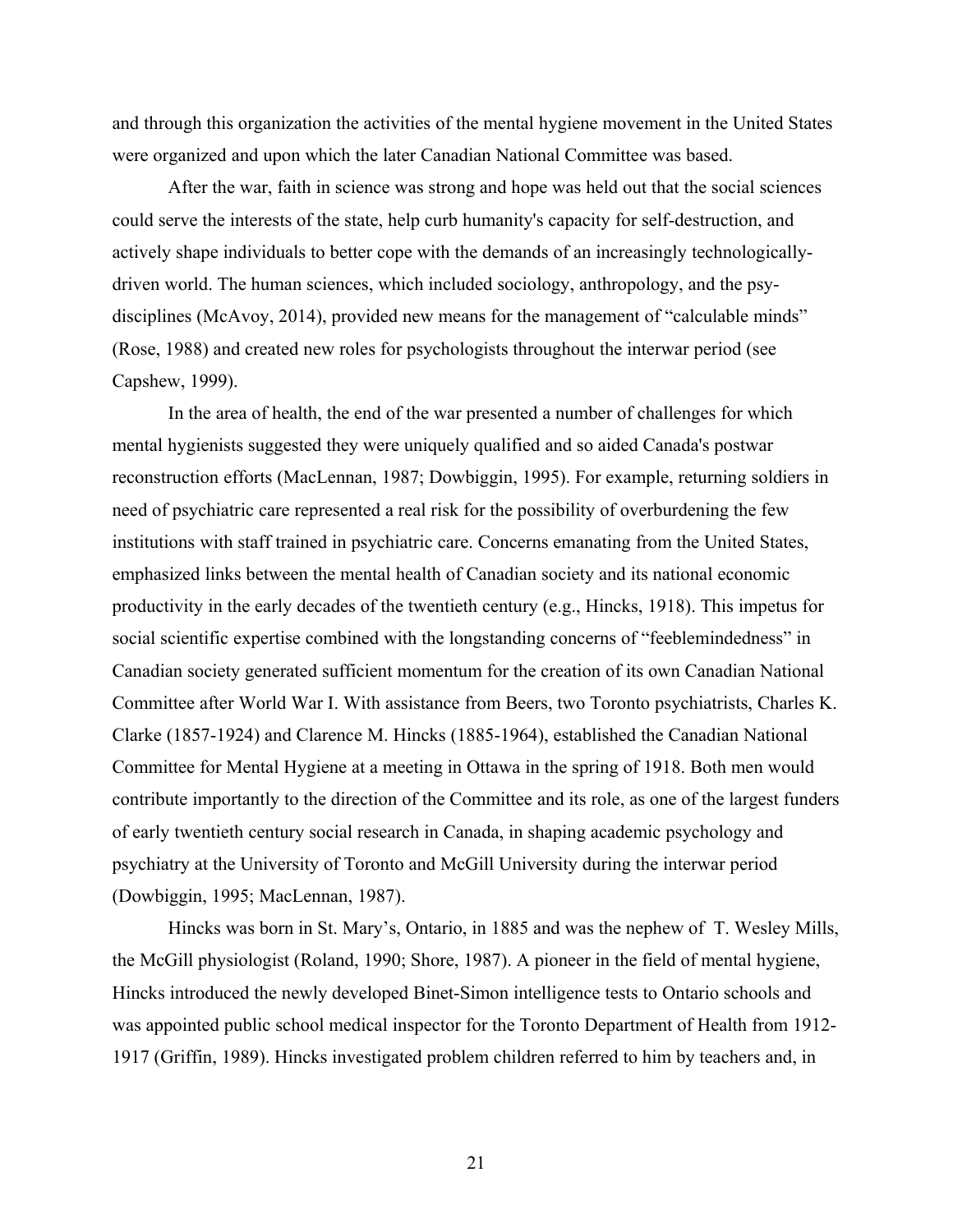and through this organization the activities of the mental hygiene movement in the United States were organized and upon which the later Canadian National Committee was based.

After the war, faith in science was strong and hope was held out that the social sciences could serve the interests of the state, help curb humanity's capacity for self-destruction, and actively shape individuals to better cope with the demands of an increasingly technologically-driven world. The human sciences, which included sociology, anthropology, and the psy-disciplines (McAvoy, 2014), provided new means for the management of "calculable minds" (Rose, 1988) and created new roles for psychologists throughout the interwar period (see Capshew, 1999).

In the area of health, the end of the war presented a number of challenges for which mental hygienists suggested they were uniquely qualified and so aided Canada's postwar reconstruction efforts (MacLennan, 1987; Dowbiggin, 1995). For example, returning soldiers in need of psychiatric care represented a real risk for the possibility of overburdening the few institutions with staff trained in psychiatric care. Concerns emanating from the United States, emphasized links between the mental health of Canadian society and its national economic productivity in the early decades of the twentieth century (e.g., Hincks, 1918). This impetus for social scientific expertise combined with the longstanding concerns of "feeblemindedness" in Canadian society generated sufficient momentum for the creation of its own Canadian National Committee after World War I. With assistance from Beers, two Toronto psychiatrists, Charles K. Clarke (1857-1924) and Clarence M. Hincks (1885-1964), established the Canadian National Committee for Mental Hygiene at a meeting in Ottawa in the spring of 1918. Both men would contribute importantly to the direction of the Committee and its role, as one of the largest funders of early twentieth century social research in Canada, in shaping academic psychology and psychiatry at the University of Toronto and McGill University during the interwar period (Dowbiggin, 1995; MacLennan, 1987).

Hincks was born in St. Mary's, Ontario, in 1885 and was the nephew of T. Wesley Mills, the McGill physiologist (Roland, 1990; Shore, 1987). A pioneer in the field of mental hygiene, Hincks introduced the newly developed Binet-Simon intelligence tests to Ontario schools and was appointed public school medical inspector for the Toronto Department of Health from 1912-1917 (Griffin, 1989). Hincks investigated problem children referred to him by teachers and, in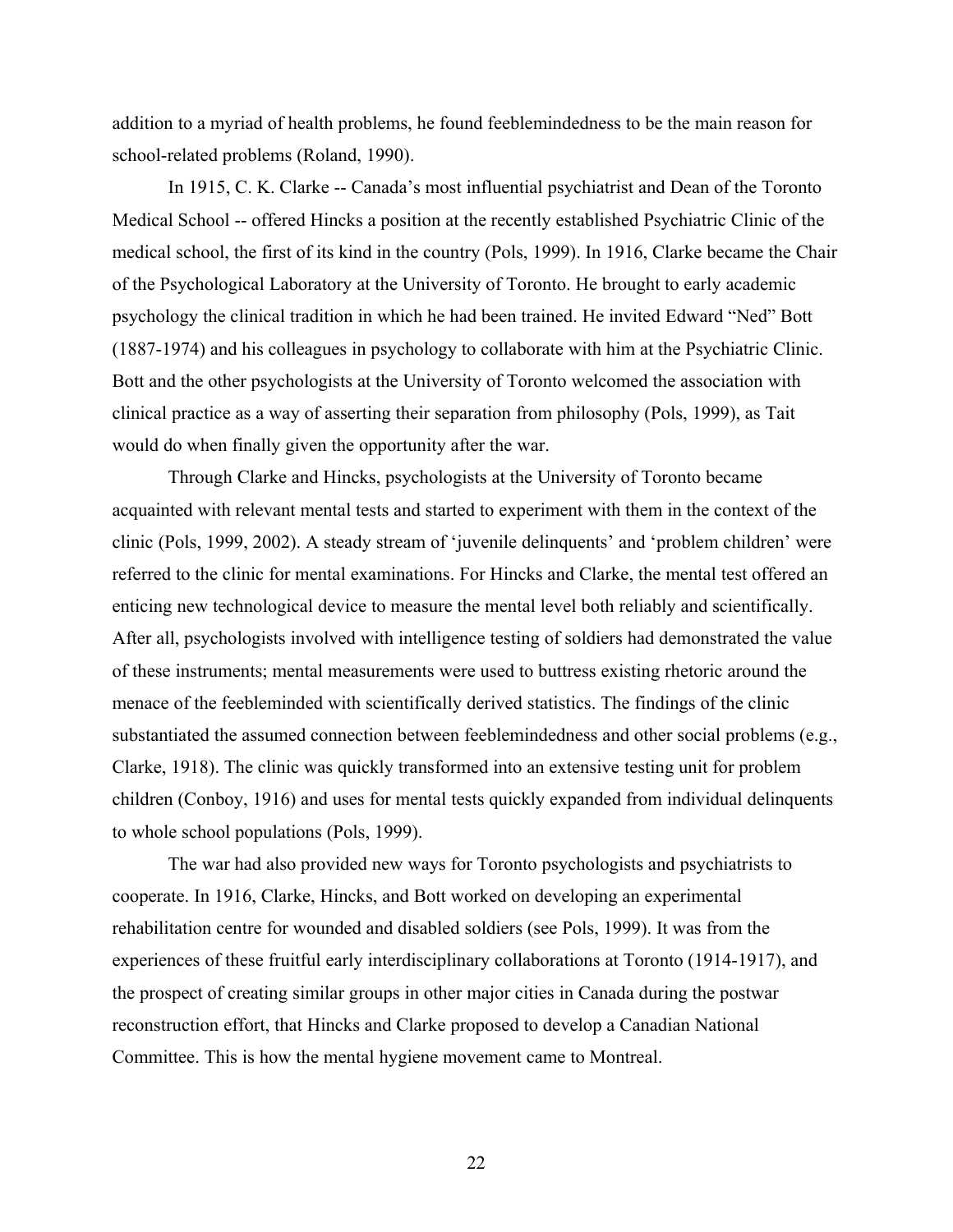addition to a myriad of health problems, he found feeblemindedness to be the main reason for school-related problems (Roland, 1990).

In 1915, C. K. Clarke -- Canada's most influential psychiatrist and Dean of the Toronto Medical School -- offered Hincks a position at the recently established Psychiatric Clinic of the medical school, the first of its kind in the country (Pols, 1999). In 1916, Clarke became the Chair of the Psychological Laboratory at the University of Toronto. He brought to early academic psychology the clinical tradition in which he had been trained. He invited Edward "Ned" Bott (1887-1974) and his colleagues in psychology to collaborate with him at the Psychiatric Clinic. Bott and the other psychologists at the University of Toronto welcomed the association with clinical practice as a way of asserting their separation from philosophy (Pols, 1999), as Tait would do when finally given the opportunity after the war.

Through Clarke and Hincks, psychologists at the University of Toronto became acquainted with relevant mental tests and started to experiment with them in the context of the clinic (Pols, 1999, 2002). A steady stream of 'juvenile delinquents' and 'problem children' were referred to the clinic for mental examinations. For Hincks and Clarke, the mental test offered an enticing new technological device to measure the mental level both reliably and scientifically. After all, psychologists involved with intelligence testing of soldiers had demonstrated the value of these instruments; mental measurements were used to buttress existing rhetoric around the menace of the feebleminded with scientifically derived statistics. The findings of the clinic substantiated the assumed connection between feeblemindedness and other social problems (e.g., Clarke, 1918). The clinic was quickly transformed into an extensive testing unit for problem children (Conboy, 1916) and uses for mental tests quickly expanded from individual delinquents to whole school populations (Pols, 1999).

The war had also provided new ways for Toronto psychologists and psychiatrists to cooperate. In 1916, Clarke, Hincks, and Bott worked on developing an experimental rehabilitation centre for wounded and disabled soldiers (see Pols, 1999). It was from the experiences of these fruitful early interdisciplinary collaborations at Toronto (1914-1917), and the prospect of creating similar groups in other major cities in Canada during the postwar reconstruction effort, that Hincks and Clarke proposed to develop a Canadian National Committee. This is how the mental hygiene movement came to Montreal.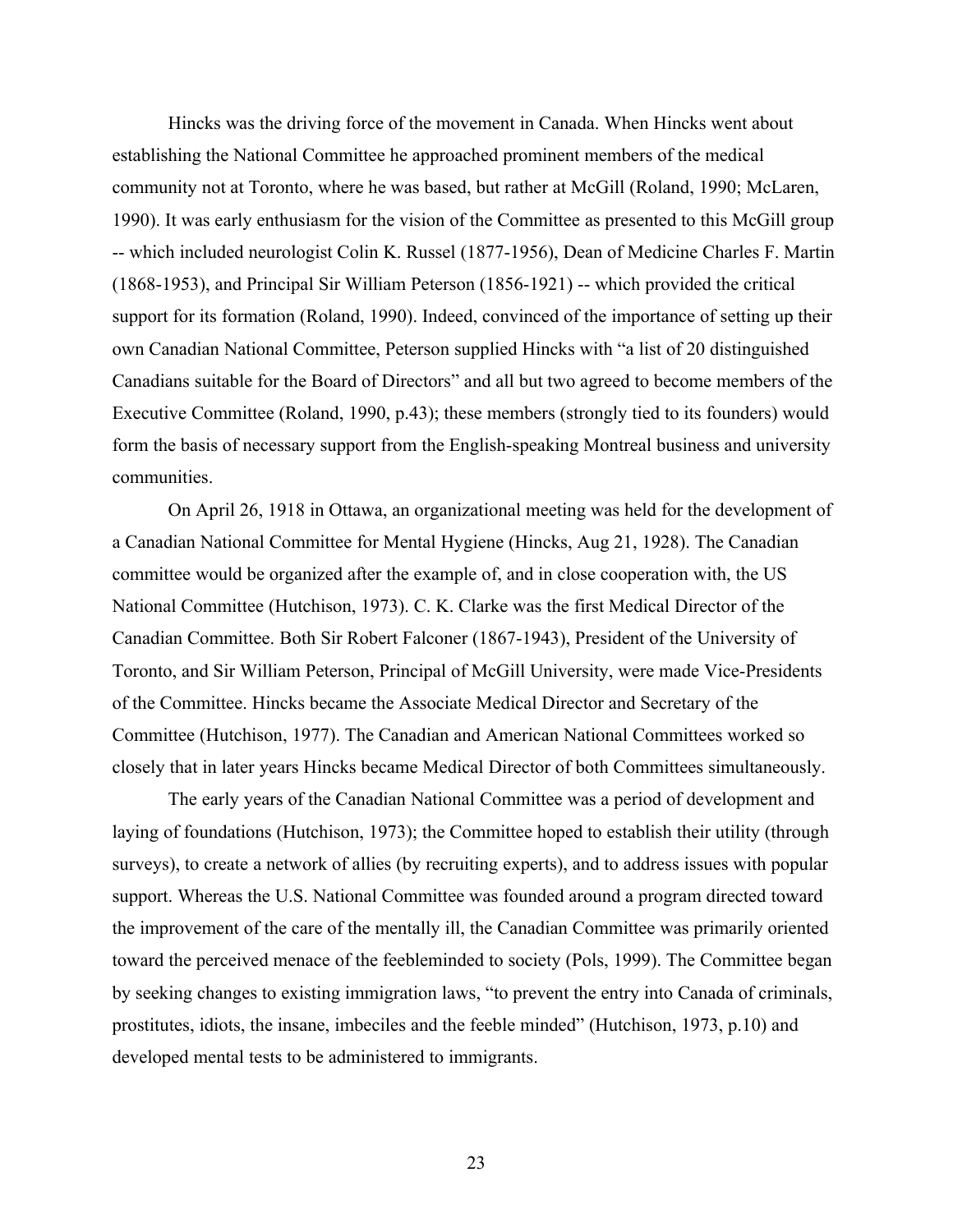Hincks was the driving force of the movement in Canada. When Hincks went about establishing the National Committee he approached prominent members of the medical community not at Toronto, where he was based, but rather at McGill (Roland, 1990; McLaren, 1990). It was early enthusiasm for the vision of the Committee as presented to this McGill group -- which included neurologist Colin K. Russel (1877-1956), Dean of Medicine Charles F. Martin (1868-1953), and Principal Sir William Peterson (1856-1921) -- which provided the critical support for its formation (Roland, 1990). Indeed, convinced of the importance of setting up their own Canadian National Committee, Peterson supplied Hincks with "a list of 20 distinguished Canadians suitable for the Board of Directors" and all but two agreed to become members of the Executive Committee (Roland, 1990, p.43); these members (strongly tied to its founders) would form the basis of necessary support from the English-speaking Montreal business and university communities.

On April 26, 1918 in Ottawa, an organizational meeting was held for the development of a Canadian National Committee for Mental Hygiene (Hincks, Aug 21, 1928). The Canadian committee would be organized after the example of, and in close cooperation with, the US National Committee (Hutchison, 1973). C. K. Clarke was the first Medical Director of the Canadian Committee. Both Sir Robert Falconer (1867-1943), President of the University of Toronto, and Sir William Peterson, Principal of McGill University, were made Vice-Presidents of the Committee. Hincks became the Associate Medical Director and Secretary of the Committee (Hutchison, 1977). The Canadian and American National Committees worked so closely that in later years Hincks became Medical Director of both Committees simultaneously.

The early years of the Canadian National Committee was a period of development and laying of foundations (Hutchison, 1973); the Committee hoped to establish their utility (through surveys), to create a network of allies (by recruiting experts), and to address issues with popular support. Whereas the U.S. National Committee was founded around a program directed toward the improvement of the care of the mentally ill, the Canadian Committee was primarily oriented toward the perceived menace of the feebleminded to society (Pols, 1999). The Committee began by seeking changes to existing immigration laws, "to prevent the entry into Canada of criminals, prostitutes, idiots, the insane, imbeciles and the feeble minded" (Hutchison, 1973, p.10) and developed mental tests to be administered to immigrants.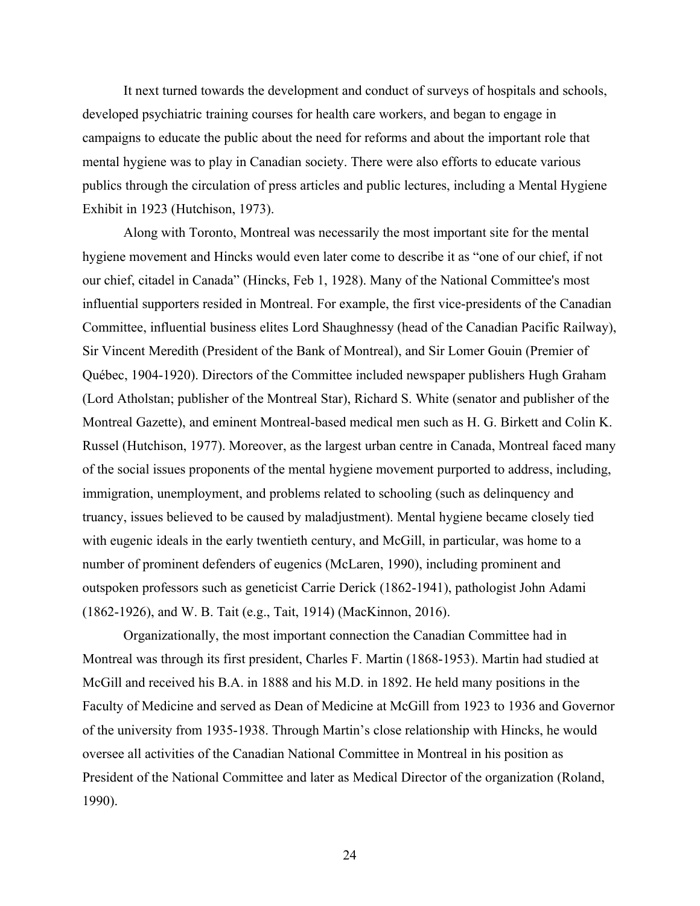It next turned towards the development and conduct of surveys of hospitals and schools, developed psychiatric training courses for health care workers, and began to engage in campaigns to educate the public about the need for reforms and about the important role that mental hygiene was to play in Canadian society. There were also efforts to educate various publics through the circulation of press articles and public lectures, including a Mental Hygiene Exhibit in 1923 (Hutchison, 1973).

Along with Toronto, Montreal was necessarily the most important site for the mental hygiene movement and Hincks would even later come to describe it as "one of our chief, if not our chief, citadel in Canada" (Hincks, Feb 1, 1928). Many of the National Committee's most influential supporters resided in Montreal. For example, the first vice-presidents of the Canadian Committee, influential business elites Lord Shaughnessy (head of the Canadian Pacific Railway), Sir Vincent Meredith (President of the Bank of Montreal), and Sir Lomer Gouin (Premier of Québec, 1904-1920). Directors of the Committee included newspaper publishers Hugh Graham (Lord Atholstan; publisher of the Montreal Star), Richard S. White (senator and publisher of the Montreal Gazette), and eminent Montreal-based medical men such as H. G. Birkett and Colin K. Russel (Hutchison, 1977). Moreover, as the largest urban centre in Canada, Montreal faced many of the social issues proponents of the mental hygiene movement purported to address, including, immigration, unemployment, and problems related to schooling (such as delinquency and truancy, issues believed to be caused by maladjustment). Mental hygiene became closely tied with eugenic ideals in the early twentieth century, and McGill, in particular, was home to a number of prominent defenders of eugenics (McLaren, 1990), including prominent and outspoken professors such as geneticist Carrie Derick (1862-1941), pathologist John Adami (1862-1926), and W. B. Tait (e.g., Tait, 1914) (MacKinnon, 2016).

Organizationally, the most important connection the Canadian Committee had in Montreal was through its first president, Charles F. Martin (1868-1953). Martin had studied at McGill and received his B.A. in 1888 and his M.D. in 1892. He held many positions in the Faculty of Medicine and served as Dean of Medicine at McGill from 1923 to 1936 and Governor of the university from 1935-1938. Through Martin's close relationship with Hincks, he would oversee all activities of the Canadian National Committee in Montreal in his position as President of the National Committee and later as Medical Director of the organization (Roland, 1990).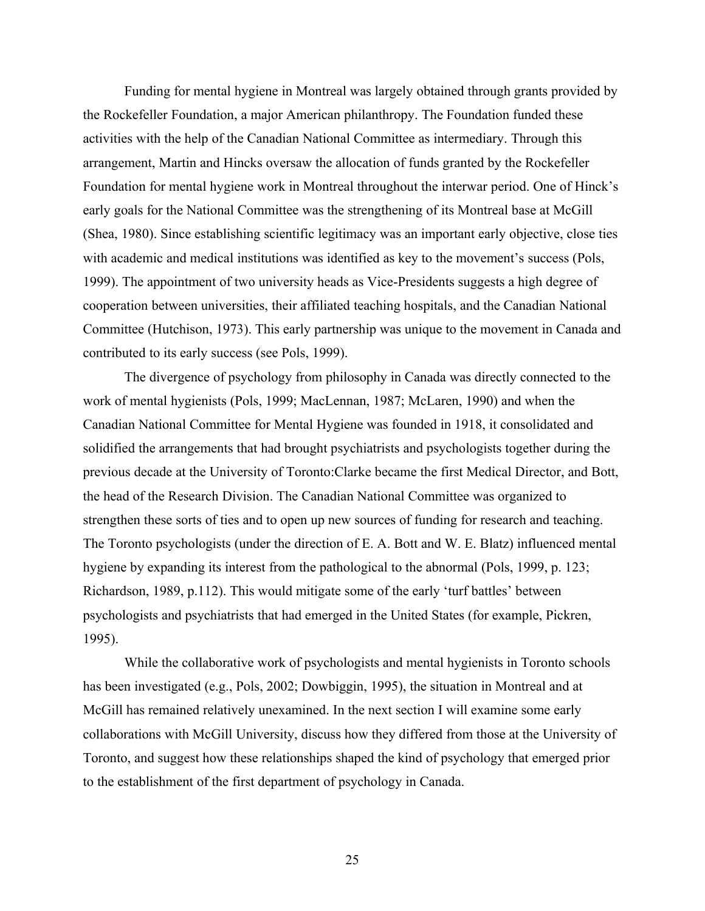Funding for mental hygiene in Montreal was largely obtained through grants provided by the Rockefeller Foundation, a major American philanthropy. The Foundation funded these activities with the help of the Canadian National Committee as intermediary. Through this arrangement, Martin and Hincks oversaw the allocation of funds granted by the Rockefeller Foundation for mental hygiene work in Montreal throughout the interwar period. One of Hinck's early goals for the National Committee was the strengthening of its Montreal base at McGill (Shea, 1980). Since establishing scientific legitimacy was an important early objective, close ties with academic and medical institutions was identified as key to the movement's success (Pols, 1999). The appointment of two university heads as Vice-Presidents suggests a high degree of cooperation between universities, their affiliated teaching hospitals, and the Canadian National Committee (Hutchison, 1973). This early partnership was unique to the movement in Canada and contributed to its early success (see Pols, 1999).

The divergence of psychology from philosophy in Canada was directly connected to the work of mental hygienists (Pols, 1999; MacLennan, 1987; McLaren, 1990) and when the Canadian National Committee for Mental Hygiene was founded in 1918, it consolidated and solidified the arrangements that had brought psychiatrists and psychologists together during the previous decade at the University of Toronto:Clarke became the first Medical Director, and Bott, the head of the Research Division. The Canadian National Committee was organized to strengthen these sorts of ties and to open up new sources of funding for research and teaching. The Toronto psychologists (under the direction of E. A. Bott and W. E. Blatz) influenced mental hygiene by expanding its interest from the pathological to the abnormal (Pols, 1999, p. 123; Richardson, 1989, p.112). This would mitigate some of the early 'turf battles' between psychologists and psychiatrists that had emerged in the United States (for example, Pickren, 1995).

While the collaborative work of psychologists and mental hygienists in Toronto schools has been investigated (e.g., Pols, 2002; Dowbiggin, 1995), the situation in Montreal and at McGill has remained relatively unexamined. In the next section I will examine some early collaborations with McGill University, discuss how they differed from those at the University of Toronto, and suggest how these relationships shaped the kind of psychology that emerged prior to the establishment of the first department of psychology in Canada.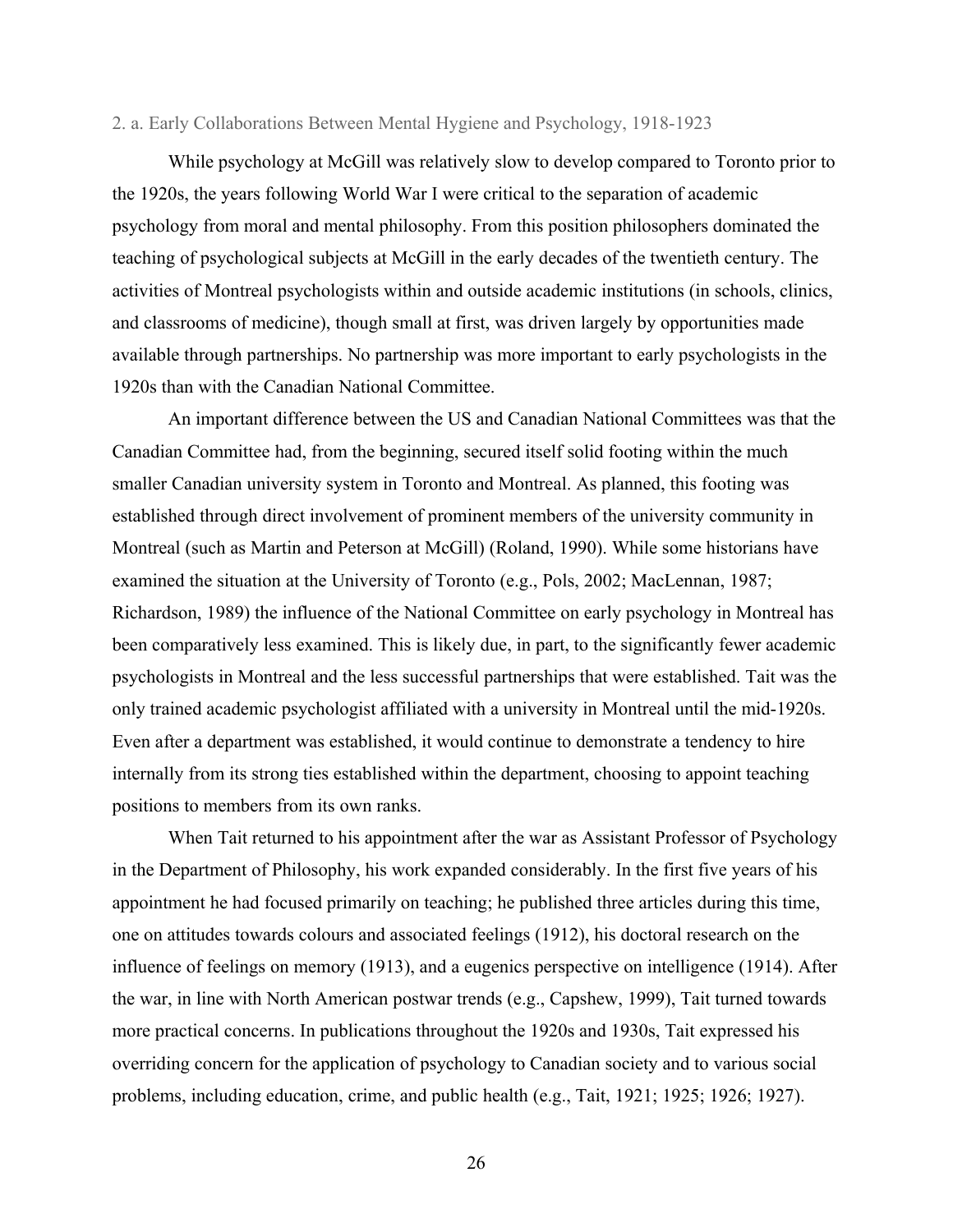### 2. a. Early Collaborations Between Mental Hygiene and Psychology, 1918-1923

While psychology at McGill was relatively slow to develop compared to Toronto prior to the 1920s, the years following World War I were critical to the separation of academic psychology from moral and mental philosophy. From this position philosophers dominated the teaching of psychological subjects at McGill in the early decades of the twentieth century. The activities of Montreal psychologists within and outside academic institutions (in schools, clinics, and classrooms of medicine), though small at first, was driven largely by opportunities made available through partnerships. No partnership was more important to early psychologists in the 1920s than with the Canadian National Committee.

An important difference between the US and Canadian National Committees was that the Canadian Committee had, from the beginning, secured itself solid footing within the much smaller Canadian university system in Toronto and Montreal. As planned, this footing was established through direct involvement of prominent members of the university community in Montreal (such as Martin and Peterson at McGill) (Roland, 1990). While some historians have examined the situation at the University of Toronto (e.g., Pols, 2002; MacLennan, 1987; Richardson, 1989) the influence of the National Committee on early psychology in Montreal has been comparatively less examined. This is likely due, in part, to the significantly fewer academic psychologists in Montreal and the less successful partnerships that were established. Tait was the only trained academic psychologist affiliated with a university in Montreal until the mid-1920s. Even after a department was established, it would continue to demonstrate a tendency to hire internally from its strong ties established within the department, choosing to appoint teaching positions to members from its own ranks.

When Tait returned to his appointment after the war as Assistant Professor of Psychology in the Department of Philosophy, his work expanded considerably. In the first five years of his appointment he had focused primarily on teaching; he published three articles during this time, one on attitudes towards colours and associated feelings (1912), his doctoral research on the influence of feelings on memory (1913), and a eugenics perspective on intelligence (1914). After the war, in line with North American postwar trends (e.g., Capshew, 1999), Tait turned towards more practical concerns. In publications throughout the 1920s and 1930s, Tait expressed his overriding concern for the application of psychology to Canadian society and to various social problems, including education, crime, and public health (e.g., Tait, 1921; 1925; 1926; 1927).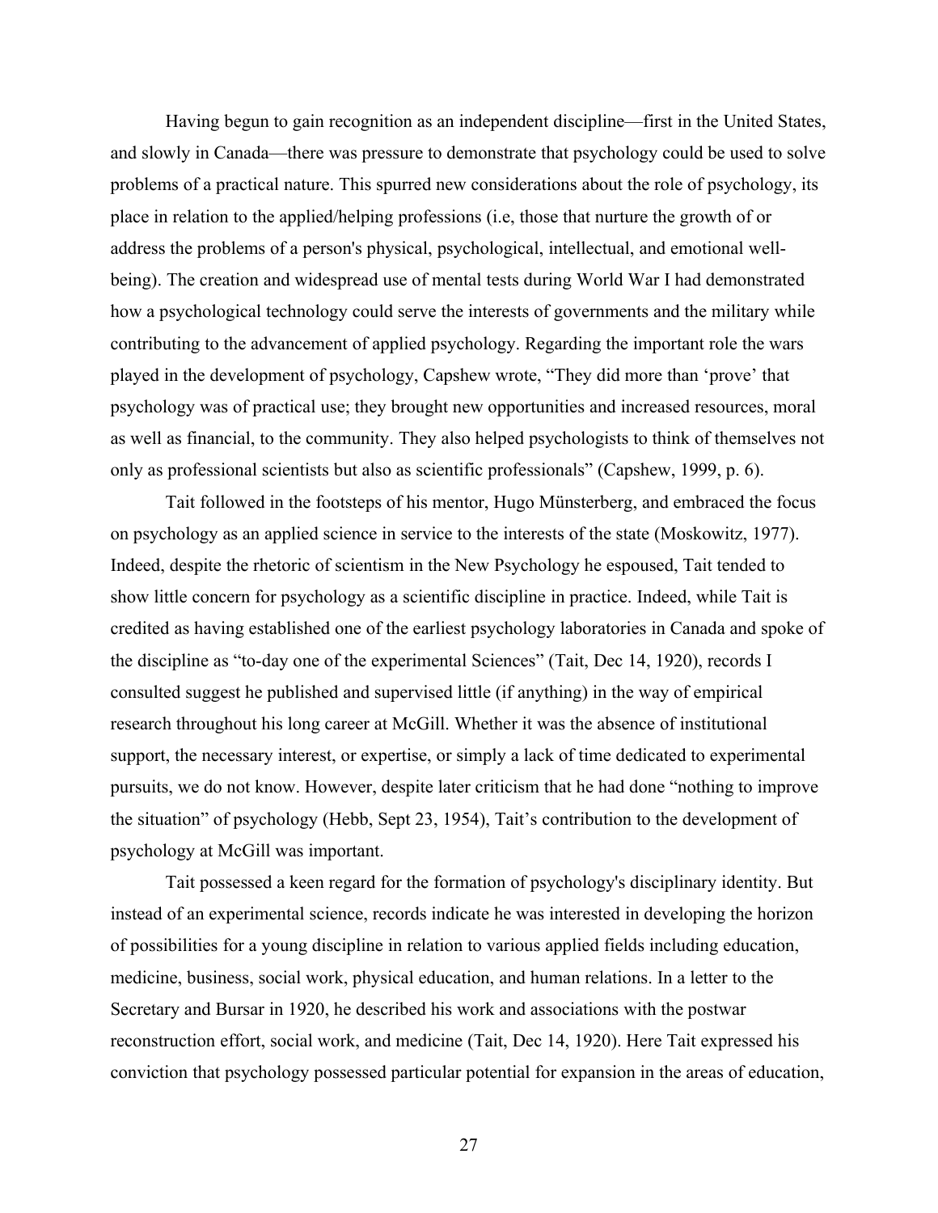Having begun to gain recognition as an independent discipline—first in the United States, and slowly in Canada—there was pressure to demonstrate that psychology could be used to solve problems of a practical nature. This spurred new considerations about the role of psychology, its place in relation to the applied/helping professions (i.e, those that nurture the growth of or address the problems of a person's physical, psychological, intellectual, and emotional well-being). The creation and widespread use of mental tests during World War I had demonstrated how a psychological technology could serve the interests of governments and the military while contributing to the advancement of applied psychology. Regarding the important role the wars played in the development of psychology, Capshew wrote, "They did more than 'prove' that psychology was of practical use; they brought new opportunities and increased resources, moral as well as financial, to the community. They also helped psychologists to think of themselves not only as professional scientists but also as scientific professionals" (Capshew, 1999, p. 6).

Tait followed in the footsteps of his mentor, Hugo Münsterberg, and embraced the focus on psychology as an applied science in service to the interests of the state (Moskowitz, 1977). Indeed, despite the rhetoric of scientism in the New Psychology he espoused, Tait tended to show little concern for psychology as a scientific discipline in practice. Indeed, while Tait is credited as having established one of the earliest psychology laboratories in Canada and spoke of the discipline as "to-day one of the experimental Sciences" (Tait, Dec 14, 1920), records I consulted suggest he published and supervised little (if anything) in the way of empirical research throughout his long career at McGill. Whether it was the absence of institutional support, the necessary interest, or expertise, or simply a lack of time dedicated to experimental pursuits, we do not know. However, despite later criticism that he had done "nothing to improve the situation" of psychology (Hebb, Sept 23, 1954), Tait's contribution to the development of psychology at McGill was important.

Tait possessed a keen regard for the formation of psychology's disciplinary identity. But instead of an experimental science, records indicate he was interested in developing the horizon of possibilities for a young discipline in relation to various applied fields including education, medicine, business, social work, physical education, and human relations. In a letter to the Secretary and Bursar in 1920, he described his work and associations with the postwar reconstruction effort, social work, and medicine (Tait, Dec 14, 1920). Here Tait expressed his conviction that psychology possessed particular potential for expansion in the areas of education,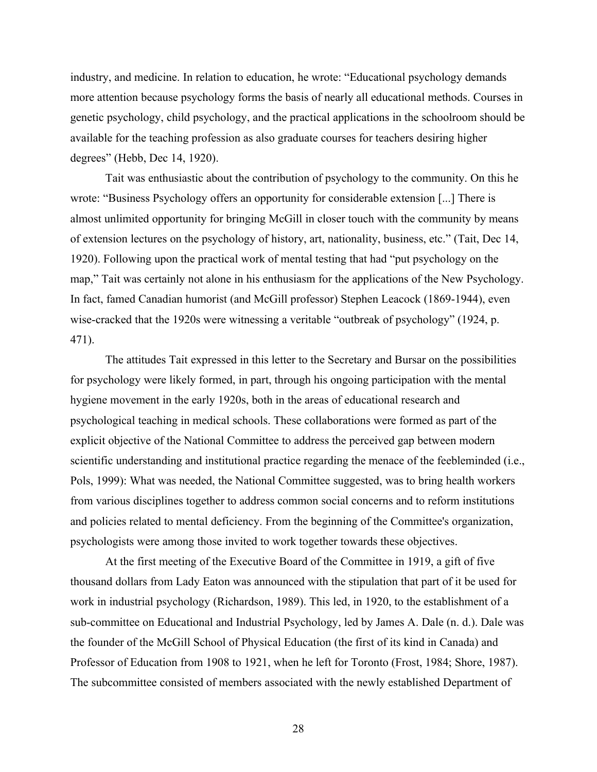industry, and medicine. In relation to education, he wrote: "Educational psychology demands more attention because psychology forms the basis of nearly all educational methods. Courses in genetic psychology, child psychology, and the practical applications in the schoolroom should be available for the teaching profession as also graduate courses for teachers desiring higher degrees" (Hebb, Dec 14, 1920).

Tait was enthusiastic about the contribution of psychology to the community. On this he wrote: "Business Psychology offers an opportunity for considerable extension [...] There is almost unlimited opportunity for bringing McGill in closer touch with the community by means of extension lectures on the psychology of history, art, nationality, business, etc." (Tait, Dec 14, 1920). Following upon the practical work of mental testing that had "put psychology on the map," Tait was certainly not alone in his enthusiasm for the applications of the New Psychology. In fact, famed Canadian humorist (and McGill professor) Stephen Leacock (1869-1944), even wise-cracked that the 1920s were witnessing a veritable "outbreak of psychology" (1924, p. 471).

The attitudes Tait expressed in this letter to the Secretary and Bursar on the possibilities for psychology were likely formed, in part, through his ongoing participation with the mental hygiene movement in the early 1920s, both in the areas of educational research and psychological teaching in medical schools. These collaborations were formed as part of the explicit objective of the National Committee to address the perceived gap between modern scientific understanding and institutional practice regarding the menace of the feebleminded (i.e., Pols, 1999): What was needed, the National Committee suggested, was to bring health workers from various disciplines together to address common social concerns and to reform institutions and policies related to mental deficiency. From the beginning of the Committee's organization, psychologists were among those invited to work together towards these objectives.

At the first meeting of the Executive Board of the Committee in 1919, a gift of five thousand dollars from Lady Eaton was announced with the stipulation that part of it be used for work in industrial psychology (Richardson, 1989). This led, in 1920, to the establishment of a sub-committee on Educational and Industrial Psychology, led by James A. Dale (n. d.). Dale was the founder of the McGill School of Physical Education (the first of its kind in Canada) and Professor of Education from 1908 to 1921, when he left for Toronto (Frost, 1984; Shore, 1987). The subcommittee consisted of members associated with the newly established Department of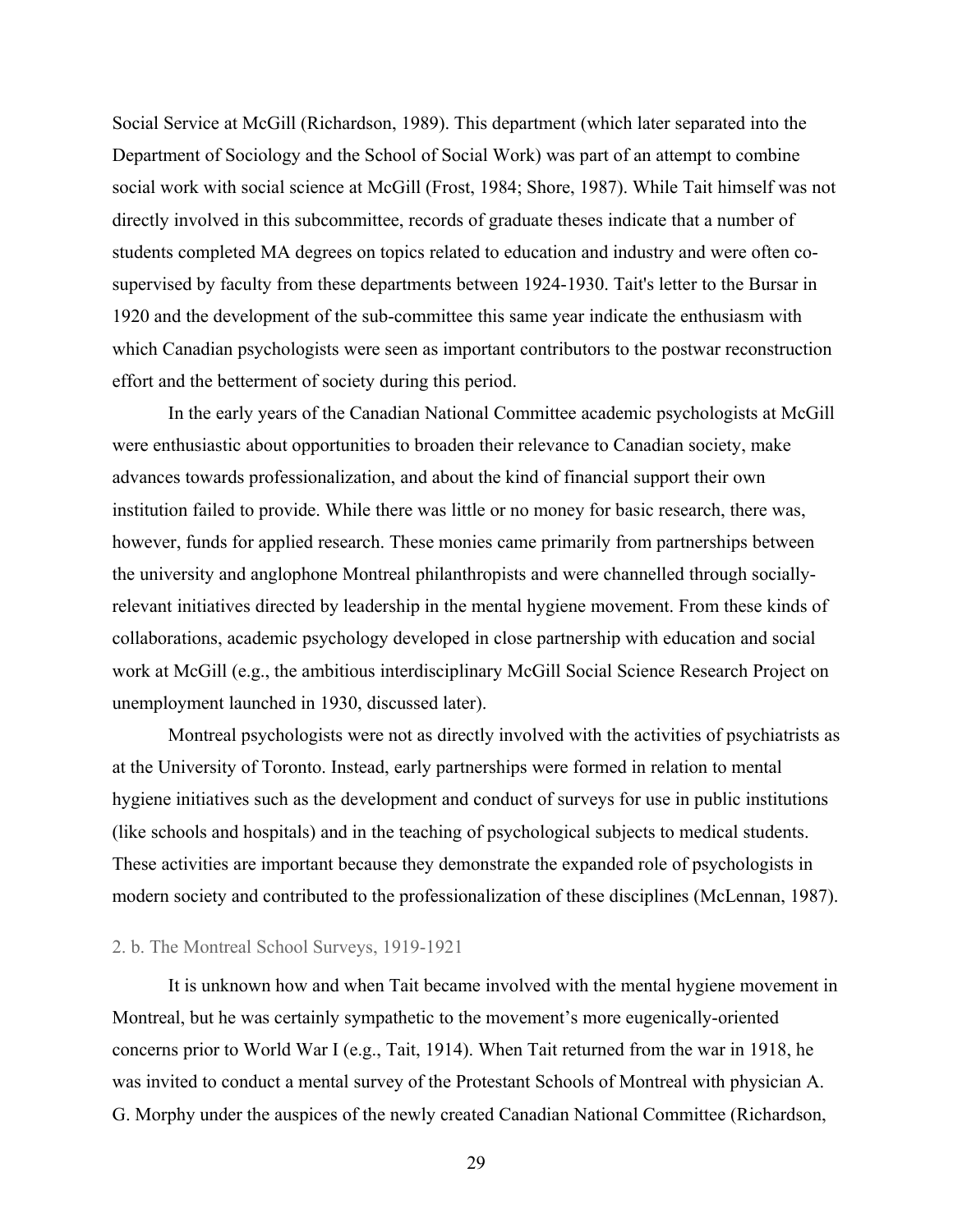Social Service at McGill (Richardson, 1989). This department (which later separated into the Department of Sociology and the School of Social Work) was part of an attempt to combine social work with social science at McGill (Frost, 1984; Shore, 1987). While Tait himself was not directly involved in this subcommittee, records of graduate theses indicate that a number of students completed MA degrees on topics related to education and industry and were often co-supervised by faculty from these departments between 1924-1930. Tait's letter to the Bursar in 1920 and the development of the sub-committee this same year indicate the enthusiasm with which Canadian psychologists were seen as important contributors to the postwar reconstruction effort and the betterment of society during this period.

In the early years of the Canadian National Committee academic psychologists at McGill were enthusiastic about opportunities to broaden their relevance to Canadian society, make advances towards professionalization, and about the kind of financial support their own institution failed to provide. While there was little or no money for basic research, there was, however, funds for applied research. These monies came primarily from partnerships between the university and anglophone Montreal philanthropists and were channelled through socially-relevant initiatives directed by leadership in the mental hygiene movement. From these kinds of collaborations, academic psychology developed in close partnership with education and social work at McGill (e.g., the ambitious interdisciplinary McGill Social Science Research Project on unemployment launched in 1930, discussed later).

Montreal psychologists were not as directly involved with the activities of psychiatrists as at the University of Toronto. Instead, early partnerships were formed in relation to mental hygiene initiatives such as the development and conduct of surveys for use in public institutions (like schools and hospitals) and in the teaching of psychological subjects to medical students. These activities are important because they demonstrate the expanded role of psychologists in modern society and contributed to the professionalization of these disciplines (McLennan, 1987).

### 2. b. The Montreal School Surveys, 1919-1921

It is unknown how and when Tait became involved with the mental hygiene movement in Montreal, but he was certainly sympathetic to the movement's more eugenically-oriented concerns prior to World War I (e.g., Tait, 1914). When Tait returned from the war in 1918, he was invited to conduct a mental survey of the Protestant Schools of Montreal with physician A. G. Morphy under the auspices of the newly created Canadian National Committee (Richardson,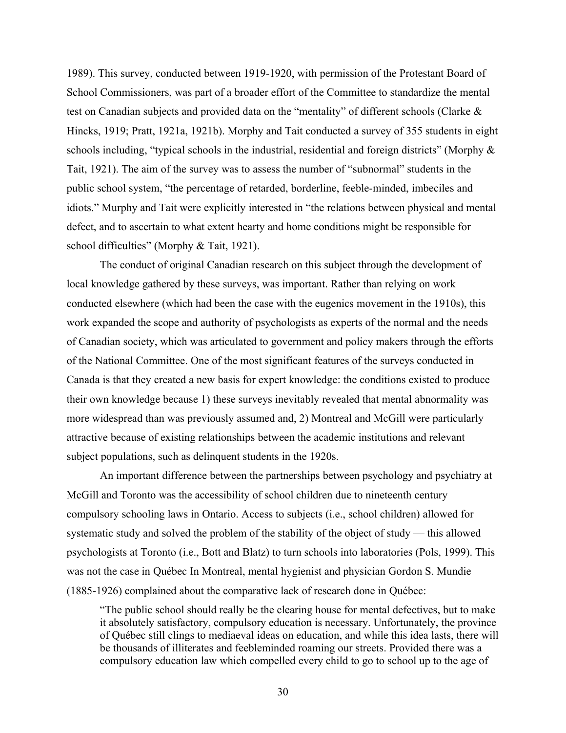1989). This survey, conducted between 1919-1920, with permission of the Protestant Board of School Commissioners, was part of a broader effort of the Committee to standardize the mental test on Canadian subjects and provided data on the "mentality" of different schools (Clarke & Hincks, 1919; Pratt, 1921a, 1921b). Morphy and Tait conducted a survey of 355 students in eight schools including, "typical schools in the industrial, residential and foreign districts" (Morphy & Tait, 1921). The aim of the survey was to assess the number of "subnormal" students in the public school system, "the percentage of retarded, borderline, feeble-minded, imbeciles and idiots." Murphy and Tait were explicitly interested in "the relations between physical and mental defect, and to ascertain to what extent hearty and home conditions might be responsible for school difficulties" (Morphy & Tait, 1921).

The conduct of original Canadian research on this subject through the development of local knowledge gathered by these surveys, was important. Rather than relying on work conducted elsewhere (which had been the case with the eugenics movement in the 1910s), this work expanded the scope and authority of psychologists as experts of the normal and the needs of Canadian society, which was articulated to government and policy makers through the efforts of the National Committee. One of the most significant features of the surveys conducted in Canada is that they created a new basis for expert knowledge: the conditions existed to produce their own knowledge because 1) these surveys inevitably revealed that mental abnormality was more widespread than was previously assumed and, 2) Montreal and McGill were particularly attractive because of existing relationships between the academic institutions and relevant subject populations, such as delinquent students in the 1920s.

An important difference between the partnerships between psychology and psychiatry at McGill and Toronto was the accessibility of school children due to nineteenth century compulsory schooling laws in Ontario. Access to subjects (i.e., school children) allowed for systematic study and solved the problem of the stability of the object of study — this allowed psychologists at Toronto (i.e., Bott and Blatz) to turn schools into laboratories (Pols, 1999). This was not the case in Québec In Montreal, mental hygienist and physician Gordon S. Mundie (1885-1926) complained about the comparative lack of research done in Québec:

> "The public school should really be the clearing house for mental defectives, but to make it absolutely satisfactory, compulsory education is necessary. Unfortunately, the province of Québec still clings to mediaeval ideas on education, and while this idea lasts, there will be thousands of illiterates and feebleminded roaming our streets. Provided there was a compulsory education law which compelled every child to go to school up to the age of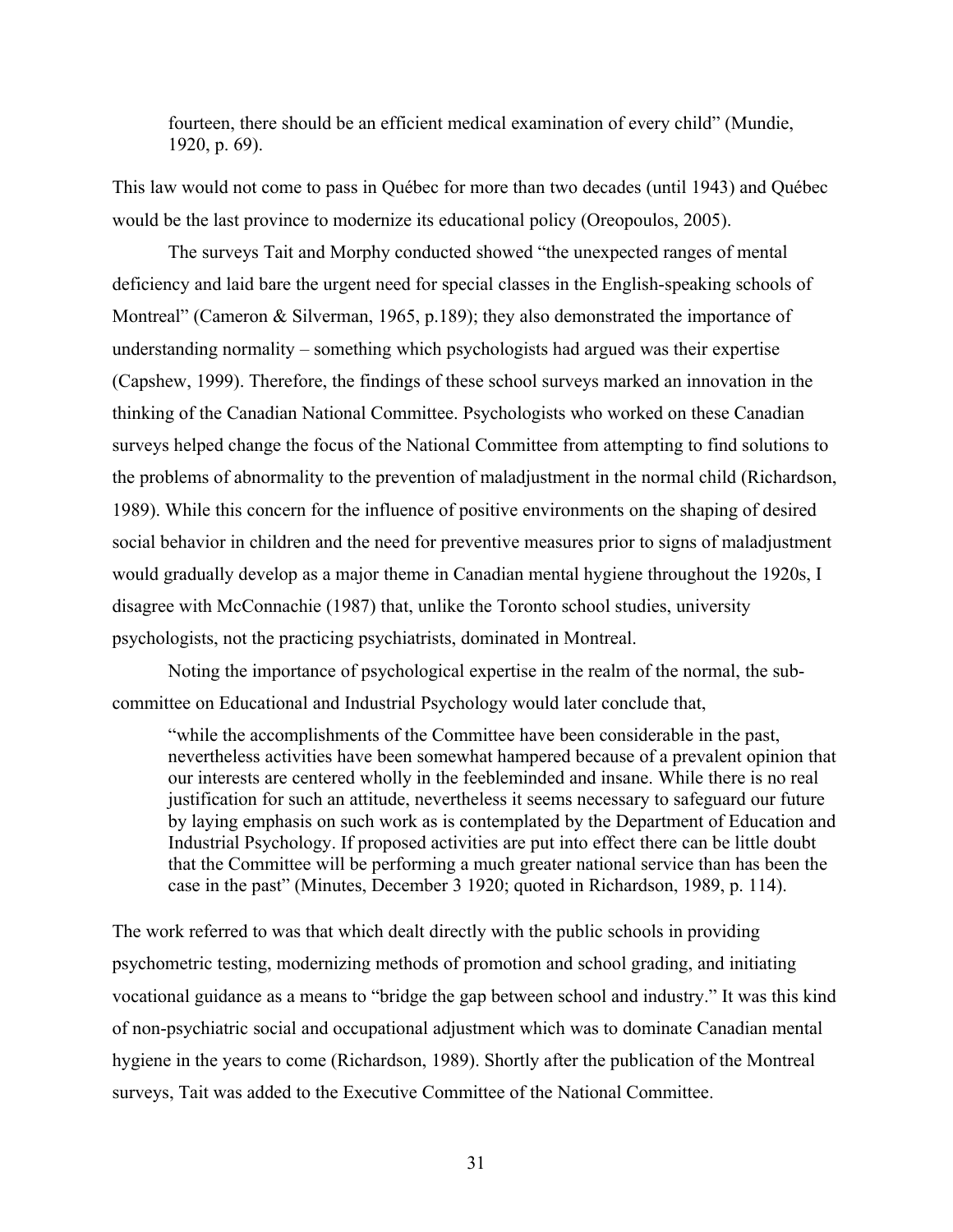> fourteen, there should be an efficient medical examination of every child" (Mundie, 1920, p. 69).

This law would not come to pass in Québec for more than two decades (until 1943) and Québec would be the last province to modernize its educational policy (Oreopoulos, 2005).

The surveys Tait and Morphy conducted showed "the unexpected ranges of mental deficiency and laid bare the urgent need for special classes in the English-speaking schools of Montreal" (Cameron & Silverman, 1965, p.189); they also demonstrated the importance of understanding normality – something which psychologists had argued was their expertise (Capshew, 1999). Therefore, the findings of these school surveys marked an innovation in the thinking of the Canadian National Committee. Psychologists who worked on these Canadian surveys helped change the focus of the National Committee from attempting to find solutions to the problems of abnormality to the prevention of maladjustment in the normal child (Richardson, 1989). While this concern for the influence of positive environments on the shaping of desired social behavior in children and the need for preventive measures prior to signs of maladjustment would gradually develop as a major theme in Canadian mental hygiene throughout the 1920s, I disagree with McConnachie (1987) that, unlike the Toronto school studies, university psychologists, not the practicing psychiatrists, dominated in Montreal.

Noting the importance of psychological expertise in the realm of the normal, the sub-committee on Educational and Industrial Psychology would later conclude that,

> "while the accomplishments of the Committee have been considerable in the past, nevertheless activities have been somewhat hampered because of a prevalent opinion that our interests are centered wholly in the feebleminded and insane. While there is no real justification for such an attitude, nevertheless it seems necessary to safeguard our future by laying emphasis on such work as is contemplated by the Department of Education and Industrial Psychology. If proposed activities are put into effect there can be little doubt that the Committee will be performing a much greater national service than has been the case in the past" (Minutes, December 3 1920; quoted in Richardson, 1989, p. 114).

The work referred to was that which dealt directly with the public schools in providing psychometric testing, modernizing methods of promotion and school grading, and initiating vocational guidance as a means to "bridge the gap between school and industry." It was this kind of non-psychiatric social and occupational adjustment which was to dominate Canadian mental hygiene in the years to come (Richardson, 1989). Shortly after the publication of the Montreal surveys, Tait was added to the Executive Committee of the National Committee.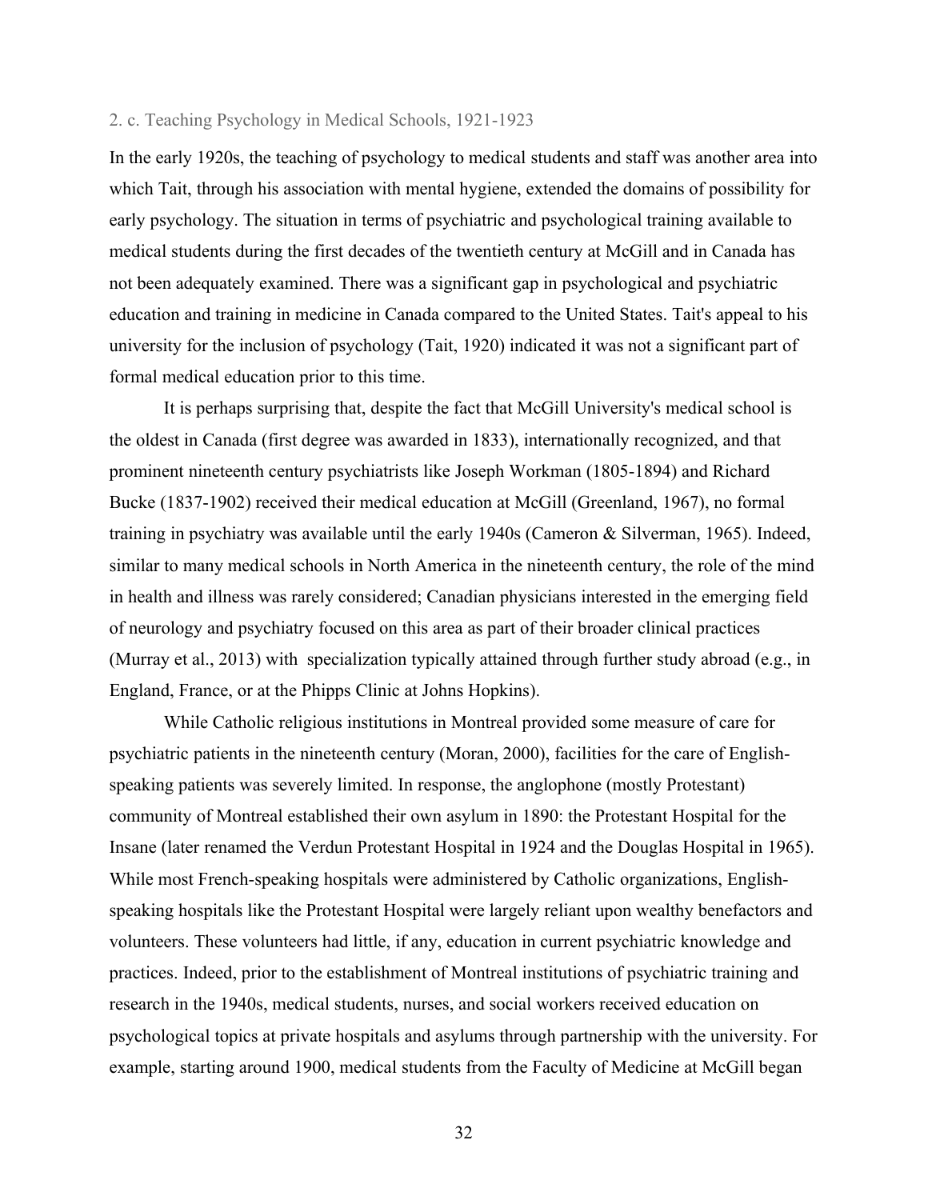### 2. c. Teaching Psychology in Medical Schools, 1921-1923

In the early 1920s, the teaching of psychology to medical students and staff was another area into which Tait, through his association with mental hygiene, extended the domains of possibility for early psychology. The situation in terms of psychiatric and psychological training available to medical students during the first decades of the twentieth century at McGill and in Canada has not been adequately examined. There was a significant gap in psychological and psychiatric education and training in medicine in Canada compared to the United States. Tait's appeal to his university for the inclusion of psychology (Tait, 1920) indicated it was not a significant part of formal medical education prior to this time.

It is perhaps surprising that, despite the fact that McGill University's medical school is the oldest in Canada (first degree was awarded in 1833), internationally recognized, and that prominent nineteenth century psychiatrists like Joseph Workman (1805-1894) and Richard Bucke (1837-1902) received their medical education at McGill (Greenland, 1967), no formal training in psychiatry was available until the early 1940s (Cameron & Silverman, 1965). Indeed, similar to many medical schools in North America in the nineteenth century, the role of the mind in health and illness was rarely considered; Canadian physicians interested in the emerging field of neurology and psychiatry focused on this area as part of their broader clinical practices (Murray et al., 2013) with specialization typically attained through further study abroad (e.g., in England, France, or at the Phipps Clinic at Johns Hopkins).

While Catholic religious institutions in Montreal provided some measure of care for psychiatric patients in the nineteenth century (Moran, 2000), facilities for the care of English-speaking patients was severely limited. In response, the anglophone (mostly Protestant) community of Montreal established their own asylum in 1890: the Protestant Hospital for the Insane (later renamed the Verdun Protestant Hospital in 1924 and the Douglas Hospital in 1965). While most French-speaking hospitals were administered by Catholic organizations, English-speaking hospitals like the Protestant Hospital were largely reliant upon wealthy benefactors and volunteers. These volunteers had little, if any, education in current psychiatric knowledge and practices. Indeed, prior to the establishment of Montreal institutions of psychiatric training and research in the 1940s, medical students, nurses, and social workers received education on psychological topics at private hospitals and asylums through partnership with the university. For example, starting around 1900, medical students from the Faculty of Medicine at McGill began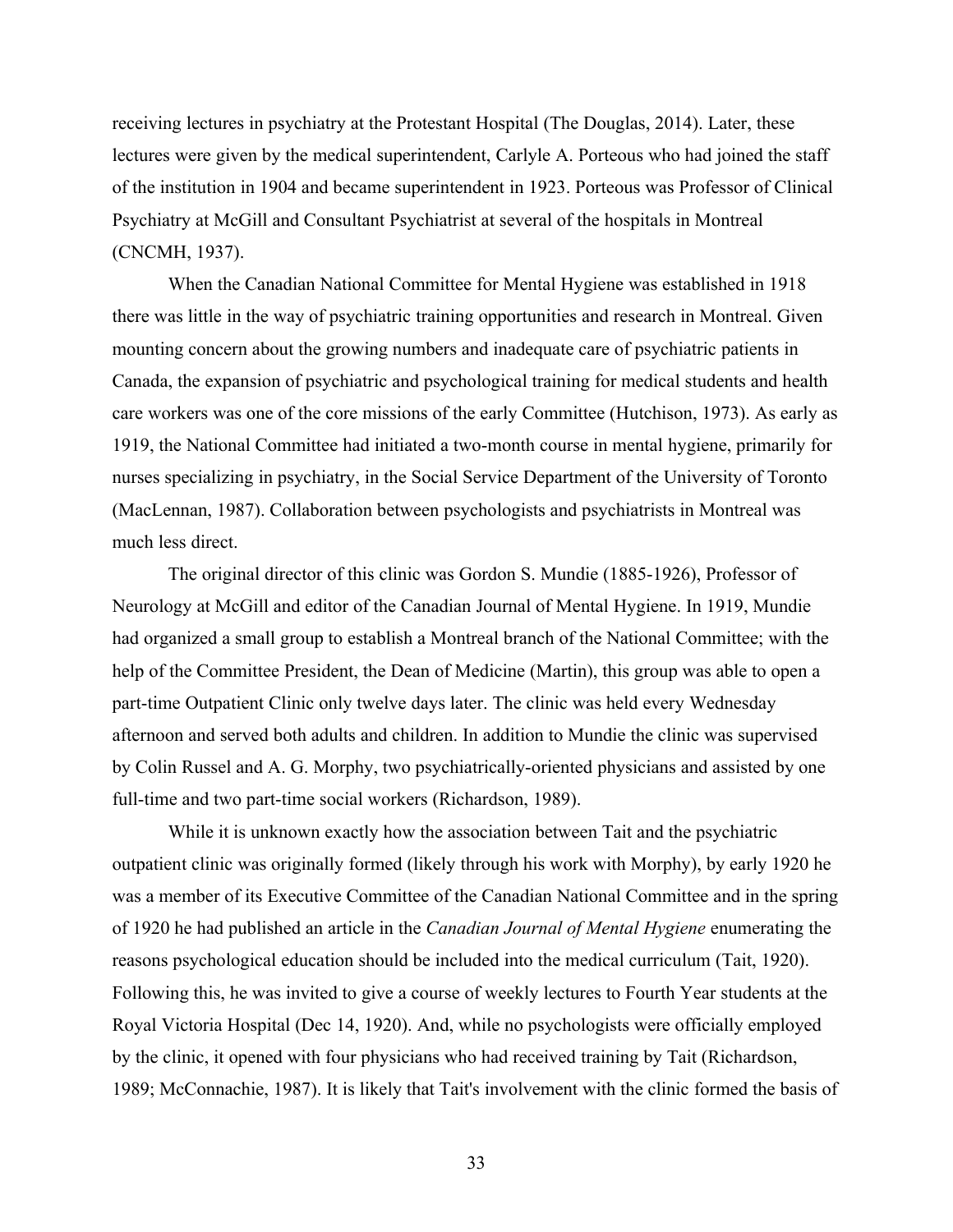receiving lectures in psychiatry at the Protestant Hospital (The Douglas, 2014). Later, these lectures were given by the medical superintendent, Carlyle A. Porteous who had joined the staff of the institution in 1904 and became superintendent in 1923. Porteous was Professor of Clinical Psychiatry at McGill and Consultant Psychiatrist at several of the hospitals in Montreal (CNCMH, 1937).

When the Canadian National Committee for Mental Hygiene was established in 1918 there was little in the way of psychiatric training opportunities and research in Montreal. Given mounting concern about the growing numbers and inadequate care of psychiatric patients in Canada, the expansion of psychiatric and psychological training for medical students and health care workers was one of the core missions of the early Committee (Hutchison, 1973). As early as 1919, the National Committee had initiated a two-month course in mental hygiene, primarily for nurses specializing in psychiatry, in the Social Service Department of the University of Toronto (MacLennan, 1987). Collaboration between psychologists and psychiatrists in Montreal was much less direct.

The original director of this clinic was Gordon S. Mundie (1885-1926), Professor of Neurology at McGill and editor of the Canadian Journal of Mental Hygiene. In 1919, Mundie had organized a small group to establish a Montreal branch of the National Committee; with the help of the Committee President, the Dean of Medicine (Martin), this group was able to open a part-time Outpatient Clinic only twelve days later. The clinic was held every Wednesday afternoon and served both adults and children. In addition to Mundie the clinic was supervised by Colin Russel and A. G. Morphy, two psychiatrically-oriented physicians and assisted by one full-time and two part-time social workers (Richardson, 1989).

While it is unknown exactly how the association between Tait and the psychiatric outpatient clinic was originally formed (likely through his work with Morphy), by early 1920 he was a member of its Executive Committee of the Canadian National Committee and in the spring of 1920 he had published an article in the *Canadian Journal of Mental Hygiene* enumerating the reasons psychological education should be included into the medical curriculum (Tait, 1920). Following this, he was invited to give a course of weekly lectures to Fourth Year students at the Royal Victoria Hospital (Dec 14, 1920). And, while no psychologists were officially employed by the clinic, it opened with four physicians who had received training by Tait (Richardson, 1989; McConnachie, 1987). It is likely that Tait's involvement with the clinic formed the basis of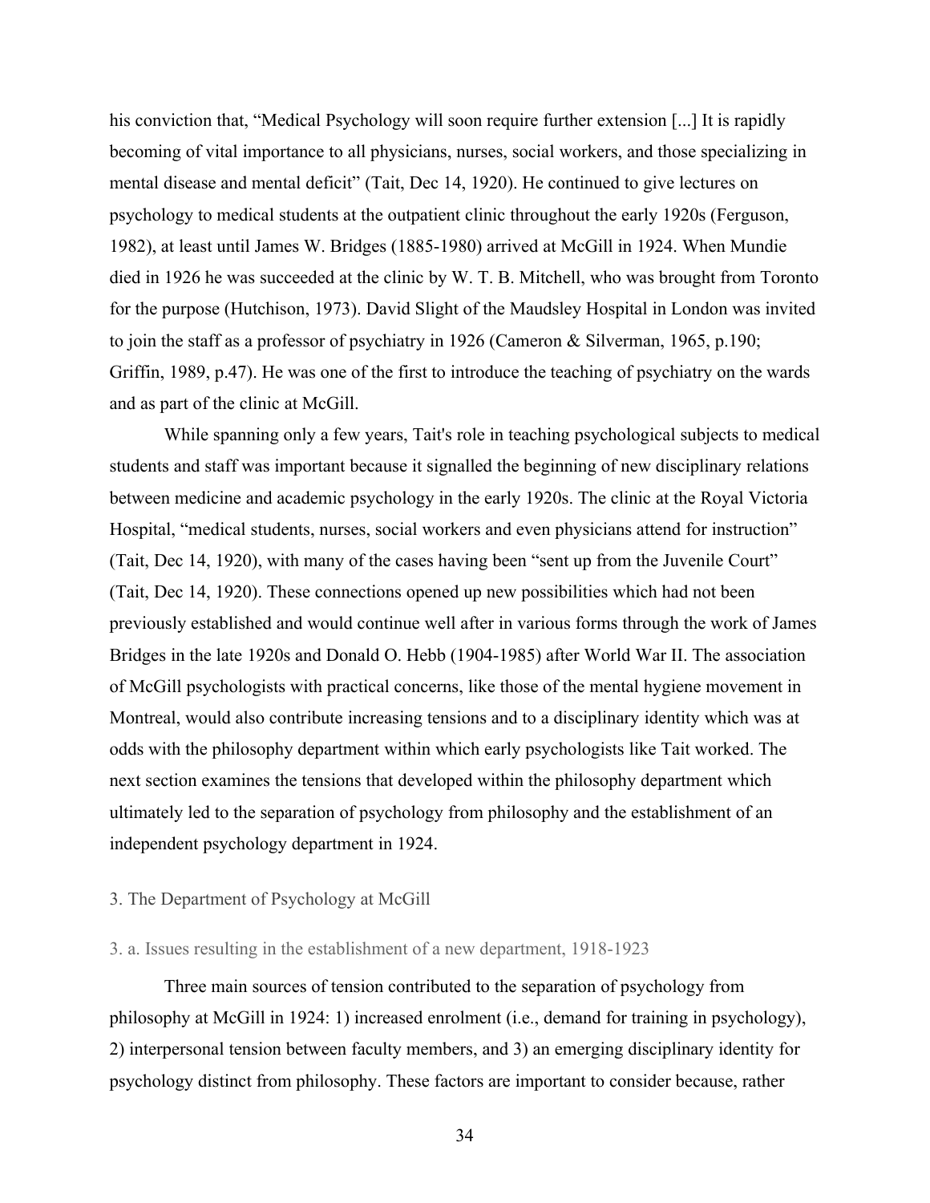his conviction that, "Medical Psychology will soon require further extension [...] It is rapidly becoming of vital importance to all physicians, nurses, social workers, and those specializing in mental disease and mental deficit" (Tait, Dec 14, 1920). He continued to give lectures on psychology to medical students at the outpatient clinic throughout the early 1920s (Ferguson, 1982), at least until James W. Bridges (1885-1980) arrived at McGill in 1924. When Mundie died in 1926 he was succeeded at the clinic by W. T. B. Mitchell, who was brought from Toronto for the purpose (Hutchison, 1973). David Slight of the Maudsley Hospital in London was invited to join the staff as a professor of psychiatry in 1926 (Cameron & Silverman, 1965, p.190; Griffin, 1989, p.47). He was one of the first to introduce the teaching of psychiatry on the wards and as part of the clinic at McGill.

While spanning only a few years, Tait's role in teaching psychological subjects to medical students and staff was important because it signalled the beginning of new disciplinary relations between medicine and academic psychology in the early 1920s. The clinic at the Royal Victoria Hospital, "medical students, nurses, social workers and even physicians attend for instruction" (Tait, Dec 14, 1920), with many of the cases having been "sent up from the Juvenile Court" (Tait, Dec 14, 1920). These connections opened up new possibilities which had not been previously established and would continue well after in various forms through the work of James Bridges in the late 1920s and Donald O. Hebb (1904-1985) after World War II. The association of McGill psychologists with practical concerns, like those of the mental hygiene movement in Montreal, would also contribute increasing tensions and to a disciplinary identity which was at odds with the philosophy department within which early psychologists like Tait worked. The next section examines the tensions that developed within the philosophy department which ultimately led to the separation of psychology from philosophy and the establishment of an independent psychology department in 1924.

## 3. The Department of Psychology at McGill

### 3. a. Issues resulting in the establishment of a new department, 1918-1923

Three main sources of tension contributed to the separation of psychology from philosophy at McGill in 1924: 1) increased enrolment (i.e., demand for training in psychology), 2) interpersonal tension between faculty members, and 3) an emerging disciplinary identity for psychology distinct from philosophy. These factors are important to consider because, rather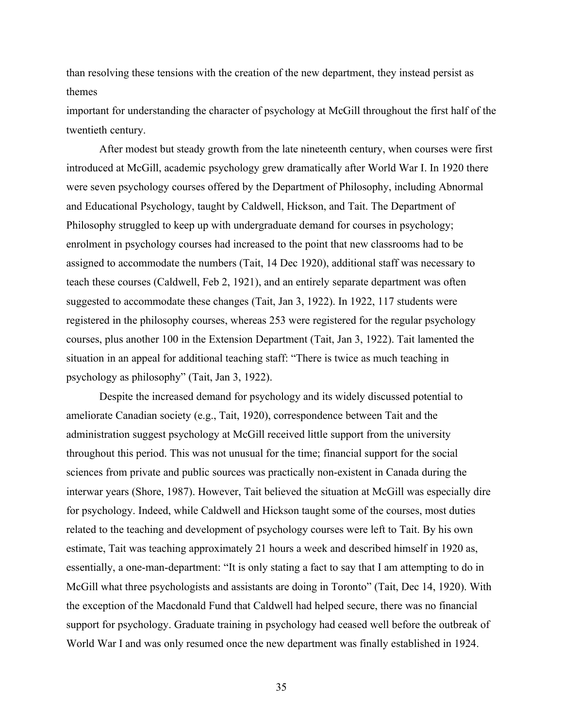than resolving these tensions with the creation of the new department, they instead persist as themes important for understanding the character of psychology at McGill throughout the first half of the twentieth century.

After modest but steady growth from the late nineteenth century, when courses were first introduced at McGill, academic psychology grew dramatically after World War I. In 1920 there were seven psychology courses offered by the Department of Philosophy, including Abnormal and Educational Psychology, taught by Caldwell, Hickson, and Tait. The Department of Philosophy struggled to keep up with undergraduate demand for courses in psychology; enrolment in psychology courses had increased to the point that new classrooms had to be assigned to accommodate the numbers (Tait, 14 Dec 1920), additional staff was necessary to teach these courses (Caldwell, Feb 2, 1921), and an entirely separate department was often suggested to accommodate these changes (Tait, Jan 3, 1922). In 1922, 117 students were registered in the philosophy courses, whereas 253 were registered for the regular psychology courses, plus another 100 in the Extension Department (Tait, Jan 3, 1922). Tait lamented the situation in an appeal for additional teaching staff: "There is twice as much teaching in psychology as philosophy" (Tait, Jan 3, 1922).

Despite the increased demand for psychology and its widely discussed potential to ameliorate Canadian society (e.g., Tait, 1920), correspondence between Tait and the administration suggest psychology at McGill received little support from the university throughout this period. This was not unusual for the time; financial support for the social sciences from private and public sources was practically non-existent in Canada during the interwar years (Shore, 1987). However, Tait believed the situation at McGill was especially dire for psychology. Indeed, while Caldwell and Hickson taught some of the courses, most duties related to the teaching and development of psychology courses were left to Tait. By his own estimate, Tait was teaching approximately 21 hours a week and described himself in 1920 as, essentially, a one-man-department: "It is only stating a fact to say that I am attempting to do in McGill what three psychologists and assistants are doing in Toronto" (Tait, Dec 14, 1920). With the exception of the Macdonald Fund that Caldwell had helped secure, there was no financial support for psychology. Graduate training in psychology had ceased well before the outbreak of World War I and was only resumed once the new department was finally established in 1924.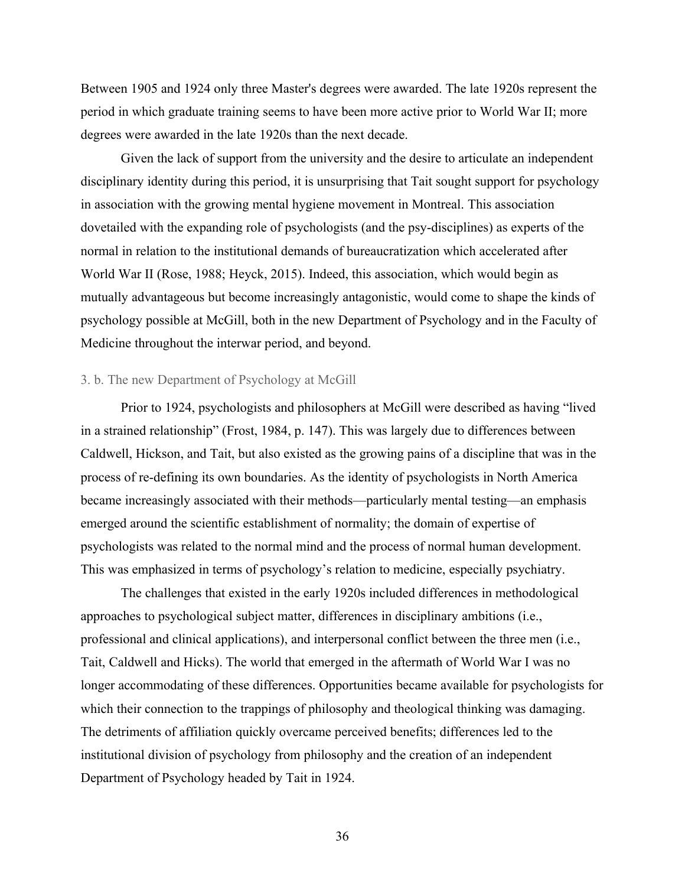Between 1905 and 1924 only three Master's degrees were awarded. The late 1920s represent the period in which graduate training seems to have been more active prior to World War II; more degrees were awarded in the late 1920s than the next decade.

Given the lack of support from the university and the desire to articulate an independent disciplinary identity during this period, it is unsurprising that Tait sought support for psychology in association with the growing mental hygiene movement in Montreal. This association dovetailed with the expanding role of psychologists (and the psy-disciplines) as experts of the normal in relation to the institutional demands of bureaucratization which accelerated after World War II (Rose, 1988; Heyck, 2015). Indeed, this association, which would begin as mutually advantageous but become increasingly antagonistic, would come to shape the kinds of psychology possible at McGill, both in the new Department of Psychology and in the Faculty of Medicine throughout the interwar period, and beyond.

### 3. b. The new Department of Psychology at McGill

Prior to 1924, psychologists and philosophers at McGill were described as having "lived in a strained relationship" (Frost, 1984, p. 147). This was largely due to differences between Caldwell, Hickson, and Tait, but also existed as the growing pains of a discipline that was in the process of re-defining its own boundaries. As the identity of psychologists in North America became increasingly associated with their methods—particularly mental testing—an emphasis emerged around the scientific establishment of normality; the domain of expertise of psychologists was related to the normal mind and the process of normal human development. This was emphasized in terms of psychology's relation to medicine, especially psychiatry.

The challenges that existed in the early 1920s included differences in methodological approaches to psychological subject matter, differences in disciplinary ambitions (i.e., professional and clinical applications), and interpersonal conflict between the three men (i.e., Tait, Caldwell and Hicks). The world that emerged in the aftermath of World War I was no longer accommodating of these differences. Opportunities became available for psychologists for which their connection to the trappings of philosophy and theological thinking was damaging. The detriments of affiliation quickly overcame perceived benefits; differences led to the institutional division of psychology from philosophy and the creation of an independent Department of Psychology headed by Tait in 1924.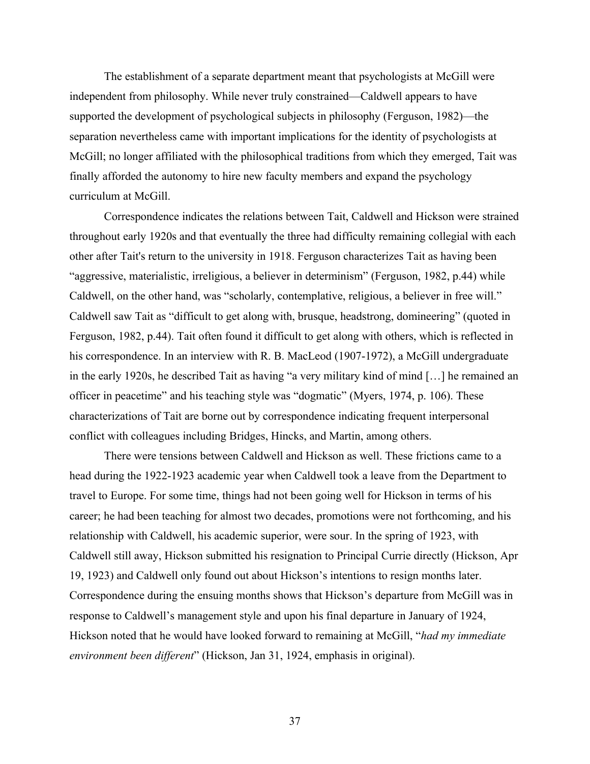The establishment of a separate department meant that psychologists at McGill were independent from philosophy. While never truly constrained—Caldwell appears to have supported the development of psychological subjects in philosophy (Ferguson, 1982)—the separation nevertheless came with important implications for the identity of psychologists at McGill; no longer affiliated with the philosophical traditions from which they emerged, Tait was finally afforded the autonomy to hire new faculty members and expand the psychology curriculum at McGill.

Correspondence indicates the relations between Tait, Caldwell and Hickson were strained throughout early 1920s and that eventually the three had difficulty remaining collegial with each other after Tait's return to the university in 1918. Ferguson characterizes Tait as having been "aggressive, materialistic, irreligious, a believer in determinism" (Ferguson, 1982, p.44) while Caldwell, on the other hand, was "scholarly, contemplative, religious, a believer in free will." Caldwell saw Tait as "difficult to get along with, brusque, headstrong, domineering" (quoted in Ferguson, 1982, p.44). Tait often found it difficult to get along with others, which is reflected in his correspondence. In an interview with R. B. MacLeod (1907-1972), a McGill undergraduate in the early 1920s, he described Tait as having "a very military kind of mind […] he remained an officer in peacetime" and his teaching style was "dogmatic" (Myers, 1974, p. 106). These characterizations of Tait are borne out by correspondence indicating frequent interpersonal conflict with colleagues including Bridges, Hincks, and Martin, among others.

There were tensions between Caldwell and Hickson as well. These frictions came to a head during the 1922-1923 academic year when Caldwell took a leave from the Department to travel to Europe. For some time, things had not been going well for Hickson in terms of his career; he had been teaching for almost two decades, promotions were not forthcoming, and his relationship with Caldwell, his academic superior, were sour. In the spring of 1923, with Caldwell still away, Hickson submitted his resignation to Principal Currie directly (Hickson, Apr 19, 1923) and Caldwell only found out about Hickson's intentions to resign months later. Correspondence during the ensuing months shows that Hickson's departure from McGill was in response to Caldwell's management style and upon his final departure in January of 1924, Hickson noted that he would have looked forward to remaining at McGill, "*had my immediate environment been different*" (Hickson, Jan 31, 1924, emphasis in original).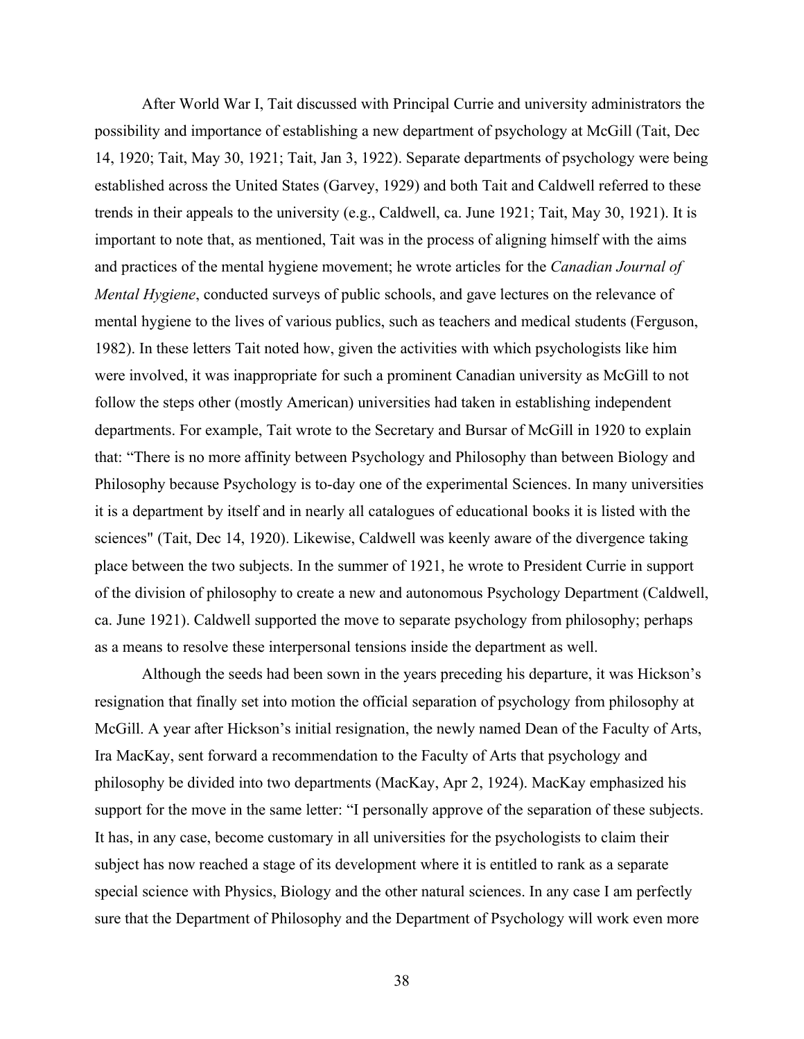After World War I, Tait discussed with Principal Currie and university administrators the possibility and importance of establishing a new department of psychology at McGill (Tait, Dec 14, 1920; Tait, May 30, 1921; Tait, Jan 3, 1922). Separate departments of psychology were being established across the United States (Garvey, 1929) and both Tait and Caldwell referred to these trends in their appeals to the university (e.g., Caldwell, ca. June 1921; Tait, May 30, 1921). It is important to note that, as mentioned, Tait was in the process of aligning himself with the aims and practices of the mental hygiene movement; he wrote articles for the *Canadian Journal of Mental Hygiene*, conducted surveys of public schools, and gave lectures on the relevance of mental hygiene to the lives of various publics, such as teachers and medical students (Ferguson, 1982). In these letters Tait noted how, given the activities with which psychologists like him were involved, it was inappropriate for such a prominent Canadian university as McGill to not follow the steps other (mostly American) universities had taken in establishing independent departments. For example, Tait wrote to the Secretary and Bursar of McGill in 1920 to explain that: "There is no more affinity between Psychology and Philosophy than between Biology and Philosophy because Psychology is to-day one of the experimental Sciences. In many universities it is a department by itself and in nearly all catalogues of educational books it is listed with the sciences" (Tait, Dec 14, 1920). Likewise, Caldwell was keenly aware of the divergence taking place between the two subjects. In the summer of 1921, he wrote to President Currie in support of the division of philosophy to create a new and autonomous Psychology Department (Caldwell, ca. June 1921). Caldwell supported the move to separate psychology from philosophy; perhaps as a means to resolve these interpersonal tensions inside the department as well.

Although the seeds had been sown in the years preceding his departure, it was Hickson's resignation that finally set into motion the official separation of psychology from philosophy at McGill. A year after Hickson's initial resignation, the newly named Dean of the Faculty of Arts, Ira MacKay, sent forward a recommendation to the Faculty of Arts that psychology and philosophy be divided into two departments (MacKay, Apr 2, 1924). MacKay emphasized his support for the move in the same letter: "I personally approve of the separation of these subjects. It has, in any case, become customary in all universities for the psychologists to claim their subject has now reached a stage of its development where it is entitled to rank as a separate special science with Physics, Biology and the other natural sciences. In any case I am perfectly sure that the Department of Philosophy and the Department of Psychology will work even more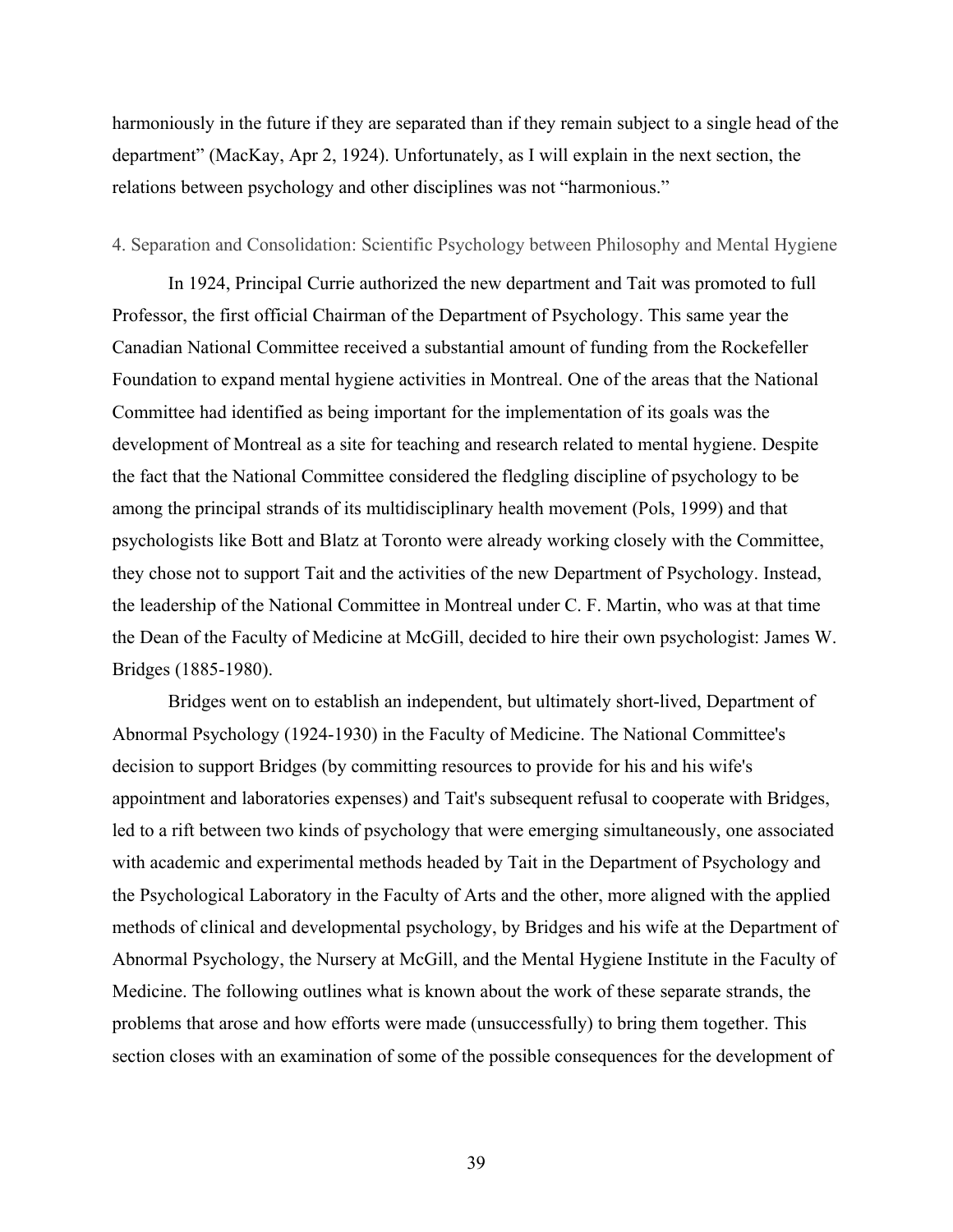harmoniously in the future if they are separated than if they remain subject to a single head of the department" (MacKay, Apr 2, 1924). Unfortunately, as I will explain in the next section, the relations between psychology and other disciplines was not "harmonious."

## 4. Separation and Consolidation: Scientific Psychology between Philosophy and Mental Hygiene

In 1924, Principal Currie authorized the new department and Tait was promoted to full Professor, the first official Chairman of the Department of Psychology. This same year the Canadian National Committee received a substantial amount of funding from the Rockefeller Foundation to expand mental hygiene activities in Montreal. One of the areas that the National Committee had identified as being important for the implementation of its goals was the development of Montreal as a site for teaching and research related to mental hygiene. Despite the fact that the National Committee considered the fledgling discipline of psychology to be among the principal strands of its multidisciplinary health movement (Pols, 1999) and that psychologists like Bott and Blatz at Toronto were already working closely with the Committee, they chose not to support Tait and the activities of the new Department of Psychology. Instead, the leadership of the National Committee in Montreal under C. F. Martin, who was at that time the Dean of the Faculty of Medicine at McGill, decided to hire their own psychologist: James W. Bridges (1885-1980).

Bridges went on to establish an independent, but ultimately short-lived, Department of Abnormal Psychology (1924-1930) in the Faculty of Medicine. The National Committee's decision to support Bridges (by committing resources to provide for his and his wife's appointment and laboratories expenses) and Tait's subsequent refusal to cooperate with Bridges, led to a rift between two kinds of psychology that were emerging simultaneously, one associated with academic and experimental methods headed by Tait in the Department of Psychology and the Psychological Laboratory in the Faculty of Arts and the other, more aligned with the applied methods of clinical and developmental psychology, by Bridges and his wife at the Department of Abnormal Psychology, the Nursery at McGill, and the Mental Hygiene Institute in the Faculty of Medicine. The following outlines what is known about the work of these separate strands, the problems that arose and how efforts were made (unsuccessfully) to bring them together. This section closes with an examination of some of the possible consequences for the development of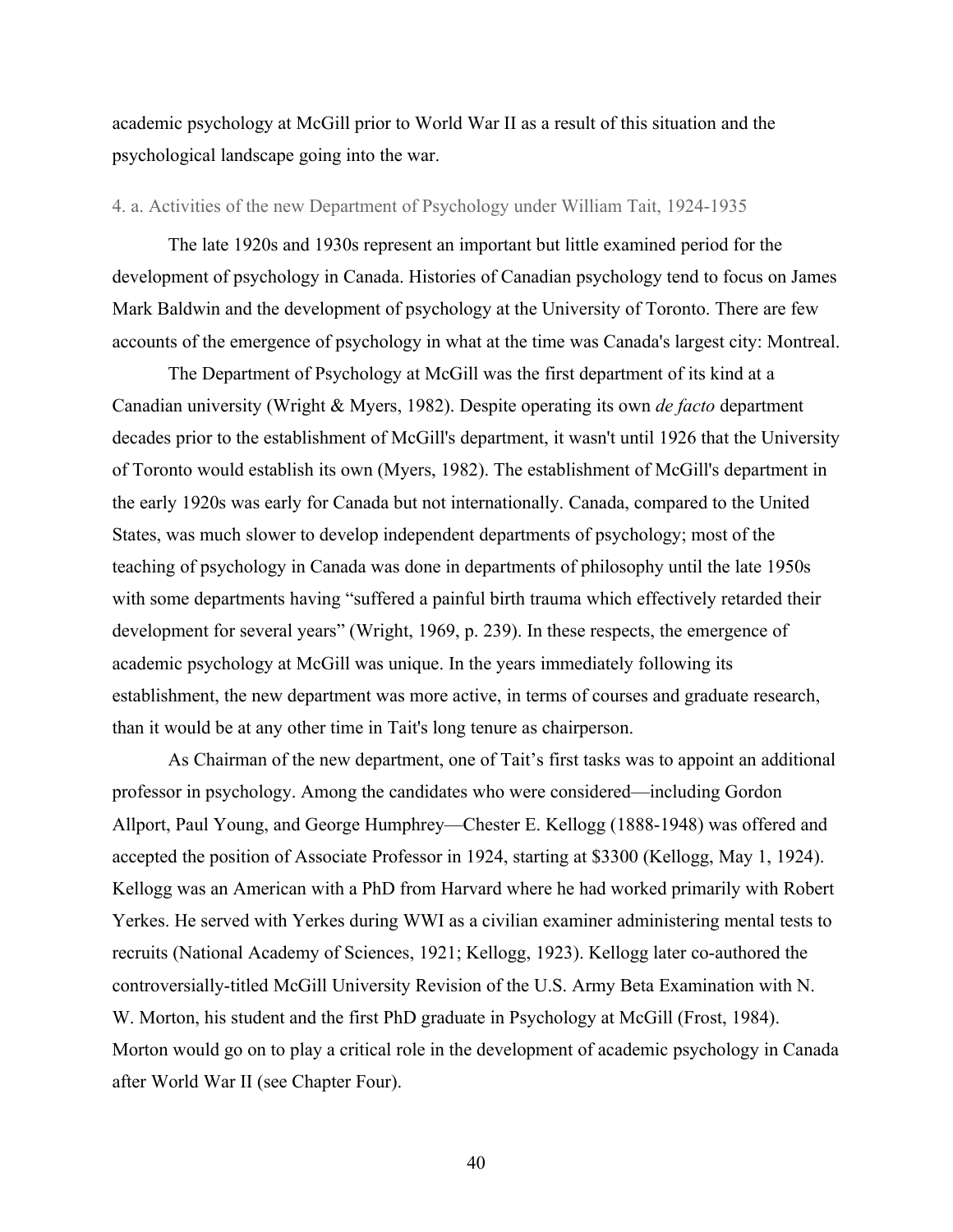academic psychology at McGill prior to World War II as a result of this situation and the psychological landscape going into the war.

### 4. a. Activities of the new Department of Psychology under William Tait, 1924-1935

The late 1920s and 1930s represent an important but little examined period for the development of psychology in Canada. Histories of Canadian psychology tend to focus on James Mark Baldwin and the development of psychology at the University of Toronto. There are few accounts of the emergence of psychology in what at the time was Canada's largest city: Montreal.

The Department of Psychology at McGill was the first department of its kind at a Canadian university (Wright & Myers, 1982). Despite operating its own *de facto* department decades prior to the establishment of McGill's department, it wasn't until 1926 that the University of Toronto would establish its own (Myers, 1982). The establishment of McGill's department in the early 1920s was early for Canada but not internationally. Canada, compared to the United States, was much slower to develop independent departments of psychology; most of the teaching of psychology in Canada was done in departments of philosophy until the late 1950s with some departments having "suffered a painful birth trauma which effectively retarded their development for several years" (Wright, 1969, p. 239). In these respects, the emergence of academic psychology at McGill was unique. In the years immediately following its establishment, the new department was more active, in terms of courses and graduate research, than it would be at any other time in Tait's long tenure as chairperson.

As Chairman of the new department, one of Tait's first tasks was to appoint an additional professor in psychology. Among the candidates who were considered—including Gordon Allport, Paul Young, and George Humphrey—Chester E. Kellogg (1888-1948) was offered and accepted the position of Associate Professor in 1924, starting at $3300 (Kellogg, May 1, 1924). Kellogg was an American with a PhD from Harvard where he had worked primarily with Robert Yerkes. He served with Yerkes during WWI as a civilian examiner administering mental tests to recruits (National Academy of Sciences, 1921; Kellogg, 1923). Kellogg later co-authored the controversially-titled McGill University Revision of the U.S. Army Beta Examination with N. W. Morton, his student and the first PhD graduate in Psychology at McGill (Frost, 1984). Morton would go on to play a critical role in the development of academic psychology in Canada after World War II (see Chapter Four).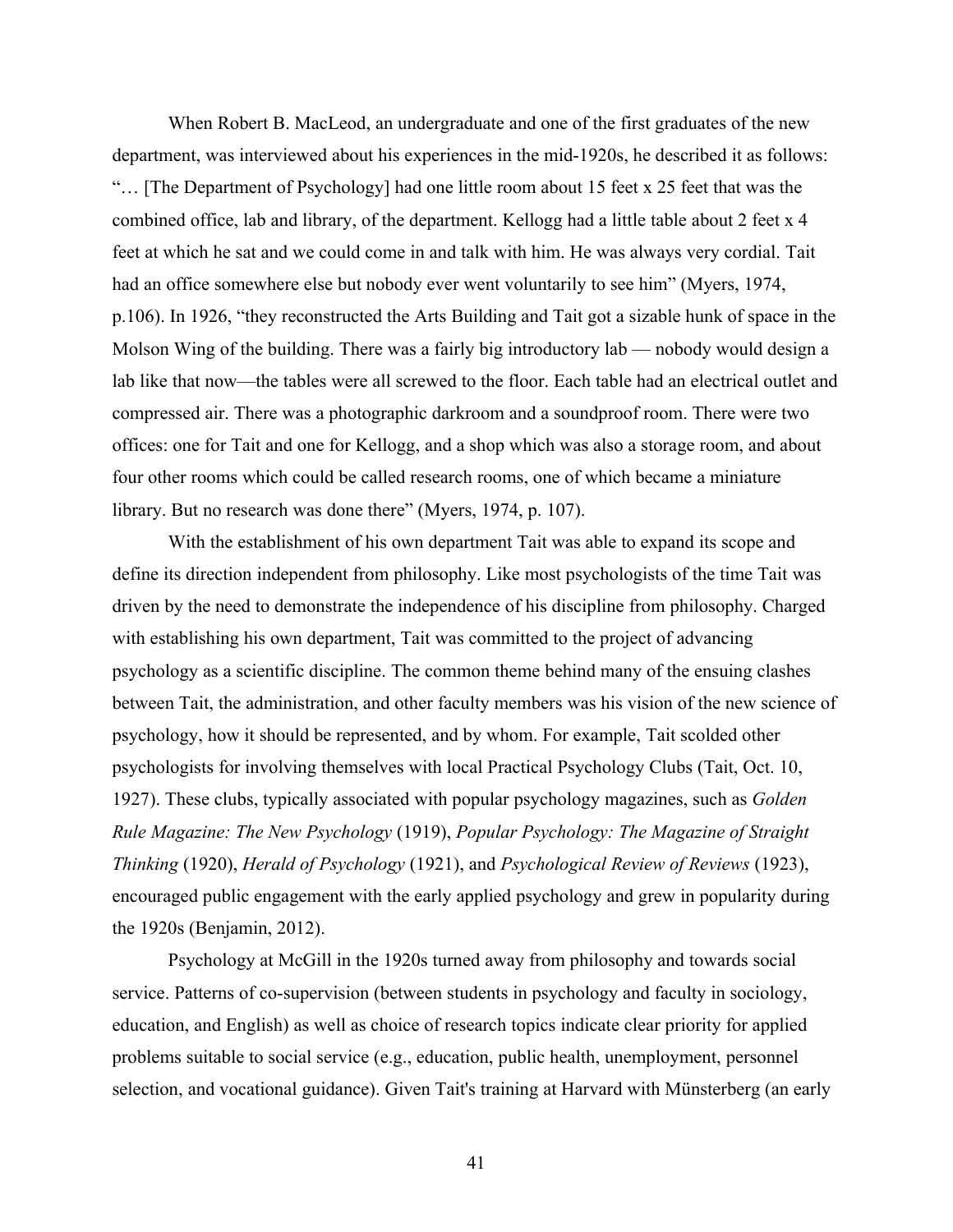When Robert B. MacLeod, an undergraduate and one of the first graduates of the new department, was interviewed about his experiences in the mid-1920s, he described it as follows: "… [The Department of Psychology] had one little room about 15 feet x 25 feet that was the combined office, lab and library, of the department. Kellogg had a little table about 2 feet x 4 feet at which he sat and we could come in and talk with him. He was always very cordial. Tait had an office somewhere else but nobody ever went voluntarily to see him" (Myers, 1974, p.106). In 1926, "they reconstructed the Arts Building and Tait got a sizable hunk of space in the Molson Wing of the building. There was a fairly big introductory lab — nobody would design a lab like that now—the tables were all screwed to the floor. Each table had an electrical outlet and compressed air. There was a photographic darkroom and a soundproof room. There were two offices: one for Tait and one for Kellogg, and a shop which was also a storage room, and about four other rooms which could be called research rooms, one of which became a miniature library. But no research was done there" (Myers, 1974, p. 107).

With the establishment of his own department Tait was able to expand its scope and define its direction independent from philosophy. Like most psychologists of the time Tait was driven by the need to demonstrate the independence of his discipline from philosophy. Charged with establishing his own department, Tait was committed to the project of advancing psychology as a scientific discipline. The common theme behind many of the ensuing clashes between Tait, the administration, and other faculty members was his vision of the new science of psychology, how it should be represented, and by whom. For example, Tait scolded other psychologists for involving themselves with local Practical Psychology Clubs (Tait, Oct. 10, 1927). These clubs, typically associated with popular psychology magazines, such as *Golden Rule Magazine: The New Psychology* (1919), *Popular Psychology: The Magazine of Straight Thinking* (1920), *Herald of Psychology* (1921), and *Psychological Review of Reviews* (1923), encouraged public engagement with the early applied psychology and grew in popularity during the 1920s (Benjamin, 2012).

Psychology at McGill in the 1920s turned away from philosophy and towards social service. Patterns of co-supervision (between students in psychology and faculty in sociology, education, and English) as well as choice of research topics indicate clear priority for applied problems suitable to social service (e.g., education, public health, unemployment, personnel selection, and vocational guidance). Given Tait's training at Harvard with Münsterberg (an early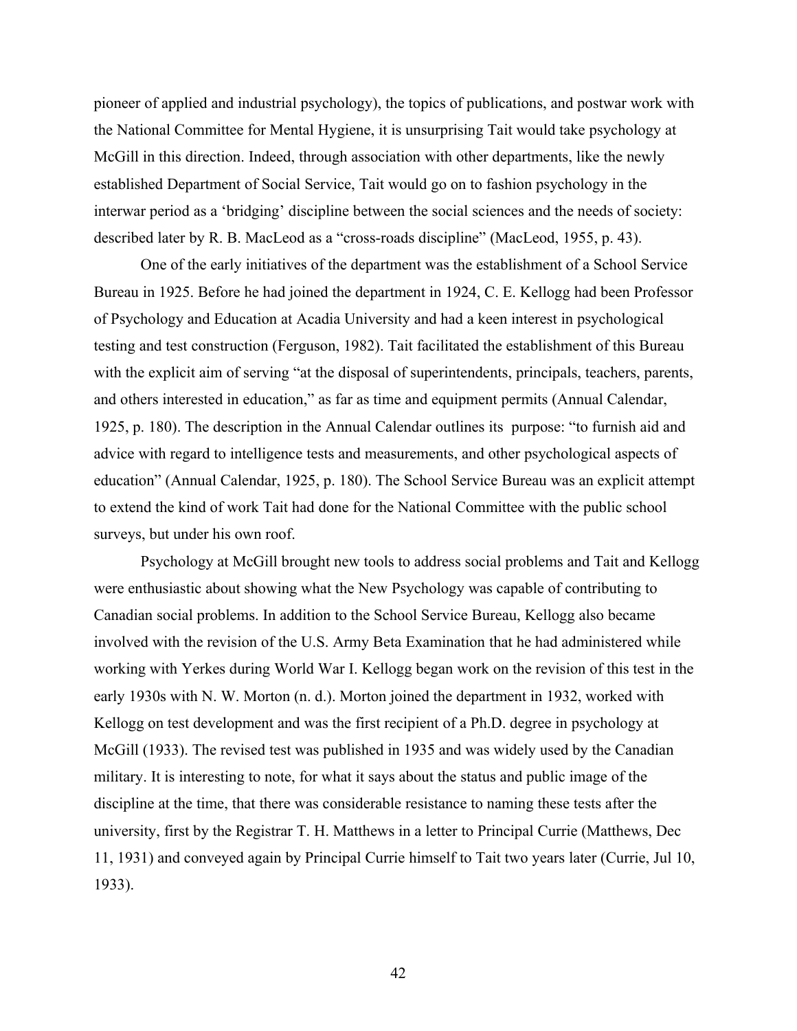pioneer of applied and industrial psychology), the topics of publications, and postwar work with the National Committee for Mental Hygiene, it is unsurprising Tait would take psychology at McGill in this direction. Indeed, through association with other departments, like the newly established Department of Social Service, Tait would go on to fashion psychology in the interwar period as a 'bridging' discipline between the social sciences and the needs of society: described later by R. B. MacLeod as a "cross-roads discipline" (MacLeod, 1955, p. 43).

One of the early initiatives of the department was the establishment of a School Service Bureau in 1925. Before he had joined the department in 1924, C. E. Kellogg had been Professor of Psychology and Education at Acadia University and had a keen interest in psychological testing and test construction (Ferguson, 1982). Tait facilitated the establishment of this Bureau with the explicit aim of serving "at the disposal of superintendents, principals, teachers, parents, and others interested in education," as far as time and equipment permits (Annual Calendar, 1925, p. 180). The description in the Annual Calendar outlines its purpose: "to furnish aid and advice with regard to intelligence tests and measurements, and other psychological aspects of education" (Annual Calendar, 1925, p. 180). The School Service Bureau was an explicit attempt to extend the kind of work Tait had done for the National Committee with the public school surveys, but under his own roof.

Psychology at McGill brought new tools to address social problems and Tait and Kellogg were enthusiastic about showing what the New Psychology was capable of contributing to Canadian social problems. In addition to the School Service Bureau, Kellogg also became involved with the revision of the U.S. Army Beta Examination that he had administered while working with Yerkes during World War I. Kellogg began work on the revision of this test in the early 1930s with N. W. Morton (n. d.). Morton joined the department in 1932, worked with Kellogg on test development and was the first recipient of a Ph.D. degree in psychology at McGill (1933). The revised test was published in 1935 and was widely used by the Canadian military. It is interesting to note, for what it says about the status and public image of the discipline at the time, that there was considerable resistance to naming these tests after the university, first by the Registrar T. H. Matthews in a letter to Principal Currie (Matthews, Dec 11, 1931) and conveyed again by Principal Currie himself to Tait two years later (Currie, Jul 10, 1933).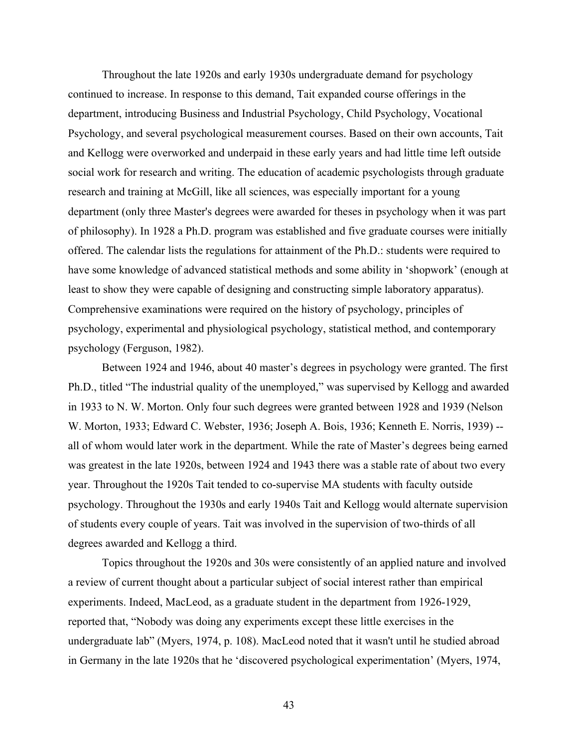Throughout the late 1920s and early 1930s undergraduate demand for psychology continued to increase. In response to this demand, Tait expanded course offerings in the department, introducing Business and Industrial Psychology, Child Psychology, Vocational Psychology, and several psychological measurement courses. Based on their own accounts, Tait and Kellogg were overworked and underpaid in these early years and had little time left outside social work for research and writing. The education of academic psychologists through graduate research and training at McGill, like all sciences, was especially important for a young department (only three Master's degrees were awarded for theses in psychology when it was part of philosophy). In 1928 a Ph.D. program was established and five graduate courses were initially offered. The calendar lists the regulations for attainment of the Ph.D.: students were required to have some knowledge of advanced statistical methods and some ability in 'shopwork' (enough at least to show they were capable of designing and constructing simple laboratory apparatus). Comprehensive examinations were required on the history of psychology, principles of psychology, experimental and physiological psychology, statistical method, and contemporary psychology (Ferguson, 1982).

Between 1924 and 1946, about 40 master's degrees in psychology were granted. The first Ph.D., titled "The industrial quality of the unemployed," was supervised by Kellogg and awarded in 1933 to N. W. Morton. Only four such degrees were granted between 1928 and 1939 (Nelson W. Morton, 1933; Edward C. Webster, 1936; Joseph A. Bois, 1936; Kenneth E. Norris, 1939) -- all of whom would later work in the department. While the rate of Master's degrees being earned was greatest in the late 1920s, between 1924 and 1943 there was a stable rate of about two every year. Throughout the 1920s Tait tended to co-supervise MA students with faculty outside psychology. Throughout the 1930s and early 1940s Tait and Kellogg would alternate supervision of students every couple of years. Tait was involved in the supervision of two-thirds of all degrees awarded and Kellogg a third.

Topics throughout the 1920s and 30s were consistently of an applied nature and involved a review of current thought about a particular subject of social interest rather than empirical experiments. Indeed, MacLeod, as a graduate student in the department from 1926-1929, reported that, "Nobody was doing any experiments except these little exercises in the undergraduate lab" (Myers, 1974, p. 108). MacLeod noted that it wasn't until he studied abroad in Germany in the late 1920s that he 'discovered psychological experimentation' (Myers, 1974,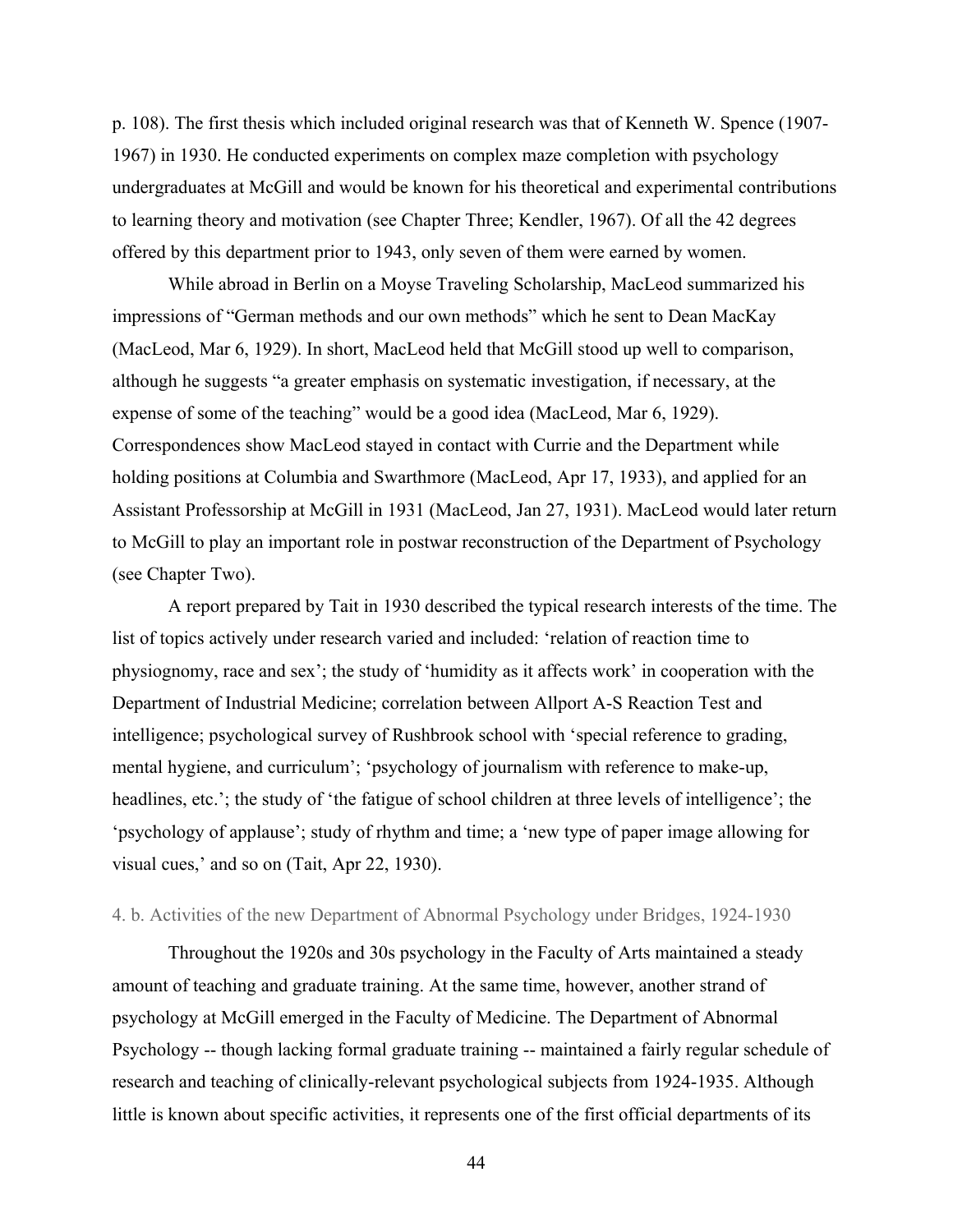p. 108). The first thesis which included original research was that of Kenneth W. Spence (1907-1967) in 1930. He conducted experiments on complex maze completion with psychology undergraduates at McGill and would be known for his theoretical and experimental contributions to learning theory and motivation (see Chapter Three; Kendler, 1967). Of all the 42 degrees offered by this department prior to 1943, only seven of them were earned by women.

While abroad in Berlin on a Moyse Traveling Scholarship, MacLeod summarized his impressions of "German methods and our own methods" which he sent to Dean MacKay (MacLeod, Mar 6, 1929). In short, MacLeod held that McGill stood up well to comparison, although he suggests "a greater emphasis on systematic investigation, if necessary, at the expense of some of the teaching" would be a good idea (MacLeod, Mar 6, 1929). Correspondences show MacLeod stayed in contact with Currie and the Department while holding positions at Columbia and Swarthmore (MacLeod, Apr 17, 1933), and applied for an Assistant Professorship at McGill in 1931 (MacLeod, Jan 27, 1931). MacLeod would later return to McGill to play an important role in postwar reconstruction of the Department of Psychology (see Chapter Two).

A report prepared by Tait in 1930 described the typical research interests of the time. The list of topics actively under research varied and included: 'relation of reaction time to physiognomy, race and sex'; the study of 'humidity as it affects work' in cooperation with the Department of Industrial Medicine; correlation between Allport A-S Reaction Test and intelligence; psychological survey of Rushbrook school with 'special reference to grading, mental hygiene, and curriculum'; 'psychology of journalism with reference to make-up, headlines, etc.'; the study of 'the fatigue of school children at three levels of intelligence'; the 'psychology of applause'; study of rhythm and time; a 'new type of paper image allowing for visual cues,' and so on (Tait, Apr 22, 1930).

#### 4. b. Activities of the new Department of Abnormal Psychology under Bridges, 1924-1930

Throughout the 1920s and 30s psychology in the Faculty of Arts maintained a steady amount of teaching and graduate training. At the same time, however, another strand of psychology at McGill emerged in the Faculty of Medicine. The Department of Abnormal Psychology -- though lacking formal graduate training -- maintained a fairly regular schedule of research and teaching of clinically-relevant psychological subjects from 1924-1935. Although little is known about specific activities, it represents one of the first official departments of its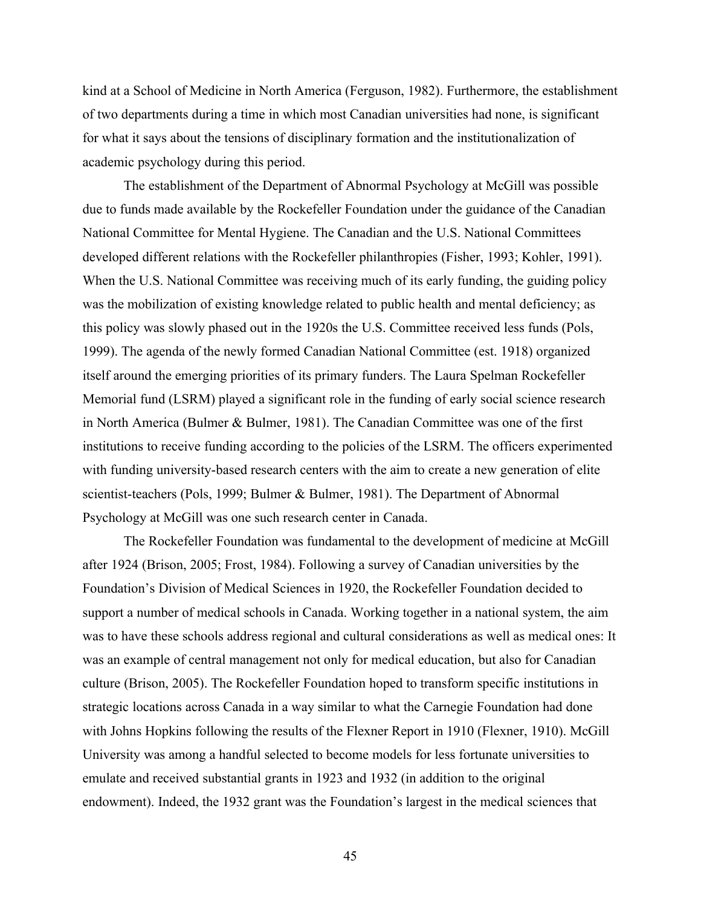kind at a School of Medicine in North America (Ferguson, 1982). Furthermore, the establishment of two departments during a time in which most Canadian universities had none, is significant for what it says about the tensions of disciplinary formation and the institutionalization of academic psychology during this period.

The establishment of the Department of Abnormal Psychology at McGill was possible due to funds made available by the Rockefeller Foundation under the guidance of the Canadian National Committee for Mental Hygiene. The Canadian and the U.S. National Committees developed different relations with the Rockefeller philanthropies (Fisher, 1993; Kohler, 1991). When the U.S. National Committee was receiving much of its early funding, the guiding policy was the mobilization of existing knowledge related to public health and mental deficiency; as this policy was slowly phased out in the 1920s the U.S. Committee received less funds (Pols, 1999). The agenda of the newly formed Canadian National Committee (est. 1918) organized itself around the emerging priorities of its primary funders. The Laura Spelman Rockefeller Memorial fund (LSRM) played a significant role in the funding of early social science research in North America (Bulmer & Bulmer, 1981). The Canadian Committee was one of the first institutions to receive funding according to the policies of the LSRM. The officers experimented with funding university-based research centers with the aim to create a new generation of elite scientist-teachers (Pols, 1999; Bulmer & Bulmer, 1981). The Department of Abnormal Psychology at McGill was one such research center in Canada.

The Rockefeller Foundation was fundamental to the development of medicine at McGill after 1924 (Brison, 2005; Frost, 1984). Following a survey of Canadian universities by the Foundation's Division of Medical Sciences in 1920, the Rockefeller Foundation decided to support a number of medical schools in Canada. Working together in a national system, the aim was to have these schools address regional and cultural considerations as well as medical ones: It was an example of central management not only for medical education, but also for Canadian culture (Brison, 2005). The Rockefeller Foundation hoped to transform specific institutions in strategic locations across Canada in a way similar to what the Carnegie Foundation had done with Johns Hopkins following the results of the Flexner Report in 1910 (Flexner, 1910). McGill University was among a handful selected to become models for less fortunate universities to emulate and received substantial grants in 1923 and 1932 (in addition to the original endowment). Indeed, the 1932 grant was the Foundation's largest in the medical sciences that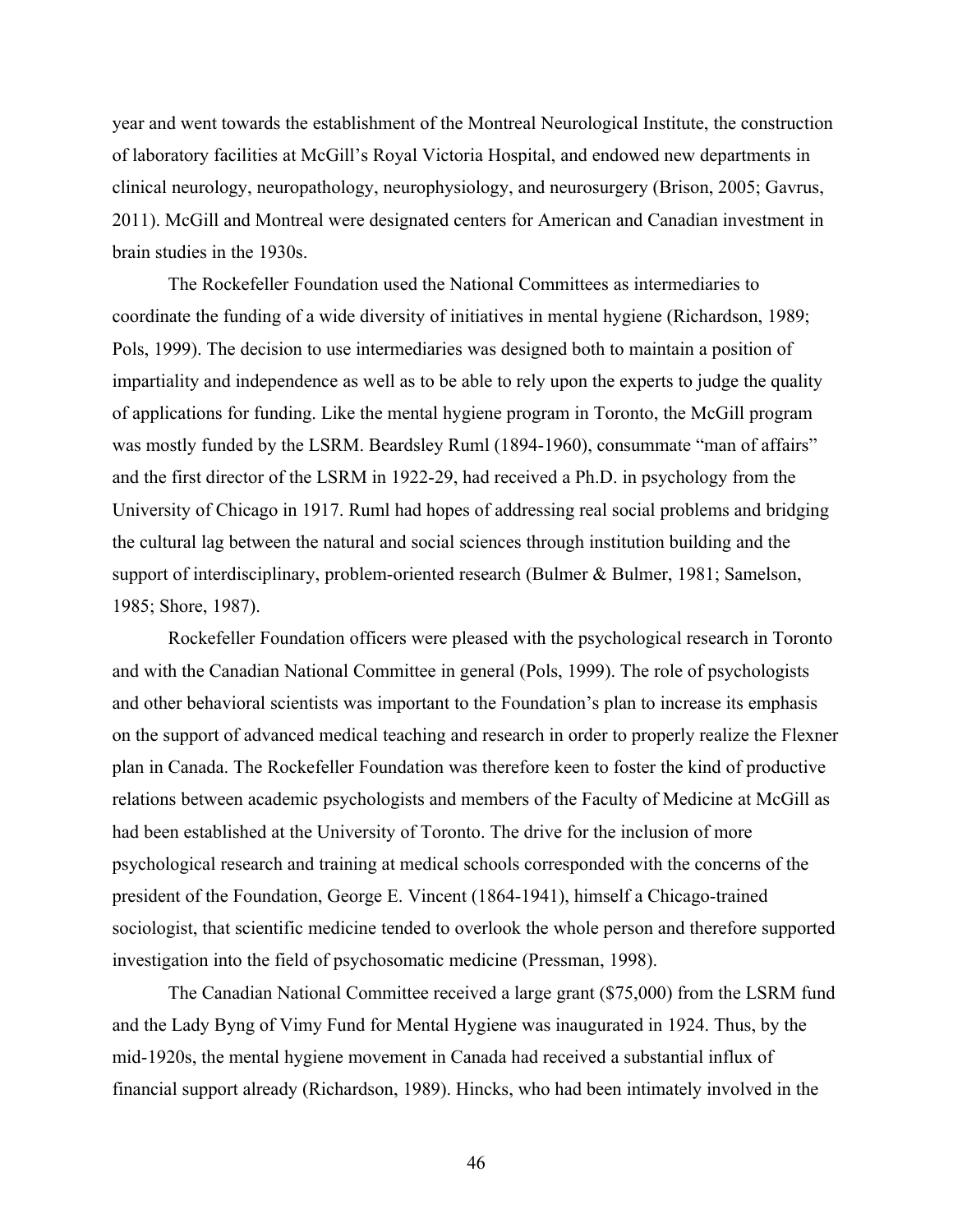year and went towards the establishment of the Montreal Neurological Institute, the construction of laboratory facilities at McGill's Royal Victoria Hospital, and endowed new departments in clinical neurology, neuropathology, neurophysiology, and neurosurgery (Brison, 2005; Gavrus, 2011). McGill and Montreal were designated centers for American and Canadian investment in brain studies in the 1930s.

The Rockefeller Foundation used the National Committees as intermediaries to coordinate the funding of a wide diversity of initiatives in mental hygiene (Richardson, 1989; Pols, 1999). The decision to use intermediaries was designed both to maintain a position of impartiality and independence as well as to be able to rely upon the experts to judge the quality of applications for funding. Like the mental hygiene program in Toronto, the McGill program was mostly funded by the LSRM. Beardsley Ruml (1894-1960), consummate "man of affairs" and the first director of the LSRM in 1922-29, had received a Ph.D. in psychology from the University of Chicago in 1917. Ruml had hopes of addressing real social problems and bridging the cultural lag between the natural and social sciences through institution building and the support of interdisciplinary, problem-oriented research (Bulmer & Bulmer, 1981; Samelson, 1985; Shore, 1987).

Rockefeller Foundation officers were pleased with the psychological research in Toronto and with the Canadian National Committee in general (Pols, 1999). The role of psychologists and other behavioral scientists was important to the Foundation's plan to increase its emphasis on the support of advanced medical teaching and research in order to properly realize the Flexner plan in Canada. The Rockefeller Foundation was therefore keen to foster the kind of productive relations between academic psychologists and members of the Faculty of Medicine at McGill as had been established at the University of Toronto. The drive for the inclusion of more psychological research and training at medical schools corresponded with the concerns of the president of the Foundation, George E. Vincent (1864-1941), himself a Chicago-trained sociologist, that scientific medicine tended to overlook the whole person and therefore supported investigation into the field of psychosomatic medicine (Pressman, 1998).

The Canadian National Committee received a large grant ($75,000) from the LSRM fund and the Lady Byng of Vimy Fund for Mental Hygiene was inaugurated in 1924. Thus, by the mid-1920s, the mental hygiene movement in Canada had received a substantial influx of financial support already (Richardson, 1989). Hincks, who had been intimately involved in the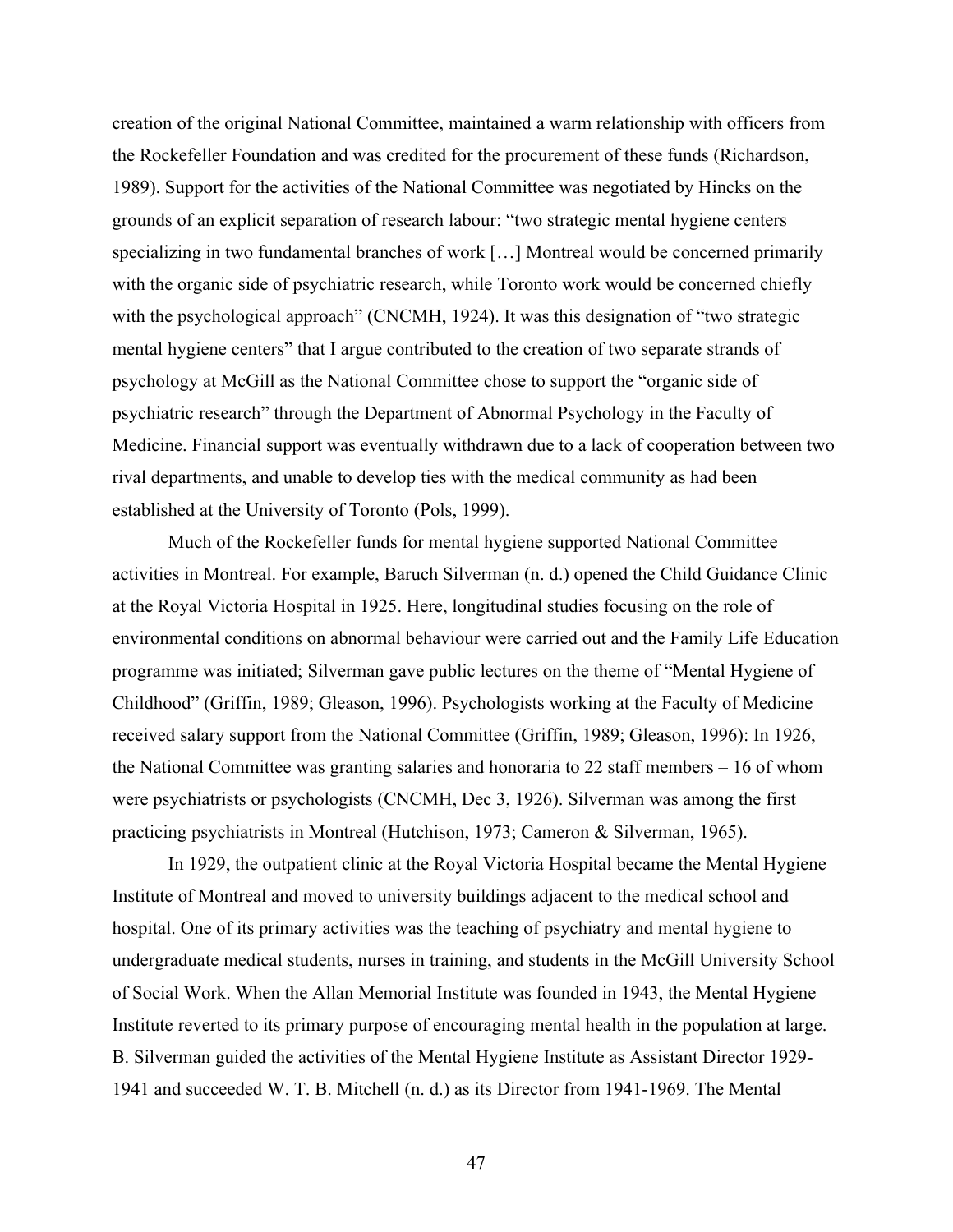creation of the original National Committee, maintained a warm relationship with officers from the Rockefeller Foundation and was credited for the procurement of these funds (Richardson, 1989). Support for the activities of the National Committee was negotiated by Hincks on the grounds of an explicit separation of research labour: "two strategic mental hygiene centers specializing in two fundamental branches of work […] Montreal would be concerned primarily with the organic side of psychiatric research, while Toronto work would be concerned chiefly with the psychological approach" (CNCMH, 1924). It was this designation of "two strategic mental hygiene centers" that I argue contributed to the creation of two separate strands of psychology at McGill as the National Committee chose to support the "organic side of psychiatric research" through the Department of Abnormal Psychology in the Faculty of Medicine. Financial support was eventually withdrawn due to a lack of cooperation between two rival departments, and unable to develop ties with the medical community as had been established at the University of Toronto (Pols, 1999).

Much of the Rockefeller funds for mental hygiene supported National Committee activities in Montreal. For example, Baruch Silverman (n. d.) opened the Child Guidance Clinic at the Royal Victoria Hospital in 1925. Here, longitudinal studies focusing on the role of environmental conditions on abnormal behaviour were carried out and the Family Life Education programme was initiated; Silverman gave public lectures on the theme of "Mental Hygiene of Childhood" (Griffin, 1989; Gleason, 1996). Psychologists working at the Faculty of Medicine received salary support from the National Committee (Griffin, 1989; Gleason, 1996): In 1926, the National Committee was granting salaries and honoraria to 22 staff members – 16 of whom were psychiatrists or psychologists (CNCMH, Dec 3, 1926). Silverman was among the first practicing psychiatrists in Montreal (Hutchison, 1973; Cameron & Silverman, 1965).

In 1929, the outpatient clinic at the Royal Victoria Hospital became the Mental Hygiene Institute of Montreal and moved to university buildings adjacent to the medical school and hospital. One of its primary activities was the teaching of psychiatry and mental hygiene to undergraduate medical students, nurses in training, and students in the McGill University School of Social Work. When the Allan Memorial Institute was founded in 1943, the Mental Hygiene Institute reverted to its primary purpose of encouraging mental health in the population at large. B. Silverman guided the activities of the Mental Hygiene Institute as Assistant Director 1929-1941 and succeeded W. T. B. Mitchell (n. d.) as its Director from 1941-1969. The Mental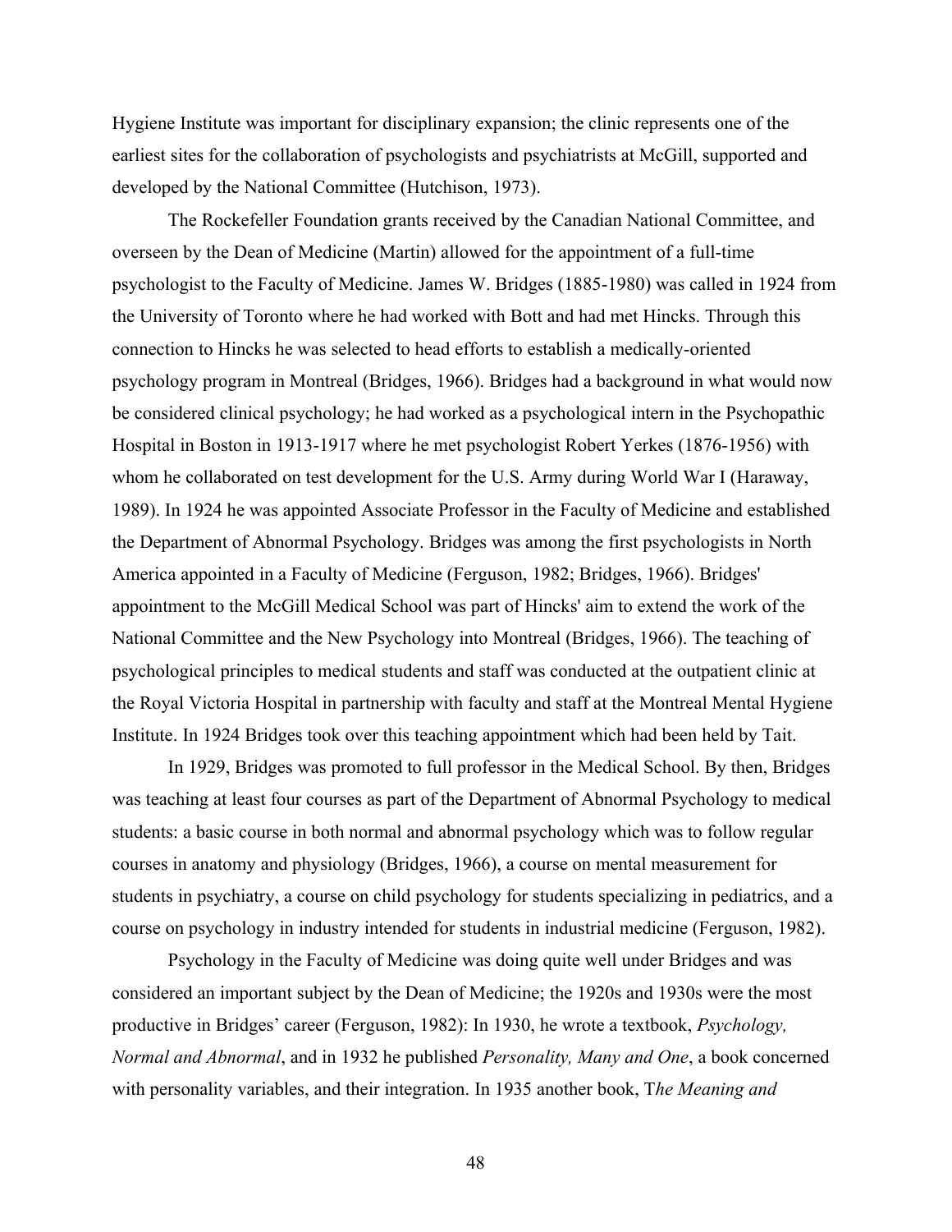Hygiene Institute was important for disciplinary expansion; the clinic represents one of the earliest sites for the collaboration of psychologists and psychiatrists at McGill, supported and developed by the National Committee (Hutchison, 1973).

The Rockefeller Foundation grants received by the Canadian National Committee, and overseen by the Dean of Medicine (Martin) allowed for the appointment of a full-time psychologist to the Faculty of Medicine. James W. Bridges (1885-1980) was called in 1924 from the University of Toronto where he had worked with Bott and had met Hincks. Through this connection to Hincks he was selected to head efforts to establish a medically-oriented psychology program in Montreal (Bridges, 1966). Bridges had a background in what would now be considered clinical psychology; he had worked as a psychological intern in the Psychopathic Hospital in Boston in 1913-1917 where he met psychologist Robert Yerkes (1876-1956) with whom he collaborated on test development for the U.S. Army during World War I (Haraway, 1989). In 1924 he was appointed Associate Professor in the Faculty of Medicine and established the Department of Abnormal Psychology. Bridges was among the first psychologists in North America appointed in a Faculty of Medicine (Ferguson, 1982; Bridges, 1966). Bridges' appointment to the McGill Medical School was part of Hincks' aim to extend the work of the National Committee and the New Psychology into Montreal (Bridges, 1966). The teaching of psychological principles to medical students and staff was conducted at the outpatient clinic at the Royal Victoria Hospital in partnership with faculty and staff at the Montreal Mental Hygiene Institute. In 1924 Bridges took over this teaching appointment which had been held by Tait.

In 1929, Bridges was promoted to full professor in the Medical School. By then, Bridges was teaching at least four courses as part of the Department of Abnormal Psychology to medical students: a basic course in both normal and abnormal psychology which was to follow regular courses in anatomy and physiology (Bridges, 1966), a course on mental measurement for students in psychiatry, a course on child psychology for students specializing in pediatrics, and a course on psychology in industry intended for students in industrial medicine (Ferguson, 1982).

Psychology in the Faculty of Medicine was doing quite well under Bridges and was considered an important subject by the Dean of Medicine; the 1920s and 1930s were the most productive in Bridges' career (Ferguson, 1982): In 1930, he wrote a textbook, *Psychology, Normal and Abnormal*, and in 1932 he published *Personality, Many and One*, a book concerned with personality variables, and their integration. In 1935 another book, T*he Meaning and*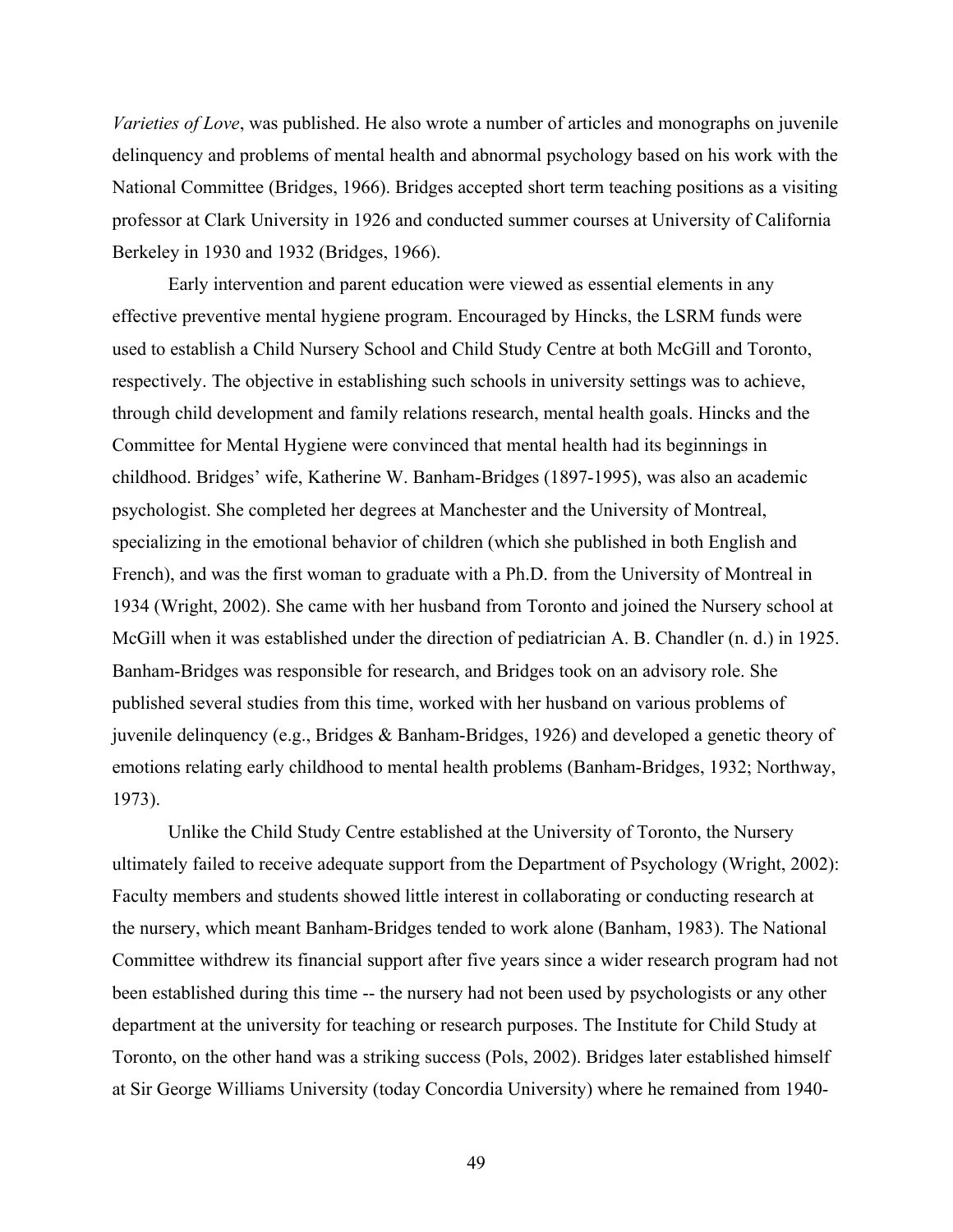*Varieties of Love*, was published. He also wrote a number of articles and monographs on juvenile delinquency and problems of mental health and abnormal psychology based on his work with the National Committee (Bridges, 1966). Bridges accepted short term teaching positions as a visiting professor at Clark University in 1926 and conducted summer courses at University of California Berkeley in 1930 and 1932 (Bridges, 1966).

Early intervention and parent education were viewed as essential elements in any effective preventive mental hygiene program. Encouraged by Hincks, the LSRM funds were used to establish a Child Nursery School and Child Study Centre at both McGill and Toronto, respectively. The objective in establishing such schools in university settings was to achieve, through child development and family relations research, mental health goals. Hincks and the Committee for Mental Hygiene were convinced that mental health had its beginnings in childhood. Bridges' wife, Katherine W. Banham-Bridges (1897-1995), was also an academic psychologist. She completed her degrees at Manchester and the University of Montreal, specializing in the emotional behavior of children (which she published in both English and French), and was the first woman to graduate with a Ph.D. from the University of Montreal in 1934 (Wright, 2002). She came with her husband from Toronto and joined the Nursery school at McGill when it was established under the direction of pediatrician A. B. Chandler (n. d.) in 1925. Banham-Bridges was responsible for research, and Bridges took on an advisory role. She published several studies from this time, worked with her husband on various problems of juvenile delinquency (e.g., Bridges & Banham-Bridges, 1926) and developed a genetic theory of emotions relating early childhood to mental health problems (Banham-Bridges, 1932; Northway, 1973).

Unlike the Child Study Centre established at the University of Toronto, the Nursery ultimately failed to receive adequate support from the Department of Psychology (Wright, 2002): Faculty members and students showed little interest in collaborating or conducting research at the nursery, which meant Banham-Bridges tended to work alone (Banham, 1983). The National Committee withdrew its financial support after five years since a wider research program had not been established during this time -- the nursery had not been used by psychologists or any other department at the university for teaching or research purposes. The Institute for Child Study at Toronto, on the other hand was a striking success (Pols, 2002). Bridges later established himself at Sir George Williams University (today Concordia University) where he remained from 1940-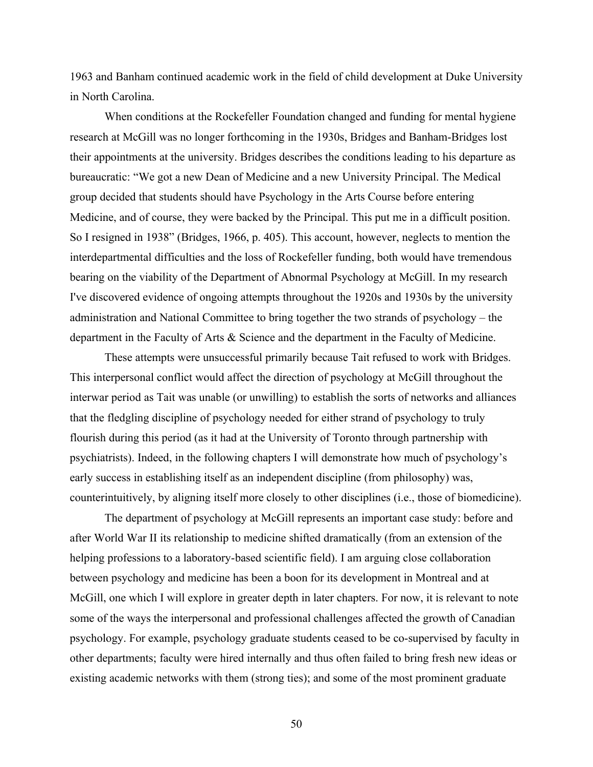1963 and Banham continued academic work in the field of child development at Duke University in North Carolina.

When conditions at the Rockefeller Foundation changed and funding for mental hygiene research at McGill was no longer forthcoming in the 1930s, Bridges and Banham-Bridges lost their appointments at the university. Bridges describes the conditions leading to his departure as bureaucratic: "We got a new Dean of Medicine and a new University Principal. The Medical group decided that students should have Psychology in the Arts Course before entering Medicine, and of course, they were backed by the Principal. This put me in a difficult position. So I resigned in 1938" (Bridges, 1966, p. 405). This account, however, neglects to mention the interdepartmental difficulties and the loss of Rockefeller funding, both would have tremendous bearing on the viability of the Department of Abnormal Psychology at McGill. In my research I've discovered evidence of ongoing attempts throughout the 1920s and 1930s by the university administration and National Committee to bring together the two strands of psychology – the department in the Faculty of Arts & Science and the department in the Faculty of Medicine.

These attempts were unsuccessful primarily because Tait refused to work with Bridges. This interpersonal conflict would affect the direction of psychology at McGill throughout the interwar period as Tait was unable (or unwilling) to establish the sorts of networks and alliances that the fledgling discipline of psychology needed for either strand of psychology to truly flourish during this period (as it had at the University of Toronto through partnership with psychiatrists). Indeed, in the following chapters I will demonstrate how much of psychology's early success in establishing itself as an independent discipline (from philosophy) was, counterintuitively, by aligning itself more closely to other disciplines (i.e., those of biomedicine).

The department of psychology at McGill represents an important case study: before and after World War II its relationship to medicine shifted dramatically (from an extension of the helping professions to a laboratory-based scientific field). I am arguing close collaboration between psychology and medicine has been a boon for its development in Montreal and at McGill, one which I will explore in greater depth in later chapters. For now, it is relevant to note some of the ways the interpersonal and professional challenges affected the growth of Canadian psychology. For example, psychology graduate students ceased to be co-supervised by faculty in other departments; faculty were hired internally and thus often failed to bring fresh new ideas or existing academic networks with them (strong ties); and some of the most prominent graduate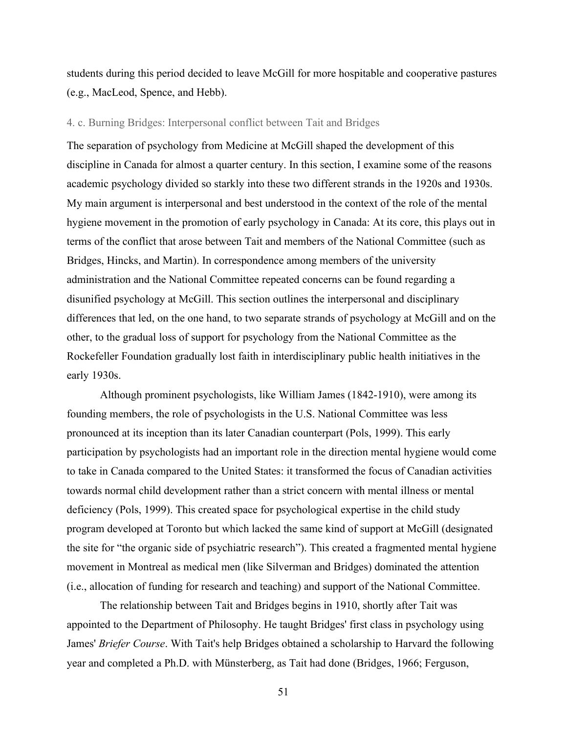students during this period decided to leave McGill for more hospitable and cooperative pastures (e.g., MacLeod, Spence, and Hebb).

### 4. c. Burning Bridges: Interpersonal conflict between Tait and Bridges

The separation of psychology from Medicine at McGill shaped the development of this discipline in Canada for almost a quarter century. In this section, I examine some of the reasons academic psychology divided so starkly into these two different strands in the 1920s and 1930s. My main argument is interpersonal and best understood in the context of the role of the mental hygiene movement in the promotion of early psychology in Canada: At its core, this plays out in terms of the conflict that arose between Tait and members of the National Committee (such as Bridges, Hincks, and Martin). In correspondence among members of the university administration and the National Committee repeated concerns can be found regarding a disunified psychology at McGill. This section outlines the interpersonal and disciplinary differences that led, on the one hand, to two separate strands of psychology at McGill and on the other, to the gradual loss of support for psychology from the National Committee as the Rockefeller Foundation gradually lost faith in interdisciplinary public health initiatives in the early 1930s.

Although prominent psychologists, like William James (1842-1910), were among its founding members, the role of psychologists in the U.S. National Committee was less pronounced at its inception than its later Canadian counterpart (Pols, 1999). This early participation by psychologists had an important role in the direction mental hygiene would come to take in Canada compared to the United States: it transformed the focus of Canadian activities towards normal child development rather than a strict concern with mental illness or mental deficiency (Pols, 1999). This created space for psychological expertise in the child study program developed at Toronto but which lacked the same kind of support at McGill (designated the site for "the organic side of psychiatric research"). This created a fragmented mental hygiene movement in Montreal as medical men (like Silverman and Bridges) dominated the attention (i.e., allocation of funding for research and teaching) and support of the National Committee.

The relationship between Tait and Bridges begins in 1910, shortly after Tait was appointed to the Department of Philosophy. He taught Bridges' first class in psychology using James' *Briefer Course*. With Tait's help Bridges obtained a scholarship to Harvard the following year and completed a Ph.D. with Münsterberg, as Tait had done (Bridges, 1966; Ferguson,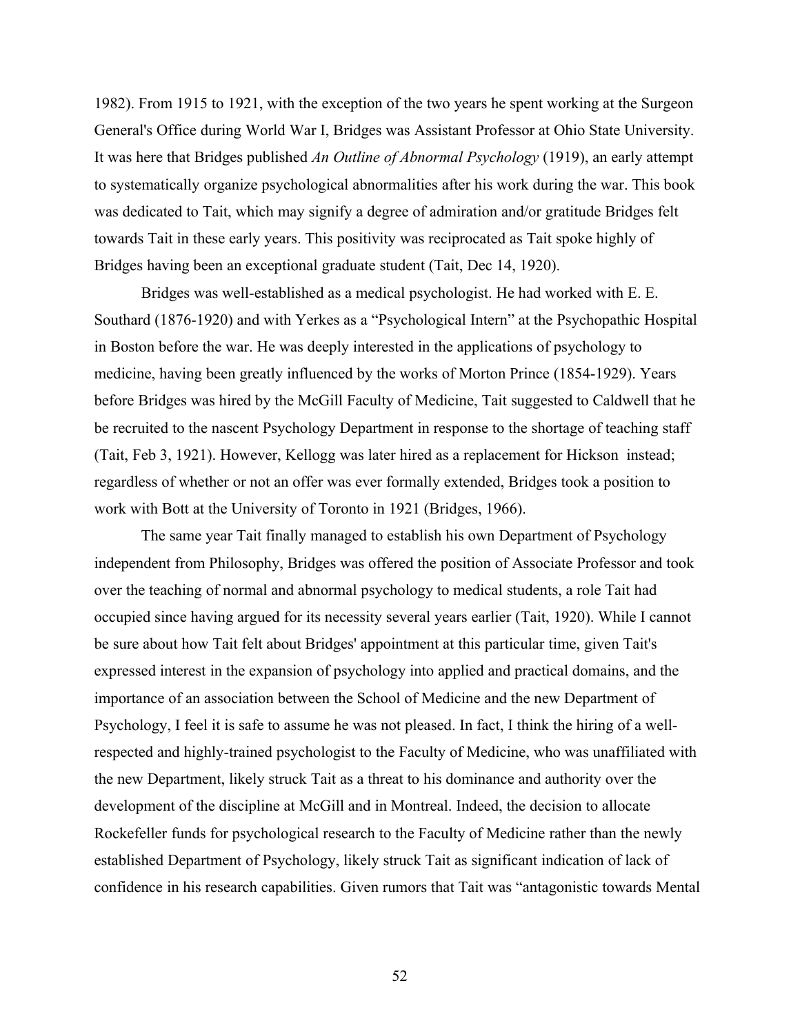1982). From 1915 to 1921, with the exception of the two years he spent working at the Surgeon General's Office during World War I, Bridges was Assistant Professor at Ohio State University. It was here that Bridges published *An Outline of Abnormal Psychology* (1919), an early attempt to systematically organize psychological abnormalities after his work during the war. This book was dedicated to Tait, which may signify a degree of admiration and/or gratitude Bridges felt towards Tait in these early years. This positivity was reciprocated as Tait spoke highly of Bridges having been an exceptional graduate student (Tait, Dec 14, 1920).

Bridges was well-established as a medical psychologist. He had worked with E. E. Southard (1876-1920) and with Yerkes as a "Psychological Intern" at the Psychopathic Hospital in Boston before the war. He was deeply interested in the applications of psychology to medicine, having been greatly influenced by the works of Morton Prince (1854-1929). Years before Bridges was hired by the McGill Faculty of Medicine, Tait suggested to Caldwell that he be recruited to the nascent Psychology Department in response to the shortage of teaching staff (Tait, Feb 3, 1921). However, Kellogg was later hired as a replacement for Hickson instead; regardless of whether or not an offer was ever formally extended, Bridges took a position to work with Bott at the University of Toronto in 1921 (Bridges, 1966).

The same year Tait finally managed to establish his own Department of Psychology independent from Philosophy, Bridges was offered the position of Associate Professor and took over the teaching of normal and abnormal psychology to medical students, a role Tait had occupied since having argued for its necessity several years earlier (Tait, 1920). While I cannot be sure about how Tait felt about Bridges' appointment at this particular time, given Tait's expressed interest in the expansion of psychology into applied and practical domains, and the importance of an association between the School of Medicine and the new Department of Psychology, I feel it is safe to assume he was not pleased. In fact, I think the hiring of a well-respected and highly-trained psychologist to the Faculty of Medicine, who was unaffiliated with the new Department, likely struck Tait as a threat to his dominance and authority over the development of the discipline at McGill and in Montreal. Indeed, the decision to allocate Rockefeller funds for psychological research to the Faculty of Medicine rather than the newly established Department of Psychology, likely struck Tait as significant indication of lack of confidence in his research capabilities. Given rumors that Tait was "antagonistic towards Mental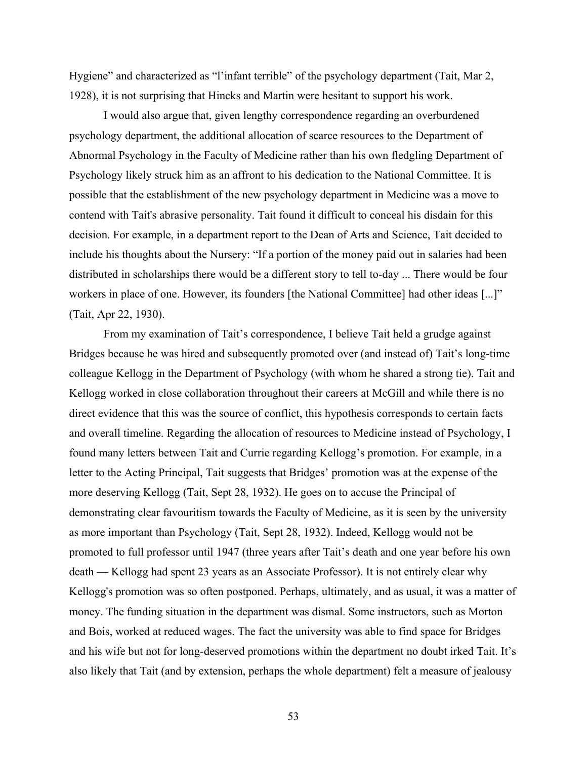Hygiene" and characterized as "l'infant terrible" of the psychology department (Tait, Mar 2, 1928), it is not surprising that Hincks and Martin were hesitant to support his work.

I would also argue that, given lengthy correspondence regarding an overburdened psychology department, the additional allocation of scarce resources to the Department of Abnormal Psychology in the Faculty of Medicine rather than his own fledgling Department of Psychology likely struck him as an affront to his dedication to the National Committee. It is possible that the establishment of the new psychology department in Medicine was a move to contend with Tait's abrasive personality. Tait found it difficult to conceal his disdain for this decision. For example, in a department report to the Dean of Arts and Science, Tait decided to include his thoughts about the Nursery: "If a portion of the money paid out in salaries had been distributed in scholarships there would be a different story to tell to-day ... There would be four workers in place of one. However, its founders [the National Committee] had other ideas [...]" (Tait, Apr 22, 1930).

From my examination of Tait's correspondence, I believe Tait held a grudge against Bridges because he was hired and subsequently promoted over (and instead of) Tait's long-time colleague Kellogg in the Department of Psychology (with whom he shared a strong tie). Tait and Kellogg worked in close collaboration throughout their careers at McGill and while there is no direct evidence that this was the source of conflict, this hypothesis corresponds to certain facts and overall timeline. Regarding the allocation of resources to Medicine instead of Psychology, I found many letters between Tait and Currie regarding Kellogg's promotion. For example, in a letter to the Acting Principal, Tait suggests that Bridges' promotion was at the expense of the more deserving Kellogg (Tait, Sept 28, 1932). He goes on to accuse the Principal of demonstrating clear favouritism towards the Faculty of Medicine, as it is seen by the university as more important than Psychology (Tait, Sept 28, 1932). Indeed, Kellogg would not be promoted to full professor until 1947 (three years after Tait's death and one year before his own death — Kellogg had spent 23 years as an Associate Professor). It is not entirely clear why Kellogg's promotion was so often postponed. Perhaps, ultimately, and as usual, it was a matter of money. The funding situation in the department was dismal. Some instructors, such as Morton and Bois, worked at reduced wages. The fact the university was able to find space for Bridges and his wife but not for long-deserved promotions within the department no doubt irked Tait. It's also likely that Tait (and by extension, perhaps the whole department) felt a measure of jealousy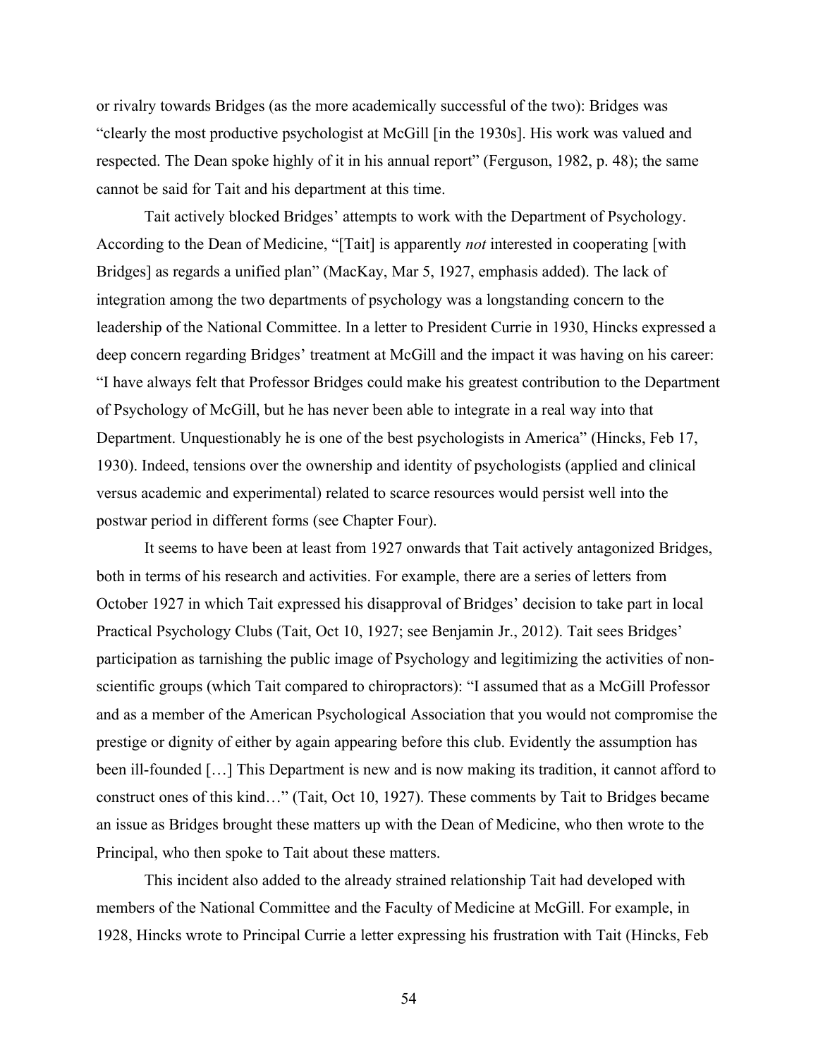or rivalry towards Bridges (as the more academically successful of the two): Bridges was "clearly the most productive psychologist at McGill [in the 1930s]. His work was valued and respected. The Dean spoke highly of it in his annual report" (Ferguson, 1982, p. 48); the same cannot be said for Tait and his department at this time.

Tait actively blocked Bridges' attempts to work with the Department of Psychology. According to the Dean of Medicine, "[Tait] is apparently *not* interested in cooperating [with Bridges] as regards a unified plan" (MacKay, Mar 5, 1927, emphasis added). The lack of integration among the two departments of psychology was a longstanding concern to the leadership of the National Committee. In a letter to President Currie in 1930, Hincks expressed a deep concern regarding Bridges' treatment at McGill and the impact it was having on his career: "I have always felt that Professor Bridges could make his greatest contribution to the Department of Psychology of McGill, but he has never been able to integrate in a real way into that Department. Unquestionably he is one of the best psychologists in America" (Hincks, Feb 17, 1930). Indeed, tensions over the ownership and identity of psychologists (applied and clinical versus academic and experimental) related to scarce resources would persist well into the postwar period in different forms (see Chapter Four).

It seems to have been at least from 1927 onwards that Tait actively antagonized Bridges, both in terms of his research and activities. For example, there are a series of letters from October 1927 in which Tait expressed his disapproval of Bridges' decision to take part in local Practical Psychology Clubs (Tait, Oct 10, 1927; see Benjamin Jr., 2012). Tait sees Bridges' participation as tarnishing the public image of Psychology and legitimizing the activities of non-scientific groups (which Tait compared to chiropractors): "I assumed that as a McGill Professor and as a member of the American Psychological Association that you would not compromise the prestige or dignity of either by again appearing before this club. Evidently the assumption has been ill-founded […] This Department is new and is now making its tradition, it cannot afford to construct ones of this kind…" (Tait, Oct 10, 1927). These comments by Tait to Bridges became an issue as Bridges brought these matters up with the Dean of Medicine, who then wrote to the Principal, who then spoke to Tait about these matters.

This incident also added to the already strained relationship Tait had developed with members of the National Committee and the Faculty of Medicine at McGill. For example, in 1928, Hincks wrote to Principal Currie a letter expressing his frustration with Tait (Hincks, Feb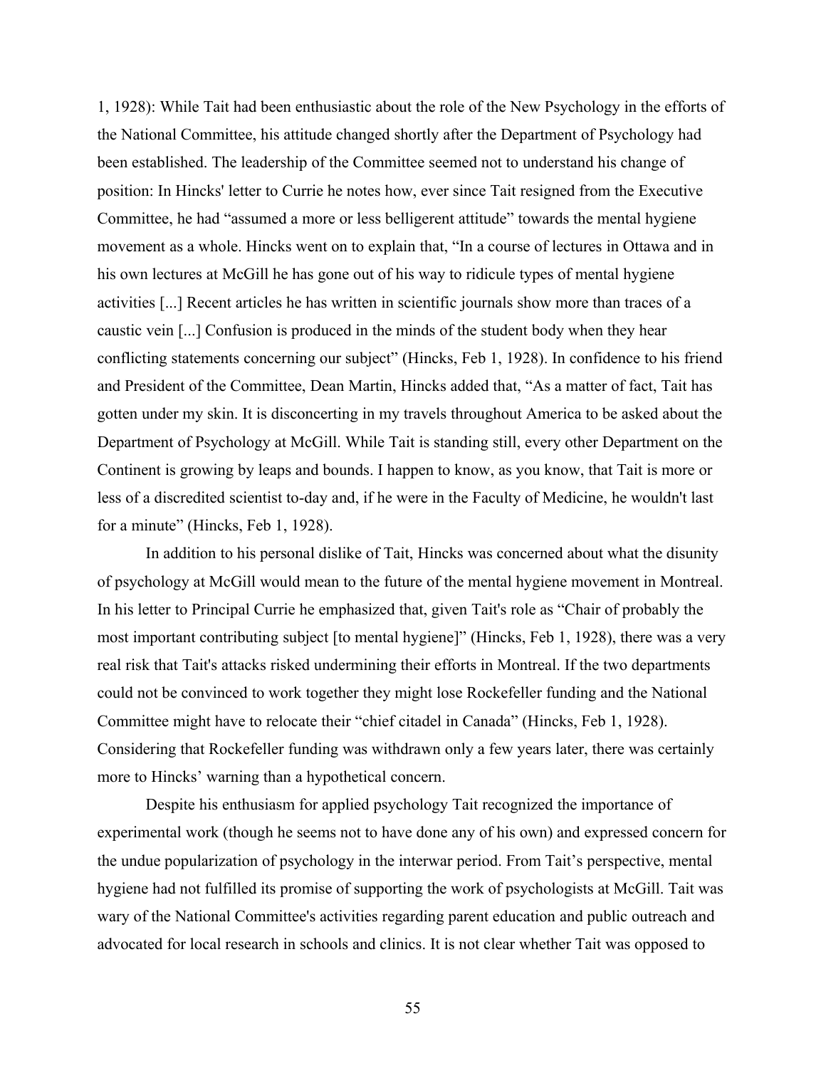1, 1928): While Tait had been enthusiastic about the role of the New Psychology in the efforts of the National Committee, his attitude changed shortly after the Department of Psychology had been established. The leadership of the Committee seemed not to understand his change of position: In Hincks' letter to Currie he notes how, ever since Tait resigned from the Executive Committee, he had "assumed a more or less belligerent attitude" towards the mental hygiene movement as a whole. Hincks went on to explain that, "In a course of lectures in Ottawa and in his own lectures at McGill he has gone out of his way to ridicule types of mental hygiene activities [...] Recent articles he has written in scientific journals show more than traces of a caustic vein [...] Confusion is produced in the minds of the student body when they hear conflicting statements concerning our subject" (Hincks, Feb 1, 1928). In confidence to his friend and President of the Committee, Dean Martin, Hincks added that, "As a matter of fact, Tait has gotten under my skin. It is disconcerting in my travels throughout America to be asked about the Department of Psychology at McGill. While Tait is standing still, every other Department on the Continent is growing by leaps and bounds. I happen to know, as you know, that Tait is more or less of a discredited scientist to-day and, if he were in the Faculty of Medicine, he wouldn't last for a minute" (Hincks, Feb 1, 1928).

In addition to his personal dislike of Tait, Hincks was concerned about what the disunity of psychology at McGill would mean to the future of the mental hygiene movement in Montreal. In his letter to Principal Currie he emphasized that, given Tait's role as "Chair of probably the most important contributing subject [to mental hygiene]" (Hincks, Feb 1, 1928), there was a very real risk that Tait's attacks risked undermining their efforts in Montreal. If the two departments could not be convinced to work together they might lose Rockefeller funding and the National Committee might have to relocate their "chief citadel in Canada" (Hincks, Feb 1, 1928). Considering that Rockefeller funding was withdrawn only a few years later, there was certainly more to Hincks' warning than a hypothetical concern.

Despite his enthusiasm for applied psychology Tait recognized the importance of experimental work (though he seems not to have done any of his own) and expressed concern for the undue popularization of psychology in the interwar period. From Tait's perspective, mental hygiene had not fulfilled its promise of supporting the work of psychologists at McGill. Tait was wary of the National Committee's activities regarding parent education and public outreach and advocated for local research in schools and clinics. It is not clear whether Tait was opposed to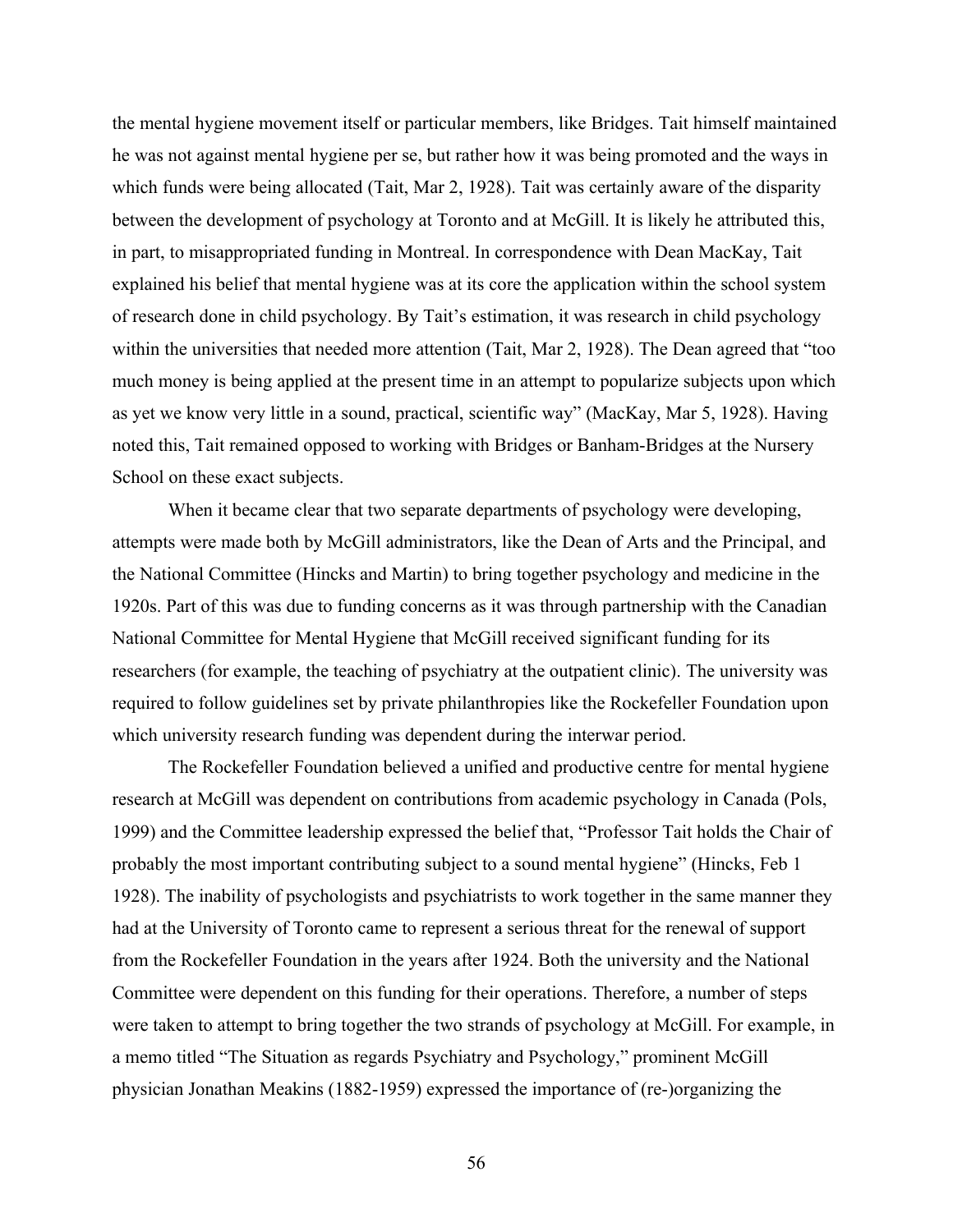the mental hygiene movement itself or particular members, like Bridges. Tait himself maintained he was not against mental hygiene per se, but rather how it was being promoted and the ways in which funds were being allocated (Tait, Mar 2, 1928). Tait was certainly aware of the disparity between the development of psychology at Toronto and at McGill. It is likely he attributed this, in part, to misappropriated funding in Montreal. In correspondence with Dean MacKay, Tait explained his belief that mental hygiene was at its core the application within the school system of research done in child psychology. By Tait's estimation, it was research in child psychology within the universities that needed more attention (Tait, Mar 2, 1928). The Dean agreed that "too much money is being applied at the present time in an attempt to popularize subjects upon which as yet we know very little in a sound, practical, scientific way" (MacKay, Mar 5, 1928). Having noted this, Tait remained opposed to working with Bridges or Banham-Bridges at the Nursery School on these exact subjects.

When it became clear that two separate departments of psychology were developing, attempts were made both by McGill administrators, like the Dean of Arts and the Principal, and the National Committee (Hincks and Martin) to bring together psychology and medicine in the 1920s. Part of this was due to funding concerns as it was through partnership with the Canadian National Committee for Mental Hygiene that McGill received significant funding for its researchers (for example, the teaching of psychiatry at the outpatient clinic). The university was required to follow guidelines set by private philanthropies like the Rockefeller Foundation upon which university research funding was dependent during the interwar period.

The Rockefeller Foundation believed a unified and productive centre for mental hygiene research at McGill was dependent on contributions from academic psychology in Canada (Pols, 1999) and the Committee leadership expressed the belief that, "Professor Tait holds the Chair of probably the most important contributing subject to a sound mental hygiene" (Hincks, Feb 1 1928). The inability of psychologists and psychiatrists to work together in the same manner they had at the University of Toronto came to represent a serious threat for the renewal of support from the Rockefeller Foundation in the years after 1924. Both the university and the National Committee were dependent on this funding for their operations. Therefore, a number of steps were taken to attempt to bring together the two strands of psychology at McGill. For example, in a memo titled "The Situation as regards Psychiatry and Psychology," prominent McGill physician Jonathan Meakins (1882-1959) expressed the importance of (re-)organizing the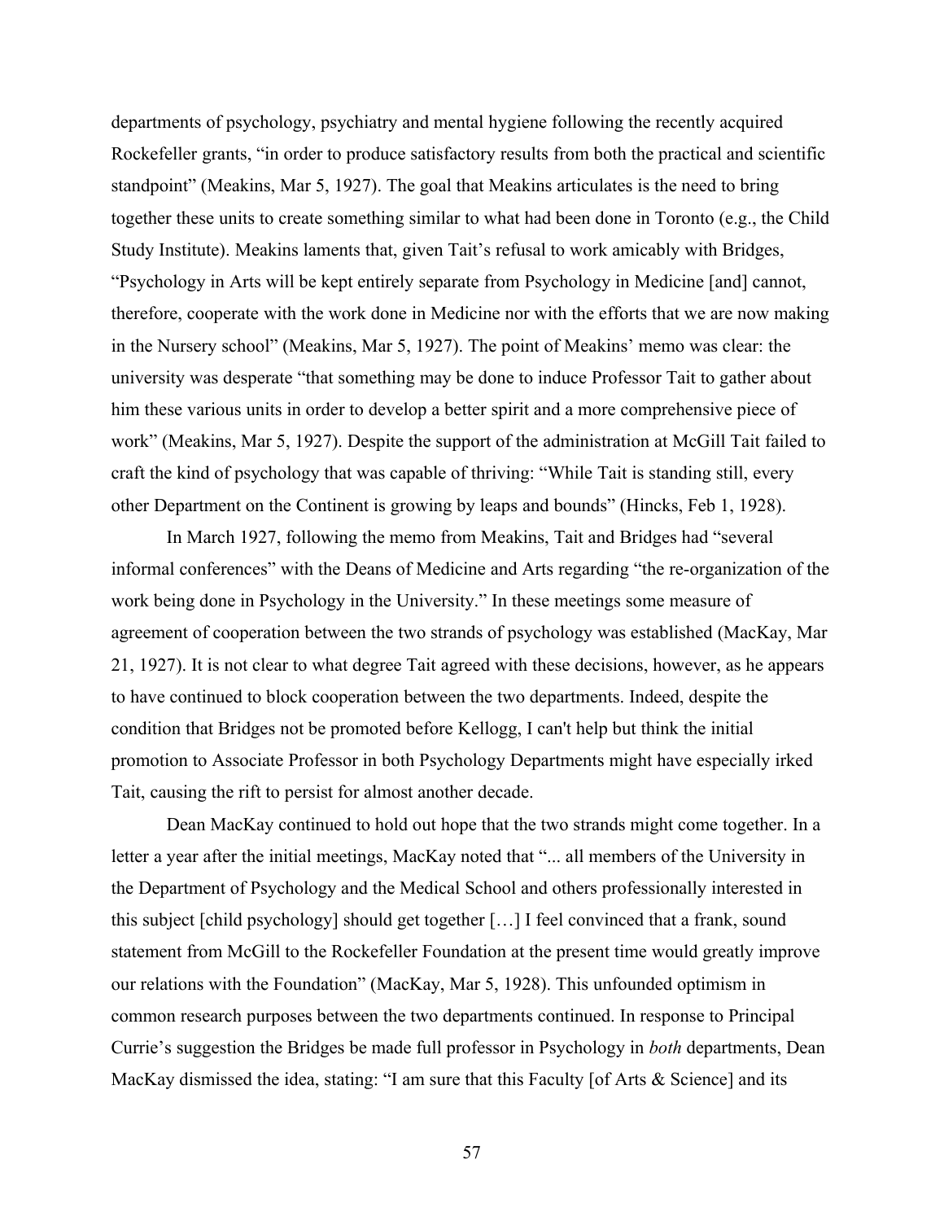departments of psychology, psychiatry and mental hygiene following the recently acquired Rockefeller grants, "in order to produce satisfactory results from both the practical and scientific standpoint" (Meakins, Mar 5, 1927). The goal that Meakins articulates is the need to bring together these units to create something similar to what had been done in Toronto (e.g., the Child Study Institute). Meakins laments that, given Tait's refusal to work amicably with Bridges, "Psychology in Arts will be kept entirely separate from Psychology in Medicine [and] cannot, therefore, cooperate with the work done in Medicine nor with the efforts that we are now making in the Nursery school" (Meakins, Mar 5, 1927). The point of Meakins' memo was clear: the university was desperate "that something may be done to induce Professor Tait to gather about him these various units in order to develop a better spirit and a more comprehensive piece of work" (Meakins, Mar 5, 1927). Despite the support of the administration at McGill Tait failed to craft the kind of psychology that was capable of thriving: "While Tait is standing still, every other Department on the Continent is growing by leaps and bounds" (Hincks, Feb 1, 1928).

In March 1927, following the memo from Meakins, Tait and Bridges had "several informal conferences" with the Deans of Medicine and Arts regarding "the re-organization of the work being done in Psychology in the University." In these meetings some measure of agreement of cooperation between the two strands of psychology was established (MacKay, Mar 21, 1927). It is not clear to what degree Tait agreed with these decisions, however, as he appears to have continued to block cooperation between the two departments. Indeed, despite the condition that Bridges not be promoted before Kellogg, I can't help but think the initial promotion to Associate Professor in both Psychology Departments might have especially irked Tait, causing the rift to persist for almost another decade.

Dean MacKay continued to hold out hope that the two strands might come together. In a letter a year after the initial meetings, MacKay noted that "... all members of the University in the Department of Psychology and the Medical School and others professionally interested in this subject [child psychology] should get together […] I feel convinced that a frank, sound statement from McGill to the Rockefeller Foundation at the present time would greatly improve our relations with the Foundation" (MacKay, Mar 5, 1928). This unfounded optimism in common research purposes between the two departments continued. In response to Principal Currie's suggestion the Bridges be made full professor in Psychology in *both* departments, Dean MacKay dismissed the idea, stating: "I am sure that this Faculty [of Arts & Science] and its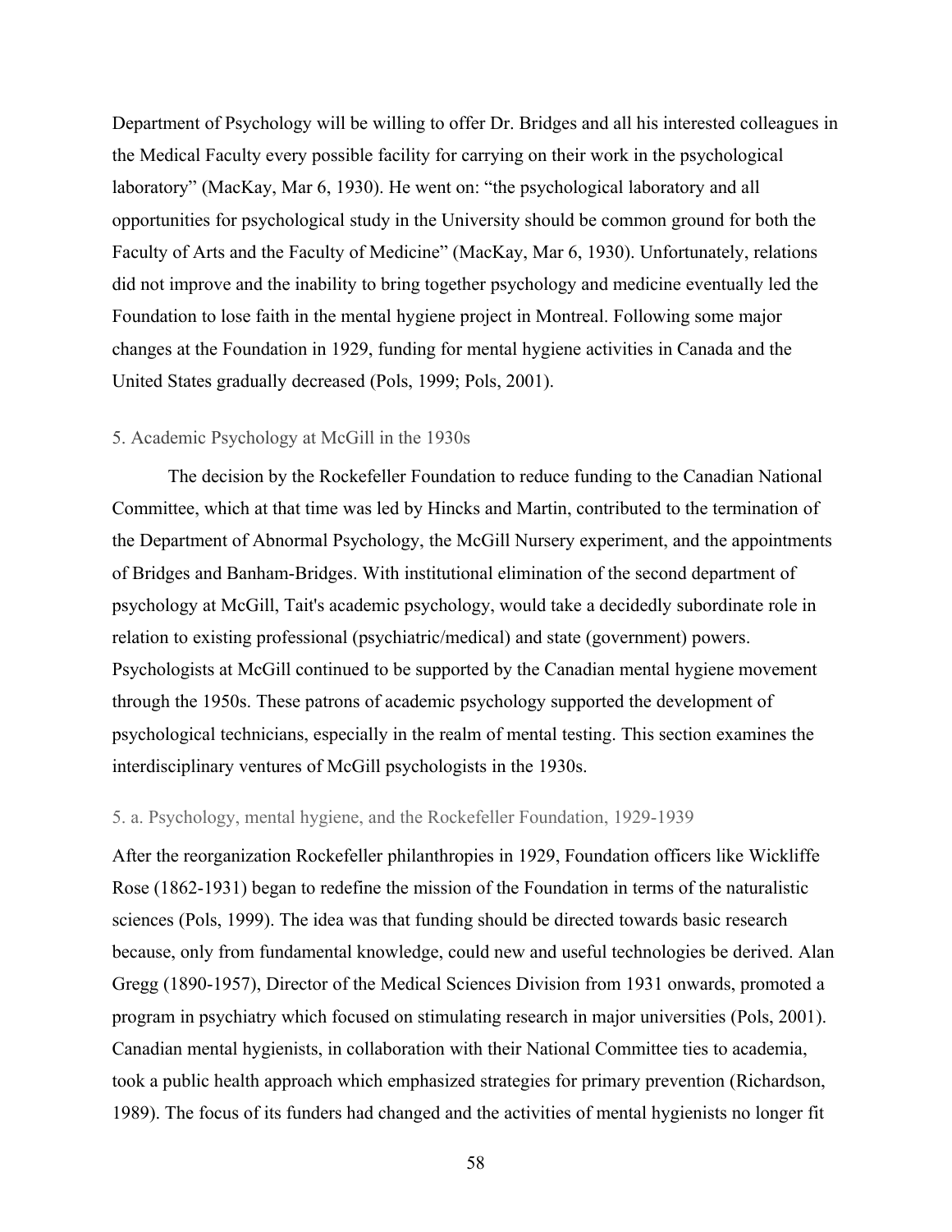Department of Psychology will be willing to offer Dr. Bridges and all his interested colleagues in the Medical Faculty every possible facility for carrying on their work in the psychological laboratory" (MacKay, Mar 6, 1930). He went on: "the psychological laboratory and all opportunities for psychological study in the University should be common ground for both the Faculty of Arts and the Faculty of Medicine" (MacKay, Mar 6, 1930). Unfortunately, relations did not improve and the inability to bring together psychology and medicine eventually led the Foundation to lose faith in the mental hygiene project in Montreal. Following some major changes at the Foundation in 1929, funding for mental hygiene activities in Canada and the United States gradually decreased (Pols, 1999; Pols, 2001).

## 5. Academic Psychology at McGill in the 1930s

The decision by the Rockefeller Foundation to reduce funding to the Canadian National Committee, which at that time was led by Hincks and Martin, contributed to the termination of the Department of Abnormal Psychology, the McGill Nursery experiment, and the appointments of Bridges and Banham-Bridges. With institutional elimination of the second department of psychology at McGill, Tait's academic psychology, would take a decidedly subordinate role in relation to existing professional (psychiatric/medical) and state (government) powers. Psychologists at McGill continued to be supported by the Canadian mental hygiene movement through the 1950s. These patrons of academic psychology supported the development of psychological technicians, especially in the realm of mental testing. This section examines the interdisciplinary ventures of McGill psychologists in the 1930s.

### 5. a. Psychology, mental hygiene, and the Rockefeller Foundation, 1929-1939

After the reorganization Rockefeller philanthropies in 1929, Foundation officers like Wickliffe Rose (1862-1931) began to redefine the mission of the Foundation in terms of the naturalistic sciences (Pols, 1999). The idea was that funding should be directed towards basic research because, only from fundamental knowledge, could new and useful technologies be derived. Alan Gregg (1890-1957), Director of the Medical Sciences Division from 1931 onwards, promoted a program in psychiatry which focused on stimulating research in major universities (Pols, 2001). Canadian mental hygienists, in collaboration with their National Committee ties to academia, took a public health approach which emphasized strategies for primary prevention (Richardson, 1989). The focus of its funders had changed and the activities of mental hygienists no longer fit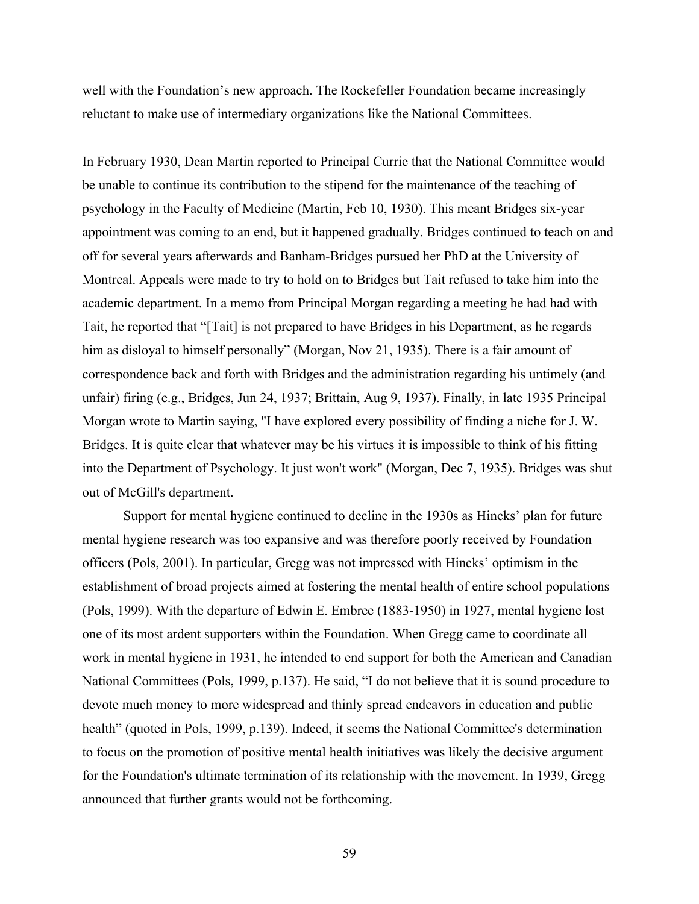well with the Foundation's new approach. The Rockefeller Foundation became increasingly reluctant to make use of intermediary organizations like the National Committees.

In February 1930, Dean Martin reported to Principal Currie that the National Committee would be unable to continue its contribution to the stipend for the maintenance of the teaching of psychology in the Faculty of Medicine (Martin, Feb 10, 1930). This meant Bridges six-year appointment was coming to an end, but it happened gradually. Bridges continued to teach on and off for several years afterwards and Banham-Bridges pursued her PhD at the University of Montreal. Appeals were made to try to hold on to Bridges but Tait refused to take him into the academic department. In a memo from Principal Morgan regarding a meeting he had had with Tait, he reported that "[Tait] is not prepared to have Bridges in his Department, as he regards him as disloyal to himself personally" (Morgan, Nov 21, 1935). There is a fair amount of correspondence back and forth with Bridges and the administration regarding his untimely (and unfair) firing (e.g., Bridges, Jun 24, 1937; Brittain, Aug 9, 1937). Finally, in late 1935 Principal Morgan wrote to Martin saying, "I have explored every possibility of finding a niche for J. W. Bridges. It is quite clear that whatever may be his virtues it is impossible to think of his fitting into the Department of Psychology. It just won't work" (Morgan, Dec 7, 1935). Bridges was shut out of McGill's department.

Support for mental hygiene continued to decline in the 1930s as Hincks' plan for future mental hygiene research was too expansive and was therefore poorly received by Foundation officers (Pols, 2001). In particular, Gregg was not impressed with Hincks' optimism in the establishment of broad projects aimed at fostering the mental health of entire school populations (Pols, 1999). With the departure of Edwin E. Embree (1883-1950) in 1927, mental hygiene lost one of its most ardent supporters within the Foundation. When Gregg came to coordinate all work in mental hygiene in 1931, he intended to end support for both the American and Canadian National Committees (Pols, 1999, p.137). He said, "I do not believe that it is sound procedure to devote much money to more widespread and thinly spread endeavors in education and public health" (quoted in Pols, 1999, p.139). Indeed, it seems the National Committee's determination to focus on the promotion of positive mental health initiatives was likely the decisive argument for the Foundation's ultimate termination of its relationship with the movement. In 1939, Gregg announced that further grants would not be forthcoming.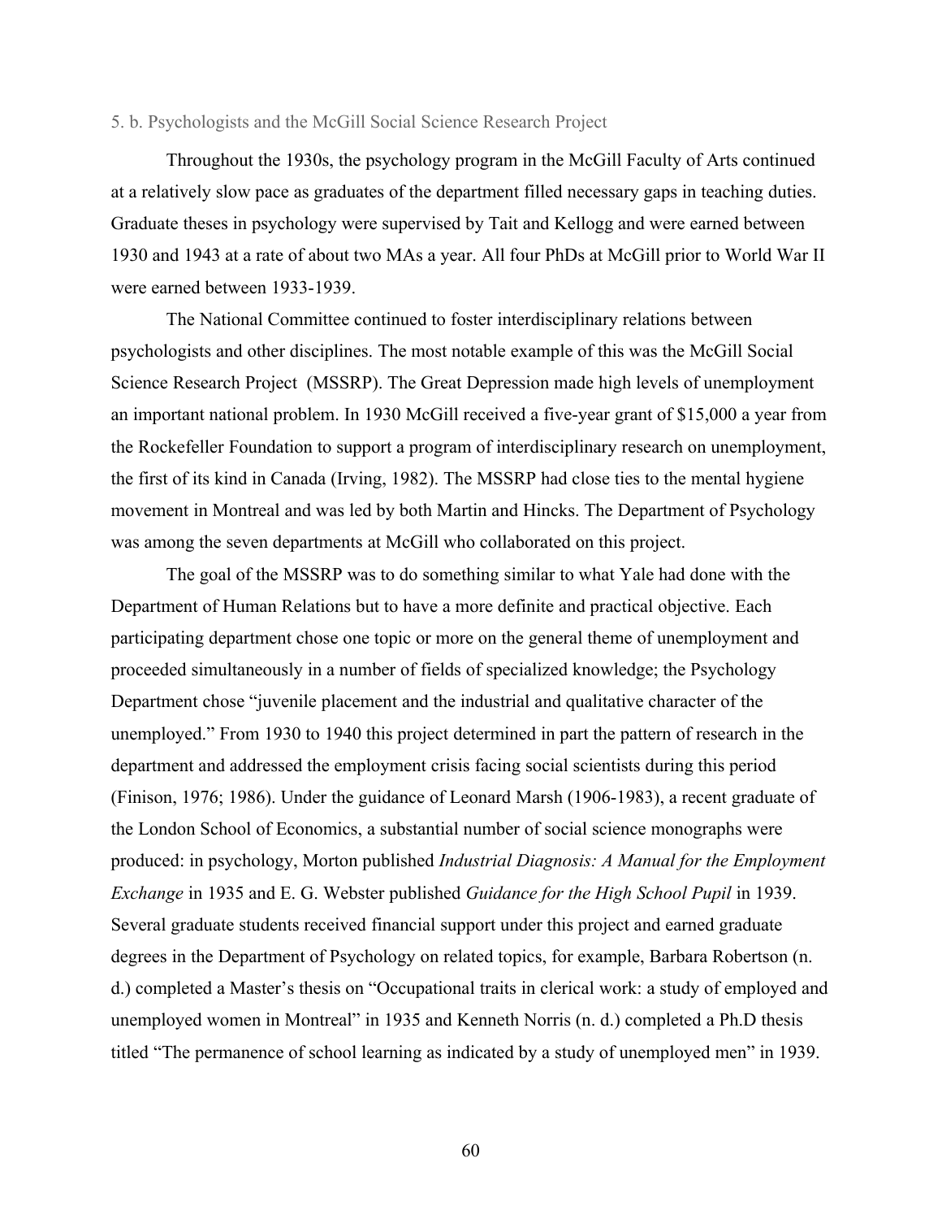### 5. b. Psychologists and the McGill Social Science Research Project

Throughout the 1930s, the psychology program in the McGill Faculty of Arts continued at a relatively slow pace as graduates of the department filled necessary gaps in teaching duties. Graduate theses in psychology were supervised by Tait and Kellogg and were earned between 1930 and 1943 at a rate of about two MAs a year. All four PhDs at McGill prior to World War II were earned between 1933-1939.

The National Committee continued to foster interdisciplinary relations between psychologists and other disciplines. The most notable example of this was the McGill Social Science Research Project (MSSRP). The Great Depression made high levels of unemployment an important national problem. In 1930 McGill received a five-year grant of $15,000 a year from the Rockefeller Foundation to support a program of interdisciplinary research on unemployment, the first of its kind in Canada (Irving, 1982). The MSSRP had close ties to the mental hygiene movement in Montreal and was led by both Martin and Hincks. The Department of Psychology was among the seven departments at McGill who collaborated on this project.

The goal of the MSSRP was to do something similar to what Yale had done with the Department of Human Relations but to have a more definite and practical objective. Each participating department chose one topic or more on the general theme of unemployment and proceeded simultaneously in a number of fields of specialized knowledge; the Psychology Department chose "juvenile placement and the industrial and qualitative character of the unemployed." From 1930 to 1940 this project determined in part the pattern of research in the department and addressed the employment crisis facing social scientists during this period (Finison, 1976; 1986). Under the guidance of Leonard Marsh (1906-1983), a recent graduate of the London School of Economics, a substantial number of social science monographs were produced: in psychology, Morton published *Industrial Diagnosis: A Manual for the Employment Exchange* in 1935 and E. G. Webster published *Guidance for the High School Pupil* in 1939. Several graduate students received financial support under this project and earned graduate degrees in the Department of Psychology on related topics, for example, Barbara Robertson (n. d.) completed a Master's thesis on "Occupational traits in clerical work: a study of employed and unemployed women in Montreal" in 1935 and Kenneth Norris (n. d.) completed a Ph.D thesis titled "The permanence of school learning as indicated by a study of unemployed men" in 1939.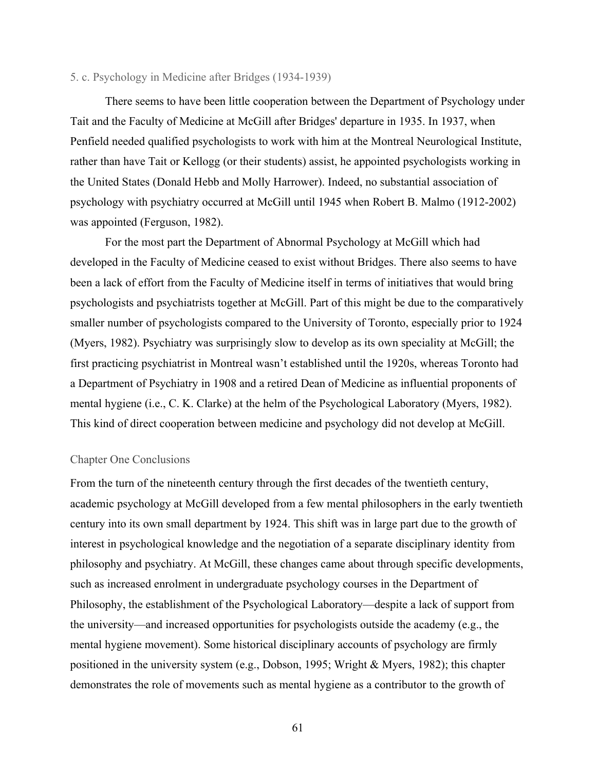### 5. c. Psychology in Medicine after Bridges (1934-1939)

There seems to have been little cooperation between the Department of Psychology under Tait and the Faculty of Medicine at McGill after Bridges' departure in 1935. In 1937, when Penfield needed qualified psychologists to work with him at the Montreal Neurological Institute, rather than have Tait or Kellogg (or their students) assist, he appointed psychologists working in the United States (Donald Hebb and Molly Harrower). Indeed, no substantial association of psychology with psychiatry occurred at McGill until 1945 when Robert B. Malmo (1912-2002) was appointed (Ferguson, 1982).

For the most part the Department of Abnormal Psychology at McGill which had developed in the Faculty of Medicine ceased to exist without Bridges. There also seems to have been a lack of effort from the Faculty of Medicine itself in terms of initiatives that would bring psychologists and psychiatrists together at McGill. Part of this might be due to the comparatively smaller number of psychologists compared to the University of Toronto, especially prior to 1924 (Myers, 1982). Psychiatry was surprisingly slow to develop as its own speciality at McGill; the first practicing psychiatrist in Montreal wasn't established until the 1920s, whereas Toronto had a Department of Psychiatry in 1908 and a retired Dean of Medicine as influential proponents of mental hygiene (i.e., C. K. Clarke) at the helm of the Psychological Laboratory (Myers, 1982). This kind of direct cooperation between medicine and psychology did not develop at McGill.

### Chapter One Conclusions

From the turn of the nineteenth century through the first decades of the twentieth century, academic psychology at McGill developed from a few mental philosophers in the early twentieth century into its own small department by 1924. This shift was in large part due to the growth of interest in psychological knowledge and the negotiation of a separate disciplinary identity from philosophy and psychiatry. At McGill, these changes came about through specific developments, such as increased enrolment in undergraduate psychology courses in the Department of Philosophy, the establishment of the Psychological Laboratory—despite a lack of support from the university—and increased opportunities for psychologists outside the academy (e.g., the mental hygiene movement). Some historical disciplinary accounts of psychology are firmly positioned in the university system (e.g., Dobson, 1995; Wright & Myers, 1982); this chapter demonstrates the role of movements such as mental hygiene as a contributor to the growth of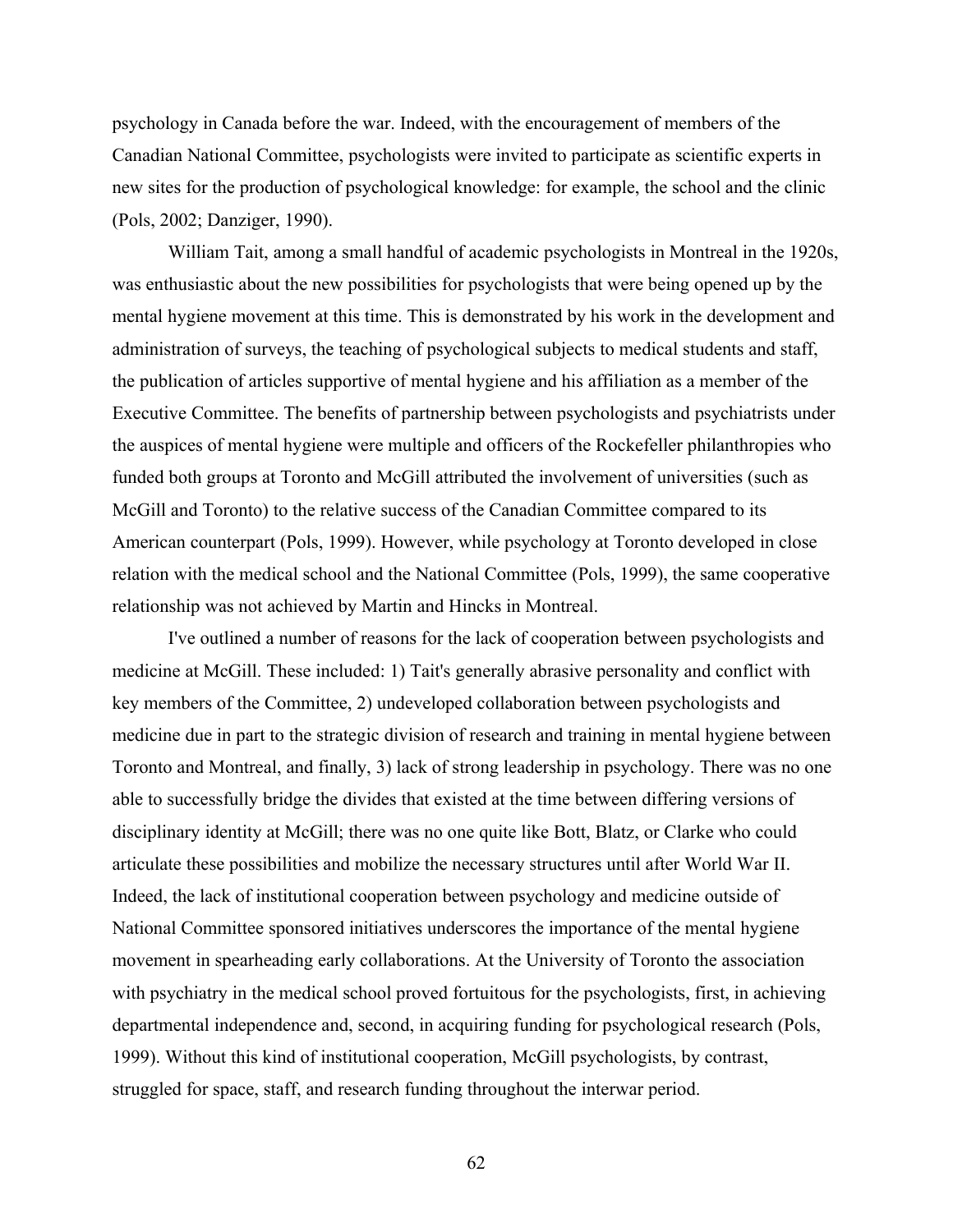psychology in Canada before the war. Indeed, with the encouragement of members of the Canadian National Committee, psychologists were invited to participate as scientific experts in new sites for the production of psychological knowledge: for example, the school and the clinic (Pols, 2002; Danziger, 1990).

William Tait, among a small handful of academic psychologists in Montreal in the 1920s, was enthusiastic about the new possibilities for psychologists that were being opened up by the mental hygiene movement at this time. This is demonstrated by his work in the development and administration of surveys, the teaching of psychological subjects to medical students and staff, the publication of articles supportive of mental hygiene and his affiliation as a member of the Executive Committee. The benefits of partnership between psychologists and psychiatrists under the auspices of mental hygiene were multiple and officers of the Rockefeller philanthropies who funded both groups at Toronto and McGill attributed the involvement of universities (such as McGill and Toronto) to the relative success of the Canadian Committee compared to its American counterpart (Pols, 1999). However, while psychology at Toronto developed in close relation with the medical school and the National Committee (Pols, 1999), the same cooperative relationship was not achieved by Martin and Hincks in Montreal.

I've outlined a number of reasons for the lack of cooperation between psychologists and medicine at McGill. These included: 1) Tait's generally abrasive personality and conflict with key members of the Committee, 2) undeveloped collaboration between psychologists and medicine due in part to the strategic division of research and training in mental hygiene between Toronto and Montreal, and finally, 3) lack of strong leadership in psychology. There was no one able to successfully bridge the divides that existed at the time between differing versions of disciplinary identity at McGill; there was no one quite like Bott, Blatz, or Clarke who could articulate these possibilities and mobilize the necessary structures until after World War II. Indeed, the lack of institutional cooperation between psychology and medicine outside of National Committee sponsored initiatives underscores the importance of the mental hygiene movement in spearheading early collaborations. At the University of Toronto the association with psychiatry in the medical school proved fortuitous for the psychologists, first, in achieving departmental independence and, second, in acquiring funding for psychological research (Pols, 1999). Without this kind of institutional cooperation, McGill psychologists, by contrast, struggled for space, staff, and research funding throughout the interwar period.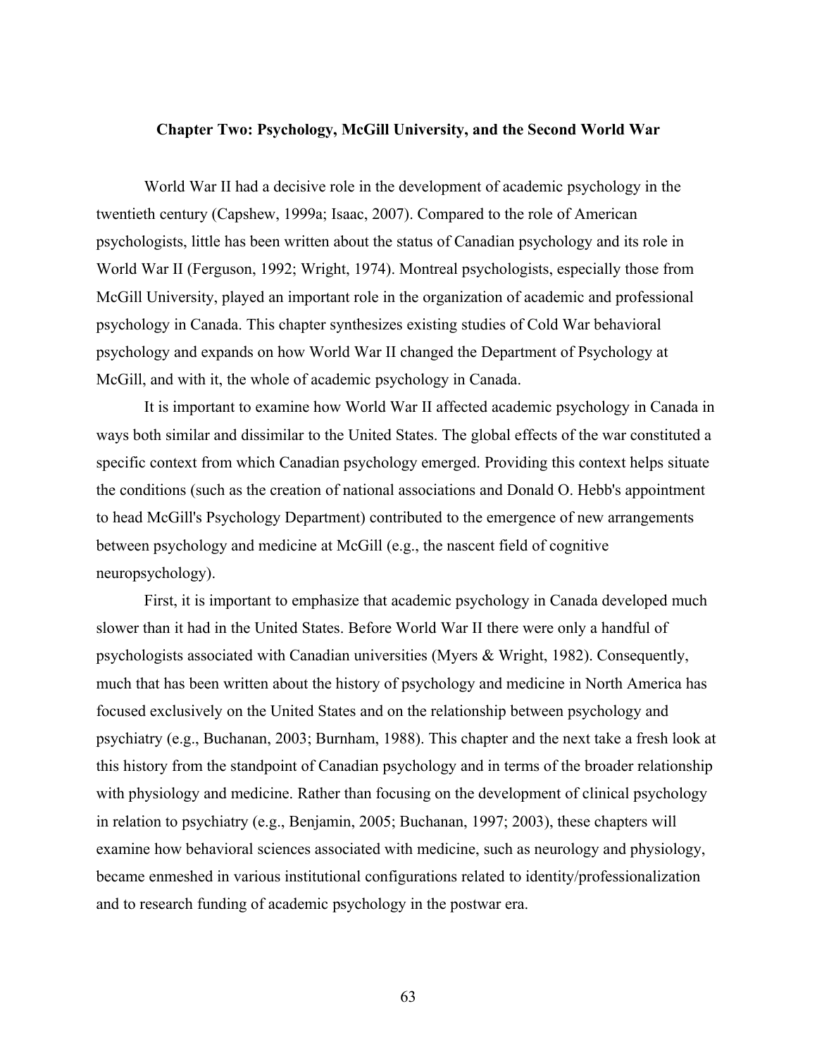## Chapter Two: Psychology, McGill University, and the Second World War

World War II had a decisive role in the development of academic psychology in the twentieth century (Capshew, 1999a; Isaac, 2007). Compared to the role of American psychologists, little has been written about the status of Canadian psychology and its role in World War II (Ferguson, 1992; Wright, 1974). Montreal psychologists, especially those from McGill University, played an important role in the organization of academic and professional psychology in Canada. This chapter synthesizes existing studies of Cold War behavioral psychology and expands on how World War II changed the Department of Psychology at McGill, and with it, the whole of academic psychology in Canada.

It is important to examine how World War II affected academic psychology in Canada in ways both similar and dissimilar to the United States. The global effects of the war constituted a specific context from which Canadian psychology emerged. Providing this context helps situate the conditions (such as the creation of national associations and Donald O. Hebb's appointment to head McGill's Psychology Department) contributed to the emergence of new arrangements between psychology and medicine at McGill (e.g., the nascent field of cognitive neuropsychology).

First, it is important to emphasize that academic psychology in Canada developed much slower than it had in the United States. Before World War II there were only a handful of psychologists associated with Canadian universities (Myers & Wright, 1982). Consequently, much that has been written about the history of psychology and medicine in North America has focused exclusively on the United States and on the relationship between psychology and psychiatry (e.g., Buchanan, 2003; Burnham, 1988). This chapter and the next take a fresh look at this history from the standpoint of Canadian psychology and in terms of the broader relationship with physiology and medicine. Rather than focusing on the development of clinical psychology in relation to psychiatry (e.g., Benjamin, 2005; Buchanan, 1997; 2003), these chapters will examine how behavioral sciences associated with medicine, such as neurology and physiology, became enmeshed in various institutional configurations related to identity/professionalization and to research funding of academic psychology in the postwar era.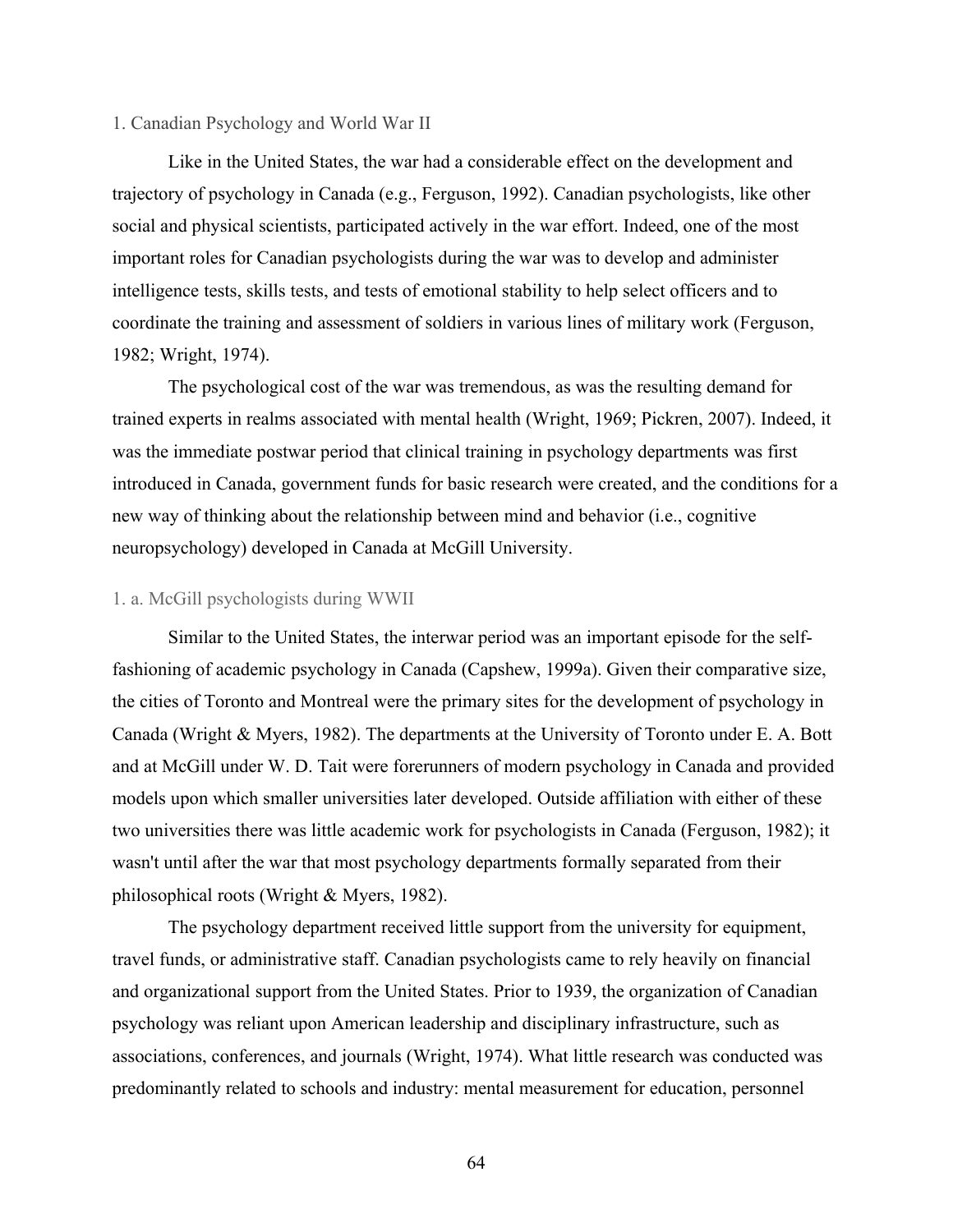## 1. Canadian Psychology and World War II

Like in the United States, the war had a considerable effect on the development and trajectory of psychology in Canada (e.g., Ferguson, 1992). Canadian psychologists, like other social and physical scientists, participated actively in the war effort. Indeed, one of the most important roles for Canadian psychologists during the war was to develop and administer intelligence tests, skills tests, and tests of emotional stability to help select officers and to coordinate the training and assessment of soldiers in various lines of military work (Ferguson, 1982; Wright, 1974).

The psychological cost of the war was tremendous, as was the resulting demand for trained experts in realms associated with mental health (Wright, 1969; Pickren, 2007). Indeed, it was the immediate postwar period that clinical training in psychology departments was first introduced in Canada, government funds for basic research were created, and the conditions for a new way of thinking about the relationship between mind and behavior (i.e., cognitive neuropsychology) developed in Canada at McGill University.

### 1. a. McGill psychologists during WWII

Similar to the United States, the interwar period was an important episode for the self-fashioning of academic psychology in Canada (Capshew, 1999a). Given their comparative size, the cities of Toronto and Montreal were the primary sites for the development of psychology in Canada (Wright & Myers, 1982). The departments at the University of Toronto under E. A. Bott and at McGill under W. D. Tait were forerunners of modern psychology in Canada and provided models upon which smaller universities later developed. Outside affiliation with either of these two universities there was little academic work for psychologists in Canada (Ferguson, 1982); it wasn't until after the war that most psychology departments formally separated from their philosophical roots (Wright & Myers, 1982).

The psychology department received little support from the university for equipment, travel funds, or administrative staff. Canadian psychologists came to rely heavily on financial and organizational support from the United States. Prior to 1939, the organization of Canadian psychology was reliant upon American leadership and disciplinary infrastructure, such as associations, conferences, and journals (Wright, 1974). What little research was conducted was predominantly related to schools and industry: mental measurement for education, personnel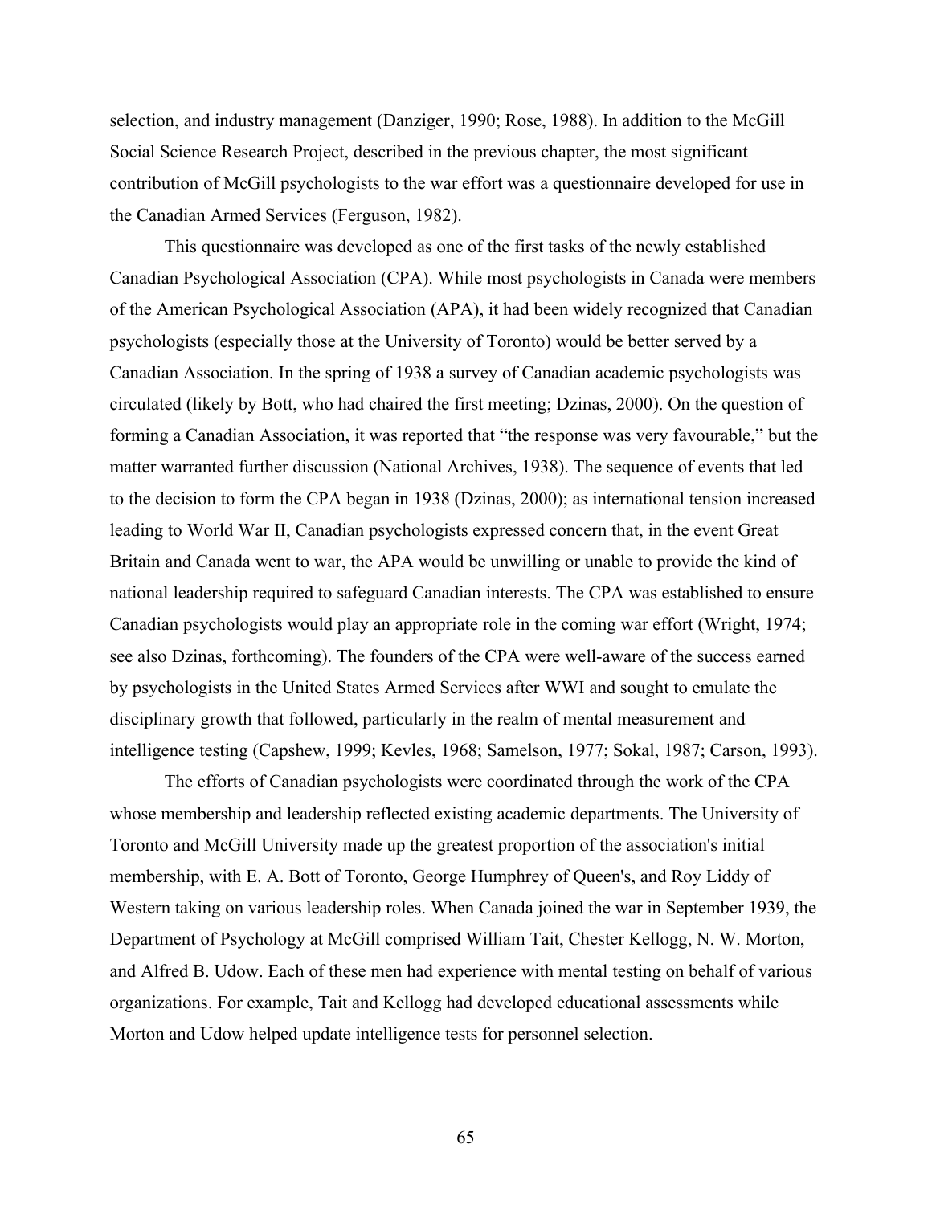selection, and industry management (Danziger, 1990; Rose, 1988). In addition to the McGill Social Science Research Project, described in the previous chapter, the most significant contribution of McGill psychologists to the war effort was a questionnaire developed for use in the Canadian Armed Services (Ferguson, 1982).

This questionnaire was developed as one of the first tasks of the newly established Canadian Psychological Association (CPA). While most psychologists in Canada were members of the American Psychological Association (APA), it had been widely recognized that Canadian psychologists (especially those at the University of Toronto) would be better served by a Canadian Association. In the spring of 1938 a survey of Canadian academic psychologists was circulated (likely by Bott, who had chaired the first meeting; Dzinas, 2000). On the question of forming a Canadian Association, it was reported that "the response was very favourable," but the matter warranted further discussion (National Archives, 1938). The sequence of events that led to the decision to form the CPA began in 1938 (Dzinas, 2000); as international tension increased leading to World War II, Canadian psychologists expressed concern that, in the event Great Britain and Canada went to war, the APA would be unwilling or unable to provide the kind of national leadership required to safeguard Canadian interests. The CPA was established to ensure Canadian psychologists would play an appropriate role in the coming war effort (Wright, 1974; see also Dzinas, forthcoming). The founders of the CPA were well-aware of the success earned by psychologists in the United States Armed Services after WWI and sought to emulate the disciplinary growth that followed, particularly in the realm of mental measurement and intelligence testing (Capshew, 1999; Kevles, 1968; Samelson, 1977; Sokal, 1987; Carson, 1993).

The efforts of Canadian psychologists were coordinated through the work of the CPA whose membership and leadership reflected existing academic departments. The University of Toronto and McGill University made up the greatest proportion of the association's initial membership, with E. A. Bott of Toronto, George Humphrey of Queen's, and Roy Liddy of Western taking on various leadership roles. When Canada joined the war in September 1939, the Department of Psychology at McGill comprised William Tait, Chester Kellogg, N. W. Morton, and Alfred B. Udow. Each of these men had experience with mental testing on behalf of various organizations. For example, Tait and Kellogg had developed educational assessments while Morton and Udow helped update intelligence tests for personnel selection.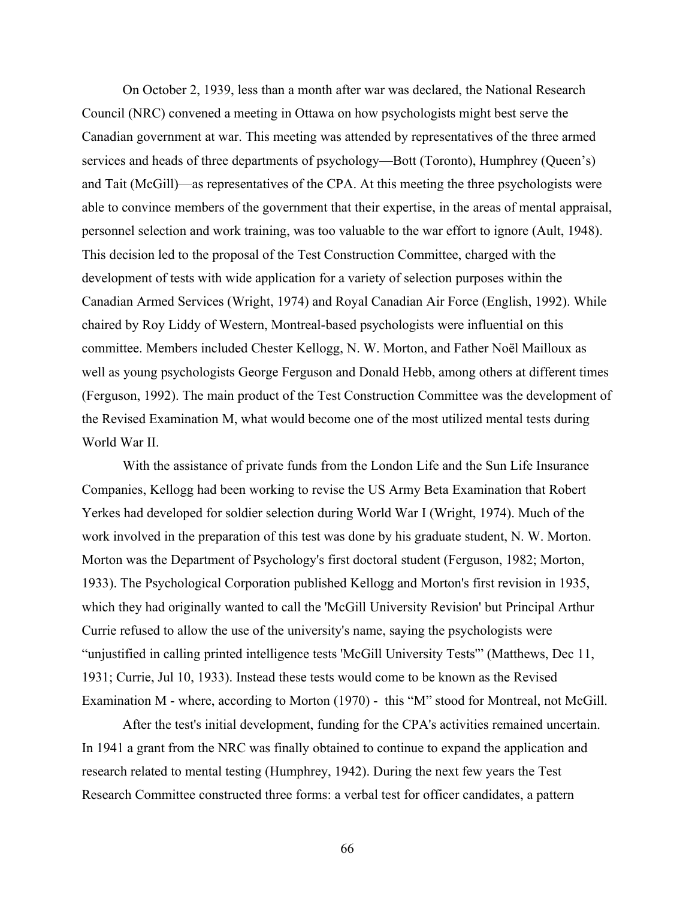On October 2, 1939, less than a month after war was declared, the National Research Council (NRC) convened a meeting in Ottawa on how psychologists might best serve the Canadian government at war. This meeting was attended by representatives of the three armed services and heads of three departments of psychology—Bott (Toronto), Humphrey (Queen's) and Tait (McGill)—as representatives of the CPA. At this meeting the three psychologists were able to convince members of the government that their expertise, in the areas of mental appraisal, personnel selection and work training, was too valuable to the war effort to ignore (Ault, 1948). This decision led to the proposal of the Test Construction Committee, charged with the development of tests with wide application for a variety of selection purposes within the Canadian Armed Services (Wright, 1974) and Royal Canadian Air Force (English, 1992). While chaired by Roy Liddy of Western, Montreal-based psychologists were influential on this committee. Members included Chester Kellogg, N. W. Morton, and Father Noël Mailloux as well as young psychologists George Ferguson and Donald Hebb, among others at different times (Ferguson, 1992). The main product of the Test Construction Committee was the development of the Revised Examination M, what would become one of the most utilized mental tests during World War II.

With the assistance of private funds from the London Life and the Sun Life Insurance Companies, Kellogg had been working to revise the US Army Beta Examination that Robert Yerkes had developed for soldier selection during World War I (Wright, 1974). Much of the work involved in the preparation of this test was done by his graduate student, N. W. Morton. Morton was the Department of Psychology's first doctoral student (Ferguson, 1982; Morton, 1933). The Psychological Corporation published Kellogg and Morton's first revision in 1935, which they had originally wanted to call the 'McGill University Revision' but Principal Arthur Currie refused to allow the use of the university's name, saying the psychologists were "unjustified in calling printed intelligence tests 'McGill University Tests'" (Matthews, Dec 11, 1931; Currie, Jul 10, 1933). Instead these tests would come to be known as the Revised Examination M - where, according to Morton (1970) - this "M" stood for Montreal, not McGill.

After the test's initial development, funding for the CPA's activities remained uncertain. In 1941 a grant from the NRC was finally obtained to continue to expand the application and research related to mental testing (Humphrey, 1942). During the next few years the Test Research Committee constructed three forms: a verbal test for officer candidates, a pattern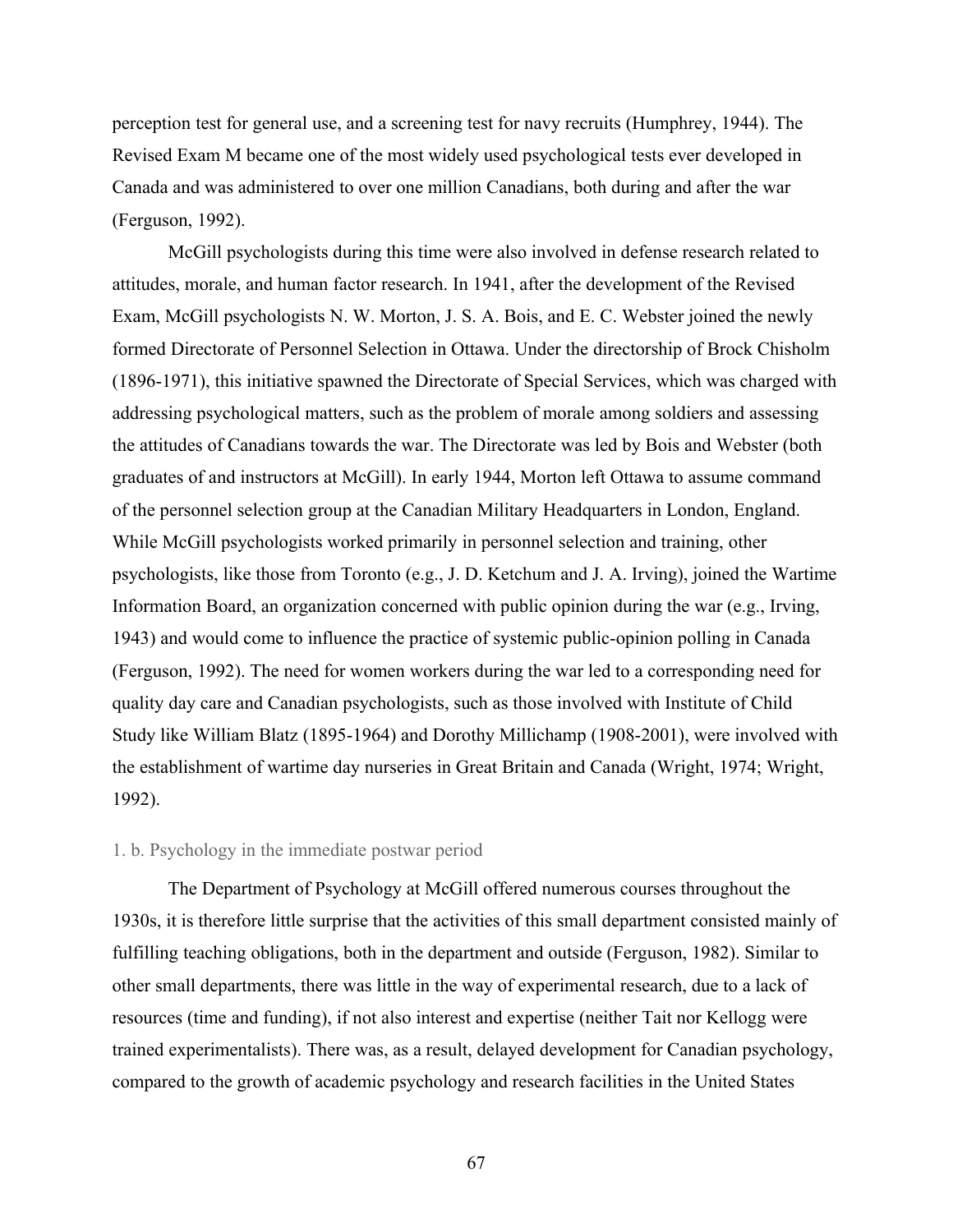perception test for general use, and a screening test for navy recruits (Humphrey, 1944). The Revised Exam M became one of the most widely used psychological tests ever developed in Canada and was administered to over one million Canadians, both during and after the war (Ferguson, 1992).

McGill psychologists during this time were also involved in defense research related to attitudes, morale, and human factor research. In 1941, after the development of the Revised Exam, McGill psychologists N. W. Morton, J. S. A. Bois, and E. C. Webster joined the newly formed Directorate of Personnel Selection in Ottawa. Under the directorship of Brock Chisholm (1896-1971), this initiative spawned the Directorate of Special Services, which was charged with addressing psychological matters, such as the problem of morale among soldiers and assessing the attitudes of Canadians towards the war. The Directorate was led by Bois and Webster (both graduates of and instructors at McGill). In early 1944, Morton left Ottawa to assume command of the personnel selection group at the Canadian Military Headquarters in London, England. While McGill psychologists worked primarily in personnel selection and training, other psychologists, like those from Toronto (e.g., J. D. Ketchum and J. A. Irving), joined the Wartime Information Board, an organization concerned with public opinion during the war (e.g., Irving, 1943) and would come to influence the practice of systemic public-opinion polling in Canada (Ferguson, 1992). The need for women workers during the war led to a corresponding need for quality day care and Canadian psychologists, such as those involved with Institute of Child Study like William Blatz (1895-1964) and Dorothy Millichamp (1908-2001), were involved with the establishment of wartime day nurseries in Great Britain and Canada (Wright, 1974; Wright, 1992).

### 1. b. Psychology in the immediate postwar period

The Department of Psychology at McGill offered numerous courses throughout the 1930s, it is therefore little surprise that the activities of this small department consisted mainly of fulfilling teaching obligations, both in the department and outside (Ferguson, 1982). Similar to other small departments, there was little in the way of experimental research, due to a lack of resources (time and funding), if not also interest and expertise (neither Tait nor Kellogg were trained experimentalists). There was, as a result, delayed development for Canadian psychology, compared to the growth of academic psychology and research facilities in the United States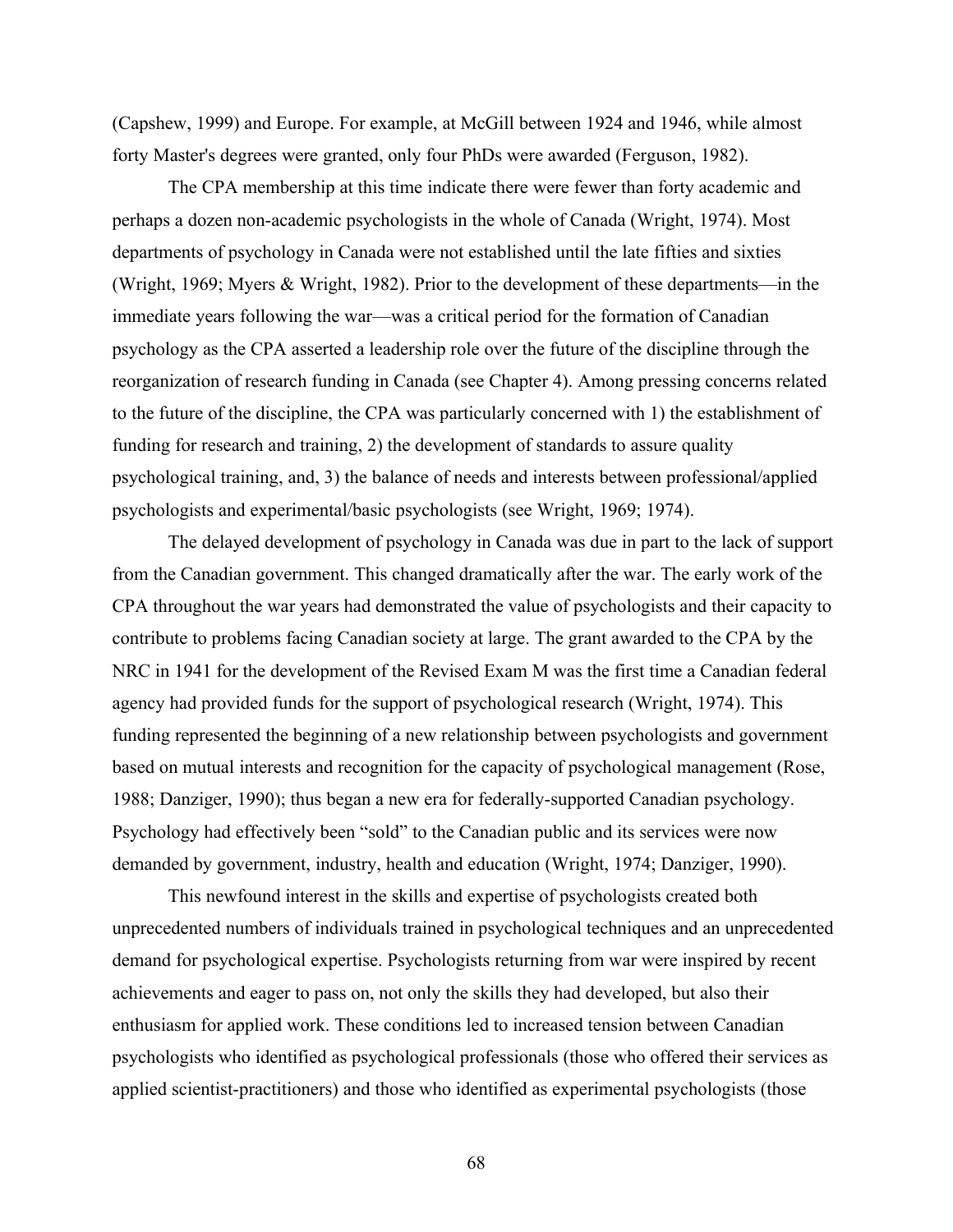(Capshew, 1999) and Europe. For example, at McGill between 1924 and 1946, while almost forty Master's degrees were granted, only four PhDs were awarded (Ferguson, 1982).

The CPA membership at this time indicate there were fewer than forty academic and perhaps a dozen non-academic psychologists in the whole of Canada (Wright, 1974). Most departments of psychology in Canada were not established until the late fifties and sixties (Wright, 1969; Myers & Wright, 1982). Prior to the development of these departments—in the immediate years following the war—was a critical period for the formation of Canadian psychology as the CPA asserted a leadership role over the future of the discipline through the reorganization of research funding in Canada (see Chapter 4). Among pressing concerns related to the future of the discipline, the CPA was particularly concerned with 1) the establishment of funding for research and training, 2) the development of standards to assure quality psychological training, and, 3) the balance of needs and interests between professional/applied psychologists and experimental/basic psychologists (see Wright, 1969; 1974).

The delayed development of psychology in Canada was due in part to the lack of support from the Canadian government. This changed dramatically after the war. The early work of the CPA throughout the war years had demonstrated the value of psychologists and their capacity to contribute to problems facing Canadian society at large. The grant awarded to the CPA by the NRC in 1941 for the development of the Revised Exam M was the first time a Canadian federal agency had provided funds for the support of psychological research (Wright, 1974). This funding represented the beginning of a new relationship between psychologists and government based on mutual interests and recognition for the capacity of psychological management (Rose, 1988; Danziger, 1990); thus began a new era for federally-supported Canadian psychology. Psychology had effectively been "sold" to the Canadian public and its services were now demanded by government, industry, health and education (Wright, 1974; Danziger, 1990).

This newfound interest in the skills and expertise of psychologists created both unprecedented numbers of individuals trained in psychological techniques and an unprecedented demand for psychological expertise. Psychologists returning from war were inspired by recent achievements and eager to pass on, not only the skills they had developed, but also their enthusiasm for applied work. These conditions led to increased tension between Canadian psychologists who identified as psychological professionals (those who offered their services as applied scientist-practitioners) and those who identified as experimental psychologists (those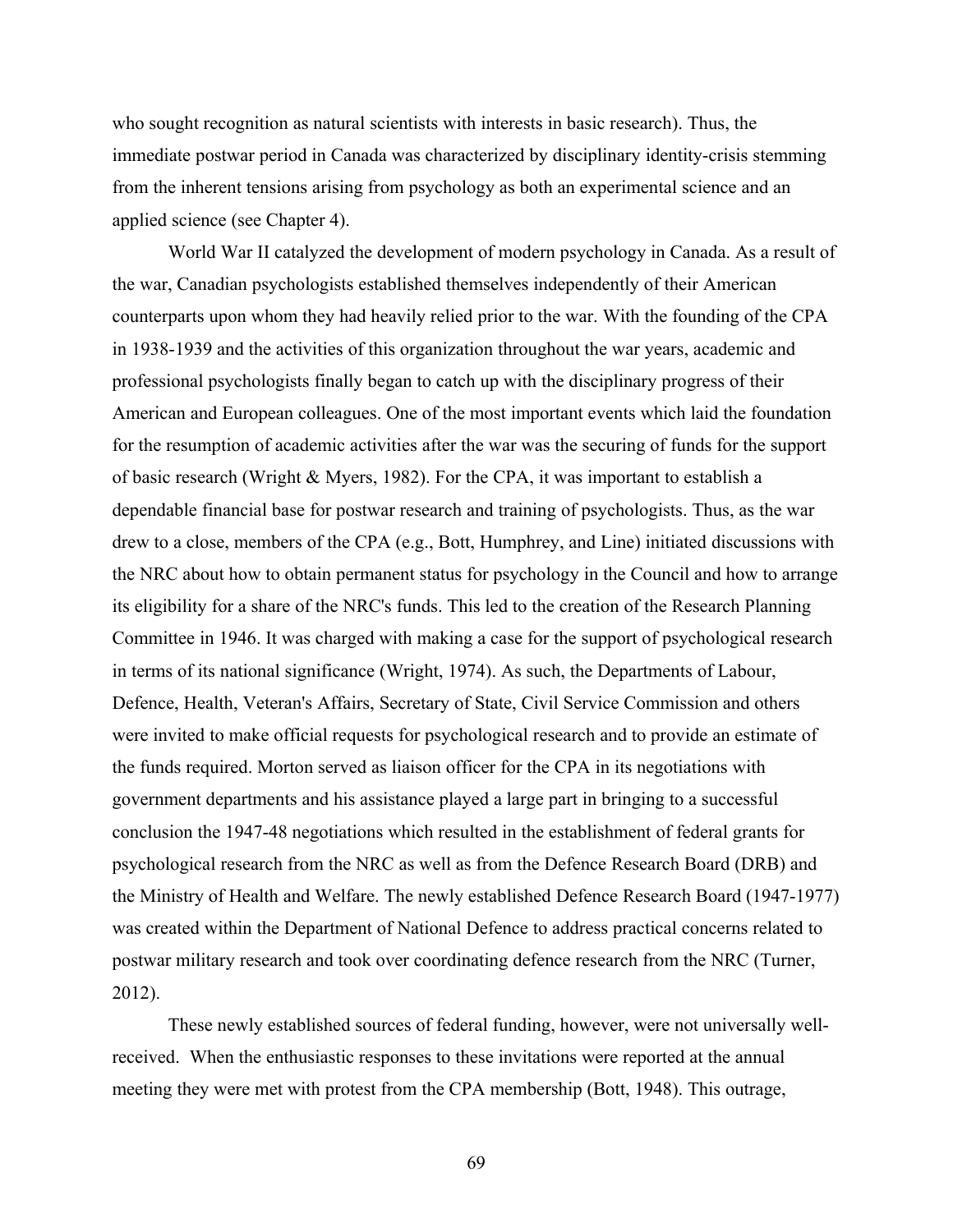who sought recognition as natural scientists with interests in basic research). Thus, the immediate postwar period in Canada was characterized by disciplinary identity-crisis stemming from the inherent tensions arising from psychology as both an experimental science and an applied science (see Chapter 4).

World War II catalyzed the development of modern psychology in Canada. As a result of the war, Canadian psychologists established themselves independently of their American counterparts upon whom they had heavily relied prior to the war. With the founding of the CPA in 1938-1939 and the activities of this organization throughout the war years, academic and professional psychologists finally began to catch up with the disciplinary progress of their American and European colleagues. One of the most important events which laid the foundation for the resumption of academic activities after the war was the securing of funds for the support of basic research (Wright & Myers, 1982). For the CPA, it was important to establish a dependable financial base for postwar research and training of psychologists. Thus, as the war drew to a close, members of the CPA (e.g., Bott, Humphrey, and Line) initiated discussions with the NRC about how to obtain permanent status for psychology in the Council and how to arrange its eligibility for a share of the NRC's funds. This led to the creation of the Research Planning Committee in 1946. It was charged with making a case for the support of psychological research in terms of its national significance (Wright, 1974). As such, the Departments of Labour, Defence, Health, Veteran's Affairs, Secretary of State, Civil Service Commission and others were invited to make official requests for psychological research and to provide an estimate of the funds required. Morton served as liaison officer for the CPA in its negotiations with government departments and his assistance played a large part in bringing to a successful conclusion the 1947-48 negotiations which resulted in the establishment of federal grants for psychological research from the NRC as well as from the Defence Research Board (DRB) and the Ministry of Health and Welfare. The newly established Defence Research Board (1947-1977) was created within the Department of National Defence to address practical concerns related to postwar military research and took over coordinating defence research from the NRC (Turner, 2012).

These newly established sources of federal funding, however, were not universally well-received. When the enthusiastic responses to these invitations were reported at the annual meeting they were met with protest from the CPA membership (Bott, 1948). This outrage,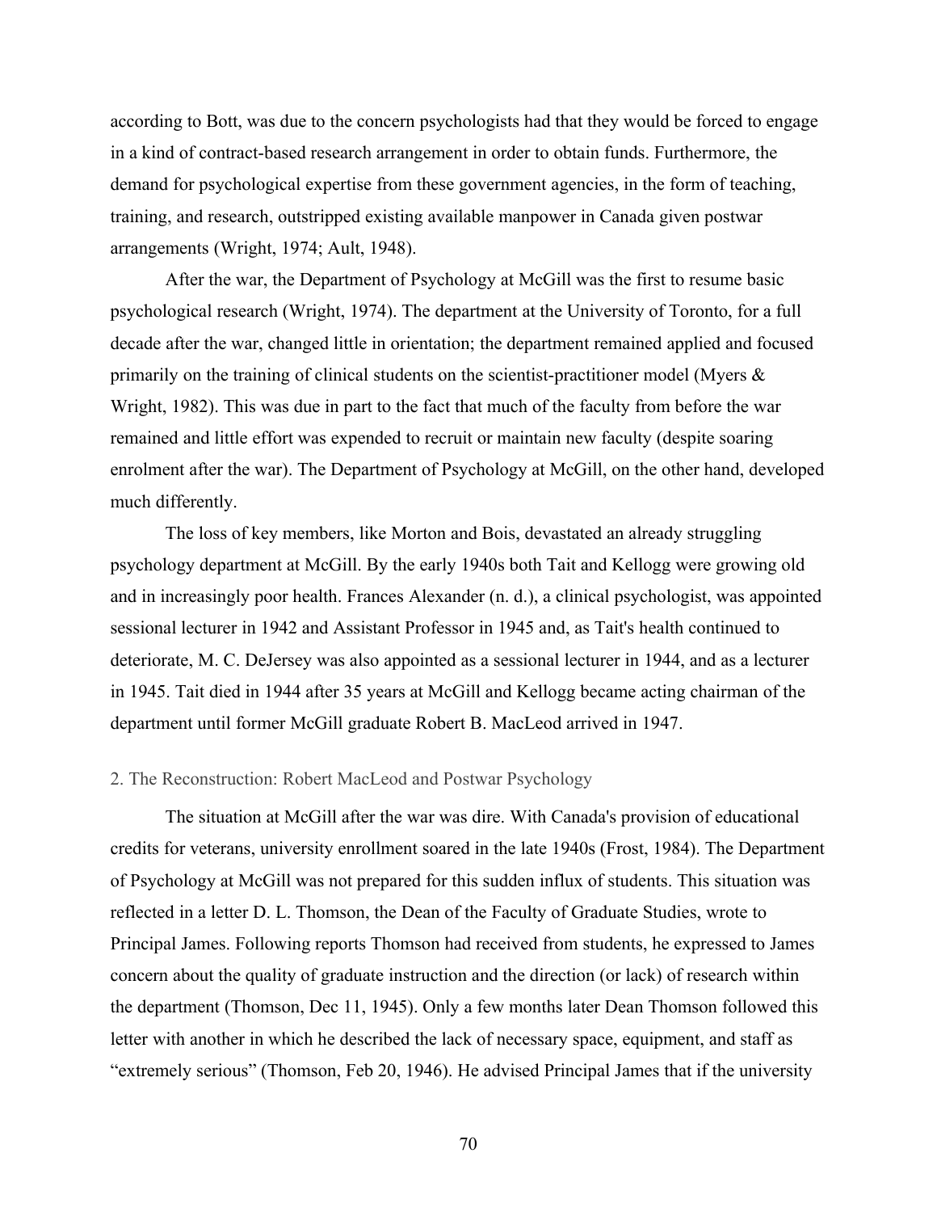according to Bott, was due to the concern psychologists had that they would be forced to engage in a kind of contract-based research arrangement in order to obtain funds. Furthermore, the demand for psychological expertise from these government agencies, in the form of teaching, training, and research, outstripped existing available manpower in Canada given postwar arrangements (Wright, 1974; Ault, 1948).

After the war, the Department of Psychology at McGill was the first to resume basic psychological research (Wright, 1974). The department at the University of Toronto, for a full decade after the war, changed little in orientation; the department remained applied and focused primarily on the training of clinical students on the scientist-practitioner model (Myers & Wright, 1982). This was due in part to the fact that much of the faculty from before the war remained and little effort was expended to recruit or maintain new faculty (despite soaring enrolment after the war). The Department of Psychology at McGill, on the other hand, developed much differently.

The loss of key members, like Morton and Bois, devastated an already struggling psychology department at McGill. By the early 1940s both Tait and Kellogg were growing old and in increasingly poor health. Frances Alexander (n. d.), a clinical psychologist, was appointed sessional lecturer in 1942 and Assistant Professor in 1945 and, as Tait's health continued to deteriorate, M. C. DeJersey was also appointed as a sessional lecturer in 1944, and as a lecturer in 1945. Tait died in 1944 after 35 years at McGill and Kellogg became acting chairman of the department until former McGill graduate Robert B. MacLeod arrived in 1947.

## 2. The Reconstruction: Robert MacLeod and Postwar Psychology

The situation at McGill after the war was dire. With Canada's provision of educational credits for veterans, university enrollment soared in the late 1940s (Frost, 1984). The Department of Psychology at McGill was not prepared for this sudden influx of students. This situation was reflected in a letter D. L. Thomson, the Dean of the Faculty of Graduate Studies, wrote to Principal James. Following reports Thomson had received from students, he expressed to James concern about the quality of graduate instruction and the direction (or lack) of research within the department (Thomson, Dec 11, 1945). Only a few months later Dean Thomson followed this letter with another in which he described the lack of necessary space, equipment, and staff as "extremely serious" (Thomson, Feb 20, 1946). He advised Principal James that if the university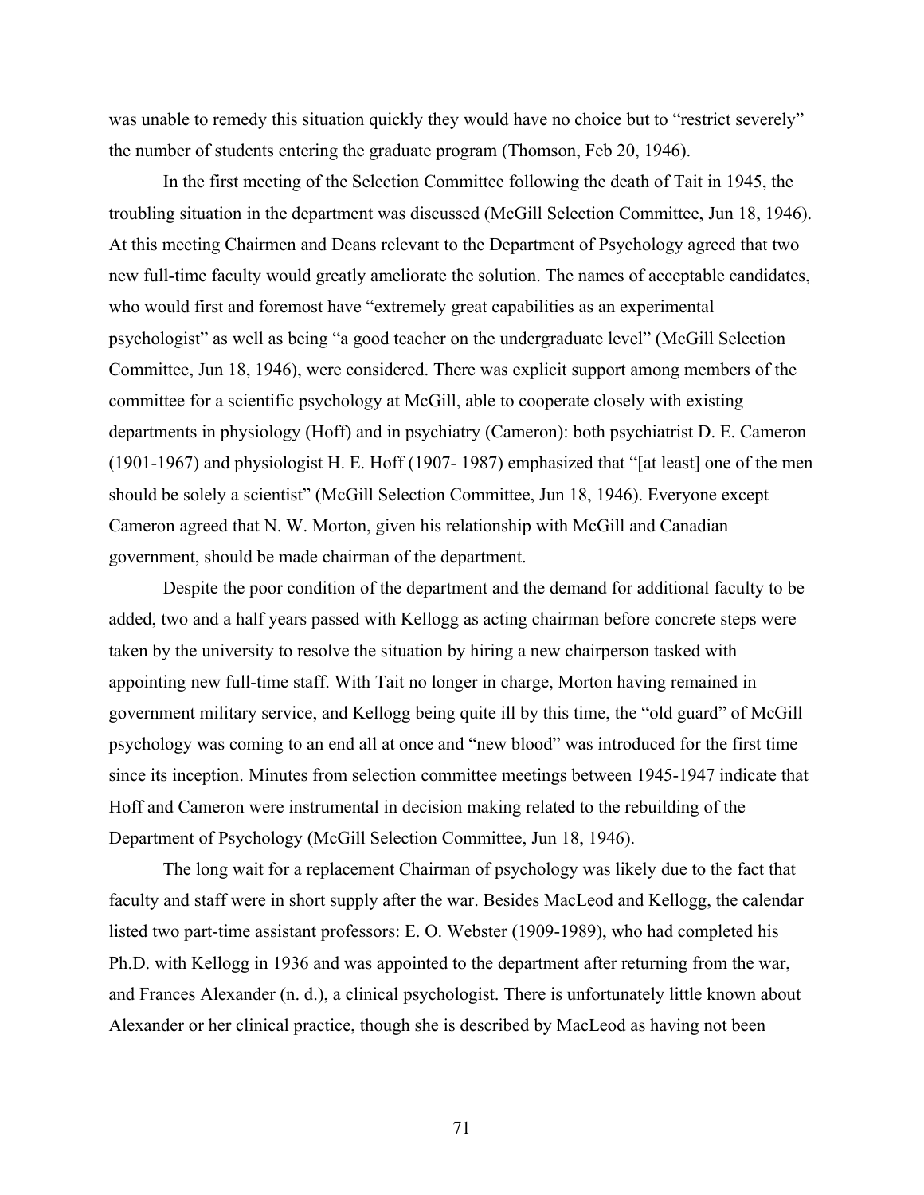was unable to remedy this situation quickly they would have no choice but to "restrict severely" the number of students entering the graduate program (Thomson, Feb 20, 1946).

In the first meeting of the Selection Committee following the death of Tait in 1945, the troubling situation in the department was discussed (McGill Selection Committee, Jun 18, 1946). At this meeting Chairmen and Deans relevant to the Department of Psychology agreed that two new full-time faculty would greatly ameliorate the solution. The names of acceptable candidates, who would first and foremost have "extremely great capabilities as an experimental psychologist" as well as being "a good teacher on the undergraduate level" (McGill Selection Committee, Jun 18, 1946), were considered. There was explicit support among members of the committee for a scientific psychology at McGill, able to cooperate closely with existing departments in physiology (Hoff) and in psychiatry (Cameron): both psychiatrist D. E. Cameron (1901-1967) and physiologist H. E. Hoff (1907- 1987) emphasized that "[at least] one of the men should be solely a scientist" (McGill Selection Committee, Jun 18, 1946). Everyone except Cameron agreed that N. W. Morton, given his relationship with McGill and Canadian government, should be made chairman of the department.

Despite the poor condition of the department and the demand for additional faculty to be added, two and a half years passed with Kellogg as acting chairman before concrete steps were taken by the university to resolve the situation by hiring a new chairperson tasked with appointing new full-time staff. With Tait no longer in charge, Morton having remained in government military service, and Kellogg being quite ill by this time, the "old guard" of McGill psychology was coming to an end all at once and "new blood" was introduced for the first time since its inception. Minutes from selection committee meetings between 1945-1947 indicate that Hoff and Cameron were instrumental in decision making related to the rebuilding of the Department of Psychology (McGill Selection Committee, Jun 18, 1946).

The long wait for a replacement Chairman of psychology was likely due to the fact that faculty and staff were in short supply after the war. Besides MacLeod and Kellogg, the calendar listed two part-time assistant professors: E. O. Webster (1909-1989), who had completed his Ph.D. with Kellogg in 1936 and was appointed to the department after returning from the war, and Frances Alexander (n. d.), a clinical psychologist. There is unfortunately little known about Alexander or her clinical practice, though she is described by MacLeod as having not been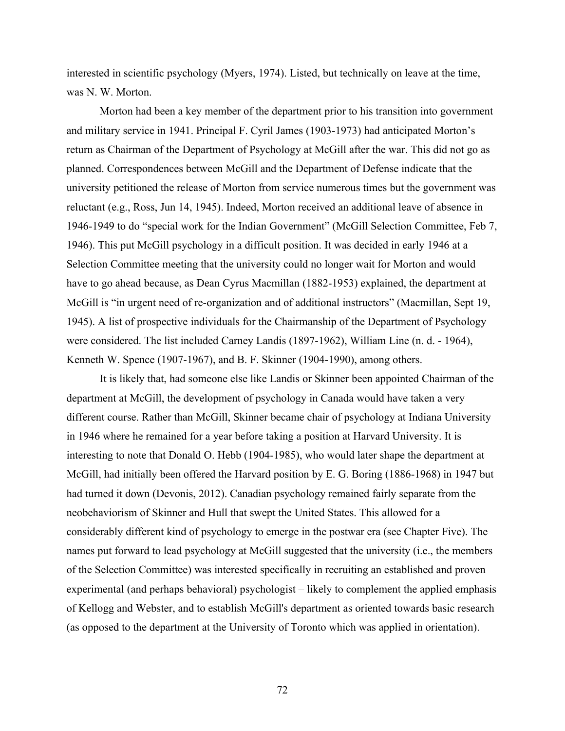interested in scientific psychology (Myers, 1974). Listed, but technically on leave at the time, was N. W. Morton.

Morton had been a key member of the department prior to his transition into government and military service in 1941. Principal F. Cyril James (1903-1973) had anticipated Morton's return as Chairman of the Department of Psychology at McGill after the war. This did not go as planned. Correspondences between McGill and the Department of Defense indicate that the university petitioned the release of Morton from service numerous times but the government was reluctant (e.g., Ross, Jun 14, 1945). Indeed, Morton received an additional leave of absence in 1946-1949 to do "special work for the Indian Government" (McGill Selection Committee, Feb 7, 1946). This put McGill psychology in a difficult position. It was decided in early 1946 at a Selection Committee meeting that the university could no longer wait for Morton and would have to go ahead because, as Dean Cyrus Macmillan (1882-1953) explained, the department at McGill is "in urgent need of re-organization and of additional instructors" (Macmillan, Sept 19, 1945). A list of prospective individuals for the Chairmanship of the Department of Psychology were considered. The list included Carney Landis (1897-1962), William Line (n. d. - 1964), Kenneth W. Spence (1907-1967), and B. F. Skinner (1904-1990), among others.

It is likely that, had someone else like Landis or Skinner been appointed Chairman of the department at McGill, the development of psychology in Canada would have taken a very different course. Rather than McGill, Skinner became chair of psychology at Indiana University in 1946 where he remained for a year before taking a position at Harvard University. It is interesting to note that Donald O. Hebb (1904-1985), who would later shape the department at McGill, had initially been offered the Harvard position by E. G. Boring (1886-1968) in 1947 but had turned it down (Devonis, 2012). Canadian psychology remained fairly separate from the neobehaviorism of Skinner and Hull that swept the United States. This allowed for a considerably different kind of psychology to emerge in the postwar era (see Chapter Five). The names put forward to lead psychology at McGill suggested that the university (i.e., the members of the Selection Committee) was interested specifically in recruiting an established and proven experimental (and perhaps behavioral) psychologist – likely to complement the applied emphasis of Kellogg and Webster, and to establish McGill's department as oriented towards basic research (as opposed to the department at the University of Toronto which was applied in orientation).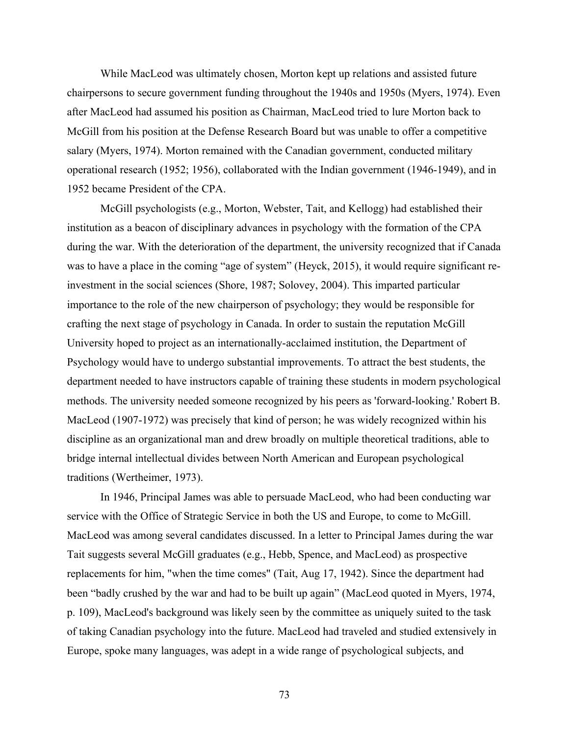While MacLeod was ultimately chosen, Morton kept up relations and assisted future chairpersons to secure government funding throughout the 1940s and 1950s (Myers, 1974). Even after MacLeod had assumed his position as Chairman, MacLeod tried to lure Morton back to McGill from his position at the Defense Research Board but was unable to offer a competitive salary (Myers, 1974). Morton remained with the Canadian government, conducted military operational research (1952; 1956), collaborated with the Indian government (1946-1949), and in 1952 became President of the CPA.

McGill psychologists (e.g., Morton, Webster, Tait, and Kellogg) had established their institution as a beacon of disciplinary advances in psychology with the formation of the CPA during the war. With the deterioration of the department, the university recognized that if Canada was to have a place in the coming "age of system" (Heyck, 2015), it would require significant re-investment in the social sciences (Shore, 1987; Solovey, 2004). This imparted particular importance to the role of the new chairperson of psychology; they would be responsible for crafting the next stage of psychology in Canada. In order to sustain the reputation McGill University hoped to project as an internationally-acclaimed institution, the Department of Psychology would have to undergo substantial improvements. To attract the best students, the department needed to have instructors capable of training these students in modern psychological methods. The university needed someone recognized by his peers as 'forward-looking.' Robert B. MacLeod (1907-1972) was precisely that kind of person; he was widely recognized within his discipline as an organizational man and drew broadly on multiple theoretical traditions, able to bridge internal intellectual divides between North American and European psychological traditions (Wertheimer, 1973).

In 1946, Principal James was able to persuade MacLeod, who had been conducting war service with the Office of Strategic Service in both the US and Europe, to come to McGill. MacLeod was among several candidates discussed. In a letter to Principal James during the war Tait suggests several McGill graduates (e.g., Hebb, Spence, and MacLeod) as prospective replacements for him, "when the time comes" (Tait, Aug 17, 1942). Since the department had been "badly crushed by the war and had to be built up again" (MacLeod quoted in Myers, 1974, p. 109), MacLeod's background was likely seen by the committee as uniquely suited to the task of taking Canadian psychology into the future. MacLeod had traveled and studied extensively in Europe, spoke many languages, was adept in a wide range of psychological subjects, and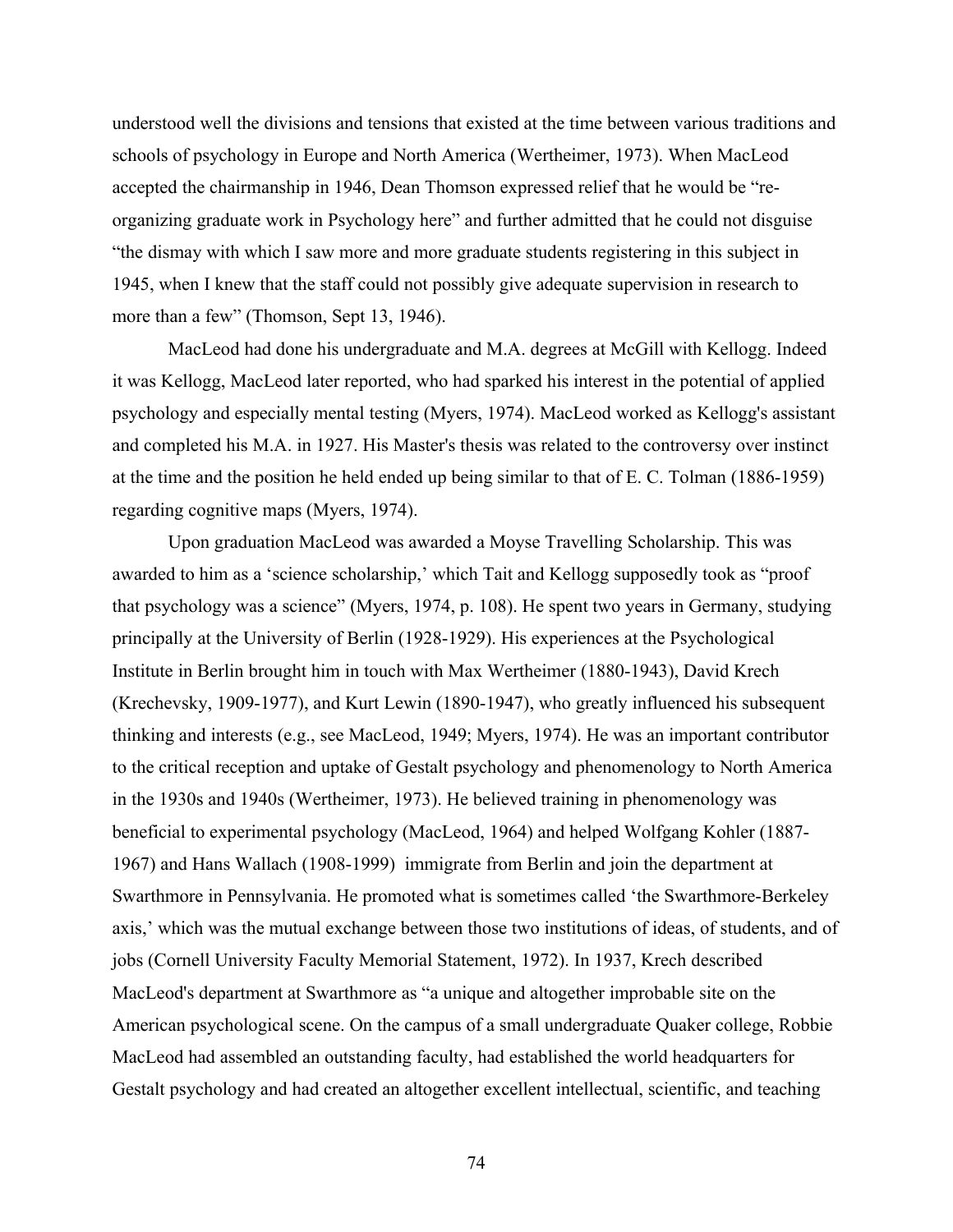understood well the divisions and tensions that existed at the time between various traditions and schools of psychology in Europe and North America (Wertheimer, 1973). When MacLeod accepted the chairmanship in 1946, Dean Thomson expressed relief that he would be "re-organizing graduate work in Psychology here" and further admitted that he could not disguise "the dismay with which I saw more and more graduate students registering in this subject in 1945, when I knew that the staff could not possibly give adequate supervision in research to more than a few" (Thomson, Sept 13, 1946).

MacLeod had done his undergraduate and M.A. degrees at McGill with Kellogg. Indeed it was Kellogg, MacLeod later reported, who had sparked his interest in the potential of applied psychology and especially mental testing (Myers, 1974). MacLeod worked as Kellogg's assistant and completed his M.A. in 1927. His Master's thesis was related to the controversy over instinct at the time and the position he held ended up being similar to that of E. C. Tolman (1886-1959) regarding cognitive maps (Myers, 1974).

Upon graduation MacLeod was awarded a Moyse Travelling Scholarship. This was awarded to him as a 'science scholarship,' which Tait and Kellogg supposedly took as "proof that psychology was a science" (Myers, 1974, p. 108). He spent two years in Germany, studying principally at the University of Berlin (1928-1929). His experiences at the Psychological Institute in Berlin brought him in touch with Max Wertheimer (1880-1943), David Krech (Krechevsky, 1909-1977), and Kurt Lewin (1890-1947), who greatly influenced his subsequent thinking and interests (e.g., see MacLeod, 1949; Myers, 1974). He was an important contributor to the critical reception and uptake of Gestalt psychology and phenomenology to North America in the 1930s and 1940s (Wertheimer, 1973). He believed training in phenomenology was beneficial to experimental psychology (MacLeod, 1964) and helped Wolfgang Kohler (1887-1967) and Hans Wallach (1908-1999) immigrate from Berlin and join the department at Swarthmore in Pennsylvania. He promoted what is sometimes called 'the Swarthmore-Berkeley axis,' which was the mutual exchange between those two institutions of ideas, of students, and of jobs (Cornell University Faculty Memorial Statement, 1972). In 1937, Krech described MacLeod's department at Swarthmore as "a unique and altogether improbable site on the American psychological scene. On the campus of a small undergraduate Quaker college, Robbie MacLeod had assembled an outstanding faculty, had established the world headquarters for Gestalt psychology and had created an altogether excellent intellectual, scientific, and teaching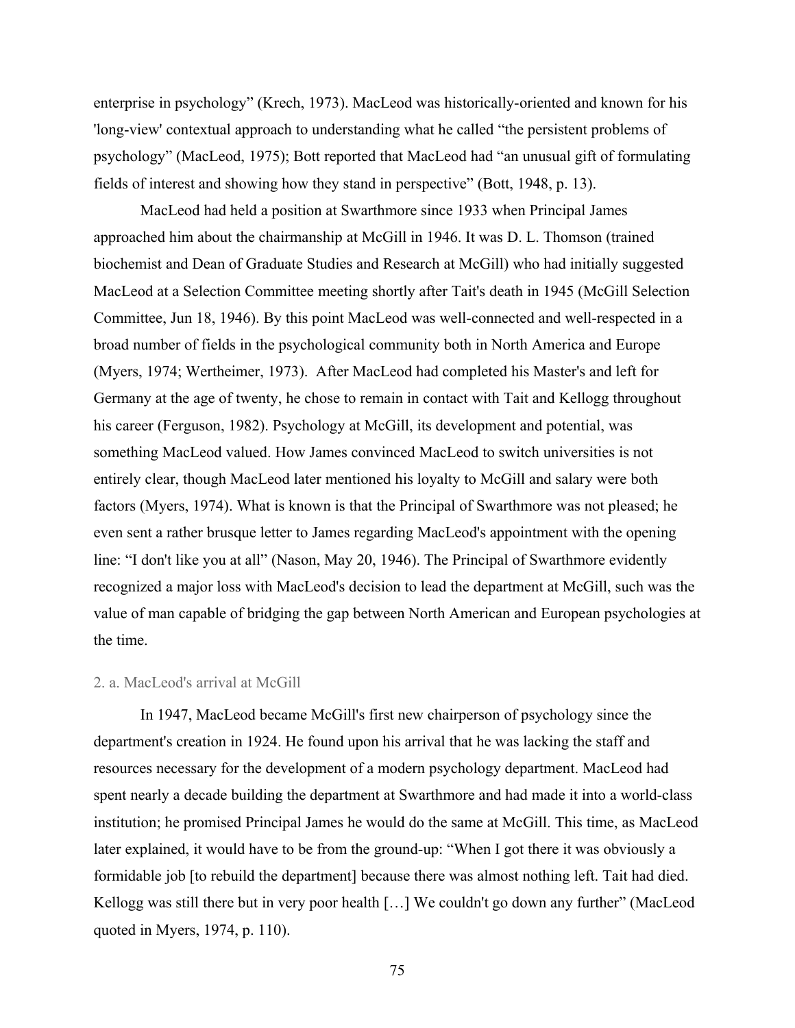enterprise in psychology" (Krech, 1973). MacLeod was historically-oriented and known for his 'long-view' contextual approach to understanding what he called "the persistent problems of psychology" (MacLeod, 1975); Bott reported that MacLeod had "an unusual gift of formulating fields of interest and showing how they stand in perspective" (Bott, 1948, p. 13).

MacLeod had held a position at Swarthmore since 1933 when Principal James approached him about the chairmanship at McGill in 1946. It was D. L. Thomson (trained biochemist and Dean of Graduate Studies and Research at McGill) who had initially suggested MacLeod at a Selection Committee meeting shortly after Tait's death in 1945 (McGill Selection Committee, Jun 18, 1946). By this point MacLeod was well-connected and well-respected in a broad number of fields in the psychological community both in North America and Europe (Myers, 1974; Wertheimer, 1973). After MacLeod had completed his Master's and left for Germany at the age of twenty, he chose to remain in contact with Tait and Kellogg throughout his career (Ferguson, 1982). Psychology at McGill, its development and potential, was something MacLeod valued. How James convinced MacLeod to switch universities is not entirely clear, though MacLeod later mentioned his loyalty to McGill and salary were both factors (Myers, 1974). What is known is that the Principal of Swarthmore was not pleased; he even sent a rather brusque letter to James regarding MacLeod's appointment with the opening line: "I don't like you at all" (Nason, May 20, 1946). The Principal of Swarthmore evidently recognized a major loss with MacLeod's decision to lead the department at McGill, such was the value of man capable of bridging the gap between North American and European psychologies at the time.

### 2. a. MacLeod's arrival at McGill

In 1947, MacLeod became McGill's first new chairperson of psychology since the department's creation in 1924. He found upon his arrival that he was lacking the staff and resources necessary for the development of a modern psychology department. MacLeod had spent nearly a decade building the department at Swarthmore and had made it into a world-class institution; he promised Principal James he would do the same at McGill. This time, as MacLeod later explained, it would have to be from the ground-up: "When I got there it was obviously a formidable job [to rebuild the department] because there was almost nothing left. Tait had died. Kellogg was still there but in very poor health […] We couldn't go down any further" (MacLeod quoted in Myers, 1974, p. 110).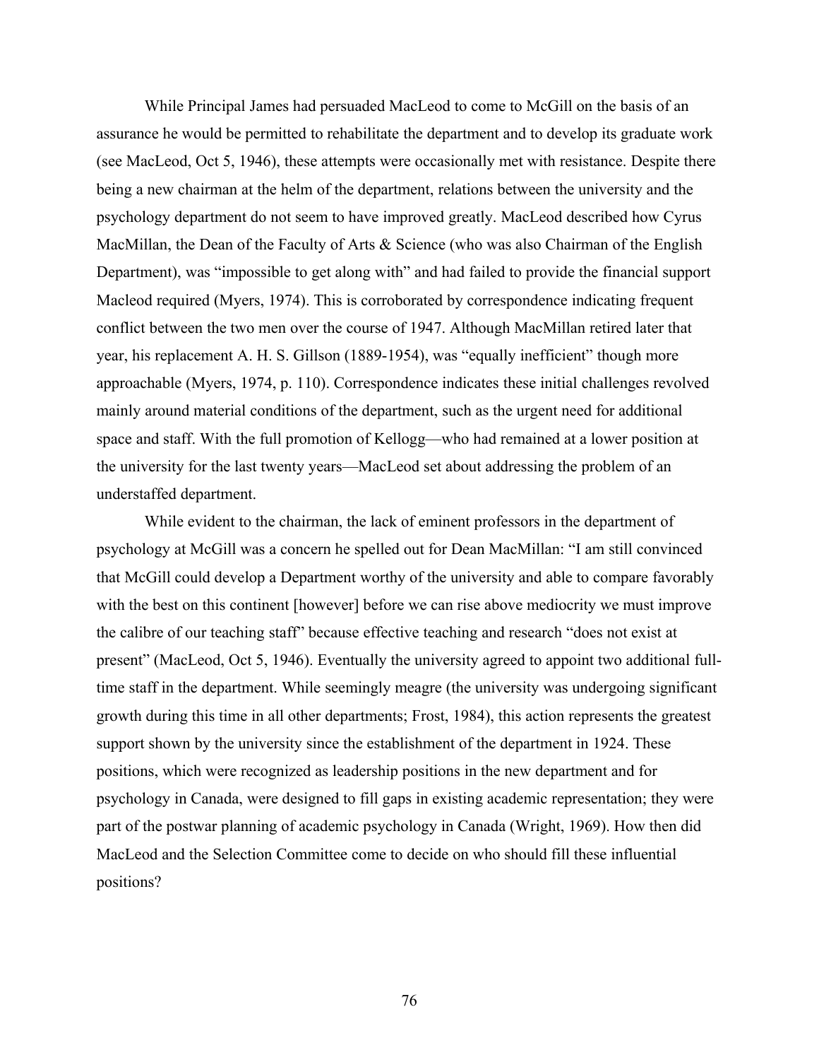While Principal James had persuaded MacLeod to come to McGill on the basis of an assurance he would be permitted to rehabilitate the department and to develop its graduate work (see MacLeod, Oct 5, 1946), these attempts were occasionally met with resistance. Despite there being a new chairman at the helm of the department, relations between the university and the psychology department do not seem to have improved greatly. MacLeod described how Cyrus MacMillan, the Dean of the Faculty of Arts & Science (who was also Chairman of the English Department), was "impossible to get along with" and had failed to provide the financial support Macleod required (Myers, 1974). This is corroborated by correspondence indicating frequent conflict between the two men over the course of 1947. Although MacMillan retired later that year, his replacement A. H. S. Gillson (1889-1954), was "equally inefficient" though more approachable (Myers, 1974, p. 110). Correspondence indicates these initial challenges revolved mainly around material conditions of the department, such as the urgent need for additional space and staff. With the full promotion of Kellogg—who had remained at a lower position at the university for the last twenty years—MacLeod set about addressing the problem of an understaffed department.

While evident to the chairman, the lack of eminent professors in the department of psychology at McGill was a concern he spelled out for Dean MacMillan: "I am still convinced that McGill could develop a Department worthy of the university and able to compare favorably with the best on this continent [however] before we can rise above mediocrity we must improve the calibre of our teaching staff" because effective teaching and research "does not exist at present" (MacLeod, Oct 5, 1946). Eventually the university agreed to appoint two additional full-time staff in the department. While seemingly meagre (the university was undergoing significant growth during this time in all other departments; Frost, 1984), this action represents the greatest support shown by the university since the establishment of the department in 1924. These positions, which were recognized as leadership positions in the new department and for psychology in Canada, were designed to fill gaps in existing academic representation; they were part of the postwar planning of academic psychology in Canada (Wright, 1969). How then did MacLeod and the Selection Committee come to decide on who should fill these influential positions?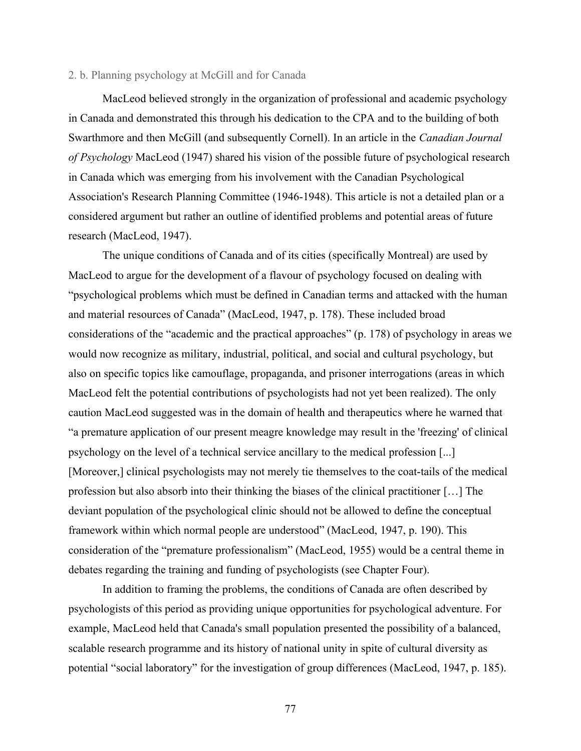### 2. b. Planning psychology at McGill and for Canada

MacLeod believed strongly in the organization of professional and academic psychology in Canada and demonstrated this through his dedication to the CPA and to the building of both Swarthmore and then McGill (and subsequently Cornell). In an article in the *Canadian Journal of Psychology* MacLeod (1947) shared his vision of the possible future of psychological research in Canada which was emerging from his involvement with the Canadian Psychological Association's Research Planning Committee (1946-1948). This article is not a detailed plan or a considered argument but rather an outline of identified problems and potential areas of future research (MacLeod, 1947).

The unique conditions of Canada and of its cities (specifically Montreal) are used by MacLeod to argue for the development of a flavour of psychology focused on dealing with "psychological problems which must be defined in Canadian terms and attacked with the human and material resources of Canada" (MacLeod, 1947, p. 178). These included broad considerations of the "academic and the practical approaches" (p. 178) of psychology in areas we would now recognize as military, industrial, political, and social and cultural psychology, but also on specific topics like camouflage, propaganda, and prisoner interrogations (areas in which MacLeod felt the potential contributions of psychologists had not yet been realized). The only caution MacLeod suggested was in the domain of health and therapeutics where he warned that "a premature application of our present meagre knowledge may result in the 'freezing' of clinical psychology on the level of a technical service ancillary to the medical profession [...] [Moreover,] clinical psychologists may not merely tie themselves to the coat-tails of the medical profession but also absorb into their thinking the biases of the clinical practitioner […] The deviant population of the psychological clinic should not be allowed to define the conceptual framework within which normal people are understood" (MacLeod, 1947, p. 190). This consideration of the "premature professionalism" (MacLeod, 1955) would be a central theme in debates regarding the training and funding of psychologists (see Chapter Four).

In addition to framing the problems, the conditions of Canada are often described by psychologists of this period as providing unique opportunities for psychological adventure. For example, MacLeod held that Canada's small population presented the possibility of a balanced, scalable research programme and its history of national unity in spite of cultural diversity as potential "social laboratory" for the investigation of group differences (MacLeod, 1947, p. 185).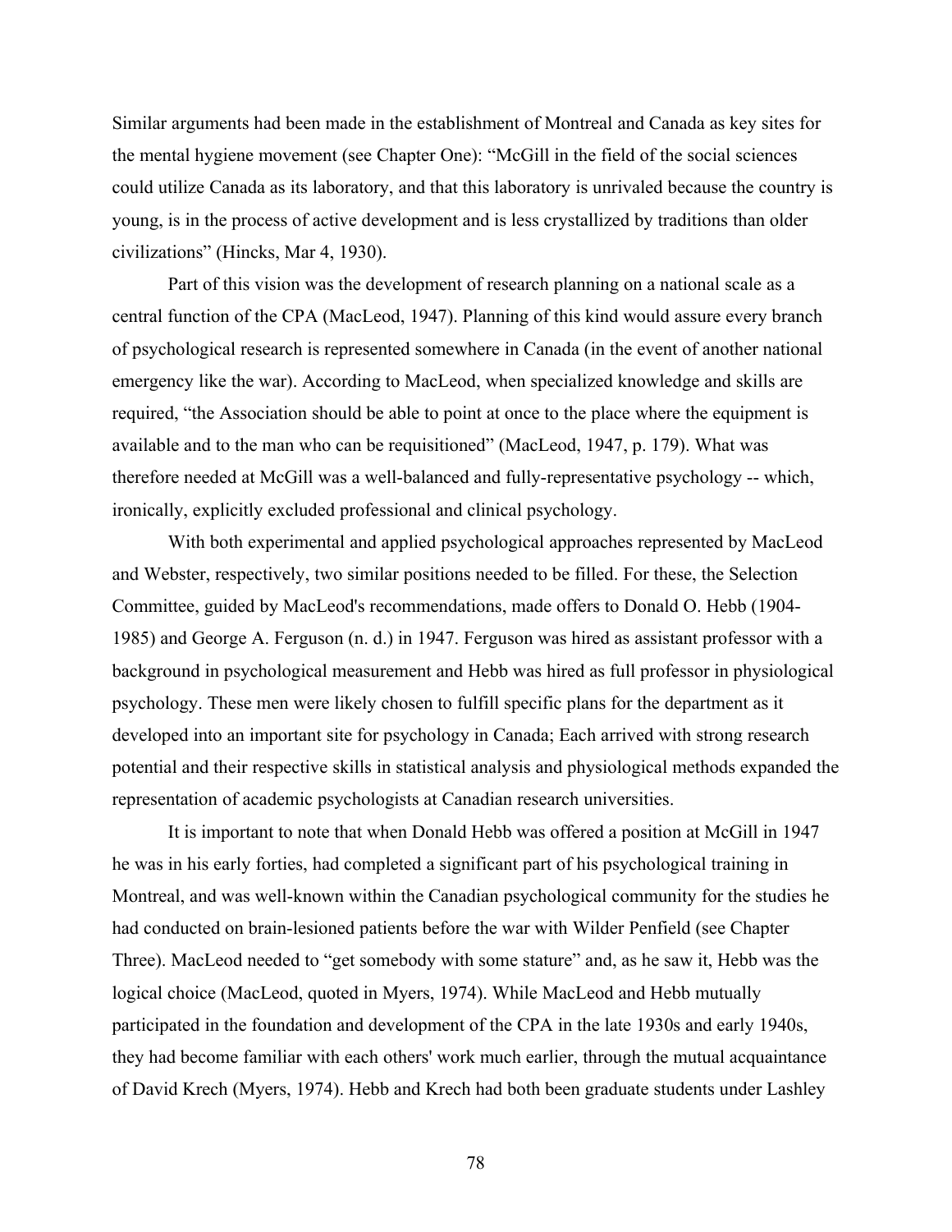Similar arguments had been made in the establishment of Montreal and Canada as key sites for the mental hygiene movement (see Chapter One): "McGill in the field of the social sciences could utilize Canada as its laboratory, and that this laboratory is unrivaled because the country is young, is in the process of active development and is less crystallized by traditions than older civilizations" (Hincks, Mar 4, 1930).

Part of this vision was the development of research planning on a national scale as a central function of the CPA (MacLeod, 1947). Planning of this kind would assure every branch of psychological research is represented somewhere in Canada (in the event of another national emergency like the war). According to MacLeod, when specialized knowledge and skills are required, "the Association should be able to point at once to the place where the equipment is available and to the man who can be requisitioned" (MacLeod, 1947, p. 179). What was therefore needed at McGill was a well-balanced and fully-representative psychology -- which, ironically, explicitly excluded professional and clinical psychology.

With both experimental and applied psychological approaches represented by MacLeod and Webster, respectively, two similar positions needed to be filled. For these, the Selection Committee, guided by MacLeod's recommendations, made offers to Donald O. Hebb (1904-1985) and George A. Ferguson (n. d.) in 1947. Ferguson was hired as assistant professor with a background in psychological measurement and Hebb was hired as full professor in physiological psychology. These men were likely chosen to fulfill specific plans for the department as it developed into an important site for psychology in Canada; Each arrived with strong research potential and their respective skills in statistical analysis and physiological methods expanded the representation of academic psychologists at Canadian research universities.

It is important to note that when Donald Hebb was offered a position at McGill in 1947 he was in his early forties, had completed a significant part of his psychological training in Montreal, and was well-known within the Canadian psychological community for the studies he had conducted on brain-lesioned patients before the war with Wilder Penfield (see Chapter Three). MacLeod needed to "get somebody with some stature" and, as he saw it, Hebb was the logical choice (MacLeod, quoted in Myers, 1974). While MacLeod and Hebb mutually participated in the foundation and development of the CPA in the late 1930s and early 1940s, they had become familiar with each others' work much earlier, through the mutual acquaintance of David Krech (Myers, 1974). Hebb and Krech had both been graduate students under Lashley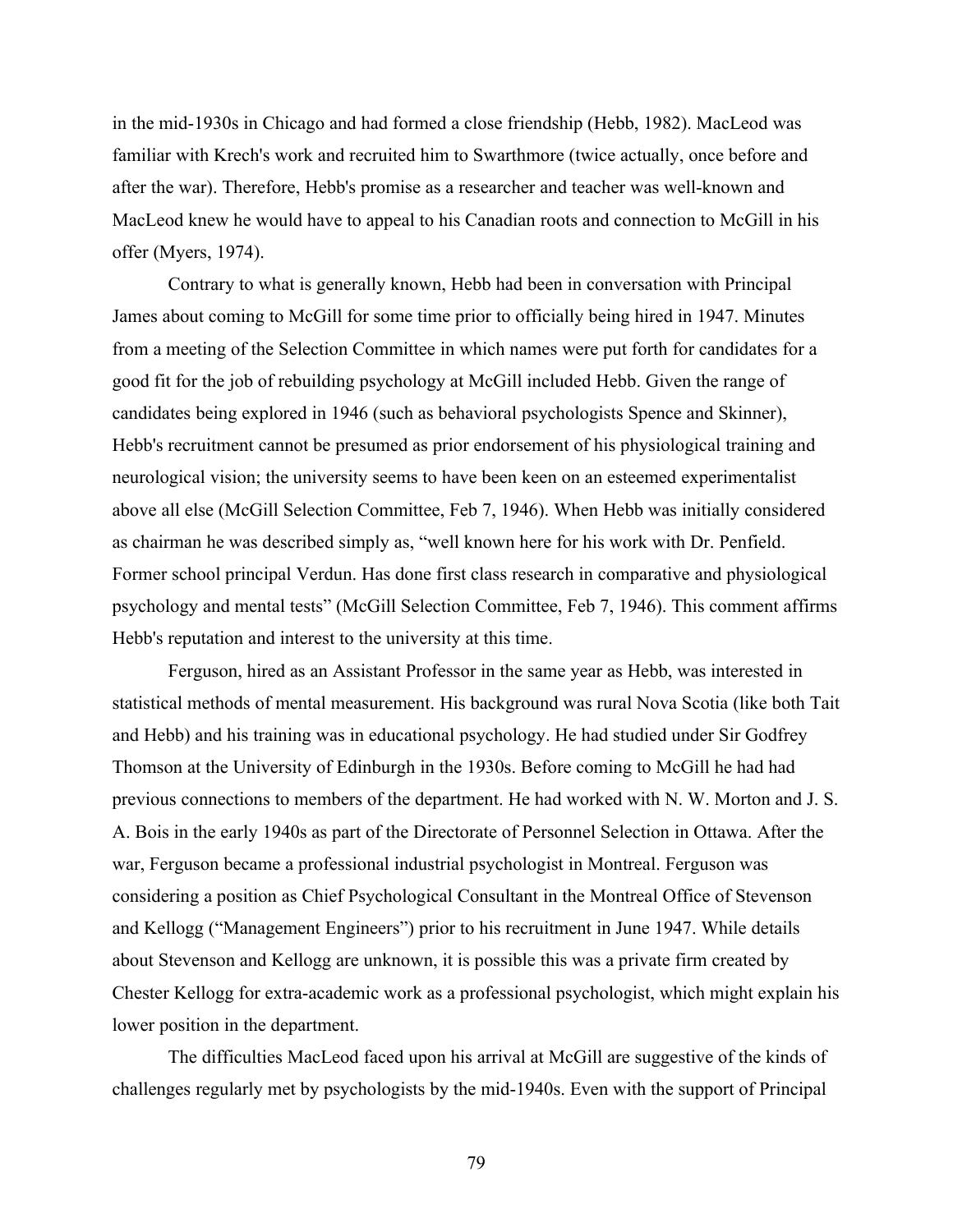in the mid-1930s in Chicago and had formed a close friendship (Hebb, 1982). MacLeod was familiar with Krech's work and recruited him to Swarthmore (twice actually, once before and after the war). Therefore, Hebb's promise as a researcher and teacher was well-known and MacLeod knew he would have to appeal to his Canadian roots and connection to McGill in his offer (Myers, 1974).

Contrary to what is generally known, Hebb had been in conversation with Principal James about coming to McGill for some time prior to officially being hired in 1947. Minutes from a meeting of the Selection Committee in which names were put forth for candidates for a good fit for the job of rebuilding psychology at McGill included Hebb. Given the range of candidates being explored in 1946 (such as behavioral psychologists Spence and Skinner), Hebb's recruitment cannot be presumed as prior endorsement of his physiological training and neurological vision; the university seems to have been keen on an esteemed experimentalist above all else (McGill Selection Committee, Feb 7, 1946). When Hebb was initially considered as chairman he was described simply as, "well known here for his work with Dr. Penfield. Former school principal Verdun. Has done first class research in comparative and physiological psychology and mental tests" (McGill Selection Committee, Feb 7, 1946). This comment affirms Hebb's reputation and interest to the university at this time.

Ferguson, hired as an Assistant Professor in the same year as Hebb, was interested in statistical methods of mental measurement. His background was rural Nova Scotia (like both Tait and Hebb) and his training was in educational psychology. He had studied under Sir Godfrey Thomson at the University of Edinburgh in the 1930s. Before coming to McGill he had had previous connections to members of the department. He had worked with N. W. Morton and J. S. A. Bois in the early 1940s as part of the Directorate of Personnel Selection in Ottawa. After the war, Ferguson became a professional industrial psychologist in Montreal. Ferguson was considering a position as Chief Psychological Consultant in the Montreal Office of Stevenson and Kellogg ("Management Engineers") prior to his recruitment in June 1947. While details about Stevenson and Kellogg are unknown, it is possible this was a private firm created by Chester Kellogg for extra-academic work as a professional psychologist, which might explain his lower position in the department.

The difficulties MacLeod faced upon his arrival at McGill are suggestive of the kinds of challenges regularly met by psychologists by the mid-1940s. Even with the support of Principal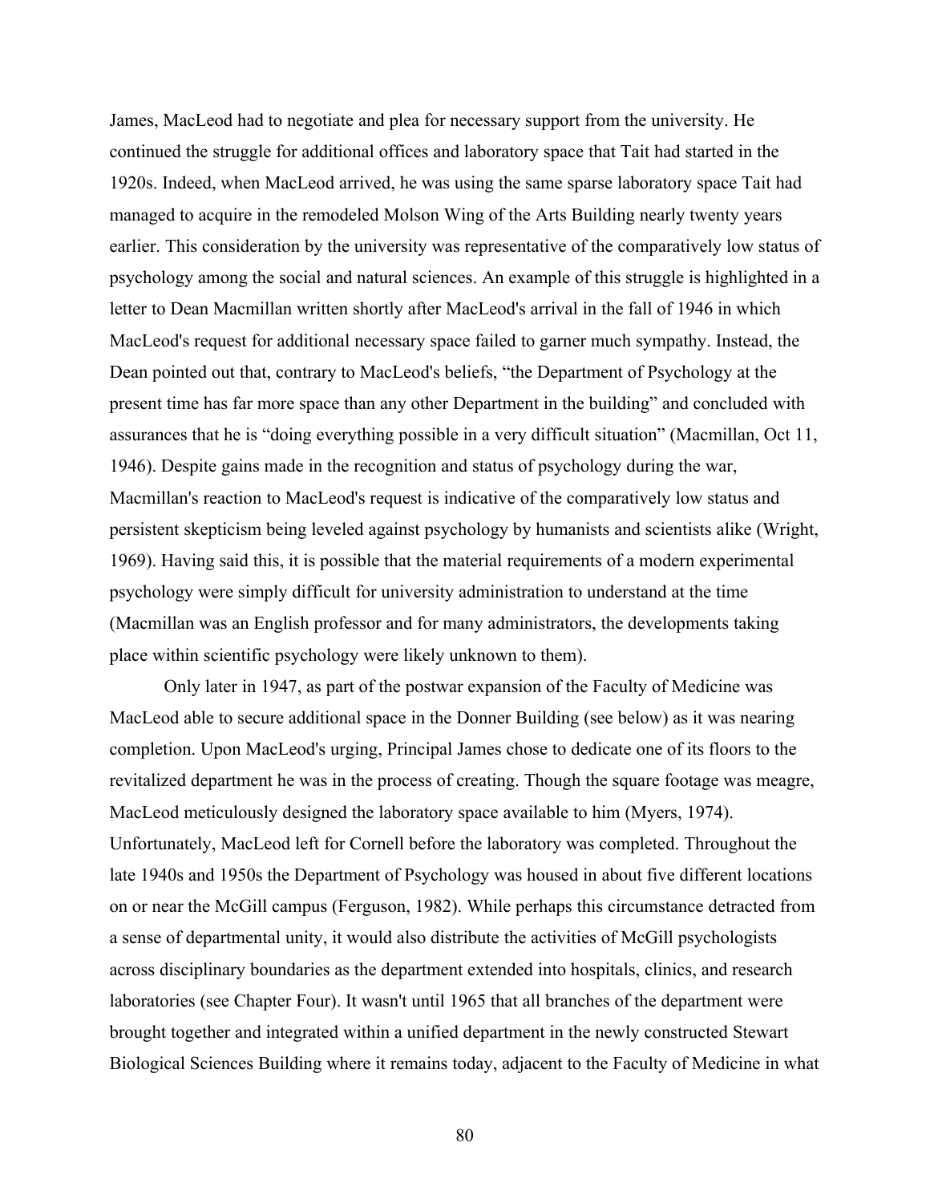James, MacLeod had to negotiate and plea for necessary support from the university. He continued the struggle for additional offices and laboratory space that Tait had started in the 1920s. Indeed, when MacLeod arrived, he was using the same sparse laboratory space Tait had managed to acquire in the remodeled Molson Wing of the Arts Building nearly twenty years earlier. This consideration by the university was representative of the comparatively low status of psychology among the social and natural sciences. An example of this struggle is highlighted in a letter to Dean Macmillan written shortly after MacLeod's arrival in the fall of 1946 in which MacLeod's request for additional necessary space failed to garner much sympathy. Instead, the Dean pointed out that, contrary to MacLeod's beliefs, "the Department of Psychology at the present time has far more space than any other Department in the building" and concluded with assurances that he is "doing everything possible in a very difficult situation" (Macmillan, Oct 11, 1946). Despite gains made in the recognition and status of psychology during the war, Macmillan's reaction to MacLeod's request is indicative of the comparatively low status and persistent skepticism being leveled against psychology by humanists and scientists alike (Wright, 1969). Having said this, it is possible that the material requirements of a modern experimental psychology were simply difficult for university administration to understand at the time (Macmillan was an English professor and for many administrators, the developments taking place within scientific psychology were likely unknown to them).

Only later in 1947, as part of the postwar expansion of the Faculty of Medicine was MacLeod able to secure additional space in the Donner Building (see below) as it was nearing completion. Upon MacLeod's urging, Principal James chose to dedicate one of its floors to the revitalized department he was in the process of creating. Though the square footage was meagre, MacLeod meticulously designed the laboratory space available to him (Myers, 1974). Unfortunately, MacLeod left for Cornell before the laboratory was completed. Throughout the late 1940s and 1950s the Department of Psychology was housed in about five different locations on or near the McGill campus (Ferguson, 1982). While perhaps this circumstance detracted from a sense of departmental unity, it would also distribute the activities of McGill psychologists across disciplinary boundaries as the department extended into hospitals, clinics, and research laboratories (see Chapter Four). It wasn't until 1965 that all branches of the department were brought together and integrated within a unified department in the newly constructed Stewart Biological Sciences Building where it remains today, adjacent to the Faculty of Medicine in what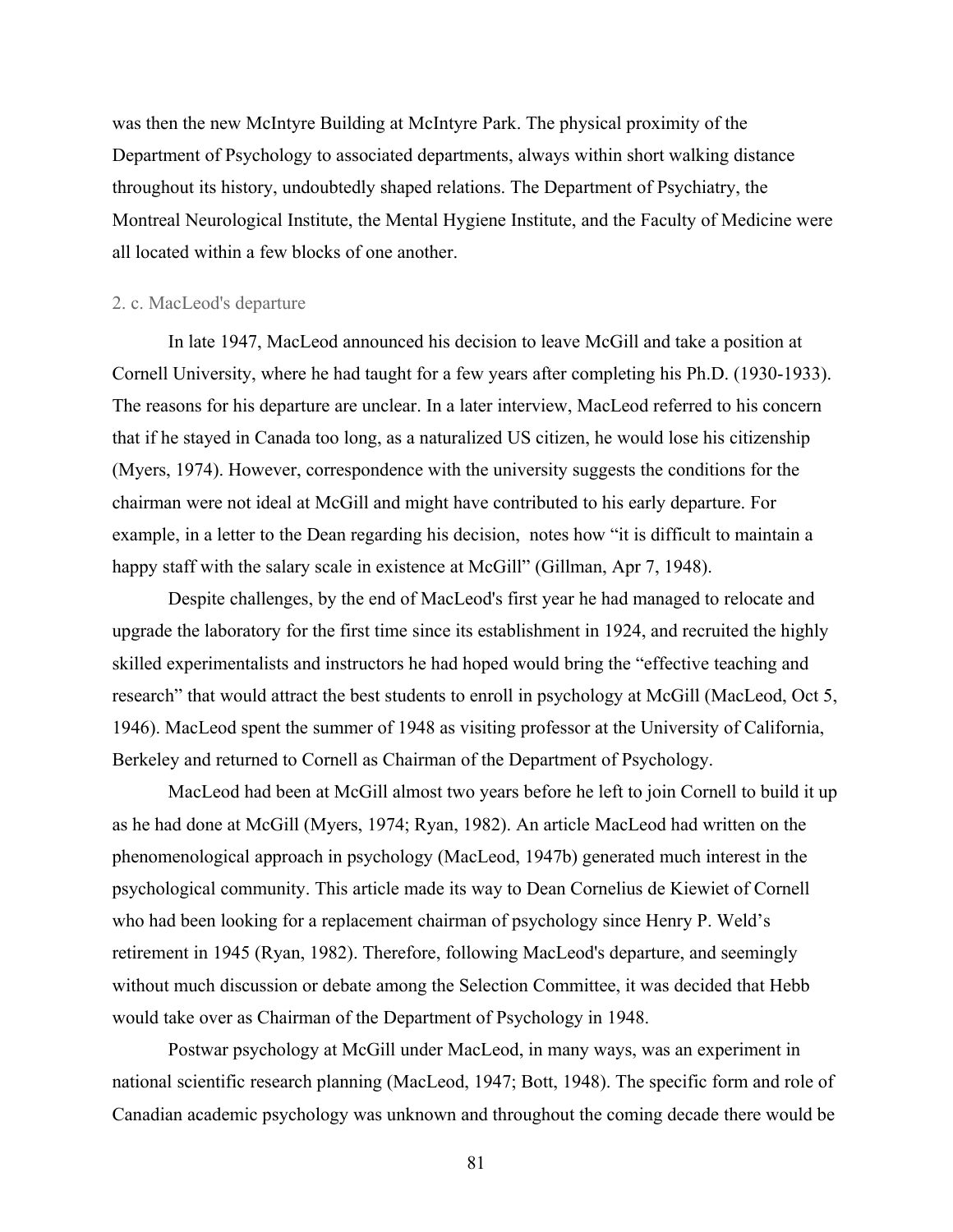was then the new McIntyre Building at McIntyre Park. The physical proximity of the Department of Psychology to associated departments, always within short walking distance throughout its history, undoubtedly shaped relations. The Department of Psychiatry, the Montreal Neurological Institute, the Mental Hygiene Institute, and the Faculty of Medicine were all located within a few blocks of one another.

### 2. c. MacLeod's departure

In late 1947, MacLeod announced his decision to leave McGill and take a position at Cornell University, where he had taught for a few years after completing his Ph.D. (1930-1933). The reasons for his departure are unclear. In a later interview, MacLeod referred to his concern that if he stayed in Canada too long, as a naturalized US citizen, he would lose his citizenship (Myers, 1974). However, correspondence with the university suggests the conditions for the chairman were not ideal at McGill and might have contributed to his early departure. For example, in a letter to the Dean regarding his decision, notes how "it is difficult to maintain a happy staff with the salary scale in existence at McGill" (Gillman, Apr 7, 1948).

Despite challenges, by the end of MacLeod's first year he had managed to relocate and upgrade the laboratory for the first time since its establishment in 1924, and recruited the highly skilled experimentalists and instructors he had hoped would bring the "effective teaching and research" that would attract the best students to enroll in psychology at McGill (MacLeod, Oct 5, 1946). MacLeod spent the summer of 1948 as visiting professor at the University of California, Berkeley and returned to Cornell as Chairman of the Department of Psychology.

MacLeod had been at McGill almost two years before he left to join Cornell to build it up as he had done at McGill (Myers, 1974; Ryan, 1982). An article MacLeod had written on the phenomenological approach in psychology (MacLeod, 1947b) generated much interest in the psychological community. This article made its way to Dean Cornelius de Kiewiet of Cornell who had been looking for a replacement chairman of psychology since Henry P. Weld's retirement in 1945 (Ryan, 1982). Therefore, following MacLeod's departure, and seemingly without much discussion or debate among the Selection Committee, it was decided that Hebb would take over as Chairman of the Department of Psychology in 1948.

Postwar psychology at McGill under MacLeod, in many ways, was an experiment in national scientific research planning (MacLeod, 1947; Bott, 1948). The specific form and role of Canadian academic psychology was unknown and throughout the coming decade there would be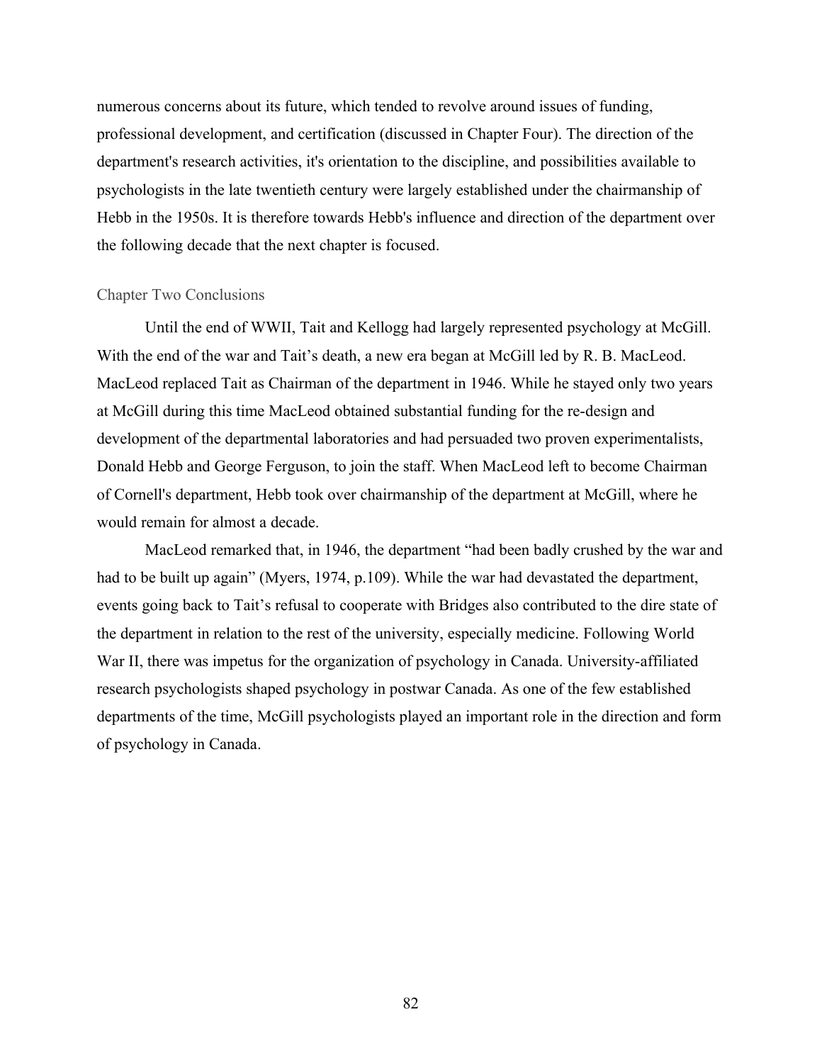numerous concerns about its future, which tended to revolve around issues of funding, professional development, and certification (discussed in Chapter Four). The direction of the department's research activities, it's orientation to the discipline, and possibilities available to psychologists in the late twentieth century were largely established under the chairmanship of Hebb in the 1950s. It is therefore towards Hebb's influence and direction of the department over the following decade that the next chapter is focused.

## Chapter Two Conclusions

Until the end of WWII, Tait and Kellogg had largely represented psychology at McGill. With the end of the war and Tait's death, a new era began at McGill led by R. B. MacLeod. MacLeod replaced Tait as Chairman of the department in 1946. While he stayed only two years at McGill during this time MacLeod obtained substantial funding for the re-design and development of the departmental laboratories and had persuaded two proven experimentalists, Donald Hebb and George Ferguson, to join the staff. When MacLeod left to become Chairman of Cornell's department, Hebb took over chairmanship of the department at McGill, where he would remain for almost a decade.

MacLeod remarked that, in 1946, the department "had been badly crushed by the war and had to be built up again" (Myers, 1974, p.109). While the war had devastated the department, events going back to Tait's refusal to cooperate with Bridges also contributed to the dire state of the department in relation to the rest of the university, especially medicine. Following World War II, there was impetus for the organization of psychology in Canada. University-affiliated research psychologists shaped psychology in postwar Canada. As one of the few established departments of the time, McGill psychologists played an important role in the direction and form of psychology in Canada.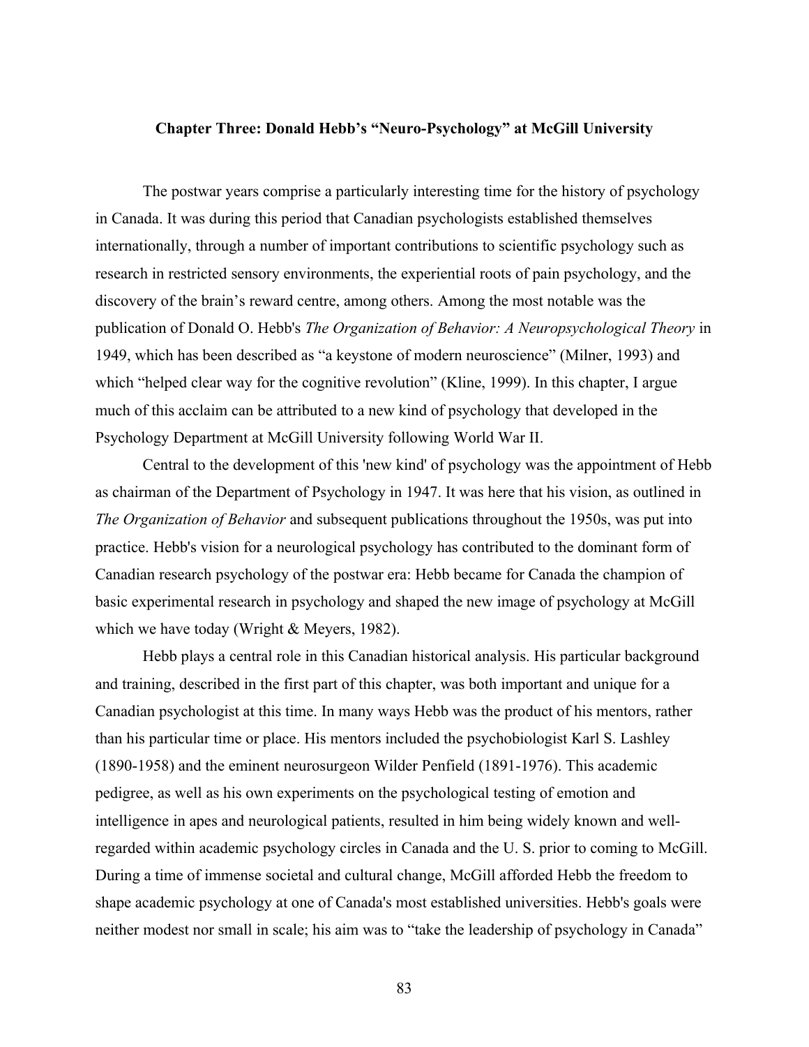**Chapter Three: Donald Hebb's "Neuro-Psychology" at McGill University**

The postwar years comprise a particularly interesting time for the history of psychology in Canada. It was during this period that Canadian psychologists established themselves internationally, through a number of important contributions to scientific psychology such as research in restricted sensory environments, the experiential roots of pain psychology, and the discovery of the brain's reward centre, among others. Among the most notable was the publication of Donald O. Hebb's *The Organization of Behavior: A Neuropsychological Theory* in 1949, which has been described as "a keystone of modern neuroscience" (Milner, 1993) and which "helped clear way for the cognitive revolution" (Kline, 1999). In this chapter, I argue much of this acclaim can be attributed to a new kind of psychology that developed in the Psychology Department at McGill University following World War II.

Central to the development of this 'new kind' of psychology was the appointment of Hebb as chairman of the Department of Psychology in 1947. It was here that his vision, as outlined in *The Organization of Behavior* and subsequent publications throughout the 1950s, was put into practice. Hebb's vision for a neurological psychology has contributed to the dominant form of Canadian research psychology of the postwar era: Hebb became for Canada the champion of basic experimental research in psychology and shaped the new image of psychology at McGill which we have today (Wright & Meyers, 1982).

Hebb plays a central role in this Canadian historical analysis. His particular background and training, described in the first part of this chapter, was both important and unique for a Canadian psychologist at this time. In many ways Hebb was the product of his mentors, rather than his particular time or place. His mentors included the psychobiologist Karl S. Lashley (1890-1958) and the eminent neurosurgeon Wilder Penfield (1891-1976). This academic pedigree, as well as his own experiments on the psychological testing of emotion and intelligence in apes and neurological patients, resulted in him being widely known and well-regarded within academic psychology circles in Canada and the U. S. prior to coming to McGill. During a time of immense societal and cultural change, McGill afforded Hebb the freedom to shape academic psychology at one of Canada's most established universities. Hebb's goals were neither modest nor small in scale; his aim was to "take the leadership of psychology in Canada"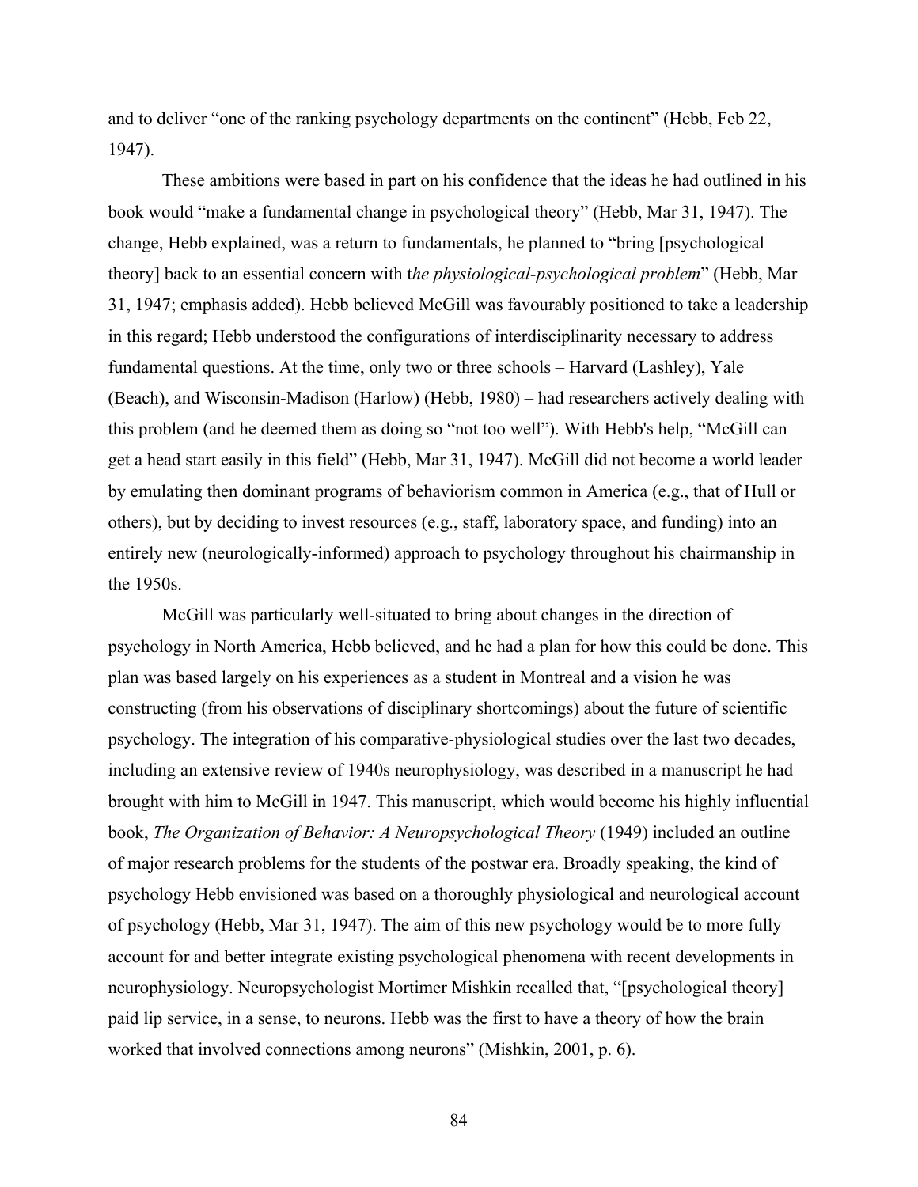and to deliver "one of the ranking psychology departments on the continent" (Hebb, Feb 22, 1947).

These ambitions were based in part on his confidence that the ideas he had outlined in his book would "make a fundamental change in psychological theory" (Hebb, Mar 31, 1947). The change, Hebb explained, was a return to fundamentals, he planned to "bring [psychological theory] back to an essential concern with t*he physiological-psychological problem*" (Hebb, Mar 31, 1947; emphasis added). Hebb believed McGill was favourably positioned to take a leadership in this regard; Hebb understood the configurations of interdisciplinarity necessary to address fundamental questions. At the time, only two or three schools – Harvard (Lashley), Yale (Beach), and Wisconsin-Madison (Harlow) (Hebb, 1980) – had researchers actively dealing with this problem (and he deemed them as doing so "not too well"). With Hebb's help, "McGill can get a head start easily in this field" (Hebb, Mar 31, 1947). McGill did not become a world leader by emulating then dominant programs of behaviorism common in America (e.g., that of Hull or others), but by deciding to invest resources (e.g., staff, laboratory space, and funding) into an entirely new (neurologically-informed) approach to psychology throughout his chairmanship in the 1950s.

McGill was particularly well-situated to bring about changes in the direction of psychology in North America, Hebb believed, and he had a plan for how this could be done. This plan was based largely on his experiences as a student in Montreal and a vision he was constructing (from his observations of disciplinary shortcomings) about the future of scientific psychology. The integration of his comparative-physiological studies over the last two decades, including an extensive review of 1940s neurophysiology, was described in a manuscript he had brought with him to McGill in 1947. This manuscript, which would become his highly influential book, *The Organization of Behavior: A Neuropsychological Theory* (1949) included an outline of major research problems for the students of the postwar era. Broadly speaking, the kind of psychology Hebb envisioned was based on a thoroughly physiological and neurological account of psychology (Hebb, Mar 31, 1947). The aim of this new psychology would be to more fully account for and better integrate existing psychological phenomena with recent developments in neurophysiology. Neuropsychologist Mortimer Mishkin recalled that, "[psychological theory] paid lip service, in a sense, to neurons. Hebb was the first to have a theory of how the brain worked that involved connections among neurons" (Mishkin, 2001, p. 6).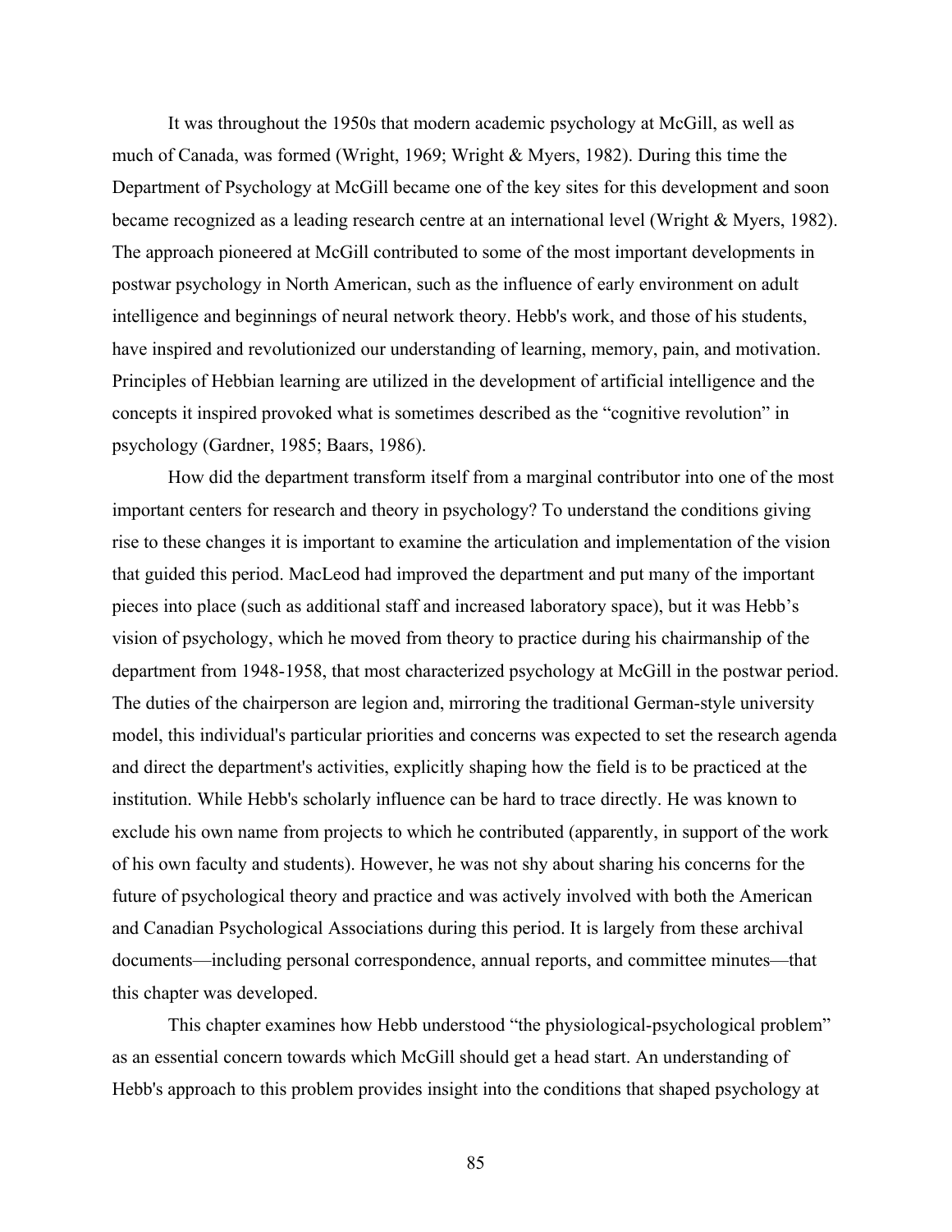It was throughout the 1950s that modern academic psychology at McGill, as well as much of Canada, was formed (Wright, 1969; Wright & Myers, 1982). During this time the Department of Psychology at McGill became one of the key sites for this development and soon became recognized as a leading research centre at an international level (Wright & Myers, 1982). The approach pioneered at McGill contributed to some of the most important developments in postwar psychology in North American, such as the influence of early environment on adult intelligence and beginnings of neural network theory. Hebb's work, and those of his students, have inspired and revolutionized our understanding of learning, memory, pain, and motivation. Principles of Hebbian learning are utilized in the development of artificial intelligence and the concepts it inspired provoked what is sometimes described as the "cognitive revolution" in psychology (Gardner, 1985; Baars, 1986).

How did the department transform itself from a marginal contributor into one of the most important centers for research and theory in psychology? To understand the conditions giving rise to these changes it is important to examine the articulation and implementation of the vision that guided this period. MacLeod had improved the department and put many of the important pieces into place (such as additional staff and increased laboratory space), but it was Hebb's vision of psychology, which he moved from theory to practice during his chairmanship of the department from 1948-1958, that most characterized psychology at McGill in the postwar period. The duties of the chairperson are legion and, mirroring the traditional German-style university model, this individual's particular priorities and concerns was expected to set the research agenda and direct the department's activities, explicitly shaping how the field is to be practiced at the institution. While Hebb's scholarly influence can be hard to trace directly. He was known to exclude his own name from projects to which he contributed (apparently, in support of the work of his own faculty and students). However, he was not shy about sharing his concerns for the future of psychological theory and practice and was actively involved with both the American and Canadian Psychological Associations during this period. It is largely from these archival documents—including personal correspondence, annual reports, and committee minutes—that this chapter was developed.

This chapter examines how Hebb understood "the physiological-psychological problem" as an essential concern towards which McGill should get a head start. An understanding of Hebb's approach to this problem provides insight into the conditions that shaped psychology at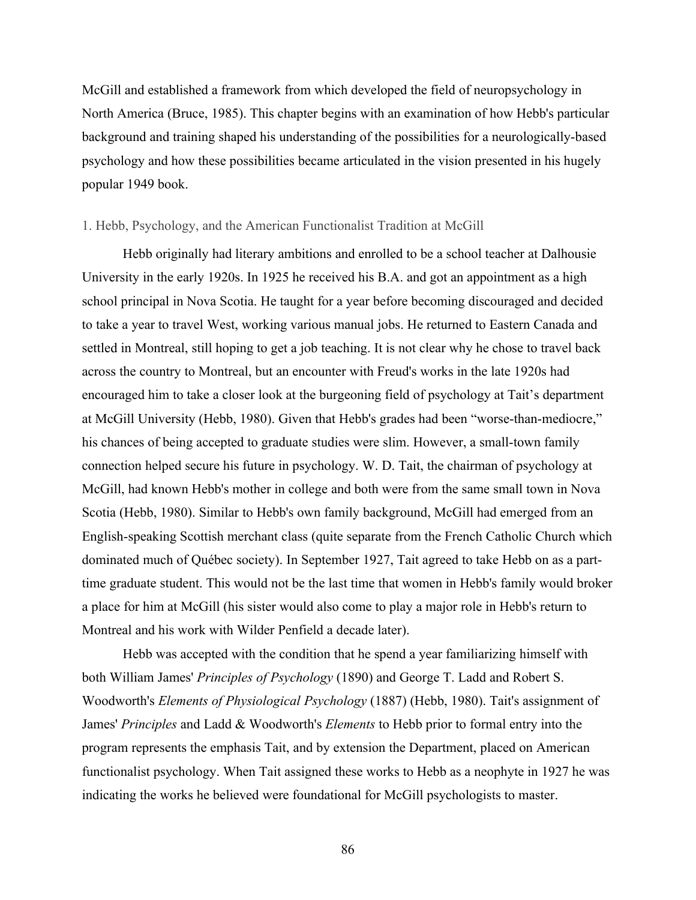McGill and established a framework from which developed the field of neuropsychology in North America (Bruce, 1985). This chapter begins with an examination of how Hebb's particular background and training shaped his understanding of the possibilities for a neurologically-based psychology and how these possibilities became articulated in the vision presented in his hugely popular 1949 book.

## 1. Hebb, Psychology, and the American Functionalist Tradition at McGill

Hebb originally had literary ambitions and enrolled to be a school teacher at Dalhousie University in the early 1920s. In 1925 he received his B.A. and got an appointment as a high school principal in Nova Scotia. He taught for a year before becoming discouraged and decided to take a year to travel West, working various manual jobs. He returned to Eastern Canada and settled in Montreal, still hoping to get a job teaching. It is not clear why he chose to travel back across the country to Montreal, but an encounter with Freud's works in the late 1920s had encouraged him to take a closer look at the burgeoning field of psychology at Tait's department at McGill University (Hebb, 1980). Given that Hebb's grades had been "worse-than-mediocre," his chances of being accepted to graduate studies were slim. However, a small-town family connection helped secure his future in psychology. W. D. Tait, the chairman of psychology at McGill, had known Hebb's mother in college and both were from the same small town in Nova Scotia (Hebb, 1980). Similar to Hebb's own family background, McGill had emerged from an English-speaking Scottish merchant class (quite separate from the French Catholic Church which dominated much of Québec society). In September 1927, Tait agreed to take Hebb on as a part-time graduate student. This would not be the last time that women in Hebb's family would broker a place for him at McGill (his sister would also come to play a major role in Hebb's return to Montreal and his work with Wilder Penfield a decade later).

Hebb was accepted with the condition that he spend a year familiarizing himself with both William James' *Principles of Psychology* (1890) and George T. Ladd and Robert S. Woodworth's *Elements of Physiological Psychology* (1887) (Hebb, 1980). Tait's assignment of James' *Principles* and Ladd & Woodworth's *Elements* to Hebb prior to formal entry into the program represents the emphasis Tait, and by extension the Department, placed on American functionalist psychology. When Tait assigned these works to Hebb as a neophyte in 1927 he was indicating the works he believed were foundational for McGill psychologists to master.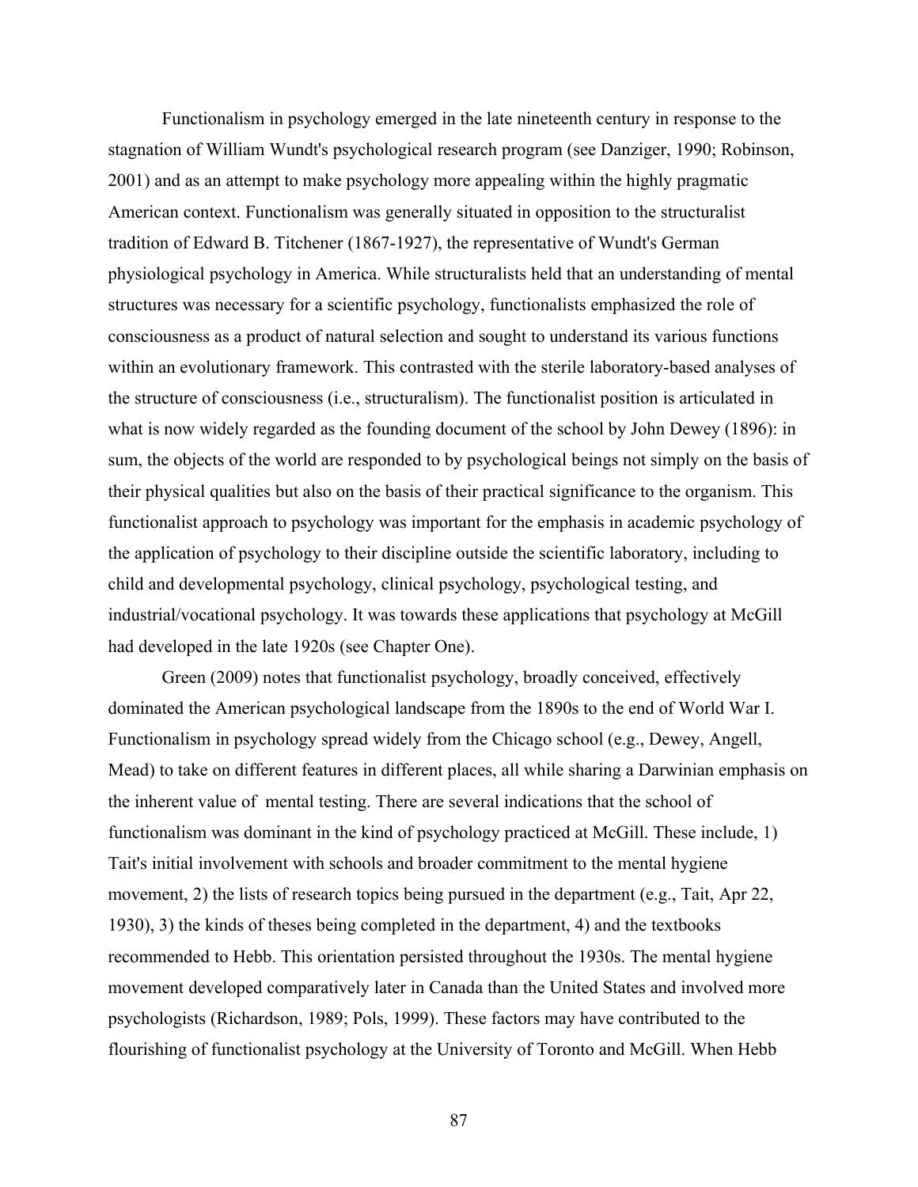Functionalism in psychology emerged in the late nineteenth century in response to the stagnation of William Wundt's psychological research program (see Danziger, 1990; Robinson, 2001) and as an attempt to make psychology more appealing within the highly pragmatic American context. Functionalism was generally situated in opposition to the structuralist tradition of Edward B. Titchener (1867-1927), the representative of Wundt's German physiological psychology in America. While structuralists held that an understanding of mental structures was necessary for a scientific psychology, functionalists emphasized the role of consciousness as a product of natural selection and sought to understand its various functions within an evolutionary framework. This contrasted with the sterile laboratory-based analyses of the structure of consciousness (i.e., structuralism). The functionalist position is articulated in what is now widely regarded as the founding document of the school by John Dewey (1896): in sum, the objects of the world are responded to by psychological beings not simply on the basis of their physical qualities but also on the basis of their practical significance to the organism. This functionalist approach to psychology was important for the emphasis in academic psychology of the application of psychology to their discipline outside the scientific laboratory, including to child and developmental psychology, clinical psychology, psychological testing, and industrial/vocational psychology. It was towards these applications that psychology at McGill had developed in the late 1920s (see Chapter One).

Green (2009) notes that functionalist psychology, broadly conceived, effectively dominated the American psychological landscape from the 1890s to the end of World War I. Functionalism in psychology spread widely from the Chicago school (e.g., Dewey, Angell, Mead) to take on different features in different places, all while sharing a Darwinian emphasis on the inherent value of mental testing. There are several indications that the school of functionalism was dominant in the kind of psychology practiced at McGill. These include, 1) Tait's initial involvement with schools and broader commitment to the mental hygiene movement, 2) the lists of research topics being pursued in the department (e.g., Tait, Apr 22, 1930), 3) the kinds of theses being completed in the department, 4) and the textbooks recommended to Hebb. This orientation persisted throughout the 1930s. The mental hygiene movement developed comparatively later in Canada than the United States and involved more psychologists (Richardson, 1989; Pols, 1999). These factors may have contributed to the flourishing of functionalist psychology at the University of Toronto and McGill. When Hebb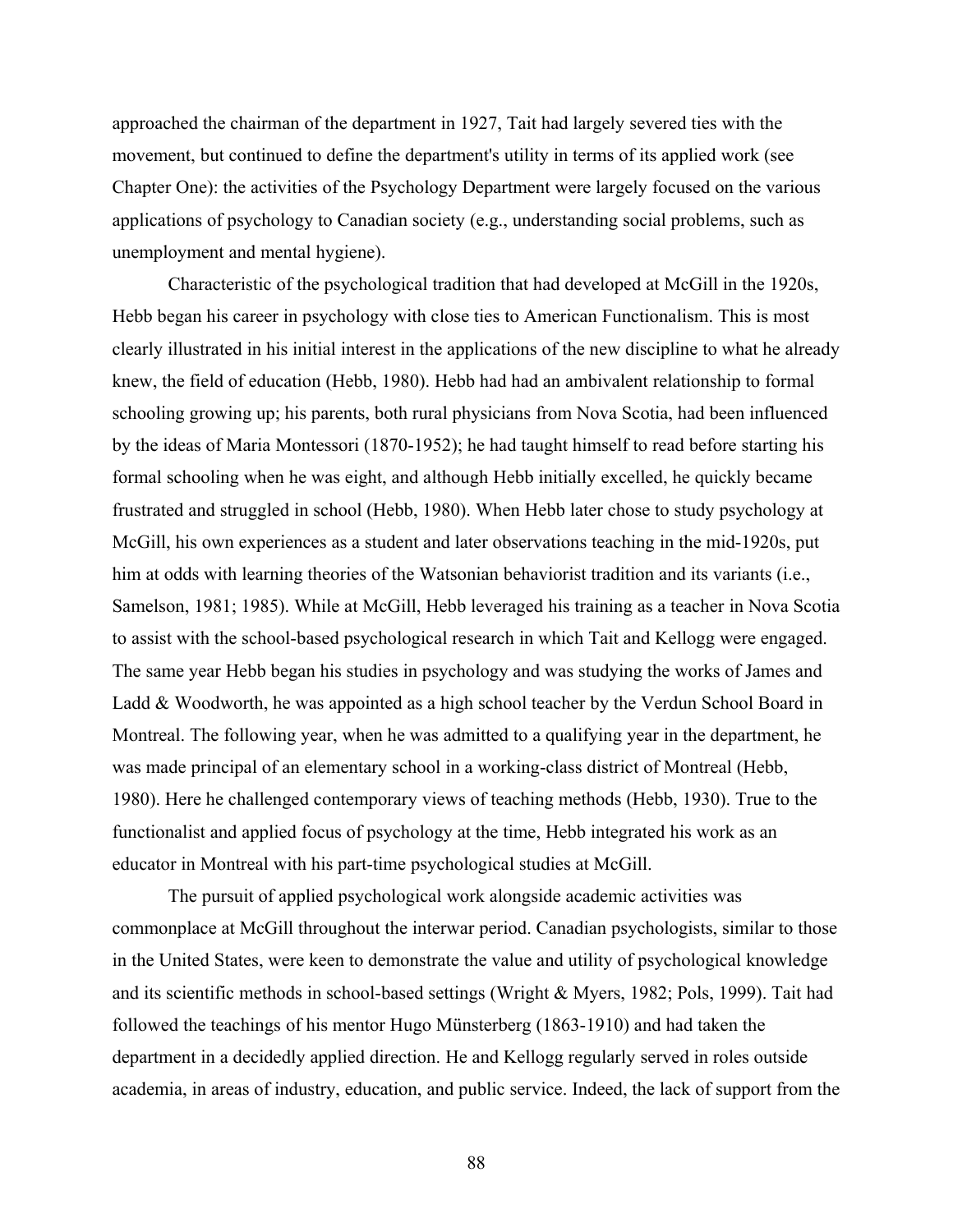approached the chairman of the department in 1927, Tait had largely severed ties with the movement, but continued to define the department's utility in terms of its applied work (see Chapter One): the activities of the Psychology Department were largely focused on the various applications of psychology to Canadian society (e.g., understanding social problems, such as unemployment and mental hygiene).

Characteristic of the psychological tradition that had developed at McGill in the 1920s, Hebb began his career in psychology with close ties to American Functionalism. This is most clearly illustrated in his initial interest in the applications of the new discipline to what he already knew, the field of education (Hebb, 1980). Hebb had had an ambivalent relationship to formal schooling growing up; his parents, both rural physicians from Nova Scotia, had been influenced by the ideas of Maria Montessori (1870-1952); he had taught himself to read before starting his formal schooling when he was eight, and although Hebb initially excelled, he quickly became frustrated and struggled in school (Hebb, 1980). When Hebb later chose to study psychology at McGill, his own experiences as a student and later observations teaching in the mid-1920s, put him at odds with learning theories of the Watsonian behaviorist tradition and its variants (i.e., Samelson, 1981; 1985). While at McGill, Hebb leveraged his training as a teacher in Nova Scotia to assist with the school-based psychological research in which Tait and Kellogg were engaged. The same year Hebb began his studies in psychology and was studying the works of James and Ladd & Woodworth, he was appointed as a high school teacher by the Verdun School Board in Montreal. The following year, when he was admitted to a qualifying year in the department, he was made principal of an elementary school in a working-class district of Montreal (Hebb, 1980). Here he challenged contemporary views of teaching methods (Hebb, 1930). True to the functionalist and applied focus of psychology at the time, Hebb integrated his work as an educator in Montreal with his part-time psychological studies at McGill.

The pursuit of applied psychological work alongside academic activities was commonplace at McGill throughout the interwar period. Canadian psychologists, similar to those in the United States, were keen to demonstrate the value and utility of psychological knowledge and its scientific methods in school-based settings (Wright & Myers, 1982; Pols, 1999). Tait had followed the teachings of his mentor Hugo Münsterberg (1863-1910) and had taken the department in a decidedly applied direction. He and Kellogg regularly served in roles outside academia, in areas of industry, education, and public service. Indeed, the lack of support from the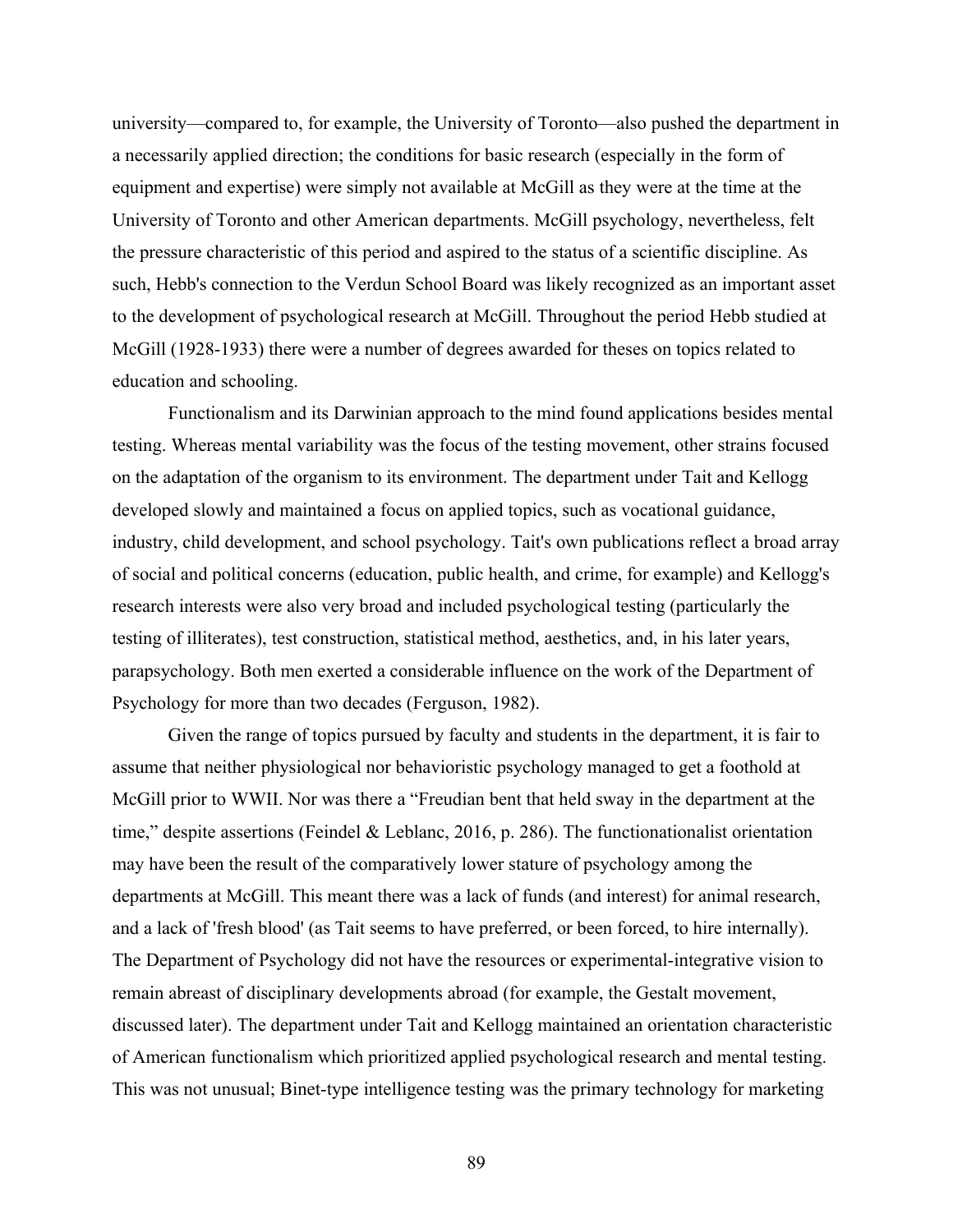university—compared to, for example, the University of Toronto—also pushed the department in a necessarily applied direction; the conditions for basic research (especially in the form of equipment and expertise) were simply not available at McGill as they were at the time at the University of Toronto and other American departments. McGill psychology, nevertheless, felt the pressure characteristic of this period and aspired to the status of a scientific discipline. As such, Hebb's connection to the Verdun School Board was likely recognized as an important asset to the development of psychological research at McGill. Throughout the period Hebb studied at McGill (1928-1933) there were a number of degrees awarded for theses on topics related to education and schooling.

Functionalism and its Darwinian approach to the mind found applications besides mental testing. Whereas mental variability was the focus of the testing movement, other strains focused on the adaptation of the organism to its environment. The department under Tait and Kellogg developed slowly and maintained a focus on applied topics, such as vocational guidance, industry, child development, and school psychology. Tait's own publications reflect a broad array of social and political concerns (education, public health, and crime, for example) and Kellogg's research interests were also very broad and included psychological testing (particularly the testing of illiterates), test construction, statistical method, aesthetics, and, in his later years, parapsychology. Both men exerted a considerable influence on the work of the Department of Psychology for more than two decades (Ferguson, 1982).

Given the range of topics pursued by faculty and students in the department, it is fair to assume that neither physiological nor behavioristic psychology managed to get a foothold at McGill prior to WWII. Nor was there a "Freudian bent that held sway in the department at the time," despite assertions (Feindel & Leblanc, 2016, p. 286). The functionationalist orientation may have been the result of the comparatively lower stature of psychology among the departments at McGill. This meant there was a lack of funds (and interest) for animal research, and a lack of 'fresh blood' (as Tait seems to have preferred, or been forced, to hire internally). The Department of Psychology did not have the resources or experimental-integrative vision to remain abreast of disciplinary developments abroad (for example, the Gestalt movement, discussed later). The department under Tait and Kellogg maintained an orientation characteristic of American functionalism which prioritized applied psychological research and mental testing. This was not unusual; Binet-type intelligence testing was the primary technology for marketing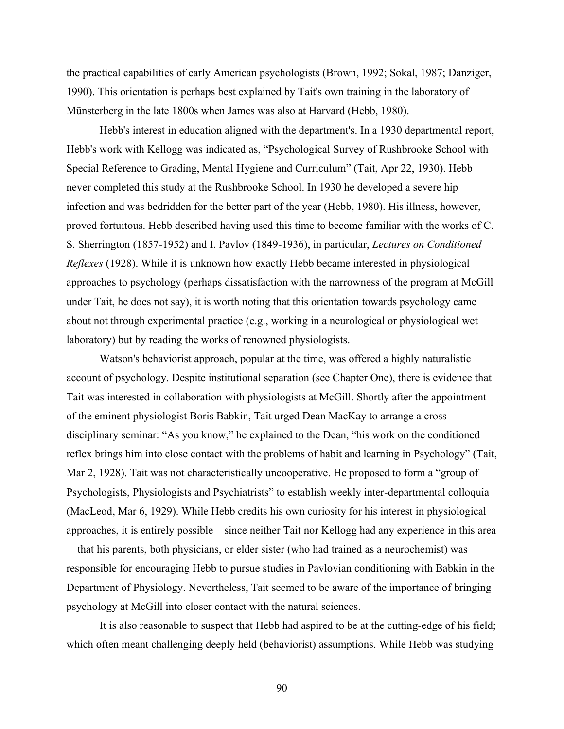the practical capabilities of early American psychologists (Brown, 1992; Sokal, 1987; Danziger, 1990). This orientation is perhaps best explained by Tait's own training in the laboratory of Münsterberg in the late 1800s when James was also at Harvard (Hebb, 1980).

Hebb's interest in education aligned with the department's. In a 1930 departmental report, Hebb's work with Kellogg was indicated as, "Psychological Survey of Rushbrooke School with Special Reference to Grading, Mental Hygiene and Curriculum" (Tait, Apr 22, 1930). Hebb never completed this study at the Rushbrooke School. In 1930 he developed a severe hip infection and was bedridden for the better part of the year (Hebb, 1980). His illness, however, proved fortuitous. Hebb described having used this time to become familiar with the works of C. S. Sherrington (1857-1952) and I. Pavlov (1849-1936), in particular, *Lectures on Conditioned Reflexes* (1928). While it is unknown how exactly Hebb became interested in physiological approaches to psychology (perhaps dissatisfaction with the narrowness of the program at McGill under Tait, he does not say), it is worth noting that this orientation towards psychology came about not through experimental practice (e.g., working in a neurological or physiological wet laboratory) but by reading the works of renowned physiologists.

Watson's behaviorist approach, popular at the time, was offered a highly naturalistic account of psychology. Despite institutional separation (see Chapter One), there is evidence that Tait was interested in collaboration with physiologists at McGill. Shortly after the appointment of the eminent physiologist Boris Babkin, Tait urged Dean MacKay to arrange a cross-disciplinary seminar: "As you know," he explained to the Dean, "his work on the conditioned reflex brings him into close contact with the problems of habit and learning in Psychology" (Tait, Mar 2, 1928). Tait was not characteristically uncooperative. He proposed to form a "group of Psychologists, Physiologists and Psychiatrists" to establish weekly inter-departmental colloquia (MacLeod, Mar 6, 1929). While Hebb credits his own curiosity for his interest in physiological approaches, it is entirely possible—since neither Tait nor Kellogg had any experience in this area—that his parents, both physicians, or elder sister (who had trained as a neurochemist) was responsible for encouraging Hebb to pursue studies in Pavlovian conditioning with Babkin in the Department of Physiology. Nevertheless, Tait seemed to be aware of the importance of bringing psychology at McGill into closer contact with the natural sciences.

It is also reasonable to suspect that Hebb had aspired to be at the cutting-edge of his field; which often meant challenging deeply held (behaviorist) assumptions. While Hebb was studying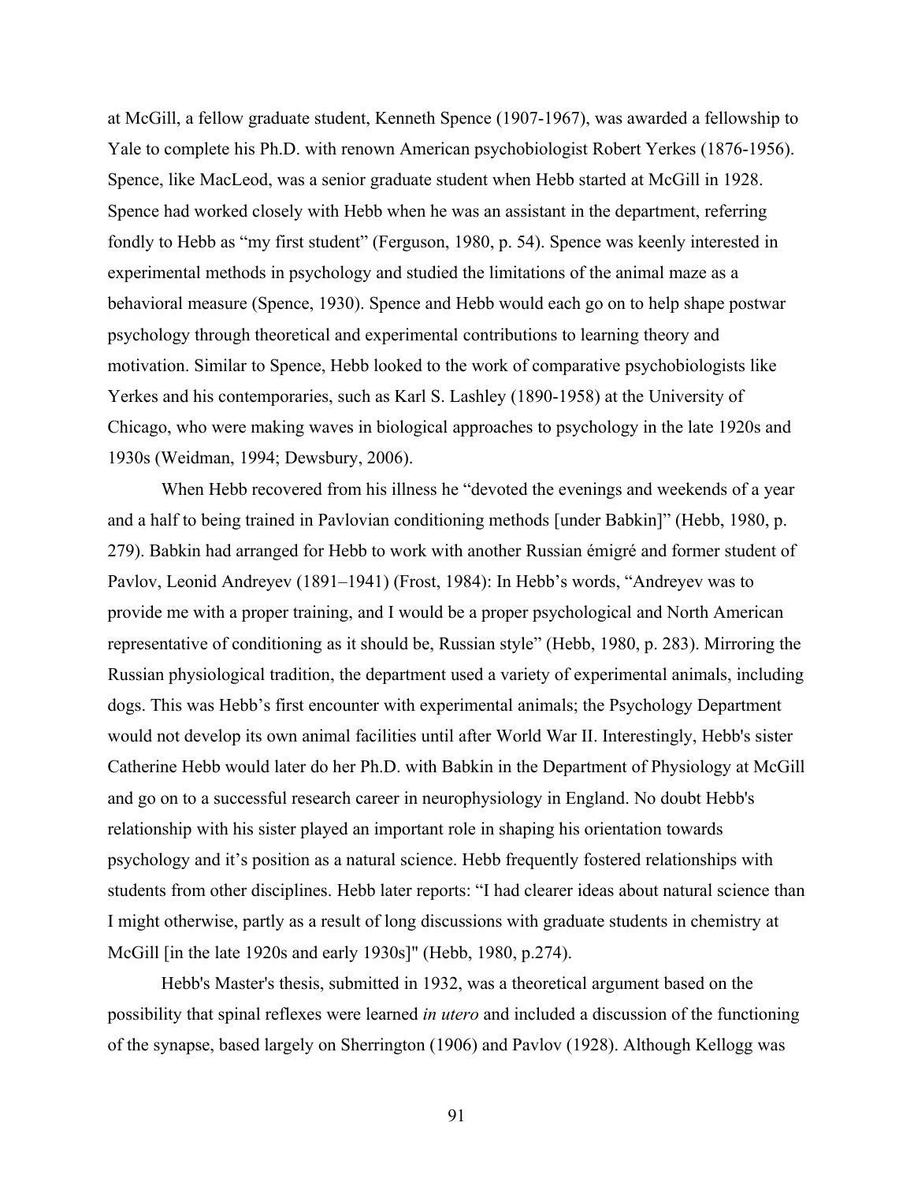at McGill, a fellow graduate student, Kenneth Spence (1907-1967), was awarded a fellowship to Yale to complete his Ph.D. with renown American psychobiologist Robert Yerkes (1876-1956). Spence, like MacLeod, was a senior graduate student when Hebb started at McGill in 1928. Spence had worked closely with Hebb when he was an assistant in the department, referring fondly to Hebb as "my first student" (Ferguson, 1980, p. 54). Spence was keenly interested in experimental methods in psychology and studied the limitations of the animal maze as a behavioral measure (Spence, 1930). Spence and Hebb would each go on to help shape postwar psychology through theoretical and experimental contributions to learning theory and motivation. Similar to Spence, Hebb looked to the work of comparative psychobiologists like Yerkes and his contemporaries, such as Karl S. Lashley (1890-1958) at the University of Chicago, who were making waves in biological approaches to psychology in the late 1920s and 1930s (Weidman, 1994; Dewsbury, 2006).

When Hebb recovered from his illness he "devoted the evenings and weekends of a year and a half to being trained in Pavlovian conditioning methods [under Babkin]" (Hebb, 1980, p. 279). Babkin had arranged for Hebb to work with another Russian émigré and former student of Pavlov, Leonid Andreyev (1891–1941) (Frost, 1984): In Hebb's words, "Andreyev was to provide me with a proper training, and I would be a proper psychological and North American representative of conditioning as it should be, Russian style" (Hebb, 1980, p. 283). Mirroring the Russian physiological tradition, the department used a variety of experimental animals, including dogs. This was Hebb's first encounter with experimental animals; the Psychology Department would not develop its own animal facilities until after World War II. Interestingly, Hebb's sister Catherine Hebb would later do her Ph.D. with Babkin in the Department of Physiology at McGill and go on to a successful research career in neurophysiology in England. No doubt Hebb's relationship with his sister played an important role in shaping his orientation towards psychology and it's position as a natural science. Hebb frequently fostered relationships with students from other disciplines. Hebb later reports: "I had clearer ideas about natural science than I might otherwise, partly as a result of long discussions with graduate students in chemistry at McGill [in the late 1920s and early 1930s]" (Hebb, 1980, p.274).

Hebb's Master's thesis, submitted in 1932, was a theoretical argument based on the possibility that spinal reflexes were learned *in utero* and included a discussion of the functioning of the synapse, based largely on Sherrington (1906) and Pavlov (1928). Although Kellogg was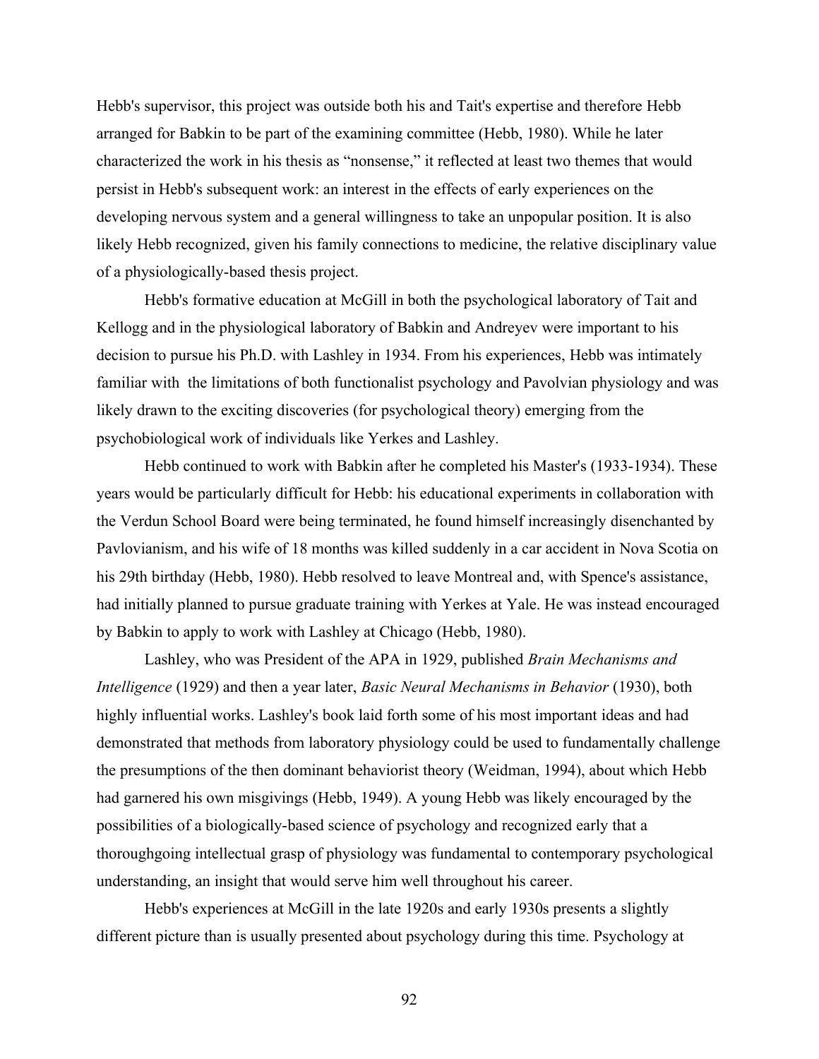Hebb's supervisor, this project was outside both his and Tait's expertise and therefore Hebb arranged for Babkin to be part of the examining committee (Hebb, 1980). While he later characterized the work in his thesis as "nonsense," it reflected at least two themes that would persist in Hebb's subsequent work: an interest in the effects of early experiences on the developing nervous system and a general willingness to take an unpopular position. It is also likely Hebb recognized, given his family connections to medicine, the relative disciplinary value of a physiologically-based thesis project.

Hebb's formative education at McGill in both the psychological laboratory of Tait and Kellogg and in the physiological laboratory of Babkin and Andreyev were important to his decision to pursue his Ph.D. with Lashley in 1934. From his experiences, Hebb was intimately familiar with the limitations of both functionalist psychology and Pavolvian physiology and was likely drawn to the exciting discoveries (for psychological theory) emerging from the psychobiological work of individuals like Yerkes and Lashley.

Hebb continued to work with Babkin after he completed his Master's (1933-1934). These years would be particularly difficult for Hebb: his educational experiments in collaboration with the Verdun School Board were being terminated, he found himself increasingly disenchanted by Pavlovianism, and his wife of 18 months was killed suddenly in a car accident in Nova Scotia on his 29th birthday (Hebb, 1980). Hebb resolved to leave Montreal and, with Spence's assistance, had initially planned to pursue graduate training with Yerkes at Yale. He was instead encouraged by Babkin to apply to work with Lashley at Chicago (Hebb, 1980).

Lashley, who was President of the APA in 1929, published *Brain Mechanisms and Intelligence* (1929) and then a year later, *Basic Neural Mechanisms in Behavior* (1930), both highly influential works. Lashley's book laid forth some of his most important ideas and had demonstrated that methods from laboratory physiology could be used to fundamentally challenge the presumptions of the then dominant behaviorist theory (Weidman, 1994), about which Hebb had garnered his own misgivings (Hebb, 1949). A young Hebb was likely encouraged by the possibilities of a biologically-based science of psychology and recognized early that a thoroughgoing intellectual grasp of physiology was fundamental to contemporary psychological understanding, an insight that would serve him well throughout his career.

Hebb's experiences at McGill in the late 1920s and early 1930s presents a slightly different picture than is usually presented about psychology during this time. Psychology at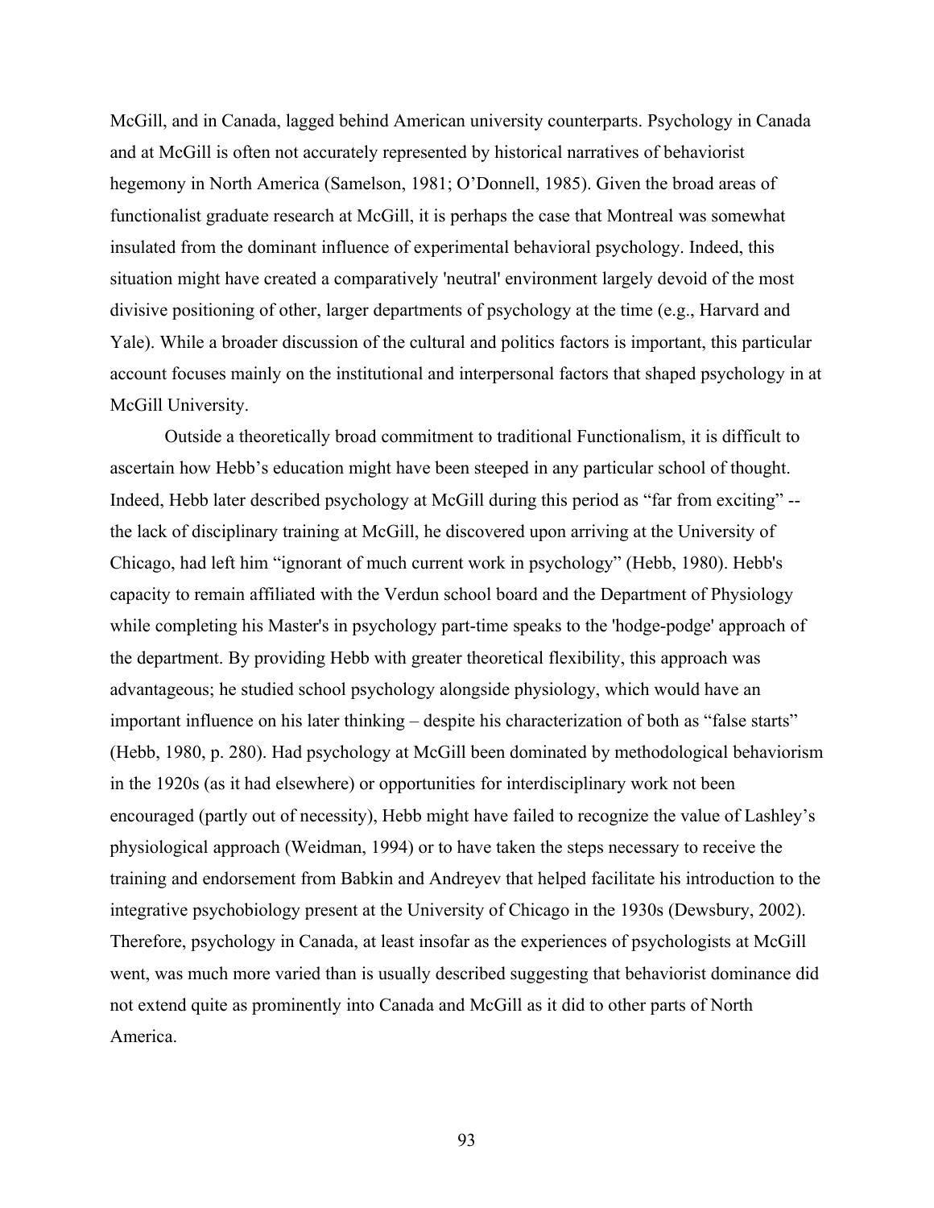McGill, and in Canada, lagged behind American university counterparts. Psychology in Canada and at McGill is often not accurately represented by historical narratives of behaviorist hegemony in North America (Samelson, 1981; O'Donnell, 1985). Given the broad areas of functionalist graduate research at McGill, it is perhaps the case that Montreal was somewhat insulated from the dominant influence of experimental behavioral psychology. Indeed, this situation might have created a comparatively 'neutral' environment largely devoid of the most divisive positioning of other, larger departments of psychology at the time (e.g., Harvard and Yale). While a broader discussion of the cultural and politics factors is important, this particular account focuses mainly on the institutional and interpersonal factors that shaped psychology in at McGill University.

Outside a theoretically broad commitment to traditional Functionalism, it is difficult to ascertain how Hebb's education might have been steeped in any particular school of thought. Indeed, Hebb later described psychology at McGill during this period as "far from exciting" -- the lack of disciplinary training at McGill, he discovered upon arriving at the University of Chicago, had left him "ignorant of much current work in psychology" (Hebb, 1980). Hebb's capacity to remain affiliated with the Verdun school board and the Department of Physiology while completing his Master's in psychology part-time speaks to the 'hodge-podge' approach of the department. By providing Hebb with greater theoretical flexibility, this approach was advantageous; he studied school psychology alongside physiology, which would have an important influence on his later thinking – despite his characterization of both as "false starts" (Hebb, 1980, p. 280). Had psychology at McGill been dominated by methodological behaviorism in the 1920s (as it had elsewhere) or opportunities for interdisciplinary work not been encouraged (partly out of necessity), Hebb might have failed to recognize the value of Lashley's physiological approach (Weidman, 1994) or to have taken the steps necessary to receive the training and endorsement from Babkin and Andreyev that helped facilitate his introduction to the integrative psychobiology present at the University of Chicago in the 1930s (Dewsbury, 2002). Therefore, psychology in Canada, at least insofar as the experiences of psychologists at McGill went, was much more varied than is usually described suggesting that behaviorist dominance did not extend quite as prominently into Canada and McGill as it did to other parts of North America.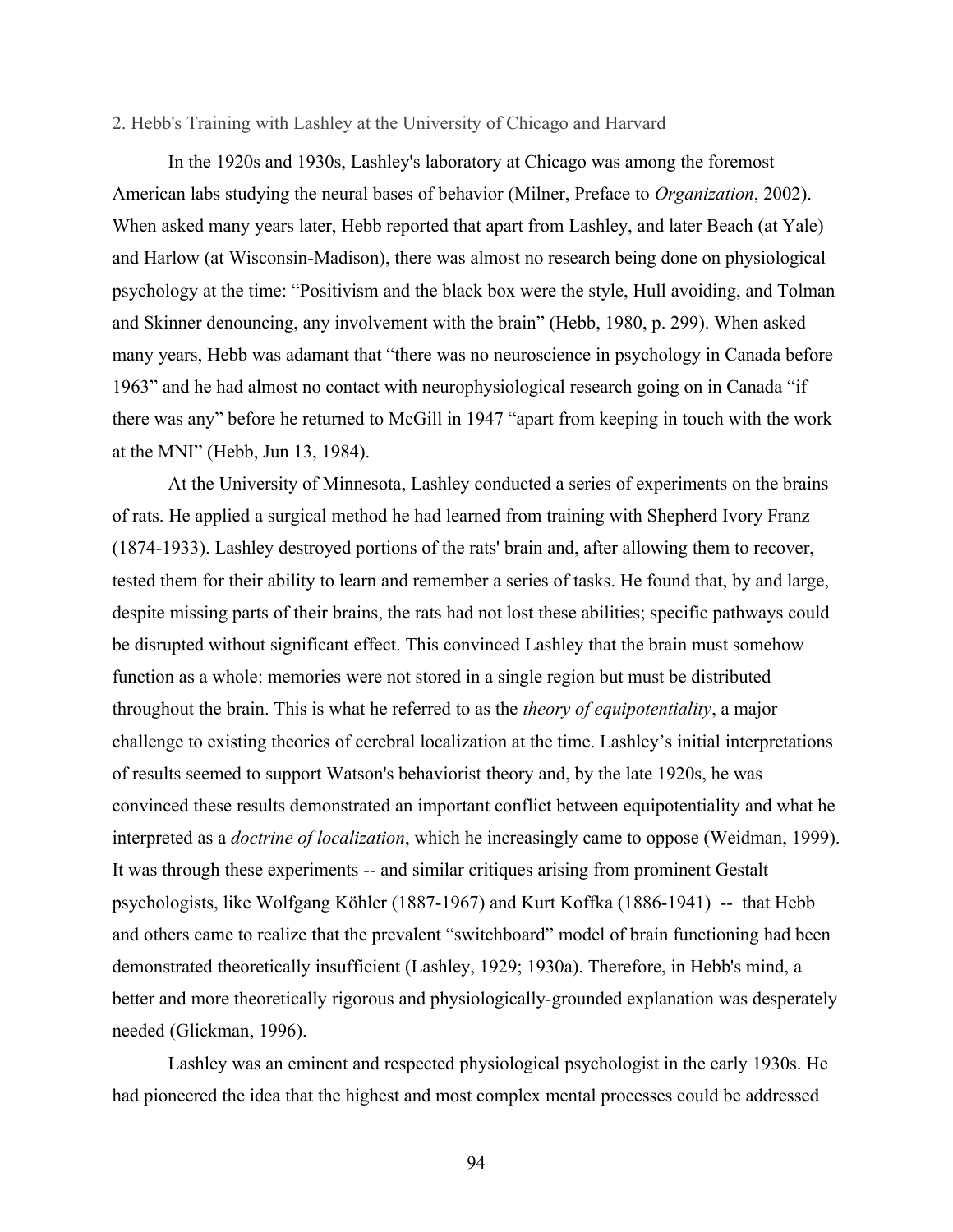## 2. Hebb's Training with Lashley at the University of Chicago and Harvard

In the 1920s and 1930s, Lashley's laboratory at Chicago was among the foremost American labs studying the neural bases of behavior (Milner, Preface to *Organization*, 2002). When asked many years later, Hebb reported that apart from Lashley, and later Beach (at Yale) and Harlow (at Wisconsin-Madison), there was almost no research being done on physiological psychology at the time: "Positivism and the black box were the style, Hull avoiding, and Tolman and Skinner denouncing, any involvement with the brain" (Hebb, 1980, p. 299). When asked many years, Hebb was adamant that "there was no neuroscience in psychology in Canada before 1963" and he had almost no contact with neurophysiological research going on in Canada "if there was any" before he returned to McGill in 1947 "apart from keeping in touch with the work at the MNI" (Hebb, Jun 13, 1984).

At the University of Minnesota, Lashley conducted a series of experiments on the brains of rats. He applied a surgical method he had learned from training with Shepherd Ivory Franz (1874-1933). Lashley destroyed portions of the rats' brain and, after allowing them to recover, tested them for their ability to learn and remember a series of tasks. He found that, by and large, despite missing parts of their brains, the rats had not lost these abilities; specific pathways could be disrupted without significant effect. This convinced Lashley that the brain must somehow function as a whole: memories were not stored in a single region but must be distributed throughout the brain. This is what he referred to as the *theory of equipotentiality*, a major challenge to existing theories of cerebral localization at the time. Lashley's initial interpretations of results seemed to support Watson's behaviorist theory and, by the late 1920s, he was convinced these results demonstrated an important conflict between equipotentiality and what he interpreted as a *doctrine of localization*, which he increasingly came to oppose (Weidman, 1999). It was through these experiments -- and similar critiques arising from prominent Gestalt psychologists, like Wolfgang Köhler (1887-1967) and Kurt Koffka (1886-1941) -- that Hebb and others came to realize that the prevalent "switchboard" model of brain functioning had been demonstrated theoretically insufficient (Lashley, 1929; 1930a). Therefore, in Hebb's mind, a better and more theoretically rigorous and physiologically-grounded explanation was desperately needed (Glickman, 1996).

Lashley was an eminent and respected physiological psychologist in the early 1930s. He had pioneered the idea that the highest and most complex mental processes could be addressed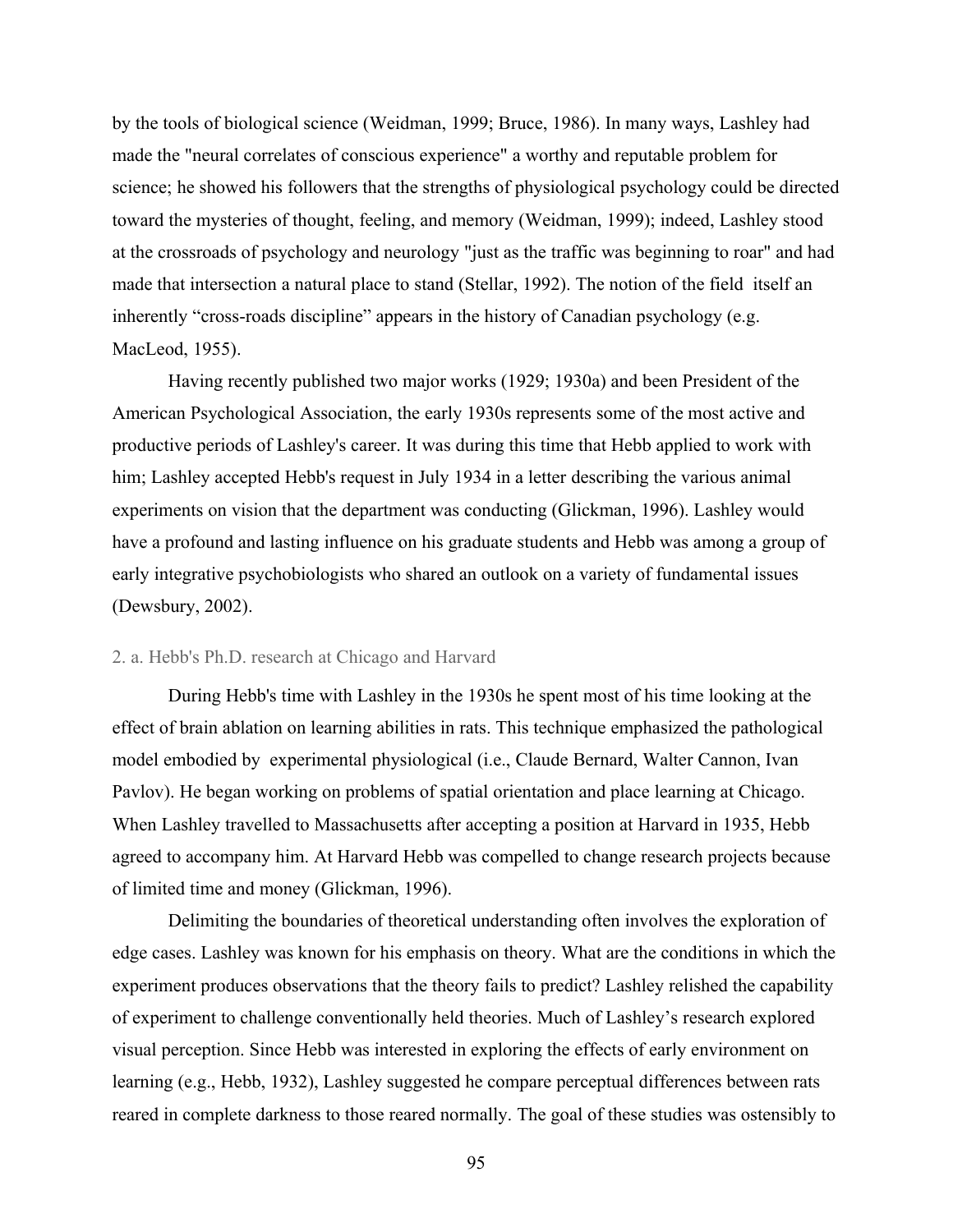by the tools of biological science (Weidman, 1999; Bruce, 1986). In many ways, Lashley had made the "neural correlates of conscious experience" a worthy and reputable problem for science; he showed his followers that the strengths of physiological psychology could be directed toward the mysteries of thought, feeling, and memory (Weidman, 1999); indeed, Lashley stood at the crossroads of psychology and neurology "just as the traffic was beginning to roar" and had made that intersection a natural place to stand (Stellar, 1992). The notion of the field itself an inherently "cross-roads discipline" appears in the history of Canadian psychology (e.g. MacLeod, 1955).

Having recently published two major works (1929; 1930a) and been President of the American Psychological Association, the early 1930s represents some of the most active and productive periods of Lashley's career. It was during this time that Hebb applied to work with him; Lashley accepted Hebb's request in July 1934 in a letter describing the various animal experiments on vision that the department was conducting (Glickman, 1996). Lashley would have a profound and lasting influence on his graduate students and Hebb was among a group of early integrative psychobiologists who shared an outlook on a variety of fundamental issues (Dewsbury, 2002).

### 2. a. Hebb's Ph.D. research at Chicago and Harvard

During Hebb's time with Lashley in the 1930s he spent most of his time looking at the effect of brain ablation on learning abilities in rats. This technique emphasized the pathological model embodied by experimental physiological (i.e., Claude Bernard, Walter Cannon, Ivan Pavlov). He began working on problems of spatial orientation and place learning at Chicago. When Lashley travelled to Massachusetts after accepting a position at Harvard in 1935, Hebb agreed to accompany him. At Harvard Hebb was compelled to change research projects because of limited time and money (Glickman, 1996).

Delimiting the boundaries of theoretical understanding often involves the exploration of edge cases. Lashley was known for his emphasis on theory. What are the conditions in which the experiment produces observations that the theory fails to predict? Lashley relished the capability of experiment to challenge conventionally held theories. Much of Lashley's research explored visual perception. Since Hebb was interested in exploring the effects of early environment on learning (e.g., Hebb, 1932), Lashley suggested he compare perceptual differences between rats reared in complete darkness to those reared normally. The goal of these studies was ostensibly to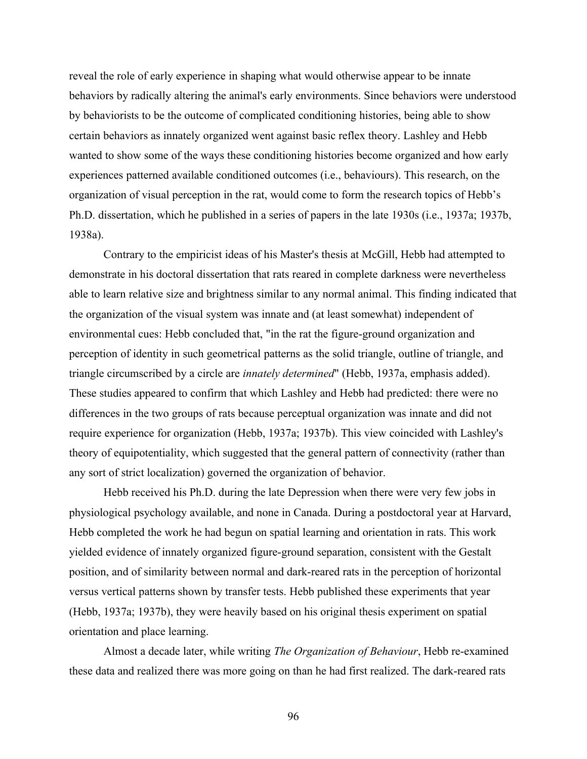reveal the role of early experience in shaping what would otherwise appear to be innate behaviors by radically altering the animal's early environments. Since behaviors were understood by behaviorists to be the outcome of complicated conditioning histories, being able to show certain behaviors as innately organized went against basic reflex theory. Lashley and Hebb wanted to show some of the ways these conditioning histories become organized and how early experiences patterned available conditioned outcomes (i.e., behaviours). This research, on the organization of visual perception in the rat, would come to form the research topics of Hebb's Ph.D. dissertation, which he published in a series of papers in the late 1930s (i.e., 1937a; 1937b, 1938a).

Contrary to the empiricist ideas of his Master's thesis at McGill, Hebb had attempted to demonstrate in his doctoral dissertation that rats reared in complete darkness were nevertheless able to learn relative size and brightness similar to any normal animal. This finding indicated that the organization of the visual system was innate and (at least somewhat) independent of environmental cues: Hebb concluded that, "in the rat the figure-ground organization and perception of identity in such geometrical patterns as the solid triangle, outline of triangle, and triangle circumscribed by a circle are *innately determined*" (Hebb, 1937a, emphasis added). These studies appeared to confirm that which Lashley and Hebb had predicted: there were no differences in the two groups of rats because perceptual organization was innate and did not require experience for organization (Hebb, 1937a; 1937b). This view coincided with Lashley's theory of equipotentiality, which suggested that the general pattern of connectivity (rather than any sort of strict localization) governed the organization of behavior.

Hebb received his Ph.D. during the late Depression when there were very few jobs in physiological psychology available, and none in Canada. During a postdoctoral year at Harvard, Hebb completed the work he had begun on spatial learning and orientation in rats. This work yielded evidence of innately organized figure-ground separation, consistent with the Gestalt position, and of similarity between normal and dark-reared rats in the perception of horizontal versus vertical patterns shown by transfer tests. Hebb published these experiments that year (Hebb, 1937a; 1937b), they were heavily based on his original thesis experiment on spatial orientation and place learning.

Almost a decade later, while writing *The Organization of Behaviour*, Hebb re-examined these data and realized there was more going on than he had first realized. The dark-reared rats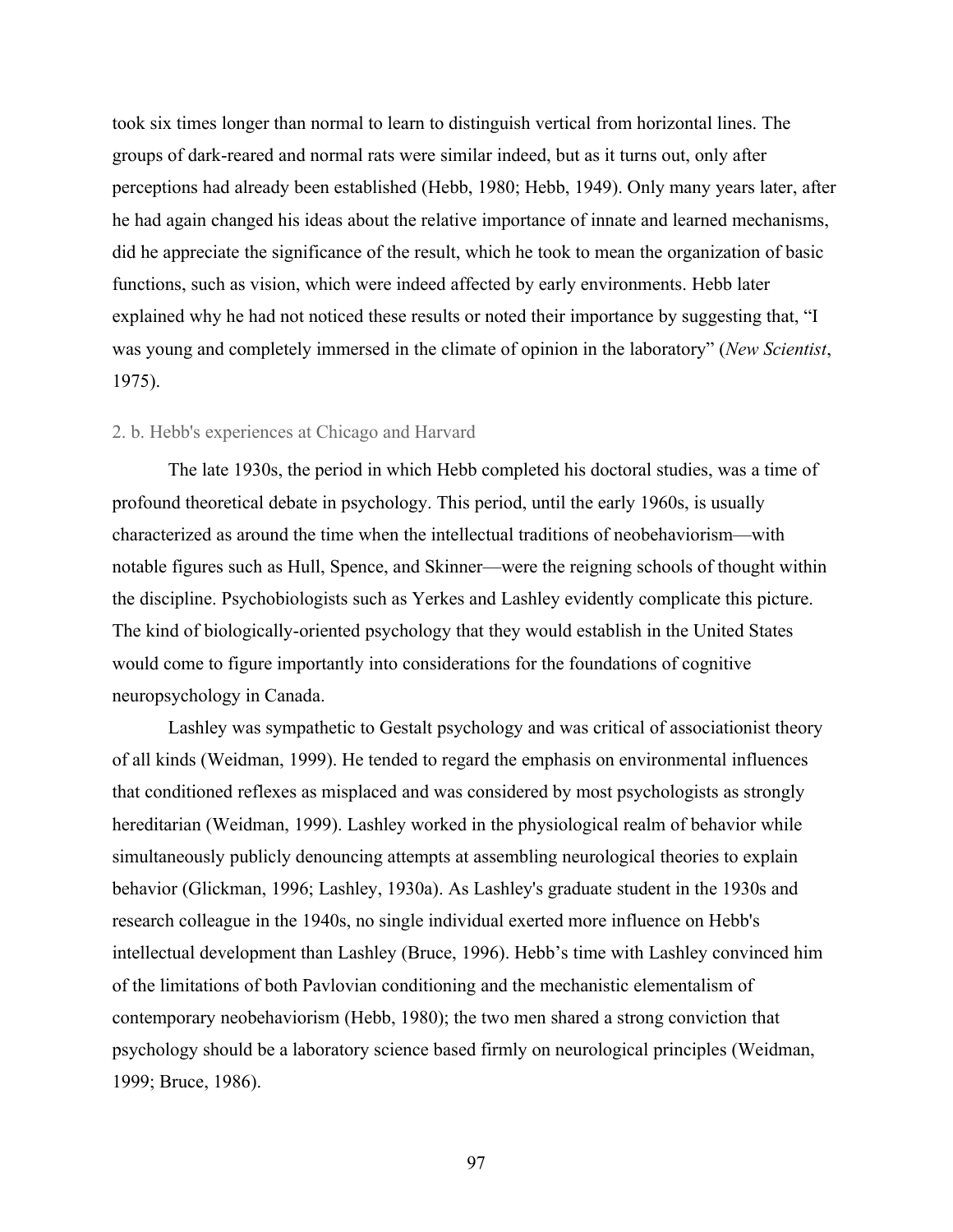took six times longer than normal to learn to distinguish vertical from horizontal lines. The groups of dark-reared and normal rats were similar indeed, but as it turns out, only after perceptions had already been established (Hebb, 1980; Hebb, 1949). Only many years later, after he had again changed his ideas about the relative importance of innate and learned mechanisms, did he appreciate the significance of the result, which he took to mean the organization of basic functions, such as vision, which were indeed affected by early environments. Hebb later explained why he had not noticed these results or noted their importance by suggesting that, "I was young and completely immersed in the climate of opinion in the laboratory" (*New Scientist*, 1975).

### 2. b. Hebb's experiences at Chicago and Harvard

The late 1930s, the period in which Hebb completed his doctoral studies, was a time of profound theoretical debate in psychology. This period, until the early 1960s, is usually characterized as around the time when the intellectual traditions of neobehaviorism—with notable figures such as Hull, Spence, and Skinner—were the reigning schools of thought within the discipline. Psychobiologists such as Yerkes and Lashley evidently complicate this picture. The kind of biologically-oriented psychology that they would establish in the United States would come to figure importantly into considerations for the foundations of cognitive neuropsychology in Canada.

Lashley was sympathetic to Gestalt psychology and was critical of associationist theory of all kinds (Weidman, 1999). He tended to regard the emphasis on environmental influences that conditioned reflexes as misplaced and was considered by most psychologists as strongly hereditarian (Weidman, 1999). Lashley worked in the physiological realm of behavior while simultaneously publicly denouncing attempts at assembling neurological theories to explain behavior (Glickman, 1996; Lashley, 1930a). As Lashley's graduate student in the 1930s and research colleague in the 1940s, no single individual exerted more influence on Hebb's intellectual development than Lashley (Bruce, 1996). Hebb's time with Lashley convinced him of the limitations of both Pavlovian conditioning and the mechanistic elementalism of contemporary neobehaviorism (Hebb, 1980); the two men shared a strong conviction that psychology should be a laboratory science based firmly on neurological principles (Weidman, 1999; Bruce, 1986).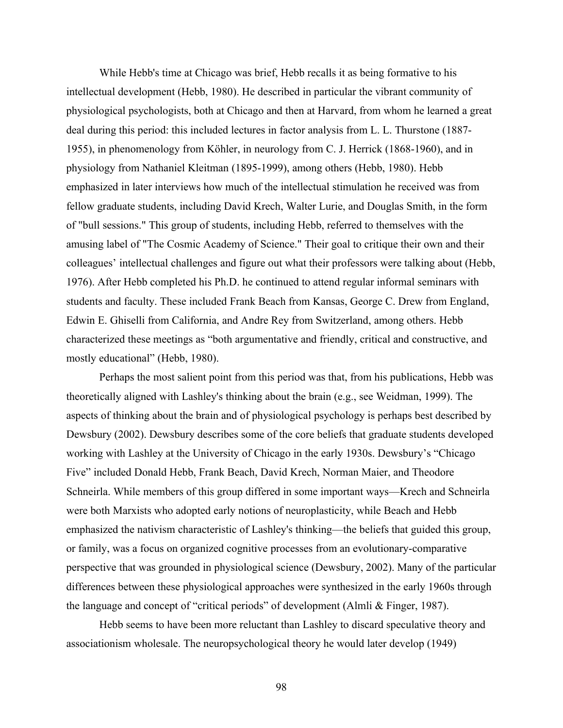While Hebb's time at Chicago was brief, Hebb recalls it as being formative to his intellectual development (Hebb, 1980). He described in particular the vibrant community of physiological psychologists, both at Chicago and then at Harvard, from whom he learned a great deal during this period: this included lectures in factor analysis from L. L. Thurstone (1887-1955), in phenomenology from Köhler, in neurology from C. J. Herrick (1868-1960), and in physiology from Nathaniel Kleitman (1895-1999), among others (Hebb, 1980). Hebb emphasized in later interviews how much of the intellectual stimulation he received was from fellow graduate students, including David Krech, Walter Lurie, and Douglas Smith, in the form of "bull sessions." This group of students, including Hebb, referred to themselves with the amusing label of "The Cosmic Academy of Science." Their goal to critique their own and their colleagues' intellectual challenges and figure out what their professors were talking about (Hebb, 1976). After Hebb completed his Ph.D. he continued to attend regular informal seminars with students and faculty. These included Frank Beach from Kansas, George C. Drew from England, Edwin E. Ghiselli from California, and Andre Rey from Switzerland, among others. Hebb characterized these meetings as "both argumentative and friendly, critical and constructive, and mostly educational" (Hebb, 1980).

Perhaps the most salient point from this period was that, from his publications, Hebb was theoretically aligned with Lashley's thinking about the brain (e.g., see Weidman, 1999). The aspects of thinking about the brain and of physiological psychology is perhaps best described by Dewsbury (2002). Dewsbury describes some of the core beliefs that graduate students developed working with Lashley at the University of Chicago in the early 1930s. Dewsbury's "Chicago Five" included Donald Hebb, Frank Beach, David Krech, Norman Maier, and Theodore Schneirla. While members of this group differed in some important ways—Krech and Schneirla were both Marxists who adopted early notions of neuroplasticity, while Beach and Hebb emphasized the nativism characteristic of Lashley's thinking—the beliefs that guided this group, or family, was a focus on organized cognitive processes from an evolutionary-comparative perspective that was grounded in physiological science (Dewsbury, 2002). Many of the particular differences between these physiological approaches were synthesized in the early 1960s through the language and concept of "critical periods" of development (Almli & Finger, 1987).

Hebb seems to have been more reluctant than Lashley to discard speculative theory and associationism wholesale. The neuropsychological theory he would later develop (1949)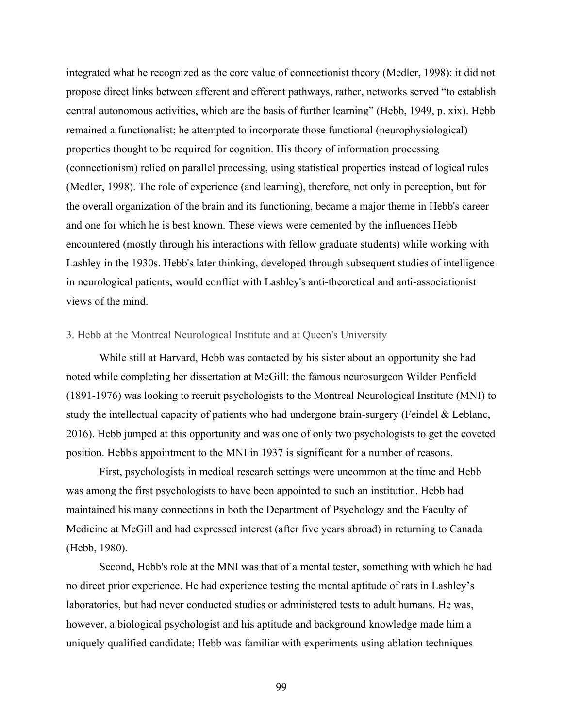integrated what he recognized as the core value of connectionist theory (Medler, 1998): it did not propose direct links between afferent and efferent pathways, rather, networks served "to establish central autonomous activities, which are the basis of further learning" (Hebb, 1949, p. xix). Hebb remained a functionalist; he attempted to incorporate those functional (neurophysiological) properties thought to be required for cognition. His theory of information processing (connectionism) relied on parallel processing, using statistical properties instead of logical rules (Medler, 1998). The role of experience (and learning), therefore, not only in perception, but for the overall organization of the brain and its functioning, became a major theme in Hebb's career and one for which he is best known. These views were cemented by the influences Hebb encountered (mostly through his interactions with fellow graduate students) while working with Lashley in the 1930s. Hebb's later thinking, developed through subsequent studies of intelligence in neurological patients, would conflict with Lashley's anti-theoretical and anti-associationist views of the mind.

### 3. Hebb at the Montreal Neurological Institute and at Queen's University

While still at Harvard, Hebb was contacted by his sister about an opportunity she had noted while completing her dissertation at McGill: the famous neurosurgeon Wilder Penfield (1891-1976) was looking to recruit psychologists to the Montreal Neurological Institute (MNI) to study the intellectual capacity of patients who had undergone brain-surgery (Feindel & Leblanc, 2016). Hebb jumped at this opportunity and was one of only two psychologists to get the coveted position. Hebb's appointment to the MNI in 1937 is significant for a number of reasons.

First, psychologists in medical research settings were uncommon at the time and Hebb was among the first psychologists to have been appointed to such an institution. Hebb had maintained his many connections in both the Department of Psychology and the Faculty of Medicine at McGill and had expressed interest (after five years abroad) in returning to Canada (Hebb, 1980).

Second, Hebb's role at the MNI was that of a mental tester, something with which he had no direct prior experience. He had experience testing the mental aptitude of rats in Lashley's laboratories, but had never conducted studies or administered tests to adult humans. He was, however, a biological psychologist and his aptitude and background knowledge made him a uniquely qualified candidate; Hebb was familiar with experiments using ablation techniques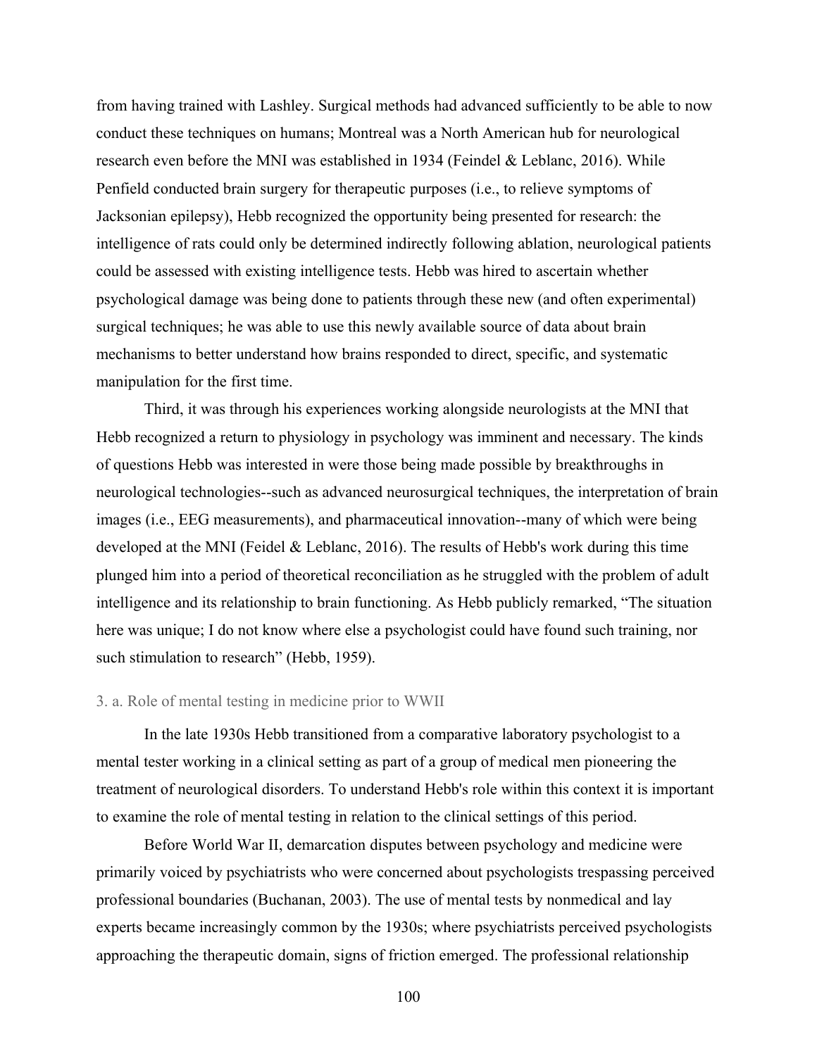from having trained with Lashley. Surgical methods had advanced sufficiently to be able to now conduct these techniques on humans; Montreal was a North American hub for neurological research even before the MNI was established in 1934 (Feindel & Leblanc, 2016). While Penfield conducted brain surgery for therapeutic purposes (i.e., to relieve symptoms of Jacksonian epilepsy), Hebb recognized the opportunity being presented for research: the intelligence of rats could only be determined indirectly following ablation, neurological patients could be assessed with existing intelligence tests. Hebb was hired to ascertain whether psychological damage was being done to patients through these new (and often experimental) surgical techniques; he was able to use this newly available source of data about brain mechanisms to better understand how brains responded to direct, specific, and systematic manipulation for the first time.

Third, it was through his experiences working alongside neurologists at the MNI that Hebb recognized a return to physiology in psychology was imminent and necessary. The kinds of questions Hebb was interested in were those being made possible by breakthroughs in neurological technologies--such as advanced neurosurgical techniques, the interpretation of brain images (i.e., EEG measurements), and pharmaceutical innovation--many of which were being developed at the MNI (Feidel & Leblanc, 2016). The results of Hebb's work during this time plunged him into a period of theoretical reconciliation as he struggled with the problem of adult intelligence and its relationship to brain functioning. As Hebb publicly remarked, "The situation here was unique; I do not know where else a psychologist could have found such training, nor such stimulation to research" (Hebb, 1959).

### 3. a. Role of mental testing in medicine prior to WWII

In the late 1930s Hebb transitioned from a comparative laboratory psychologist to a mental tester working in a clinical setting as part of a group of medical men pioneering the treatment of neurological disorders. To understand Hebb's role within this context it is important to examine the role of mental testing in relation to the clinical settings of this period.

Before World War II, demarcation disputes between psychology and medicine were primarily voiced by psychiatrists who were concerned about psychologists trespassing perceived professional boundaries (Buchanan, 2003). The use of mental tests by nonmedical and lay experts became increasingly common by the 1930s; where psychiatrists perceived psychologists approaching the therapeutic domain, signs of friction emerged. The professional relationship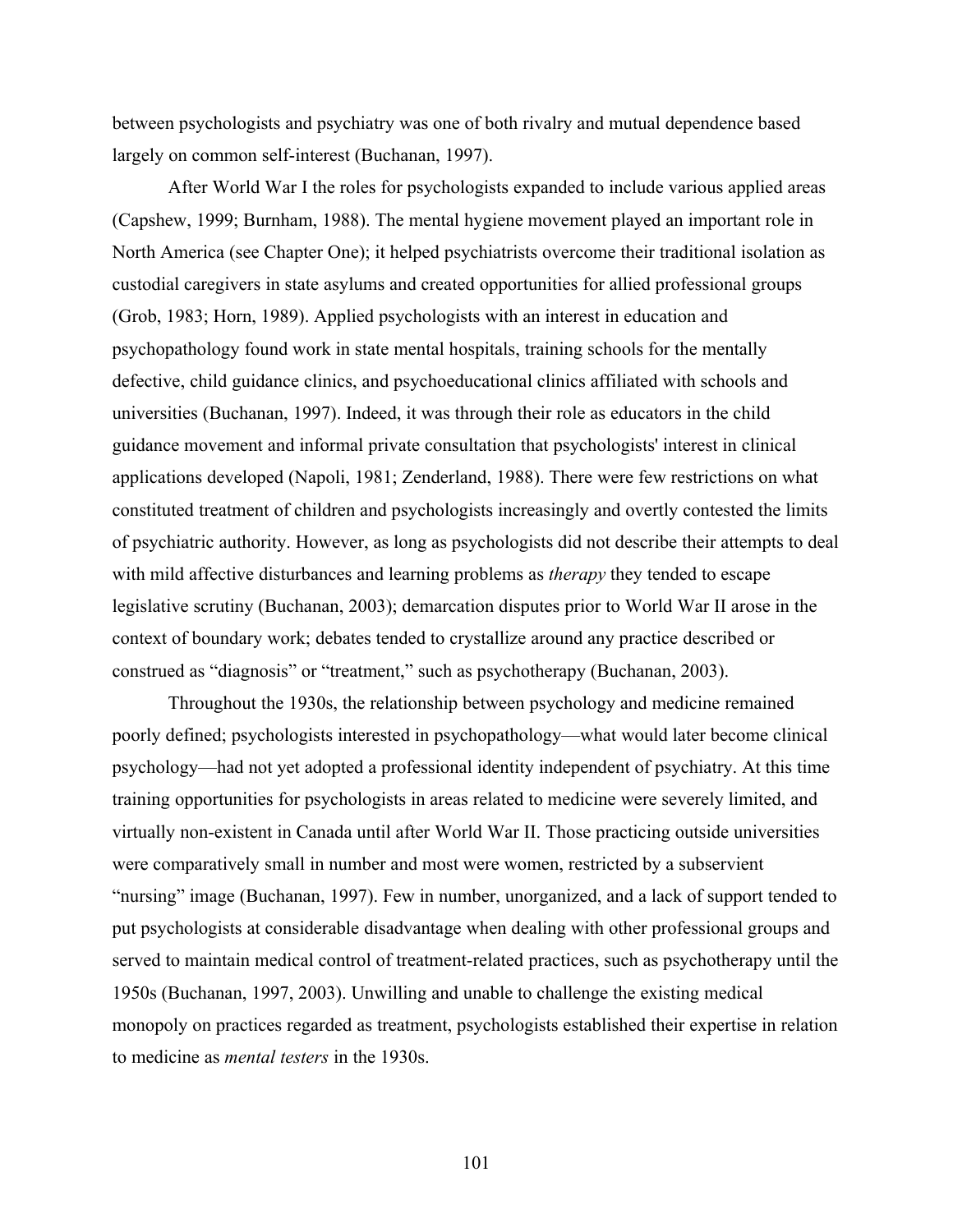between psychologists and psychiatry was one of both rivalry and mutual dependence based largely on common self-interest (Buchanan, 1997).

After World War I the roles for psychologists expanded to include various applied areas (Capshew, 1999; Burnham, 1988). The mental hygiene movement played an important role in North America (see Chapter One); it helped psychiatrists overcome their traditional isolation as custodial caregivers in state asylums and created opportunities for allied professional groups (Grob, 1983; Horn, 1989). Applied psychologists with an interest in education and psychopathology found work in state mental hospitals, training schools for the mentally defective, child guidance clinics, and psychoeducational clinics affiliated with schools and universities (Buchanan, 1997). Indeed, it was through their role as educators in the child guidance movement and informal private consultation that psychologists' interest in clinical applications developed (Napoli, 1981; Zenderland, 1988). There were few restrictions on what constituted treatment of children and psychologists increasingly and overtly contested the limits of psychiatric authority. However, as long as psychologists did not describe their attempts to deal with mild affective disturbances and learning problems as *therapy* they tended to escape legislative scrutiny (Buchanan, 2003); demarcation disputes prior to World War II arose in the context of boundary work; debates tended to crystallize around any practice described or construed as "diagnosis" or "treatment," such as psychotherapy (Buchanan, 2003).

Throughout the 1930s, the relationship between psychology and medicine remained poorly defined; psychologists interested in psychopathology—what would later become clinical psychology—had not yet adopted a professional identity independent of psychiatry. At this time training opportunities for psychologists in areas related to medicine were severely limited, and virtually non-existent in Canada until after World War II. Those practicing outside universities were comparatively small in number and most were women, restricted by a subservient "nursing" image (Buchanan, 1997). Few in number, unorganized, and a lack of support tended to put psychologists at considerable disadvantage when dealing with other professional groups and served to maintain medical control of treatment-related practices, such as psychotherapy until the 1950s (Buchanan, 1997, 2003). Unwilling and unable to challenge the existing medical monopoly on practices regarded as treatment, psychologists established their expertise in relation to medicine as *mental testers* in the 1930s.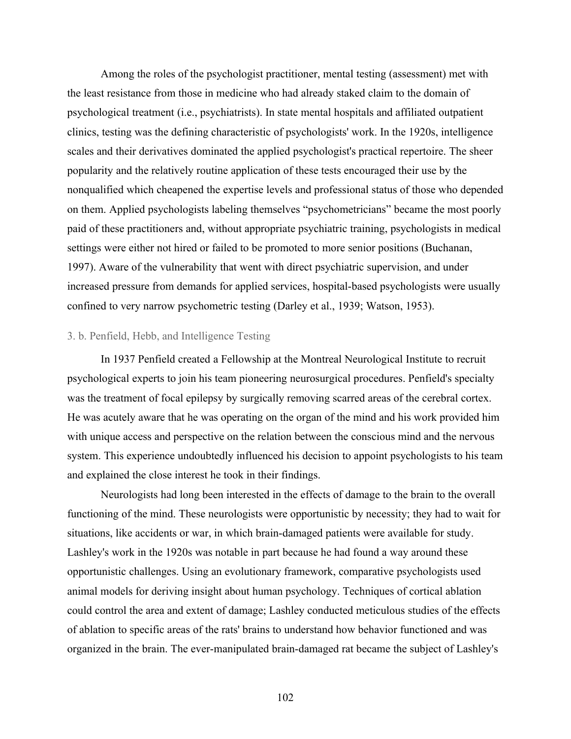Among the roles of the psychologist practitioner, mental testing (assessment) met with the least resistance from those in medicine who had already staked claim to the domain of psychological treatment (i.e., psychiatrists). In state mental hospitals and affiliated outpatient clinics, testing was the defining characteristic of psychologists' work. In the 1920s, intelligence scales and their derivatives dominated the applied psychologist's practical repertoire. The sheer popularity and the relatively routine application of these tests encouraged their use by the nonqualified which cheapened the expertise levels and professional status of those who depended on them. Applied psychologists labeling themselves "psychometricians" became the most poorly paid of these practitioners and, without appropriate psychiatric training, psychologists in medical settings were either not hired or failed to be promoted to more senior positions (Buchanan, 1997). Aware of the vulnerability that went with direct psychiatric supervision, and under increased pressure from demands for applied services, hospital-based psychologists were usually confined to very narrow psychometric testing (Darley et al., 1939; Watson, 1953).

### 3. b. Penfield, Hebb, and Intelligence Testing

In 1937 Penfield created a Fellowship at the Montreal Neurological Institute to recruit psychological experts to join his team pioneering neurosurgical procedures. Penfield's specialty was the treatment of focal epilepsy by surgically removing scarred areas of the cerebral cortex. He was acutely aware that he was operating on the organ of the mind and his work provided him with unique access and perspective on the relation between the conscious mind and the nervous system. This experience undoubtedly influenced his decision to appoint psychologists to his team and explained the close interest he took in their findings.

Neurologists had long been interested in the effects of damage to the brain to the overall functioning of the mind. These neurologists were opportunistic by necessity; they had to wait for situations, like accidents or war, in which brain-damaged patients were available for study. Lashley's work in the 1920s was notable in part because he had found a way around these opportunistic challenges. Using an evolutionary framework, comparative psychologists used animal models for deriving insight about human psychology. Techniques of cortical ablation could control the area and extent of damage; Lashley conducted meticulous studies of the effects of ablation to specific areas of the rats' brains to understand how behavior functioned and was organized in the brain. The ever-manipulated brain-damaged rat became the subject of Lashley's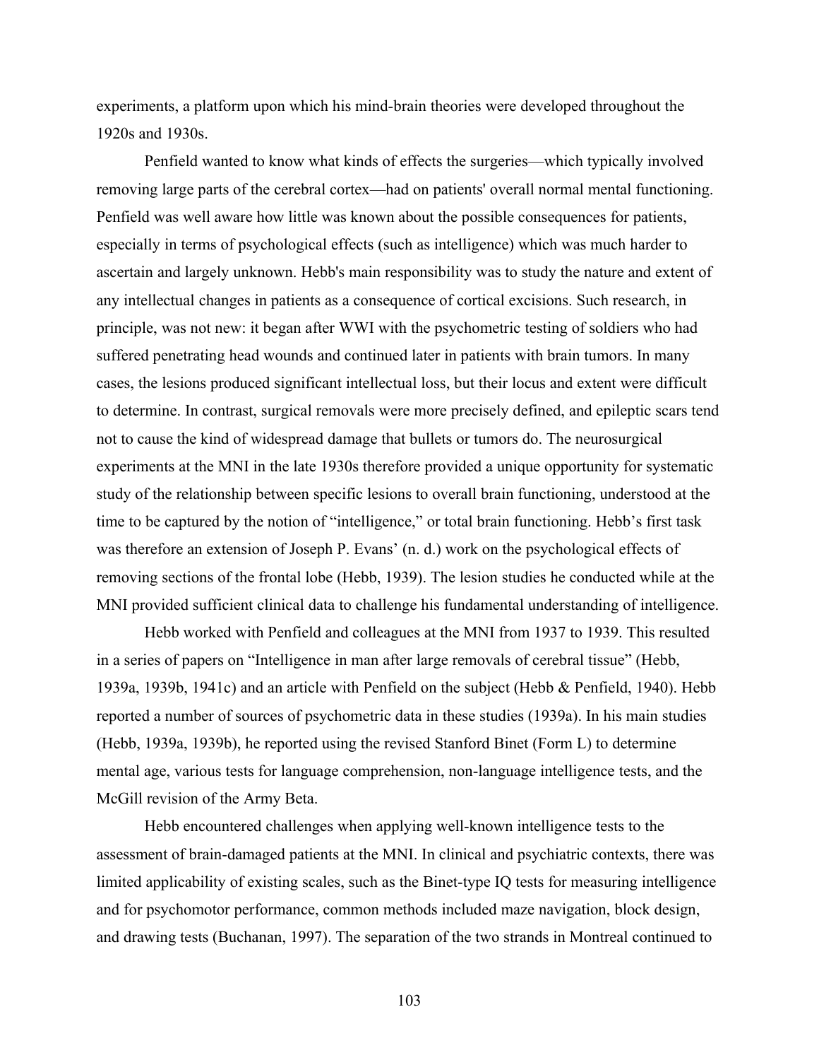experiments, a platform upon which his mind-brain theories were developed throughout the 1920s and 1930s.

Penfield wanted to know what kinds of effects the surgeries—which typically involved removing large parts of the cerebral cortex—had on patients' overall normal mental functioning. Penfield was well aware how little was known about the possible consequences for patients, especially in terms of psychological effects (such as intelligence) which was much harder to ascertain and largely unknown. Hebb's main responsibility was to study the nature and extent of any intellectual changes in patients as a consequence of cortical excisions. Such research, in principle, was not new: it began after WWI with the psychometric testing of soldiers who had suffered penetrating head wounds and continued later in patients with brain tumors. In many cases, the lesions produced significant intellectual loss, but their locus and extent were difficult to determine. In contrast, surgical removals were more precisely defined, and epileptic scars tend not to cause the kind of widespread damage that bullets or tumors do. The neurosurgical experiments at the MNI in the late 1930s therefore provided a unique opportunity for systematic study of the relationship between specific lesions to overall brain functioning, understood at the time to be captured by the notion of "intelligence," or total brain functioning. Hebb's first task was therefore an extension of Joseph P. Evans' (n. d.) work on the psychological effects of removing sections of the frontal lobe (Hebb, 1939). The lesion studies he conducted while at the MNI provided sufficient clinical data to challenge his fundamental understanding of intelligence.

Hebb worked with Penfield and colleagues at the MNI from 1937 to 1939. This resulted in a series of papers on "Intelligence in man after large removals of cerebral tissue" (Hebb, 1939a, 1939b, 1941c) and an article with Penfield on the subject (Hebb & Penfield, 1940). Hebb reported a number of sources of psychometric data in these studies (1939a). In his main studies (Hebb, 1939a, 1939b), he reported using the revised Stanford Binet (Form L) to determine mental age, various tests for language comprehension, non-language intelligence tests, and the McGill revision of the Army Beta.

Hebb encountered challenges when applying well-known intelligence tests to the assessment of brain-damaged patients at the MNI. In clinical and psychiatric contexts, there was limited applicability of existing scales, such as the Binet-type IQ tests for measuring intelligence and for psychomotor performance, common methods included maze navigation, block design, and drawing tests (Buchanan, 1997). The separation of the two strands in Montreal continued to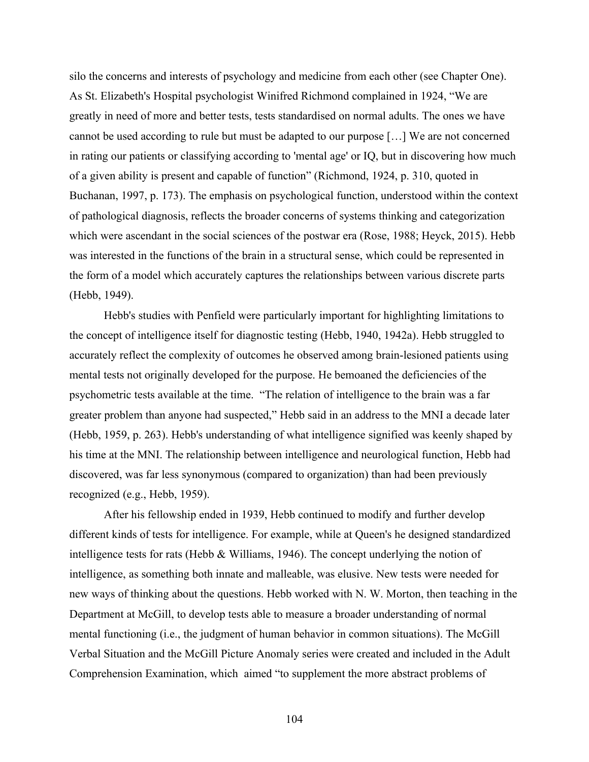silo the concerns and interests of psychology and medicine from each other (see Chapter One). As St. Elizabeth's Hospital psychologist Winifred Richmond complained in 1924, "We are greatly in need of more and better tests, tests standardised on normal adults. The ones we have cannot be used according to rule but must be adapted to our purpose […] We are not concerned in rating our patients or classifying according to 'mental age' or IQ, but in discovering how much of a given ability is present and capable of function" (Richmond, 1924, p. 310, quoted in Buchanan, 1997, p. 173). The emphasis on psychological function, understood within the context of pathological diagnosis, reflects the broader concerns of systems thinking and categorization which were ascendant in the social sciences of the postwar era (Rose, 1988; Heyck, 2015). Hebb was interested in the functions of the brain in a structural sense, which could be represented in the form of a model which accurately captures the relationships between various discrete parts (Hebb, 1949).

Hebb's studies with Penfield were particularly important for highlighting limitations to the concept of intelligence itself for diagnostic testing (Hebb, 1940, 1942a). Hebb struggled to accurately reflect the complexity of outcomes he observed among brain-lesioned patients using mental tests not originally developed for the purpose. He bemoaned the deficiencies of the psychometric tests available at the time. "The relation of intelligence to the brain was a far greater problem than anyone had suspected," Hebb said in an address to the MNI a decade later (Hebb, 1959, p. 263). Hebb's understanding of what intelligence signified was keenly shaped by his time at the MNI. The relationship between intelligence and neurological function, Hebb had discovered, was far less synonymous (compared to organization) than had been previously recognized (e.g., Hebb, 1959).

After his fellowship ended in 1939, Hebb continued to modify and further develop different kinds of tests for intelligence. For example, while at Queen's he designed standardized intelligence tests for rats (Hebb & Williams, 1946). The concept underlying the notion of intelligence, as something both innate and malleable, was elusive. New tests were needed for new ways of thinking about the questions. Hebb worked with N. W. Morton, then teaching in the Department at McGill, to develop tests able to measure a broader understanding of normal mental functioning (i.e., the judgment of human behavior in common situations). The McGill Verbal Situation and the McGill Picture Anomaly series were created and included in the Adult Comprehension Examination, which aimed "to supplement the more abstract problems of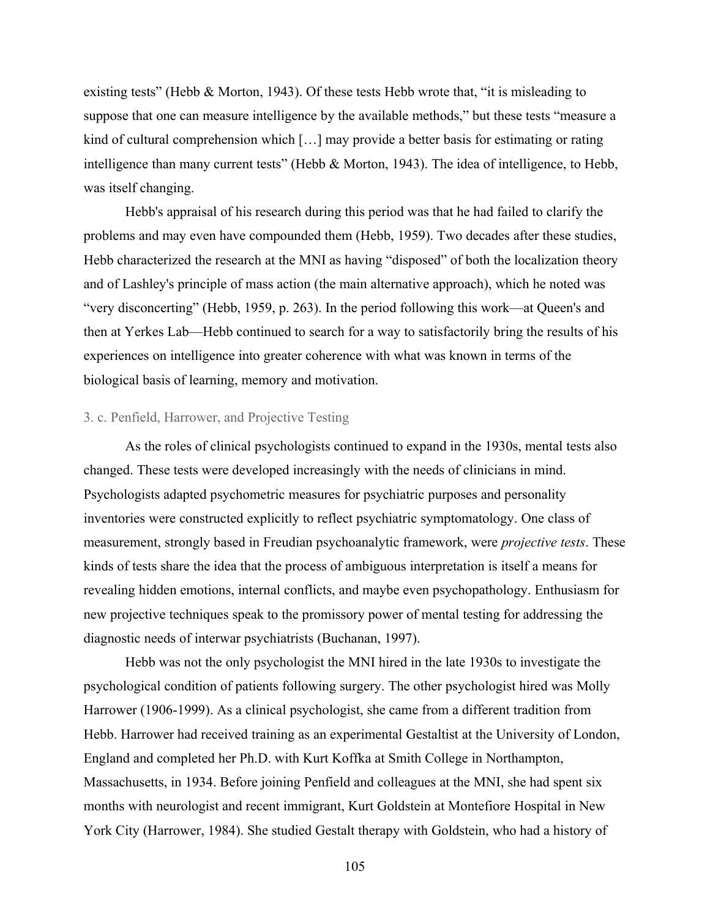existing tests" (Hebb & Morton, 1943). Of these tests Hebb wrote that, "it is misleading to suppose that one can measure intelligence by the available methods," but these tests "measure a kind of cultural comprehension which […] may provide a better basis for estimating or rating intelligence than many current tests" (Hebb & Morton, 1943). The idea of intelligence, to Hebb, was itself changing.

Hebb's appraisal of his research during this period was that he had failed to clarify the problems and may even have compounded them (Hebb, 1959). Two decades after these studies, Hebb characterized the research at the MNI as having "disposed" of both the localization theory and of Lashley's principle of mass action (the main alternative approach), which he noted was "very disconcerting" (Hebb, 1959, p. 263). In the period following this work—at Queen's and then at Yerkes Lab—Hebb continued to search for a way to satisfactorily bring the results of his experiences on intelligence into greater coherence with what was known in terms of the biological basis of learning, memory and motivation.

### 3. c. Penfield, Harrower, and Projective Testing

As the roles of clinical psychologists continued to expand in the 1930s, mental tests also changed. These tests were developed increasingly with the needs of clinicians in mind. Psychologists adapted psychometric measures for psychiatric purposes and personality inventories were constructed explicitly to reflect psychiatric symptomatology. One class of measurement, strongly based in Freudian psychoanalytic framework, were *projective tests*. These kinds of tests share the idea that the process of ambiguous interpretation is itself a means for revealing hidden emotions, internal conflicts, and maybe even psychopathology. Enthusiasm for new projective techniques speak to the promissory power of mental testing for addressing the diagnostic needs of interwar psychiatrists (Buchanan, 1997).

Hebb was not the only psychologist the MNI hired in the late 1930s to investigate the psychological condition of patients following surgery. The other psychologist hired was Molly Harrower (1906-1999). As a clinical psychologist, she came from a different tradition from Hebb. Harrower had received training as an experimental Gestaltist at the University of London, England and completed her Ph.D. with Kurt Koffka at Smith College in Northampton, Massachusetts, in 1934. Before joining Penfield and colleagues at the MNI, she had spent six months with neurologist and recent immigrant, Kurt Goldstein at Montefiore Hospital in New York City (Harrower, 1984). She studied Gestalt therapy with Goldstein, who had a history of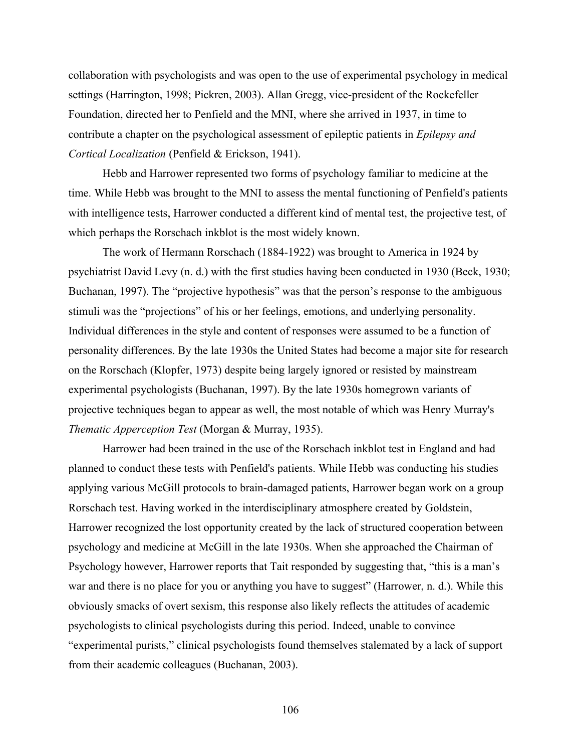collaboration with psychologists and was open to the use of experimental psychology in medical settings (Harrington, 1998; Pickren, 2003). Allan Gregg, vice-president of the Rockefeller Foundation, directed her to Penfield and the MNI, where she arrived in 1937, in time to contribute a chapter on the psychological assessment of epileptic patients in *Epilepsy and Cortical Localization* (Penfield & Erickson, 1941).

Hebb and Harrower represented two forms of psychology familiar to medicine at the time. While Hebb was brought to the MNI to assess the mental functioning of Penfield's patients with intelligence tests, Harrower conducted a different kind of mental test, the projective test, of which perhaps the Rorschach inkblot is the most widely known.

The work of Hermann Rorschach (1884-1922) was brought to America in 1924 by psychiatrist David Levy (n. d.) with the first studies having been conducted in 1930 (Beck, 1930; Buchanan, 1997). The "projective hypothesis" was that the person's response to the ambiguous stimuli was the "projections" of his or her feelings, emotions, and underlying personality. Individual differences in the style and content of responses were assumed to be a function of personality differences. By the late 1930s the United States had become a major site for research on the Rorschach (Klopfer, 1973) despite being largely ignored or resisted by mainstream experimental psychologists (Buchanan, 1997). By the late 1930s homegrown variants of projective techniques began to appear as well, the most notable of which was Henry Murray's *Thematic Apperception Test* (Morgan & Murray, 1935).

Harrower had been trained in the use of the Rorschach inkblot test in England and had planned to conduct these tests with Penfield's patients. While Hebb was conducting his studies applying various McGill protocols to brain-damaged patients, Harrower began work on a group Rorschach test. Having worked in the interdisciplinary atmosphere created by Goldstein, Harrower recognized the lost opportunity created by the lack of structured cooperation between psychology and medicine at McGill in the late 1930s. When she approached the Chairman of Psychology however, Harrower reports that Tait responded by suggesting that, "this is a man's war and there is no place for you or anything you have to suggest" (Harrower, n. d.). While this obviously smacks of overt sexism, this response also likely reflects the attitudes of academic psychologists to clinical psychologists during this period. Indeed, unable to convince "experimental purists," clinical psychologists found themselves stalemated by a lack of support from their academic colleagues (Buchanan, 2003).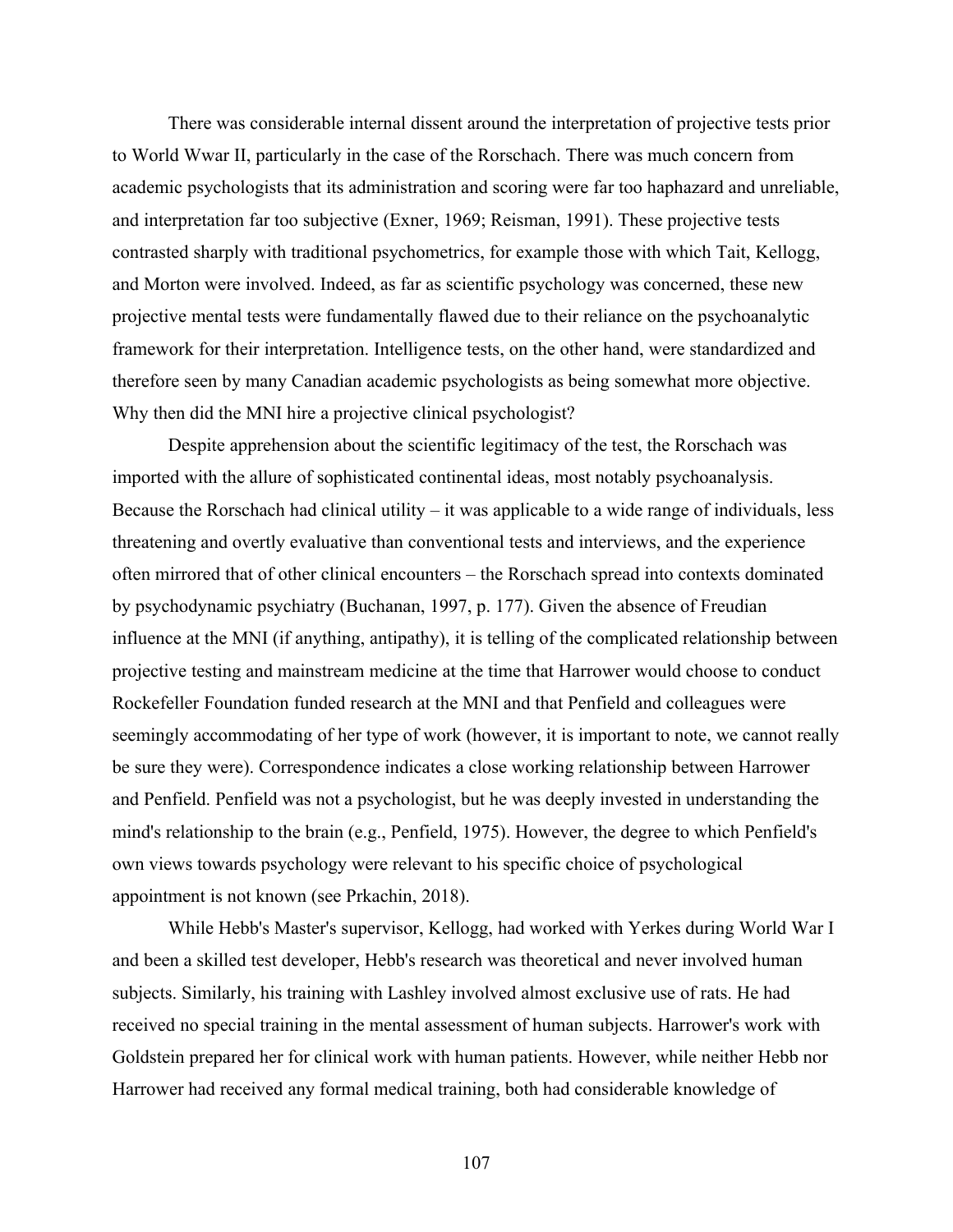There was considerable internal dissent around the interpretation of projective tests prior to World Wwar II, particularly in the case of the Rorschach. There was much concern from academic psychologists that its administration and scoring were far too haphazard and unreliable, and interpretation far too subjective (Exner, 1969; Reisman, 1991). These projective tests contrasted sharply with traditional psychometrics, for example those with which Tait, Kellogg, and Morton were involved. Indeed, as far as scientific psychology was concerned, these new projective mental tests were fundamentally flawed due to their reliance on the psychoanalytic framework for their interpretation. Intelligence tests, on the other hand, were standardized and therefore seen by many Canadian academic psychologists as being somewhat more objective. Why then did the MNI hire a projective clinical psychologist?

Despite apprehension about the scientific legitimacy of the test, the Rorschach was imported with the allure of sophisticated continental ideas, most notably psychoanalysis. Because the Rorschach had clinical utility – it was applicable to a wide range of individuals, less threatening and overtly evaluative than conventional tests and interviews, and the experience often mirrored that of other clinical encounters – the Rorschach spread into contexts dominated by psychodynamic psychiatry (Buchanan, 1997, p. 177). Given the absence of Freudian influence at the MNI (if anything, antipathy), it is telling of the complicated relationship between projective testing and mainstream medicine at the time that Harrower would choose to conduct Rockefeller Foundation funded research at the MNI and that Penfield and colleagues were seemingly accommodating of her type of work (however, it is important to note, we cannot really be sure they were). Correspondence indicates a close working relationship between Harrower and Penfield. Penfield was not a psychologist, but he was deeply invested in understanding the mind's relationship to the brain (e.g., Penfield, 1975). However, the degree to which Penfield's own views towards psychology were relevant to his specific choice of psychological appointment is not known (see Prkachin, 2018).

While Hebb's Master's supervisor, Kellogg, had worked with Yerkes during World War I and been a skilled test developer, Hebb's research was theoretical and never involved human subjects. Similarly, his training with Lashley involved almost exclusive use of rats. He had received no special training in the mental assessment of human subjects. Harrower's work with Goldstein prepared her for clinical work with human patients. However, while neither Hebb nor Harrower had received any formal medical training, both had considerable knowledge of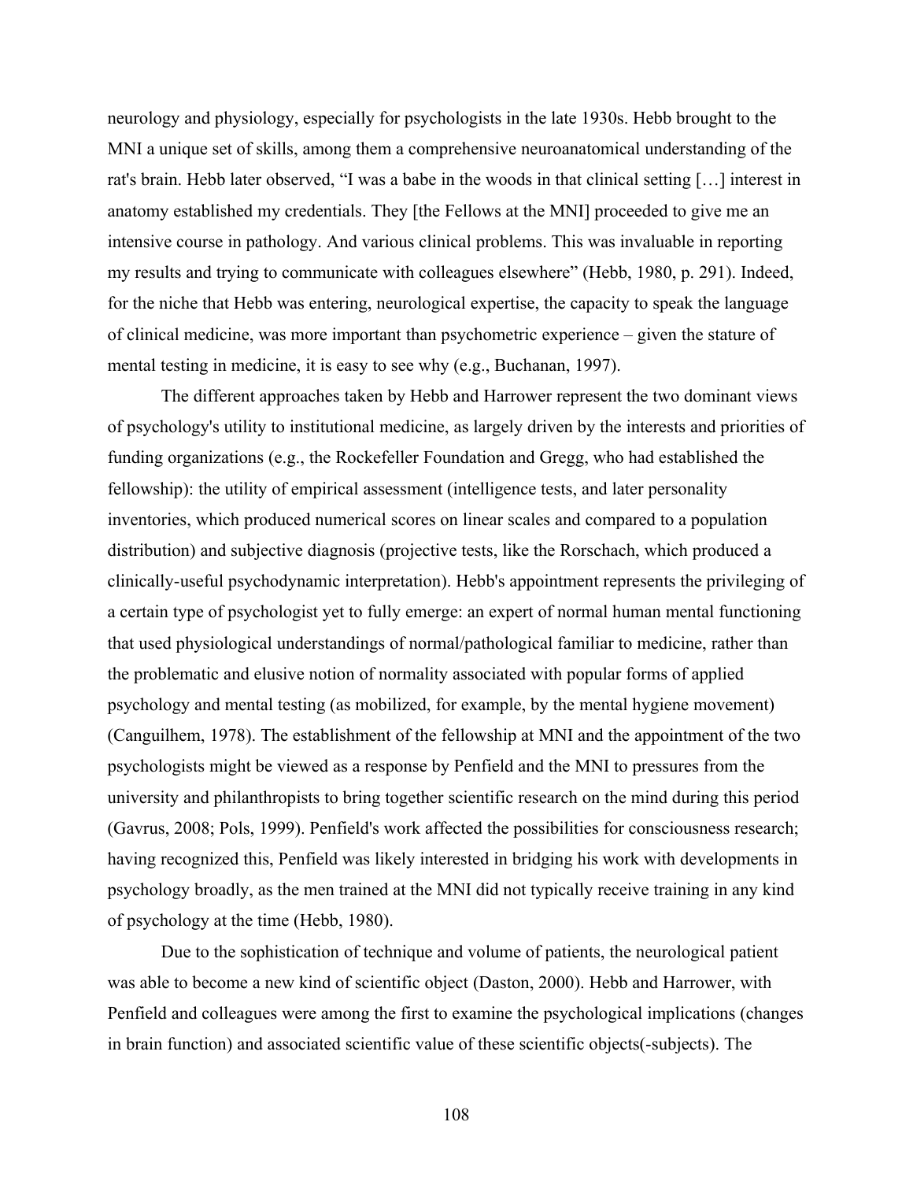neurology and physiology, especially for psychologists in the late 1930s. Hebb brought to the MNI a unique set of skills, among them a comprehensive neuroanatomical understanding of the rat's brain. Hebb later observed, "I was a babe in the woods in that clinical setting […] interest in anatomy established my credentials. They [the Fellows at the MNI] proceeded to give me an intensive course in pathology. And various clinical problems. This was invaluable in reporting my results and trying to communicate with colleagues elsewhere" (Hebb, 1980, p. 291). Indeed, for the niche that Hebb was entering, neurological expertise, the capacity to speak the language of clinical medicine, was more important than psychometric experience – given the stature of mental testing in medicine, it is easy to see why (e.g., Buchanan, 1997).

The different approaches taken by Hebb and Harrower represent the two dominant views of psychology's utility to institutional medicine, as largely driven by the interests and priorities of funding organizations (e.g., the Rockefeller Foundation and Gregg, who had established the fellowship): the utility of empirical assessment (intelligence tests, and later personality inventories, which produced numerical scores on linear scales and compared to a population distribution) and subjective diagnosis (projective tests, like the Rorschach, which produced a clinically-useful psychodynamic interpretation). Hebb's appointment represents the privileging of a certain type of psychologist yet to fully emerge: an expert of normal human mental functioning that used physiological understandings of normal/pathological familiar to medicine, rather than the problematic and elusive notion of normality associated with popular forms of applied psychology and mental testing (as mobilized, for example, by the mental hygiene movement) (Canguilhem, 1978). The establishment of the fellowship at MNI and the appointment of the two psychologists might be viewed as a response by Penfield and the MNI to pressures from the university and philanthropists to bring together scientific research on the mind during this period (Gavrus, 2008; Pols, 1999). Penfield's work affected the possibilities for consciousness research; having recognized this, Penfield was likely interested in bridging his work with developments in psychology broadly, as the men trained at the MNI did not typically receive training in any kind of psychology at the time (Hebb, 1980).

Due to the sophistication of technique and volume of patients, the neurological patient was able to become a new kind of scientific object (Daston, 2000). Hebb and Harrower, with Penfield and colleagues were among the first to examine the psychological implications (changes in brain function) and associated scientific value of these scientific objects(-subjects). The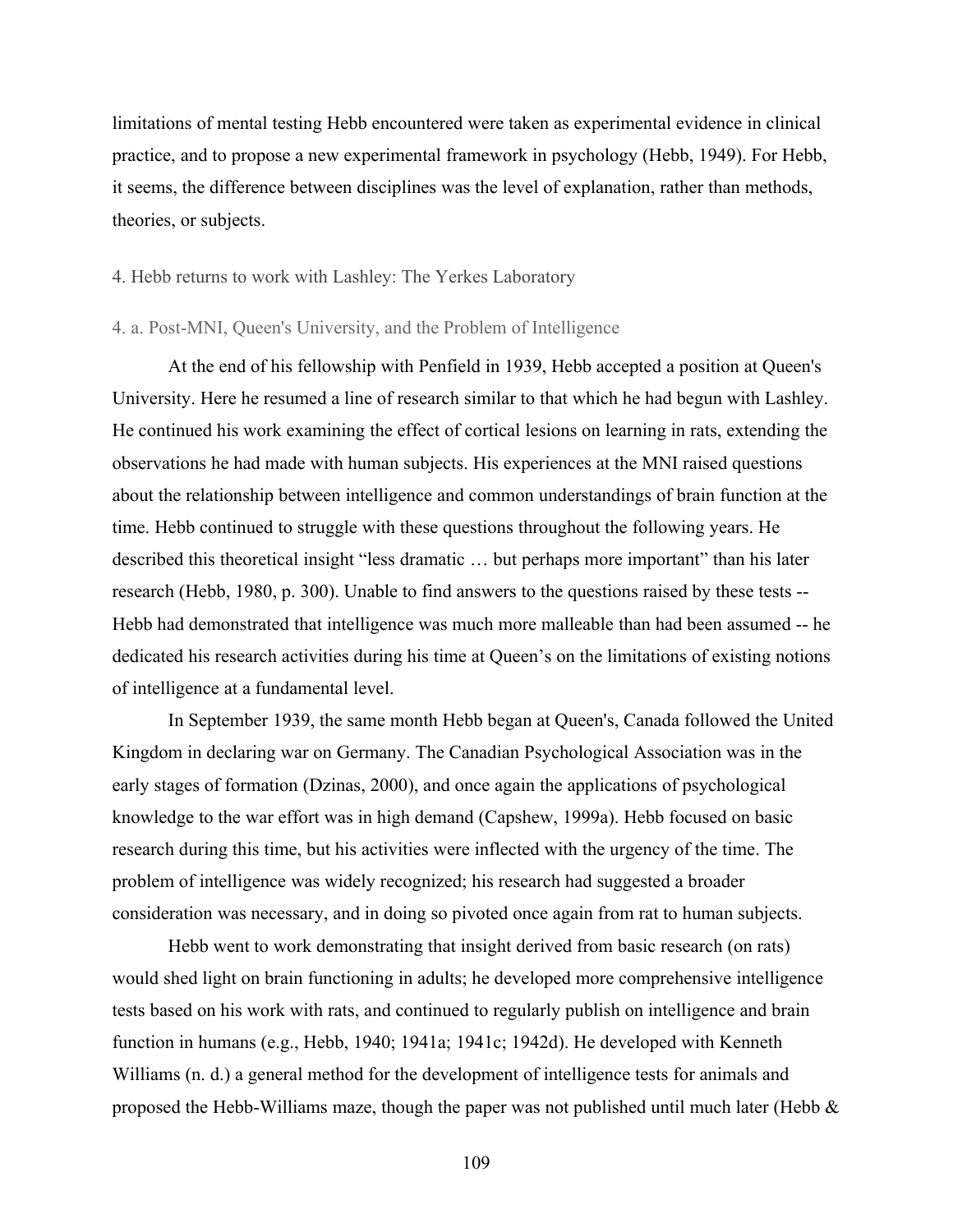limitations of mental testing Hebb encountered were taken as experimental evidence in clinical practice, and to propose a new experimental framework in psychology (Hebb, 1949). For Hebb, it seems, the difference between disciplines was the level of explanation, rather than methods, theories, or subjects.

## 4. Hebb returns to work with Lashley: The Yerkes Laboratory

### 4. a. Post-MNI, Queen's University, and the Problem of Intelligence

At the end of his fellowship with Penfield in 1939, Hebb accepted a position at Queen's University. Here he resumed a line of research similar to that which he had begun with Lashley. He continued his work examining the effect of cortical lesions on learning in rats, extending the observations he had made with human subjects. His experiences at the MNI raised questions about the relationship between intelligence and common understandings of brain function at the time. Hebb continued to struggle with these questions throughout the following years. He described this theoretical insight "less dramatic … but perhaps more important" than his later research (Hebb, 1980, p. 300). Unable to find answers to the questions raised by these tests -- Hebb had demonstrated that intelligence was much more malleable than had been assumed -- he dedicated his research activities during his time at Queen's on the limitations of existing notions of intelligence at a fundamental level.

In September 1939, the same month Hebb began at Queen's, Canada followed the United Kingdom in declaring war on Germany. The Canadian Psychological Association was in the early stages of formation (Dzinas, 2000), and once again the applications of psychological knowledge to the war effort was in high demand (Capshew, 1999a). Hebb focused on basic research during this time, but his activities were inflected with the urgency of the time. The problem of intelligence was widely recognized; his research had suggested a broader consideration was necessary, and in doing so pivoted once again from rat to human subjects.

Hebb went to work demonstrating that insight derived from basic research (on rats) would shed light on brain functioning in adults; he developed more comprehensive intelligence tests based on his work with rats, and continued to regularly publish on intelligence and brain function in humans (e.g., Hebb, 1940; 1941a; 1941c; 1942d). He developed with Kenneth Williams (n. d.) a general method for the development of intelligence tests for animals and proposed the Hebb-Williams maze, though the paper was not published until much later (Hebb &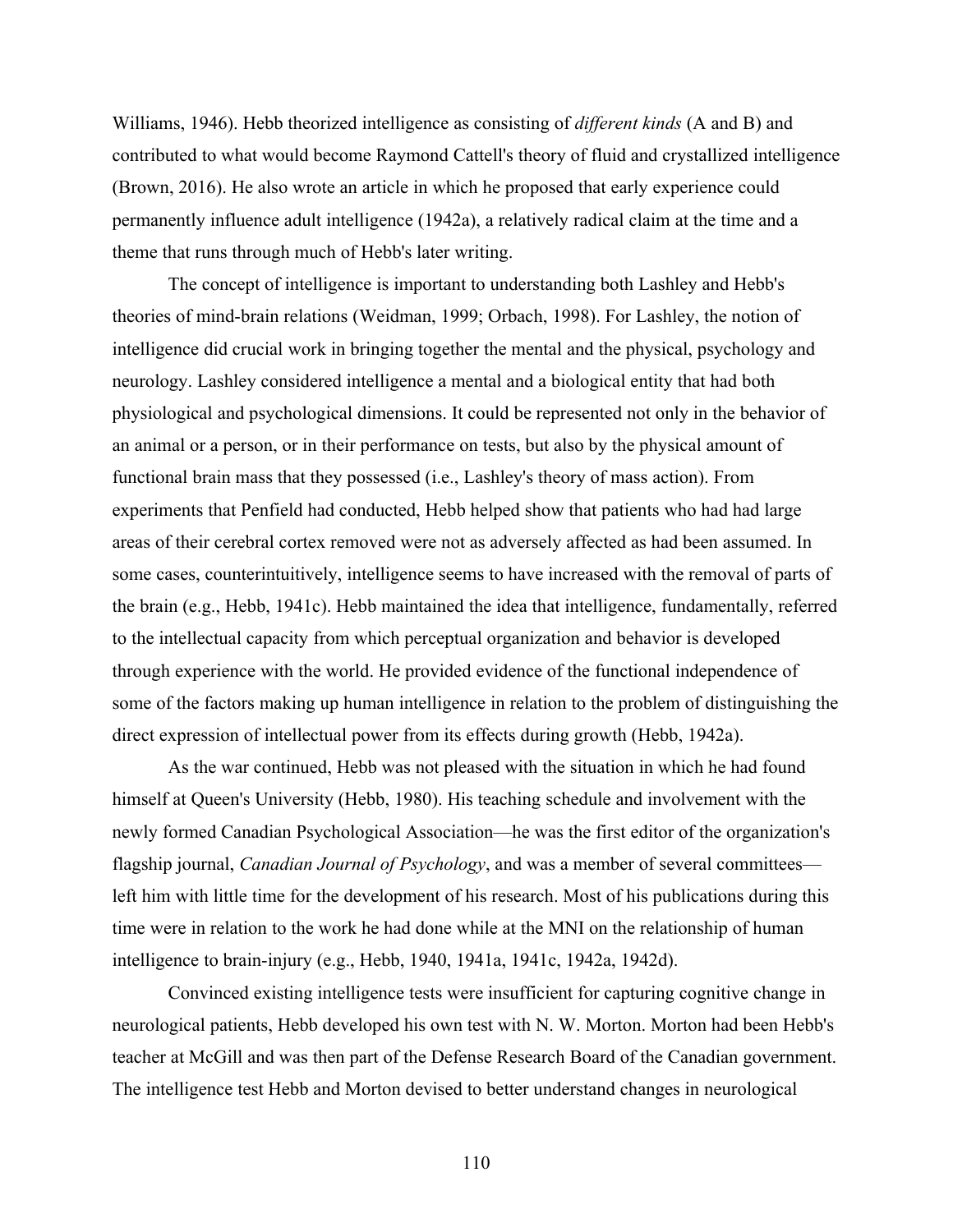Williams, 1946). Hebb theorized intelligence as consisting of *different kinds* (A and B) and contributed to what would become Raymond Cattell's theory of fluid and crystallized intelligence (Brown, 2016). He also wrote an article in which he proposed that early experience could permanently influence adult intelligence (1942a), a relatively radical claim at the time and a theme that runs through much of Hebb's later writing.

The concept of intelligence is important to understanding both Lashley and Hebb's theories of mind-brain relations (Weidman, 1999; Orbach, 1998). For Lashley, the notion of intelligence did crucial work in bringing together the mental and the physical, psychology and neurology. Lashley considered intelligence a mental and a biological entity that had both physiological and psychological dimensions. It could be represented not only in the behavior of an animal or a person, or in their performance on tests, but also by the physical amount of functional brain mass that they possessed (i.e., Lashley's theory of mass action). From experiments that Penfield had conducted, Hebb helped show that patients who had had large areas of their cerebral cortex removed were not as adversely affected as had been assumed. In some cases, counterintuitively, intelligence seems to have increased with the removal of parts of the brain (e.g., Hebb, 1941c). Hebb maintained the idea that intelligence, fundamentally, referred to the intellectual capacity from which perceptual organization and behavior is developed through experience with the world. He provided evidence of the functional independence of some of the factors making up human intelligence in relation to the problem of distinguishing the direct expression of intellectual power from its effects during growth (Hebb, 1942a).

As the war continued, Hebb was not pleased with the situation in which he had found himself at Queen's University (Hebb, 1980). His teaching schedule and involvement with the newly formed Canadian Psychological Association—he was the first editor of the organization's flagship journal, *Canadian Journal of Psychology*, and was a member of several committees—left him with little time for the development of his research. Most of his publications during this time were in relation to the work he had done while at the MNI on the relationship of human intelligence to brain-injury (e.g., Hebb, 1940, 1941a, 1941c, 1942a, 1942d).

Convinced existing intelligence tests were insufficient for capturing cognitive change in neurological patients, Hebb developed his own test with N. W. Morton. Morton had been Hebb's teacher at McGill and was then part of the Defense Research Board of the Canadian government. The intelligence test Hebb and Morton devised to better understand changes in neurological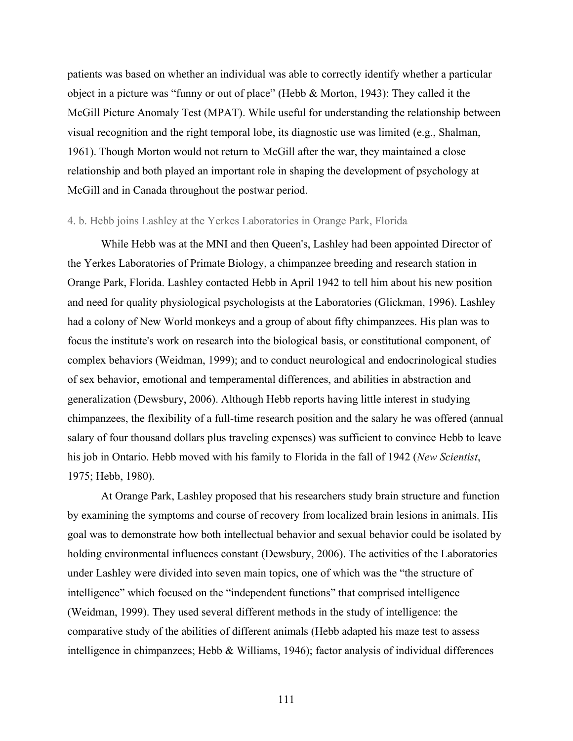patients was based on whether an individual was able to correctly identify whether a particular object in a picture was "funny or out of place" (Hebb & Morton, 1943): They called it the McGill Picture Anomaly Test (MPAT). While useful for understanding the relationship between visual recognition and the right temporal lobe, its diagnostic use was limited (e.g., Shalman, 1961). Though Morton would not return to McGill after the war, they maintained a close relationship and both played an important role in shaping the development of psychology at McGill and in Canada throughout the postwar period.

### 4. b. Hebb joins Lashley at the Yerkes Laboratories in Orange Park, Florida

While Hebb was at the MNI and then Queen's, Lashley had been appointed Director of the Yerkes Laboratories of Primate Biology, a chimpanzee breeding and research station in Orange Park, Florida. Lashley contacted Hebb in April 1942 to tell him about his new position and need for quality physiological psychologists at the Laboratories (Glickman, 1996). Lashley had a colony of New World monkeys and a group of about fifty chimpanzees. His plan was to focus the institute's work on research into the biological basis, or constitutional component, of complex behaviors (Weidman, 1999); and to conduct neurological and endocrinological studies of sex behavior, emotional and temperamental differences, and abilities in abstraction and generalization (Dewsbury, 2006). Although Hebb reports having little interest in studying chimpanzees, the flexibility of a full-time research position and the salary he was offered (annual salary of four thousand dollars plus traveling expenses) was sufficient to convince Hebb to leave his job in Ontario. Hebb moved with his family to Florida in the fall of 1942 (*New Scientist*, 1975; Hebb, 1980).

At Orange Park, Lashley proposed that his researchers study brain structure and function by examining the symptoms and course of recovery from localized brain lesions in animals. His goal was to demonstrate how both intellectual behavior and sexual behavior could be isolated by holding environmental influences constant (Dewsbury, 2006). The activities of the Laboratories under Lashley were divided into seven main topics, one of which was the "the structure of intelligence" which focused on the "independent functions" that comprised intelligence (Weidman, 1999). They used several different methods in the study of intelligence: the comparative study of the abilities of different animals (Hebb adapted his maze test to assess intelligence in chimpanzees; Hebb & Williams, 1946); factor analysis of individual differences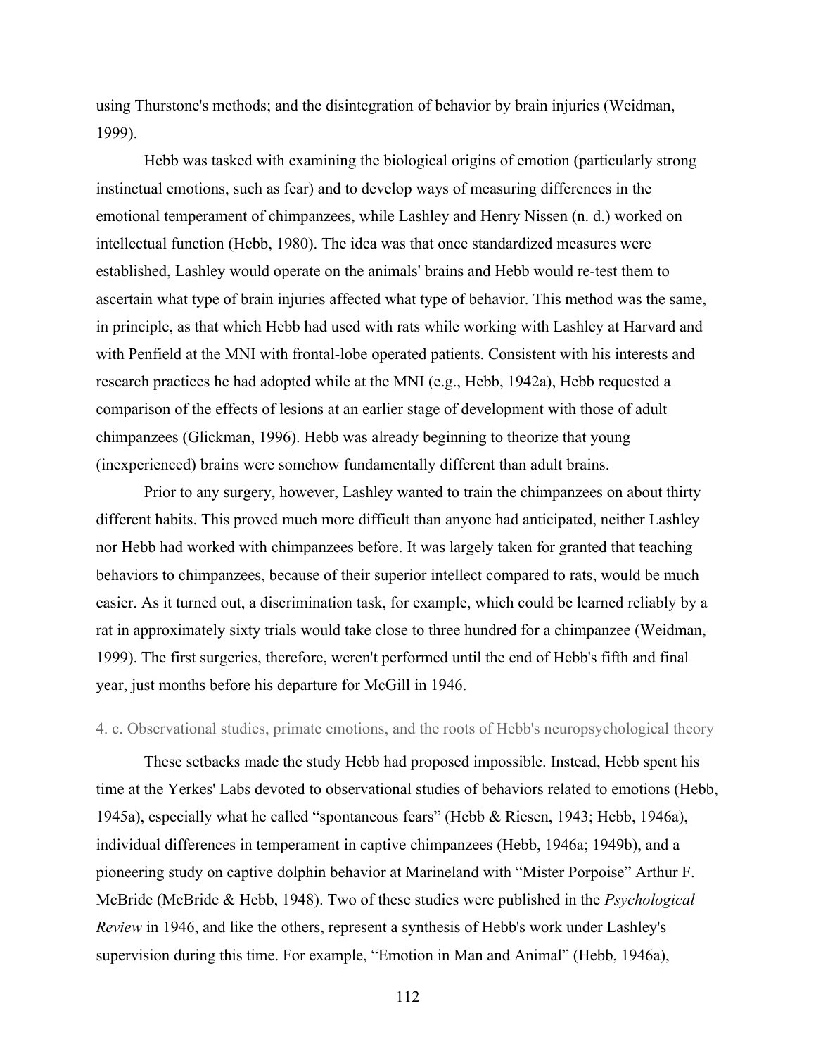using Thurstone's methods; and the disintegration of behavior by brain injuries (Weidman, 1999).

Hebb was tasked with examining the biological origins of emotion (particularly strong instinctual emotions, such as fear) and to develop ways of measuring differences in the emotional temperament of chimpanzees, while Lashley and Henry Nissen (n. d.) worked on intellectual function (Hebb, 1980). The idea was that once standardized measures were established, Lashley would operate on the animals' brains and Hebb would re-test them to ascertain what type of brain injuries affected what type of behavior. This method was the same, in principle, as that which Hebb had used with rats while working with Lashley at Harvard and with Penfield at the MNI with frontal-lobe operated patients. Consistent with his interests and research practices he had adopted while at the MNI (e.g., Hebb, 1942a), Hebb requested a comparison of the effects of lesions at an earlier stage of development with those of adult chimpanzees (Glickman, 1996). Hebb was already beginning to theorize that young (inexperienced) brains were somehow fundamentally different than adult brains.

Prior to any surgery, however, Lashley wanted to train the chimpanzees on about thirty different habits. This proved much more difficult than anyone had anticipated, neither Lashley nor Hebb had worked with chimpanzees before. It was largely taken for granted that teaching behaviors to chimpanzees, because of their superior intellect compared to rats, would be much easier. As it turned out, a discrimination task, for example, which could be learned reliably by a rat in approximately sixty trials would take close to three hundred for a chimpanzee (Weidman, 1999). The first surgeries, therefore, weren't performed until the end of Hebb's fifth and final year, just months before his departure for McGill in 1946.

### 4. c. Observational studies, primate emotions, and the roots of Hebb's neuropsychological theory

These setbacks made the study Hebb had proposed impossible. Instead, Hebb spent his time at the Yerkes' Labs devoted to observational studies of behaviors related to emotions (Hebb, 1945a), especially what he called "spontaneous fears" (Hebb & Riesen, 1943; Hebb, 1946a), individual differences in temperament in captive chimpanzees (Hebb, 1946a; 1949b), and a pioneering study on captive dolphin behavior at Marineland with "Mister Porpoise" Arthur F. McBride (McBride & Hebb, 1948). Two of these studies were published in the *Psychological Review* in 1946, and like the others, represent a synthesis of Hebb's work under Lashley's supervision during this time. For example, "Emotion in Man and Animal" (Hebb, 1946a),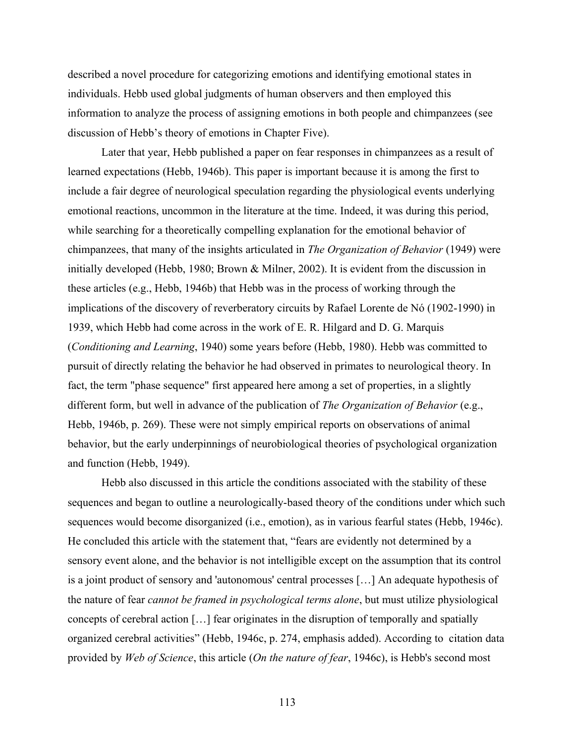described a novel procedure for categorizing emotions and identifying emotional states in individuals. Hebb used global judgments of human observers and then employed this information to analyze the process of assigning emotions in both people and chimpanzees (see discussion of Hebb's theory of emotions in Chapter Five).

Later that year, Hebb published a paper on fear responses in chimpanzees as a result of learned expectations (Hebb, 1946b). This paper is important because it is among the first to include a fair degree of neurological speculation regarding the physiological events underlying emotional reactions, uncommon in the literature at the time. Indeed, it was during this period, while searching for a theoretically compelling explanation for the emotional behavior of chimpanzees, that many of the insights articulated in *The Organization of Behavior* (1949) were initially developed (Hebb, 1980; Brown & Milner, 2002). It is evident from the discussion in these articles (e.g., Hebb, 1946b) that Hebb was in the process of working through the implications of the discovery of reverberatory circuits by Rafael Lorente de Nó (1902-1990) in 1939, which Hebb had come across in the work of E. R. Hilgard and D. G. Marquis (*Conditioning and Learning*, 1940) some years before (Hebb, 1980). Hebb was committed to pursuit of directly relating the behavior he had observed in primates to neurological theory. In fact, the term "phase sequence" first appeared here among a set of properties, in a slightly different form, but well in advance of the publication of *The Organization of Behavior* (e.g., Hebb, 1946b, p. 269). These were not simply empirical reports on observations of animal behavior, but the early underpinnings of neurobiological theories of psychological organization and function (Hebb, 1949).

Hebb also discussed in this article the conditions associated with the stability of these sequences and began to outline a neurologically-based theory of the conditions under which such sequences would become disorganized (i.e., emotion), as in various fearful states (Hebb, 1946c). He concluded this article with the statement that, "fears are evidently not determined by a sensory event alone, and the behavior is not intelligible except on the assumption that its control is a joint product of sensory and 'autonomous' central processes […] An adequate hypothesis of the nature of fear *cannot be framed in psychological terms alone*, but must utilize physiological concepts of cerebral action […] fear originates in the disruption of temporally and spatially organized cerebral activities" (Hebb, 1946c, p. 274, emphasis added). According to citation data provided by *Web of Science*, this article (*On the nature of fear*, 1946c), is Hebb's second most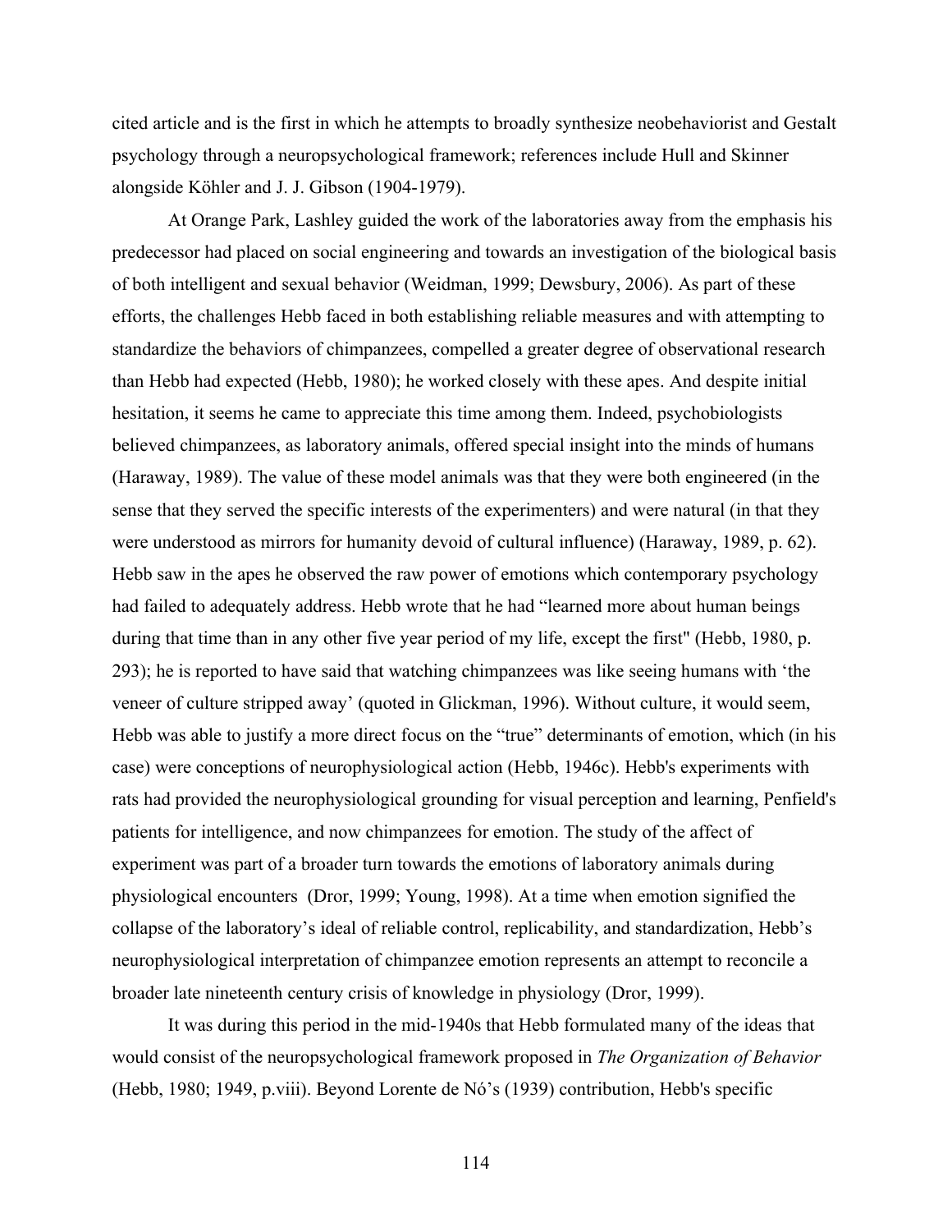cited article and is the first in which he attempts to broadly synthesize neobehaviorist and Gestalt psychology through a neuropsychological framework; references include Hull and Skinner alongside Köhler and J. J. Gibson (1904-1979).

At Orange Park, Lashley guided the work of the laboratories away from the emphasis his predecessor had placed on social engineering and towards an investigation of the biological basis of both intelligent and sexual behavior (Weidman, 1999; Dewsbury, 2006). As part of these efforts, the challenges Hebb faced in both establishing reliable measures and with attempting to standardize the behaviors of chimpanzees, compelled a greater degree of observational research than Hebb had expected (Hebb, 1980); he worked closely with these apes. And despite initial hesitation, it seems he came to appreciate this time among them. Indeed, psychobiologists believed chimpanzees, as laboratory animals, offered special insight into the minds of humans (Haraway, 1989). The value of these model animals was that they were both engineered (in the sense that they served the specific interests of the experimenters) and were natural (in that they were understood as mirrors for humanity devoid of cultural influence) (Haraway, 1989, p. 62). Hebb saw in the apes he observed the raw power of emotions which contemporary psychology had failed to adequately address. Hebb wrote that he had "learned more about human beings during that time than in any other five year period of my life, except the first" (Hebb, 1980, p. 293); he is reported to have said that watching chimpanzees was like seeing humans with 'the veneer of culture stripped away' (quoted in Glickman, 1996). Without culture, it would seem, Hebb was able to justify a more direct focus on the "true" determinants of emotion, which (in his case) were conceptions of neurophysiological action (Hebb, 1946c). Hebb's experiments with rats had provided the neurophysiological grounding for visual perception and learning, Penfield's patients for intelligence, and now chimpanzees for emotion. The study of the affect of experiment was part of a broader turn towards the emotions of laboratory animals during physiological encounters (Dror, 1999; Young, 1998). At a time when emotion signified the collapse of the laboratory's ideal of reliable control, replicability, and standardization, Hebb's neurophysiological interpretation of chimpanzee emotion represents an attempt to reconcile a broader late nineteenth century crisis of knowledge in physiology (Dror, 1999).

It was during this period in the mid-1940s that Hebb formulated many of the ideas that would consist of the neuropsychological framework proposed in *The Organization of Behavior* (Hebb, 1980; 1949, p.viii). Beyond Lorente de Nó's (1939) contribution, Hebb's specific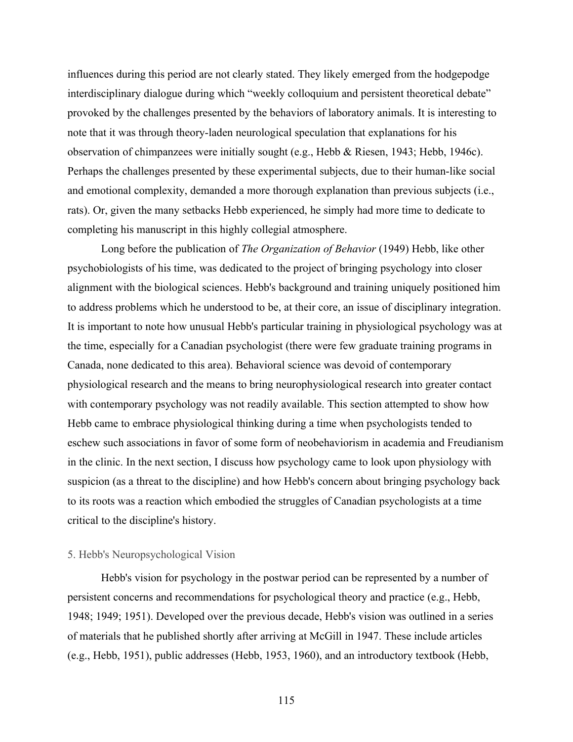influences during this period are not clearly stated. They likely emerged from the hodgepodge interdisciplinary dialogue during which "weekly colloquium and persistent theoretical debate" provoked by the challenges presented by the behaviors of laboratory animals. It is interesting to note that it was through theory-laden neurological speculation that explanations for his observation of chimpanzees were initially sought (e.g., Hebb & Riesen, 1943; Hebb, 1946c). Perhaps the challenges presented by these experimental subjects, due to their human-like social and emotional complexity, demanded a more thorough explanation than previous subjects (i.e., rats). Or, given the many setbacks Hebb experienced, he simply had more time to dedicate to completing his manuscript in this highly collegial atmosphere.

Long before the publication of *The Organization of Behavior* (1949) Hebb, like other psychobiologists of his time, was dedicated to the project of bringing psychology into closer alignment with the biological sciences. Hebb's background and training uniquely positioned him to address problems which he understood to be, at their core, an issue of disciplinary integration. It is important to note how unusual Hebb's particular training in physiological psychology was at the time, especially for a Canadian psychologist (there were few graduate training programs in Canada, none dedicated to this area). Behavioral science was devoid of contemporary physiological research and the means to bring neurophysiological research into greater contact with contemporary psychology was not readily available. This section attempted to show how Hebb came to embrace physiological thinking during a time when psychologists tended to eschew such associations in favor of some form of neobehaviorism in academia and Freudianism in the clinic. In the next section, I discuss how psychology came to look upon physiology with suspicion (as a threat to the discipline) and how Hebb's concern about bringing psychology back to its roots was a reaction which embodied the struggles of Canadian psychologists at a time critical to the discipline's history.

## 5. Hebb's Neuropsychological Vision

Hebb's vision for psychology in the postwar period can be represented by a number of persistent concerns and recommendations for psychological theory and practice (e.g., Hebb, 1948; 1949; 1951). Developed over the previous decade, Hebb's vision was outlined in a series of materials that he published shortly after arriving at McGill in 1947. These include articles (e.g., Hebb, 1951), public addresses (Hebb, 1953, 1960), and an introductory textbook (Hebb,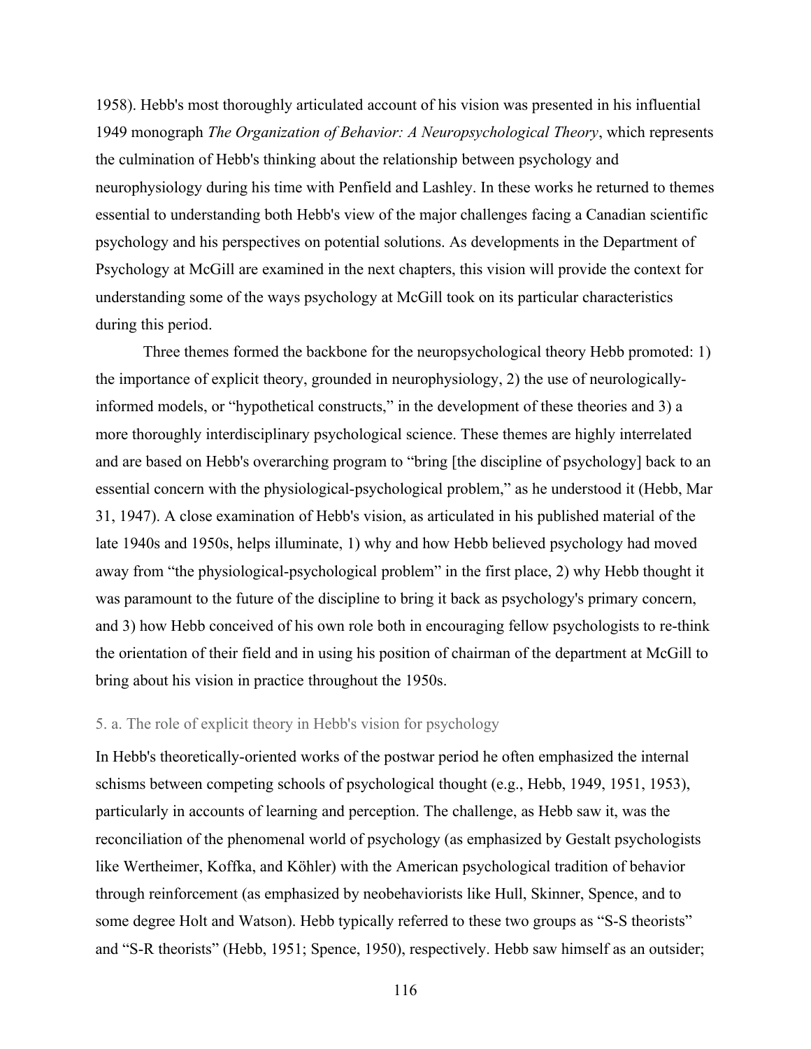1958). Hebb's most thoroughly articulated account of his vision was presented in his influential 1949 monograph *The Organization of Behavior: A Neuropsychological Theory*, which represents the culmination of Hebb's thinking about the relationship between psychology and neurophysiology during his time with Penfield and Lashley. In these works he returned to themes essential to understanding both Hebb's view of the major challenges facing a Canadian scientific psychology and his perspectives on potential solutions. As developments in the Department of Psychology at McGill are examined in the next chapters, this vision will provide the context for understanding some of the ways psychology at McGill took on its particular characteristics during this period.

Three themes formed the backbone for the neuropsychological theory Hebb promoted: 1) the importance of explicit theory, grounded in neurophysiology, 2) the use of neurologically-informed models, or "hypothetical constructs," in the development of these theories and 3) a more thoroughly interdisciplinary psychological science. These themes are highly interrelated and are based on Hebb's overarching program to "bring [the discipline of psychology] back to an essential concern with the physiological-psychological problem," as he understood it (Hebb, Mar 31, 1947). A close examination of Hebb's vision, as articulated in his published material of the late 1940s and 1950s, helps illuminate, 1) why and how Hebb believed psychology had moved away from "the physiological-psychological problem" in the first place, 2) why Hebb thought it was paramount to the future of the discipline to bring it back as psychology's primary concern, and 3) how Hebb conceived of his own role both in encouraging fellow psychologists to re-think the orientation of their field and in using his position of chairman of the department at McGill to bring about his vision in practice throughout the 1950s.

### 5. a. The role of explicit theory in Hebb's vision for psychology

In Hebb's theoretically-oriented works of the postwar period he often emphasized the internal schisms between competing schools of psychological thought (e.g., Hebb, 1949, 1951, 1953), particularly in accounts of learning and perception. The challenge, as Hebb saw it, was the reconciliation of the phenomenal world of psychology (as emphasized by Gestalt psychologists like Wertheimer, Koffka, and Köhler) with the American psychological tradition of behavior through reinforcement (as emphasized by neobehaviorists like Hull, Skinner, Spence, and to some degree Holt and Watson). Hebb typically referred to these two groups as "S-S theorists" and "S-R theorists" (Hebb, 1951; Spence, 1950), respectively. Hebb saw himself as an outsider;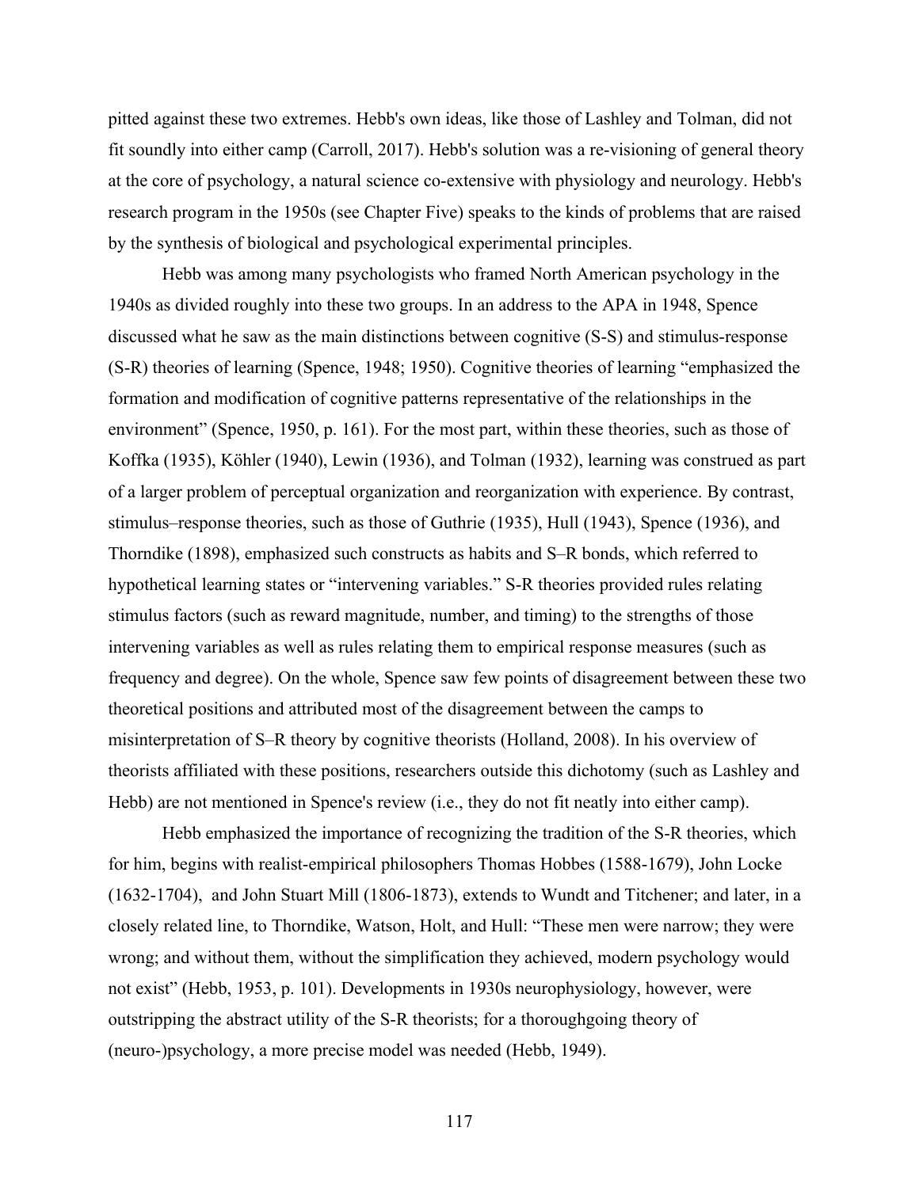pitted against these two extremes. Hebb's own ideas, like those of Lashley and Tolman, did not fit soundly into either camp (Carroll, 2017). Hebb's solution was a re-visioning of general theory at the core of psychology, a natural science co-extensive with physiology and neurology. Hebb's research program in the 1950s (see Chapter Five) speaks to the kinds of problems that are raised by the synthesis of biological and psychological experimental principles.

Hebb was among many psychologists who framed North American psychology in the 1940s as divided roughly into these two groups. In an address to the APA in 1948, Spence discussed what he saw as the main distinctions between cognitive (S-S) and stimulus-response (S-R) theories of learning (Spence, 1948; 1950). Cognitive theories of learning "emphasized the formation and modification of cognitive patterns representative of the relationships in the environment" (Spence, 1950, p. 161). For the most part, within these theories, such as those of Koffka (1935), Köhler (1940), Lewin (1936), and Tolman (1932), learning was construed as part of a larger problem of perceptual organization and reorganization with experience. By contrast, stimulus–response theories, such as those of Guthrie (1935), Hull (1943), Spence (1936), and Thorndike (1898), emphasized such constructs as habits and S–R bonds, which referred to hypothetical learning states or "intervening variables." S-R theories provided rules relating stimulus factors (such as reward magnitude, number, and timing) to the strengths of those intervening variables as well as rules relating them to empirical response measures (such as frequency and degree). On the whole, Spence saw few points of disagreement between these two theoretical positions and attributed most of the disagreement between the camps to misinterpretation of S–R theory by cognitive theorists (Holland, 2008). In his overview of theorists affiliated with these positions, researchers outside this dichotomy (such as Lashley and Hebb) are not mentioned in Spence's review (i.e., they do not fit neatly into either camp).

Hebb emphasized the importance of recognizing the tradition of the S-R theories, which for him, begins with realist-empirical philosophers Thomas Hobbes (1588-1679), John Locke (1632-1704), and John Stuart Mill (1806-1873), extends to Wundt and Titchener; and later, in a closely related line, to Thorndike, Watson, Holt, and Hull: "These men were narrow; they were wrong; and without them, without the simplification they achieved, modern psychology would not exist" (Hebb, 1953, p. 101). Developments in 1930s neurophysiology, however, were outstripping the abstract utility of the S-R theorists; for a thoroughgoing theory of (neuro-)psychology, a more precise model was needed (Hebb, 1949).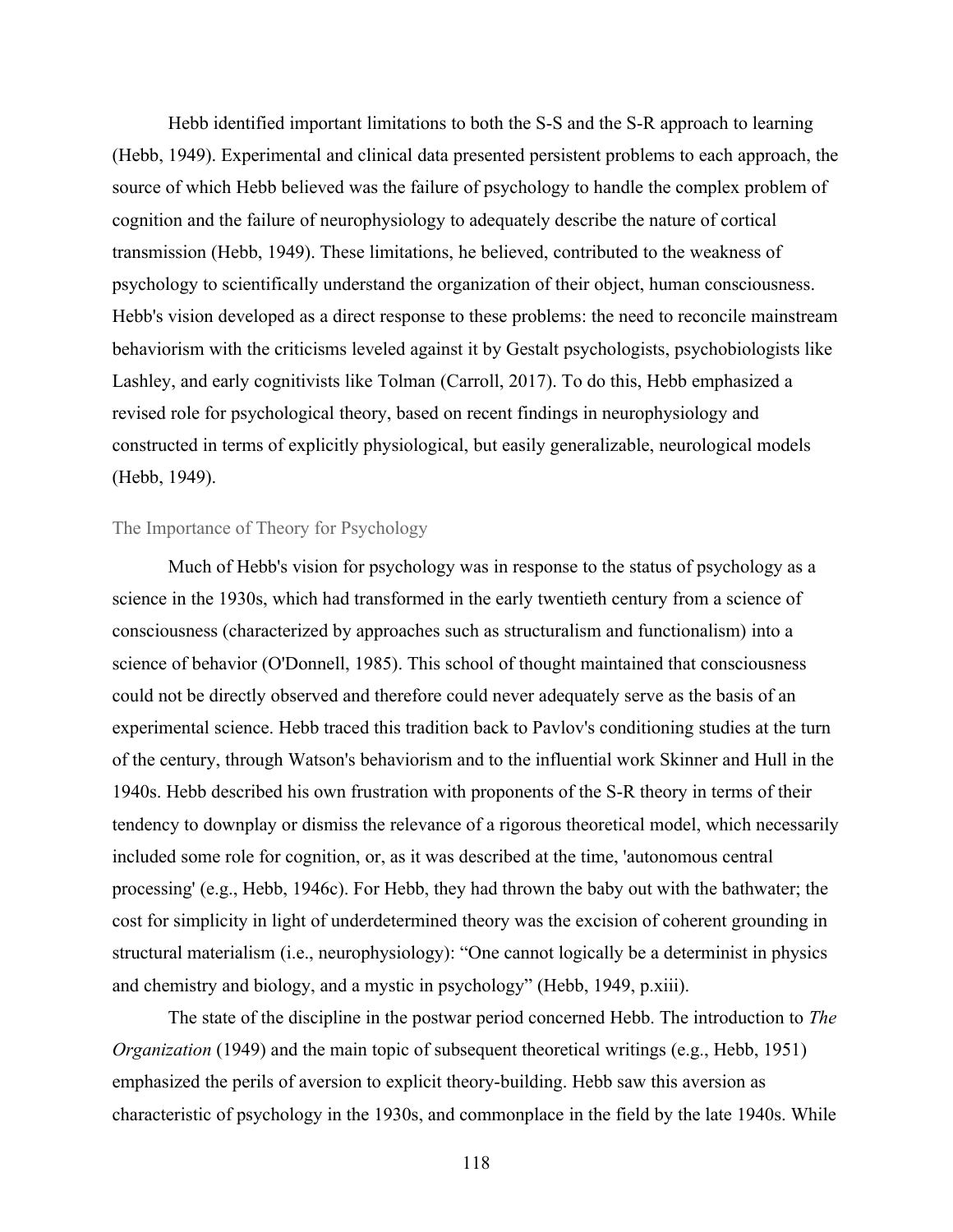Hebb identified important limitations to both the S-S and the S-R approach to learning (Hebb, 1949). Experimental and clinical data presented persistent problems to each approach, the source of which Hebb believed was the failure of psychology to handle the complex problem of cognition and the failure of neurophysiology to adequately describe the nature of cortical transmission (Hebb, 1949). These limitations, he believed, contributed to the weakness of psychology to scientifically understand the organization of their object, human consciousness. Hebb's vision developed as a direct response to these problems: the need to reconcile mainstream behaviorism with the criticisms leveled against it by Gestalt psychologists, psychobiologists like Lashley, and early cognitivists like Tolman (Carroll, 2017). To do this, Hebb emphasized a revised role for psychological theory, based on recent findings in neurophysiology and constructed in terms of explicitly physiological, but easily generalizable, neurological models (Hebb, 1949).

### The Importance of Theory for Psychology

Much of Hebb's vision for psychology was in response to the status of psychology as a science in the 1930s, which had transformed in the early twentieth century from a science of consciousness (characterized by approaches such as structuralism and functionalism) into a science of behavior (O'Donnell, 1985). This school of thought maintained that consciousness could not be directly observed and therefore could never adequately serve as the basis of an experimental science. Hebb traced this tradition back to Pavlov's conditioning studies at the turn of the century, through Watson's behaviorism and to the influential work Skinner and Hull in the 1940s. Hebb described his own frustration with proponents of the S-R theory in terms of their tendency to downplay or dismiss the relevance of a rigorous theoretical model, which necessarily included some role for cognition, or, as it was described at the time, 'autonomous central processing' (e.g., Hebb, 1946c). For Hebb, they had thrown the baby out with the bathwater; the cost for simplicity in light of underdetermined theory was the excision of coherent grounding in structural materialism (i.e., neurophysiology): "One cannot logically be a determinist in physics and chemistry and biology, and a mystic in psychology" (Hebb, 1949, p.xiii).

The state of the discipline in the postwar period concerned Hebb. The introduction to *The Organization* (1949) and the main topic of subsequent theoretical writings (e.g., Hebb, 1951) emphasized the perils of aversion to explicit theory-building. Hebb saw this aversion as characteristic of psychology in the 1930s, and commonplace in the field by the late 1940s. While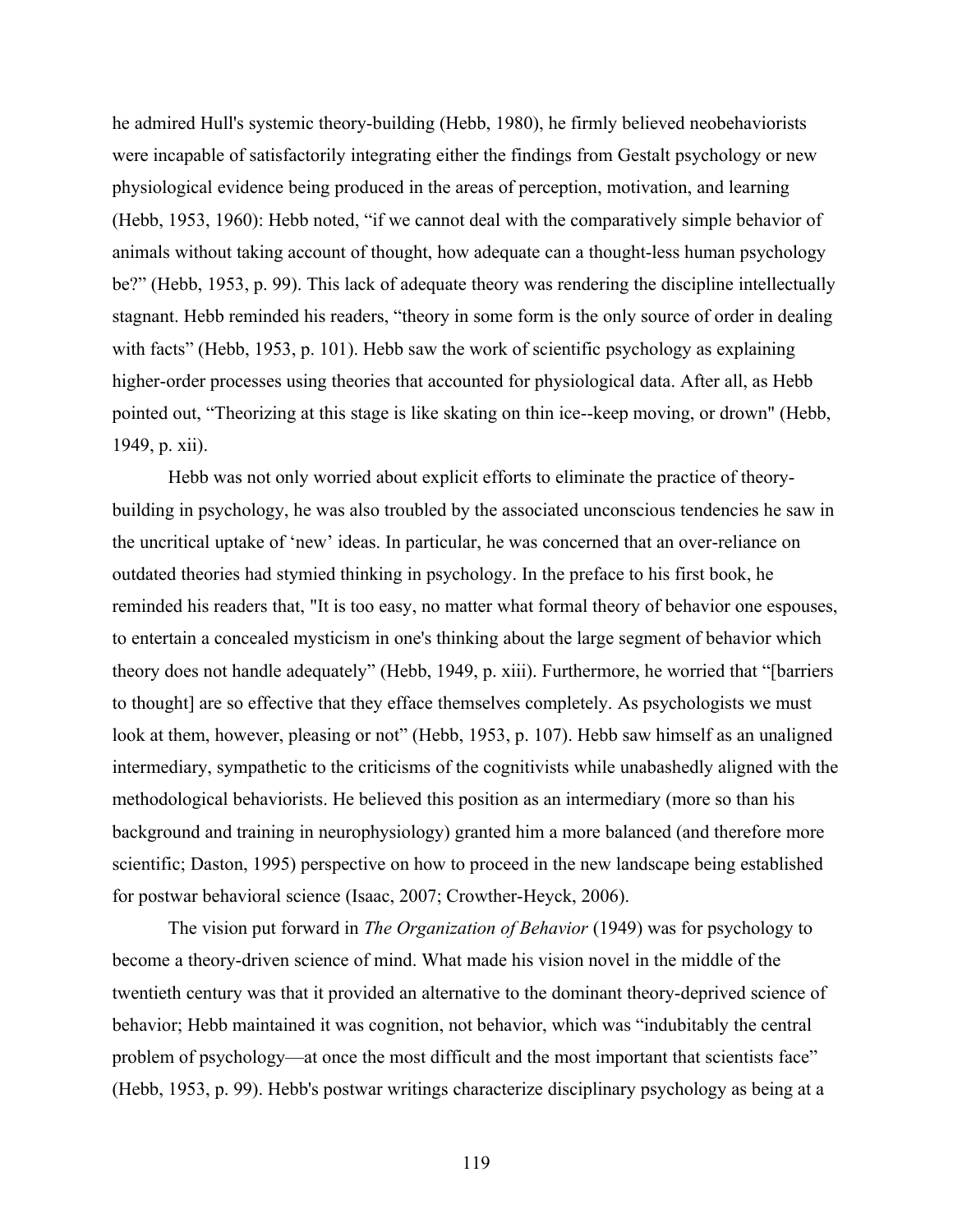he admired Hull's systemic theory-building (Hebb, 1980), he firmly believed neobehaviorists were incapable of satisfactorily integrating either the findings from Gestalt psychology or new physiological evidence being produced in the areas of perception, motivation, and learning (Hebb, 1953, 1960): Hebb noted, "if we cannot deal with the comparatively simple behavior of animals without taking account of thought, how adequate can a thought-less human psychology be?" (Hebb, 1953, p. 99). This lack of adequate theory was rendering the discipline intellectually stagnant. Hebb reminded his readers, "theory in some form is the only source of order in dealing with facts" (Hebb, 1953, p. 101). Hebb saw the work of scientific psychology as explaining higher-order processes using theories that accounted for physiological data. After all, as Hebb pointed out, "Theorizing at this stage is like skating on thin ice--keep moving, or drown" (Hebb, 1949, p. xii).

Hebb was not only worried about explicit efforts to eliminate the practice of theory-building in psychology, he was also troubled by the associated unconscious tendencies he saw in the uncritical uptake of 'new' ideas. In particular, he was concerned that an over-reliance on outdated theories had stymied thinking in psychology. In the preface to his first book, he reminded his readers that, "It is too easy, no matter what formal theory of behavior one espouses, to entertain a concealed mysticism in one's thinking about the large segment of behavior which theory does not handle adequately" (Hebb, 1949, p. xiii). Furthermore, he worried that "[barriers to thought] are so effective that they efface themselves completely. As psychologists we must look at them, however, pleasing or not" (Hebb, 1953, p. 107). Hebb saw himself as an unaligned intermediary, sympathetic to the criticisms of the cognitivists while unabashedly aligned with the methodological behaviorists. He believed this position as an intermediary (more so than his background and training in neurophysiology) granted him a more balanced (and therefore more scientific; Daston, 1995) perspective on how to proceed in the new landscape being established for postwar behavioral science (Isaac, 2007; Crowther-Heyck, 2006).

The vision put forward in *The Organization of Behavior* (1949) was for psychology to become a theory-driven science of mind. What made his vision novel in the middle of the twentieth century was that it provided an alternative to the dominant theory-deprived science of behavior; Hebb maintained it was cognition, not behavior, which was "indubitably the central problem of psychology—at once the most difficult and the most important that scientists face" (Hebb, 1953, p. 99). Hebb's postwar writings characterize disciplinary psychology as being at a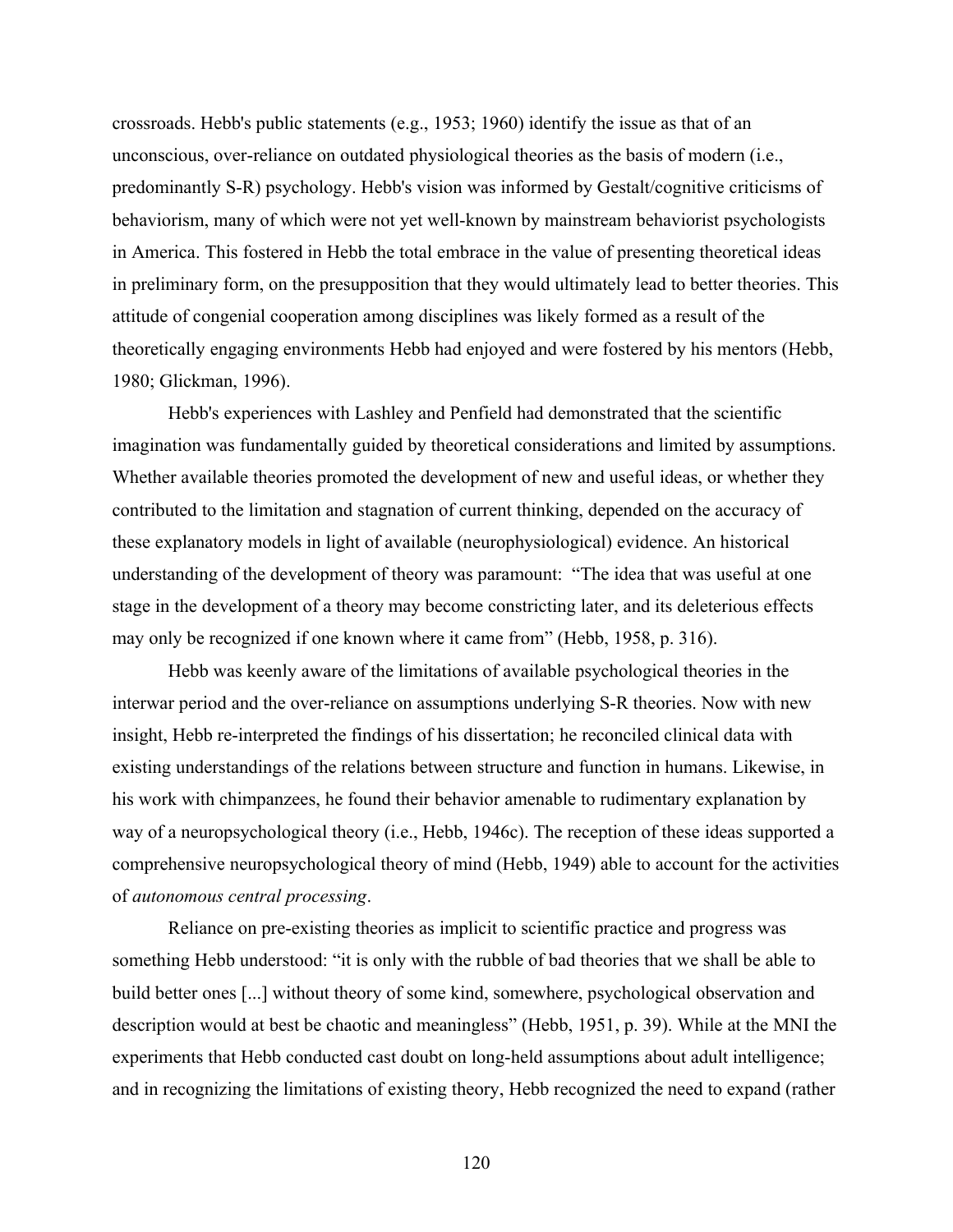crossroads. Hebb's public statements (e.g., 1953; 1960) identify the issue as that of an unconscious, over-reliance on outdated physiological theories as the basis of modern (i.e., predominantly S-R) psychology. Hebb's vision was informed by Gestalt/cognitive criticisms of behaviorism, many of which were not yet well-known by mainstream behaviorist psychologists in America. This fostered in Hebb the total embrace in the value of presenting theoretical ideas in preliminary form, on the presupposition that they would ultimately lead to better theories. This attitude of congenial cooperation among disciplines was likely formed as a result of the theoretically engaging environments Hebb had enjoyed and were fostered by his mentors (Hebb, 1980; Glickman, 1996).

Hebb's experiences with Lashley and Penfield had demonstrated that the scientific imagination was fundamentally guided by theoretical considerations and limited by assumptions. Whether available theories promoted the development of new and useful ideas, or whether they contributed to the limitation and stagnation of current thinking, depended on the accuracy of these explanatory models in light of available (neurophysiological) evidence. An historical understanding of the development of theory was paramount: "The idea that was useful at one stage in the development of a theory may become constricting later, and its deleterious effects may only be recognized if one known where it came from" (Hebb, 1958, p. 316).

Hebb was keenly aware of the limitations of available psychological theories in the interwar period and the over-reliance on assumptions underlying S-R theories. Now with new insight, Hebb re-interpreted the findings of his dissertation; he reconciled clinical data with existing understandings of the relations between structure and function in humans. Likewise, in his work with chimpanzees, he found their behavior amenable to rudimentary explanation by way of a neuropsychological theory (i.e., Hebb, 1946c). The reception of these ideas supported a comprehensive neuropsychological theory of mind (Hebb, 1949) able to account for the activities of *autonomous central processing*.

Reliance on pre-existing theories as implicit to scientific practice and progress was something Hebb understood: "it is only with the rubble of bad theories that we shall be able to build better ones [...] without theory of some kind, somewhere, psychological observation and description would at best be chaotic and meaningless" (Hebb, 1951, p. 39). While at the MNI the experiments that Hebb conducted cast doubt on long-held assumptions about adult intelligence; and in recognizing the limitations of existing theory, Hebb recognized the need to expand (rather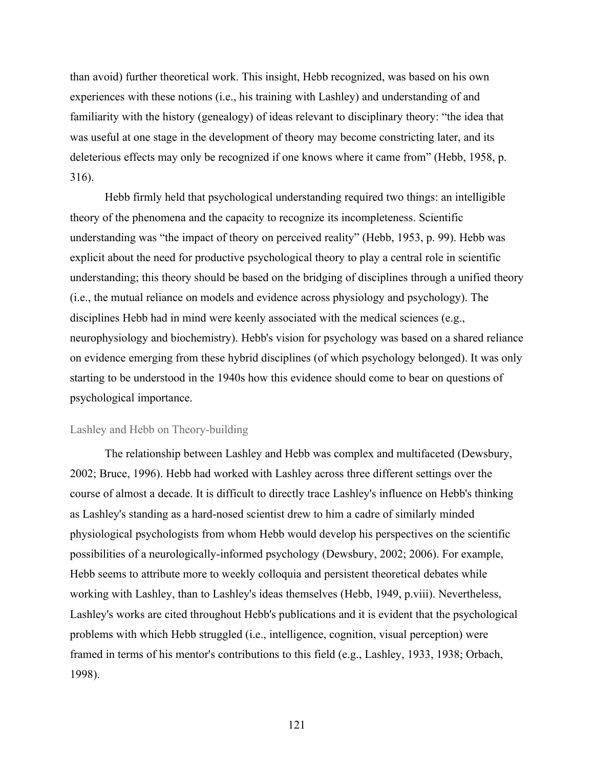than avoid) further theoretical work. This insight, Hebb recognized, was based on his own experiences with these notions (i.e., his training with Lashley) and understanding of and familiarity with the history (genealogy) of ideas relevant to disciplinary theory: "the idea that was useful at one stage in the development of theory may become constricting later, and its deleterious effects may only be recognized if one knows where it came from" (Hebb, 1958, p. 316).

Hebb firmly held that psychological understanding required two things: an intelligible theory of the phenomena and the capacity to recognize its incompleteness. Scientific understanding was "the impact of theory on perceived reality" (Hebb, 1953, p. 99). Hebb was explicit about the need for productive psychological theory to play a central role in scientific understanding; this theory should be based on the bridging of disciplines through a unified theory (i.e., the mutual reliance on models and evidence across physiology and psychology). The disciplines Hebb had in mind were keenly associated with the medical sciences (e.g., neurophysiology and biochemistry). Hebb's vision for psychology was based on a shared reliance on evidence emerging from these hybrid disciplines (of which psychology belonged). It was only starting to be understood in the 1940s how this evidence should come to bear on questions of psychological importance.

## Lashley and Hebb on Theory-building

The relationship between Lashley and Hebb was complex and multifaceted (Dewsbury, 2002; Bruce, 1996). Hebb had worked with Lashley across three different settings over the course of almost a decade. It is difficult to directly trace Lashley's influence on Hebb's thinking as Lashley's standing as a hard-nosed scientist drew to him a cadre of similarly minded physiological psychologists from whom Hebb would develop his perspectives on the scientific possibilities of a neurologically-informed psychology (Dewsbury, 2002; 2006). For example, Hebb seems to attribute more to weekly colloquia and persistent theoretical debates while working with Lashley, than to Lashley's ideas themselves (Hebb, 1949, p.viii). Nevertheless, Lashley's works are cited throughout Hebb's publications and it is evident that the psychological problems with which Hebb struggled (i.e., intelligence, cognition, visual perception) were framed in terms of his mentor's contributions to this field (e.g., Lashley, 1933, 1938; Orbach, 1998).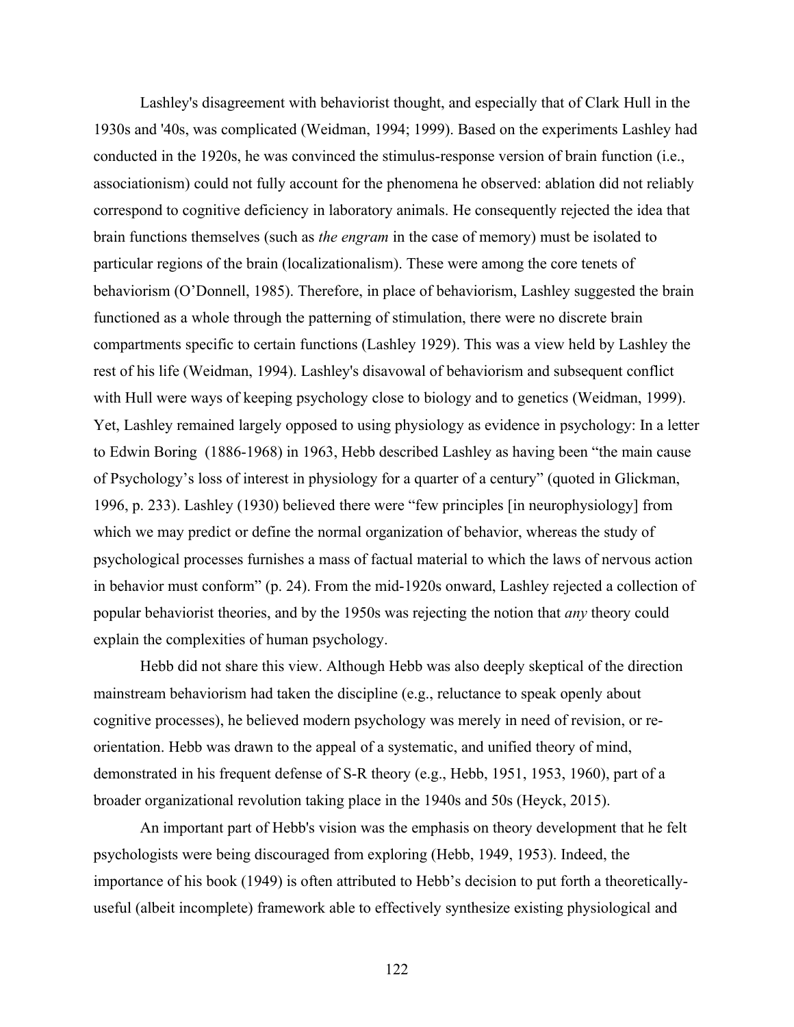Lashley's disagreement with behaviorist thought, and especially that of Clark Hull in the 1930s and '40s, was complicated (Weidman, 1994; 1999). Based on the experiments Lashley had conducted in the 1920s, he was convinced the stimulus-response version of brain function (i.e., associationism) could not fully account for the phenomena he observed: ablation did not reliably correspond to cognitive deficiency in laboratory animals. He consequently rejected the idea that brain functions themselves (such as *the engram* in the case of memory) must be isolated to particular regions of the brain (localizationalism). These were among the core tenets of behaviorism (O'Donnell, 1985). Therefore, in place of behaviorism, Lashley suggested the brain functioned as a whole through the patterning of stimulation, there were no discrete brain compartments specific to certain functions (Lashley 1929). This was a view held by Lashley the rest of his life (Weidman, 1994). Lashley's disavowal of behaviorism and subsequent conflict with Hull were ways of keeping psychology close to biology and to genetics (Weidman, 1999). Yet, Lashley remained largely opposed to using physiology as evidence in psychology: In a letter to Edwin Boring (1886-1968) in 1963, Hebb described Lashley as having been "the main cause of Psychology's loss of interest in physiology for a quarter of a century" (quoted in Glickman, 1996, p. 233). Lashley (1930) believed there were "few principles [in neurophysiology] from which we may predict or define the normal organization of behavior, whereas the study of psychological processes furnishes a mass of factual material to which the laws of nervous action in behavior must conform" (p. 24). From the mid-1920s onward, Lashley rejected a collection of popular behaviorist theories, and by the 1950s was rejecting the notion that *any* theory could explain the complexities of human psychology.

Hebb did not share this view. Although Hebb was also deeply skeptical of the direction mainstream behaviorism had taken the discipline (e.g., reluctance to speak openly about cognitive processes), he believed modern psychology was merely in need of revision, or re-orientation. Hebb was drawn to the appeal of a systematic, and unified theory of mind, demonstrated in his frequent defense of S-R theory (e.g., Hebb, 1951, 1953, 1960), part of a broader organizational revolution taking place in the 1940s and 50s (Heyck, 2015).

An important part of Hebb's vision was the emphasis on theory development that he felt psychologists were being discouraged from exploring (Hebb, 1949, 1953). Indeed, the importance of his book (1949) is often attributed to Hebb's decision to put forth a theoretically-useful (albeit incomplete) framework able to effectively synthesize existing physiological and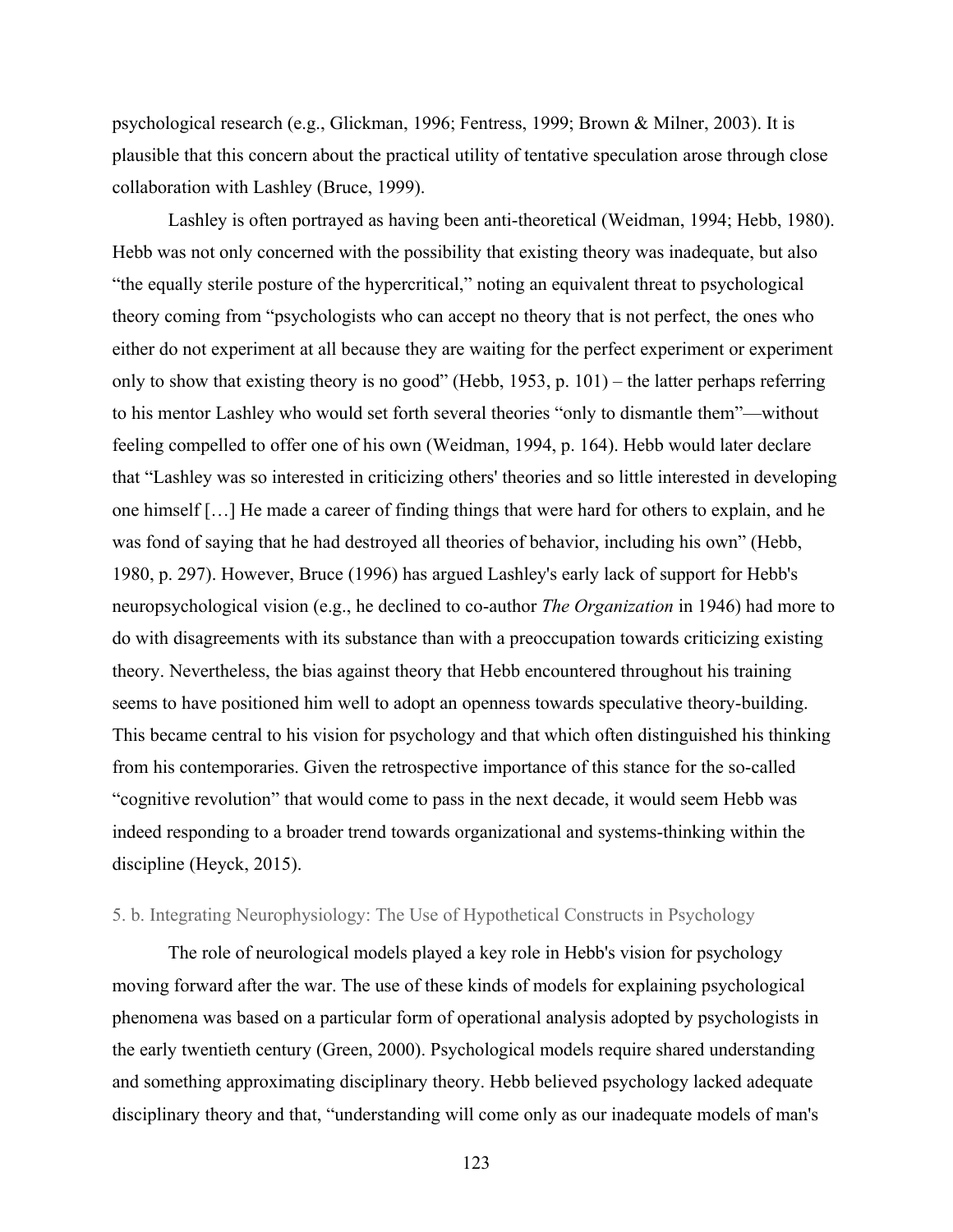psychological research (e.g., Glickman, 1996; Fentress, 1999; Brown & Milner, 2003). It is plausible that this concern about the practical utility of tentative speculation arose through close collaboration with Lashley (Bruce, 1999).

Lashley is often portrayed as having been anti-theoretical (Weidman, 1994; Hebb, 1980). Hebb was not only concerned with the possibility that existing theory was inadequate, but also "the equally sterile posture of the hypercritical," noting an equivalent threat to psychological theory coming from "psychologists who can accept no theory that is not perfect, the ones who either do not experiment at all because they are waiting for the perfect experiment or experiment only to show that existing theory is no good" (Hebb, 1953, p. 101) – the latter perhaps referring to his mentor Lashley who would set forth several theories "only to dismantle them"—without feeling compelled to offer one of his own (Weidman, 1994, p. 164). Hebb would later declare that "Lashley was so interested in criticizing others' theories and so little interested in developing one himself […] He made a career of finding things that were hard for others to explain, and he was fond of saying that he had destroyed all theories of behavior, including his own" (Hebb, 1980, p. 297). However, Bruce (1996) has argued Lashley's early lack of support for Hebb's neuropsychological vision (e.g., he declined to co-author *The Organization* in 1946) had more to do with disagreements with its substance than with a preoccupation towards criticizing existing theory. Nevertheless, the bias against theory that Hebb encountered throughout his training seems to have positioned him well to adopt an openness towards speculative theory-building. This became central to his vision for psychology and that which often distinguished his thinking from his contemporaries. Given the retrospective importance of this stance for the so-called "cognitive revolution" that would come to pass in the next decade, it would seem Hebb was indeed responding to a broader trend towards organizational and systems-thinking within the discipline (Heyck, 2015).

### 5. b. Integrating Neurophysiology: The Use of Hypothetical Constructs in Psychology

The role of neurological models played a key role in Hebb's vision for psychology moving forward after the war. The use of these kinds of models for explaining psychological phenomena was based on a particular form of operational analysis adopted by psychologists in the early twentieth century (Green, 2000). Psychological models require shared understanding and something approximating disciplinary theory. Hebb believed psychology lacked adequate disciplinary theory and that, "understanding will come only as our inadequate models of man's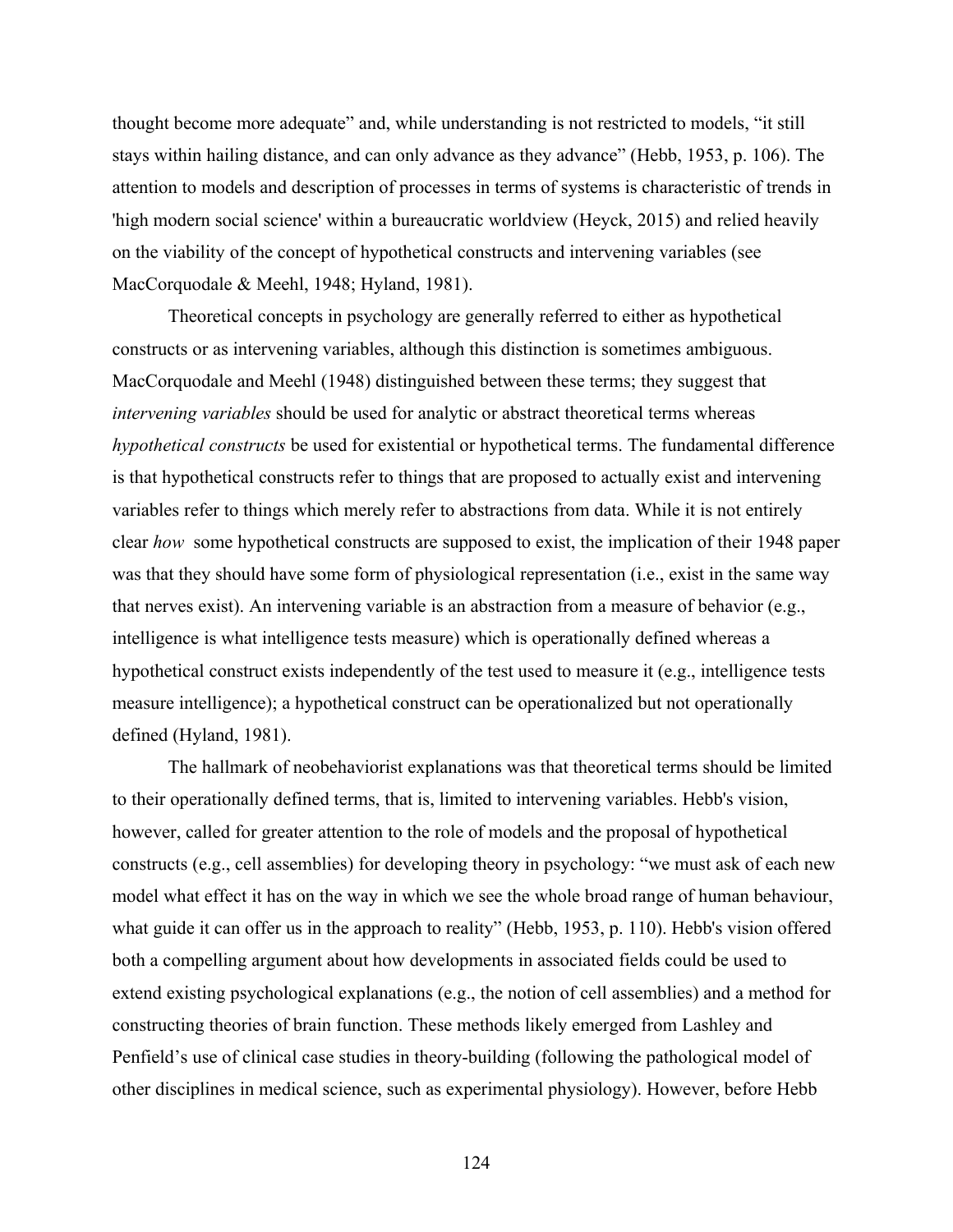thought become more adequate" and, while understanding is not restricted to models, "it still stays within hailing distance, and can only advance as they advance" (Hebb, 1953, p. 106). The attention to models and description of processes in terms of systems is characteristic of trends in 'high modern social science' within a bureaucratic worldview (Heyck, 2015) and relied heavily on the viability of the concept of hypothetical constructs and intervening variables (see MacCorquodale & Meehl, 1948; Hyland, 1981).

Theoretical concepts in psychology are generally referred to either as hypothetical constructs or as intervening variables, although this distinction is sometimes ambiguous. MacCorquodale and Meehl (1948) distinguished between these terms; they suggest that *intervening variables* should be used for analytic or abstract theoretical terms whereas *hypothetical constructs* be used for existential or hypothetical terms. The fundamental difference is that hypothetical constructs refer to things that are proposed to actually exist and intervening variables refer to things which merely refer to abstractions from data. While it is not entirely clear *how* some hypothetical constructs are supposed to exist, the implication of their 1948 paper was that they should have some form of physiological representation (i.e., exist in the same way that nerves exist). An intervening variable is an abstraction from a measure of behavior (e.g., intelligence is what intelligence tests measure) which is operationally defined whereas a hypothetical construct exists independently of the test used to measure it (e.g., intelligence tests measure intelligence); a hypothetical construct can be operationalized but not operationally defined (Hyland, 1981).

The hallmark of neobehaviorist explanations was that theoretical terms should be limited to their operationally defined terms, that is, limited to intervening variables. Hebb's vision, however, called for greater attention to the role of models and the proposal of hypothetical constructs (e.g., cell assemblies) for developing theory in psychology: "we must ask of each new model what effect it has on the way in which we see the whole broad range of human behaviour, what guide it can offer us in the approach to reality" (Hebb, 1953, p. 110). Hebb's vision offered both a compelling argument about how developments in associated fields could be used to extend existing psychological explanations (e.g., the notion of cell assemblies) and a method for constructing theories of brain function. These methods likely emerged from Lashley and Penfield's use of clinical case studies in theory-building (following the pathological model of other disciplines in medical science, such as experimental physiology). However, before Hebb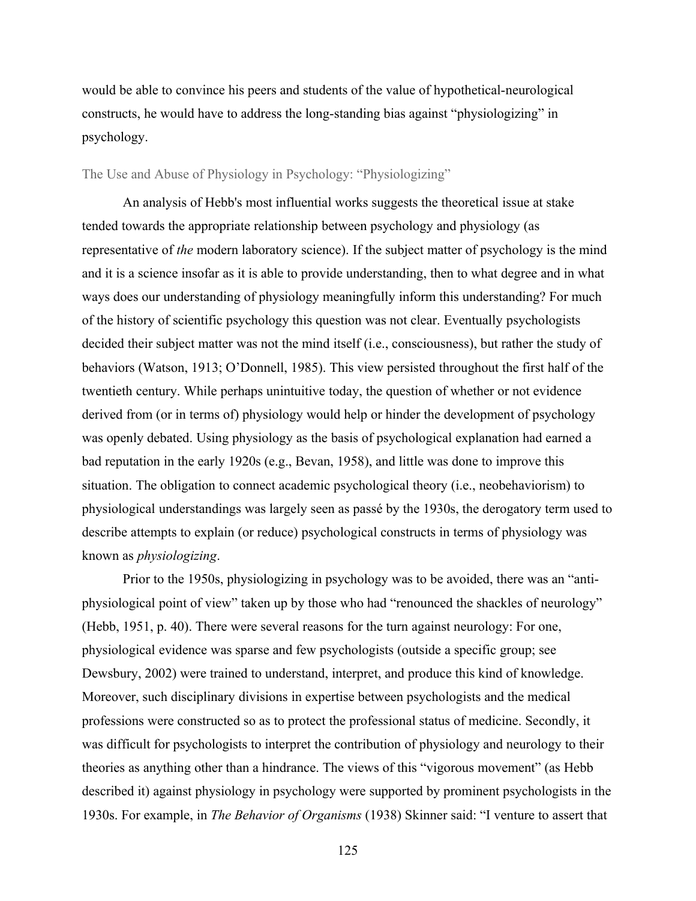would be able to convince his peers and students of the value of hypothetical-neurological constructs, he would have to address the long-standing bias against "physiologizing" in psychology.

## The Use and Abuse of Physiology in Psychology: "Physiologizing"

An analysis of Hebb's most influential works suggests the theoretical issue at stake tended towards the appropriate relationship between psychology and physiology (as representative of *the* modern laboratory science). If the subject matter of psychology is the mind and it is a science insofar as it is able to provide understanding, then to what degree and in what ways does our understanding of physiology meaningfully inform this understanding? For much of the history of scientific psychology this question was not clear. Eventually psychologists decided their subject matter was not the mind itself (i.e., consciousness), but rather the study of behaviors (Watson, 1913; O'Donnell, 1985). This view persisted throughout the first half of the twentieth century. While perhaps unintuitive today, the question of whether or not evidence derived from (or in terms of) physiology would help or hinder the development of psychology was openly debated. Using physiology as the basis of psychological explanation had earned a bad reputation in the early 1920s (e.g., Bevan, 1958), and little was done to improve this situation. The obligation to connect academic psychological theory (i.e., neobehaviorism) to physiological understandings was largely seen as passé by the 1930s, the derogatory term used to describe attempts to explain (or reduce) psychological constructs in terms of physiology was known as *physiologizing*.

Prior to the 1950s, physiologizing in psychology was to be avoided, there was an "anti-physiological point of view" taken up by those who had "renounced the shackles of neurology" (Hebb, 1951, p. 40). There were several reasons for the turn against neurology: For one, physiological evidence was sparse and few psychologists (outside a specific group; see Dewsbury, 2002) were trained to understand, interpret, and produce this kind of knowledge. Moreover, such disciplinary divisions in expertise between psychologists and the medical professions were constructed so as to protect the professional status of medicine. Secondly, it was difficult for psychologists to interpret the contribution of physiology and neurology to their theories as anything other than a hindrance. The views of this "vigorous movement" (as Hebb described it) against physiology in psychology were supported by prominent psychologists in the 1930s. For example, in *The Behavior of Organisms* (1938) Skinner said: "I venture to assert that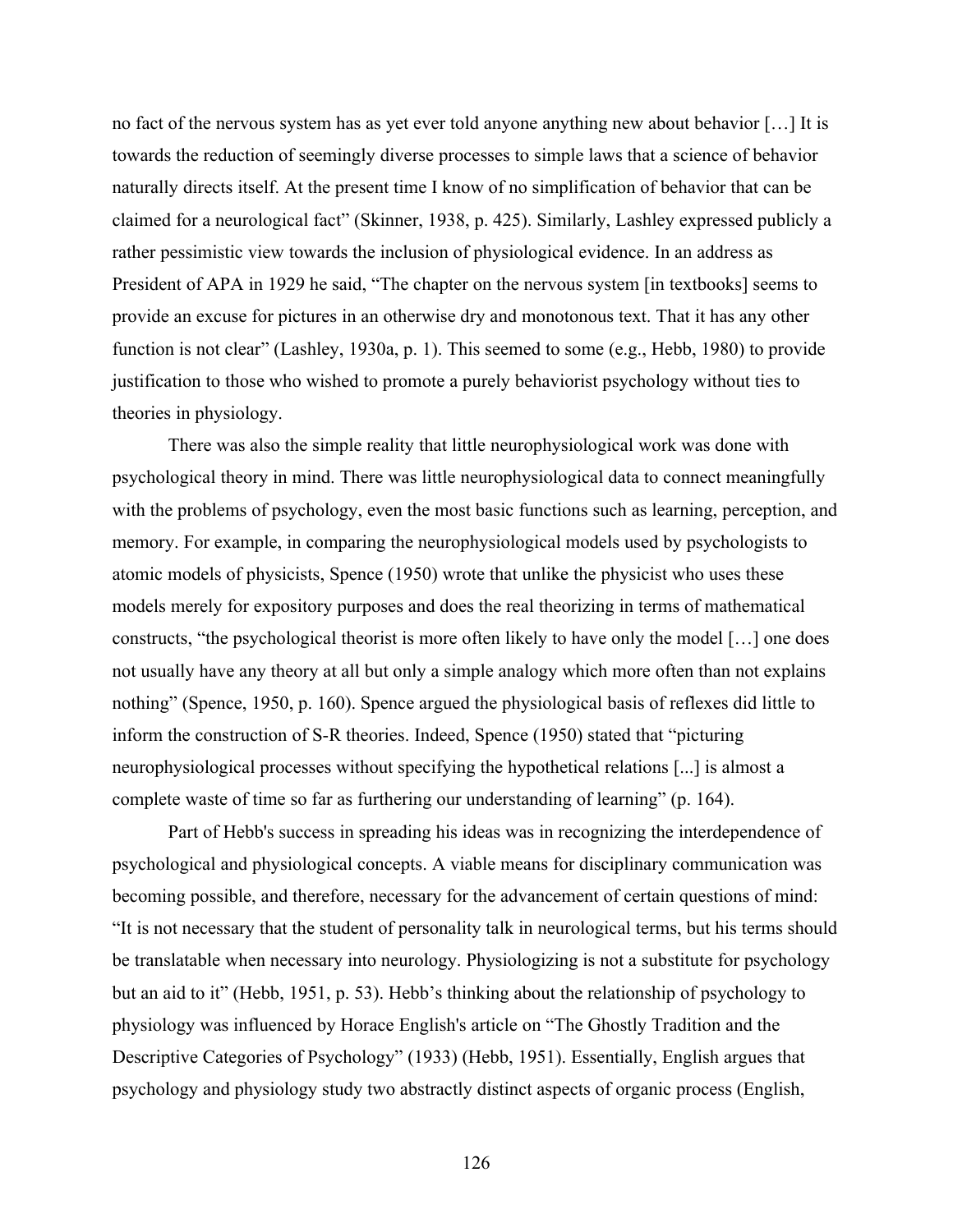no fact of the nervous system has as yet ever told anyone anything new about behavior […] It is towards the reduction of seemingly diverse processes to simple laws that a science of behavior naturally directs itself. At the present time I know of no simplification of behavior that can be claimed for a neurological fact" (Skinner, 1938, p. 425). Similarly, Lashley expressed publicly a rather pessimistic view towards the inclusion of physiological evidence. In an address as President of APA in 1929 he said, "The chapter on the nervous system [in textbooks] seems to provide an excuse for pictures in an otherwise dry and monotonous text. That it has any other function is not clear" (Lashley, 1930a, p. 1). This seemed to some (e.g., Hebb, 1980) to provide justification to those who wished to promote a purely behaviorist psychology without ties to theories in physiology.

There was also the simple reality that little neurophysiological work was done with psychological theory in mind. There was little neurophysiological data to connect meaningfully with the problems of psychology, even the most basic functions such as learning, perception, and memory. For example, in comparing the neurophysiological models used by psychologists to atomic models of physicists, Spence (1950) wrote that unlike the physicist who uses these models merely for expository purposes and does the real theorizing in terms of mathematical constructs, "the psychological theorist is more often likely to have only the model […] one does not usually have any theory at all but only a simple analogy which more often than not explains nothing" (Spence, 1950, p. 160). Spence argued the physiological basis of reflexes did little to inform the construction of S-R theories. Indeed, Spence (1950) stated that "picturing neurophysiological processes without specifying the hypothetical relations [...] is almost a complete waste of time so far as furthering our understanding of learning" (p. 164).

Part of Hebb's success in spreading his ideas was in recognizing the interdependence of psychological and physiological concepts. A viable means for disciplinary communication was becoming possible, and therefore, necessary for the advancement of certain questions of mind: "It is not necessary that the student of personality talk in neurological terms, but his terms should be translatable when necessary into neurology. Physiologizing is not a substitute for psychology but an aid to it" (Hebb, 1951, p. 53). Hebb's thinking about the relationship of psychology to physiology was influenced by Horace English's article on "The Ghostly Tradition and the Descriptive Categories of Psychology" (1933) (Hebb, 1951). Essentially, English argues that psychology and physiology study two abstractly distinct aspects of organic process (English,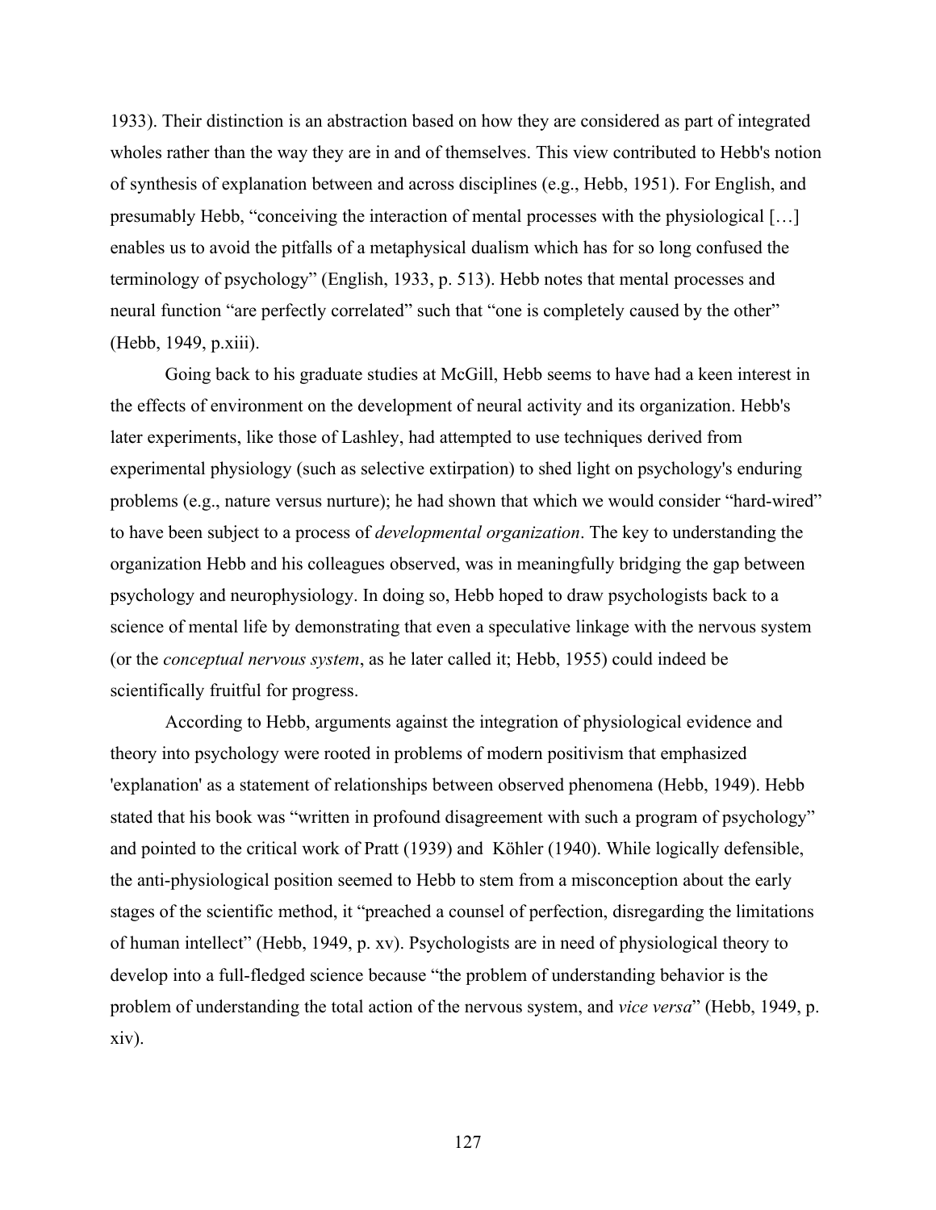1933). Their distinction is an abstraction based on how they are considered as part of integrated wholes rather than the way they are in and of themselves. This view contributed to Hebb's notion of synthesis of explanation between and across disciplines (e.g., Hebb, 1951). For English, and presumably Hebb, "conceiving the interaction of mental processes with the physiological […] enables us to avoid the pitfalls of a metaphysical dualism which has for so long confused the terminology of psychology" (English, 1933, p. 513). Hebb notes that mental processes and neural function "are perfectly correlated" such that "one is completely caused by the other" (Hebb, 1949, p.xiii).

Going back to his graduate studies at McGill, Hebb seems to have had a keen interest in the effects of environment on the development of neural activity and its organization. Hebb's later experiments, like those of Lashley, had attempted to use techniques derived from experimental physiology (such as selective extirpation) to shed light on psychology's enduring problems (e.g., nature versus nurture); he had shown that which we would consider "hard-wired" to have been subject to a process of *developmental organization*. The key to understanding the organization Hebb and his colleagues observed, was in meaningfully bridging the gap between psychology and neurophysiology. In doing so, Hebb hoped to draw psychologists back to a science of mental life by demonstrating that even a speculative linkage with the nervous system (or the *conceptual nervous system*, as he later called it; Hebb, 1955) could indeed be scientifically fruitful for progress.

According to Hebb, arguments against the integration of physiological evidence and theory into psychology were rooted in problems of modern positivism that emphasized 'explanation' as a statement of relationships between observed phenomena (Hebb, 1949). Hebb stated that his book was "written in profound disagreement with such a program of psychology" and pointed to the critical work of Pratt (1939) and Köhler (1940). While logically defensible, the anti-physiological position seemed to Hebb to stem from a misconception about the early stages of the scientific method, it "preached a counsel of perfection, disregarding the limitations of human intellect" (Hebb, 1949, p. xv). Psychologists are in need of physiological theory to develop into a full-fledged science because "the problem of understanding behavior is the problem of understanding the total action of the nervous system, and *vice versa*" (Hebb, 1949, p. xiv).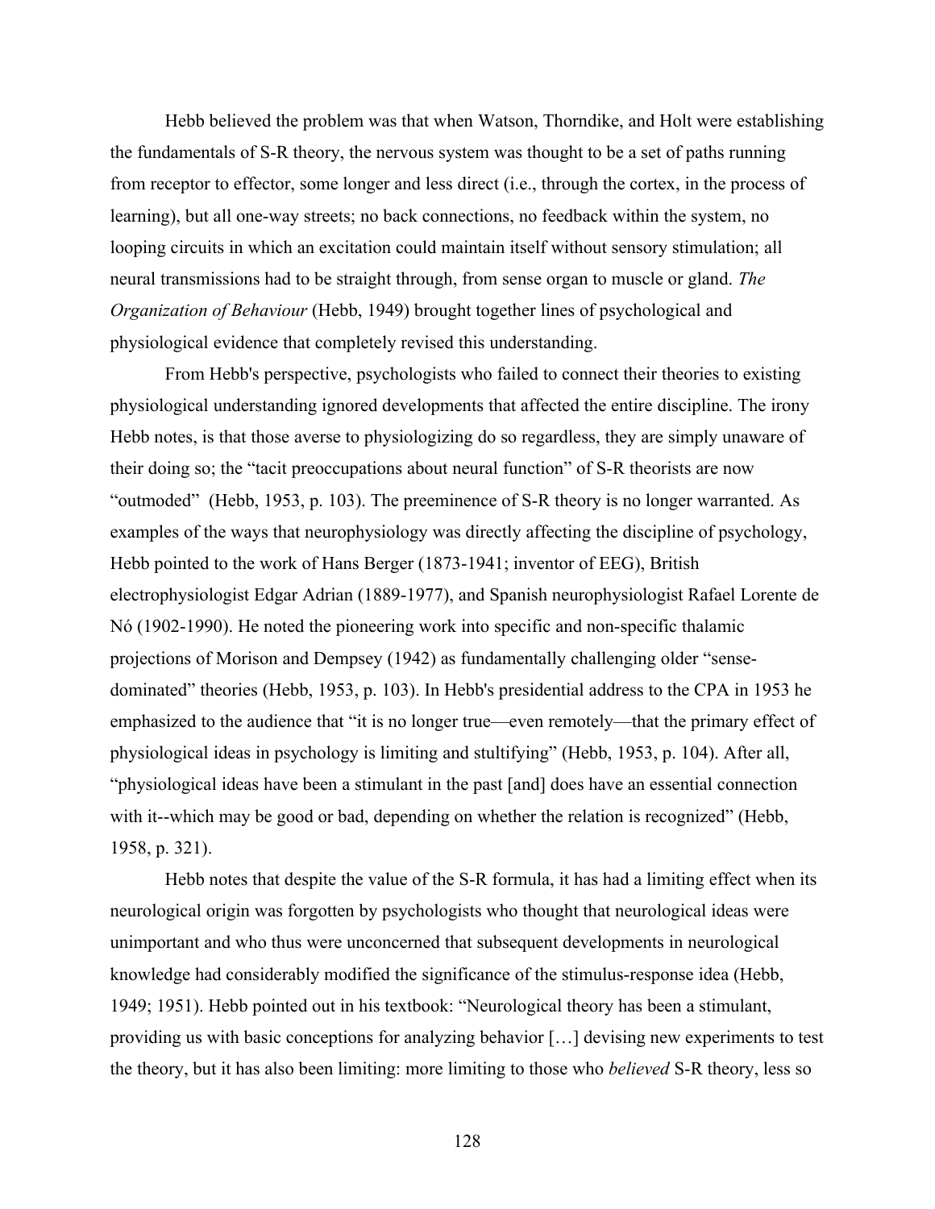Hebb believed the problem was that when Watson, Thorndike, and Holt were establishing the fundamentals of S-R theory, the nervous system was thought to be a set of paths running from receptor to effector, some longer and less direct (i.e., through the cortex, in the process of learning), but all one-way streets; no back connections, no feedback within the system, no looping circuits in which an excitation could maintain itself without sensory stimulation; all neural transmissions had to be straight through, from sense organ to muscle or gland. *The Organization of Behaviour* (Hebb, 1949) brought together lines of psychological and physiological evidence that completely revised this understanding.

From Hebb's perspective, psychologists who failed to connect their theories to existing physiological understanding ignored developments that affected the entire discipline. The irony Hebb notes, is that those averse to physiologizing do so regardless, they are simply unaware of their doing so; the "tacit preoccupations about neural function" of S-R theorists are now "outmoded" (Hebb, 1953, p. 103). The preeminence of S-R theory is no longer warranted. As examples of the ways that neurophysiology was directly affecting the discipline of psychology, Hebb pointed to the work of Hans Berger (1873-1941; inventor of EEG), British electrophysiologist Edgar Adrian (1889-1977), and Spanish neurophysiologist Rafael Lorente de Nó (1902-1990). He noted the pioneering work into specific and non-specific thalamic projections of Morison and Dempsey (1942) as fundamentally challenging older "sense-dominated" theories (Hebb, 1953, p. 103). In Hebb's presidential address to the CPA in 1953 he emphasized to the audience that "it is no longer true—even remotely—that the primary effect of physiological ideas in psychology is limiting and stultifying" (Hebb, 1953, p. 104). After all, "physiological ideas have been a stimulant in the past [and] does have an essential connection with it--which may be good or bad, depending on whether the relation is recognized" (Hebb, 1958, p. 321).

Hebb notes that despite the value of the S-R formula, it has had a limiting effect when its neurological origin was forgotten by psychologists who thought that neurological ideas were unimportant and who thus were unconcerned that subsequent developments in neurological knowledge had considerably modified the significance of the stimulus-response idea (Hebb, 1949; 1951). Hebb pointed out in his textbook: "Neurological theory has been a stimulant, providing us with basic conceptions for analyzing behavior […] devising new experiments to test the theory, but it has also been limiting: more limiting to those who *believed* S-R theory, less so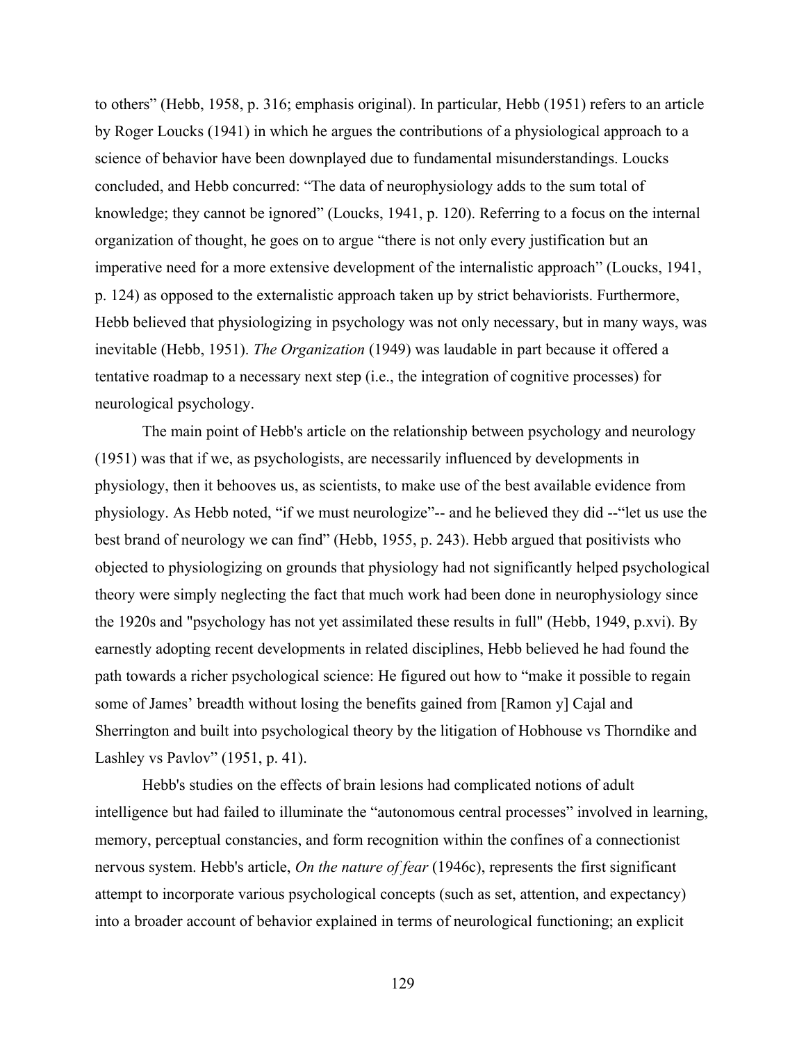to others" (Hebb, 1958, p. 316; emphasis original). In particular, Hebb (1951) refers to an article by Roger Loucks (1941) in which he argues the contributions of a physiological approach to a science of behavior have been downplayed due to fundamental misunderstandings. Loucks concluded, and Hebb concurred: "The data of neurophysiology adds to the sum total of knowledge; they cannot be ignored" (Loucks, 1941, p. 120). Referring to a focus on the internal organization of thought, he goes on to argue "there is not only every justification but an imperative need for a more extensive development of the internalistic approach" (Loucks, 1941, p. 124) as opposed to the externalistic approach taken up by strict behaviorists. Furthermore, Hebb believed that physiologizing in psychology was not only necessary, but in many ways, was inevitable (Hebb, 1951). *The Organization* (1949) was laudable in part because it offered a tentative roadmap to a necessary next step (i.e., the integration of cognitive processes) for neurological psychology.

The main point of Hebb's article on the relationship between psychology and neurology (1951) was that if we, as psychologists, are necessarily influenced by developments in physiology, then it behooves us, as scientists, to make use of the best available evidence from physiology. As Hebb noted, "if we must neurologize"-- and he believed they did --"let us use the best brand of neurology we can find" (Hebb, 1955, p. 243). Hebb argued that positivists who objected to physiologizing on grounds that physiology had not significantly helped psychological theory were simply neglecting the fact that much work had been done in neurophysiology since the 1920s and "psychology has not yet assimilated these results in full" (Hebb, 1949, p.xvi). By earnestly adopting recent developments in related disciplines, Hebb believed he had found the path towards a richer psychological science: He figured out how to "make it possible to regain some of James' breadth without losing the benefits gained from [Ramon y] Cajal and Sherrington and built into psychological theory by the litigation of Hobhouse vs Thorndike and Lashley vs Pavlov" (1951, p. 41).

Hebb's studies on the effects of brain lesions had complicated notions of adult intelligence but had failed to illuminate the "autonomous central processes" involved in learning, memory, perceptual constancies, and form recognition within the confines of a connectionist nervous system. Hebb's article, *On the nature of fear* (1946c), represents the first significant attempt to incorporate various psychological concepts (such as set, attention, and expectancy) into a broader account of behavior explained in terms of neurological functioning; an explicit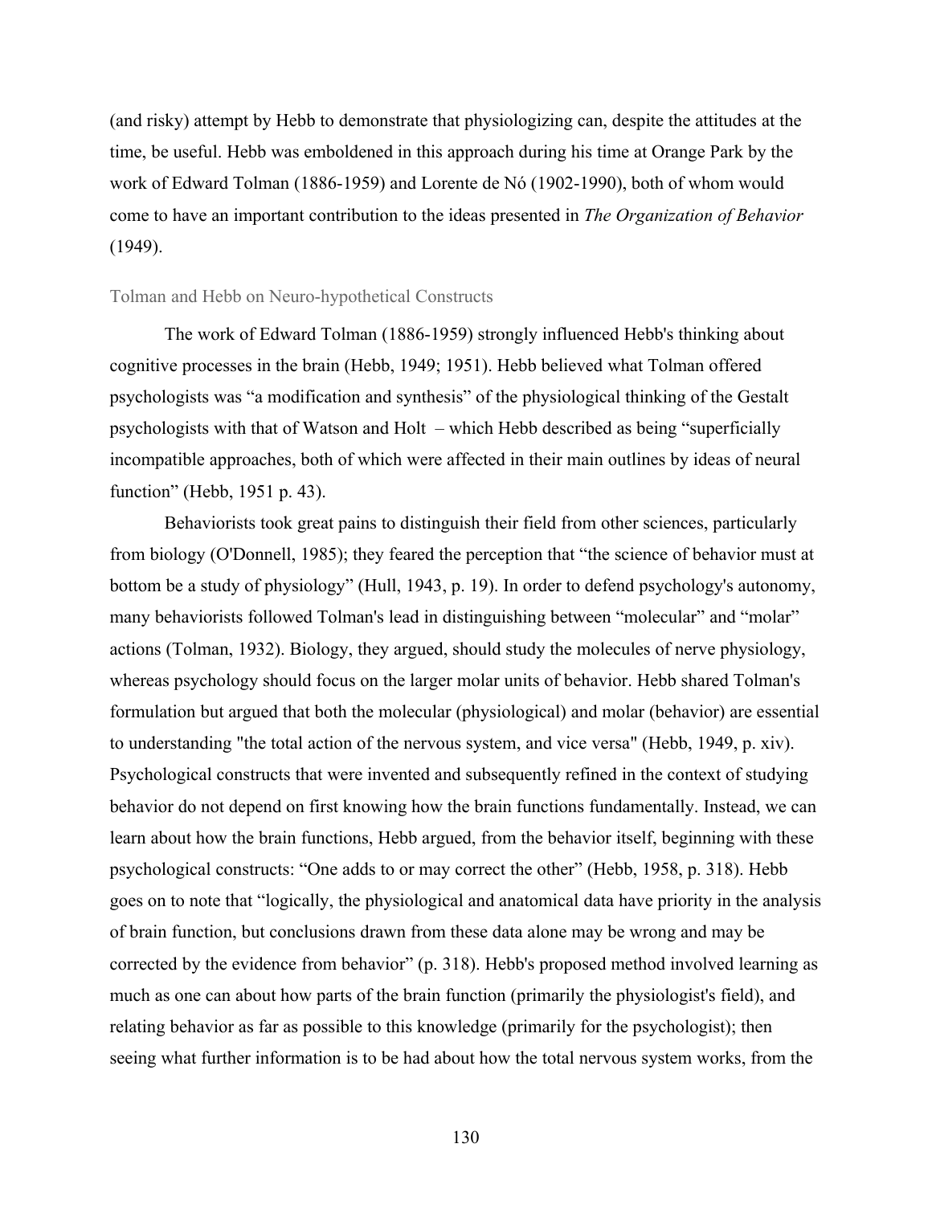(and risky) attempt by Hebb to demonstrate that physiologizing can, despite the attitudes at the time, be useful. Hebb was emboldened in this approach during his time at Orange Park by the work of Edward Tolman (1886-1959) and Lorente de Nó (1902-1990), both of whom would come to have an important contribution to the ideas presented in *The Organization of Behavior* (1949).

## Tolman and Hebb on Neuro-hypothetical Constructs

The work of Edward Tolman (1886-1959) strongly influenced Hebb's thinking about cognitive processes in the brain (Hebb, 1949; 1951). Hebb believed what Tolman offered psychologists was "a modification and synthesis" of the physiological thinking of the Gestalt psychologists with that of Watson and Holt – which Hebb described as being "superficially incompatible approaches, both of which were affected in their main outlines by ideas of neural function" (Hebb, 1951 p. 43).

Behaviorists took great pains to distinguish their field from other sciences, particularly from biology (O'Donnell, 1985); they feared the perception that "the science of behavior must at bottom be a study of physiology" (Hull, 1943, p. 19). In order to defend psychology's autonomy, many behaviorists followed Tolman's lead in distinguishing between "molecular" and "molar" actions (Tolman, 1932). Biology, they argued, should study the molecules of nerve physiology, whereas psychology should focus on the larger molar units of behavior. Hebb shared Tolman's formulation but argued that both the molecular (physiological) and molar (behavior) are essential to understanding "the total action of the nervous system, and vice versa" (Hebb, 1949, p. xiv). Psychological constructs that were invented and subsequently refined in the context of studying behavior do not depend on first knowing how the brain functions fundamentally. Instead, we can learn about how the brain functions, Hebb argued, from the behavior itself, beginning with these psychological constructs: "One adds to or may correct the other" (Hebb, 1958, p. 318). Hebb goes on to note that "logically, the physiological and anatomical data have priority in the analysis of brain function, but conclusions drawn from these data alone may be wrong and may be corrected by the evidence from behavior" (p. 318). Hebb's proposed method involved learning as much as one can about how parts of the brain function (primarily the physiologist's field), and relating behavior as far as possible to this knowledge (primarily for the psychologist); then seeing what further information is to be had about how the total nervous system works, from the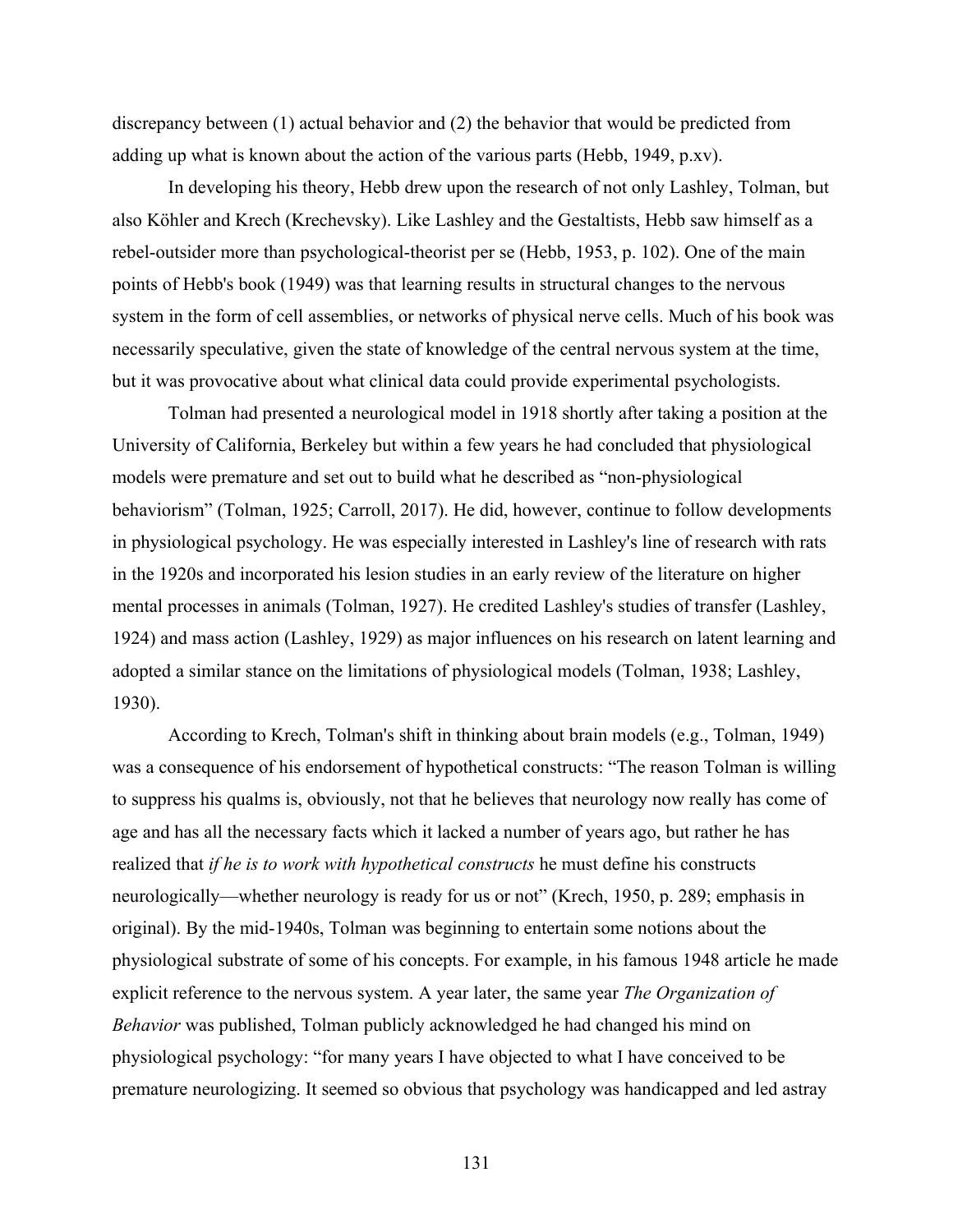discrepancy between (1) actual behavior and (2) the behavior that would be predicted from adding up what is known about the action of the various parts (Hebb, 1949, p.xv).

In developing his theory, Hebb drew upon the research of not only Lashley, Tolman, but also Köhler and Krech (Krechevsky). Like Lashley and the Gestaltists, Hebb saw himself as a rebel-outsider more than psychological-theorist per se (Hebb, 1953, p. 102). One of the main points of Hebb's book (1949) was that learning results in structural changes to the nervous system in the form of cell assemblies, or networks of physical nerve cells. Much of his book was necessarily speculative, given the state of knowledge of the central nervous system at the time, but it was provocative about what clinical data could provide experimental psychologists.

Tolman had presented a neurological model in 1918 shortly after taking a position at the University of California, Berkeley but within a few years he had concluded that physiological models were premature and set out to build what he described as "non-physiological behaviorism" (Tolman, 1925; Carroll, 2017). He did, however, continue to follow developments in physiological psychology. He was especially interested in Lashley's line of research with rats in the 1920s and incorporated his lesion studies in an early review of the literature on higher mental processes in animals (Tolman, 1927). He credited Lashley's studies of transfer (Lashley, 1924) and mass action (Lashley, 1929) as major influences on his research on latent learning and adopted a similar stance on the limitations of physiological models (Tolman, 1938; Lashley, 1930).

According to Krech, Tolman's shift in thinking about brain models (e.g., Tolman, 1949) was a consequence of his endorsement of hypothetical constructs: "The reason Tolman is willing to suppress his qualms is, obviously, not that he believes that neurology now really has come of age and has all the necessary facts which it lacked a number of years ago, but rather he has realized that *if he is to work with hypothetical constructs* he must define his constructs neurologically—whether neurology is ready for us or not" (Krech, 1950, p. 289; emphasis in original). By the mid-1940s, Tolman was beginning to entertain some notions about the physiological substrate of some of his concepts. For example, in his famous 1948 article he made explicit reference to the nervous system. A year later, the same year *The Organization of Behavior* was published, Tolman publicly acknowledged he had changed his mind on physiological psychology: "for many years I have objected to what I have conceived to be premature neurologizing. It seemed so obvious that psychology was handicapped and led astray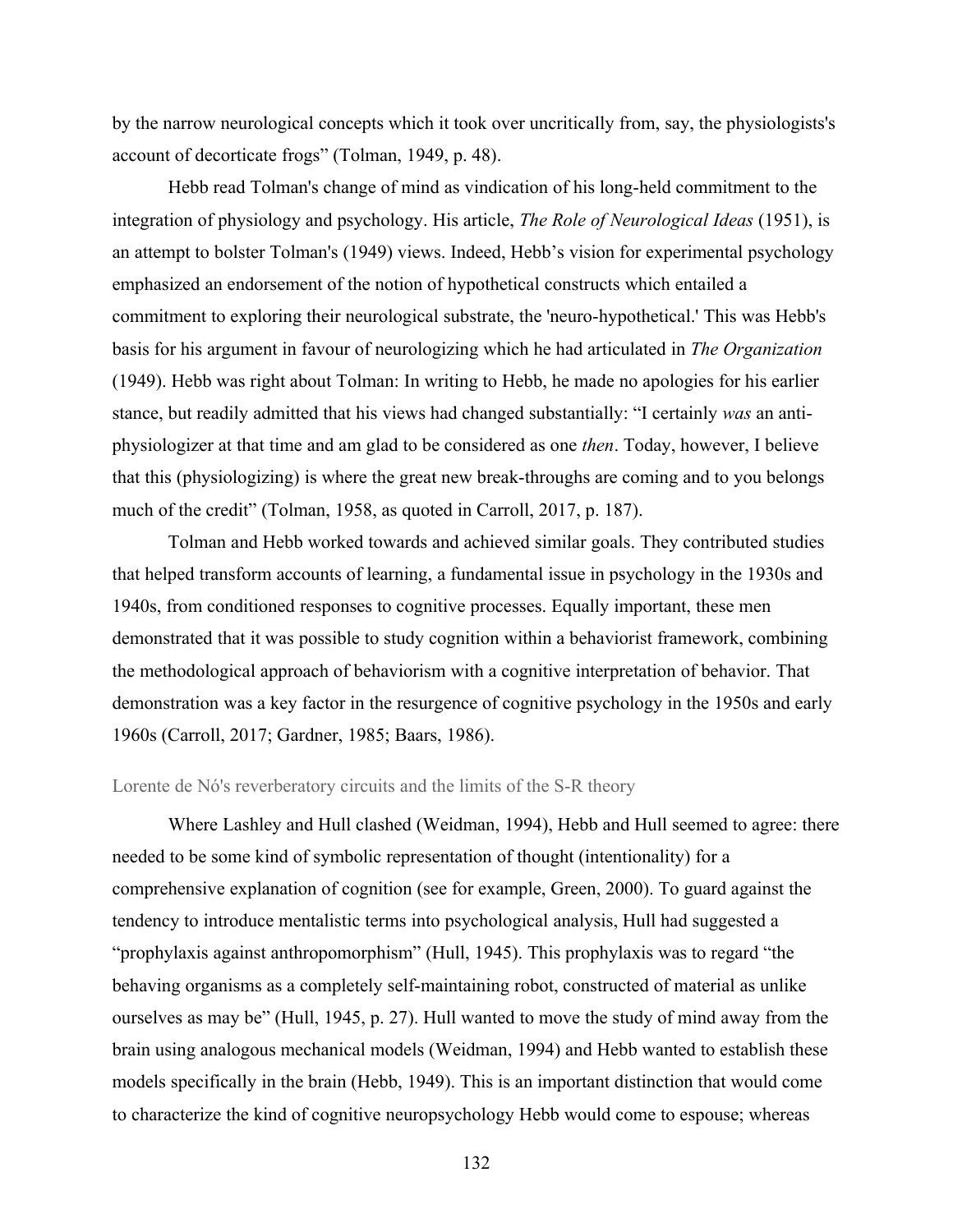by the narrow neurological concepts which it took over uncritically from, say, the physiologists's account of decorticate frogs" (Tolman, 1949, p. 48).

Hebb read Tolman's change of mind as vindication of his long-held commitment to the integration of physiology and psychology. His article, *The Role of Neurological Ideas* (1951), is an attempt to bolster Tolman's (1949) views. Indeed, Hebb's vision for experimental psychology emphasized an endorsement of the notion of hypothetical constructs which entailed a commitment to exploring their neurological substrate, the 'neuro-hypothetical.' This was Hebb's basis for his argument in favour of neurologizing which he had articulated in *The Organization* (1949). Hebb was right about Tolman: In writing to Hebb, he made no apologies for his earlier stance, but readily admitted that his views had changed substantially: "I certainly *was* an anti-physiologizer at that time and am glad to be considered as one *then*. Today, however, I believe that this (physiologizing) is where the great new break-throughs are coming and to you belongs much of the credit" (Tolman, 1958, as quoted in Carroll, 2017, p. 187).

Tolman and Hebb worked towards and achieved similar goals. They contributed studies that helped transform accounts of learning, a fundamental issue in psychology in the 1930s and 1940s, from conditioned responses to cognitive processes. Equally important, these men demonstrated that it was possible to study cognition within a behaviorist framework, combining the methodological approach of behaviorism with a cognitive interpretation of behavior. That demonstration was a key factor in the resurgence of cognitive psychology in the 1950s and early 1960s (Carroll, 2017; Gardner, 1985; Baars, 1986).

### Lorente de Nó's reverberatory circuits and the limits of the S-R theory

Where Lashley and Hull clashed (Weidman, 1994), Hebb and Hull seemed to agree: there needed to be some kind of symbolic representation of thought (intentionality) for a comprehensive explanation of cognition (see for example, Green, 2000). To guard against the tendency to introduce mentalistic terms into psychological analysis, Hull had suggested a "prophylaxis against anthropomorphism" (Hull, 1945). This prophylaxis was to regard "the behaving organisms as a completely self-maintaining robot, constructed of material as unlike ourselves as may be" (Hull, 1945, p. 27). Hull wanted to move the study of mind away from the brain using analogous mechanical models (Weidman, 1994) and Hebb wanted to establish these models specifically in the brain (Hebb, 1949). This is an important distinction that would come to characterize the kind of cognitive neuropsychology Hebb would come to espouse; whereas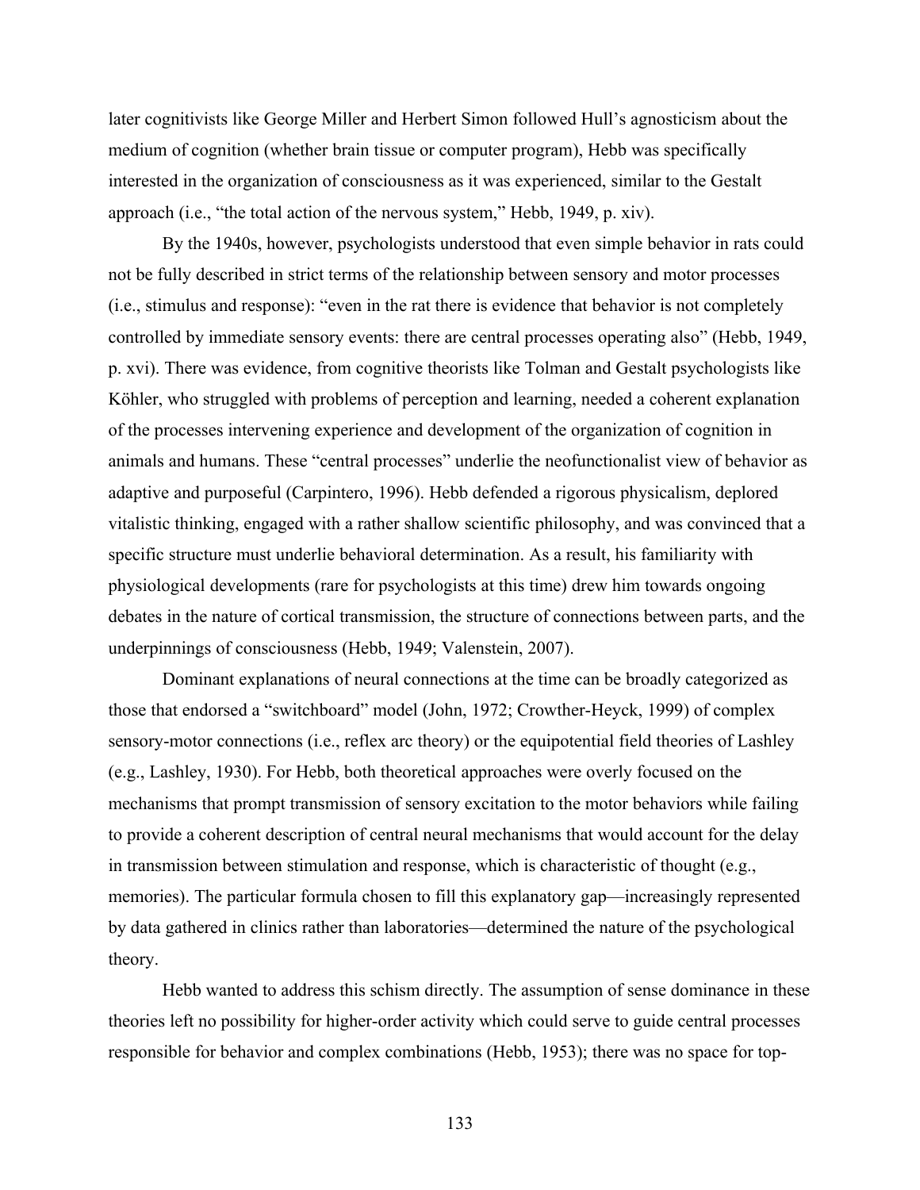later cognitivists like George Miller and Herbert Simon followed Hull's agnosticism about the medium of cognition (whether brain tissue or computer program), Hebb was specifically interested in the organization of consciousness as it was experienced, similar to the Gestalt approach (i.e., "the total action of the nervous system," Hebb, 1949, p. xiv).

By the 1940s, however, psychologists understood that even simple behavior in rats could not be fully described in strict terms of the relationship between sensory and motor processes (i.e., stimulus and response): "even in the rat there is evidence that behavior is not completely controlled by immediate sensory events: there are central processes operating also" (Hebb, 1949, p. xvi). There was evidence, from cognitive theorists like Tolman and Gestalt psychologists like Köhler, who struggled with problems of perception and learning, needed a coherent explanation of the processes intervening experience and development of the organization of cognition in animals and humans. These "central processes" underlie the neofunctionalist view of behavior as adaptive and purposeful (Carpintero, 1996). Hebb defended a rigorous physicalism, deplored vitalistic thinking, engaged with a rather shallow scientific philosophy, and was convinced that a specific structure must underlie behavioral determination. As a result, his familiarity with physiological developments (rare for psychologists at this time) drew him towards ongoing debates in the nature of cortical transmission, the structure of connections between parts, and the underpinnings of consciousness (Hebb, 1949; Valenstein, 2007).

Dominant explanations of neural connections at the time can be broadly categorized as those that endorsed a "switchboard" model (John, 1972; Crowther-Heyck, 1999) of complex sensory-motor connections (i.e., reflex arc theory) or the equipotential field theories of Lashley (e.g., Lashley, 1930). For Hebb, both theoretical approaches were overly focused on the mechanisms that prompt transmission of sensory excitation to the motor behaviors while failing to provide a coherent description of central neural mechanisms that would account for the delay in transmission between stimulation and response, which is characteristic of thought (e.g., memories). The particular formula chosen to fill this explanatory gap—increasingly represented by data gathered in clinics rather than laboratories—determined the nature of the psychological theory.

Hebb wanted to address this schism directly. The assumption of sense dominance in these theories left no possibility for higher-order activity which could serve to guide central processes responsible for behavior and complex combinations (Hebb, 1953); there was no space for top-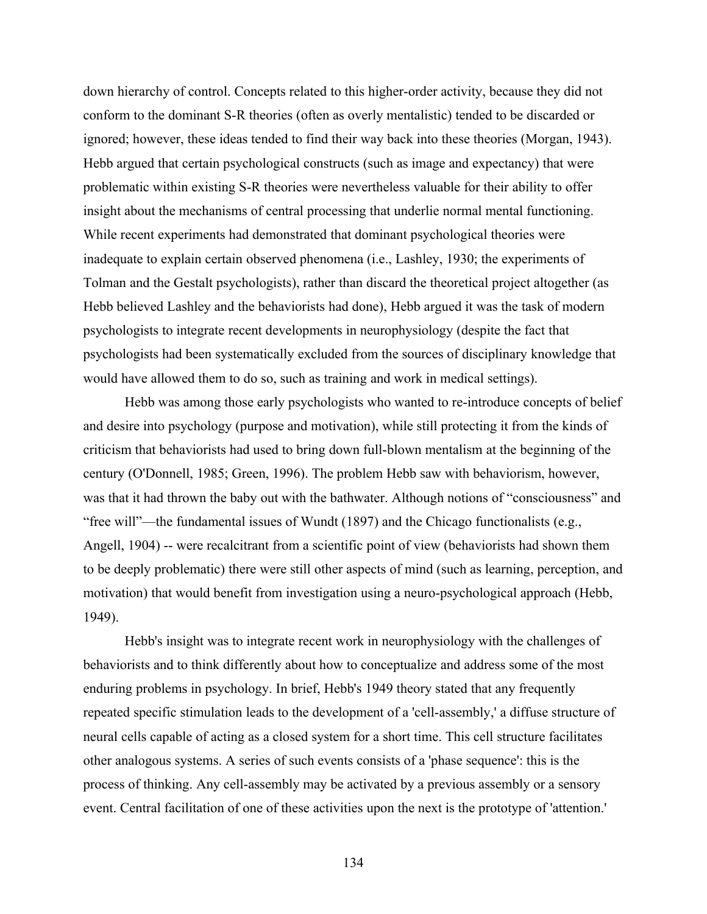down hierarchy of control. Concepts related to this higher-order activity, because they did not conform to the dominant S-R theories (often as overly mentalistic) tended to be discarded or ignored; however, these ideas tended to find their way back into these theories (Morgan, 1943). Hebb argued that certain psychological constructs (such as image and expectancy) that were problematic within existing S-R theories were nevertheless valuable for their ability to offer insight about the mechanisms of central processing that underlie normal mental functioning. While recent experiments had demonstrated that dominant psychological theories were inadequate to explain certain observed phenomena (i.e., Lashley, 1930; the experiments of Tolman and the Gestalt psychologists), rather than discard the theoretical project altogether (as Hebb believed Lashley and the behaviorists had done), Hebb argued it was the task of modern psychologists to integrate recent developments in neurophysiology (despite the fact that psychologists had been systematically excluded from the sources of disciplinary knowledge that would have allowed them to do so, such as training and work in medical settings).

Hebb was among those early psychologists who wanted to re-introduce concepts of belief and desire into psychology (purpose and motivation), while still protecting it from the kinds of criticism that behaviorists had used to bring down full-blown mentalism at the beginning of the century (O'Donnell, 1985; Green, 1996). The problem Hebb saw with behaviorism, however, was that it had thrown the baby out with the bathwater. Although notions of "consciousness" and "free will"—the fundamental issues of Wundt (1897) and the Chicago functionalists (e.g., Angell, 1904) -- were recalcitrant from a scientific point of view (behaviorists had shown them to be deeply problematic) there were still other aspects of mind (such as learning, perception, and motivation) that would benefit from investigation using a neuro-psychological approach (Hebb, 1949).

Hebb's insight was to integrate recent work in neurophysiology with the challenges of behaviorists and to think differently about how to conceptualize and address some of the most enduring problems in psychology. In brief, Hebb's 1949 theory stated that any frequently repeated specific stimulation leads to the development of a 'cell-assembly,' a diffuse structure of neural cells capable of acting as a closed system for a short time. This cell structure facilitates other analogous systems. A series of such events consists of a 'phase sequence': this is the process of thinking. Any cell-assembly may be activated by a previous assembly or a sensory event. Central facilitation of one of these activities upon the next is the prototype of 'attention.'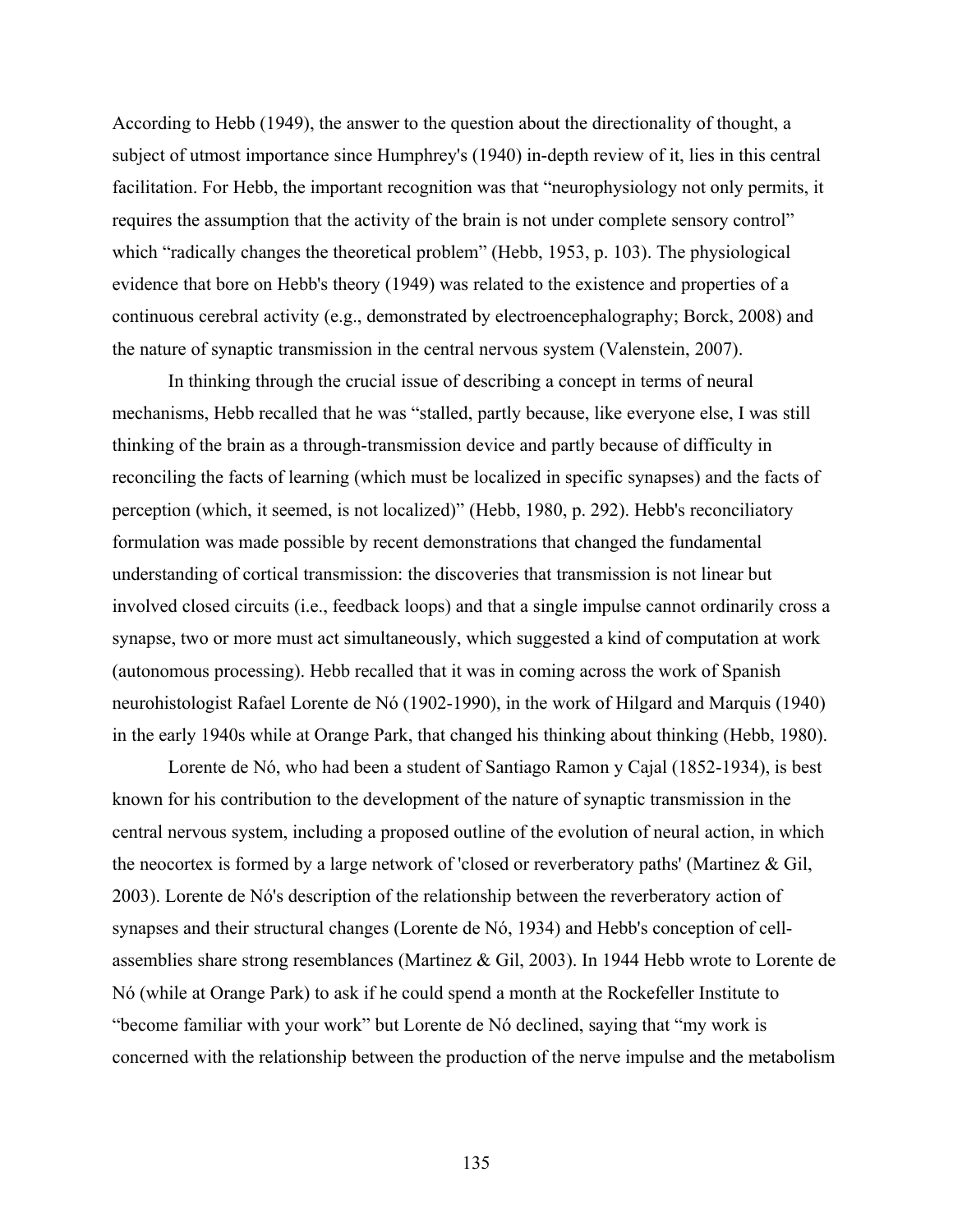According to Hebb (1949), the answer to the question about the directionality of thought, a subject of utmost importance since Humphrey's (1940) in-depth review of it, lies in this central facilitation. For Hebb, the important recognition was that "neurophysiology not only permits, it requires the assumption that the activity of the brain is not under complete sensory control" which "radically changes the theoretical problem" (Hebb, 1953, p. 103). The physiological evidence that bore on Hebb's theory (1949) was related to the existence and properties of a continuous cerebral activity (e.g., demonstrated by electroencephalography; Borck, 2008) and the nature of synaptic transmission in the central nervous system (Valenstein, 2007).

In thinking through the crucial issue of describing a concept in terms of neural mechanisms, Hebb recalled that he was "stalled, partly because, like everyone else, I was still thinking of the brain as a through-transmission device and partly because of difficulty in reconciling the facts of learning (which must be localized in specific synapses) and the facts of perception (which, it seemed, is not localized)" (Hebb, 1980, p. 292). Hebb's reconciliatory formulation was made possible by recent demonstrations that changed the fundamental understanding of cortical transmission: the discoveries that transmission is not linear but involved closed circuits (i.e., feedback loops) and that a single impulse cannot ordinarily cross a synapse, two or more must act simultaneously, which suggested a kind of computation at work (autonomous processing). Hebb recalled that it was in coming across the work of Spanish neurohistologist Rafael Lorente de Nó (1902-1990), in the work of Hilgard and Marquis (1940) in the early 1940s while at Orange Park, that changed his thinking about thinking (Hebb, 1980).

Lorente de Nó, who had been a student of Santiago Ramon y Cajal (1852-1934), is best known for his contribution to the development of the nature of synaptic transmission in the central nervous system, including a proposed outline of the evolution of neural action, in which the neocortex is formed by a large network of 'closed or reverberatory paths' (Martinez & Gil, 2003). Lorente de Nó's description of the relationship between the reverberatory action of synapses and their structural changes (Lorente de Nó, 1934) and Hebb's conception of cell-assemblies share strong resemblances (Martinez & Gil, 2003). In 1944 Hebb wrote to Lorente de Nó (while at Orange Park) to ask if he could spend a month at the Rockefeller Institute to "become familiar with your work" but Lorente de Nó declined, saying that "my work is concerned with the relationship between the production of the nerve impulse and the metabolism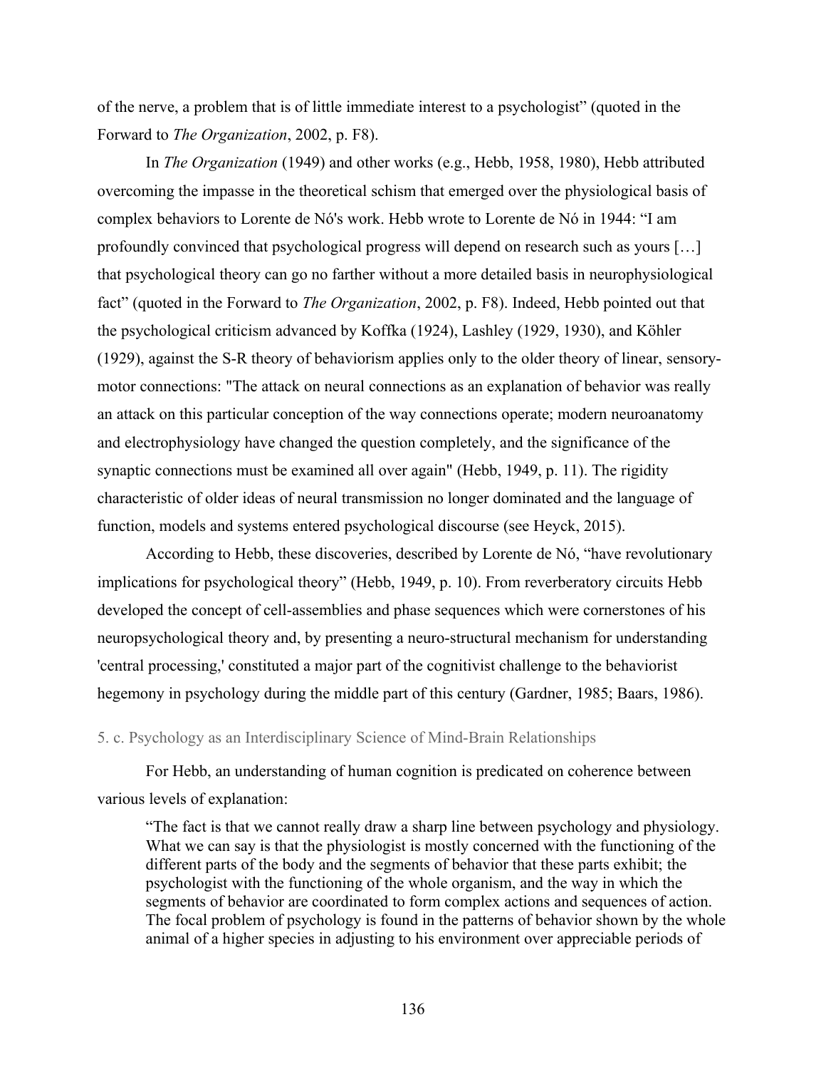of the nerve, a problem that is of little immediate interest to a psychologist" (quoted in the Forward to *The Organization*, 2002, p. F8).

In *The Organization* (1949) and other works (e.g., Hebb, 1958, 1980), Hebb attributed overcoming the impasse in the theoretical schism that emerged over the physiological basis of complex behaviors to Lorente de Nó's work. Hebb wrote to Lorente de Nó in 1944: "I am profoundly convinced that psychological progress will depend on research such as yours […] that psychological theory can go no farther without a more detailed basis in neurophysiological fact" (quoted in the Forward to *The Organization*, 2002, p. F8). Indeed, Hebb pointed out that the psychological criticism advanced by Koffka (1924), Lashley (1929, 1930), and Köhler (1929), against the S-R theory of behaviorism applies only to the older theory of linear, sensory-motor connections: "The attack on neural connections as an explanation of behavior was really an attack on this particular conception of the way connections operate; modern neuroanatomy and electrophysiology have changed the question completely, and the significance of the synaptic connections must be examined all over again" (Hebb, 1949, p. 11). The rigidity characteristic of older ideas of neural transmission no longer dominated and the language of function, models and systems entered psychological discourse (see Heyck, 2015).

According to Hebb, these discoveries, described by Lorente de Nó, "have revolutionary implications for psychological theory" (Hebb, 1949, p. 10). From reverberatory circuits Hebb developed the concept of cell-assemblies and phase sequences which were cornerstones of his neuropsychological theory and, by presenting a neuro-structural mechanism for understanding 'central processing,' constituted a major part of the cognitivist challenge to the behaviorist hegemony in psychology during the middle part of this century (Gardner, 1985; Baars, 1986).

### 5. c. Psychology as an Interdisciplinary Science of Mind-Brain Relationships

For Hebb, an understanding of human cognition is predicated on coherence between various levels of explanation:

> "The fact is that we cannot really draw a sharp line between psychology and physiology. What we can say is that the physiologist is mostly concerned with the functioning of the different parts of the body and the segments of behavior that these parts exhibit; the psychologist with the functioning of the whole organism, and the way in which the segments of behavior are coordinated to form complex actions and sequences of action. The focal problem of psychology is found in the patterns of behavior shown by the whole animal of a higher species in adjusting to his environment over appreciable periods of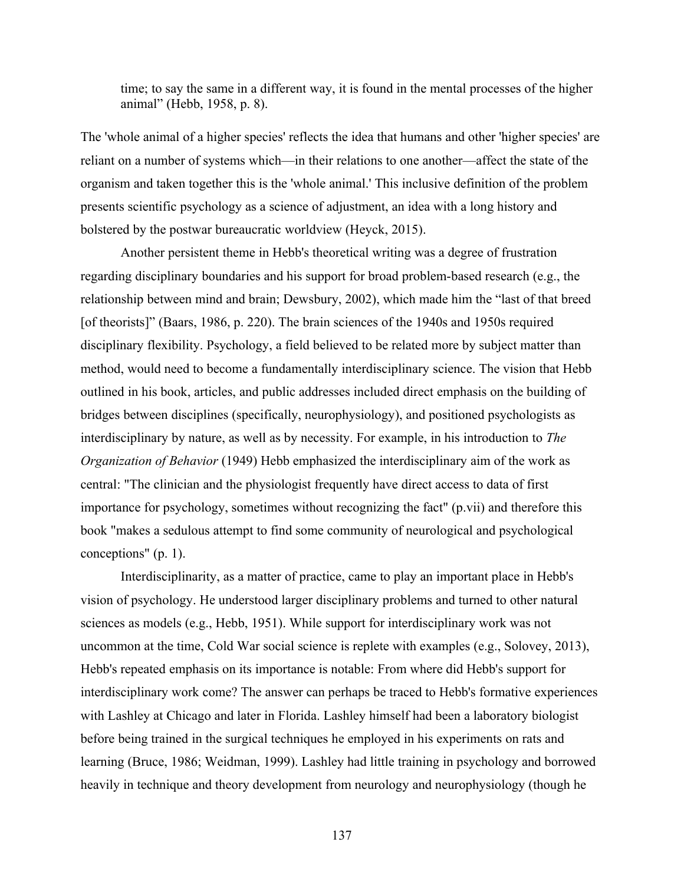time; to say the same in a different way, it is found in the mental processes of the higher animal" (Hebb, 1958, p. 8).

The 'whole animal of a higher species' reflects the idea that humans and other 'higher species' are reliant on a number of systems which—in their relations to one another—affect the state of the organism and taken together this is the 'whole animal.' This inclusive definition of the problem presents scientific psychology as a science of adjustment, an idea with a long history and bolstered by the postwar bureaucratic worldview (Heyck, 2015).

Another persistent theme in Hebb's theoretical writing was a degree of frustration regarding disciplinary boundaries and his support for broad problem-based research (e.g., the relationship between mind and brain; Dewsbury, 2002), which made him the "last of that breed [of theorists]" (Baars, 1986, p. 220). The brain sciences of the 1940s and 1950s required disciplinary flexibility. Psychology, a field believed to be related more by subject matter than method, would need to become a fundamentally interdisciplinary science. The vision that Hebb outlined in his book, articles, and public addresses included direct emphasis on the building of bridges between disciplines (specifically, neurophysiology), and positioned psychologists as interdisciplinary by nature, as well as by necessity. For example, in his introduction to *The Organization of Behavior* (1949) Hebb emphasized the interdisciplinary aim of the work as central: "The clinician and the physiologist frequently have direct access to data of first importance for psychology, sometimes without recognizing the fact" (p.vii) and therefore this book "makes a sedulous attempt to find some community of neurological and psychological conceptions" (p. 1).

Interdisciplinarity, as a matter of practice, came to play an important place in Hebb's vision of psychology. He understood larger disciplinary problems and turned to other natural sciences as models (e.g., Hebb, 1951). While support for interdisciplinary work was not uncommon at the time, Cold War social science is replete with examples (e.g., Solovey, 2013), Hebb's repeated emphasis on its importance is notable: From where did Hebb's support for interdisciplinary work come? The answer can perhaps be traced to Hebb's formative experiences with Lashley at Chicago and later in Florida. Lashley himself had been a laboratory biologist before being trained in the surgical techniques he employed in his experiments on rats and learning (Bruce, 1986; Weidman, 1999). Lashley had little training in psychology and borrowed heavily in technique and theory development from neurology and neurophysiology (though he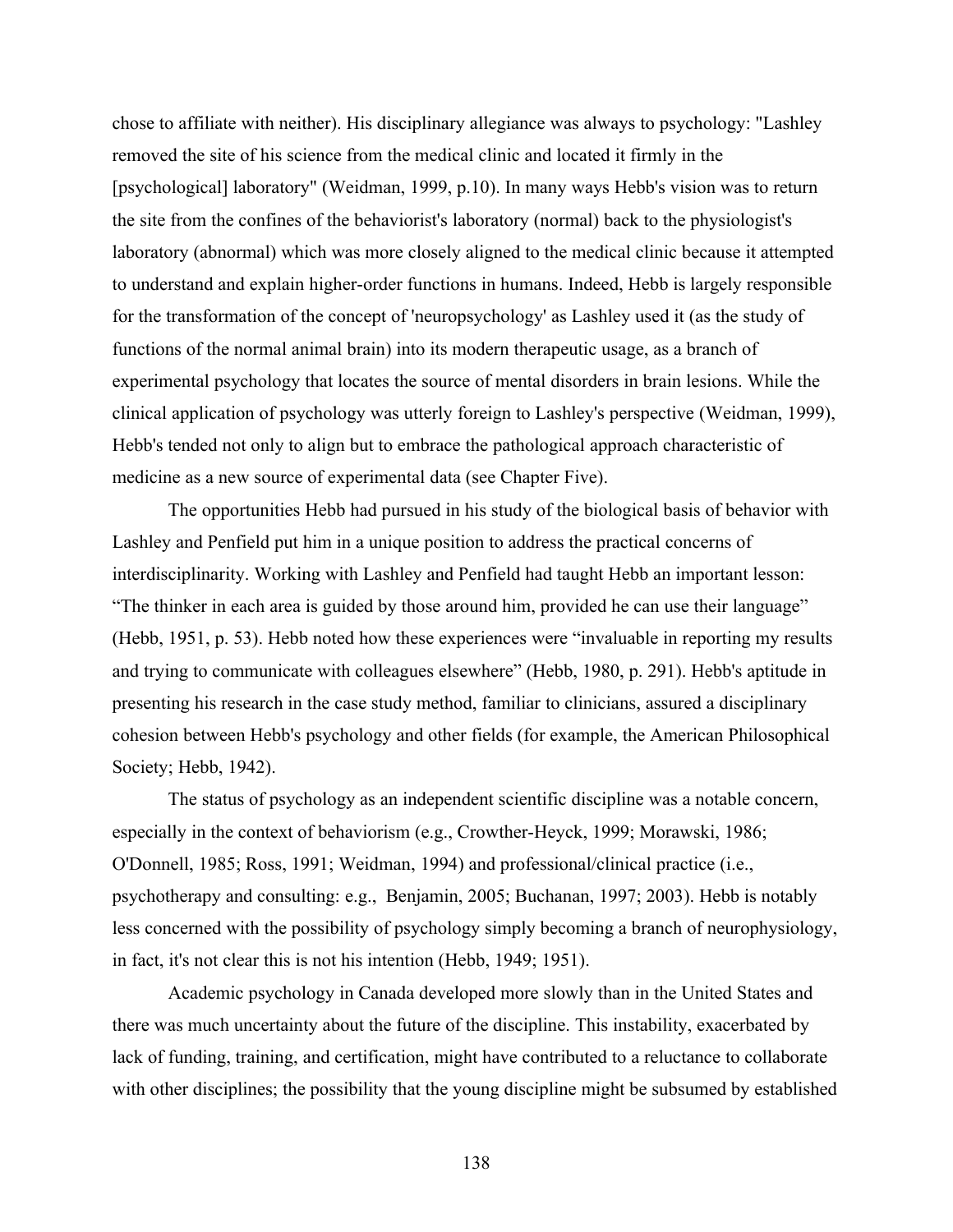chose to affiliate with neither). His disciplinary allegiance was always to psychology: "Lashley removed the site of his science from the medical clinic and located it firmly in the [psychological] laboratory" (Weidman, 1999, p.10). In many ways Hebb's vision was to return the site from the confines of the behaviorist's laboratory (normal) back to the physiologist's laboratory (abnormal) which was more closely aligned to the medical clinic because it attempted to understand and explain higher-order functions in humans. Indeed, Hebb is largely responsible for the transformation of the concept of 'neuropsychology' as Lashley used it (as the study of functions of the normal animal brain) into its modern therapeutic usage, as a branch of experimental psychology that locates the source of mental disorders in brain lesions. While the clinical application of psychology was utterly foreign to Lashley's perspective (Weidman, 1999), Hebb's tended not only to align but to embrace the pathological approach characteristic of medicine as a new source of experimental data (see Chapter Five).

The opportunities Hebb had pursued in his study of the biological basis of behavior with Lashley and Penfield put him in a unique position to address the practical concerns of interdisciplinarity. Working with Lashley and Penfield had taught Hebb an important lesson: "The thinker in each area is guided by those around him, provided he can use their language" (Hebb, 1951, p. 53). Hebb noted how these experiences were "invaluable in reporting my results and trying to communicate with colleagues elsewhere" (Hebb, 1980, p. 291). Hebb's aptitude in presenting his research in the case study method, familiar to clinicians, assured a disciplinary cohesion between Hebb's psychology and other fields (for example, the American Philosophical Society; Hebb, 1942).

The status of psychology as an independent scientific discipline was a notable concern, especially in the context of behaviorism (e.g., Crowther-Heyck, 1999; Morawski, 1986; O'Donnell, 1985; Ross, 1991; Weidman, 1994) and professional/clinical practice (i.e., psychotherapy and consulting: e.g., Benjamin, 2005; Buchanan, 1997; 2003). Hebb is notably less concerned with the possibility of psychology simply becoming a branch of neurophysiology, in fact, it's not clear this is not his intention (Hebb, 1949; 1951).

Academic psychology in Canada developed more slowly than in the United States and there was much uncertainty about the future of the discipline. This instability, exacerbated by lack of funding, training, and certification, might have contributed to a reluctance to collaborate with other disciplines; the possibility that the young discipline might be subsumed by established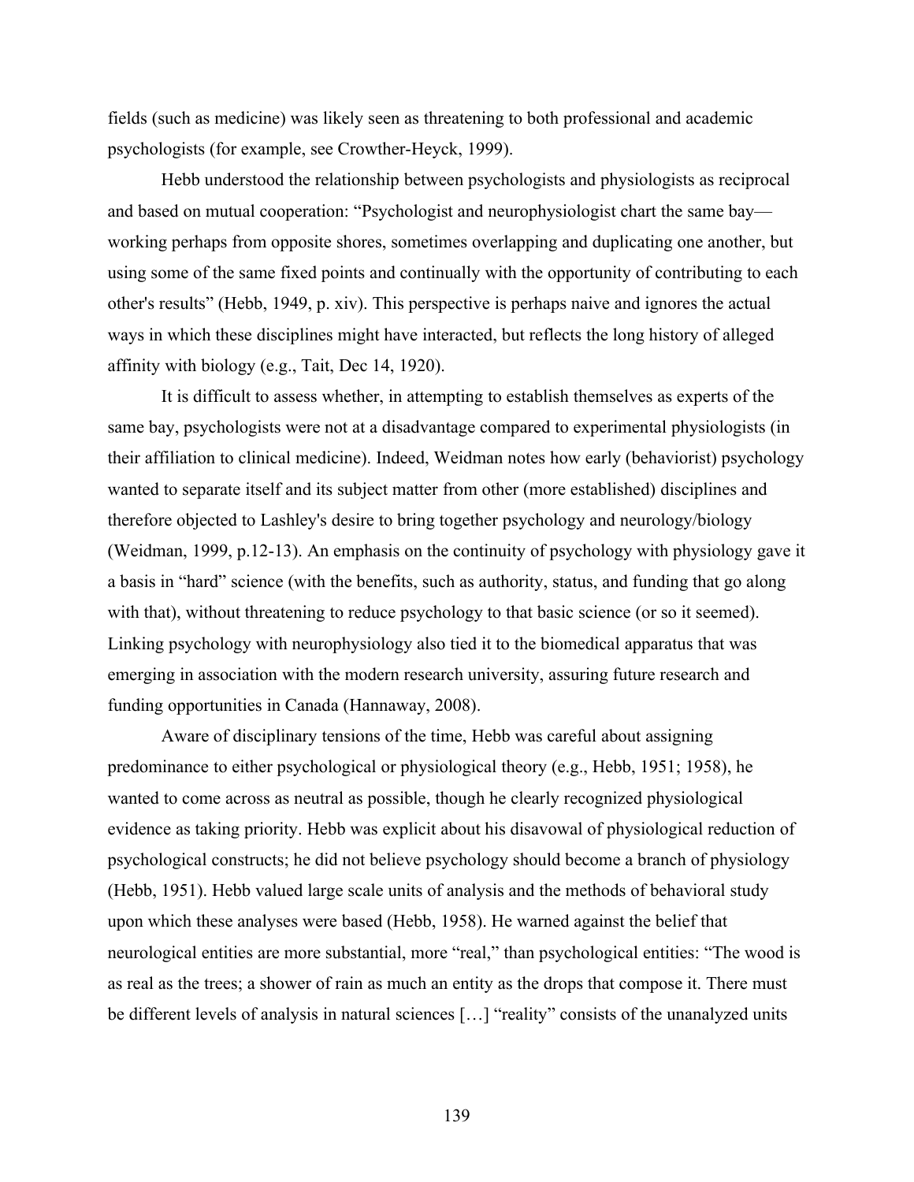fields (such as medicine) was likely seen as threatening to both professional and academic psychologists (for example, see Crowther-Heyck, 1999).

Hebb understood the relationship between psychologists and physiologists as reciprocal and based on mutual cooperation: "Psychologist and neurophysiologist chart the same bay—working perhaps from opposite shores, sometimes overlapping and duplicating one another, but using some of the same fixed points and continually with the opportunity of contributing to each other's results" (Hebb, 1949, p. xiv). This perspective is perhaps naive and ignores the actual ways in which these disciplines might have interacted, but reflects the long history of alleged affinity with biology (e.g., Tait, Dec 14, 1920).

It is difficult to assess whether, in attempting to establish themselves as experts of the same bay, psychologists were not at a disadvantage compared to experimental physiologists (in their affiliation to clinical medicine). Indeed, Weidman notes how early (behaviorist) psychology wanted to separate itself and its subject matter from other (more established) disciplines and therefore objected to Lashley's desire to bring together psychology and neurology/biology (Weidman, 1999, p.12-13). An emphasis on the continuity of psychology with physiology gave it a basis in "hard" science (with the benefits, such as authority, status, and funding that go along with that), without threatening to reduce psychology to that basic science (or so it seemed). Linking psychology with neurophysiology also tied it to the biomedical apparatus that was emerging in association with the modern research university, assuring future research and funding opportunities in Canada (Hannaway, 2008).

Aware of disciplinary tensions of the time, Hebb was careful about assigning predominance to either psychological or physiological theory (e.g., Hebb, 1951; 1958), he wanted to come across as neutral as possible, though he clearly recognized physiological evidence as taking priority. Hebb was explicit about his disavowal of physiological reduction of psychological constructs; he did not believe psychology should become a branch of physiology (Hebb, 1951). Hebb valued large scale units of analysis and the methods of behavioral study upon which these analyses were based (Hebb, 1958). He warned against the belief that neurological entities are more substantial, more "real," than psychological entities: "The wood is as real as the trees; a shower of rain as much an entity as the drops that compose it. There must be different levels of analysis in natural sciences […] "reality" consists of the unanalyzed units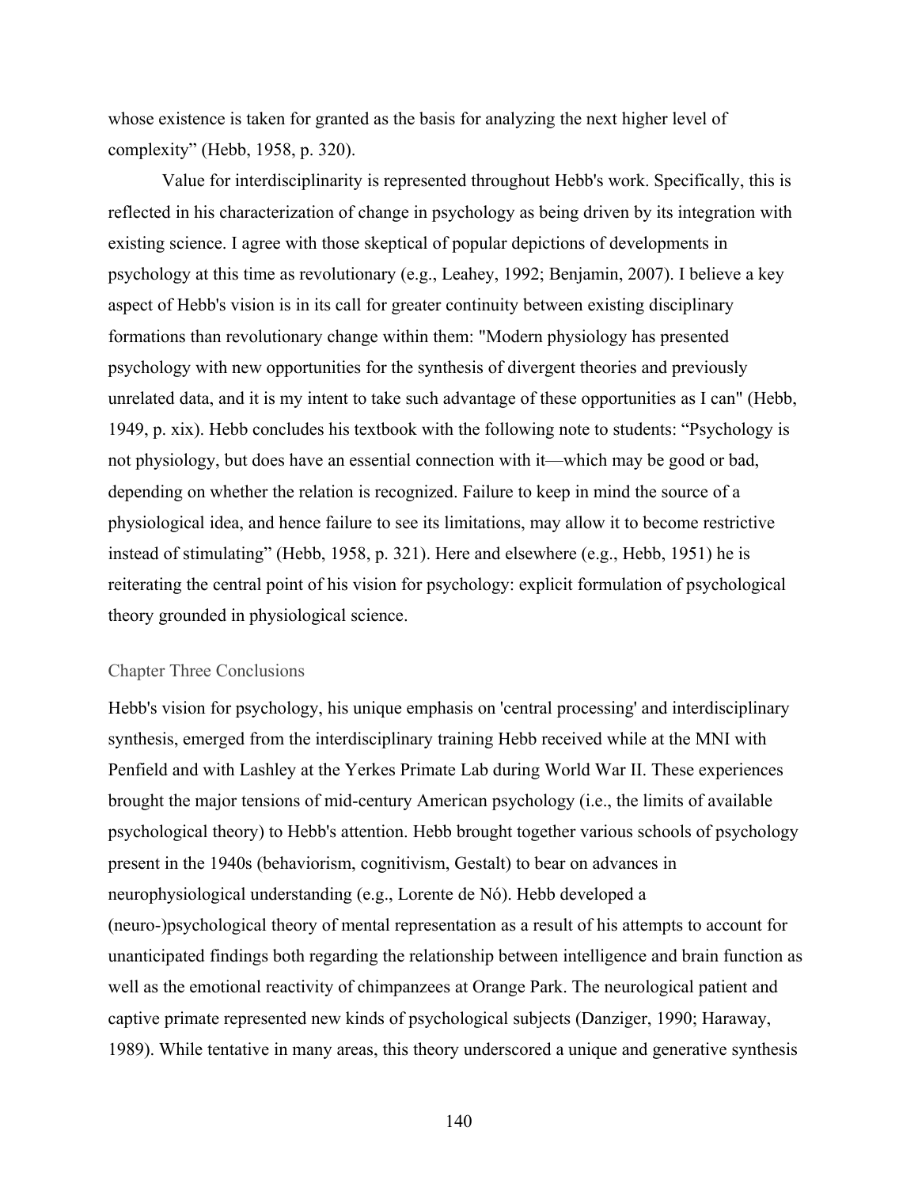whose existence is taken for granted as the basis for analyzing the next higher level of complexity" (Hebb, 1958, p. 320).

Value for interdisciplinarity is represented throughout Hebb's work. Specifically, this is reflected in his characterization of change in psychology as being driven by its integration with existing science. I agree with those skeptical of popular depictions of developments in psychology at this time as revolutionary (e.g., Leahey, 1992; Benjamin, 2007). I believe a key aspect of Hebb's vision is in its call for greater continuity between existing disciplinary formations than revolutionary change within them: "Modern physiology has presented psychology with new opportunities for the synthesis of divergent theories and previously unrelated data, and it is my intent to take such advantage of these opportunities as I can" (Hebb, 1949, p. xix). Hebb concludes his textbook with the following note to students: "Psychology is not physiology, but does have an essential connection with it—which may be good or bad, depending on whether the relation is recognized. Failure to keep in mind the source of a physiological idea, and hence failure to see its limitations, may allow it to become restrictive instead of stimulating" (Hebb, 1958, p. 321). Here and elsewhere (e.g., Hebb, 1951) he is reiterating the central point of his vision for psychology: explicit formulation of psychological theory grounded in physiological science.

## Chapter Three Conclusions

Hebb's vision for psychology, his unique emphasis on 'central processing' and interdisciplinary synthesis, emerged from the interdisciplinary training Hebb received while at the MNI with Penfield and with Lashley at the Yerkes Primate Lab during World War II. These experiences brought the major tensions of mid-century American psychology (i.e., the limits of available psychological theory) to Hebb's attention. Hebb brought together various schools of psychology present in the 1940s (behaviorism, cognitivism, Gestalt) to bear on advances in neurophysiological understanding (e.g., Lorente de Nó). Hebb developed a (neuro-)psychological theory of mental representation as a result of his attempts to account for unanticipated findings both regarding the relationship between intelligence and brain function as well as the emotional reactivity of chimpanzees at Orange Park. The neurological patient and captive primate represented new kinds of psychological subjects (Danziger, 1990; Haraway, 1989). While tentative in many areas, this theory underscored a unique and generative synthesis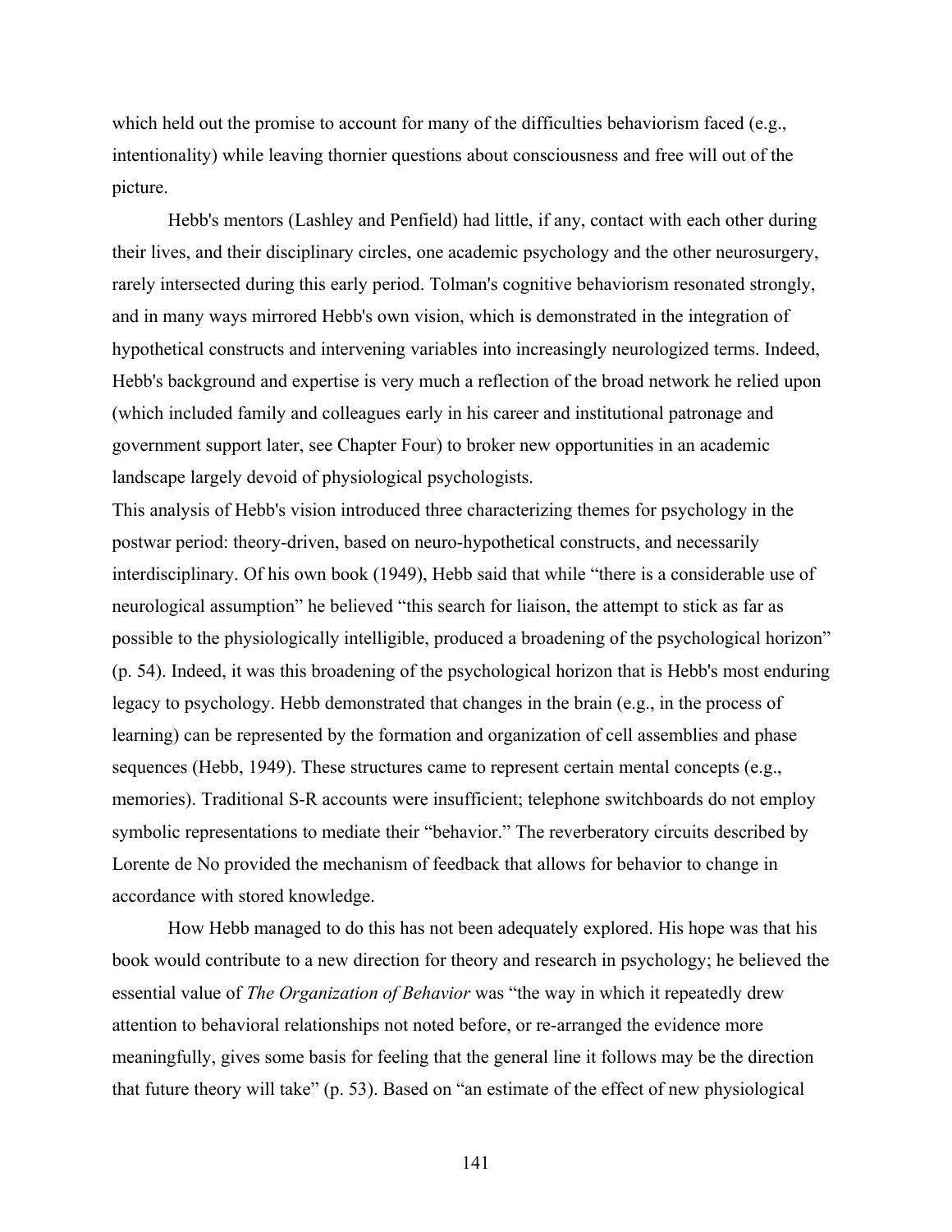which held out the promise to account for many of the difficulties behaviorism faced (e.g., intentionality) while leaving thornier questions about consciousness and free will out of the picture.

Hebb's mentors (Lashley and Penfield) had little, if any, contact with each other during their lives, and their disciplinary circles, one academic psychology and the other neurosurgery, rarely intersected during this early period. Tolman's cognitive behaviorism resonated strongly, and in many ways mirrored Hebb's own vision, which is demonstrated in the integration of hypothetical constructs and intervening variables into increasingly neurologized terms. Indeed, Hebb's background and expertise is very much a reflection of the broad network he relied upon (which included family and colleagues early in his career and institutional patronage and government support later, see Chapter Four) to broker new opportunities in an academic landscape largely devoid of physiological psychologists.

This analysis of Hebb's vision introduced three characterizing themes for psychology in the postwar period: theory-driven, based on neuro-hypothetical constructs, and necessarily interdisciplinary. Of his own book (1949), Hebb said that while "there is a considerable use of neurological assumption" he believed "this search for liaison, the attempt to stick as far as possible to the physiologically intelligible, produced a broadening of the psychological horizon" (p. 54). Indeed, it was this broadening of the psychological horizon that is Hebb's most enduring legacy to psychology. Hebb demonstrated that changes in the brain (e.g., in the process of learning) can be represented by the formation and organization of cell assemblies and phase sequences (Hebb, 1949). These structures came to represent certain mental concepts (e.g., memories). Traditional S-R accounts were insufficient; telephone switchboards do not employ symbolic representations to mediate their "behavior." The reverberatory circuits described by Lorente de No provided the mechanism of feedback that allows for behavior to change in accordance with stored knowledge.

How Hebb managed to do this has not been adequately explored. His hope was that his book would contribute to a new direction for theory and research in psychology; he believed the essential value of *The Organization of Behavior* was "the way in which it repeatedly drew attention to behavioral relationships not noted before, or re-arranged the evidence more meaningfully, gives some basis for feeling that the general line it follows may be the direction that future theory will take" (p. 53). Based on "an estimate of the effect of new physiological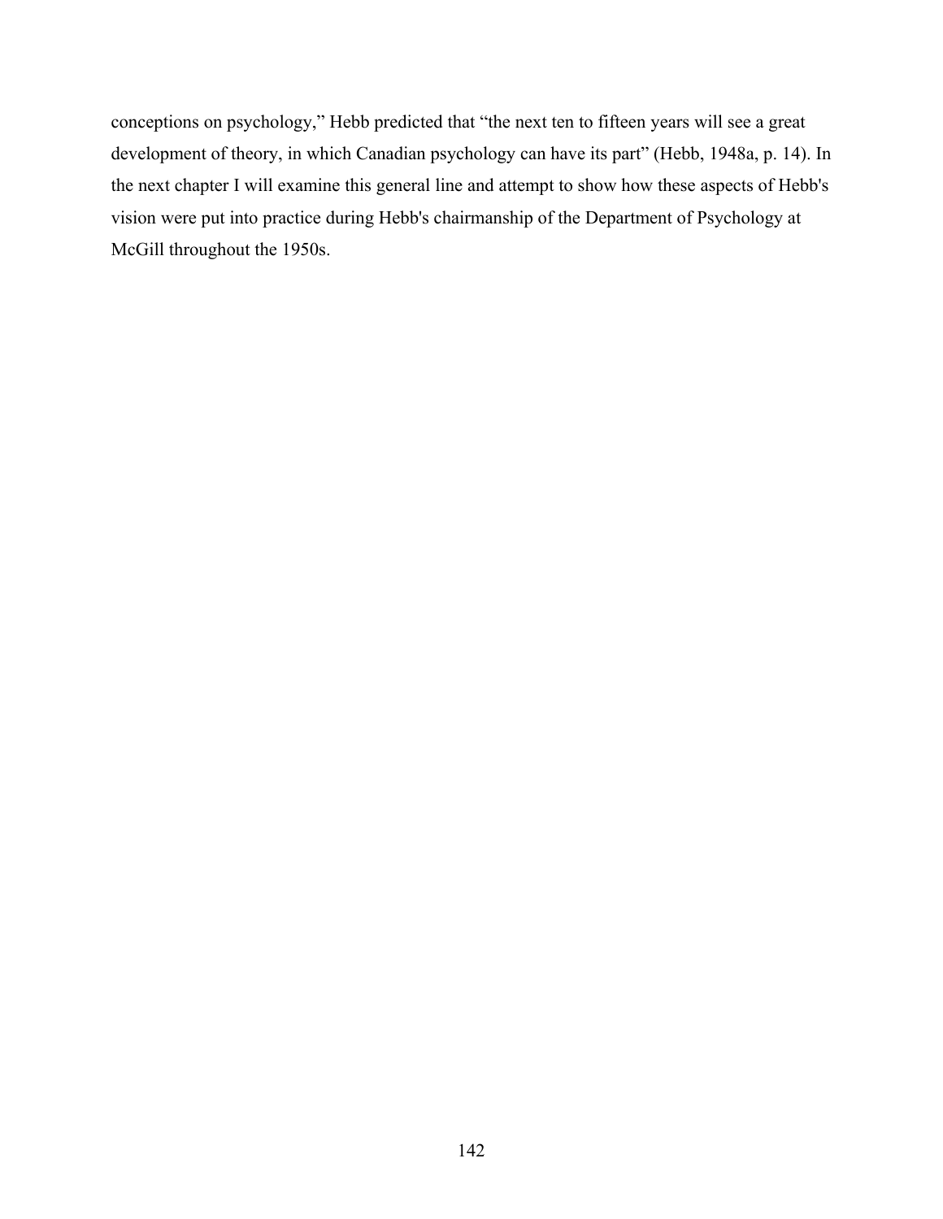conceptions on psychology," Hebb predicted that "the next ten to fifteen years will see a great development of theory, in which Canadian psychology can have its part" (Hebb, 1948a, p. 14). In the next chapter I will examine this general line and attempt to show how these aspects of Hebb's vision were put into practice during Hebb's chairmanship of the Department of Psychology at McGill throughout the 1950s.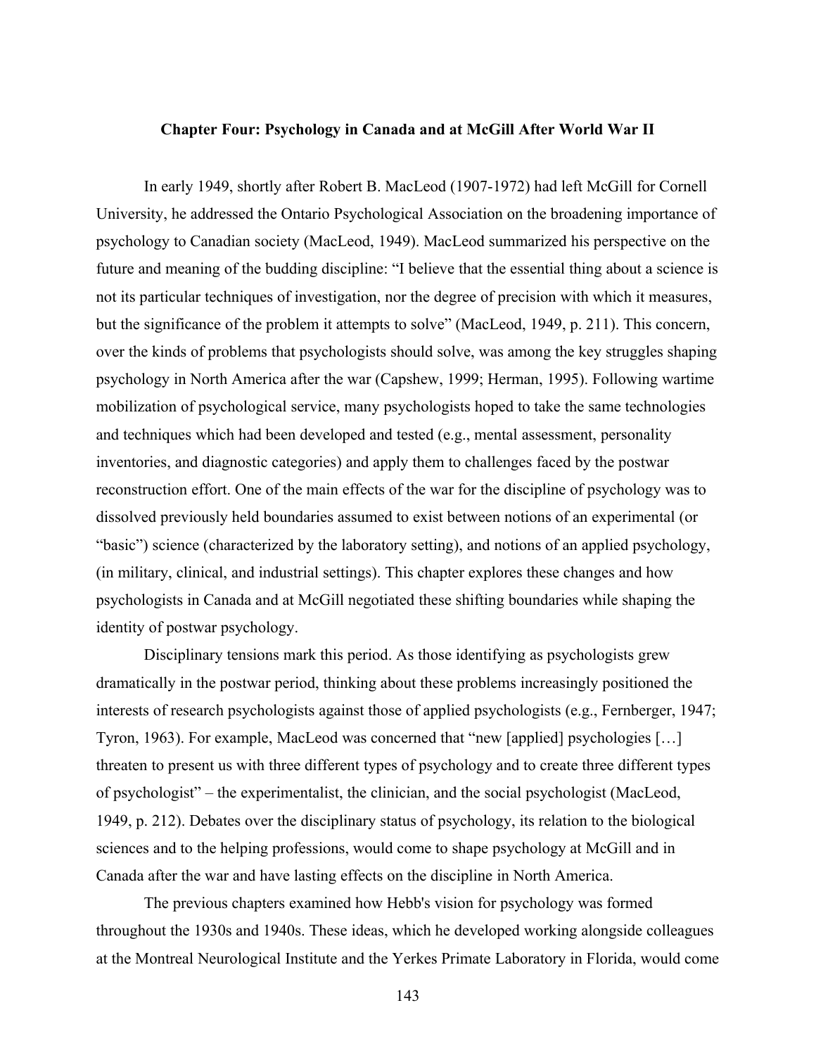## Chapter Four: Psychology in Canada and at McGill After World War II

In early 1949, shortly after Robert B. MacLeod (1907-1972) had left McGill for Cornell University, he addressed the Ontario Psychological Association on the broadening importance of psychology to Canadian society (MacLeod, 1949). MacLeod summarized his perspective on the future and meaning of the budding discipline: "I believe that the essential thing about a science is not its particular techniques of investigation, nor the degree of precision with which it measures, but the significance of the problem it attempts to solve" (MacLeod, 1949, p. 211). This concern, over the kinds of problems that psychologists should solve, was among the key struggles shaping psychology in North America after the war (Capshew, 1999; Herman, 1995). Following wartime mobilization of psychological service, many psychologists hoped to take the same technologies and techniques which had been developed and tested (e.g., mental assessment, personality inventories, and diagnostic categories) and apply them to challenges faced by the postwar reconstruction effort. One of the main effects of the war for the discipline of psychology was to dissolved previously held boundaries assumed to exist between notions of an experimental (or "basic") science (characterized by the laboratory setting), and notions of an applied psychology, (in military, clinical, and industrial settings). This chapter explores these changes and how psychologists in Canada and at McGill negotiated these shifting boundaries while shaping the identity of postwar psychology.

Disciplinary tensions mark this period. As those identifying as psychologists grew dramatically in the postwar period, thinking about these problems increasingly positioned the interests of research psychologists against those of applied psychologists (e.g., Fernberger, 1947; Tyron, 1963). For example, MacLeod was concerned that "new [applied] psychologies […] threaten to present us with three different types of psychology and to create three different types of psychologist" – the experimentalist, the clinician, and the social psychologist (MacLeod, 1949, p. 212). Debates over the disciplinary status of psychology, its relation to the biological sciences and to the helping professions, would come to shape psychology at McGill and in Canada after the war and have lasting effects on the discipline in North America.

The previous chapters examined how Hebb's vision for psychology was formed throughout the 1930s and 1940s. These ideas, which he developed working alongside colleagues at the Montreal Neurological Institute and the Yerkes Primate Laboratory in Florida, would come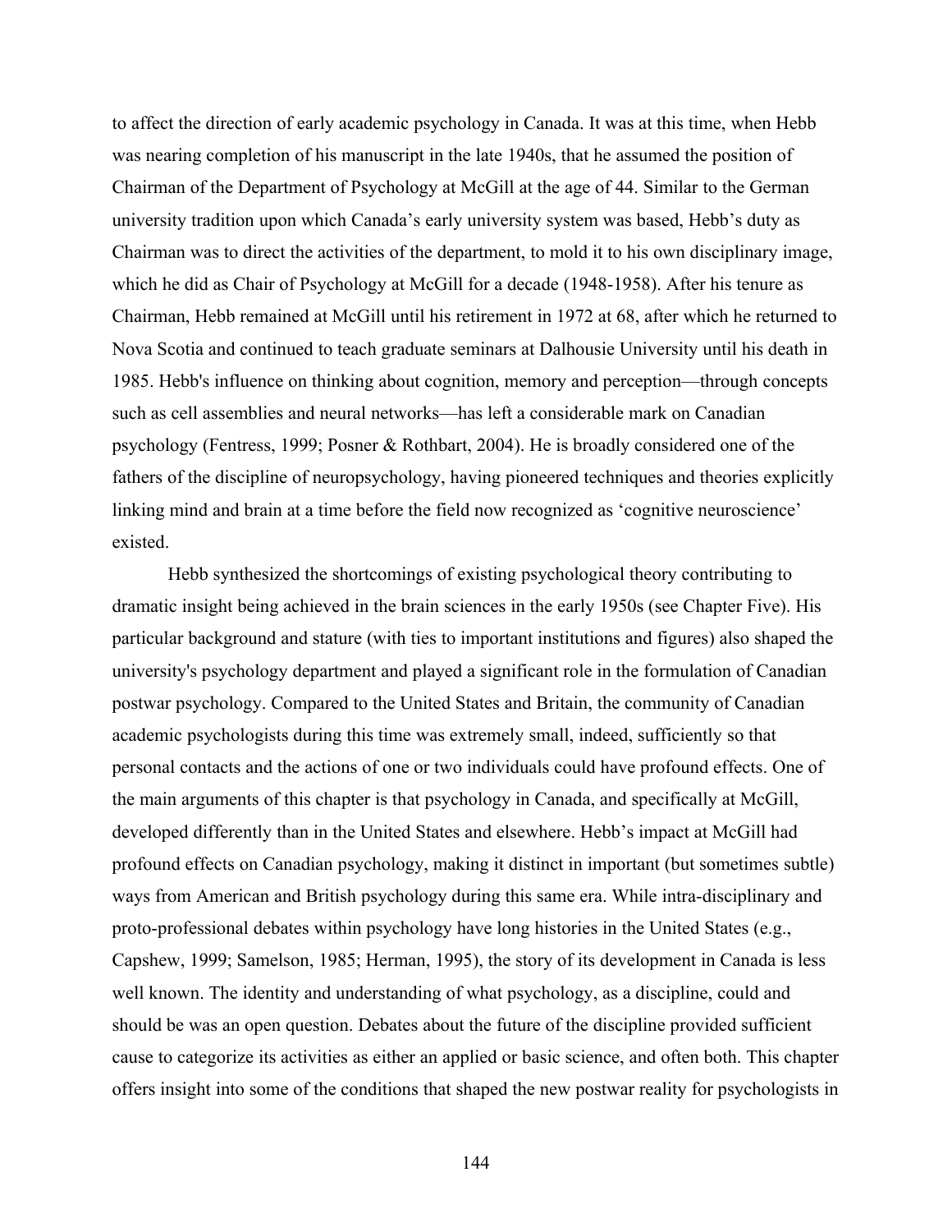to affect the direction of early academic psychology in Canada. It was at this time, when Hebb was nearing completion of his manuscript in the late 1940s, that he assumed the position of Chairman of the Department of Psychology at McGill at the age of 44. Similar to the German university tradition upon which Canada's early university system was based, Hebb's duty as Chairman was to direct the activities of the department, to mold it to his own disciplinary image, which he did as Chair of Psychology at McGill for a decade (1948-1958). After his tenure as Chairman, Hebb remained at McGill until his retirement in 1972 at 68, after which he returned to Nova Scotia and continued to teach graduate seminars at Dalhousie University until his death in 1985. Hebb's influence on thinking about cognition, memory and perception—through concepts such as cell assemblies and neural networks—has left a considerable mark on Canadian psychology (Fentress, 1999; Posner & Rothbart, 2004). He is broadly considered one of the fathers of the discipline of neuropsychology, having pioneered techniques and theories explicitly linking mind and brain at a time before the field now recognized as 'cognitive neuroscience' existed.

Hebb synthesized the shortcomings of existing psychological theory contributing to dramatic insight being achieved in the brain sciences in the early 1950s (see Chapter Five). His particular background and stature (with ties to important institutions and figures) also shaped the university's psychology department and played a significant role in the formulation of Canadian postwar psychology. Compared to the United States and Britain, the community of Canadian academic psychologists during this time was extremely small, indeed, sufficiently so that personal contacts and the actions of one or two individuals could have profound effects. One of the main arguments of this chapter is that psychology in Canada, and specifically at McGill, developed differently than in the United States and elsewhere. Hebb's impact at McGill had profound effects on Canadian psychology, making it distinct in important (but sometimes subtle) ways from American and British psychology during this same era. While intra-disciplinary and proto-professional debates within psychology have long histories in the United States (e.g., Capshew, 1999; Samelson, 1985; Herman, 1995), the story of its development in Canada is less well known. The identity and understanding of what psychology, as a discipline, could and should be was an open question. Debates about the future of the discipline provided sufficient cause to categorize its activities as either an applied or basic science, and often both. This chapter offers insight into some of the conditions that shaped the new postwar reality for psychologists in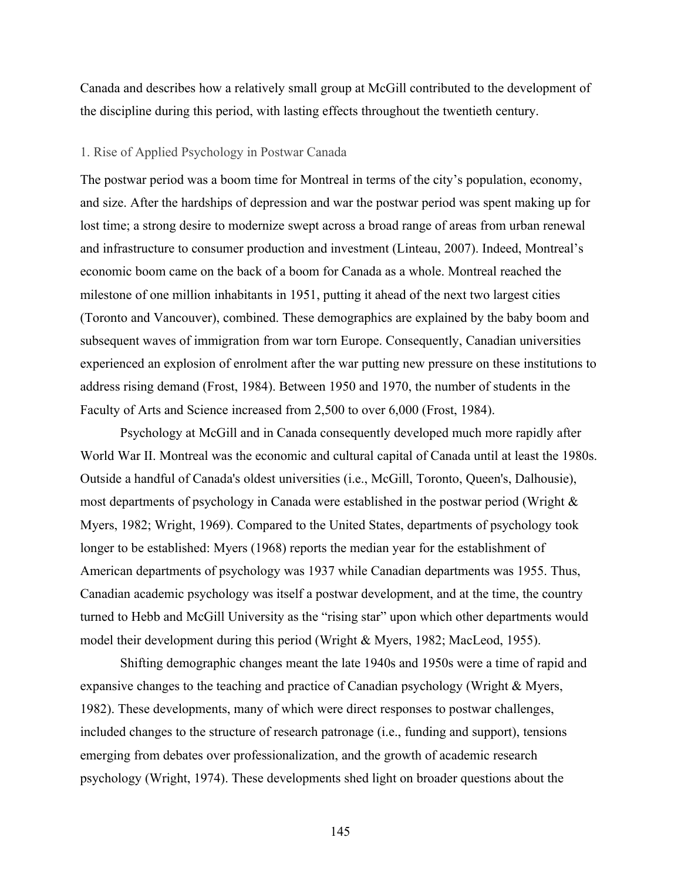Canada and describes how a relatively small group at McGill contributed to the development of the discipline during this period, with lasting effects throughout the twentieth century.

### 1. Rise of Applied Psychology in Postwar Canada

The postwar period was a boom time for Montreal in terms of the city's population, economy, and size. After the hardships of depression and war the postwar period was spent making up for lost time; a strong desire to modernize swept across a broad range of areas from urban renewal and infrastructure to consumer production and investment (Linteau, 2007). Indeed, Montreal's economic boom came on the back of a boom for Canada as a whole. Montreal reached the milestone of one million inhabitants in 1951, putting it ahead of the next two largest cities (Toronto and Vancouver), combined. These demographics are explained by the baby boom and subsequent waves of immigration from war torn Europe. Consequently, Canadian universities experienced an explosion of enrolment after the war putting new pressure on these institutions to address rising demand (Frost, 1984). Between 1950 and 1970, the number of students in the Faculty of Arts and Science increased from 2,500 to over 6,000 (Frost, 1984).

Psychology at McGill and in Canada consequently developed much more rapidly after World War II. Montreal was the economic and cultural capital of Canada until at least the 1980s. Outside a handful of Canada's oldest universities (i.e., McGill, Toronto, Queen's, Dalhousie), most departments of psychology in Canada were established in the postwar period (Wright & Myers, 1982; Wright, 1969). Compared to the United States, departments of psychology took longer to be established: Myers (1968) reports the median year for the establishment of American departments of psychology was 1937 while Canadian departments was 1955. Thus, Canadian academic psychology was itself a postwar development, and at the time, the country turned to Hebb and McGill University as the "rising star" upon which other departments would model their development during this period (Wright & Myers, 1982; MacLeod, 1955).

Shifting demographic changes meant the late 1940s and 1950s were a time of rapid and expansive changes to the teaching and practice of Canadian psychology (Wright & Myers, 1982). These developments, many of which were direct responses to postwar challenges, included changes to the structure of research patronage (i.e., funding and support), tensions emerging from debates over professionalization, and the growth of academic research psychology (Wright, 1974). These developments shed light on broader questions about the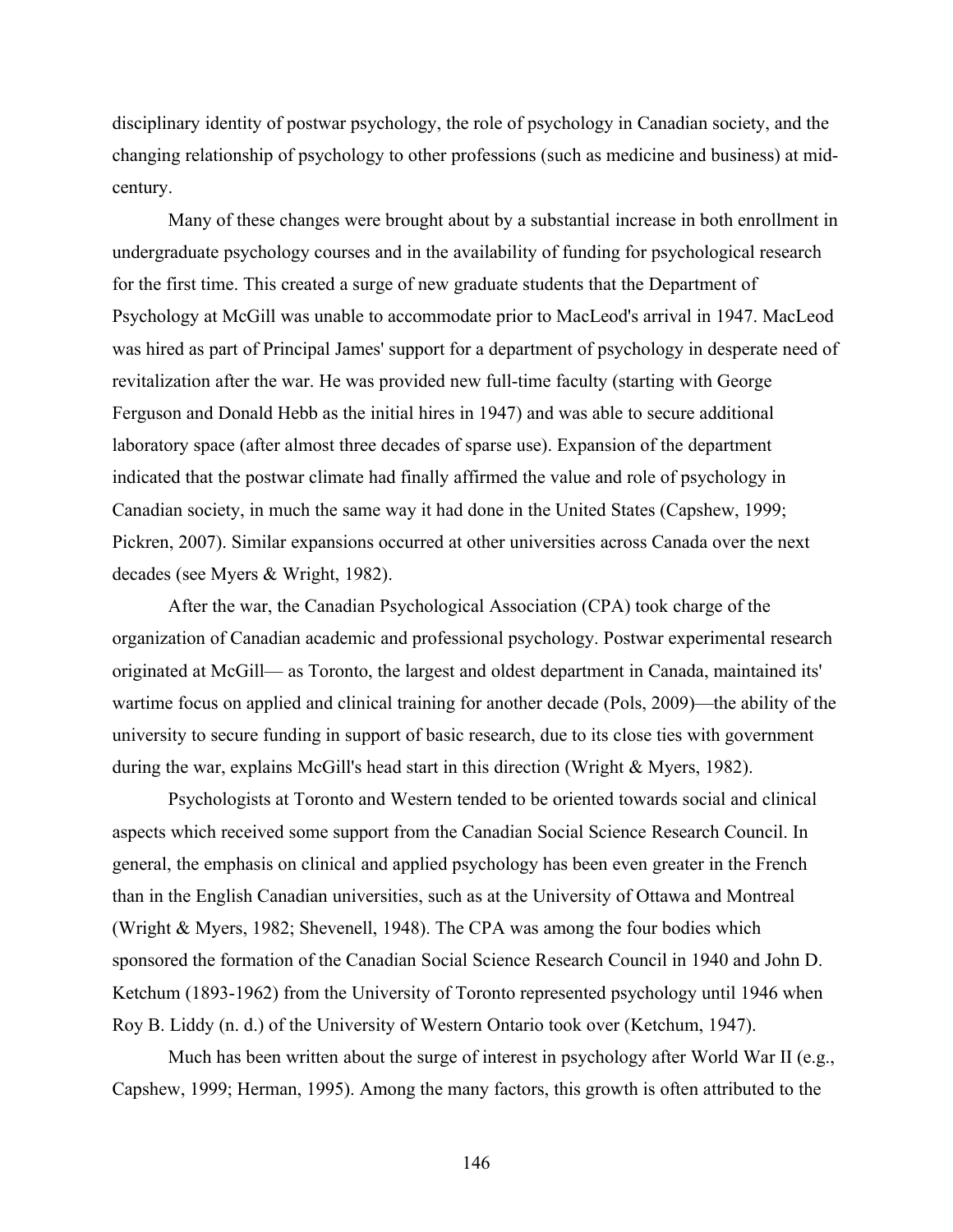disciplinary identity of postwar psychology, the role of psychology in Canadian society, and the changing relationship of psychology to other professions (such as medicine and business) at mid-century.

Many of these changes were brought about by a substantial increase in both enrollment in undergraduate psychology courses and in the availability of funding for psychological research for the first time. This created a surge of new graduate students that the Department of Psychology at McGill was unable to accommodate prior to MacLeod's arrival in 1947. MacLeod was hired as part of Principal James' support for a department of psychology in desperate need of revitalization after the war. He was provided new full-time faculty (starting with George Ferguson and Donald Hebb as the initial hires in 1947) and was able to secure additional laboratory space (after almost three decades of sparse use). Expansion of the department indicated that the postwar climate had finally affirmed the value and role of psychology in Canadian society, in much the same way it had done in the United States (Capshew, 1999; Pickren, 2007). Similar expansions occurred at other universities across Canada over the next decades (see Myers & Wright, 1982).

After the war, the Canadian Psychological Association (CPA) took charge of the organization of Canadian academic and professional psychology. Postwar experimental research originated at McGill— as Toronto, the largest and oldest department in Canada, maintained its' wartime focus on applied and clinical training for another decade (Pols, 2009)—the ability of the university to secure funding in support of basic research, due to its close ties with government during the war, explains McGill's head start in this direction (Wright & Myers, 1982).

Psychologists at Toronto and Western tended to be oriented towards social and clinical aspects which received some support from the Canadian Social Science Research Council. In general, the emphasis on clinical and applied psychology has been even greater in the French than in the English Canadian universities, such as at the University of Ottawa and Montreal (Wright & Myers, 1982; Shevenell, 1948). The CPA was among the four bodies which sponsored the formation of the Canadian Social Science Research Council in 1940 and John D. Ketchum (1893-1962) from the University of Toronto represented psychology until 1946 when Roy B. Liddy (n. d.) of the University of Western Ontario took over (Ketchum, 1947).

Much has been written about the surge of interest in psychology after World War II (e.g., Capshew, 1999; Herman, 1995). Among the many factors, this growth is often attributed to the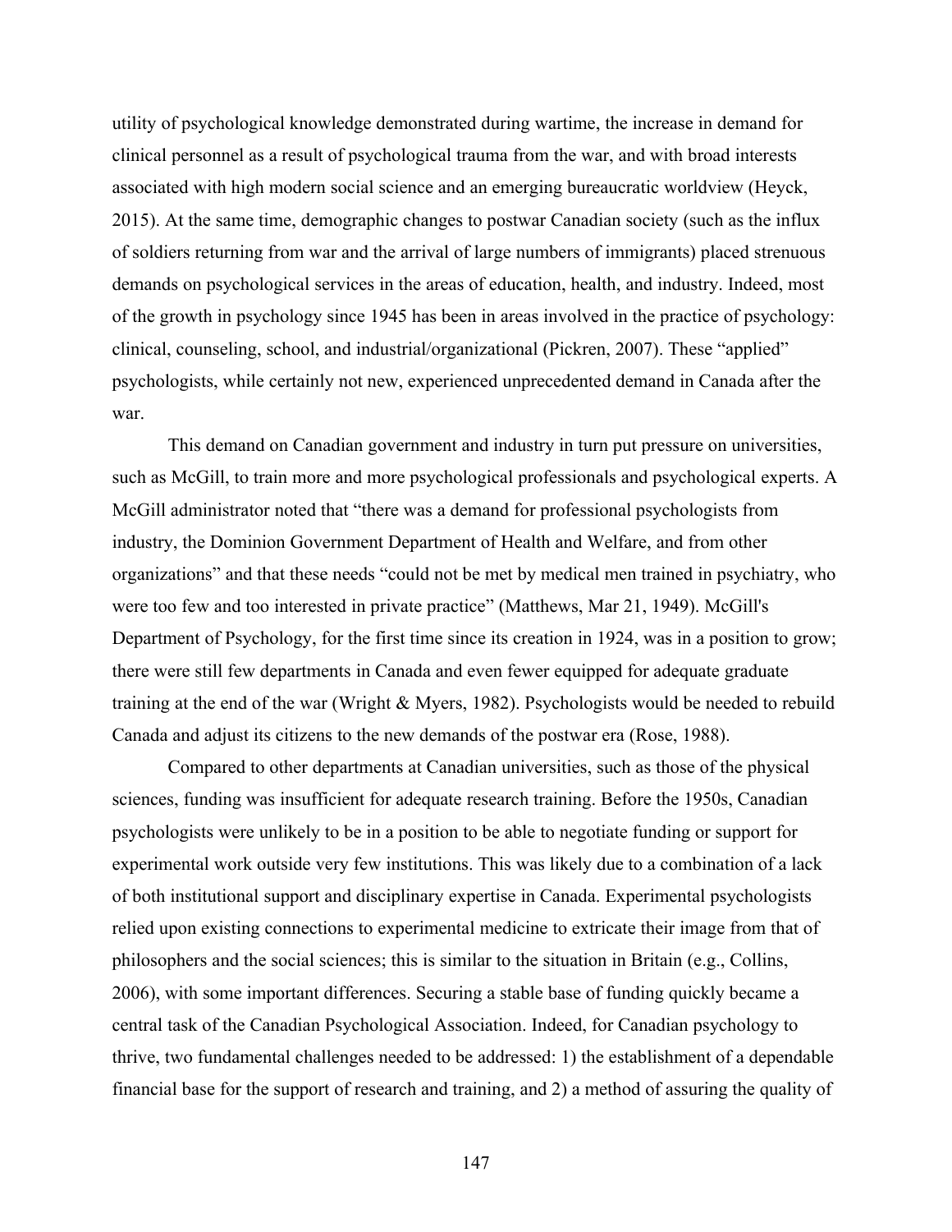utility of psychological knowledge demonstrated during wartime, the increase in demand for clinical personnel as a result of psychological trauma from the war, and with broad interests associated with high modern social science and an emerging bureaucratic worldview (Heyck, 2015). At the same time, demographic changes to postwar Canadian society (such as the influx of soldiers returning from war and the arrival of large numbers of immigrants) placed strenuous demands on psychological services in the areas of education, health, and industry. Indeed, most of the growth in psychology since 1945 has been in areas involved in the practice of psychology: clinical, counseling, school, and industrial/organizational (Pickren, 2007). These "applied" psychologists, while certainly not new, experienced unprecedented demand in Canada after the war.

This demand on Canadian government and industry in turn put pressure on universities, such as McGill, to train more and more psychological professionals and psychological experts. A McGill administrator noted that "there was a demand for professional psychologists from industry, the Dominion Government Department of Health and Welfare, and from other organizations" and that these needs "could not be met by medical men trained in psychiatry, who were too few and too interested in private practice" (Matthews, Mar 21, 1949). McGill's Department of Psychology, for the first time since its creation in 1924, was in a position to grow; there were still few departments in Canada and even fewer equipped for adequate graduate training at the end of the war (Wright & Myers, 1982). Psychologists would be needed to rebuild Canada and adjust its citizens to the new demands of the postwar era (Rose, 1988).

Compared to other departments at Canadian universities, such as those of the physical sciences, funding was insufficient for adequate research training. Before the 1950s, Canadian psychologists were unlikely to be in a position to be able to negotiate funding or support for experimental work outside very few institutions. This was likely due to a combination of a lack of both institutional support and disciplinary expertise in Canada. Experimental psychologists relied upon existing connections to experimental medicine to extricate their image from that of philosophers and the social sciences; this is similar to the situation in Britain (e.g., Collins, 2006), with some important differences. Securing a stable base of funding quickly became a central task of the Canadian Psychological Association. Indeed, for Canadian psychology to thrive, two fundamental challenges needed to be addressed: 1) the establishment of a dependable financial base for the support of research and training, and 2) a method of assuring the quality of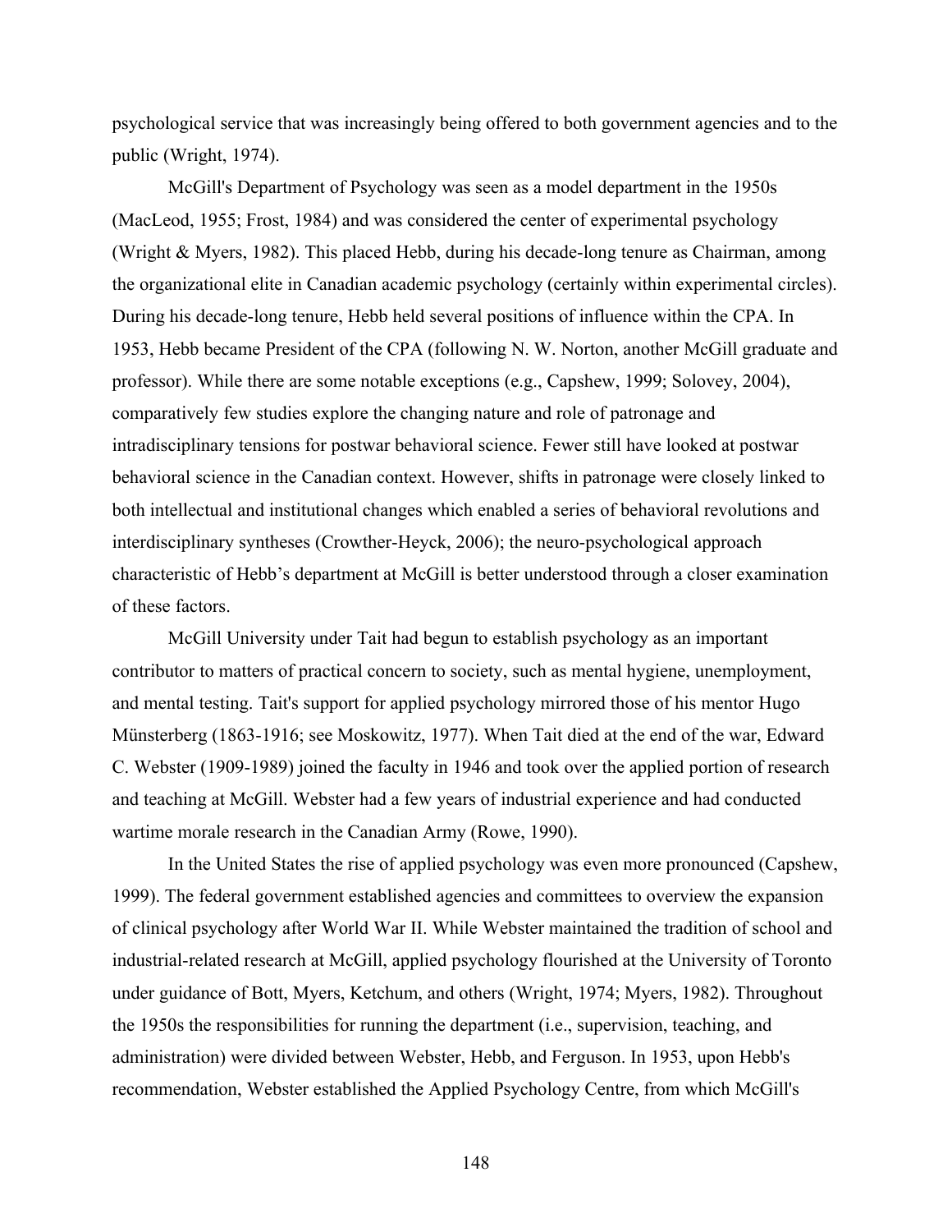psychological service that was increasingly being offered to both government agencies and to the public (Wright, 1974).

McGill's Department of Psychology was seen as a model department in the 1950s (MacLeod, 1955; Frost, 1984) and was considered the center of experimental psychology (Wright & Myers, 1982). This placed Hebb, during his decade-long tenure as Chairman, among the organizational elite in Canadian academic psychology (certainly within experimental circles). During his decade-long tenure, Hebb held several positions of influence within the CPA. In 1953, Hebb became President of the CPA (following N. W. Norton, another McGill graduate and professor). While there are some notable exceptions (e.g., Capshew, 1999; Solovey, 2004), comparatively few studies explore the changing nature and role of patronage and intradisciplinary tensions for postwar behavioral science. Fewer still have looked at postwar behavioral science in the Canadian context. However, shifts in patronage were closely linked to both intellectual and institutional changes which enabled a series of behavioral revolutions and interdisciplinary syntheses (Crowther-Heyck, 2006); the neuro-psychological approach characteristic of Hebb's department at McGill is better understood through a closer examination of these factors.

McGill University under Tait had begun to establish psychology as an important contributor to matters of practical concern to society, such as mental hygiene, unemployment, and mental testing. Tait's support for applied psychology mirrored those of his mentor Hugo Münsterberg (1863-1916; see Moskowitz, 1977). When Tait died at the end of the war, Edward C. Webster (1909-1989) joined the faculty in 1946 and took over the applied portion of research and teaching at McGill. Webster had a few years of industrial experience and had conducted wartime morale research in the Canadian Army (Rowe, 1990).

In the United States the rise of applied psychology was even more pronounced (Capshew, 1999). The federal government established agencies and committees to overview the expansion of clinical psychology after World War II. While Webster maintained the tradition of school and industrial-related research at McGill, applied psychology flourished at the University of Toronto under guidance of Bott, Myers, Ketchum, and others (Wright, 1974; Myers, 1982). Throughout the 1950s the responsibilities for running the department (i.e., supervision, teaching, and administration) were divided between Webster, Hebb, and Ferguson. In 1953, upon Hebb's recommendation, Webster established the Applied Psychology Centre, from which McGill's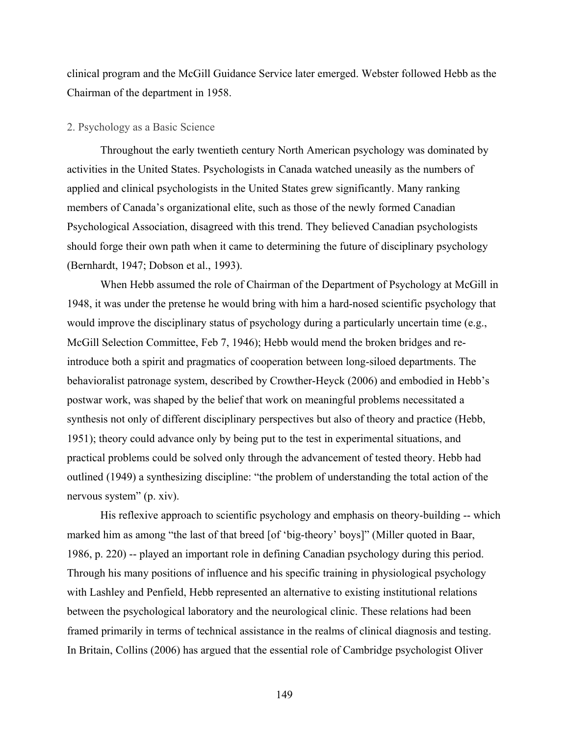clinical program and the McGill Guidance Service later emerged. Webster followed Hebb as the Chairman of the department in 1958.

## 2. Psychology as a Basic Science

Throughout the early twentieth century North American psychology was dominated by activities in the United States. Psychologists in Canada watched uneasily as the numbers of applied and clinical psychologists in the United States grew significantly. Many ranking members of Canada's organizational elite, such as those of the newly formed Canadian Psychological Association, disagreed with this trend. They believed Canadian psychologists should forge their own path when it came to determining the future of disciplinary psychology (Bernhardt, 1947; Dobson et al., 1993).

When Hebb assumed the role of Chairman of the Department of Psychology at McGill in 1948, it was under the pretense he would bring with him a hard-nosed scientific psychology that would improve the disciplinary status of psychology during a particularly uncertain time (e.g., McGill Selection Committee, Feb 7, 1946); Hebb would mend the broken bridges and re-introduce both a spirit and pragmatics of cooperation between long-siloed departments. The behavioralist patronage system, described by Crowther-Heyck (2006) and embodied in Hebb's postwar work, was shaped by the belief that work on meaningful problems necessitated a synthesis not only of different disciplinary perspectives but also of theory and practice (Hebb, 1951); theory could advance only by being put to the test in experimental situations, and practical problems could be solved only through the advancement of tested theory. Hebb had outlined (1949) a synthesizing discipline: "the problem of understanding the total action of the nervous system" (p. xiv).

His reflexive approach to scientific psychology and emphasis on theory-building -- which marked him as among "the last of that breed [of 'big-theory' boys]" (Miller quoted in Baar, 1986, p. 220) -- played an important role in defining Canadian psychology during this period. Through his many positions of influence and his specific training in physiological psychology with Lashley and Penfield, Hebb represented an alternative to existing institutional relations between the psychological laboratory and the neurological clinic. These relations had been framed primarily in terms of technical assistance in the realms of clinical diagnosis and testing. In Britain, Collins (2006) has argued that the essential role of Cambridge psychologist Oliver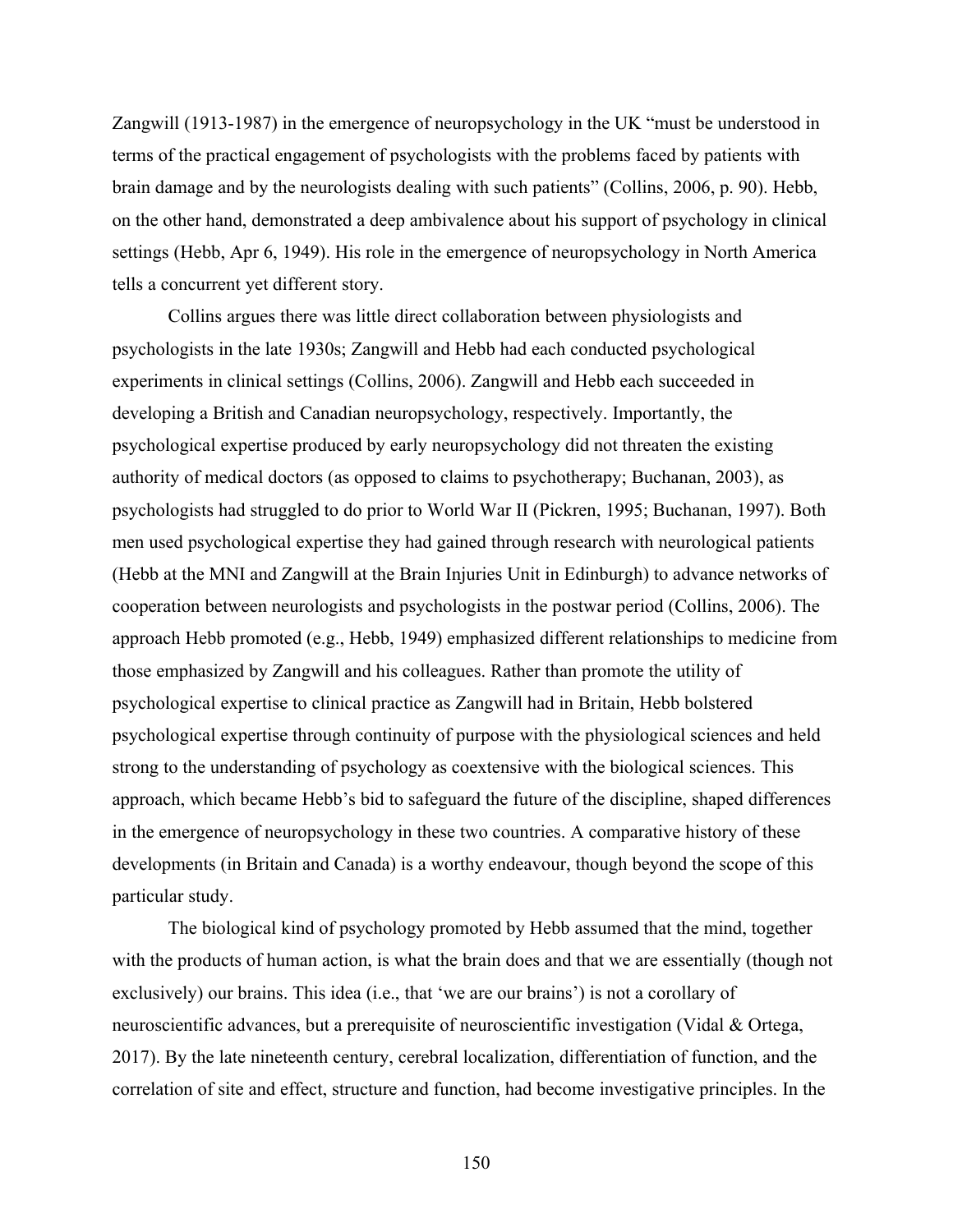Zangwill (1913-1987) in the emergence of neuropsychology in the UK "must be understood in terms of the practical engagement of psychologists with the problems faced by patients with brain damage and by the neurologists dealing with such patients" (Collins, 2006, p. 90). Hebb, on the other hand, demonstrated a deep ambivalence about his support of psychology in clinical settings (Hebb, Apr 6, 1949). His role in the emergence of neuropsychology in North America tells a concurrent yet different story.

Collins argues there was little direct collaboration between physiologists and psychologists in the late 1930s; Zangwill and Hebb had each conducted psychological experiments in clinical settings (Collins, 2006). Zangwill and Hebb each succeeded in developing a British and Canadian neuropsychology, respectively. Importantly, the psychological expertise produced by early neuropsychology did not threaten the existing authority of medical doctors (as opposed to claims to psychotherapy; Buchanan, 2003), as psychologists had struggled to do prior to World War II (Pickren, 1995; Buchanan, 1997). Both men used psychological expertise they had gained through research with neurological patients (Hebb at the MNI and Zangwill at the Brain Injuries Unit in Edinburgh) to advance networks of cooperation between neurologists and psychologists in the postwar period (Collins, 2006). The approach Hebb promoted (e.g., Hebb, 1949) emphasized different relationships to medicine from those emphasized by Zangwill and his colleagues. Rather than promote the utility of psychological expertise to clinical practice as Zangwill had in Britain, Hebb bolstered psychological expertise through continuity of purpose with the physiological sciences and held strong to the understanding of psychology as coextensive with the biological sciences. This approach, which became Hebb's bid to safeguard the future of the discipline, shaped differences in the emergence of neuropsychology in these two countries. A comparative history of these developments (in Britain and Canada) is a worthy endeavour, though beyond the scope of this particular study.

The biological kind of psychology promoted by Hebb assumed that the mind, together with the products of human action, is what the brain does and that we are essentially (though not exclusively) our brains. This idea (i.e., that 'we are our brains') is not a corollary of neuroscientific advances, but a prerequisite of neuroscientific investigation (Vidal & Ortega, 2017). By the late nineteenth century, cerebral localization, differentiation of function, and the correlation of site and effect, structure and function, had become investigative principles. In the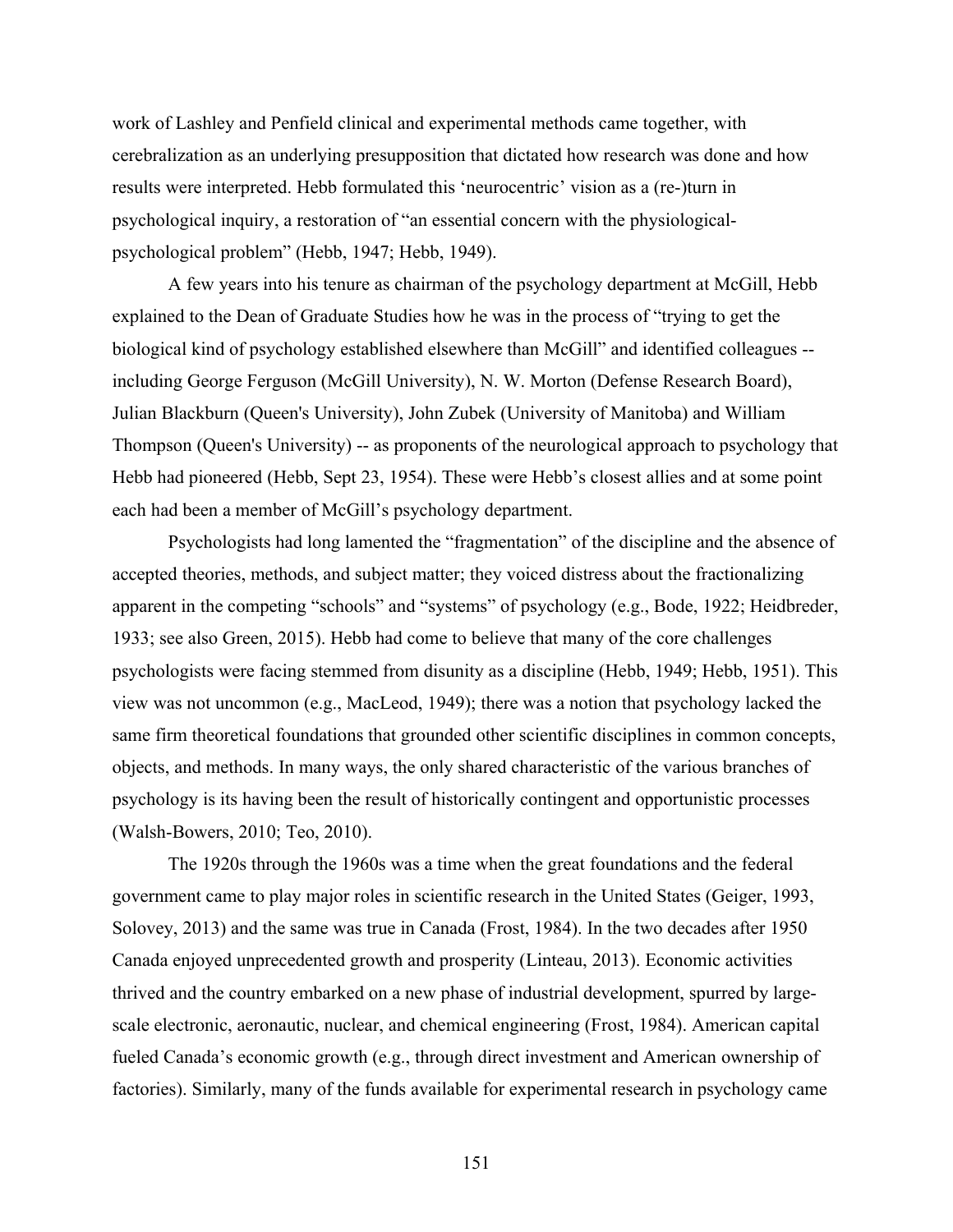work of Lashley and Penfield clinical and experimental methods came together, with cerebralization as an underlying presupposition that dictated how research was done and how results were interpreted. Hebb formulated this 'neurocentric' vision as a (re-)turn in psychological inquiry, a restoration of "an essential concern with the physiological-psychological problem" (Hebb, 1947; Hebb, 1949).

A few years into his tenure as chairman of the psychology department at McGill, Hebb explained to the Dean of Graduate Studies how he was in the process of "trying to get the biological kind of psychology established elsewhere than McGill" and identified colleagues -- including George Ferguson (McGill University), N. W. Morton (Defense Research Board), Julian Blackburn (Queen's University), John Zubek (University of Manitoba) and William Thompson (Queen's University) -- as proponents of the neurological approach to psychology that Hebb had pioneered (Hebb, Sept 23, 1954). These were Hebb's closest allies and at some point each had been a member of McGill's psychology department.

Psychologists had long lamented the "fragmentation" of the discipline and the absence of accepted theories, methods, and subject matter; they voiced distress about the fractionalizing apparent in the competing "schools" and "systems" of psychology (e.g., Bode, 1922; Heidbreder, 1933; see also Green, 2015). Hebb had come to believe that many of the core challenges psychologists were facing stemmed from disunity as a discipline (Hebb, 1949; Hebb, 1951). This view was not uncommon (e.g., MacLeod, 1949); there was a notion that psychology lacked the same firm theoretical foundations that grounded other scientific disciplines in common concepts, objects, and methods. In many ways, the only shared characteristic of the various branches of psychology is its having been the result of historically contingent and opportunistic processes (Walsh-Bowers, 2010; Teo, 2010).

The 1920s through the 1960s was a time when the great foundations and the federal government came to play major roles in scientific research in the United States (Geiger, 1993, Solovey, 2013) and the same was true in Canada (Frost, 1984). In the two decades after 1950 Canada enjoyed unprecedented growth and prosperity (Linteau, 2013). Economic activities thrived and the country embarked on a new phase of industrial development, spurred by large-scale electronic, aeronautic, nuclear, and chemical engineering (Frost, 1984). American capital fueled Canada's economic growth (e.g., through direct investment and American ownership of factories). Similarly, many of the funds available for experimental research in psychology came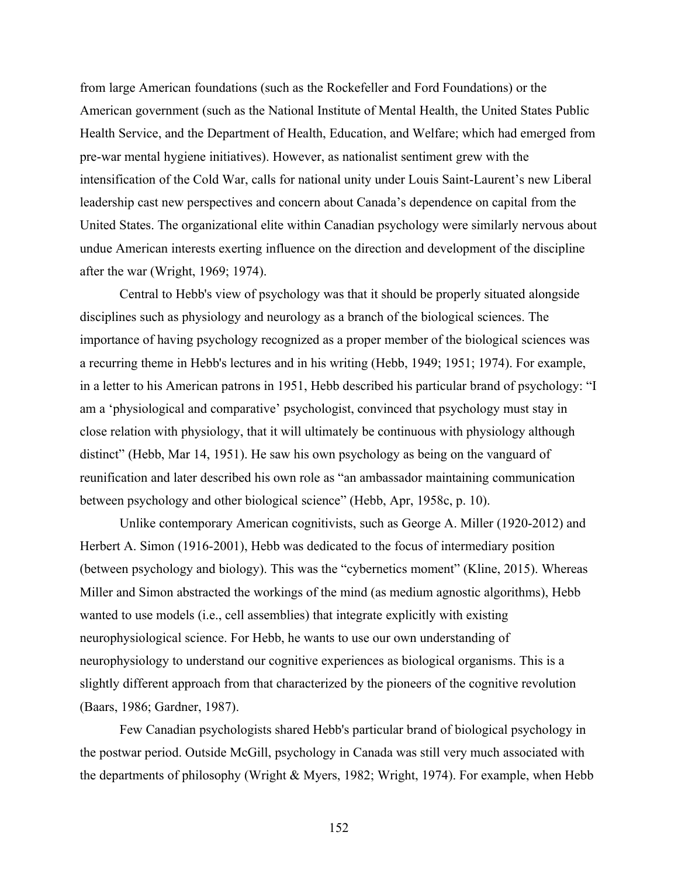from large American foundations (such as the Rockefeller and Ford Foundations) or the American government (such as the National Institute of Mental Health, the United States Public Health Service, and the Department of Health, Education, and Welfare; which had emerged from pre-war mental hygiene initiatives). However, as nationalist sentiment grew with the intensification of the Cold War, calls for national unity under Louis Saint-Laurent's new Liberal leadership cast new perspectives and concern about Canada's dependence on capital from the United States. The organizational elite within Canadian psychology were similarly nervous about undue American interests exerting influence on the direction and development of the discipline after the war (Wright, 1969; 1974).

Central to Hebb's view of psychology was that it should be properly situated alongside disciplines such as physiology and neurology as a branch of the biological sciences. The importance of having psychology recognized as a proper member of the biological sciences was a recurring theme in Hebb's lectures and in his writing (Hebb, 1949; 1951; 1974). For example, in a letter to his American patrons in 1951, Hebb described his particular brand of psychology: "I am a 'physiological and comparative' psychologist, convinced that psychology must stay in close relation with physiology, that it will ultimately be continuous with physiology although distinct" (Hebb, Mar 14, 1951). He saw his own psychology as being on the vanguard of reunification and later described his own role as "an ambassador maintaining communication between psychology and other biological science" (Hebb, Apr, 1958c, p. 10).

Unlike contemporary American cognitivists, such as George A. Miller (1920-2012) and Herbert A. Simon (1916-2001), Hebb was dedicated to the focus of intermediary position (between psychology and biology). This was the "cybernetics moment" (Kline, 2015). Whereas Miller and Simon abstracted the workings of the mind (as medium agnostic algorithms), Hebb wanted to use models (i.e., cell assemblies) that integrate explicitly with existing neurophysiological science. For Hebb, he wants to use our own understanding of neurophysiology to understand our cognitive experiences as biological organisms. This is a slightly different approach from that characterized by the pioneers of the cognitive revolution (Baars, 1986; Gardner, 1987).

Few Canadian psychologists shared Hebb's particular brand of biological psychology in the postwar period. Outside McGill, psychology in Canada was still very much associated with the departments of philosophy (Wright & Myers, 1982; Wright, 1974). For example, when Hebb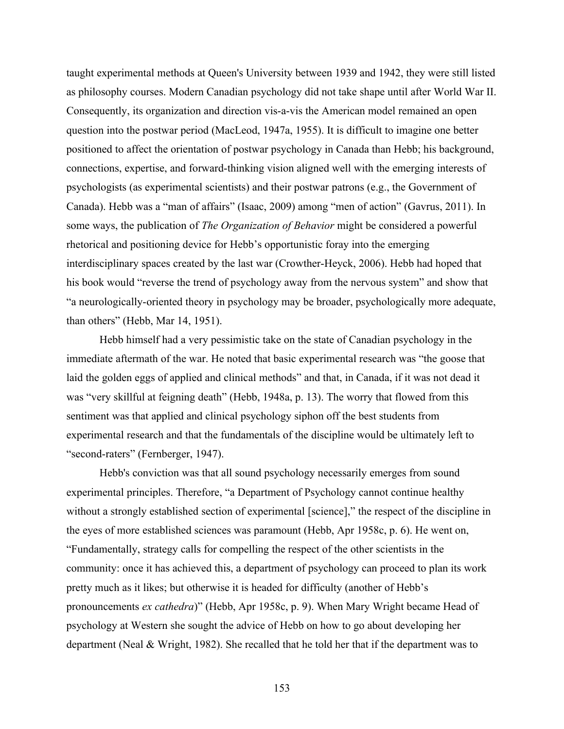taught experimental methods at Queen's University between 1939 and 1942, they were still listed as philosophy courses. Modern Canadian psychology did not take shape until after World War II. Consequently, its organization and direction vis-a-vis the American model remained an open question into the postwar period (MacLeod, 1947a, 1955). It is difficult to imagine one better positioned to affect the orientation of postwar psychology in Canada than Hebb; his background, connections, expertise, and forward-thinking vision aligned well with the emerging interests of psychologists (as experimental scientists) and their postwar patrons (e.g., the Government of Canada). Hebb was a "man of affairs" (Isaac, 2009) among "men of action" (Gavrus, 2011). In some ways, the publication of *The Organization of Behavior* might be considered a powerful rhetorical and positioning device for Hebb's opportunistic foray into the emerging interdisciplinary spaces created by the last war (Crowther-Heyck, 2006). Hebb had hoped that his book would "reverse the trend of psychology away from the nervous system" and show that "a neurologically-oriented theory in psychology may be broader, psychologically more adequate, than others" (Hebb, Mar 14, 1951).

Hebb himself had a very pessimistic take on the state of Canadian psychology in the immediate aftermath of the war. He noted that basic experimental research was "the goose that laid the golden eggs of applied and clinical methods" and that, in Canada, if it was not dead it was "very skillful at feigning death" (Hebb, 1948a, p. 13). The worry that flowed from this sentiment was that applied and clinical psychology siphon off the best students from experimental research and that the fundamentals of the discipline would be ultimately left to "second-raters" (Fernberger, 1947).

Hebb's conviction was that all sound psychology necessarily emerges from sound experimental principles. Therefore, "a Department of Psychology cannot continue healthy without a strongly established section of experimental [science]," the respect of the discipline in the eyes of more established sciences was paramount (Hebb, Apr 1958c, p. 6). He went on, "Fundamentally, strategy calls for compelling the respect of the other scientists in the community: once it has achieved this, a department of psychology can proceed to plan its work pretty much as it likes; but otherwise it is headed for difficulty (another of Hebb's pronouncements *ex cathedra*)" (Hebb, Apr 1958c, p. 9). When Mary Wright became Head of psychology at Western she sought the advice of Hebb on how to go about developing her department (Neal & Wright, 1982). She recalled that he told her that if the department was to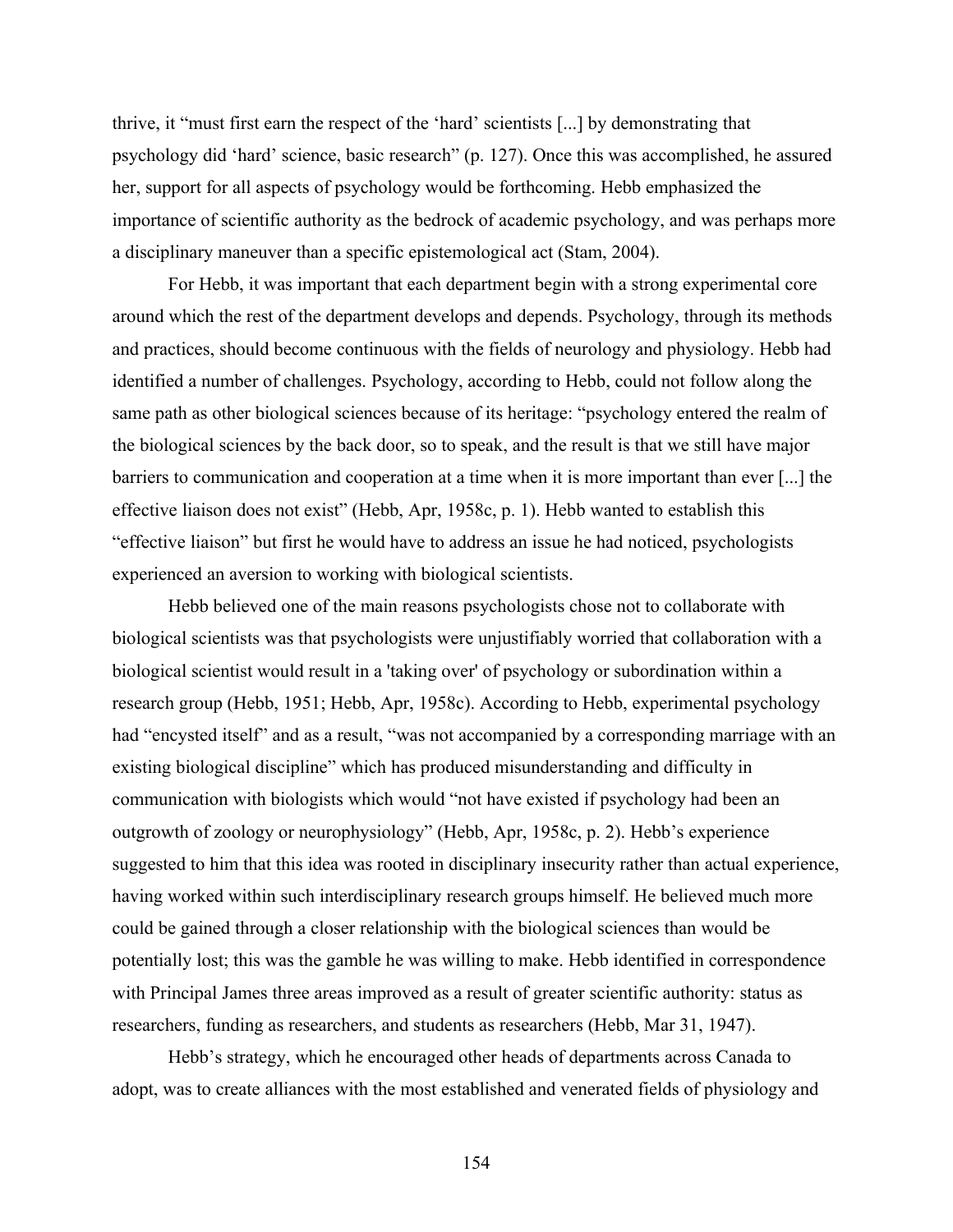thrive, it "must first earn the respect of the 'hard' scientists [...] by demonstrating that psychology did 'hard' science, basic research" (p. 127). Once this was accomplished, he assured her, support for all aspects of psychology would be forthcoming. Hebb emphasized the importance of scientific authority as the bedrock of academic psychology, and was perhaps more a disciplinary maneuver than a specific epistemological act (Stam, 2004).

For Hebb, it was important that each department begin with a strong experimental core around which the rest of the department develops and depends. Psychology, through its methods and practices, should become continuous with the fields of neurology and physiology. Hebb had identified a number of challenges. Psychology, according to Hebb, could not follow along the same path as other biological sciences because of its heritage: "psychology entered the realm of the biological sciences by the back door, so to speak, and the result is that we still have major barriers to communication and cooperation at a time when it is more important than ever [...] the effective liaison does not exist" (Hebb, Apr, 1958c, p. 1). Hebb wanted to establish this "effective liaison" but first he would have to address an issue he had noticed, psychologists experienced an aversion to working with biological scientists.

Hebb believed one of the main reasons psychologists chose not to collaborate with biological scientists was that psychologists were unjustifiably worried that collaboration with a biological scientist would result in a 'taking over' of psychology or subordination within a research group (Hebb, 1951; Hebb, Apr, 1958c). According to Hebb, experimental psychology had "encysted itself" and as a result, "was not accompanied by a corresponding marriage with an existing biological discipline" which has produced misunderstanding and difficulty in communication with biologists which would "not have existed if psychology had been an outgrowth of zoology or neurophysiology" (Hebb, Apr, 1958c, p. 2). Hebb's experience suggested to him that this idea was rooted in disciplinary insecurity rather than actual experience, having worked within such interdisciplinary research groups himself. He believed much more could be gained through a closer relationship with the biological sciences than would be potentially lost; this was the gamble he was willing to make. Hebb identified in correspondence with Principal James three areas improved as a result of greater scientific authority: status as researchers, funding as researchers, and students as researchers (Hebb, Mar 31, 1947).

Hebb's strategy, which he encouraged other heads of departments across Canada to adopt, was to create alliances with the most established and venerated fields of physiology and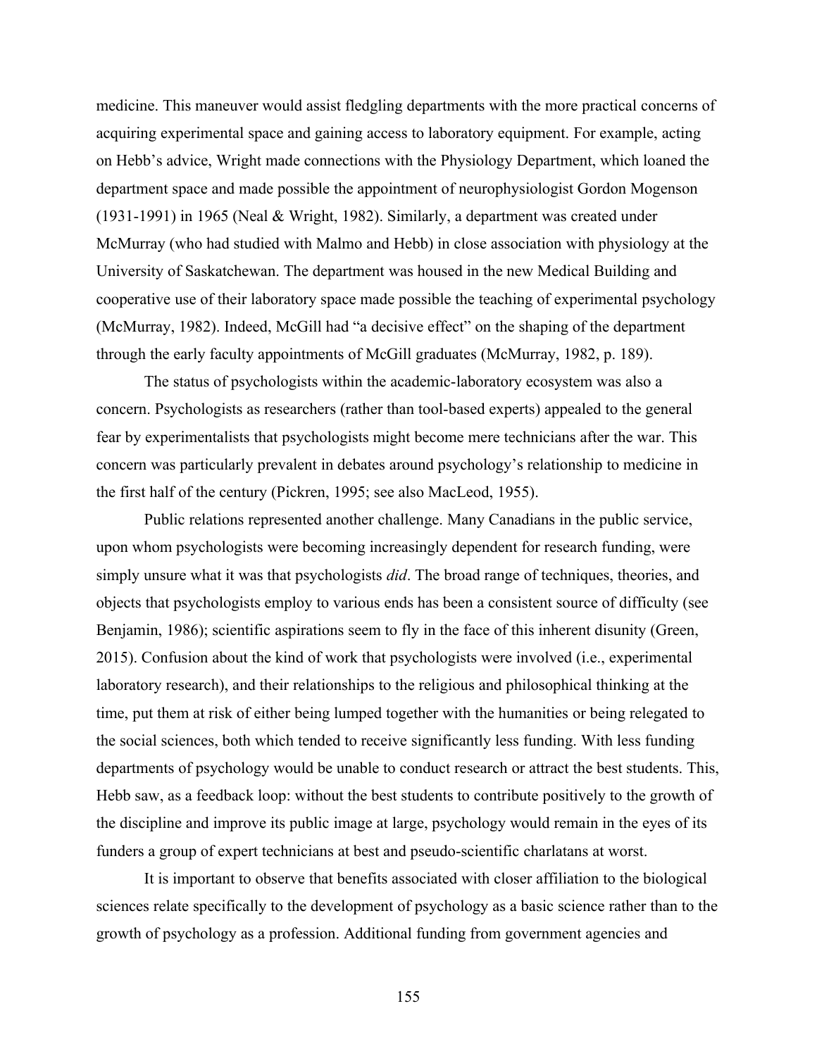medicine. This maneuver would assist fledgling departments with the more practical concerns of acquiring experimental space and gaining access to laboratory equipment. For example, acting on Hebb's advice, Wright made connections with the Physiology Department, which loaned the department space and made possible the appointment of neurophysiologist Gordon Mogenson (1931-1991) in 1965 (Neal & Wright, 1982). Similarly, a department was created under McMurray (who had studied with Malmo and Hebb) in close association with physiology at the University of Saskatchewan. The department was housed in the new Medical Building and cooperative use of their laboratory space made possible the teaching of experimental psychology (McMurray, 1982). Indeed, McGill had "a decisive effect" on the shaping of the department through the early faculty appointments of McGill graduates (McMurray, 1982, p. 189).

The status of psychologists within the academic-laboratory ecosystem was also a concern. Psychologists as researchers (rather than tool-based experts) appealed to the general fear by experimentalists that psychologists might become mere technicians after the war. This concern was particularly prevalent in debates around psychology's relationship to medicine in the first half of the century (Pickren, 1995; see also MacLeod, 1955).

Public relations represented another challenge. Many Canadians in the public service, upon whom psychologists were becoming increasingly dependent for research funding, were simply unsure what it was that psychologists *did*. The broad range of techniques, theories, and objects that psychologists employ to various ends has been a consistent source of difficulty (see Benjamin, 1986); scientific aspirations seem to fly in the face of this inherent disunity (Green, 2015). Confusion about the kind of work that psychologists were involved (i.e., experimental laboratory research), and their relationships to the religious and philosophical thinking at the time, put them at risk of either being lumped together with the humanities or being relegated to the social sciences, both which tended to receive significantly less funding. With less funding departments of psychology would be unable to conduct research or attract the best students. This, Hebb saw, as a feedback loop: without the best students to contribute positively to the growth of the discipline and improve its public image at large, psychology would remain in the eyes of its funders a group of expert technicians at best and pseudo-scientific charlatans at worst.

It is important to observe that benefits associated with closer affiliation to the biological sciences relate specifically to the development of psychology as a basic science rather than to the growth of psychology as a profession. Additional funding from government agencies and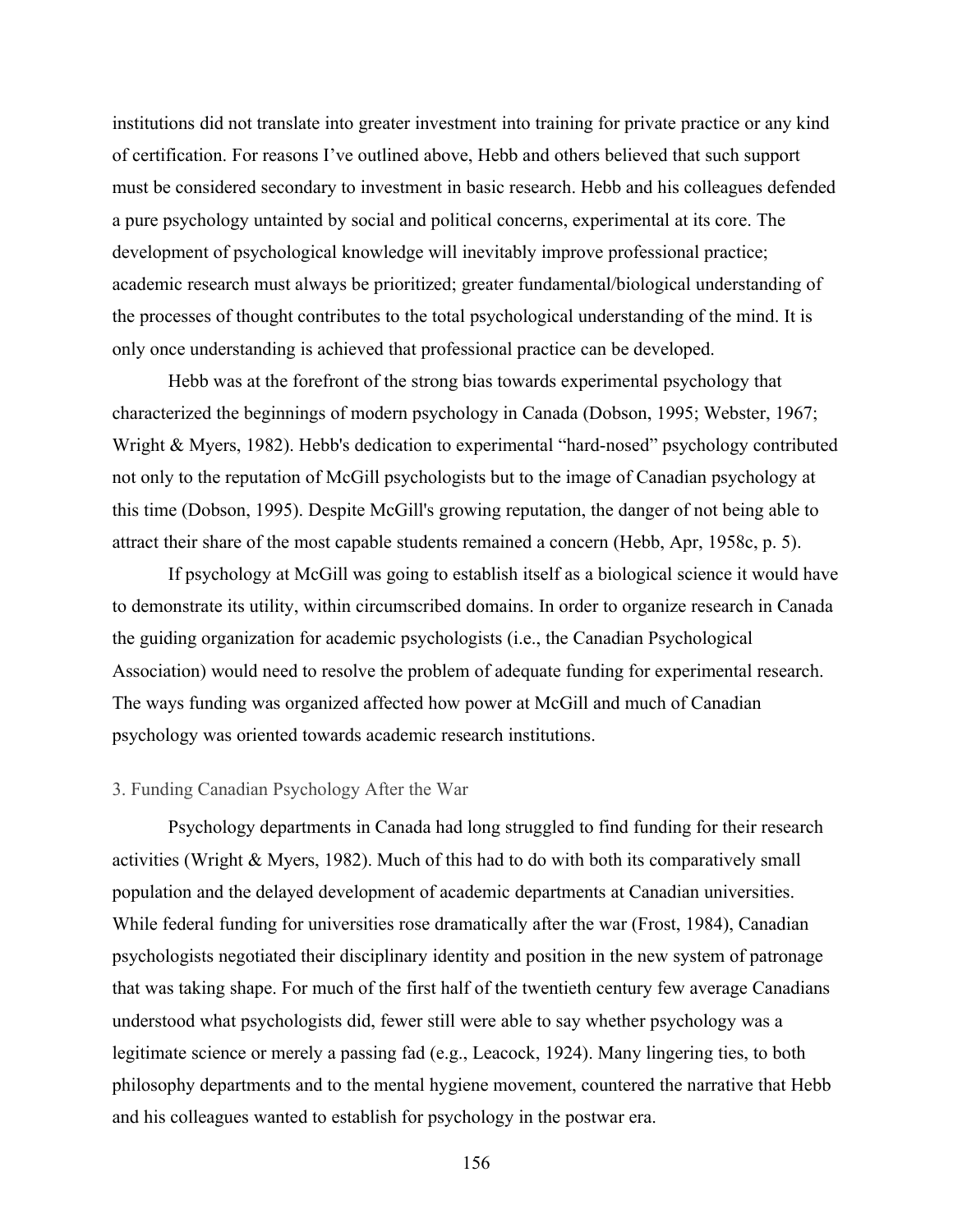institutions did not translate into greater investment into training for private practice or any kind of certification. For reasons I've outlined above, Hebb and others believed that such support must be considered secondary to investment in basic research. Hebb and his colleagues defended a pure psychology untainted by social and political concerns, experimental at its core. The development of psychological knowledge will inevitably improve professional practice; academic research must always be prioritized; greater fundamental/biological understanding of the processes of thought contributes to the total psychological understanding of the mind. It is only once understanding is achieved that professional practice can be developed.

Hebb was at the forefront of the strong bias towards experimental psychology that characterized the beginnings of modern psychology in Canada (Dobson, 1995; Webster, 1967; Wright & Myers, 1982). Hebb's dedication to experimental "hard-nosed" psychology contributed not only to the reputation of McGill psychologists but to the image of Canadian psychology at this time (Dobson, 1995). Despite McGill's growing reputation, the danger of not being able to attract their share of the most capable students remained a concern (Hebb, Apr, 1958c, p. 5).

If psychology at McGill was going to establish itself as a biological science it would have to demonstrate its utility, within circumscribed domains. In order to organize research in Canada the guiding organization for academic psychologists (i.e., the Canadian Psychological Association) would need to resolve the problem of adequate funding for experimental research. The ways funding was organized affected how power at McGill and much of Canadian psychology was oriented towards academic research institutions.

### 3. Funding Canadian Psychology After the War

Psychology departments in Canada had long struggled to find funding for their research activities (Wright & Myers, 1982). Much of this had to do with both its comparatively small population and the delayed development of academic departments at Canadian universities. While federal funding for universities rose dramatically after the war (Frost, 1984), Canadian psychologists negotiated their disciplinary identity and position in the new system of patronage that was taking shape. For much of the first half of the twentieth century few average Canadians understood what psychologists did, fewer still were able to say whether psychology was a legitimate science or merely a passing fad (e.g., Leacock, 1924). Many lingering ties, to both philosophy departments and to the mental hygiene movement, countered the narrative that Hebb and his colleagues wanted to establish for psychology in the postwar era.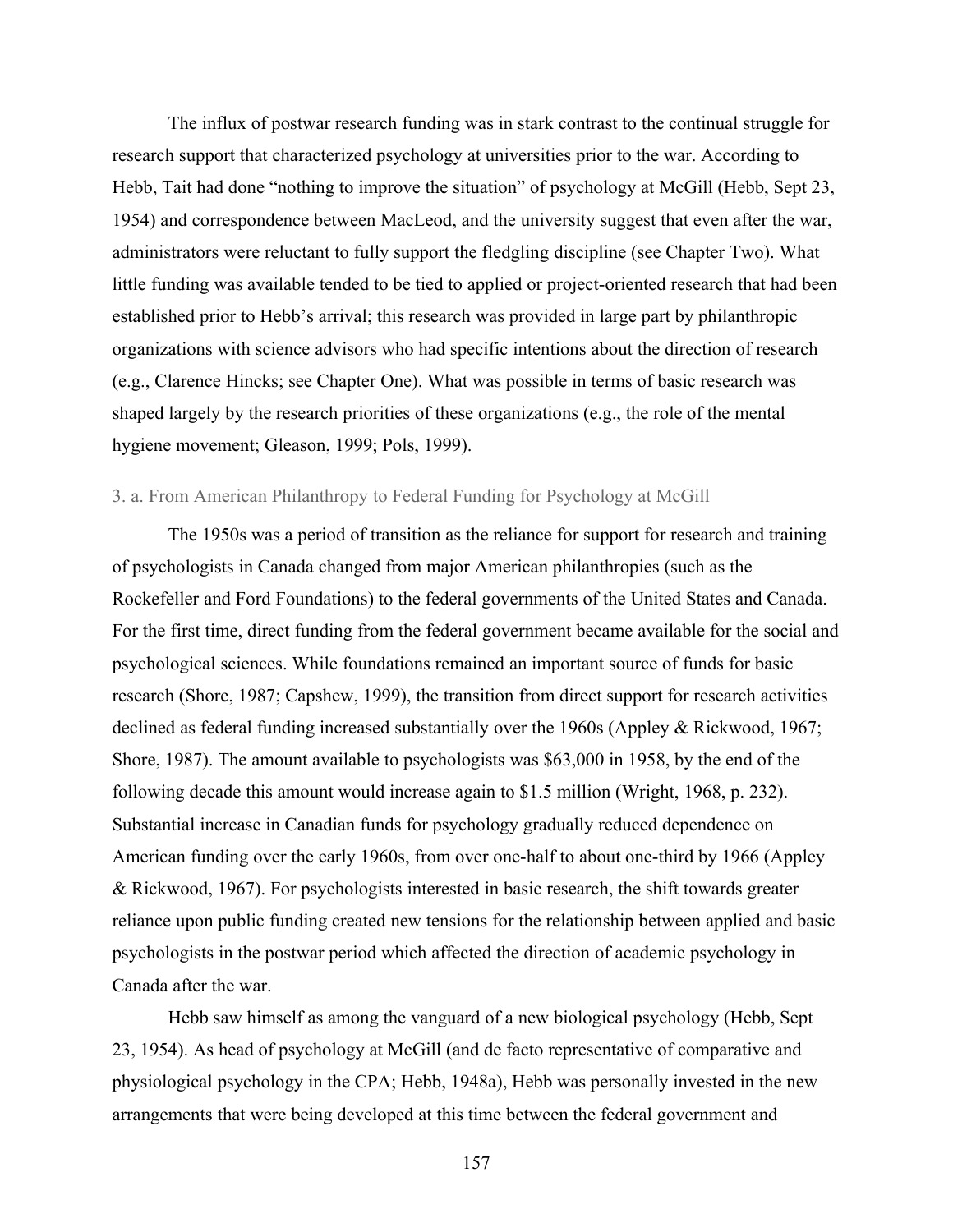The influx of postwar research funding was in stark contrast to the continual struggle for research support that characterized psychology at universities prior to the war. According to Hebb, Tait had done "nothing to improve the situation" of psychology at McGill (Hebb, Sept 23, 1954) and correspondence between MacLeod, and the university suggest that even after the war, administrators were reluctant to fully support the fledgling discipline (see Chapter Two). What little funding was available tended to be tied to applied or project-oriented research that had been established prior to Hebb's arrival; this research was provided in large part by philanthropic organizations with science advisors who had specific intentions about the direction of research (e.g., Clarence Hincks; see Chapter One). What was possible in terms of basic research was shaped largely by the research priorities of these organizations (e.g., the role of the mental hygiene movement; Gleason, 1999; Pols, 1999).

### 3. a. From American Philanthropy to Federal Funding for Psychology at McGill

The 1950s was a period of transition as the reliance for support for research and training of psychologists in Canada changed from major American philanthropies (such as the Rockefeller and Ford Foundations) to the federal governments of the United States and Canada. For the first time, direct funding from the federal government became available for the social and psychological sciences. While foundations remained an important source of funds for basic research (Shore, 1987; Capshew, 1999), the transition from direct support for research activities declined as federal funding increased substantially over the 1960s (Appley & Rickwood, 1967; Shore, 1987). The amount available to psychologists was $63,000 in 1958, by the end of the following decade this amount would increase again to $1.5 million (Wright, 1968, p. 232). Substantial increase in Canadian funds for psychology gradually reduced dependence on American funding over the early 1960s, from over one-half to about one-third by 1966 (Appley & Rickwood, 1967). For psychologists interested in basic research, the shift towards greater reliance upon public funding created new tensions for the relationship between applied and basic psychologists in the postwar period which affected the direction of academic psychology in Canada after the war.

Hebb saw himself as among the vanguard of a new biological psychology (Hebb, Sept 23, 1954). As head of psychology at McGill (and de facto representative of comparative and physiological psychology in the CPA; Hebb, 1948a), Hebb was personally invested in the new arrangements that were being developed at this time between the federal government and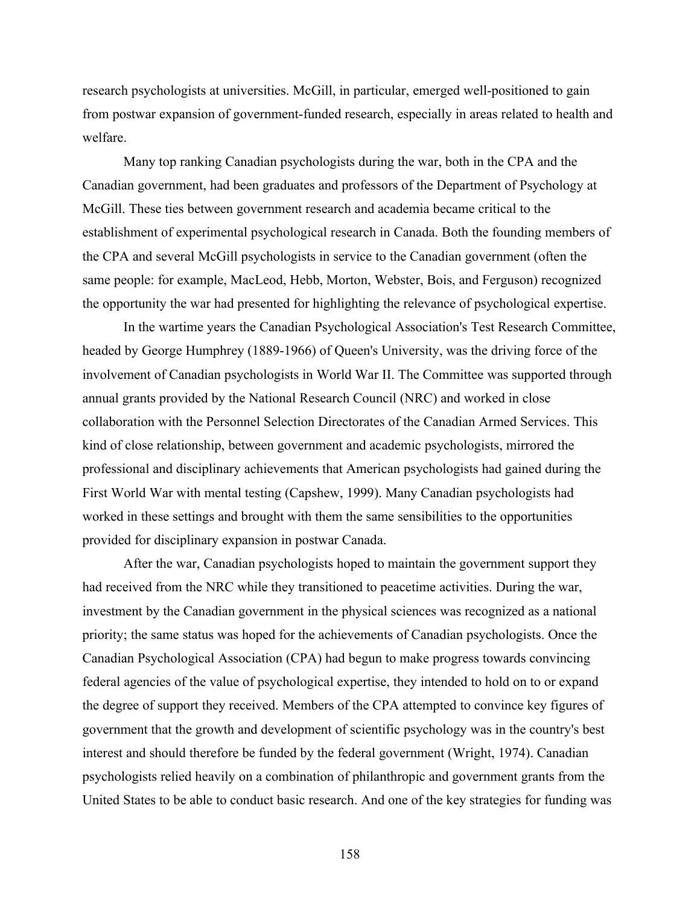research psychologists at universities. McGill, in particular, emerged well-positioned to gain from postwar expansion of government-funded research, especially in areas related to health and welfare.

Many top ranking Canadian psychologists during the war, both in the CPA and the Canadian government, had been graduates and professors of the Department of Psychology at McGill. These ties between government research and academia became critical to the establishment of experimental psychological research in Canada. Both the founding members of the CPA and several McGill psychologists in service to the Canadian government (often the same people: for example, MacLeod, Hebb, Morton, Webster, Bois, and Ferguson) recognized the opportunity the war had presented for highlighting the relevance of psychological expertise.

In the wartime years the Canadian Psychological Association's Test Research Committee, headed by George Humphrey (1889-1966) of Queen's University, was the driving force of the involvement of Canadian psychologists in World War II. The Committee was supported through annual grants provided by the National Research Council (NRC) and worked in close collaboration with the Personnel Selection Directorates of the Canadian Armed Services. This kind of close relationship, between government and academic psychologists, mirrored the professional and disciplinary achievements that American psychologists had gained during the First World War with mental testing (Capshew, 1999). Many Canadian psychologists had worked in these settings and brought with them the same sensibilities to the opportunities provided for disciplinary expansion in postwar Canada.

After the war, Canadian psychologists hoped to maintain the government support they had received from the NRC while they transitioned to peacetime activities. During the war, investment by the Canadian government in the physical sciences was recognized as a national priority; the same status was hoped for the achievements of Canadian psychologists. Once the Canadian Psychological Association (CPA) had begun to make progress towards convincing federal agencies of the value of psychological expertise, they intended to hold on to or expand the degree of support they received. Members of the CPA attempted to convince key figures of government that the growth and development of scientific psychology was in the country's best interest and should therefore be funded by the federal government (Wright, 1974). Canadian psychologists relied heavily on a combination of philanthropic and government grants from the United States to be able to conduct basic research. And one of the key strategies for funding was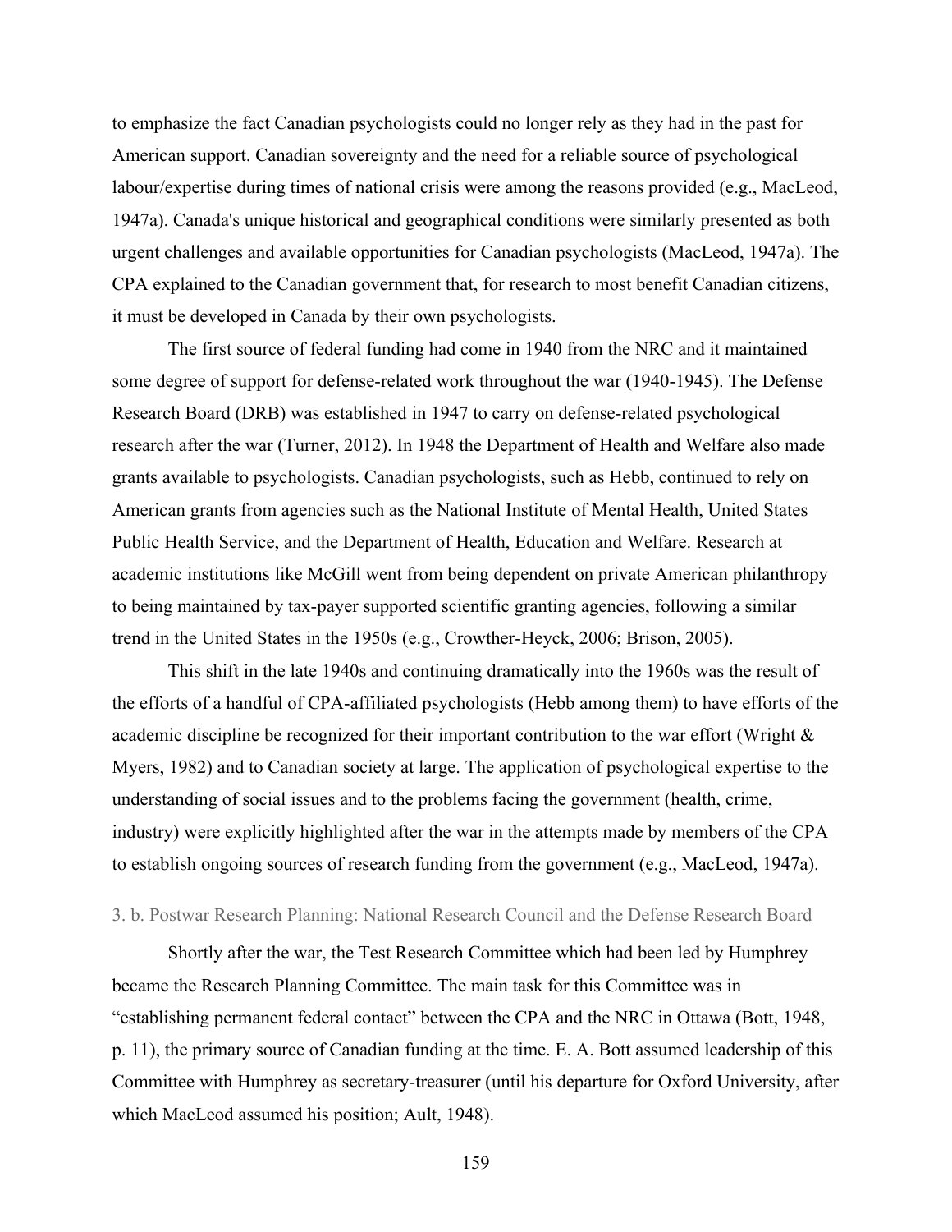to emphasize the fact Canadian psychologists could no longer rely as they had in the past for American support. Canadian sovereignty and the need for a reliable source of psychological labour/expertise during times of national crisis were among the reasons provided (e.g., MacLeod, 1947a). Canada's unique historical and geographical conditions were similarly presented as both urgent challenges and available opportunities for Canadian psychologists (MacLeod, 1947a). The CPA explained to the Canadian government that, for research to most benefit Canadian citizens, it must be developed in Canada by their own psychologists.

The first source of federal funding had come in 1940 from the NRC and it maintained some degree of support for defense-related work throughout the war (1940-1945). The Defense Research Board (DRB) was established in 1947 to carry on defense-related psychological research after the war (Turner, 2012). In 1948 the Department of Health and Welfare also made grants available to psychologists. Canadian psychologists, such as Hebb, continued to rely on American grants from agencies such as the National Institute of Mental Health, United States Public Health Service, and the Department of Health, Education and Welfare. Research at academic institutions like McGill went from being dependent on private American philanthropy to being maintained by tax-payer supported scientific granting agencies, following a similar trend in the United States in the 1950s (e.g., Crowther-Heyck, 2006; Brison, 2005).

This shift in the late 1940s and continuing dramatically into the 1960s was the result of the efforts of a handful of CPA-affiliated psychologists (Hebb among them) to have efforts of the academic discipline be recognized for their important contribution to the war effort (Wright & Myers, 1982) and to Canadian society at large. The application of psychological expertise to the understanding of social issues and to the problems facing the government (health, crime, industry) were explicitly highlighted after the war in the attempts made by members of the CPA to establish ongoing sources of research funding from the government (e.g., MacLeod, 1947a).

### 3. b. Postwar Research Planning: National Research Council and the Defense Research Board

Shortly after the war, the Test Research Committee which had been led by Humphrey became the Research Planning Committee. The main task for this Committee was in "establishing permanent federal contact" between the CPA and the NRC in Ottawa (Bott, 1948, p. 11), the primary source of Canadian funding at the time. E. A. Bott assumed leadership of this Committee with Humphrey as secretary-treasurer (until his departure for Oxford University, after which MacLeod assumed his position; Ault, 1948).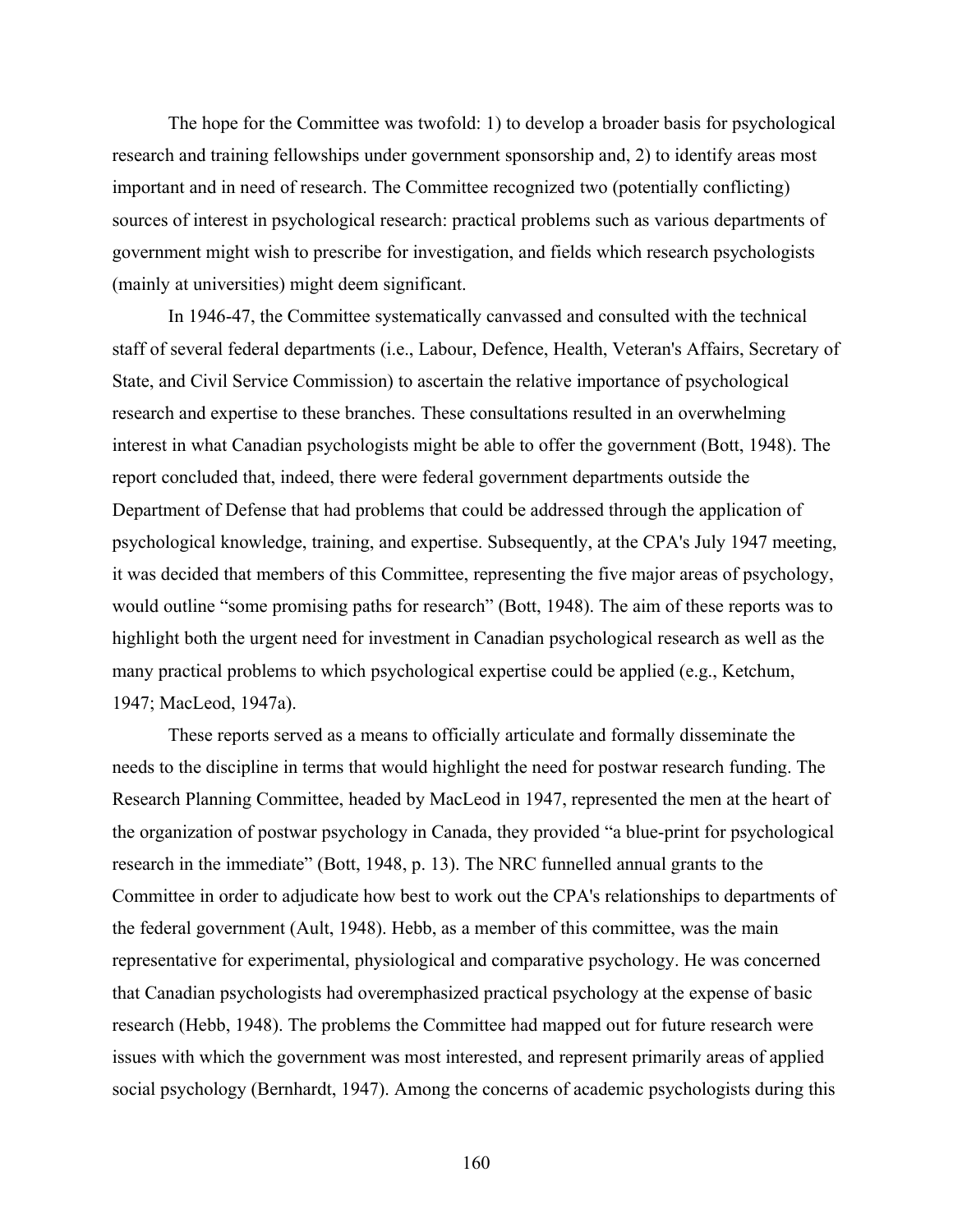The hope for the Committee was twofold: 1) to develop a broader basis for psychological research and training fellowships under government sponsorship and, 2) to identify areas most important and in need of research. The Committee recognized two (potentially conflicting) sources of interest in psychological research: practical problems such as various departments of government might wish to prescribe for investigation, and fields which research psychologists (mainly at universities) might deem significant.

In 1946-47, the Committee systematically canvassed and consulted with the technical staff of several federal departments (i.e., Labour, Defence, Health, Veteran's Affairs, Secretary of State, and Civil Service Commission) to ascertain the relative importance of psychological research and expertise to these branches. These consultations resulted in an overwhelming interest in what Canadian psychologists might be able to offer the government (Bott, 1948). The report concluded that, indeed, there were federal government departments outside the Department of Defense that had problems that could be addressed through the application of psychological knowledge, training, and expertise. Subsequently, at the CPA's July 1947 meeting, it was decided that members of this Committee, representing the five major areas of psychology, would outline "some promising paths for research" (Bott, 1948). The aim of these reports was to highlight both the urgent need for investment in Canadian psychological research as well as the many practical problems to which psychological expertise could be applied (e.g., Ketchum, 1947; MacLeod, 1947a).

These reports served as a means to officially articulate and formally disseminate the needs to the discipline in terms that would highlight the need for postwar research funding. The Research Planning Committee, headed by MacLeod in 1947, represented the men at the heart of the organization of postwar psychology in Canada, they provided "a blue-print for psychological research in the immediate" (Bott, 1948, p. 13). The NRC funnelled annual grants to the Committee in order to adjudicate how best to work out the CPA's relationships to departments of the federal government (Ault, 1948). Hebb, as a member of this committee, was the main representative for experimental, physiological and comparative psychology. He was concerned that Canadian psychologists had overemphasized practical psychology at the expense of basic research (Hebb, 1948). The problems the Committee had mapped out for future research were issues with which the government was most interested, and represent primarily areas of applied social psychology (Bernhardt, 1947). Among the concerns of academic psychologists during this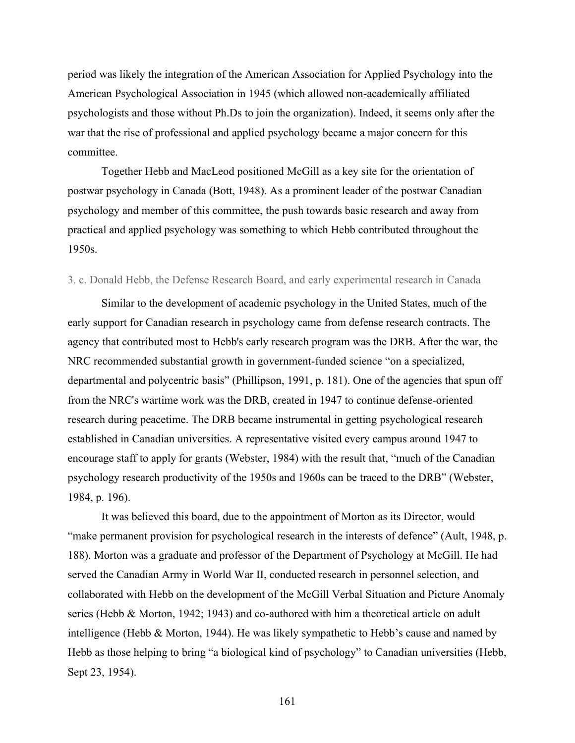period was likely the integration of the American Association for Applied Psychology into the American Psychological Association in 1945 (which allowed non-academically affiliated psychologists and those without Ph.Ds to join the organization). Indeed, it seems only after the war that the rise of professional and applied psychology became a major concern for this committee.

Together Hebb and MacLeod positioned McGill as a key site for the orientation of postwar psychology in Canada (Bott, 1948). As a prominent leader of the postwar Canadian psychology and member of this committee, the push towards basic research and away from practical and applied psychology was something to which Hebb contributed throughout the 1950s.

### 3. c. Donald Hebb, the Defense Research Board, and early experimental research in Canada

Similar to the development of academic psychology in the United States, much of the early support for Canadian research in psychology came from defense research contracts. The agency that contributed most to Hebb's early research program was the DRB. After the war, the NRC recommended substantial growth in government-funded science "on a specialized, departmental and polycentric basis" (Phillipson, 1991, p. 181). One of the agencies that spun off from the NRC's wartime work was the DRB, created in 1947 to continue defense-oriented research during peacetime. The DRB became instrumental in getting psychological research established in Canadian universities. A representative visited every campus around 1947 to encourage staff to apply for grants (Webster, 1984) with the result that, "much of the Canadian psychology research productivity of the 1950s and 1960s can be traced to the DRB" (Webster, 1984, p. 196).

It was believed this board, due to the appointment of Morton as its Director, would "make permanent provision for psychological research in the interests of defence" (Ault, 1948, p. 188). Morton was a graduate and professor of the Department of Psychology at McGill. He had served the Canadian Army in World War II, conducted research in personnel selection, and collaborated with Hebb on the development of the McGill Verbal Situation and Picture Anomaly series (Hebb & Morton, 1942; 1943) and co-authored with him a theoretical article on adult intelligence (Hebb & Morton, 1944). He was likely sympathetic to Hebb's cause and named by Hebb as those helping to bring "a biological kind of psychology" to Canadian universities (Hebb, Sept 23, 1954).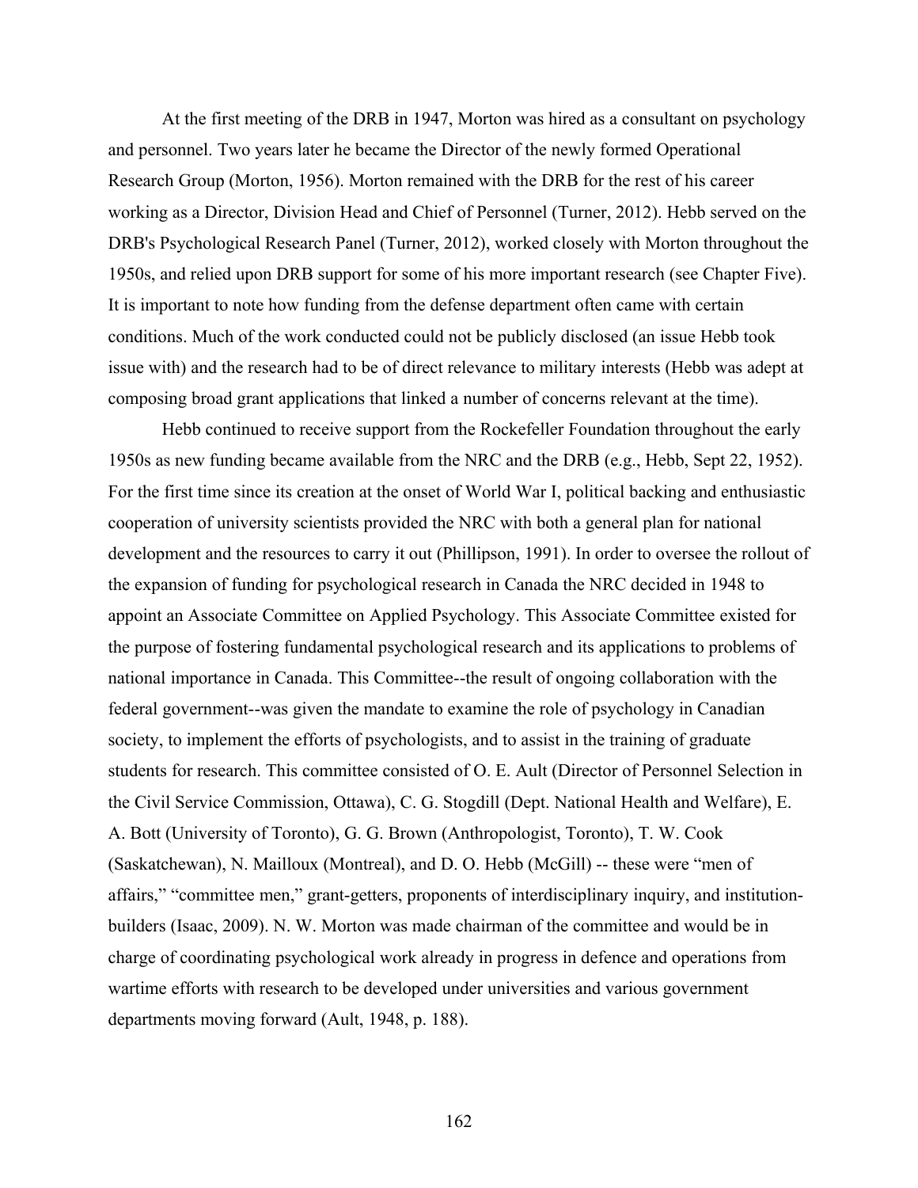At the first meeting of the DRB in 1947, Morton was hired as a consultant on psychology and personnel. Two years later he became the Director of the newly formed Operational Research Group (Morton, 1956). Morton remained with the DRB for the rest of his career working as a Director, Division Head and Chief of Personnel (Turner, 2012). Hebb served on the DRB's Psychological Research Panel (Turner, 2012), worked closely with Morton throughout the 1950s, and relied upon DRB support for some of his more important research (see Chapter Five). It is important to note how funding from the defense department often came with certain conditions. Much of the work conducted could not be publicly disclosed (an issue Hebb took issue with) and the research had to be of direct relevance to military interests (Hebb was adept at composing broad grant applications that linked a number of concerns relevant at the time).

Hebb continued to receive support from the Rockefeller Foundation throughout the early 1950s as new funding became available from the NRC and the DRB (e.g., Hebb, Sept 22, 1952). For the first time since its creation at the onset of World War I, political backing and enthusiastic cooperation of university scientists provided the NRC with both a general plan for national development and the resources to carry it out (Phillipson, 1991). In order to oversee the rollout of the expansion of funding for psychological research in Canada the NRC decided in 1948 to appoint an Associate Committee on Applied Psychology. This Associate Committee existed for the purpose of fostering fundamental psychological research and its applications to problems of national importance in Canada. This Committee--the result of ongoing collaboration with the federal government--was given the mandate to examine the role of psychology in Canadian society, to implement the efforts of psychologists, and to assist in the training of graduate students for research. This committee consisted of O. E. Ault (Director of Personnel Selection in the Civil Service Commission, Ottawa), C. G. Stogdill (Dept. National Health and Welfare), E. A. Bott (University of Toronto), G. G. Brown (Anthropologist, Toronto), T. W. Cook (Saskatchewan), N. Mailloux (Montreal), and D. O. Hebb (McGill) -- these were “men of affairs,” “committee men,” grant-getters, proponents of interdisciplinary inquiry, and institution-builders (Isaac, 2009). N. W. Morton was made chairman of the committee and would be in charge of coordinating psychological work already in progress in defence and operations from wartime efforts with research to be developed under universities and various government departments moving forward (Ault, 1948, p. 188).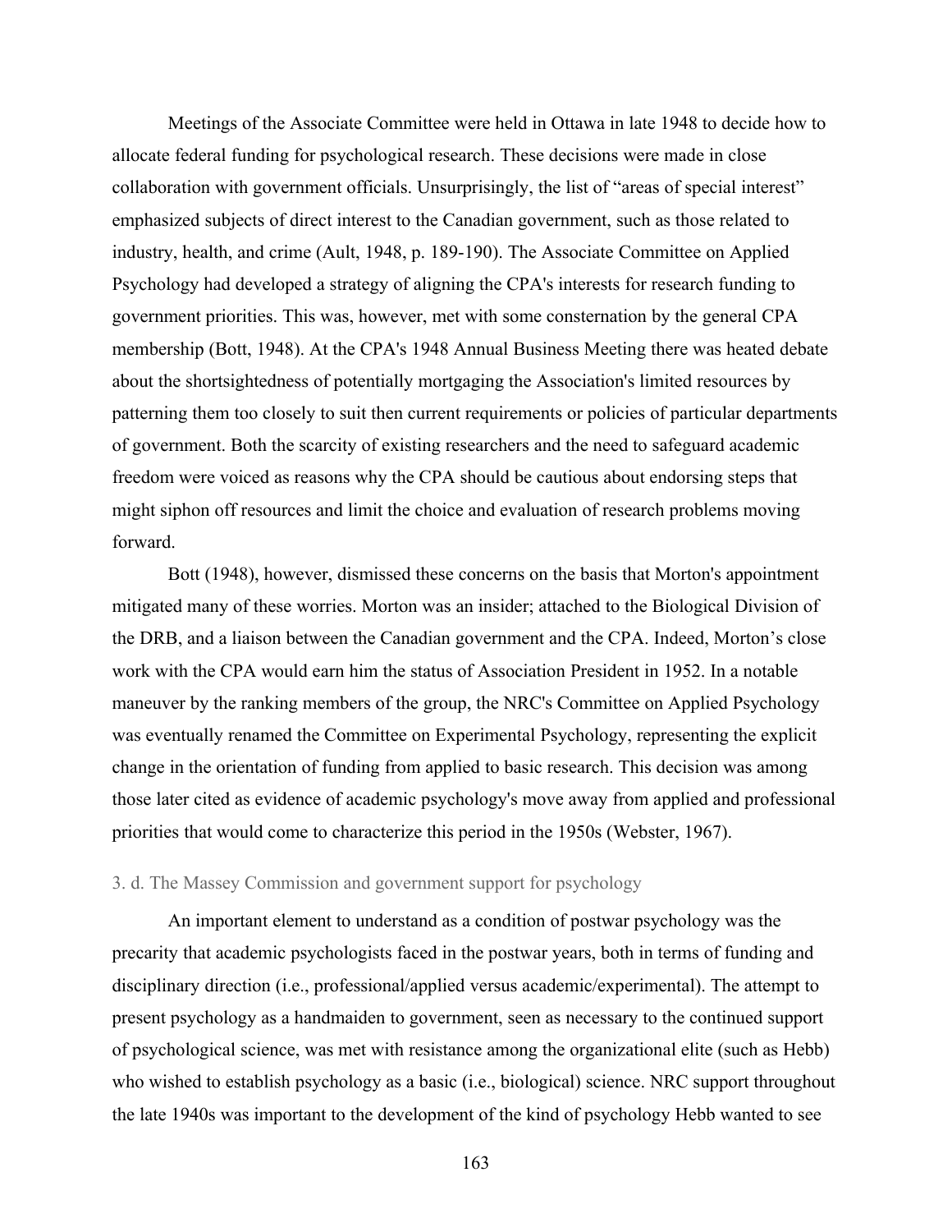Meetings of the Associate Committee were held in Ottawa in late 1948 to decide how to allocate federal funding for psychological research. These decisions were made in close collaboration with government officials. Unsurprisingly, the list of "areas of special interest" emphasized subjects of direct interest to the Canadian government, such as those related to industry, health, and crime (Ault, 1948, p. 189-190). The Associate Committee on Applied Psychology had developed a strategy of aligning the CPA's interests for research funding to government priorities. This was, however, met with some consternation by the general CPA membership (Bott, 1948). At the CPA's 1948 Annual Business Meeting there was heated debate about the shortsightedness of potentially mortgaging the Association's limited resources by patterning them too closely to suit then current requirements or policies of particular departments of government. Both the scarcity of existing researchers and the need to safeguard academic freedom were voiced as reasons why the CPA should be cautious about endorsing steps that might siphon off resources and limit the choice and evaluation of research problems moving forward.

Bott (1948), however, dismissed these concerns on the basis that Morton's appointment mitigated many of these worries. Morton was an insider; attached to the Biological Division of the DRB, and a liaison between the Canadian government and the CPA. Indeed, Morton's close work with the CPA would earn him the status of Association President in 1952. In a notable maneuver by the ranking members of the group, the NRC's Committee on Applied Psychology was eventually renamed the Committee on Experimental Psychology, representing the explicit change in the orientation of funding from applied to basic research. This decision was among those later cited as evidence of academic psychology's move away from applied and professional priorities that would come to characterize this period in the 1950s (Webster, 1967).

### 3. d. The Massey Commission and government support for psychology

An important element to understand as a condition of postwar psychology was the precarity that academic psychologists faced in the postwar years, both in terms of funding and disciplinary direction (i.e., professional/applied versus academic/experimental). The attempt to present psychology as a handmaiden to government, seen as necessary to the continued support of psychological science, was met with resistance among the organizational elite (such as Hebb) who wished to establish psychology as a basic (i.e., biological) science. NRC support throughout the late 1940s was important to the development of the kind of psychology Hebb wanted to see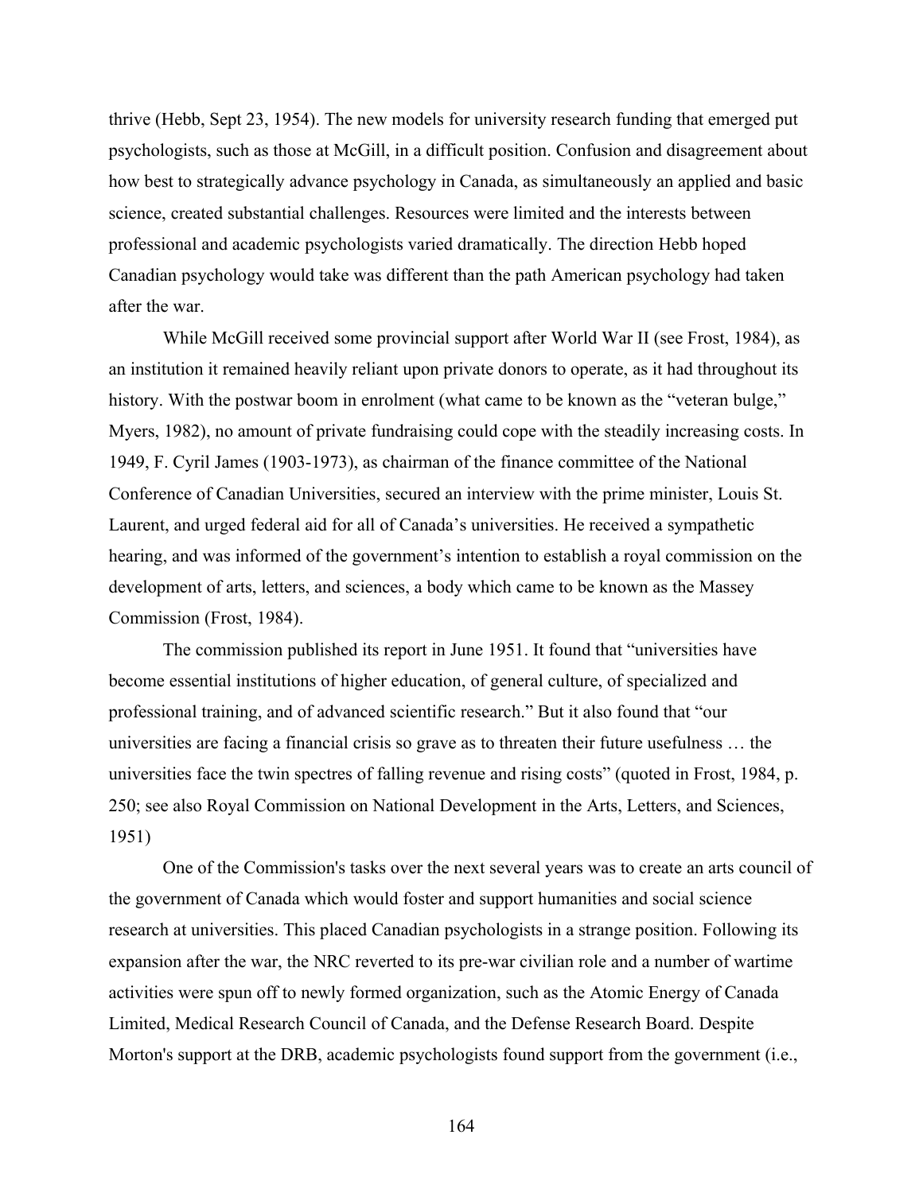thrive (Hebb, Sept 23, 1954). The new models for university research funding that emerged put psychologists, such as those at McGill, in a difficult position. Confusion and disagreement about how best to strategically advance psychology in Canada, as simultaneously an applied and basic science, created substantial challenges. Resources were limited and the interests between professional and academic psychologists varied dramatically. The direction Hebb hoped Canadian psychology would take was different than the path American psychology had taken after the war.

While McGill received some provincial support after World War II (see Frost, 1984), as an institution it remained heavily reliant upon private donors to operate, as it had throughout its history. With the postwar boom in enrolment (what came to be known as the "veteran bulge," Myers, 1982), no amount of private fundraising could cope with the steadily increasing costs. In 1949, F. Cyril James (1903-1973), as chairman of the finance committee of the National Conference of Canadian Universities, secured an interview with the prime minister, Louis St. Laurent, and urged federal aid for all of Canada's universities. He received a sympathetic hearing, and was informed of the government's intention to establish a royal commission on the development of arts, letters, and sciences, a body which came to be known as the Massey Commission (Frost, 1984).

The commission published its report in June 1951. It found that "universities have become essential institutions of higher education, of general culture, of specialized and professional training, and of advanced scientific research." But it also found that "our universities are facing a financial crisis so grave as to threaten their future usefulness … the universities face the twin spectres of falling revenue and rising costs" (quoted in Frost, 1984, p. 250; see also Royal Commission on National Development in the Arts, Letters, and Sciences, 1951)

One of the Commission's tasks over the next several years was to create an arts council of the government of Canada which would foster and support humanities and social science research at universities. This placed Canadian psychologists in a strange position. Following its expansion after the war, the NRC reverted to its pre-war civilian role and a number of wartime activities were spun off to newly formed organization, such as the Atomic Energy of Canada Limited, Medical Research Council of Canada, and the Defense Research Board. Despite Morton's support at the DRB, academic psychologists found support from the government (i.e.,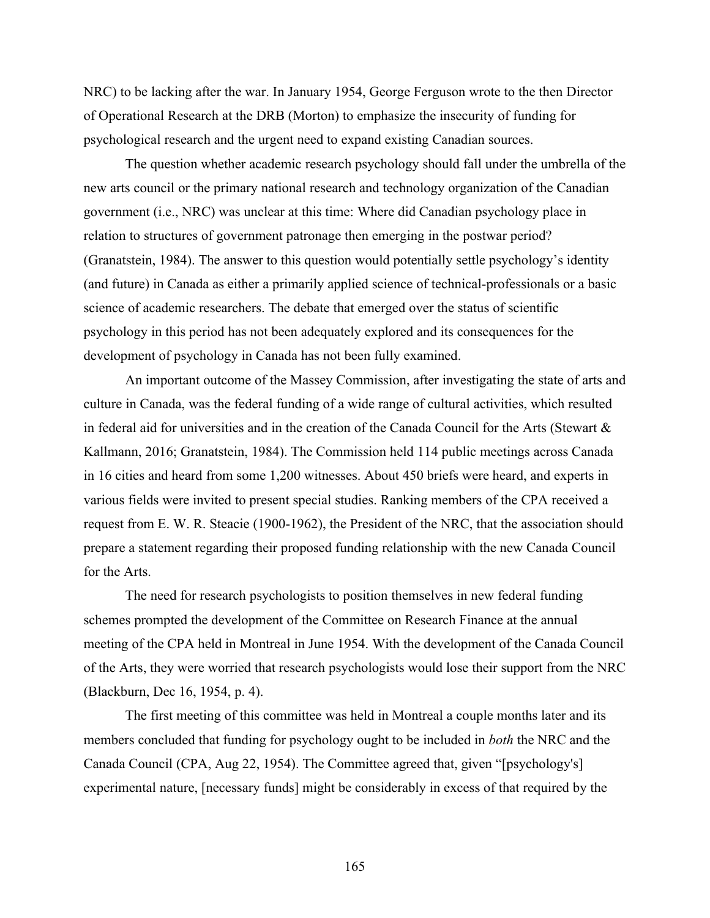NRC) to be lacking after the war. In January 1954, George Ferguson wrote to the then Director of Operational Research at the DRB (Morton) to emphasize the insecurity of funding for psychological research and the urgent need to expand existing Canadian sources.

The question whether academic research psychology should fall under the umbrella of the new arts council or the primary national research and technology organization of the Canadian government (i.e., NRC) was unclear at this time: Where did Canadian psychology place in relation to structures of government patronage then emerging in the postwar period? (Granatstein, 1984). The answer to this question would potentially settle psychology's identity (and future) in Canada as either a primarily applied science of technical-professionals or a basic science of academic researchers. The debate that emerged over the status of scientific psychology in this period has not been adequately explored and its consequences for the development of psychology in Canada has not been fully examined.

An important outcome of the Massey Commission, after investigating the state of arts and culture in Canada, was the federal funding of a wide range of cultural activities, which resulted in federal aid for universities and in the creation of the Canada Council for the Arts (Stewart & Kallmann, 2016; Granatstein, 1984). The Commission held 114 public meetings across Canada in 16 cities and heard from some 1,200 witnesses. About 450 briefs were heard, and experts in various fields were invited to present special studies. Ranking members of the CPA received a request from E. W. R. Steacie (1900-1962), the President of the NRC, that the association should prepare a statement regarding their proposed funding relationship with the new Canada Council for the Arts.

The need for research psychologists to position themselves in new federal funding schemes prompted the development of the Committee on Research Finance at the annual meeting of the CPA held in Montreal in June 1954. With the development of the Canada Council of the Arts, they were worried that research psychologists would lose their support from the NRC (Blackburn, Dec 16, 1954, p. 4).

The first meeting of this committee was held in Montreal a couple months later and its members concluded that funding for psychology ought to be included in *both* the NRC and the Canada Council (CPA, Aug 22, 1954). The Committee agreed that, given "[psychology's] experimental nature, [necessary funds] might be considerably in excess of that required by the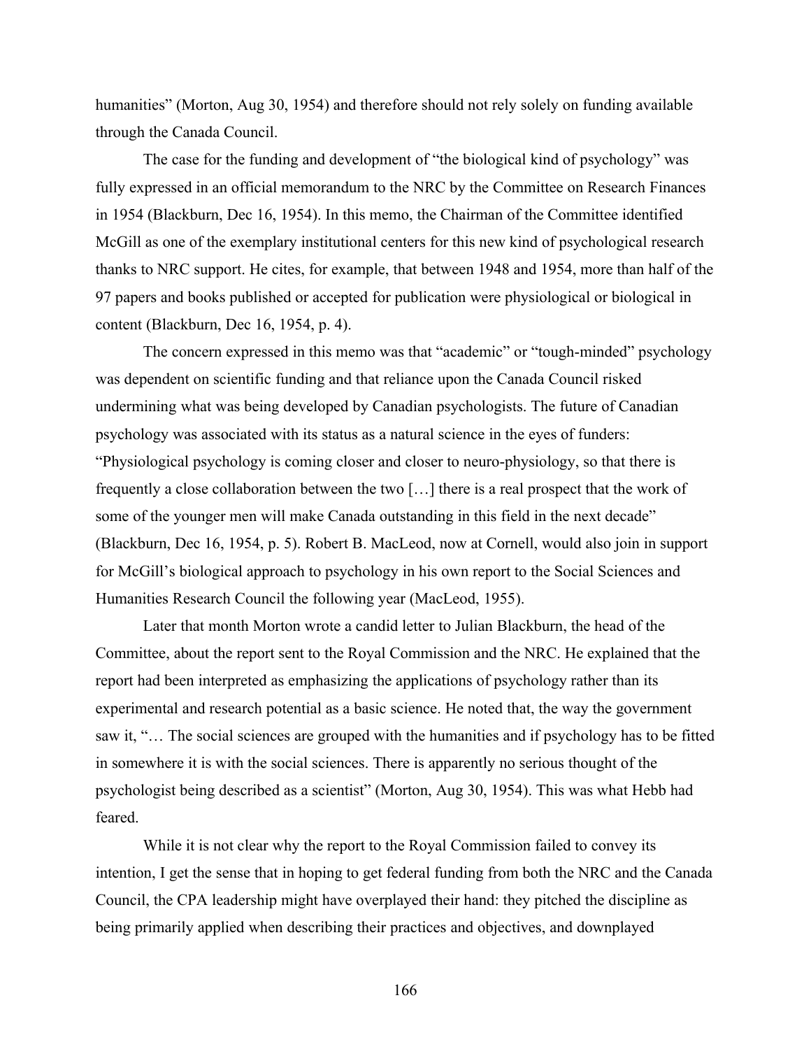humanities" (Morton, Aug 30, 1954) and therefore should not rely solely on funding available through the Canada Council.

The case for the funding and development of "the biological kind of psychology" was fully expressed in an official memorandum to the NRC by the Committee on Research Finances in 1954 (Blackburn, Dec 16, 1954). In this memo, the Chairman of the Committee identified McGill as one of the exemplary institutional centers for this new kind of psychological research thanks to NRC support. He cites, for example, that between 1948 and 1954, more than half of the 97 papers and books published or accepted for publication were physiological or biological in content (Blackburn, Dec 16, 1954, p. 4).

The concern expressed in this memo was that "academic" or "tough-minded" psychology was dependent on scientific funding and that reliance upon the Canada Council risked undermining what was being developed by Canadian psychologists. The future of Canadian psychology was associated with its status as a natural science in the eyes of funders: "Physiological psychology is coming closer and closer to neuro-physiology, so that there is frequently a close collaboration between the two [...] there is a real prospect that the work of some of the younger men will make Canada outstanding in this field in the next decade" (Blackburn, Dec 16, 1954, p. 5). Robert B. MacLeod, now at Cornell, would also join in support for McGill's biological approach to psychology in his own report to the Social Sciences and Humanities Research Council the following year (MacLeod, 1955).

Later that month Morton wrote a candid letter to Julian Blackburn, the head of the Committee, about the report sent to the Royal Commission and the NRC. He explained that the report had been interpreted as emphasizing the applications of psychology rather than its experimental and research potential as a basic science. He noted that, the way the government saw it, "... The social sciences are grouped with the humanities and if psychology has to be fitted in somewhere it is with the social sciences. There is apparently no serious thought of the psychologist being described as a scientist" (Morton, Aug 30, 1954). This was what Hebb had feared.

While it is not clear why the report to the Royal Commission failed to convey its intention, I get the sense that in hoping to get federal funding from both the NRC and the Canada Council, the CPA leadership might have overplayed their hand: they pitched the discipline as being primarily applied when describing their practices and objectives, and downplayed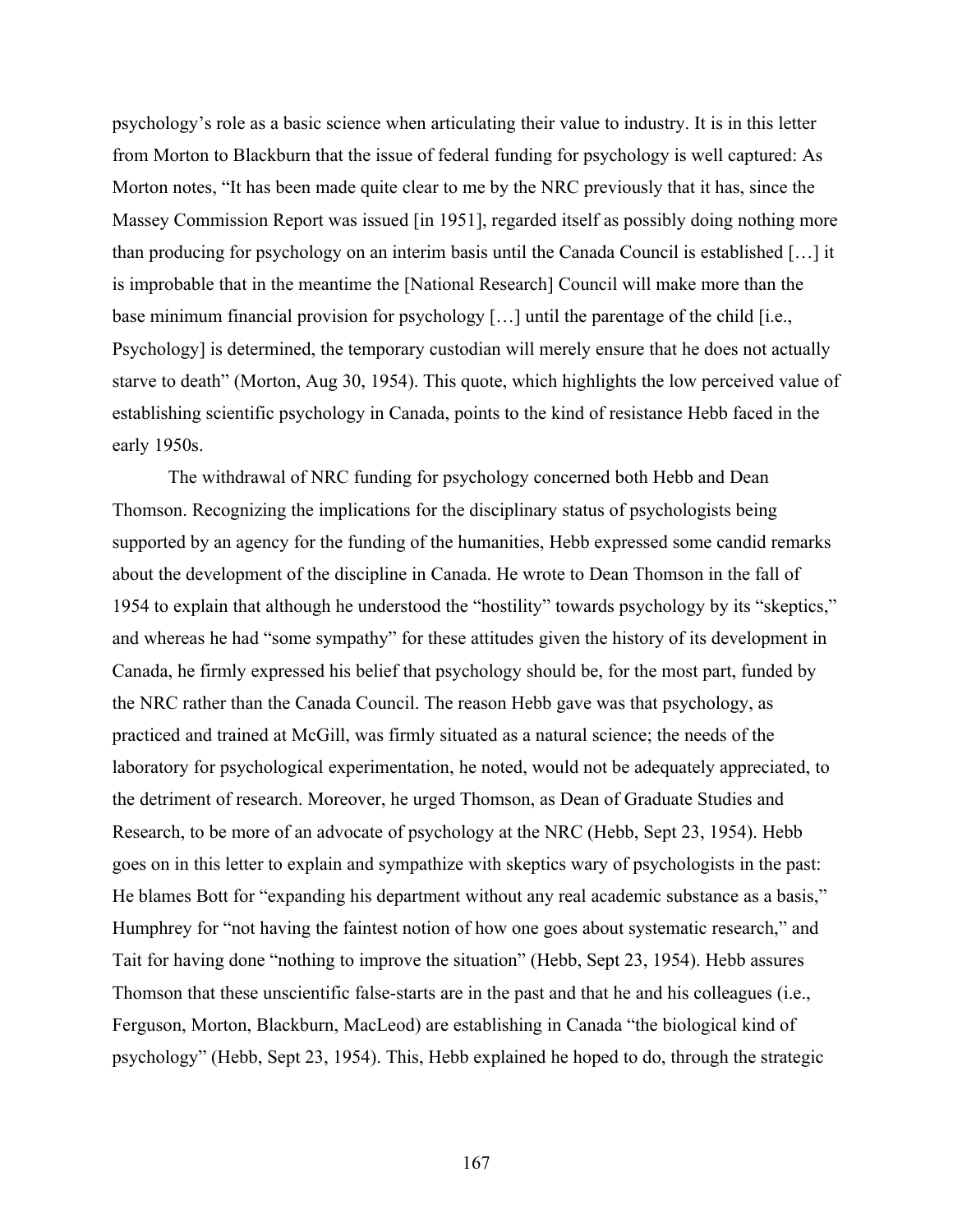psychology's role as a basic science when articulating their value to industry. It is in this letter from Morton to Blackburn that the issue of federal funding for psychology is well captured: As Morton notes, "It has been made quite clear to me by the NRC previously that it has, since the Massey Commission Report was issued [in 1951], regarded itself as possibly doing nothing more than producing for psychology on an interim basis until the Canada Council is established […] it is improbable that in the meantime the [National Research] Council will make more than the base minimum financial provision for psychology […] until the parentage of the child [i.e., Psychology] is determined, the temporary custodian will merely ensure that he does not actually starve to death" (Morton, Aug 30, 1954). This quote, which highlights the low perceived value of establishing scientific psychology in Canada, points to the kind of resistance Hebb faced in the early 1950s.

The withdrawal of NRC funding for psychology concerned both Hebb and Dean Thomson. Recognizing the implications for the disciplinary status of psychologists being supported by an agency for the funding of the humanities, Hebb expressed some candid remarks about the development of the discipline in Canada. He wrote to Dean Thomson in the fall of 1954 to explain that although he understood the "hostility" towards psychology by its "skeptics," and whereas he had "some sympathy" for these attitudes given the history of its development in Canada, he firmly expressed his belief that psychology should be, for the most part, funded by the NRC rather than the Canada Council. The reason Hebb gave was that psychology, as practiced and trained at McGill, was firmly situated as a natural science; the needs of the laboratory for psychological experimentation, he noted, would not be adequately appreciated, to the detriment of research. Moreover, he urged Thomson, as Dean of Graduate Studies and Research, to be more of an advocate of psychology at the NRC (Hebb, Sept 23, 1954). Hebb goes on in this letter to explain and sympathize with skeptics wary of psychologists in the past: He blames Bott for "expanding his department without any real academic substance as a basis," Humphrey for "not having the faintest notion of how one goes about systematic research," and Tait for having done "nothing to improve the situation" (Hebb, Sept 23, 1954). Hebb assures Thomson that these unscientific false-starts are in the past and that he and his colleagues (i.e., Ferguson, Morton, Blackburn, MacLeod) are establishing in Canada "the biological kind of psychology" (Hebb, Sept 23, 1954). This, Hebb explained he hoped to do, through the strategic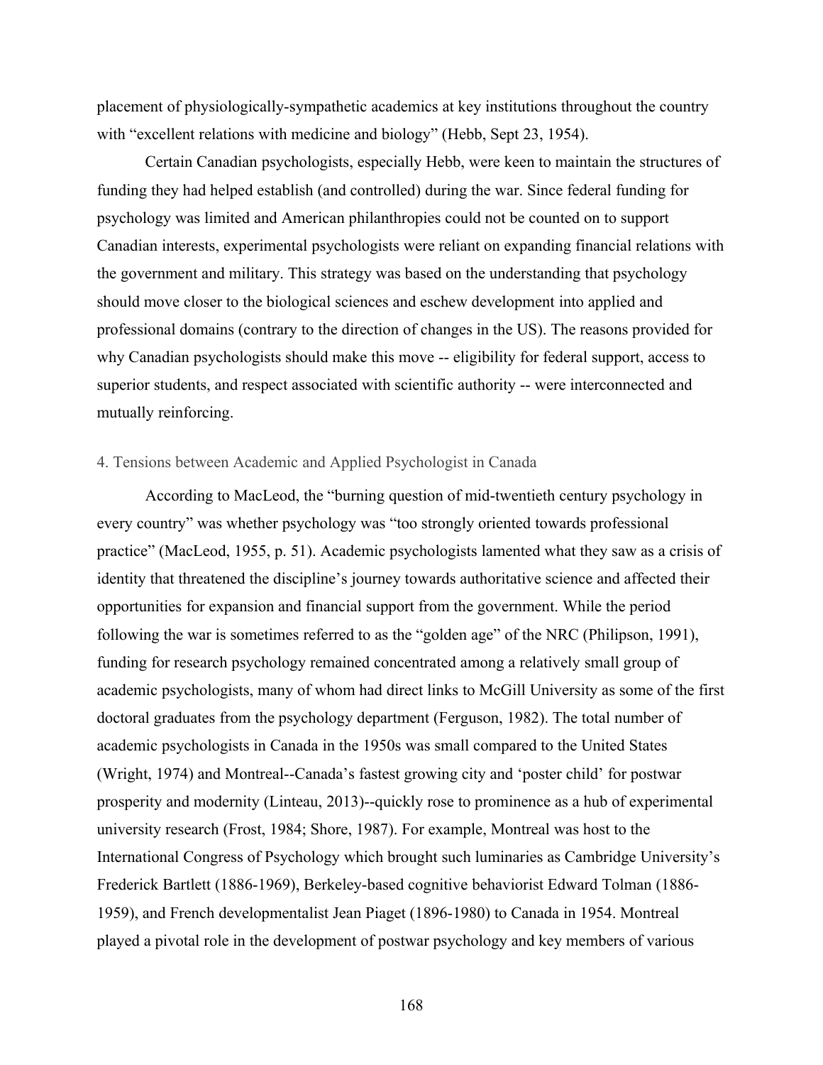placement of physiologically-sympathetic academics at key institutions throughout the country with "excellent relations with medicine and biology" (Hebb, Sept 23, 1954).

Certain Canadian psychologists, especially Hebb, were keen to maintain the structures of funding they had helped establish (and controlled) during the war. Since federal funding for psychology was limited and American philanthropies could not be counted on to support Canadian interests, experimental psychologists were reliant on expanding financial relations with the government and military. This strategy was based on the understanding that psychology should move closer to the biological sciences and eschew development into applied and professional domains (contrary to the direction of changes in the US). The reasons provided for why Canadian psychologists should make this move -- eligibility for federal support, access to superior students, and respect associated with scientific authority -- were interconnected and mutually reinforcing.

## 4. Tensions between Academic and Applied Psychologist in Canada

According to MacLeod, the "burning question of mid-twentieth century psychology in every country" was whether psychology was "too strongly oriented towards professional practice" (MacLeod, 1955, p. 51). Academic psychologists lamented what they saw as a crisis of identity that threatened the discipline's journey towards authoritative science and affected their opportunities for expansion and financial support from the government. While the period following the war is sometimes referred to as the "golden age" of the NRC (Philipson, 1991), funding for research psychology remained concentrated among a relatively small group of academic psychologists, many of whom had direct links to McGill University as some of the first doctoral graduates from the psychology department (Ferguson, 1982). The total number of academic psychologists in Canada in the 1950s was small compared to the United States (Wright, 1974) and Montreal--Canada's fastest growing city and 'poster child' for postwar prosperity and modernity (Linteau, 2013)--quickly rose to prominence as a hub of experimental university research (Frost, 1984; Shore, 1987). For example, Montreal was host to the International Congress of Psychology which brought such luminaries as Cambridge University's Frederick Bartlett (1886-1969), Berkeley-based cognitive behaviorist Edward Tolman (1886-1959), and French developmentalist Jean Piaget (1896-1980) to Canada in 1954. Montreal played a pivotal role in the development of postwar psychology and key members of various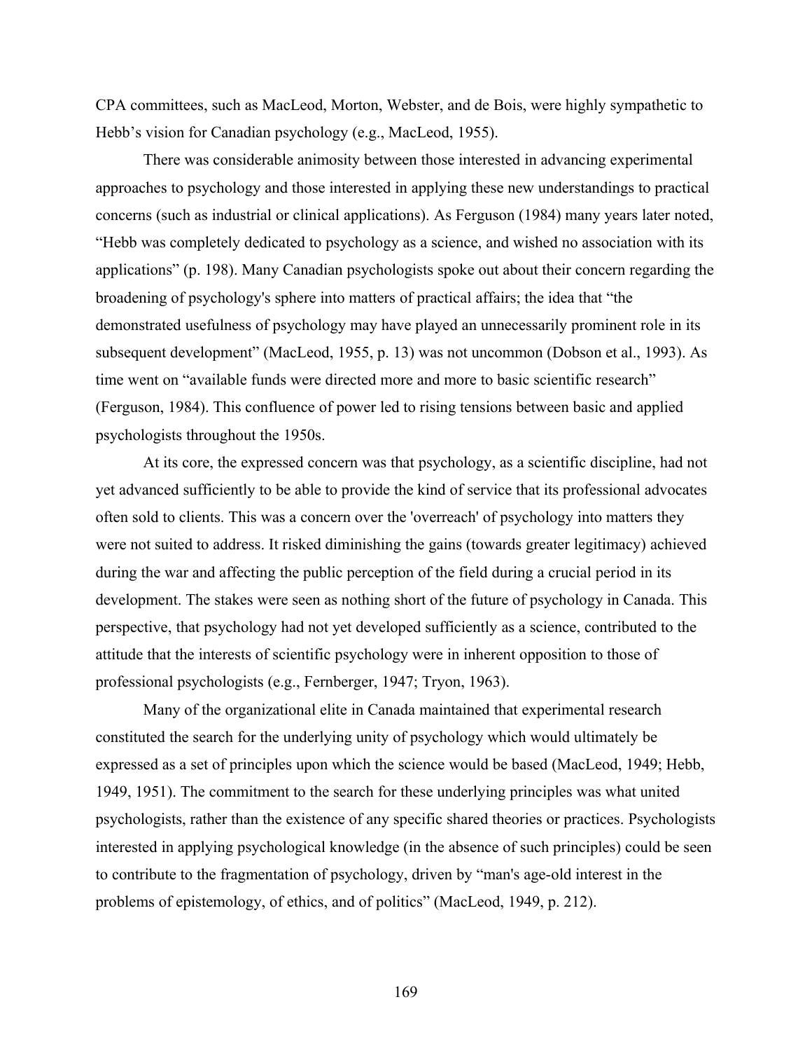CPA committees, such as MacLeod, Morton, Webster, and de Bois, were highly sympathetic to Hebb's vision for Canadian psychology (e.g., MacLeod, 1955).

There was considerable animosity between those interested in advancing experimental approaches to psychology and those interested in applying these new understandings to practical concerns (such as industrial or clinical applications). As Ferguson (1984) many years later noted, "Hebb was completely dedicated to psychology as a science, and wished no association with its applications" (p. 198). Many Canadian psychologists spoke out about their concern regarding the broadening of psychology's sphere into matters of practical affairs; the idea that "the demonstrated usefulness of psychology may have played an unnecessarily prominent role in its subsequent development" (MacLeod, 1955, p. 13) was not uncommon (Dobson et al., 1993). As time went on "available funds were directed more and more to basic scientific research" (Ferguson, 1984). This confluence of power led to rising tensions between basic and applied psychologists throughout the 1950s.

At its core, the expressed concern was that psychology, as a scientific discipline, had not yet advanced sufficiently to be able to provide the kind of service that its professional advocates often sold to clients. This was a concern over the 'overreach' of psychology into matters they were not suited to address. It risked diminishing the gains (towards greater legitimacy) achieved during the war and affecting the public perception of the field during a crucial period in its development. The stakes were seen as nothing short of the future of psychology in Canada. This perspective, that psychology had not yet developed sufficiently as a science, contributed to the attitude that the interests of scientific psychology were in inherent opposition to those of professional psychologists (e.g., Fernberger, 1947; Tryon, 1963).

Many of the organizational elite in Canada maintained that experimental research constituted the search for the underlying unity of psychology which would ultimately be expressed as a set of principles upon which the science would be based (MacLeod, 1949; Hebb, 1949, 1951). The commitment to the search for these underlying principles was what united psychologists, rather than the existence of any specific shared theories or practices. Psychologists interested in applying psychological knowledge (in the absence of such principles) could be seen to contribute to the fragmentation of psychology, driven by "man's age-old interest in the problems of epistemology, of ethics, and of politics" (MacLeod, 1949, p. 212).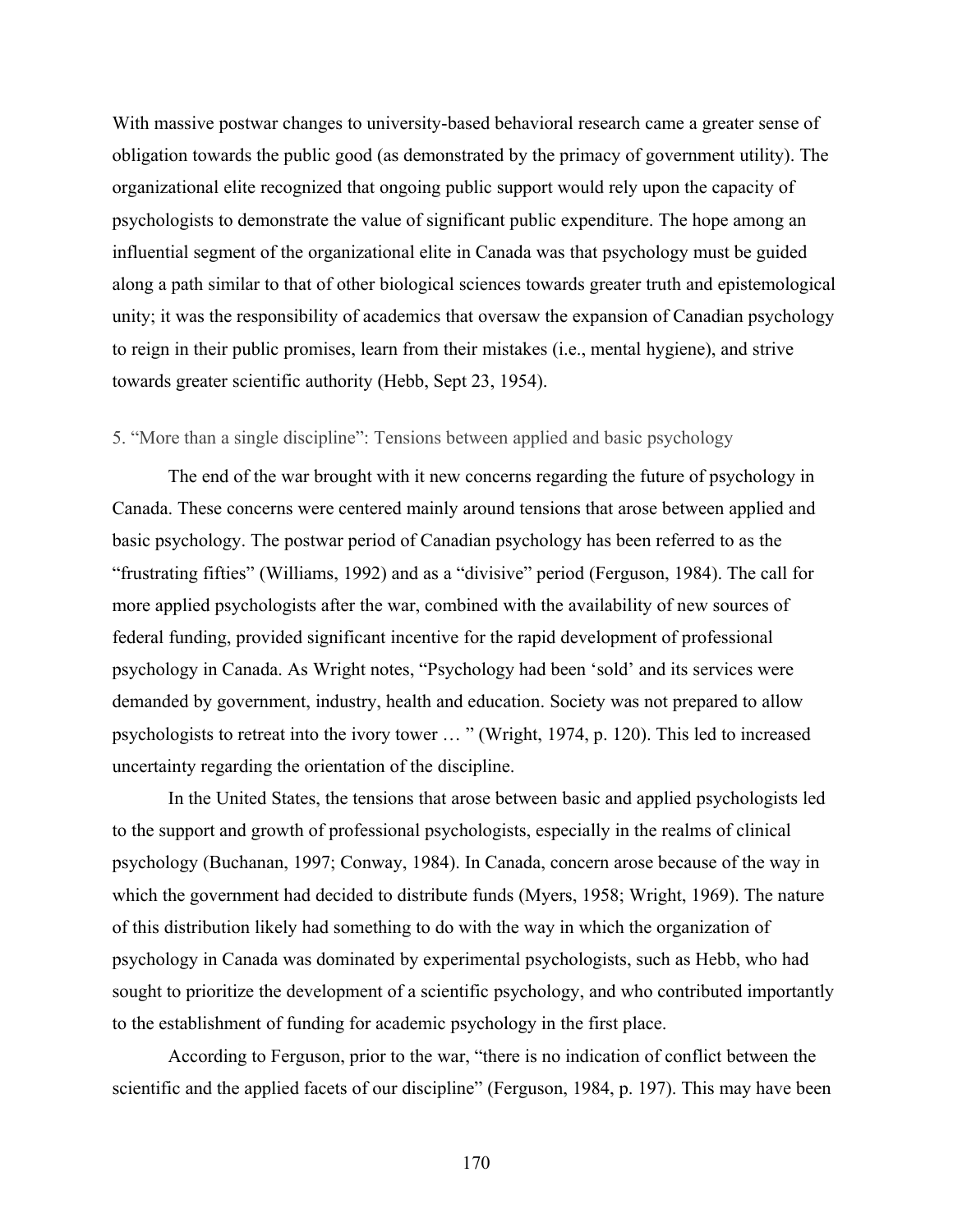With massive postwar changes to university-based behavioral research came a greater sense of obligation towards the public good (as demonstrated by the primacy of government utility). The organizational elite recognized that ongoing public support would rely upon the capacity of psychologists to demonstrate the value of significant public expenditure. The hope among an influential segment of the organizational elite in Canada was that psychology must be guided along a path similar to that of other biological sciences towards greater truth and epistemological unity; it was the responsibility of academics that oversaw the expansion of Canadian psychology to reign in their public promises, learn from their mistakes (i.e., mental hygiene), and strive towards greater scientific authority (Hebb, Sept 23, 1954).

### 5. "More than a single discipline": Tensions between applied and basic psychology

The end of the war brought with it new concerns regarding the future of psychology in Canada. These concerns were centered mainly around tensions that arose between applied and basic psychology. The postwar period of Canadian psychology has been referred to as the "frustrating fifties" (Williams, 1992) and as a "divisive" period (Ferguson, 1984). The call for more applied psychologists after the war, combined with the availability of new sources of federal funding, provided significant incentive for the rapid development of professional psychology in Canada. As Wright notes, "Psychology had been 'sold' and its services were demanded by government, industry, health and education. Society was not prepared to allow psychologists to retreat into the ivory tower … " (Wright, 1974, p. 120). This led to increased uncertainty regarding the orientation of the discipline.

In the United States, the tensions that arose between basic and applied psychologists led to the support and growth of professional psychologists, especially in the realms of clinical psychology (Buchanan, 1997; Conway, 1984). In Canada, concern arose because of the way in which the government had decided to distribute funds (Myers, 1958; Wright, 1969). The nature of this distribution likely had something to do with the way in which the organization of psychology in Canada was dominated by experimental psychologists, such as Hebb, who had sought to prioritize the development of a scientific psychology, and who contributed importantly to the establishment of funding for academic psychology in the first place.

According to Ferguson, prior to the war, "there is no indication of conflict between the scientific and the applied facets of our discipline" (Ferguson, 1984, p. 197). This may have been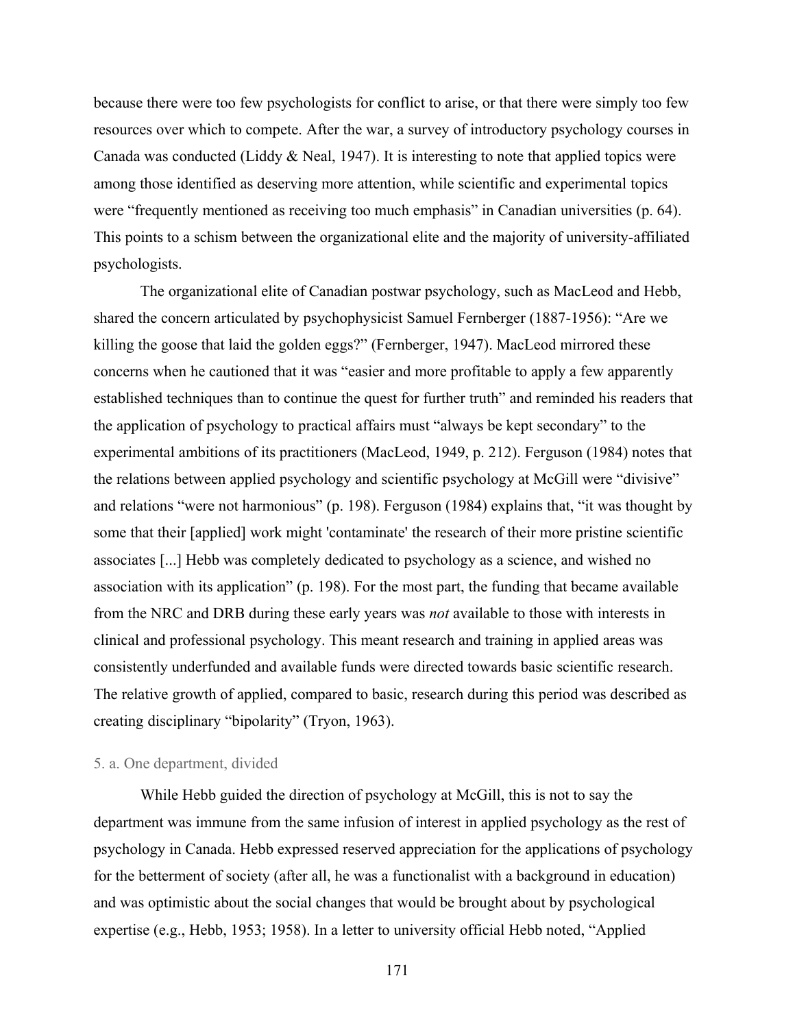because there were too few psychologists for conflict to arise, or that there were simply too few resources over which to compete. After the war, a survey of introductory psychology courses in Canada was conducted (Liddy & Neal, 1947). It is interesting to note that applied topics were among those identified as deserving more attention, while scientific and experimental topics were "frequently mentioned as receiving too much emphasis" in Canadian universities (p. 64). This points to a schism between the organizational elite and the majority of university-affiliated psychologists.

The organizational elite of Canadian postwar psychology, such as MacLeod and Hebb, shared the concern articulated by psychophysicist Samuel Fernberger (1887-1956): "Are we killing the goose that laid the golden eggs?" (Fernberger, 1947). MacLeod mirrored these concerns when he cautioned that it was "easier and more profitable to apply a few apparently established techniques than to continue the quest for further truth" and reminded his readers that the application of psychology to practical affairs must "always be kept secondary" to the experimental ambitions of its practitioners (MacLeod, 1949, p. 212). Ferguson (1984) notes that the relations between applied psychology and scientific psychology at McGill were "divisive" and relations "were not harmonious" (p. 198). Ferguson (1984) explains that, "it was thought by some that their [applied] work might 'contaminate' the research of their more pristine scientific associates [...] Hebb was completely dedicated to psychology as a science, and wished no association with its application" (p. 198). For the most part, the funding that became available from the NRC and DRB during these early years was *not* available to those with interests in clinical and professional psychology. This meant research and training in applied areas was consistently underfunded and available funds were directed towards basic scientific research. The relative growth of applied, compared to basic, research during this period was described as creating disciplinary "bipolarity" (Tryon, 1963).

### 5. a. One department, divided

While Hebb guided the direction of psychology at McGill, this is not to say the department was immune from the same infusion of interest in applied psychology as the rest of psychology in Canada. Hebb expressed reserved appreciation for the applications of psychology for the betterment of society (after all, he was a functionalist with a background in education) and was optimistic about the social changes that would be brought about by psychological expertise (e.g., Hebb, 1953; 1958). In a letter to university official Hebb noted, "Applied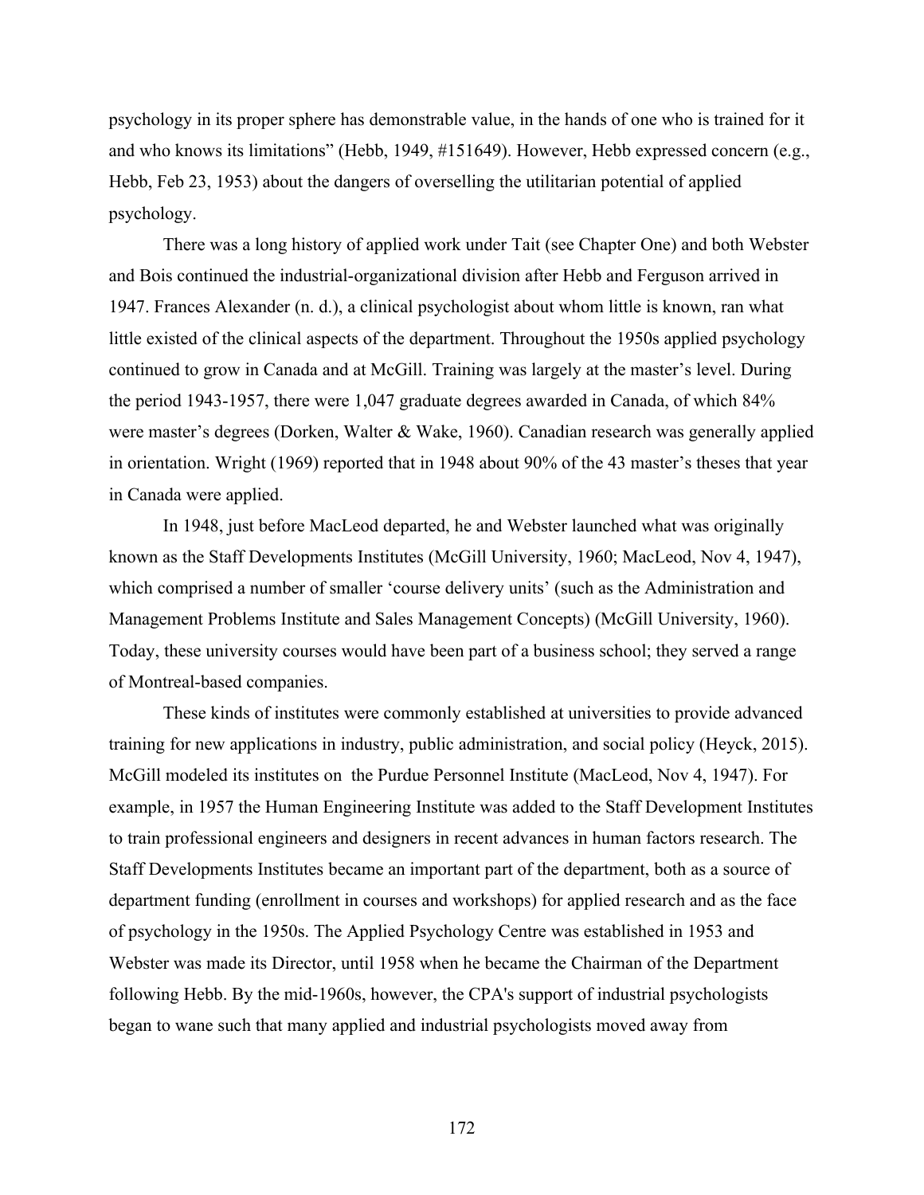psychology in its proper sphere has demonstrable value, in the hands of one who is trained for it and who knows its limitations" (Hebb, 1949, #151649). However, Hebb expressed concern (e.g., Hebb, Feb 23, 1953) about the dangers of overselling the utilitarian potential of applied psychology.

There was a long history of applied work under Tait (see Chapter One) and both Webster and Bois continued the industrial-organizational division after Hebb and Ferguson arrived in 1947. Frances Alexander (n. d.), a clinical psychologist about whom little is known, ran what little existed of the clinical aspects of the department. Throughout the 1950s applied psychology continued to grow in Canada and at McGill. Training was largely at the master's level. During the period 1943-1957, there were 1,047 graduate degrees awarded in Canada, of which 84% were master's degrees (Dorken, Walter & Wake, 1960). Canadian research was generally applied in orientation. Wright (1969) reported that in 1948 about 90% of the 43 master's theses that year in Canada were applied.

In 1948, just before MacLeod departed, he and Webster launched what was originally known as the Staff Developments Institutes (McGill University, 1960; MacLeod, Nov 4, 1947), which comprised a number of smaller 'course delivery units' (such as the Administration and Management Problems Institute and Sales Management Concepts) (McGill University, 1960). Today, these university courses would have been part of a business school; they served a range of Montreal-based companies.

These kinds of institutes were commonly established at universities to provide advanced training for new applications in industry, public administration, and social policy (Heyck, 2015). McGill modeled its institutes on the Purdue Personnel Institute (MacLeod, Nov 4, 1947). For example, in 1957 the Human Engineering Institute was added to the Staff Development Institutes to train professional engineers and designers in recent advances in human factors research. The Staff Developments Institutes became an important part of the department, both as a source of department funding (enrollment in courses and workshops) for applied research and as the face of psychology in the 1950s. The Applied Psychology Centre was established in 1953 and Webster was made its Director, until 1958 when he became the Chairman of the Department following Hebb. By the mid-1960s, however, the CPA's support of industrial psychologists began to wane such that many applied and industrial psychologists moved away from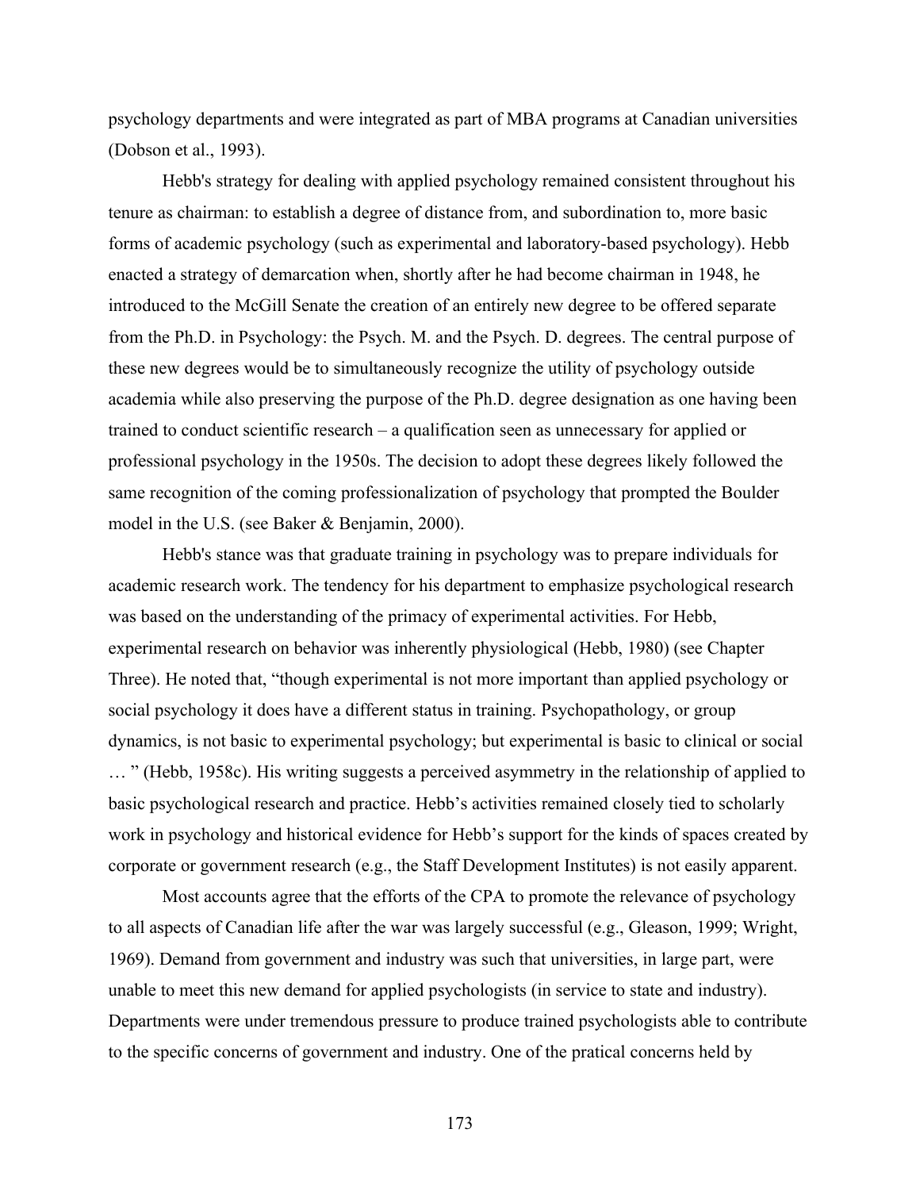psychology departments and were integrated as part of MBA programs at Canadian universities (Dobson et al., 1993).

Hebb's strategy for dealing with applied psychology remained consistent throughout his tenure as chairman: to establish a degree of distance from, and subordination to, more basic forms of academic psychology (such as experimental and laboratory-based psychology). Hebb enacted a strategy of demarcation when, shortly after he had become chairman in 1948, he introduced to the McGill Senate the creation of an entirely new degree to be offered separate from the Ph.D. in Psychology: the Psych. M. and the Psych. D. degrees. The central purpose of these new degrees would be to simultaneously recognize the utility of psychology outside academia while also preserving the purpose of the Ph.D. degree designation as one having been trained to conduct scientific research – a qualification seen as unnecessary for applied or professional psychology in the 1950s. The decision to adopt these degrees likely followed the same recognition of the coming professionalization of psychology that prompted the Boulder model in the U.S. (see Baker & Benjamin, 2000).

Hebb's stance was that graduate training in psychology was to prepare individuals for academic research work. The tendency for his department to emphasize psychological research was based on the understanding of the primacy of experimental activities. For Hebb, experimental research on behavior was inherently physiological (Hebb, 1980) (see Chapter Three). He noted that, "though experimental is not more important than applied psychology or social psychology it does have a different status in training. Psychopathology, or group dynamics, is not basic to experimental psychology; but experimental is basic to clinical or social … " (Hebb, 1958c). His writing suggests a perceived asymmetry in the relationship of applied to basic psychological research and practice. Hebb's activities remained closely tied to scholarly work in psychology and historical evidence for Hebb's support for the kinds of spaces created by corporate or government research (e.g., the Staff Development Institutes) is not easily apparent.

Most accounts agree that the efforts of the CPA to promote the relevance of psychology to all aspects of Canadian life after the war was largely successful (e.g., Gleason, 1999; Wright, 1969). Demand from government and industry was such that universities, in large part, were unable to meet this new demand for applied psychologists (in service to state and industry). Departments were under tremendous pressure to produce trained psychologists able to contribute to the specific concerns of government and industry. One of the pratical concerns held by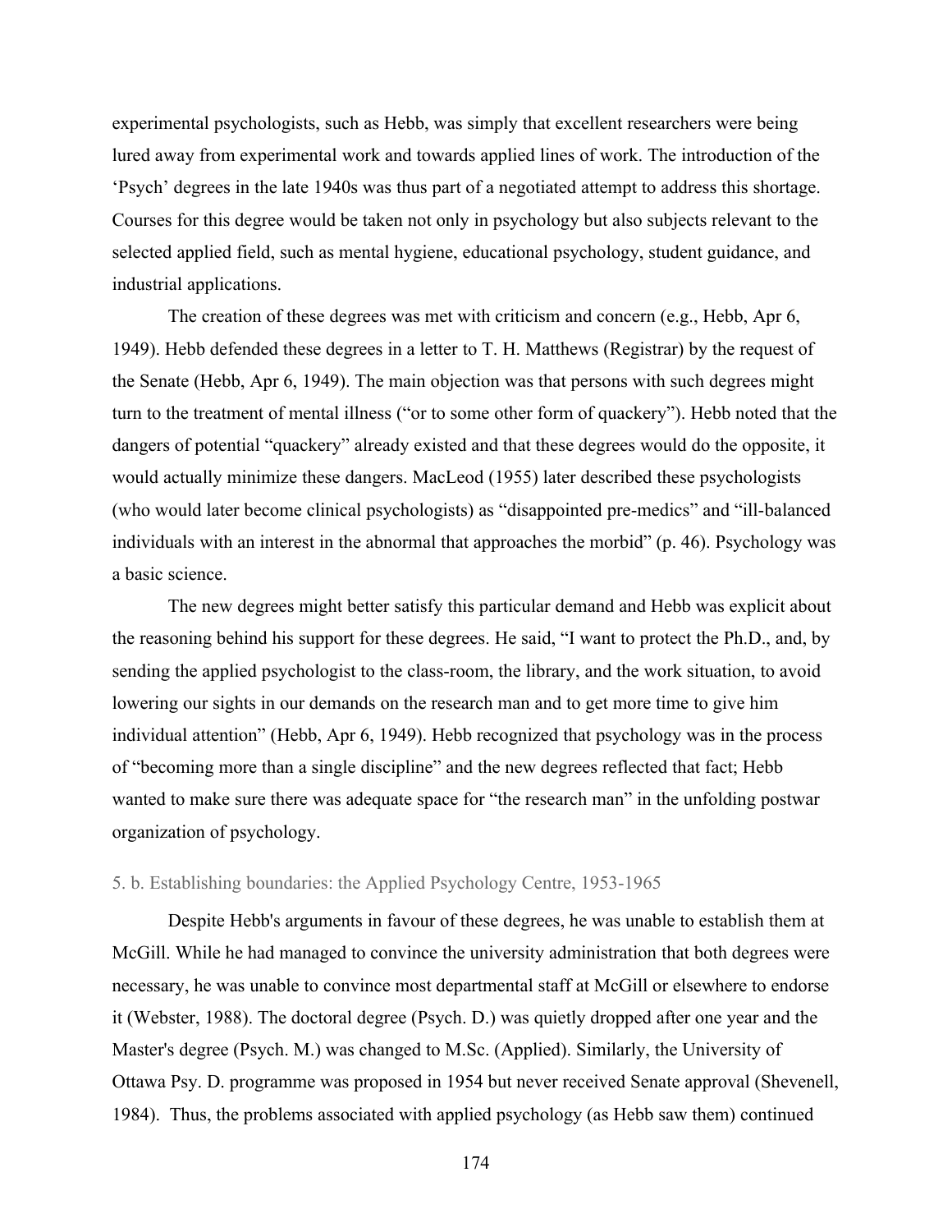experimental psychologists, such as Hebb, was simply that excellent researchers were being lured away from experimental work and towards applied lines of work. The introduction of the 'Psych' degrees in the late 1940s was thus part of a negotiated attempt to address this shortage. Courses for this degree would be taken not only in psychology but also subjects relevant to the selected applied field, such as mental hygiene, educational psychology, student guidance, and industrial applications.

The creation of these degrees was met with criticism and concern (e.g., Hebb, Apr 6, 1949). Hebb defended these degrees in a letter to T. H. Matthews (Registrar) by the request of the Senate (Hebb, Apr 6, 1949). The main objection was that persons with such degrees might turn to the treatment of mental illness ("or to some other form of quackery"). Hebb noted that the dangers of potential "quackery" already existed and that these degrees would do the opposite, it would actually minimize these dangers. MacLeod (1955) later described these psychologists (who would later become clinical psychologists) as "disappointed pre-medics" and "ill-balanced individuals with an interest in the abnormal that approaches the morbid" (p. 46). Psychology was a basic science.

The new degrees might better satisfy this particular demand and Hebb was explicit about the reasoning behind his support for these degrees. He said, "I want to protect the Ph.D., and, by sending the applied psychologist to the class-room, the library, and the work situation, to avoid lowering our sights in our demands on the research man and to get more time to give him individual attention" (Hebb, Apr 6, 1949). Hebb recognized that psychology was in the process of "becoming more than a single discipline" and the new degrees reflected that fact; Hebb wanted to make sure there was adequate space for "the research man" in the unfolding postwar organization of psychology.

### 5. b. Establishing boundaries: the Applied Psychology Centre, 1953-1965

Despite Hebb's arguments in favour of these degrees, he was unable to establish them at McGill. While he had managed to convince the university administration that both degrees were necessary, he was unable to convince most departmental staff at McGill or elsewhere to endorse it (Webster, 1988). The doctoral degree (Psych. D.) was quietly dropped after one year and the Master's degree (Psych. M.) was changed to M.Sc. (Applied). Similarly, the University of Ottawa Psy. D. programme was proposed in 1954 but never received Senate approval (Shevenell, 1984). Thus, the problems associated with applied psychology (as Hebb saw them) continued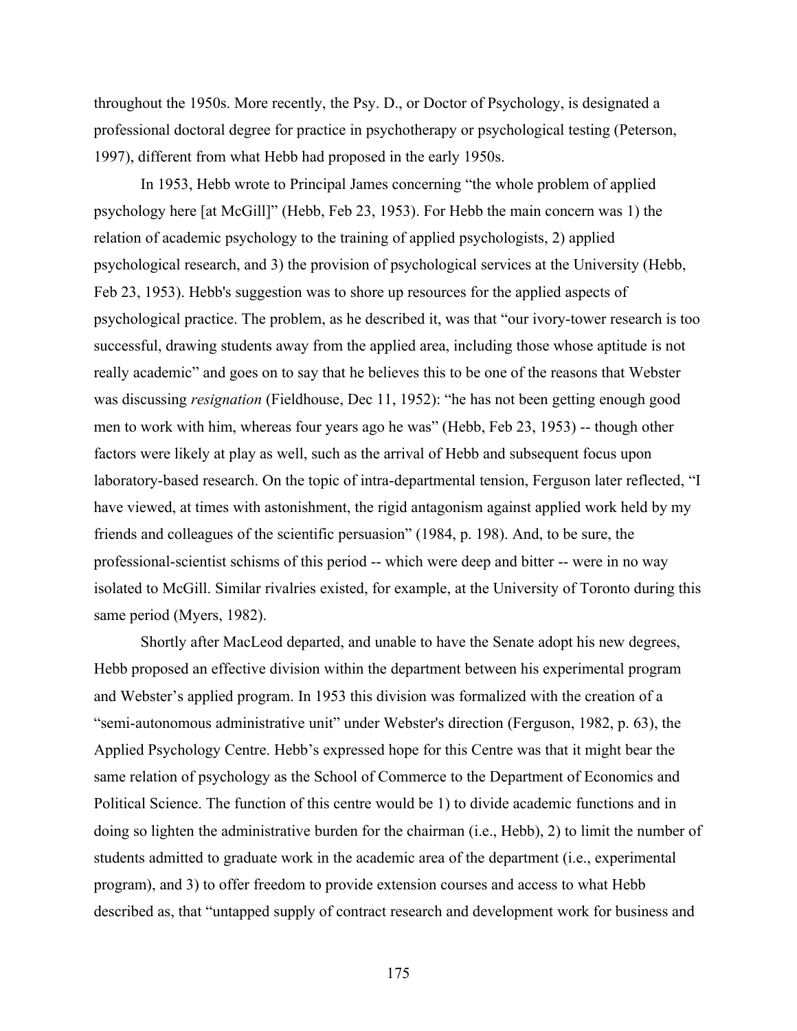throughout the 1950s. More recently, the Psy. D., or Doctor of Psychology, is designated a professional doctoral degree for practice in psychotherapy or psychological testing (Peterson, 1997), different from what Hebb had proposed in the early 1950s.

In 1953, Hebb wrote to Principal James concerning "the whole problem of applied psychology here [at McGill]" (Hebb, Feb 23, 1953). For Hebb the main concern was 1) the relation of academic psychology to the training of applied psychologists, 2) applied psychological research, and 3) the provision of psychological services at the University (Hebb, Feb 23, 1953). Hebb's suggestion was to shore up resources for the applied aspects of psychological practice. The problem, as he described it, was that "our ivory-tower research is too successful, drawing students away from the applied area, including those whose aptitude is not really academic" and goes on to say that he believes this to be one of the reasons that Webster was discussing *resignation* (Fieldhouse, Dec 11, 1952): "he has not been getting enough good men to work with him, whereas four years ago he was" (Hebb, Feb 23, 1953) -- though other factors were likely at play as well, such as the arrival of Hebb and subsequent focus upon laboratory-based research. On the topic of intra-departmental tension, Ferguson later reflected, "I have viewed, at times with astonishment, the rigid antagonism against applied work held by my friends and colleagues of the scientific persuasion" (1984, p. 198). And, to be sure, the professional-scientist schisms of this period -- which were deep and bitter -- were in no way isolated to McGill. Similar rivalries existed, for example, at the University of Toronto during this same period (Myers, 1982).

Shortly after MacLeod departed, and unable to have the Senate adopt his new degrees, Hebb proposed an effective division within the department between his experimental program and Webster's applied program. In 1953 this division was formalized with the creation of a "semi-autonomous administrative unit" under Webster's direction (Ferguson, 1982, p. 63), the Applied Psychology Centre. Hebb's expressed hope for this Centre was that it might bear the same relation of psychology as the School of Commerce to the Department of Economics and Political Science. The function of this centre would be 1) to divide academic functions and in doing so lighten the administrative burden for the chairman (i.e., Hebb), 2) to limit the number of students admitted to graduate work in the academic area of the department (i.e., experimental program), and 3) to offer freedom to provide extension courses and access to what Hebb described as, that "untapped supply of contract research and development work for business and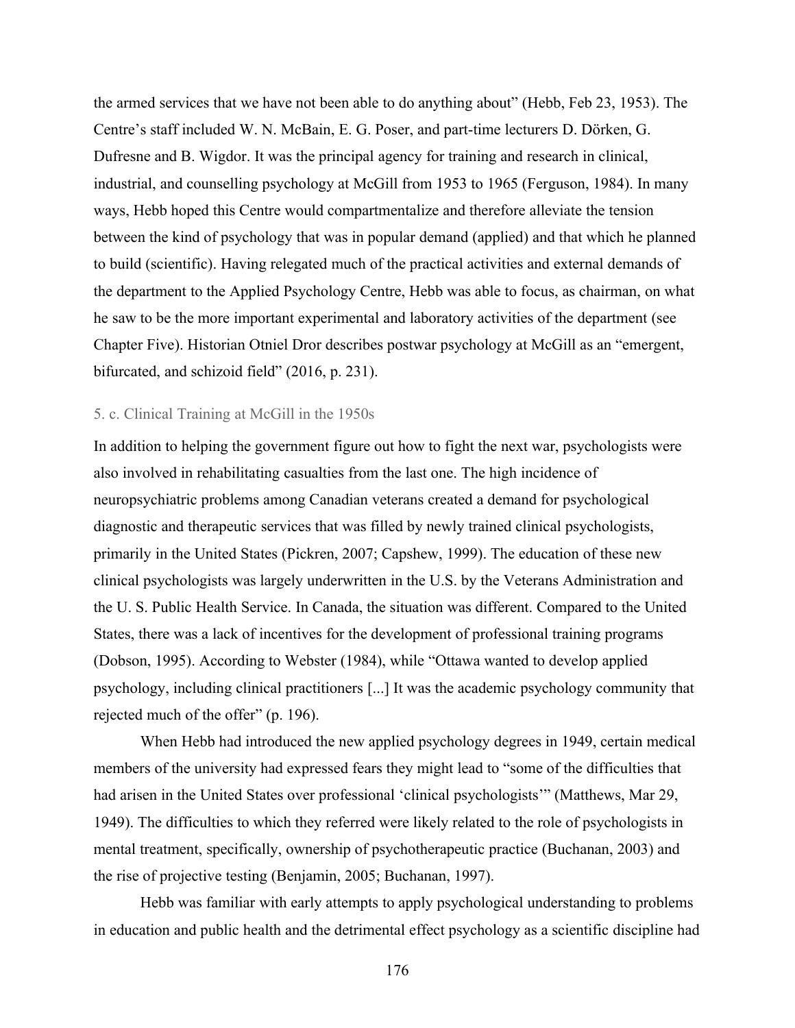the armed services that we have not been able to do anything about" (Hebb, Feb 23, 1953). The Centre's staff included W. N. McBain, E. G. Poser, and part-time lecturers D. Dörken, G. Dufresne and B. Wigdor. It was the principal agency for training and research in clinical, industrial, and counselling psychology at McGill from 1953 to 1965 (Ferguson, 1984). In many ways, Hebb hoped this Centre would compartmentalize and therefore alleviate the tension between the kind of psychology that was in popular demand (applied) and that which he planned to build (scientific). Having relegated much of the practical activities and external demands of the department to the Applied Psychology Centre, Hebb was able to focus, as chairman, on what he saw to be the more important experimental and laboratory activities of the department (see Chapter Five). Historian Otniel Dror describes postwar psychology at McGill as an "emergent, bifurcated, and schizoid field" (2016, p. 231).

### 5. c. Clinical Training at McGill in the 1950s

In addition to helping the government figure out how to fight the next war, psychologists were also involved in rehabilitating casualties from the last one. The high incidence of neuropsychiatric problems among Canadian veterans created a demand for psychological diagnostic and therapeutic services that was filled by newly trained clinical psychologists, primarily in the United States (Pickren, 2007; Capshew, 1999). The education of these new clinical psychologists was largely underwritten in the U.S. by the Veterans Administration and the U. S. Public Health Service. In Canada, the situation was different. Compared to the United States, there was a lack of incentives for the development of professional training programs (Dobson, 1995). According to Webster (1984), while "Ottawa wanted to develop applied psychology, including clinical practitioners [...] It was the academic psychology community that rejected much of the offer" (p. 196).

When Hebb had introduced the new applied psychology degrees in 1949, certain medical members of the university had expressed fears they might lead to "some of the difficulties that had arisen in the United States over professional 'clinical psychologists'" (Matthews, Mar 29, 1949). The difficulties to which they referred were likely related to the role of psychologists in mental treatment, specifically, ownership of psychotherapeutic practice (Buchanan, 2003) and the rise of projective testing (Benjamin, 2005; Buchanan, 1997).

Hebb was familiar with early attempts to apply psychological understanding to problems in education and public health and the detrimental effect psychology as a scientific discipline had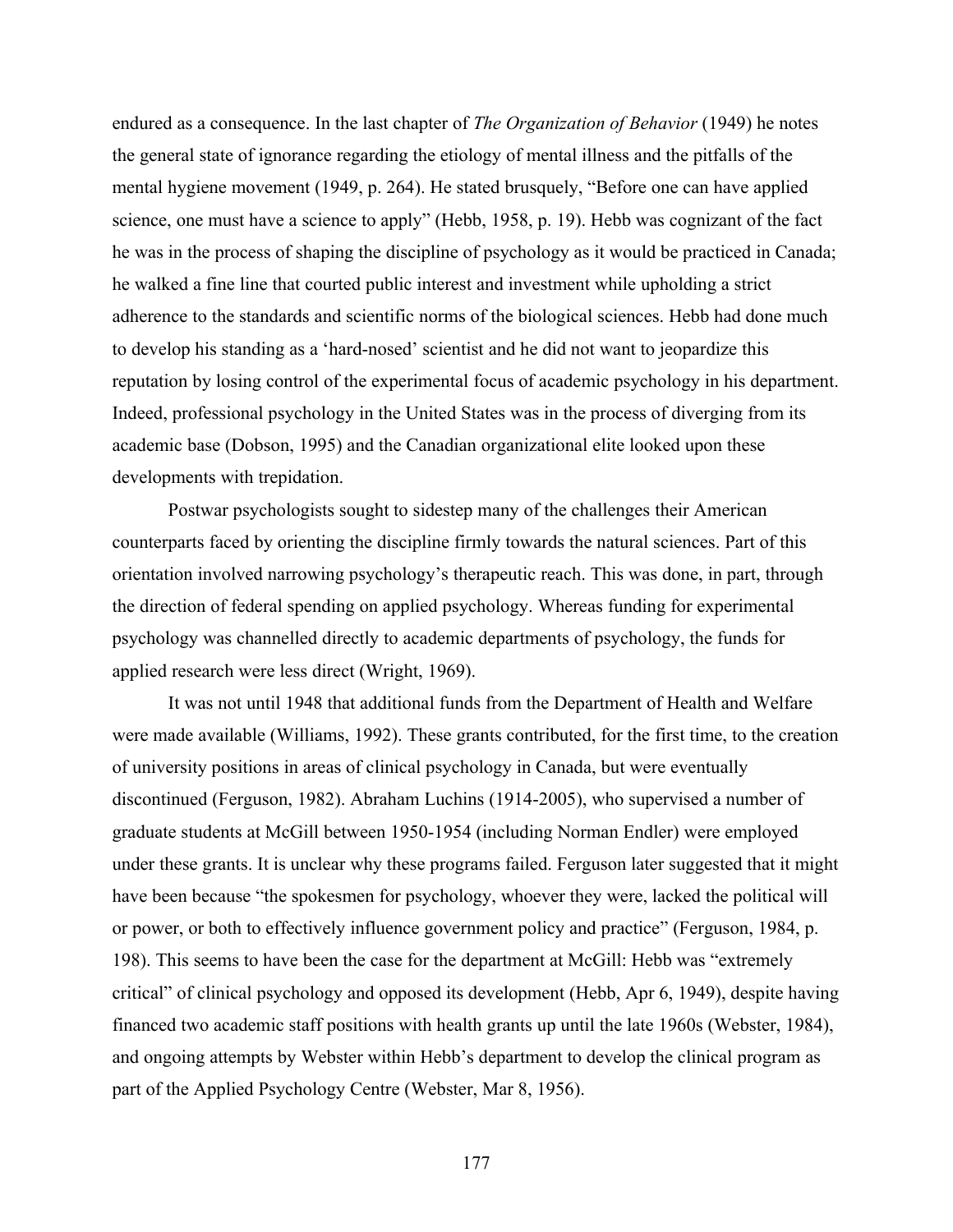endured as a consequence. In the last chapter of *The Organization of Behavior* (1949) he notes the general state of ignorance regarding the etiology of mental illness and the pitfalls of the mental hygiene movement (1949, p. 264). He stated brusquely, “Before one can have applied science, one must have a science to apply” (Hebb, 1958, p. 19). Hebb was cognizant of the fact he was in the process of shaping the discipline of psychology as it would be practiced in Canada; he walked a fine line that courted public interest and investment while upholding a strict adherence to the standards and scientific norms of the biological sciences. Hebb had done much to develop his standing as a ‘hard-nosed’ scientist and he did not want to jeopardize this reputation by losing control of the experimental focus of academic psychology in his department. Indeed, professional psychology in the United States was in the process of diverging from its academic base (Dobson, 1995) and the Canadian organizational elite looked upon these developments with trepidation.

Postwar psychologists sought to sidestep many of the challenges their American counterparts faced by orienting the discipline firmly towards the natural sciences. Part of this orientation involved narrowing psychology’s therapeutic reach. This was done, in part, through the direction of federal spending on applied psychology. Whereas funding for experimental psychology was channelled directly to academic departments of psychology, the funds for applied research were less direct (Wright, 1969).

It was not until 1948 that additional funds from the Department of Health and Welfare were made available (Williams, 1992). These grants contributed, for the first time, to the creation of university positions in areas of clinical psychology in Canada, but were eventually discontinued (Ferguson, 1982). Abraham Luchins (1914-2005), who supervised a number of graduate students at McGill between 1950-1954 (including Norman Endler) were employed under these grants. It is unclear why these programs failed. Ferguson later suggested that it might have been because “the spokesmen for psychology, whoever they were, lacked the political will or power, or both to effectively influence government policy and practice” (Ferguson, 1984, p. 198). This seems to have been the case for the department at McGill: Hebb was “extremely critical” of clinical psychology and opposed its development (Hebb, Apr 6, 1949), despite having financed two academic staff positions with health grants up until the late 1960s (Webster, 1984), and ongoing attempts by Webster within Hebb’s department to develop the clinical program as part of the Applied Psychology Centre (Webster, Mar 8, 1956).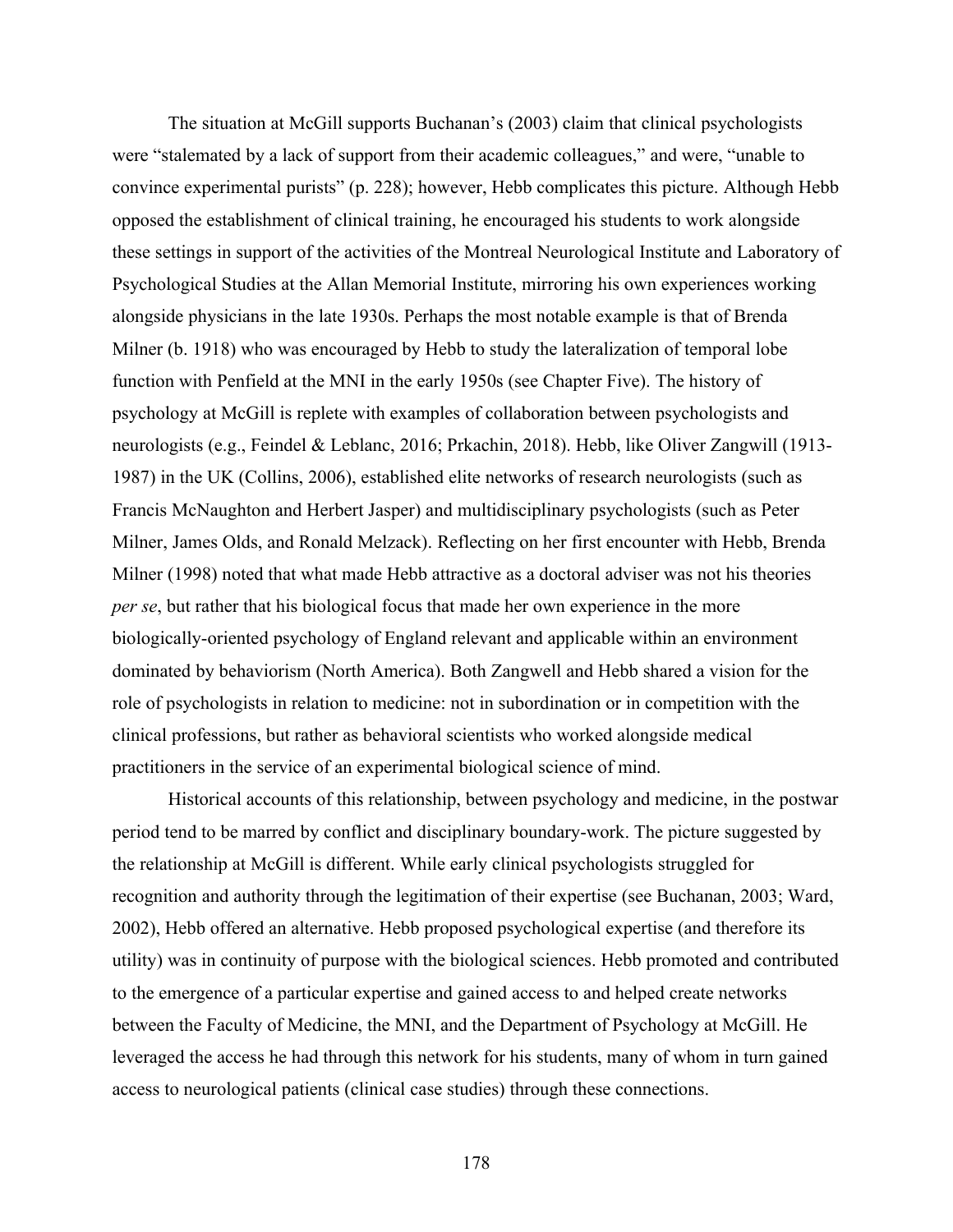The situation at McGill supports Buchanan's (2003) claim that clinical psychologists were "stalemated by a lack of support from their academic colleagues," and were, "unable to convince experimental purists" (p. 228); however, Hebb complicates this picture. Although Hebb opposed the establishment of clinical training, he encouraged his students to work alongside these settings in support of the activities of the Montreal Neurological Institute and Laboratory of Psychological Studies at the Allan Memorial Institute, mirroring his own experiences working alongside physicians in the late 1930s. Perhaps the most notable example is that of Brenda Milner (b. 1918) who was encouraged by Hebb to study the lateralization of temporal lobe function with Penfield at the MNI in the early 1950s (see Chapter Five). The history of psychology at McGill is replete with examples of collaboration between psychologists and neurologists (e.g., Feindel & Leblanc, 2016; Prkachin, 2018). Hebb, like Oliver Zangwill (1913-1987) in the UK (Collins, 2006), established elite networks of research neurologists (such as Francis McNaughton and Herbert Jasper) and multidisciplinary psychologists (such as Peter Milner, James Olds, and Ronald Melzack). Reflecting on her first encounter with Hebb, Brenda Milner (1998) noted that what made Hebb attractive as a doctoral adviser was not his theories *per se*, but rather that his biological focus that made her own experience in the more biologically-oriented psychology of England relevant and applicable within an environment dominated by behaviorism (North America). Both Zangwell and Hebb shared a vision for the role of psychologists in relation to medicine: not in subordination or in competition with the clinical professions, but rather as behavioral scientists who worked alongside medical practitioners in the service of an experimental biological science of mind.

Historical accounts of this relationship, between psychology and medicine, in the postwar period tend to be marred by conflict and disciplinary boundary-work. The picture suggested by the relationship at McGill is different. While early clinical psychologists struggled for recognition and authority through the legitimation of their expertise (see Buchanan, 2003; Ward, 2002), Hebb offered an alternative. Hebb proposed psychological expertise (and therefore its utility) was in continuity of purpose with the biological sciences. Hebb promoted and contributed to the emergence of a particular expertise and gained access to and helped create networks between the Faculty of Medicine, the MNI, and the Department of Psychology at McGill. He leveraged the access he had through this network for his students, many of whom in turn gained access to neurological patients (clinical case studies) through these connections.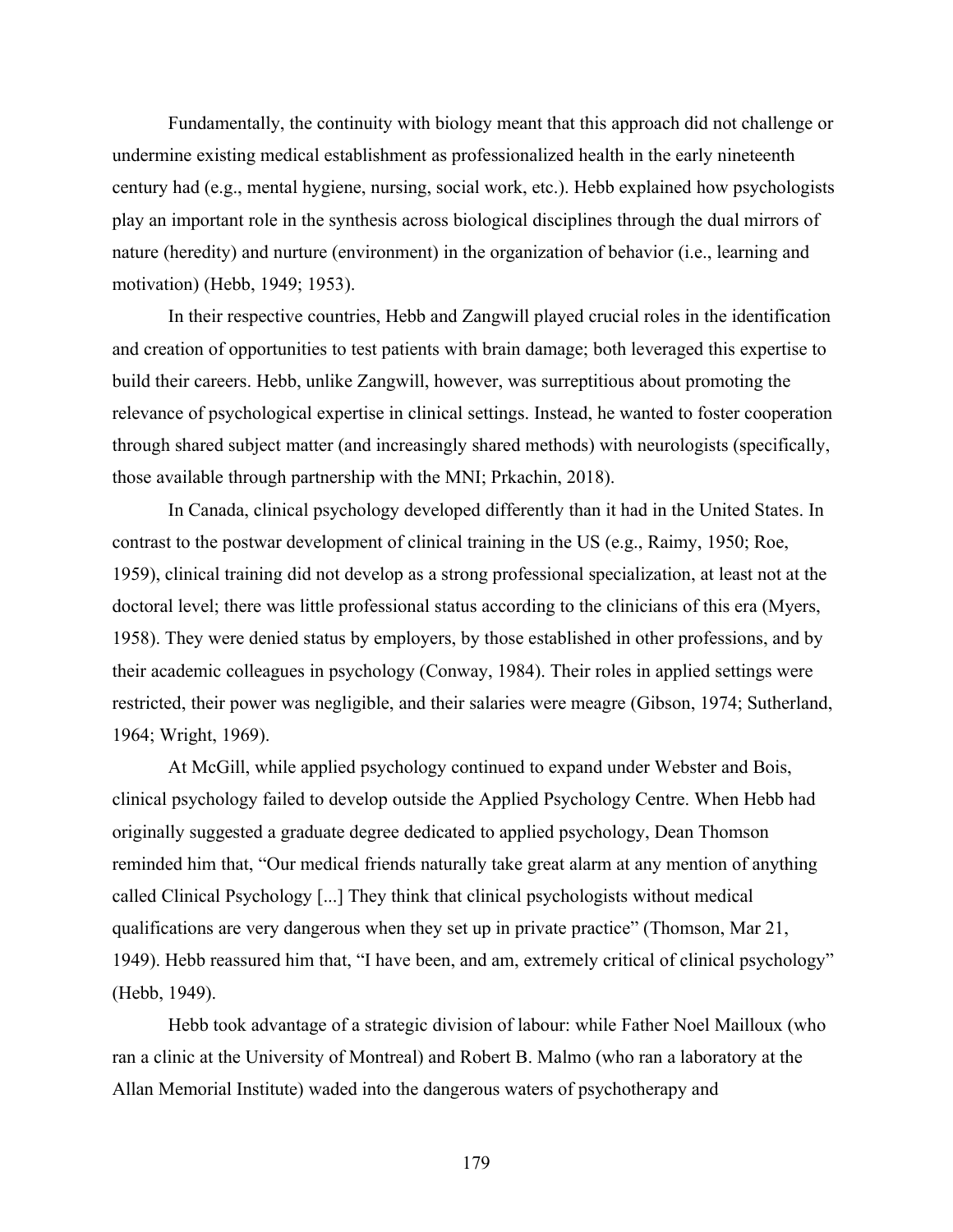Fundamentally, the continuity with biology meant that this approach did not challenge or undermine existing medical establishment as professionalized health in the early nineteenth century had (e.g., mental hygiene, nursing, social work, etc.). Hebb explained how psychologists play an important role in the synthesis across biological disciplines through the dual mirrors of nature (heredity) and nurture (environment) in the organization of behavior (i.e., learning and motivation) (Hebb, 1949; 1953).

In their respective countries, Hebb and Zangwill played crucial roles in the identification and creation of opportunities to test patients with brain damage; both leveraged this expertise to build their careers. Hebb, unlike Zangwill, however, was surreptitious about promoting the relevance of psychological expertise in clinical settings. Instead, he wanted to foster cooperation through shared subject matter (and increasingly shared methods) with neurologists (specifically, those available through partnership with the MNI; Prkachin, 2018).

In Canada, clinical psychology developed differently than it had in the United States. In contrast to the postwar development of clinical training in the US (e.g., Raimy, 1950; Roe, 1959), clinical training did not develop as a strong professional specialization, at least not at the doctoral level; there was little professional status according to the clinicians of this era (Myers, 1958). They were denied status by employers, by those established in other professions, and by their academic colleagues in psychology (Conway, 1984). Their roles in applied settings were restricted, their power was negligible, and their salaries were meagre (Gibson, 1974; Sutherland, 1964; Wright, 1969).

At McGill, while applied psychology continued to expand under Webster and Bois, clinical psychology failed to develop outside the Applied Psychology Centre. When Hebb had originally suggested a graduate degree dedicated to applied psychology, Dean Thomson reminded him that, "Our medical friends naturally take great alarm at any mention of anything called Clinical Psychology [...] They think that clinical psychologists without medical qualifications are very dangerous when they set up in private practice" (Thomson, Mar 21, 1949). Hebb reassured him that, "I have been, and am, extremely critical of clinical psychology" (Hebb, 1949).

Hebb took advantage of a strategic division of labour: while Father Noel Mailloux (who ran a clinic at the University of Montreal) and Robert B. Malmo (who ran a laboratory at the Allan Memorial Institute) waded into the dangerous waters of psychotherapy and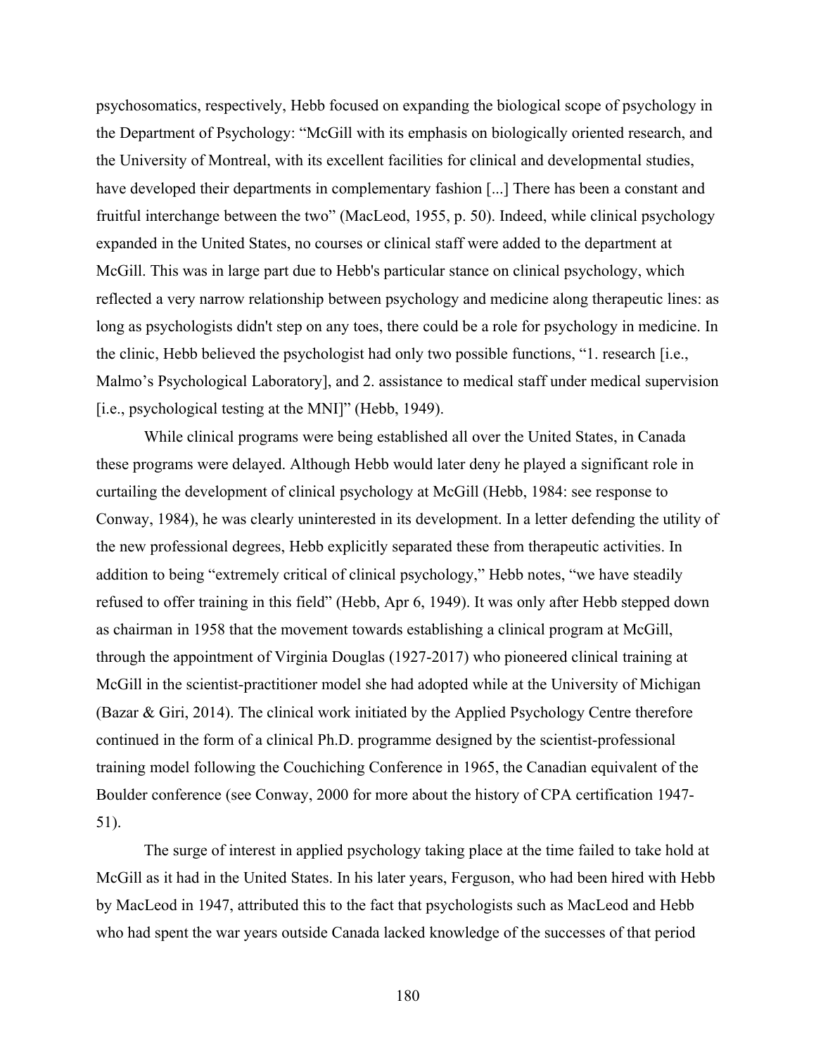psychosomatics, respectively, Hebb focused on expanding the biological scope of psychology in the Department of Psychology: "McGill with its emphasis on biologically oriented research, and the University of Montreal, with its excellent facilities for clinical and developmental studies, have developed their departments in complementary fashion [...] There has been a constant and fruitful interchange between the two" (MacLeod, 1955, p. 50). Indeed, while clinical psychology expanded in the United States, no courses or clinical staff were added to the department at McGill. This was in large part due to Hebb's particular stance on clinical psychology, which reflected a very narrow relationship between psychology and medicine along therapeutic lines: as long as psychologists didn't step on any toes, there could be a role for psychology in medicine. In the clinic, Hebb believed the psychologist had only two possible functions, "1. research [i.e., Malmo's Psychological Laboratory], and 2. assistance to medical staff under medical supervision [i.e., psychological testing at the MNI]" (Hebb, 1949).

While clinical programs were being established all over the United States, in Canada these programs were delayed. Although Hebb would later deny he played a significant role in curtailing the development of clinical psychology at McGill (Hebb, 1984: see response to Conway, 1984), he was clearly uninterested in its development. In a letter defending the utility of the new professional degrees, Hebb explicitly separated these from therapeutic activities. In addition to being "extremely critical of clinical psychology," Hebb notes, "we have steadily refused to offer training in this field" (Hebb, Apr 6, 1949). It was only after Hebb stepped down as chairman in 1958 that the movement towards establishing a clinical program at McGill, through the appointment of Virginia Douglas (1927-2017) who pioneered clinical training at McGill in the scientist-practitioner model she had adopted while at the University of Michigan (Bazar & Giri, 2014). The clinical work initiated by the Applied Psychology Centre therefore continued in the form of a clinical Ph.D. programme designed by the scientist-professional training model following the Couchiching Conference in 1965, the Canadian equivalent of the Boulder conference (see Conway, 2000 for more about the history of CPA certification 1947-51).

The surge of interest in applied psychology taking place at the time failed to take hold at McGill as it had in the United States. In his later years, Ferguson, who had been hired with Hebb by MacLeod in 1947, attributed this to the fact that psychologists such as MacLeod and Hebb who had spent the war years outside Canada lacked knowledge of the successes of that period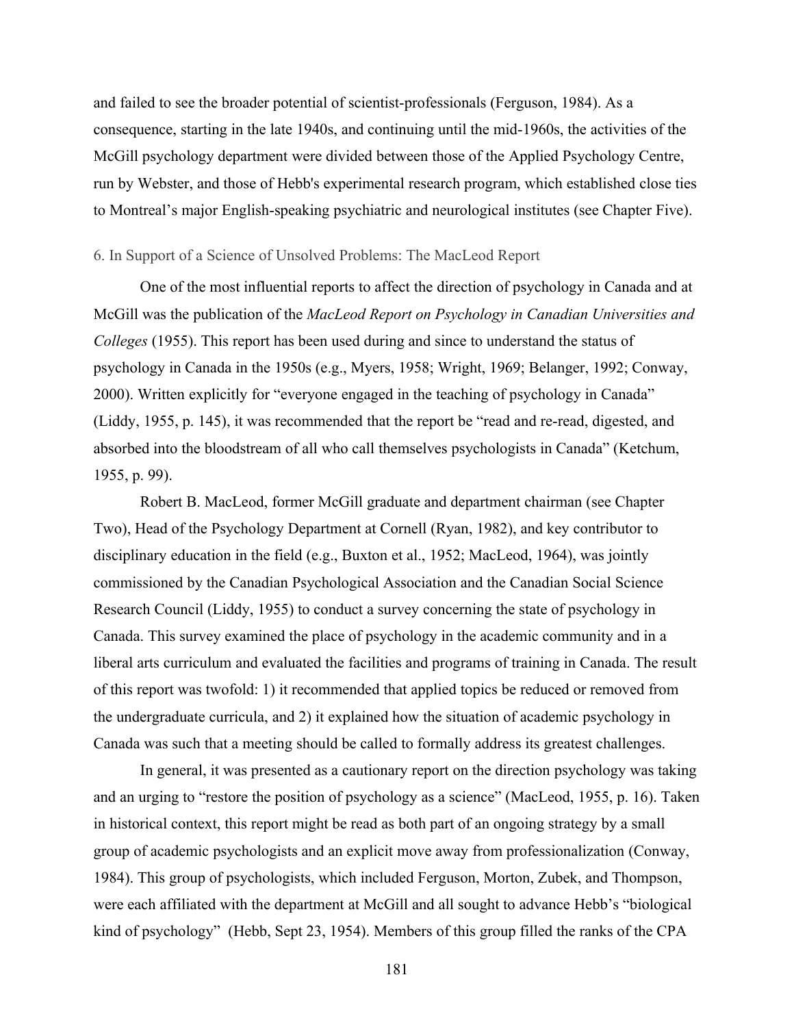and failed to see the broader potential of scientist-professionals (Ferguson, 1984). As a consequence, starting in the late 1940s, and continuing until the mid-1960s, the activities of the McGill psychology department were divided between those of the Applied Psychology Centre, run by Webster, and those of Hebb's experimental research program, which established close ties to Montreal's major English-speaking psychiatric and neurological institutes (see Chapter Five).

### 6. In Support of a Science of Unsolved Problems: The MacLeod Report

One of the most influential reports to affect the direction of psychology in Canada and at McGill was the publication of the *MacLeod Report on Psychology in Canadian Universities and Colleges* (1955). This report has been used during and since to understand the status of psychology in Canada in the 1950s (e.g., Myers, 1958; Wright, 1969; Belanger, 1992; Conway, 2000). Written explicitly for "everyone engaged in the teaching of psychology in Canada" (Liddy, 1955, p. 145), it was recommended that the report be "read and re-read, digested, and absorbed into the bloodstream of all who call themselves psychologists in Canada" (Ketchum, 1955, p. 99).

Robert B. MacLeod, former McGill graduate and department chairman (see Chapter Two), Head of the Psychology Department at Cornell (Ryan, 1982), and key contributor to disciplinary education in the field (e.g., Buxton et al., 1952; MacLeod, 1964), was jointly commissioned by the Canadian Psychological Association and the Canadian Social Science Research Council (Liddy, 1955) to conduct a survey concerning the state of psychology in Canada. This survey examined the place of psychology in the academic community and in a liberal arts curriculum and evaluated the facilities and programs of training in Canada. The result of this report was twofold: 1) it recommended that applied topics be reduced or removed from the undergraduate curricula, and 2) it explained how the situation of academic psychology in Canada was such that a meeting should be called to formally address its greatest challenges.

In general, it was presented as a cautionary report on the direction psychology was taking and an urging to "restore the position of psychology as a science" (MacLeod, 1955, p. 16). Taken in historical context, this report might be read as both part of an ongoing strategy by a small group of academic psychologists and an explicit move away from professionalization (Conway, 1984). This group of psychologists, which included Ferguson, Morton, Zubek, and Thompson, were each affiliated with the department at McGill and all sought to advance Hebb's "biological kind of psychology" (Hebb, Sept 23, 1954). Members of this group filled the ranks of the CPA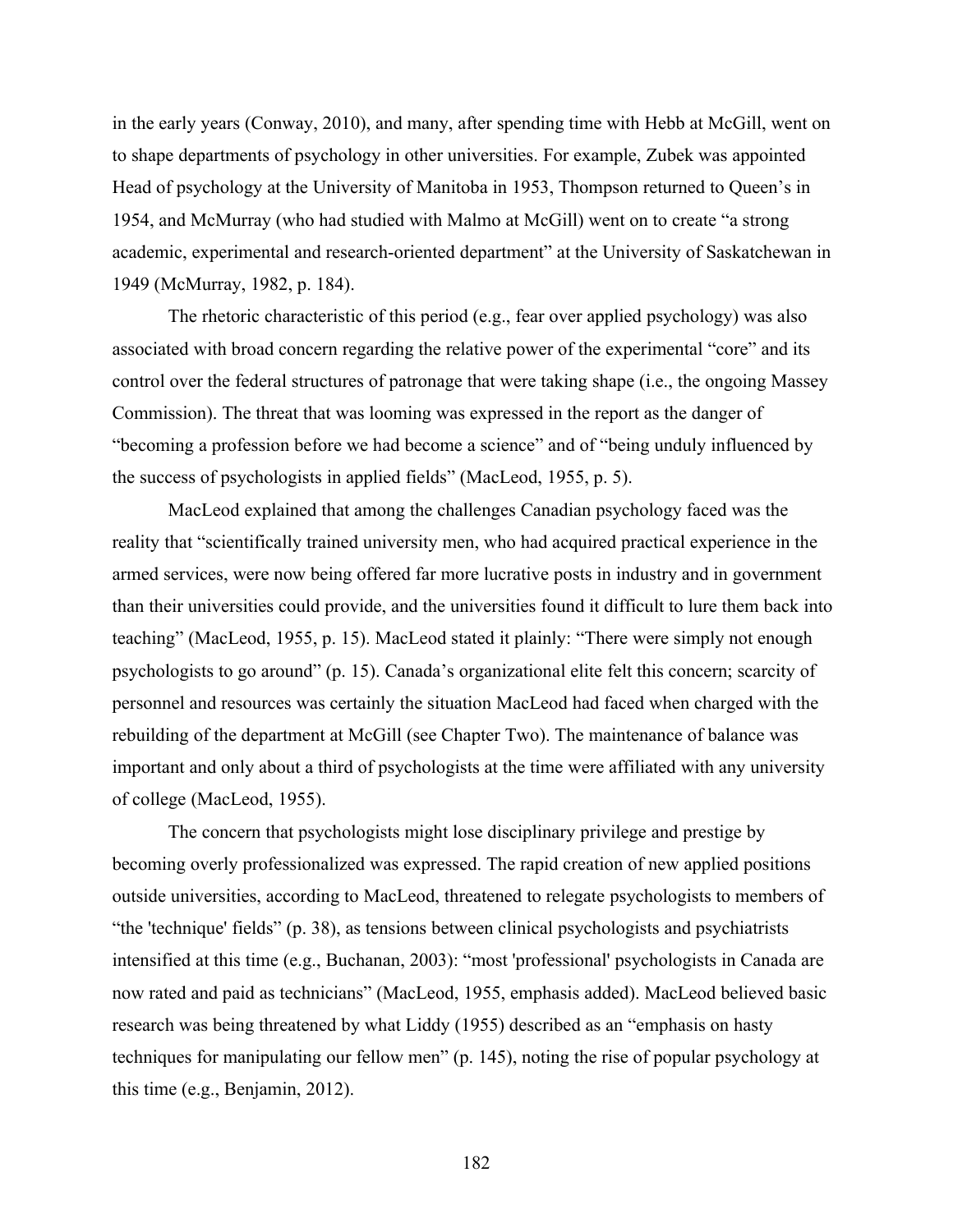in the early years (Conway, 2010), and many, after spending time with Hebb at McGill, went on to shape departments of psychology in other universities. For example, Zubek was appointed Head of psychology at the University of Manitoba in 1953, Thompson returned to Queen's in 1954, and McMurray (who had studied with Malmo at McGill) went on to create "a strong academic, experimental and research-oriented department" at the University of Saskatchewan in 1949 (McMurray, 1982, p. 184).

The rhetoric characteristic of this period (e.g., fear over applied psychology) was also associated with broad concern regarding the relative power of the experimental "core" and its control over the federal structures of patronage that were taking shape (i.e., the ongoing Massey Commission). The threat that was looming was expressed in the report as the danger of "becoming a profession before we had become a science" and of "being unduly influenced by the success of psychologists in applied fields" (MacLeod, 1955, p. 5).

MacLeod explained that among the challenges Canadian psychology faced was the reality that "scientifically trained university men, who had acquired practical experience in the armed services, were now being offered far more lucrative posts in industry and in government than their universities could provide, and the universities found it difficult to lure them back into teaching" (MacLeod, 1955, p. 15). MacLeod stated it plainly: "There were simply not enough psychologists to go around" (p. 15). Canada's organizational elite felt this concern; scarcity of personnel and resources was certainly the situation MacLeod had faced when charged with the rebuilding of the department at McGill (see Chapter Two). The maintenance of balance was important and only about a third of psychologists at the time were affiliated with any university of college (MacLeod, 1955).

The concern that psychologists might lose disciplinary privilege and prestige by becoming overly professionalized was expressed. The rapid creation of new applied positions outside universities, according to MacLeod, threatened to relegate psychologists to members of "the 'technique' fields" (p. 38), as tensions between clinical psychologists and psychiatrists intensified at this time (e.g., Buchanan, 2003): "most 'professional' psychologists in Canada are now rated and paid as technicians" (MacLeod, 1955, emphasis added). MacLeod believed basic research was being threatened by what Liddy (1955) described as an "emphasis on hasty techniques for manipulating our fellow men" (p. 145), noting the rise of popular psychology at this time (e.g., Benjamin, 2012).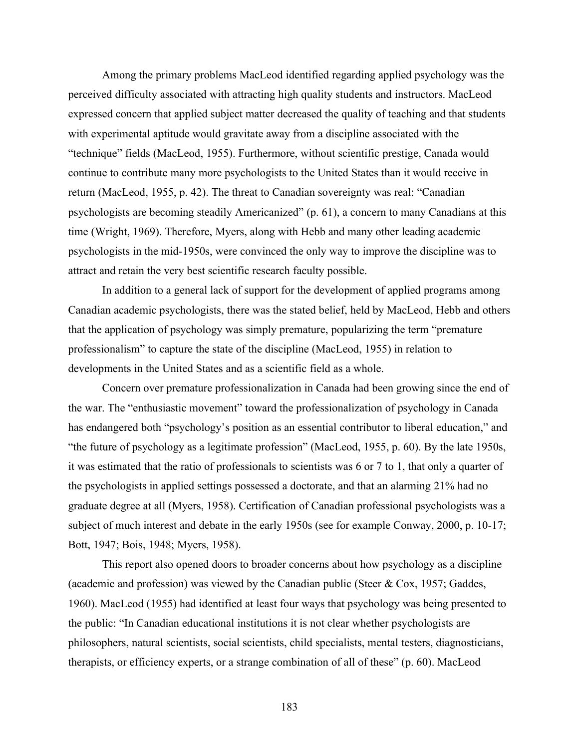Among the primary problems MacLeod identified regarding applied psychology was the perceived difficulty associated with attracting high quality students and instructors. MacLeod expressed concern that applied subject matter decreased the quality of teaching and that students with experimental aptitude would gravitate away from a discipline associated with the "technique" fields (MacLeod, 1955). Furthermore, without scientific prestige, Canada would continue to contribute many more psychologists to the United States than it would receive in return (MacLeod, 1955, p. 42). The threat to Canadian sovereignty was real: "Canadian psychologists are becoming steadily Americanized" (p. 61), a concern to many Canadians at this time (Wright, 1969). Therefore, Myers, along with Hebb and many other leading academic psychologists in the mid-1950s, were convinced the only way to improve the discipline was to attract and retain the very best scientific research faculty possible.

In addition to a general lack of support for the development of applied programs among Canadian academic psychologists, there was the stated belief, held by MacLeod, Hebb and others that the application of psychology was simply premature, popularizing the term "premature professionalism" to capture the state of the discipline (MacLeod, 1955) in relation to developments in the United States and as a scientific field as a whole.

Concern over premature professionalization in Canada had been growing since the end of the war. The "enthusiastic movement" toward the professionalization of psychology in Canada has endangered both "psychology's position as an essential contributor to liberal education," and "the future of psychology as a legitimate profession" (MacLeod, 1955, p. 60). By the late 1950s, it was estimated that the ratio of professionals to scientists was 6 or 7 to 1, that only a quarter of the psychologists in applied settings possessed a doctorate, and that an alarming 21% had no graduate degree at all (Myers, 1958). Certification of Canadian professional psychologists was a subject of much interest and debate in the early 1950s (see for example Conway, 2000, p. 10-17; Bott, 1947; Bois, 1948; Myers, 1958).

This report also opened doors to broader concerns about how psychology as a discipline (academic and profession) was viewed by the Canadian public (Steer & Cox, 1957; Gaddes, 1960). MacLeod (1955) had identified at least four ways that psychology was being presented to the public: "In Canadian educational institutions it is not clear whether psychologists are philosophers, natural scientists, social scientists, child specialists, mental testers, diagnosticians, therapists, or efficiency experts, or a strange combination of all of these" (p. 60). MacLeod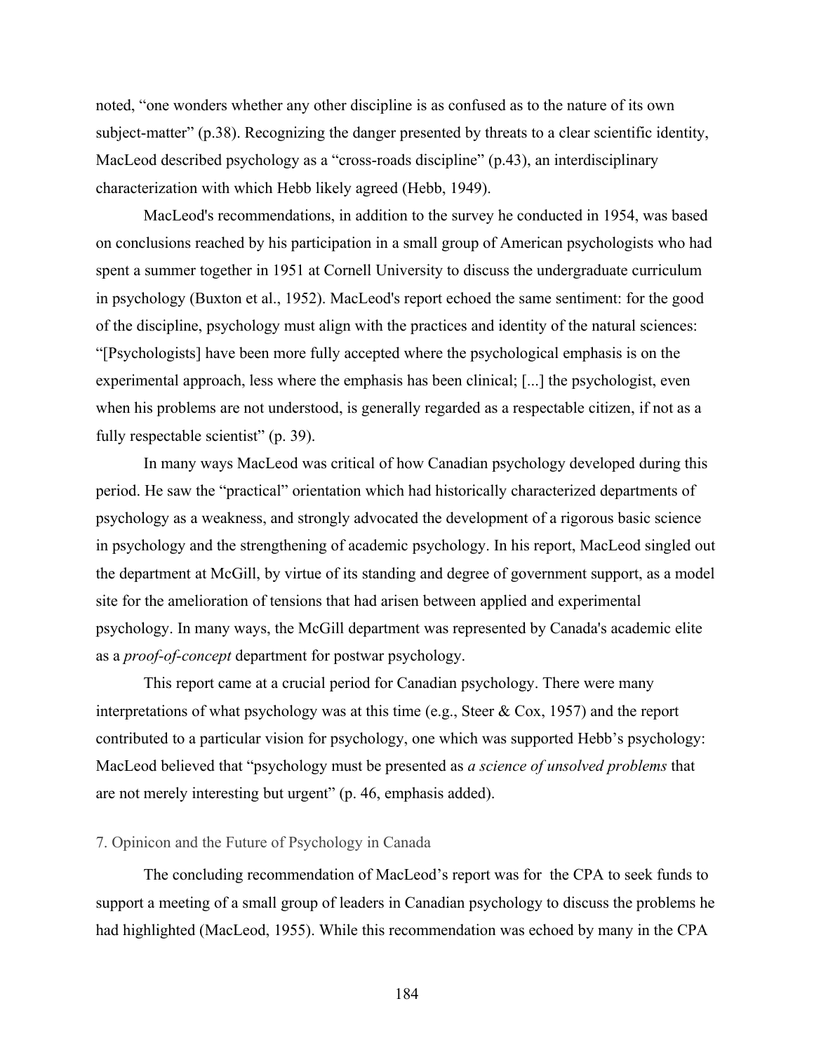noted, "one wonders whether any other discipline is as confused as to the nature of its own subject-matter" (p.38). Recognizing the danger presented by threats to a clear scientific identity, MacLeod described psychology as a "cross-roads discipline" (p.43), an interdisciplinary characterization with which Hebb likely agreed (Hebb, 1949).

MacLeod's recommendations, in addition to the survey he conducted in 1954, was based on conclusions reached by his participation in a small group of American psychologists who had spent a summer together in 1951 at Cornell University to discuss the undergraduate curriculum in psychology (Buxton et al., 1952). MacLeod's report echoed the same sentiment: for the good of the discipline, psychology must align with the practices and identity of the natural sciences: "[Psychologists] have been more fully accepted where the psychological emphasis is on the experimental approach, less where the emphasis has been clinical; [...] the psychologist, even when his problems are not understood, is generally regarded as a respectable citizen, if not as a fully respectable scientist" (p. 39).

In many ways MacLeod was critical of how Canadian psychology developed during this period. He saw the "practical" orientation which had historically characterized departments of psychology as a weakness, and strongly advocated the development of a rigorous basic science in psychology and the strengthening of academic psychology. In his report, MacLeod singled out the department at McGill, by virtue of its standing and degree of government support, as a model site for the amelioration of tensions that had arisen between applied and experimental psychology. In many ways, the McGill department was represented by Canada's academic elite as a *proof-of-concept* department for postwar psychology.

This report came at a crucial period for Canadian psychology. There were many interpretations of what psychology was at this time (e.g., Steer & Cox, 1957) and the report contributed to a particular vision for psychology, one which was supported Hebb's psychology: MacLeod believed that "psychology must be presented as *a science of unsolved problems* that are not merely interesting but urgent" (p. 46, emphasis added).

## 7. Opinicon and the Future of Psychology in Canada

The concluding recommendation of MacLeod's report was for the CPA to seek funds to support a meeting of a small group of leaders in Canadian psychology to discuss the problems he had highlighted (MacLeod, 1955). While this recommendation was echoed by many in the CPA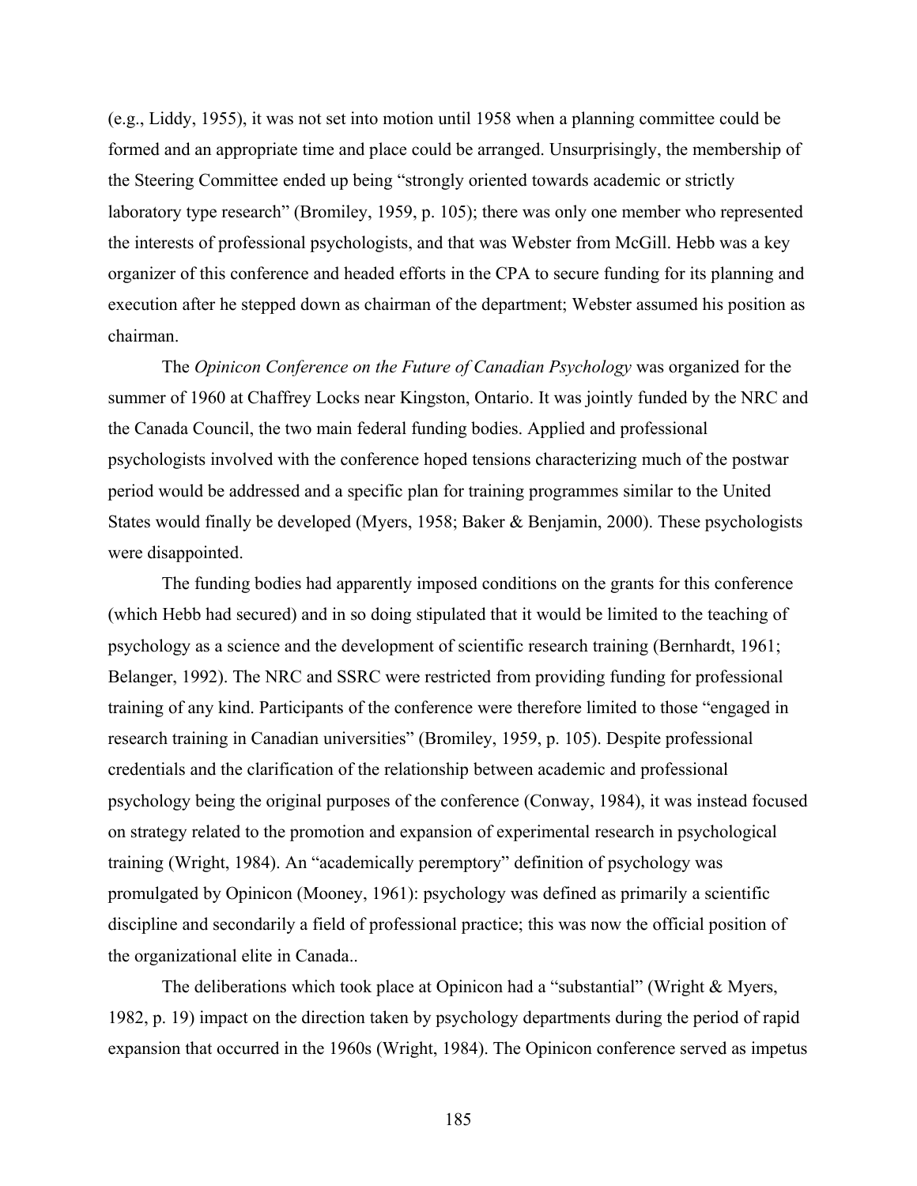(e.g., Liddy, 1955), it was not set into motion until 1958 when a planning committee could be formed and an appropriate time and place could be arranged. Unsurprisingly, the membership of the Steering Committee ended up being "strongly oriented towards academic or strictly laboratory type research" (Bromiley, 1959, p. 105); there was only one member who represented the interests of professional psychologists, and that was Webster from McGill. Hebb was a key organizer of this conference and headed efforts in the CPA to secure funding for its planning and execution after he stepped down as chairman of the department; Webster assumed his position as chairman.

The *Opinicon Conference on the Future of Canadian Psychology* was organized for the summer of 1960 at Chaffrey Locks near Kingston, Ontario. It was jointly funded by the NRC and the Canada Council, the two main federal funding bodies. Applied and professional psychologists involved with the conference hoped tensions characterizing much of the postwar period would be addressed and a specific plan for training programmes similar to the United States would finally be developed (Myers, 1958; Baker & Benjamin, 2000). These psychologists were disappointed.

The funding bodies had apparently imposed conditions on the grants for this conference (which Hebb had secured) and in so doing stipulated that it would be limited to the teaching of psychology as a science and the development of scientific research training (Bernhardt, 1961; Belanger, 1992). The NRC and SSRC were restricted from providing funding for professional training of any kind. Participants of the conference were therefore limited to those "engaged in research training in Canadian universities" (Bromiley, 1959, p. 105). Despite professional credentials and the clarification of the relationship between academic and professional psychology being the original purposes of the conference (Conway, 1984), it was instead focused on strategy related to the promotion and expansion of experimental research in psychological training (Wright, 1984). An "academically peremptory" definition of psychology was promulgated by Opinicon (Mooney, 1961): psychology was defined as primarily a scientific discipline and secondarily a field of professional practice; this was now the official position of the organizational elite in Canada..

The deliberations which took place at Opinicon had a "substantial" (Wright & Myers, 1982, p. 19) impact on the direction taken by psychology departments during the period of rapid expansion that occurred in the 1960s (Wright, 1984). The Opinicon conference served as impetus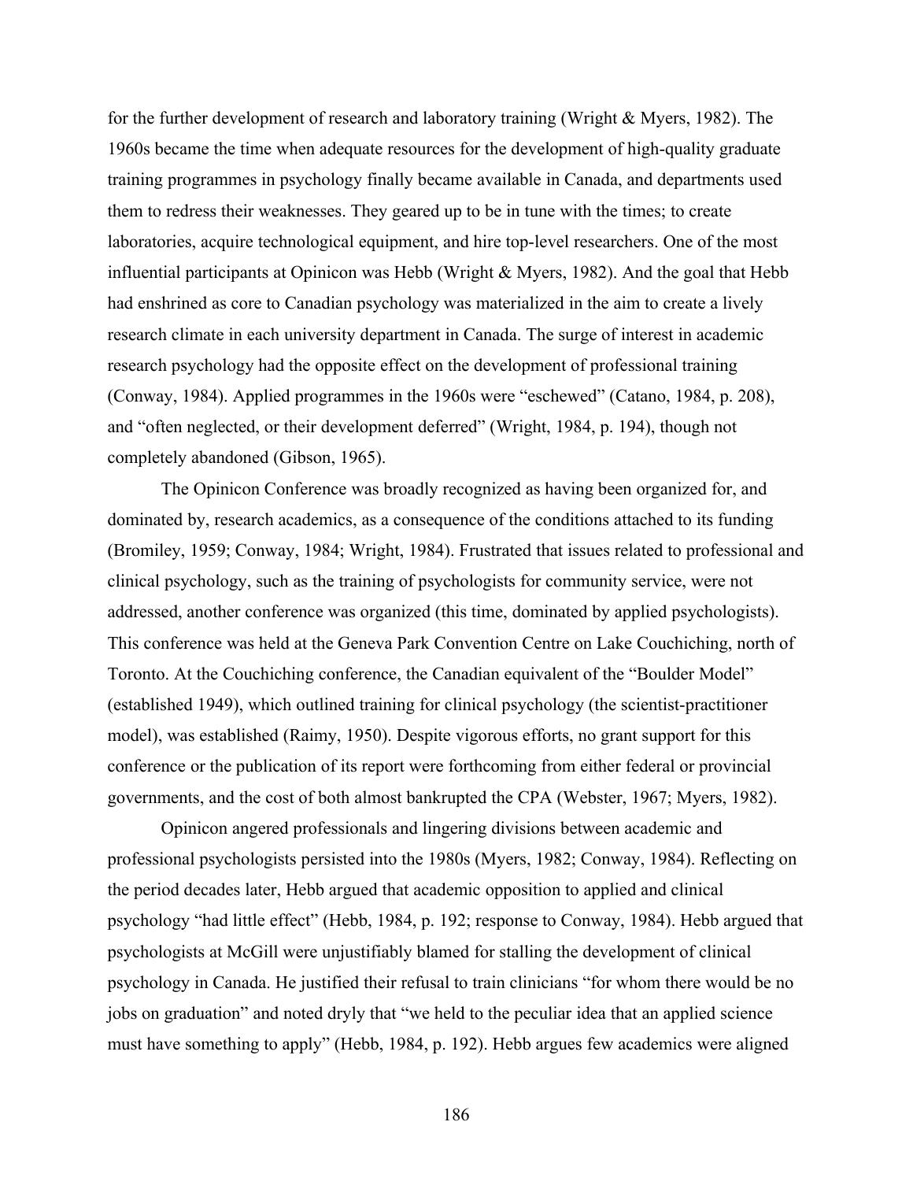for the further development of research and laboratory training (Wright & Myers, 1982). The 1960s became the time when adequate resources for the development of high-quality graduate training programmes in psychology finally became available in Canada, and departments used them to redress their weaknesses. They geared up to be in tune with the times; to create laboratories, acquire technological equipment, and hire top-level researchers. One of the most influential participants at Opinicon was Hebb (Wright & Myers, 1982). And the goal that Hebb had enshrined as core to Canadian psychology was materialized in the aim to create a lively research climate in each university department in Canada. The surge of interest in academic research psychology had the opposite effect on the development of professional training (Conway, 1984). Applied programmes in the 1960s were "eschewed" (Catano, 1984, p. 208), and "often neglected, or their development deferred" (Wright, 1984, p. 194), though not completely abandoned (Gibson, 1965).

The Opinicon Conference was broadly recognized as having been organized for, and dominated by, research academics, as a consequence of the conditions attached to its funding (Bromiley, 1959; Conway, 1984; Wright, 1984). Frustrated that issues related to professional and clinical psychology, such as the training of psychologists for community service, were not addressed, another conference was organized (this time, dominated by applied psychologists). This conference was held at the Geneva Park Convention Centre on Lake Couchiching, north of Toronto. At the Couchiching conference, the Canadian equivalent of the "Boulder Model" (established 1949), which outlined training for clinical psychology (the scientist-practitioner model), was established (Raimy, 1950). Despite vigorous efforts, no grant support for this conference or the publication of its report were forthcoming from either federal or provincial governments, and the cost of both almost bankrupted the CPA (Webster, 1967; Myers, 1982).

Opinicon angered professionals and lingering divisions between academic and professional psychologists persisted into the 1980s (Myers, 1982; Conway, 1984). Reflecting on the period decades later, Hebb argued that academic opposition to applied and clinical psychology "had little effect" (Hebb, 1984, p. 192; response to Conway, 1984). Hebb argued that psychologists at McGill were unjustifiably blamed for stalling the development of clinical psychology in Canada. He justified their refusal to train clinicians "for whom there would be no jobs on graduation" and noted dryly that "we held to the peculiar idea that an applied science must have something to apply" (Hebb, 1984, p. 192). Hebb argues few academics were aligned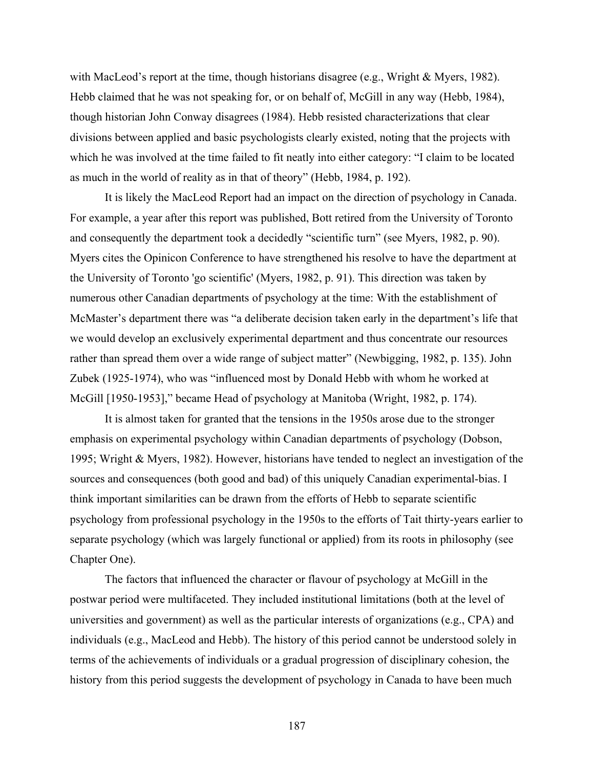with MacLeod's report at the time, though historians disagree (e.g., Wright & Myers, 1982). Hebb claimed that he was not speaking for, or on behalf of, McGill in any way (Hebb, 1984), though historian John Conway disagrees (1984). Hebb resisted characterizations that clear divisions between applied and basic psychologists clearly existed, noting that the projects with which he was involved at the time failed to fit neatly into either category: "I claim to be located as much in the world of reality as in that of theory" (Hebb, 1984, p. 192).

It is likely the MacLeod Report had an impact on the direction of psychology in Canada. For example, a year after this report was published, Bott retired from the University of Toronto and consequently the department took a decidedly "scientific turn" (see Myers, 1982, p. 90). Myers cites the Opinicon Conference to have strengthened his resolve to have the department at the University of Toronto 'go scientific' (Myers, 1982, p. 91). This direction was taken by numerous other Canadian departments of psychology at the time: With the establishment of McMaster's department there was "a deliberate decision taken early in the department's life that we would develop an exclusively experimental department and thus concentrate our resources rather than spread them over a wide range of subject matter" (Newbigging, 1982, p. 135). John Zubek (1925-1974), who was "influenced most by Donald Hebb with whom he worked at McGill [1950-1953]," became Head of psychology at Manitoba (Wright, 1982, p. 174).

It is almost taken for granted that the tensions in the 1950s arose due to the stronger emphasis on experimental psychology within Canadian departments of psychology (Dobson, 1995; Wright & Myers, 1982). However, historians have tended to neglect an investigation of the sources and consequences (both good and bad) of this uniquely Canadian experimental-bias. I think important similarities can be drawn from the efforts of Hebb to separate scientific psychology from professional psychology in the 1950s to the efforts of Tait thirty-years earlier to separate psychology (which was largely functional or applied) from its roots in philosophy (see Chapter One).

The factors that influenced the character or flavour of psychology at McGill in the postwar period were multifaceted. They included institutional limitations (both at the level of universities and government) as well as the particular interests of organizations (e.g., CPA) and individuals (e.g., MacLeod and Hebb). The history of this period cannot be understood solely in terms of the achievements of individuals or a gradual progression of disciplinary cohesion, the history from this period suggests the development of psychology in Canada to have been much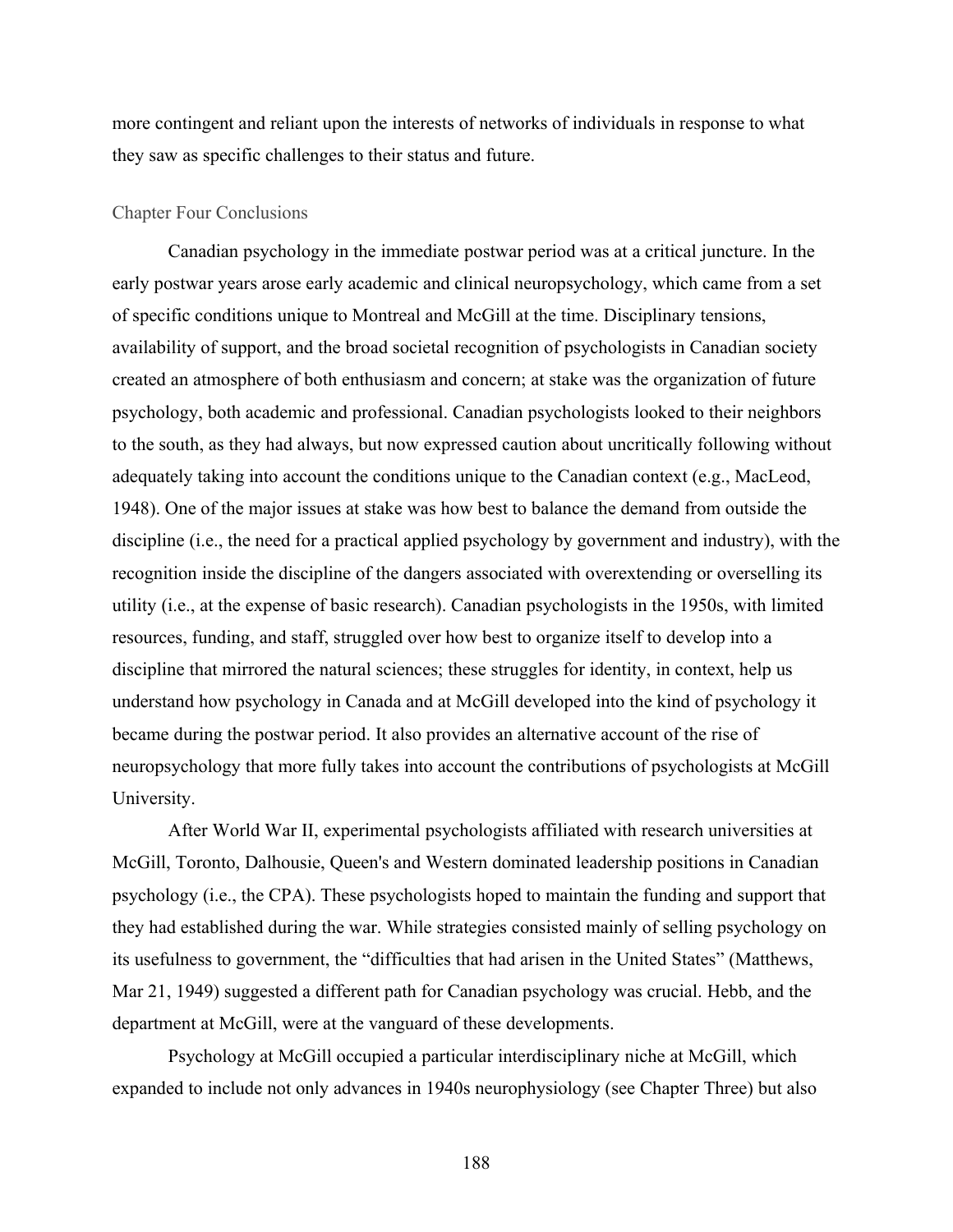more contingent and reliant upon the interests of networks of individuals in response to what they saw as specific challenges to their status and future.

## Chapter Four Conclusions

Canadian psychology in the immediate postwar period was at a critical juncture. In the early postwar years arose early academic and clinical neuropsychology, which came from a set of specific conditions unique to Montreal and McGill at the time. Disciplinary tensions, availability of support, and the broad societal recognition of psychologists in Canadian society created an atmosphere of both enthusiasm and concern; at stake was the organization of future psychology, both academic and professional. Canadian psychologists looked to their neighbors to the south, as they had always, but now expressed caution about uncritically following without adequately taking into account the conditions unique to the Canadian context (e.g., MacLeod, 1948). One of the major issues at stake was how best to balance the demand from outside the discipline (i.e., the need for a practical applied psychology by government and industry), with the recognition inside the discipline of the dangers associated with overextending or overselling its utility (i.e., at the expense of basic research). Canadian psychologists in the 1950s, with limited resources, funding, and staff, struggled over how best to organize itself to develop into a discipline that mirrored the natural sciences; these struggles for identity, in context, help us understand how psychology in Canada and at McGill developed into the kind of psychology it became during the postwar period. It also provides an alternative account of the rise of neuropsychology that more fully takes into account the contributions of psychologists at McGill University.

After World War II, experimental psychologists affiliated with research universities at McGill, Toronto, Dalhousie, Queen's and Western dominated leadership positions in Canadian psychology (i.e., the CPA). These psychologists hoped to maintain the funding and support that they had established during the war. While strategies consisted mainly of selling psychology on its usefulness to government, the "difficulties that had arisen in the United States" (Matthews, Mar 21, 1949) suggested a different path for Canadian psychology was crucial. Hebb, and the department at McGill, were at the vanguard of these developments.

Psychology at McGill occupied a particular interdisciplinary niche at McGill, which expanded to include not only advances in 1940s neurophysiology (see Chapter Three) but also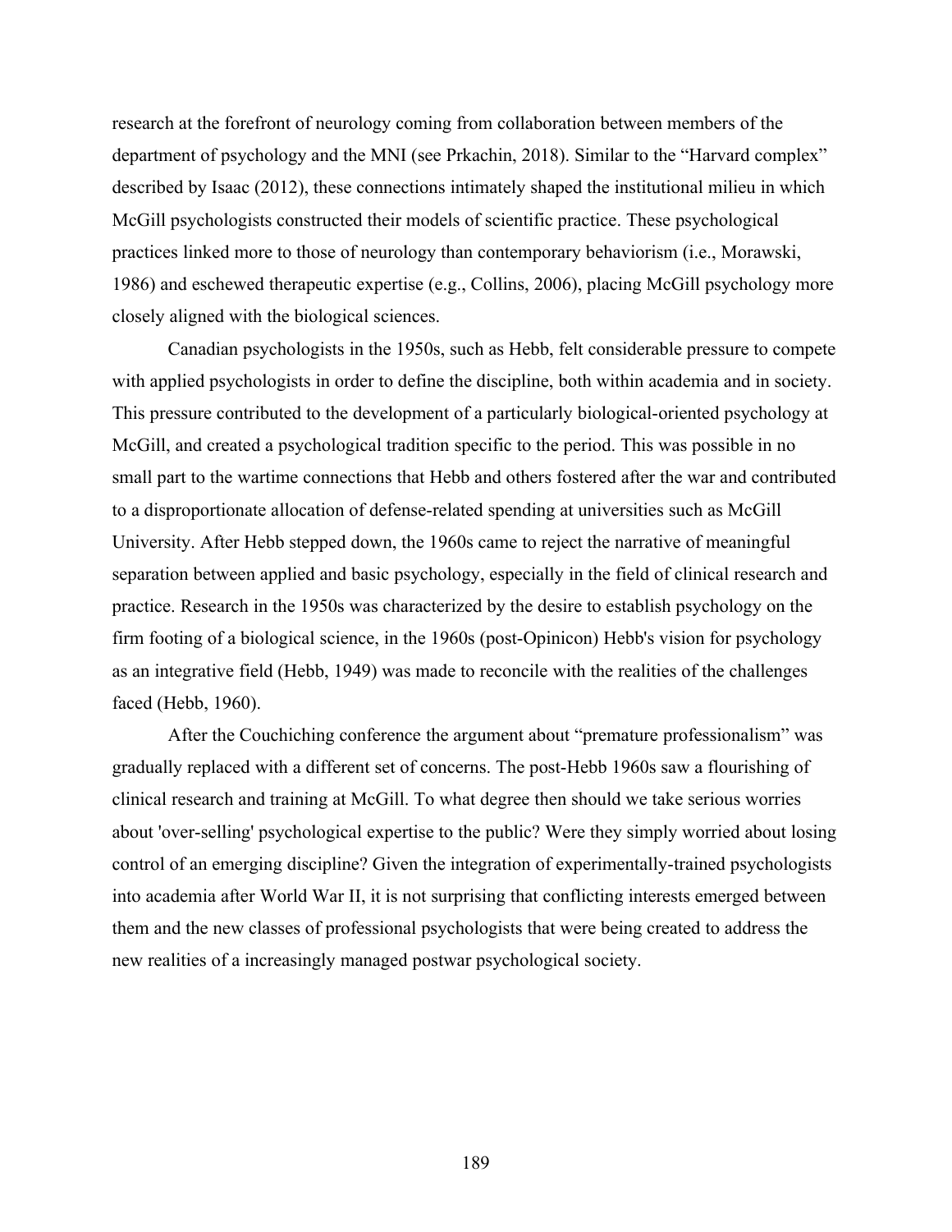research at the forefront of neurology coming from collaboration between members of the department of psychology and the MNI (see Prkachin, 2018). Similar to the "Harvard complex" described by Isaac (2012), these connections intimately shaped the institutional milieu in which McGill psychologists constructed their models of scientific practice. These psychological practices linked more to those of neurology than contemporary behaviorism (i.e., Morawski, 1986) and eschewed therapeutic expertise (e.g., Collins, 2006), placing McGill psychology more closely aligned with the biological sciences.

Canadian psychologists in the 1950s, such as Hebb, felt considerable pressure to compete with applied psychologists in order to define the discipline, both within academia and in society. This pressure contributed to the development of a particularly biological-oriented psychology at McGill, and created a psychological tradition specific to the period. This was possible in no small part to the wartime connections that Hebb and others fostered after the war and contributed to a disproportionate allocation of defense-related spending at universities such as McGill University. After Hebb stepped down, the 1960s came to reject the narrative of meaningful separation between applied and basic psychology, especially in the field of clinical research and practice. Research in the 1950s was characterized by the desire to establish psychology on the firm footing of a biological science, in the 1960s (post-Opinicon) Hebb's vision for psychology as an integrative field (Hebb, 1949) was made to reconcile with the realities of the challenges faced (Hebb, 1960).

After the Couchiching conference the argument about "premature professionalism" was gradually replaced with a different set of concerns. The post-Hebb 1960s saw a flourishing of clinical research and training at McGill. To what degree then should we take serious worries about 'over-selling' psychological expertise to the public? Were they simply worried about losing control of an emerging discipline? Given the integration of experimentally-trained psychologists into academia after World War II, it is not surprising that conflicting interests emerged between them and the new classes of professional psychologists that were being created to address the new realities of a increasingly managed postwar psychological society.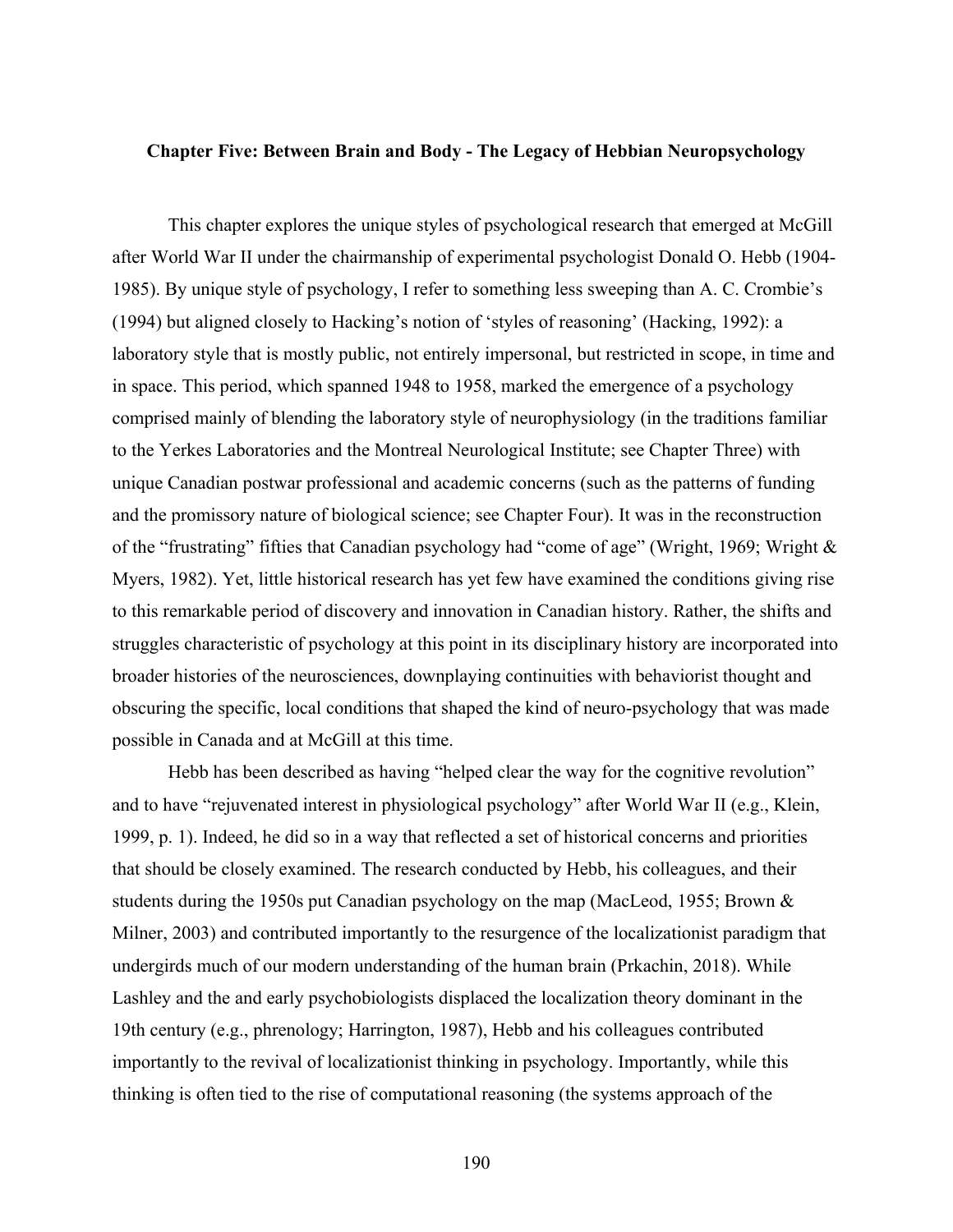**Chapter Five: Between Brain and Body - The Legacy of Hebbian Neuropsychology**

This chapter explores the unique styles of psychological research that emerged at McGill after World War II under the chairmanship of experimental psychologist Donald O. Hebb (1904-1985). By unique style of psychology, I refer to something less sweeping than A. C. Crombie's (1994) but aligned closely to Hacking's notion of 'styles of reasoning' (Hacking, 1992): a laboratory style that is mostly public, not entirely impersonal, but restricted in scope, in time and in space. This period, which spanned 1948 to 1958, marked the emergence of a psychology comprised mainly of blending the laboratory style of neurophysiology (in the traditions familiar to the Yerkes Laboratories and the Montreal Neurological Institute; see Chapter Three) with unique Canadian postwar professional and academic concerns (such as the patterns of funding and the promissory nature of biological science; see Chapter Four). It was in the reconstruction of the "frustrating" fifties that Canadian psychology had "come of age" (Wright, 1969; Wright & Myers, 1982). Yet, little historical research has yet few have examined the conditions giving rise to this remarkable period of discovery and innovation in Canadian history. Rather, the shifts and struggles characteristic of psychology at this point in its disciplinary history are incorporated into broader histories of the neurosciences, downplaying continuities with behaviorist thought and obscuring the specific, local conditions that shaped the kind of neuro-psychology that was made possible in Canada and at McGill at this time.

Hebb has been described as having "helped clear the way for the cognitive revolution" and to have "rejuvenated interest in physiological psychology" after World War II (e.g., Klein, 1999, p. 1). Indeed, he did so in a way that reflected a set of historical concerns and priorities that should be closely examined. The research conducted by Hebb, his colleagues, and their students during the 1950s put Canadian psychology on the map (MacLeod, 1955; Brown & Milner, 2003) and contributed importantly to the resurgence of the localizationist paradigm that undergirds much of our modern understanding of the human brain (Prkachin, 2018). While Lashley and the and early psychobiologists displaced the localization theory dominant in the 19th century (e.g., phrenology; Harrington, 1987), Hebb and his colleagues contributed importantly to the revival of localizationist thinking in psychology. Importantly, while this thinking is often tied to the rise of computational reasoning (the systems approach of the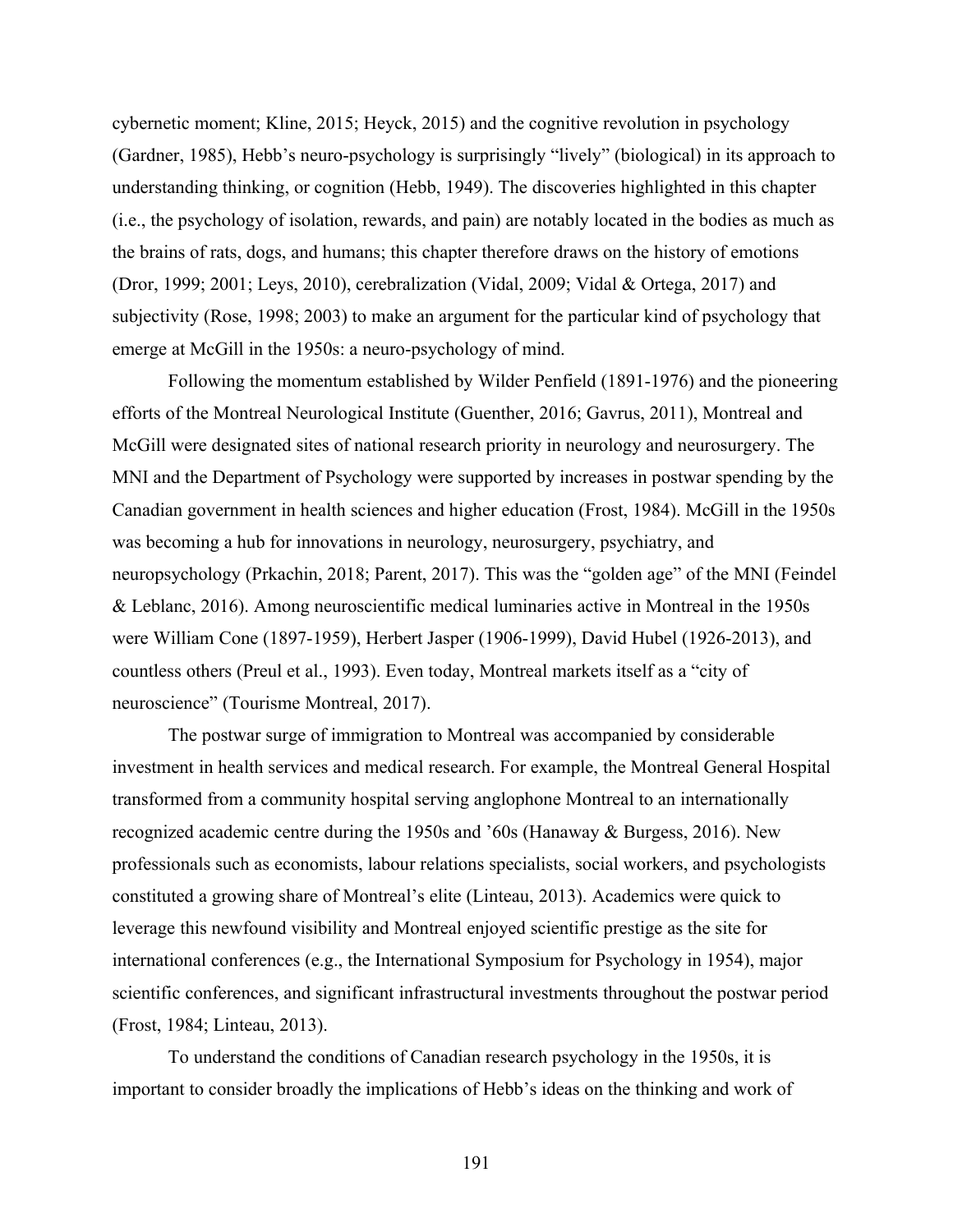cybernetic moment; Kline, 2015; Heyck, 2015) and the cognitive revolution in psychology (Gardner, 1985), Hebb's neuro-psychology is surprisingly "lively" (biological) in its approach to understanding thinking, or cognition (Hebb, 1949). The discoveries highlighted in this chapter (i.e., the psychology of isolation, rewards, and pain) are notably located in the bodies as much as the brains of rats, dogs, and humans; this chapter therefore draws on the history of emotions (Dror, 1999; 2001; Leys, 2010), cerebralization (Vidal, 2009; Vidal & Ortega, 2017) and subjectivity (Rose, 1998; 2003) to make an argument for the particular kind of psychology that emerge at McGill in the 1950s: a neuro-psychology of mind.

Following the momentum established by Wilder Penfield (1891-1976) and the pioneering efforts of the Montreal Neurological Institute (Guenther, 2016; Gavrus, 2011), Montreal and McGill were designated sites of national research priority in neurology and neurosurgery. The MNI and the Department of Psychology were supported by increases in postwar spending by the Canadian government in health sciences and higher education (Frost, 1984). McGill in the 1950s was becoming a hub for innovations in neurology, neurosurgery, psychiatry, and neuropsychology (Prkachin, 2018; Parent, 2017). This was the "golden age" of the MNI (Feindel & Leblanc, 2016). Among neuroscientific medical luminaries active in Montreal in the 1950s were William Cone (1897-1959), Herbert Jasper (1906-1999), David Hubel (1926-2013), and countless others (Preul et al., 1993). Even today, Montreal markets itself as a "city of neuroscience" (Tourisme Montreal, 2017).

The postwar surge of immigration to Montreal was accompanied by considerable investment in health services and medical research. For example, the Montreal General Hospital transformed from a community hospital serving anglophone Montreal to an internationally recognized academic centre during the 1950s and '60s (Hanaway & Burgess, 2016). New professionals such as economists, labour relations specialists, social workers, and psychologists constituted a growing share of Montreal's elite (Linteau, 2013). Academics were quick to leverage this newfound visibility and Montreal enjoyed scientific prestige as the site for international conferences (e.g., the International Symposium for Psychology in 1954), major scientific conferences, and significant infrastructural investments throughout the postwar period (Frost, 1984; Linteau, 2013).

To understand the conditions of Canadian research psychology in the 1950s, it is important to consider broadly the implications of Hebb's ideas on the thinking and work of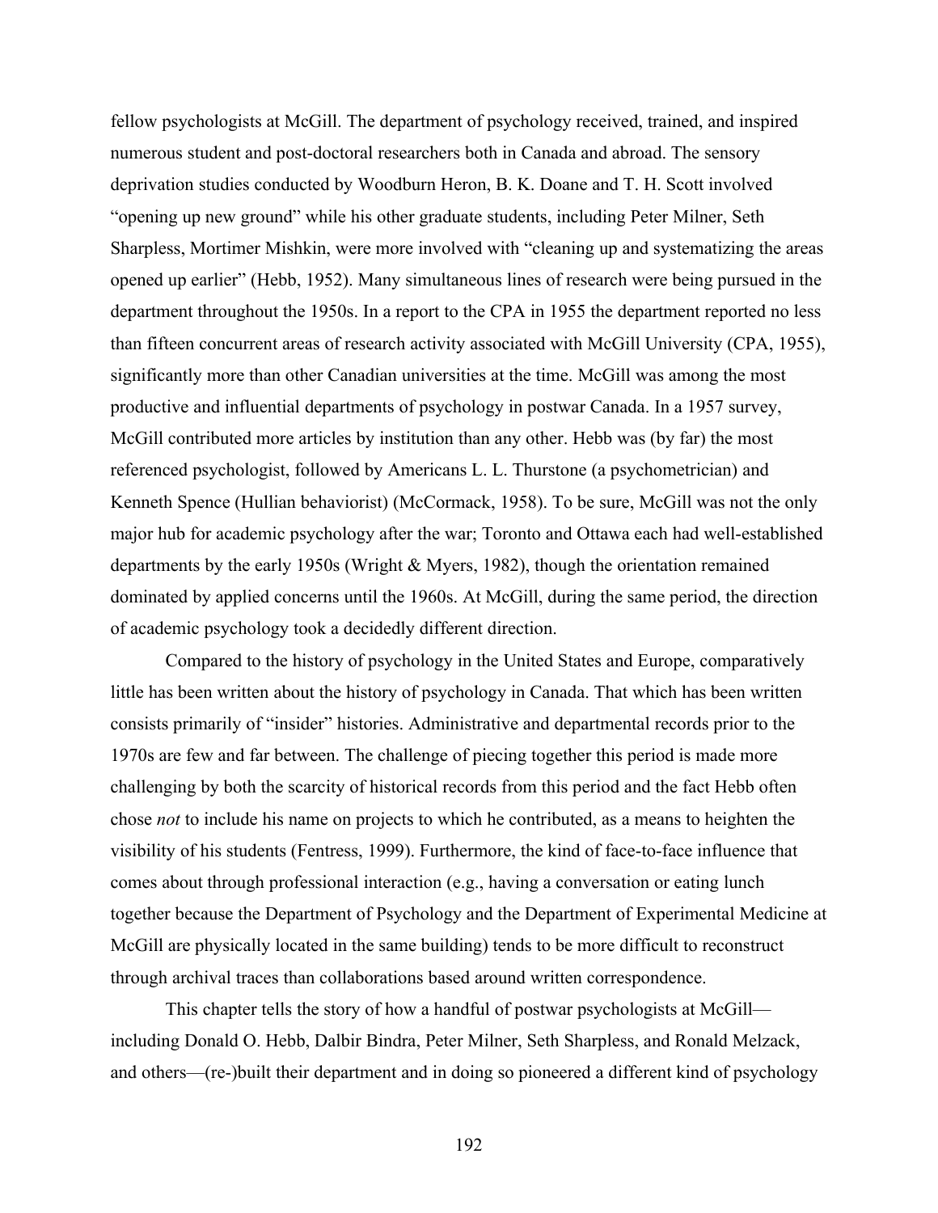fellow psychologists at McGill. The department of psychology received, trained, and inspired numerous student and post-doctoral researchers both in Canada and abroad. The sensory deprivation studies conducted by Woodburn Heron, B. K. Doane and T. H. Scott involved "opening up new ground" while his other graduate students, including Peter Milner, Seth Sharpless, Mortimer Mishkin, were more involved with "cleaning up and systematizing the areas opened up earlier" (Hebb, 1952). Many simultaneous lines of research were being pursued in the department throughout the 1950s. In a report to the CPA in 1955 the department reported no less than fifteen concurrent areas of research activity associated with McGill University (CPA, 1955), significantly more than other Canadian universities at the time. McGill was among the most productive and influential departments of psychology in postwar Canada. In a 1957 survey, McGill contributed more articles by institution than any other. Hebb was (by far) the most referenced psychologist, followed by Americans L. L. Thurstone (a psychometrician) and Kenneth Spence (Hullian behaviorist) (McCormack, 1958). To be sure, McGill was not the only major hub for academic psychology after the war; Toronto and Ottawa each had well-established departments by the early 1950s (Wright & Myers, 1982), though the orientation remained dominated by applied concerns until the 1960s. At McGill, during the same period, the direction of academic psychology took a decidedly different direction.

Compared to the history of psychology in the United States and Europe, comparatively little has been written about the history of psychology in Canada. That which has been written consists primarily of "insider" histories. Administrative and departmental records prior to the 1970s are few and far between. The challenge of piecing together this period is made more challenging by both the scarcity of historical records from this period and the fact Hebb often chose *not* to include his name on projects to which he contributed, as a means to heighten the visibility of his students (Fentress, 1999). Furthermore, the kind of face-to-face influence that comes about through professional interaction (e.g., having a conversation or eating lunch together because the Department of Psychology and the Department of Experimental Medicine at McGill are physically located in the same building) tends to be more difficult to reconstruct through archival traces than collaborations based around written correspondence.

This chapter tells the story of how a handful of postwar psychologists at McGill—including Donald O. Hebb, Dalbir Bindra, Peter Milner, Seth Sharpless, and Ronald Melzack, and others—(re-)built their department and in doing so pioneered a different kind of psychology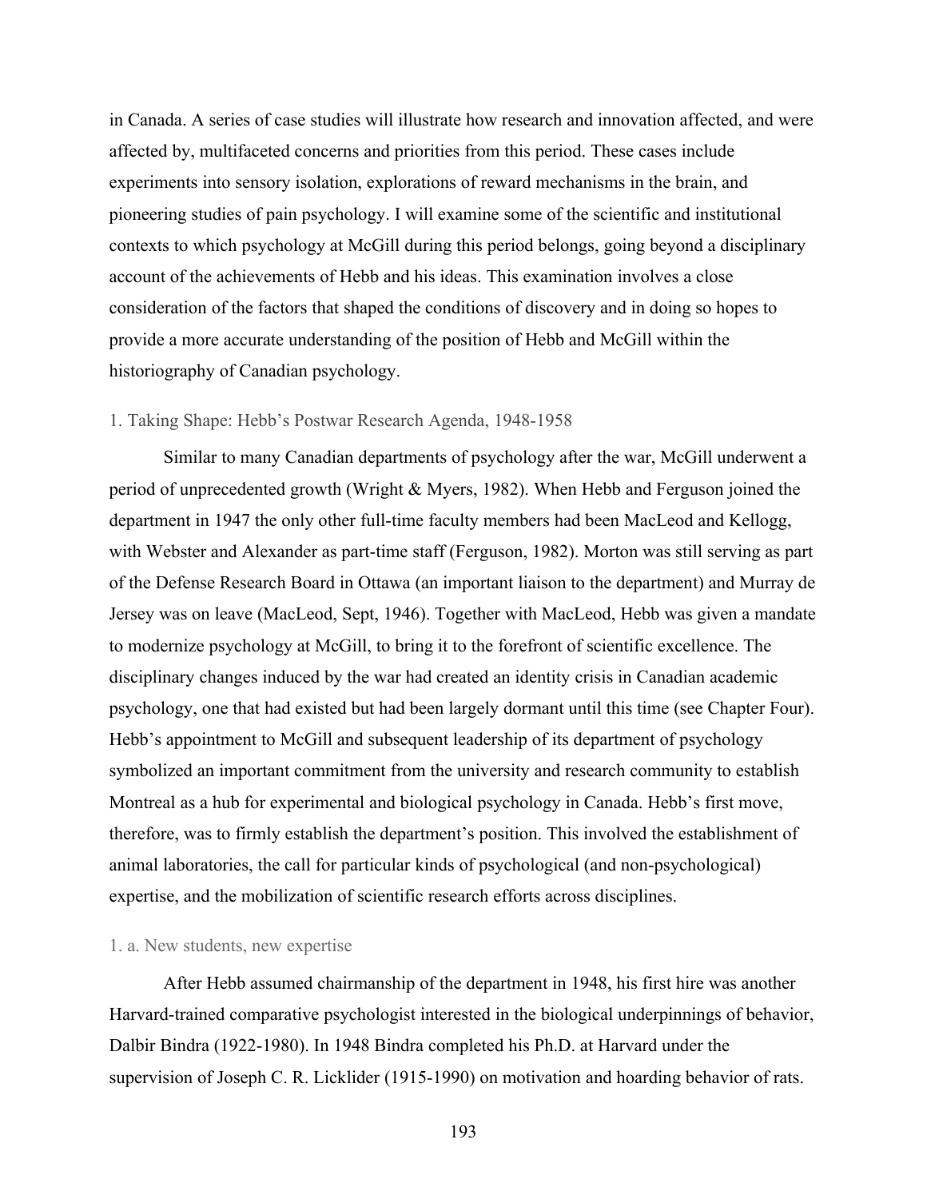in Canada. A series of case studies will illustrate how research and innovation affected, and were affected by, multifaceted concerns and priorities from this period. These cases include experiments into sensory isolation, explorations of reward mechanisms in the brain, and pioneering studies of pain psychology. I will examine some of the scientific and institutional contexts to which psychology at McGill during this period belongs, going beyond a disciplinary account of the achievements of Hebb and his ideas. This examination involves a close consideration of the factors that shaped the conditions of discovery and in doing so hopes to provide a more accurate understanding of the position of Hebb and McGill within the historiography of Canadian psychology.

## 1. Taking Shape: Hebb's Postwar Research Agenda, 1948-1958

Similar to many Canadian departments of psychology after the war, McGill underwent a period of unprecedented growth (Wright & Myers, 1982). When Hebb and Ferguson joined the department in 1947 the only other full-time faculty members had been MacLeod and Kellogg, with Webster and Alexander as part-time staff (Ferguson, 1982). Morton was still serving as part of the Defense Research Board in Ottawa (an important liaison to the department) and Murray de Jersey was on leave (MacLeod, Sept, 1946). Together with MacLeod, Hebb was given a mandate to modernize psychology at McGill, to bring it to the forefront of scientific excellence. The disciplinary changes induced by the war had created an identity crisis in Canadian academic psychology, one that had existed but had been largely dormant until this time (see Chapter Four). Hebb's appointment to McGill and subsequent leadership of its department of psychology symbolized an important commitment from the university and research community to establish Montreal as a hub for experimental and biological psychology in Canada. Hebb's first move, therefore, was to firmly establish the department's position. This involved the establishment of animal laboratories, the call for particular kinds of psychological (and non-psychological) expertise, and the mobilization of scientific research efforts across disciplines.

### 1. a. New students, new expertise

After Hebb assumed chairmanship of the department in 1948, his first hire was another Harvard-trained comparative psychologist interested in the biological underpinnings of behavior, Dalbir Bindra (1922-1980). In 1948 Bindra completed his Ph.D. at Harvard under the supervision of Joseph C. R. Licklider (1915-1990) on motivation and hoarding behavior of rats.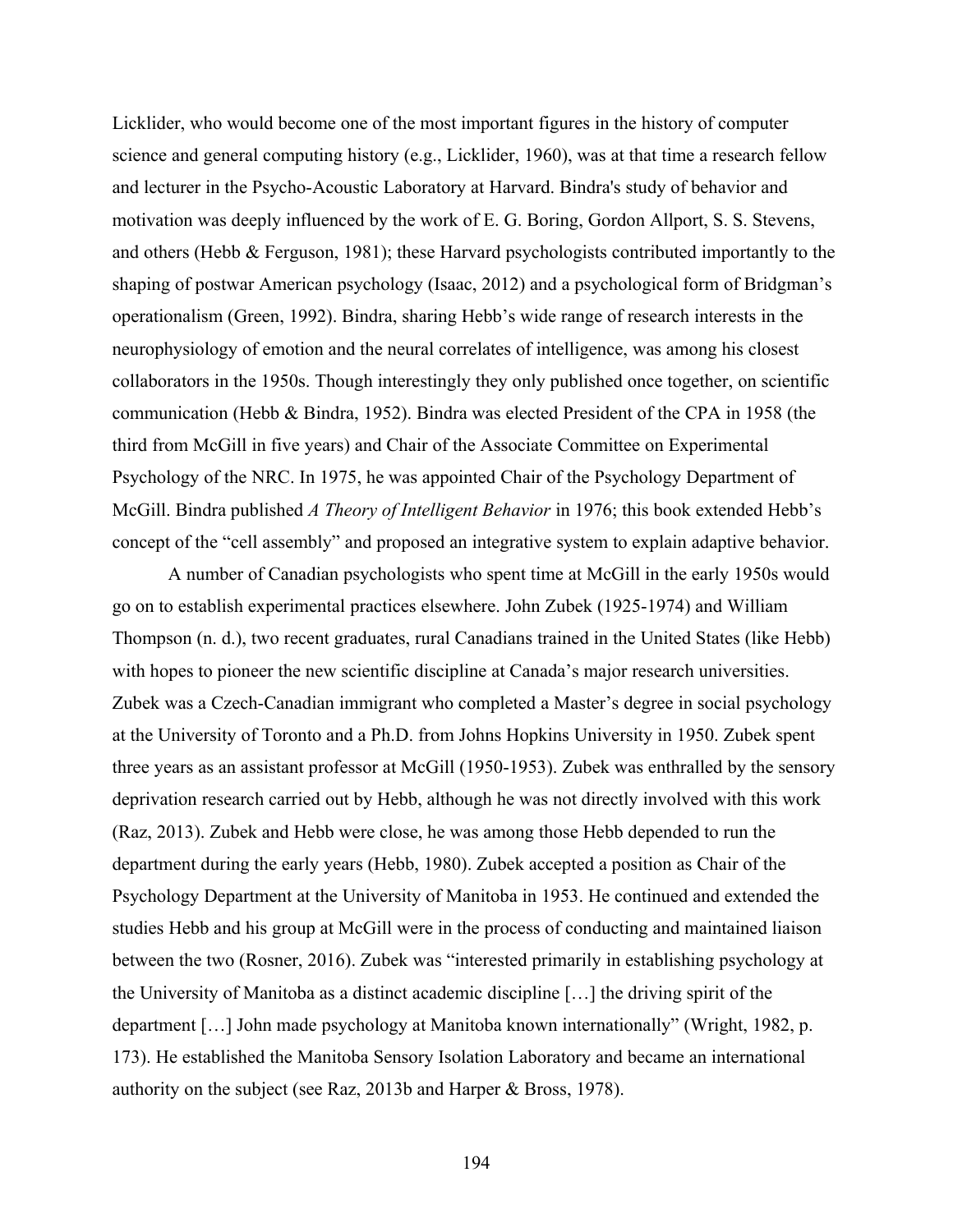Licklider, who would become one of the most important figures in the history of computer science and general computing history (e.g., Licklider, 1960), was at that time a research fellow and lecturer in the Psycho-Acoustic Laboratory at Harvard. Bindra's study of behavior and motivation was deeply influenced by the work of E. G. Boring, Gordon Allport, S. S. Stevens, and others (Hebb & Ferguson, 1981); these Harvard psychologists contributed importantly to the shaping of postwar American psychology (Isaac, 2012) and a psychological form of Bridgman's operationalism (Green, 1992). Bindra, sharing Hebb's wide range of research interests in the neurophysiology of emotion and the neural correlates of intelligence, was among his closest collaborators in the 1950s. Though interestingly they only published once together, on scientific communication (Hebb & Bindra, 1952). Bindra was elected President of the CPA in 1958 (the third from McGill in five years) and Chair of the Associate Committee on Experimental Psychology of the NRC. In 1975, he was appointed Chair of the Psychology Department of McGill. Bindra published *A Theory of Intelligent Behavior* in 1976; this book extended Hebb's concept of the "cell assembly" and proposed an integrative system to explain adaptive behavior.

A number of Canadian psychologists who spent time at McGill in the early 1950s would go on to establish experimental practices elsewhere. John Zubek (1925-1974) and William Thompson (n. d.), two recent graduates, rural Canadians trained in the United States (like Hebb) with hopes to pioneer the new scientific discipline at Canada's major research universities. Zubek was a Czech-Canadian immigrant who completed a Master's degree in social psychology at the University of Toronto and a Ph.D. from Johns Hopkins University in 1950. Zubek spent three years as an assistant professor at McGill (1950-1953). Zubek was enthralled by the sensory deprivation research carried out by Hebb, although he was not directly involved with this work (Raz, 2013). Zubek and Hebb were close, he was among those Hebb depended to run the department during the early years (Hebb, 1980). Zubek accepted a position as Chair of the Psychology Department at the University of Manitoba in 1953. He continued and extended the studies Hebb and his group at McGill were in the process of conducting and maintained liaison between the two (Rosner, 2016). Zubek was "interested primarily in establishing psychology at the University of Manitoba as a distinct academic discipline […] the driving spirit of the department […] John made psychology at Manitoba known internationally" (Wright, 1982, p. 173). He established the Manitoba Sensory Isolation Laboratory and became an international authority on the subject (see Raz, 2013b and Harper & Bross, 1978).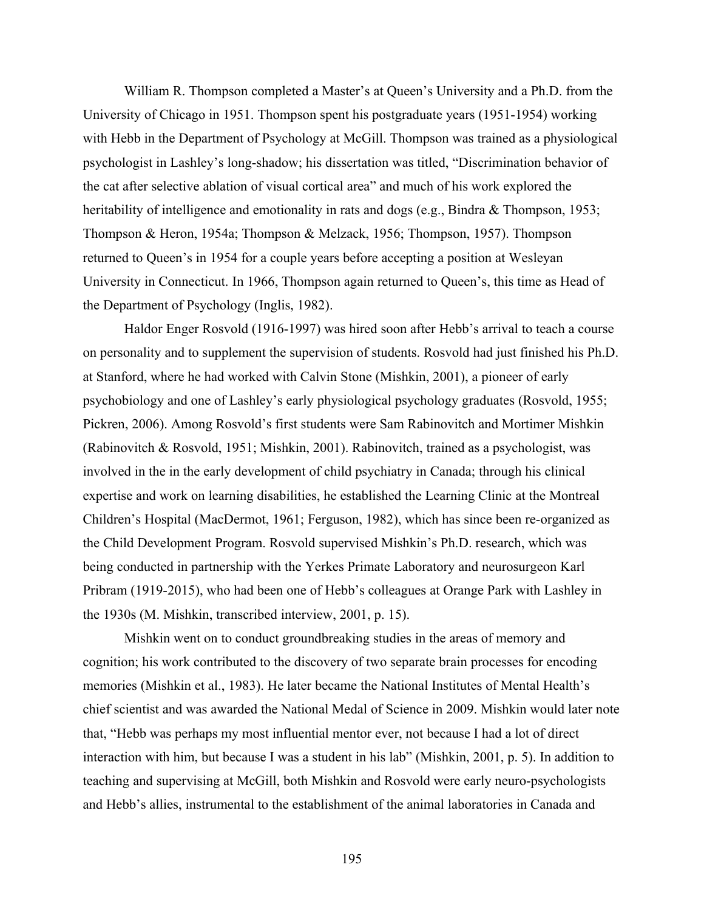William R. Thompson completed a Master's at Queen's University and a Ph.D. from the University of Chicago in 1951. Thompson spent his postgraduate years (1951-1954) working with Hebb in the Department of Psychology at McGill. Thompson was trained as a physiological psychologist in Lashley's long-shadow; his dissertation was titled, "Discrimination behavior of the cat after selective ablation of visual cortical area" and much of his work explored the heritability of intelligence and emotionality in rats and dogs (e.g., Bindra & Thompson, 1953; Thompson & Heron, 1954a; Thompson & Melzack, 1956; Thompson, 1957). Thompson returned to Queen's in 1954 for a couple years before accepting a position at Wesleyan University in Connecticut. In 1966, Thompson again returned to Queen's, this time as Head of the Department of Psychology (Inglis, 1982).

Haldor Enger Rosvold (1916-1997) was hired soon after Hebb's arrival to teach a course on personality and to supplement the supervision of students. Rosvold had just finished his Ph.D. at Stanford, where he had worked with Calvin Stone (Mishkin, 2001), a pioneer of early psychobiology and one of Lashley's early physiological psychology graduates (Rosvold, 1955; Pickren, 2006). Among Rosvold's first students were Sam Rabinovitch and Mortimer Mishkin (Rabinovitch & Rosvold, 1951; Mishkin, 2001). Rabinovitch, trained as a psychologist, was involved in the in the early development of child psychiatry in Canada; through his clinical expertise and work on learning disabilities, he established the Learning Clinic at the Montreal Children's Hospital (MacDermot, 1961; Ferguson, 1982), which has since been re-organized as the Child Development Program. Rosvold supervised Mishkin's Ph.D. research, which was being conducted in partnership with the Yerkes Primate Laboratory and neurosurgeon Karl Pribram (1919-2015), who had been one of Hebb's colleagues at Orange Park with Lashley in the 1930s (M. Mishkin, transcribed interview, 2001, p. 15).

Mishkin went on to conduct groundbreaking studies in the areas of memory and cognition; his work contributed to the discovery of two separate brain processes for encoding memories (Mishkin et al., 1983). He later became the National Institutes of Mental Health's chief scientist and was awarded the National Medal of Science in 2009. Mishkin would later note that, "Hebb was perhaps my most influential mentor ever, not because I had a lot of direct interaction with him, but because I was a student in his lab" (Mishkin, 2001, p. 5). In addition to teaching and supervising at McGill, both Mishkin and Rosvold were early neuro-psychologists and Hebb's allies, instrumental to the establishment of the animal laboratories in Canada and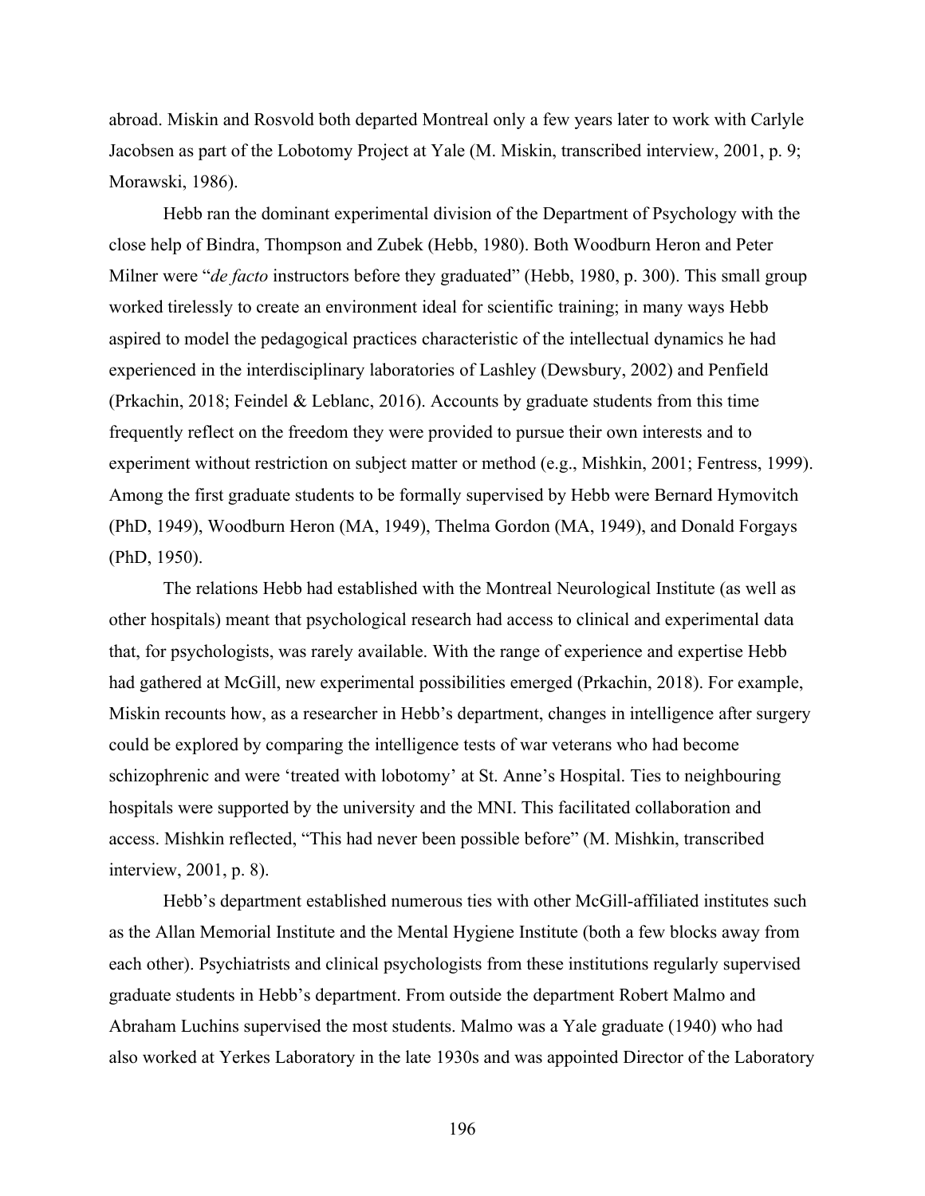abroad. Miskin and Rosvold both departed Montreal only a few years later to work with Carlyle Jacobsen as part of the Lobotomy Project at Yale (M. Miskin, transcribed interview, 2001, p. 9; Morawski, 1986).

Hebb ran the dominant experimental division of the Department of Psychology with the close help of Bindra, Thompson and Zubek (Hebb, 1980). Both Woodburn Heron and Peter Milner were "*de facto* instructors before they graduated" (Hebb, 1980, p. 300). This small group worked tirelessly to create an environment ideal for scientific training; in many ways Hebb aspired to model the pedagogical practices characteristic of the intellectual dynamics he had experienced in the interdisciplinary laboratories of Lashley (Dewsbury, 2002) and Penfield (Prkachin, 2018; Feindel & Leblanc, 2016). Accounts by graduate students from this time frequently reflect on the freedom they were provided to pursue their own interests and to experiment without restriction on subject matter or method (e.g., Mishkin, 2001; Fentress, 1999). Among the first graduate students to be formally supervised by Hebb were Bernard Hymovitch (PhD, 1949), Woodburn Heron (MA, 1949), Thelma Gordon (MA, 1949), and Donald Forgays (PhD, 1950).

The relations Hebb had established with the Montreal Neurological Institute (as well as other hospitals) meant that psychological research had access to clinical and experimental data that, for psychologists, was rarely available. With the range of experience and expertise Hebb had gathered at McGill, new experimental possibilities emerged (Prkachin, 2018). For example, Miskin recounts how, as a researcher in Hebb's department, changes in intelligence after surgery could be explored by comparing the intelligence tests of war veterans who had become schizophrenic and were 'treated with lobotomy' at St. Anne's Hospital. Ties to neighbouring hospitals were supported by the university and the MNI. This facilitated collaboration and access. Mishkin reflected, "This had never been possible before" (M. Mishkin, transcribed interview, 2001, p. 8).

Hebb's department established numerous ties with other McGill-affiliated institutes such as the Allan Memorial Institute and the Mental Hygiene Institute (both a few blocks away from each other). Psychiatrists and clinical psychologists from these institutions regularly supervised graduate students in Hebb's department. From outside the department Robert Malmo and Abraham Luchins supervised the most students. Malmo was a Yale graduate (1940) who had also worked at Yerkes Laboratory in the late 1930s and was appointed Director of the Laboratory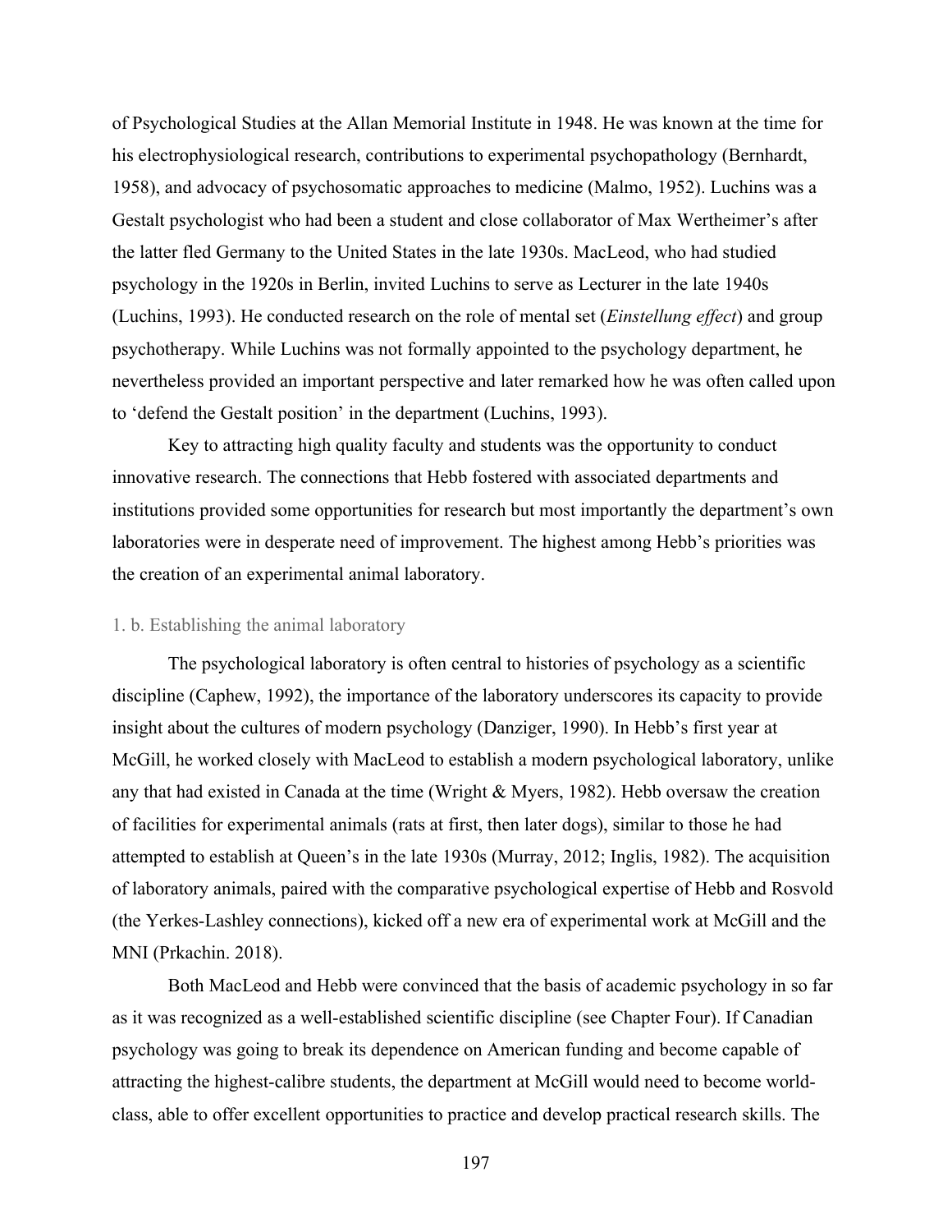of Psychological Studies at the Allan Memorial Institute in 1948. He was known at the time for his electrophysiological research, contributions to experimental psychopathology (Bernhardt, 1958), and advocacy of psychosomatic approaches to medicine (Malmo, 1952). Luchins was a Gestalt psychologist who had been a student and close collaborator of Max Wertheimer's after the latter fled Germany to the United States in the late 1930s. MacLeod, who had studied psychology in the 1920s in Berlin, invited Luchins to serve as Lecturer in the late 1940s (Luchins, 1993). He conducted research on the role of mental set (*Einstellung effect*) and group psychotherapy. While Luchins was not formally appointed to the psychology department, he nevertheless provided an important perspective and later remarked how he was often called upon to 'defend the Gestalt position' in the department (Luchins, 1993).

Key to attracting high quality faculty and students was the opportunity to conduct innovative research. The connections that Hebb fostered with associated departments and institutions provided some opportunities for research but most importantly the department's own laboratories were in desperate need of improvement. The highest among Hebb's priorities was the creation of an experimental animal laboratory.

### 1. b. Establishing the animal laboratory

The psychological laboratory is often central to histories of psychology as a scientific discipline (Caphew, 1992), the importance of the laboratory underscores its capacity to provide insight about the cultures of modern psychology (Danziger, 1990). In Hebb's first year at McGill, he worked closely with MacLeod to establish a modern psychological laboratory, unlike any that had existed in Canada at the time (Wright & Myers, 1982). Hebb oversaw the creation of facilities for experimental animals (rats at first, then later dogs), similar to those he had attempted to establish at Queen's in the late 1930s (Murray, 2012; Inglis, 1982). The acquisition of laboratory animals, paired with the comparative psychological expertise of Hebb and Rosvold (the Yerkes-Lashley connections), kicked off a new era of experimental work at McGill and the MNI (Prkachin. 2018).

Both MacLeod and Hebb were convinced that the basis of academic psychology in so far as it was recognized as a well-established scientific discipline (see Chapter Four). If Canadian psychology was going to break its dependence on American funding and become capable of attracting the highest-calibre students, the department at McGill would need to become world-class, able to offer excellent opportunities to practice and develop practical research skills. The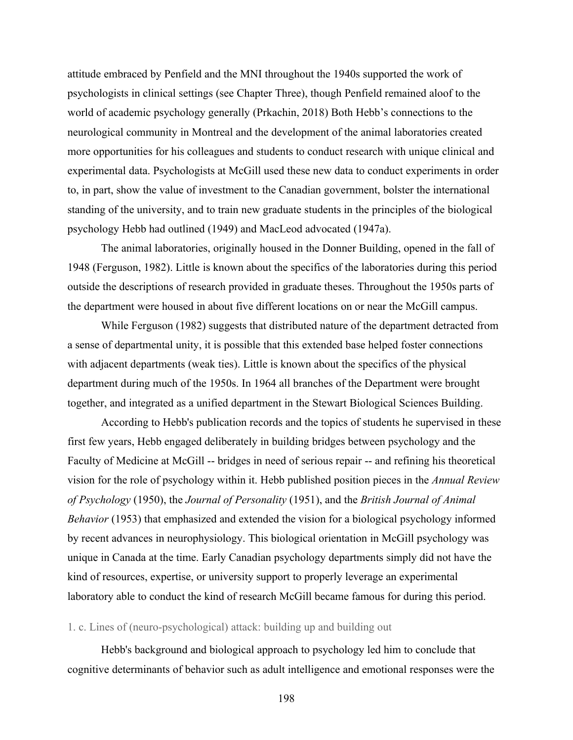attitude embraced by Penfield and the MNI throughout the 1940s supported the work of psychologists in clinical settings (see Chapter Three), though Penfield remained aloof to the world of academic psychology generally (Prkachin, 2018) Both Hebb's connections to the neurological community in Montreal and the development of the animal laboratories created more opportunities for his colleagues and students to conduct research with unique clinical and experimental data. Psychologists at McGill used these new data to conduct experiments in order to, in part, show the value of investment to the Canadian government, bolster the international standing of the university, and to train new graduate students in the principles of the biological psychology Hebb had outlined (1949) and MacLeod advocated (1947a).

The animal laboratories, originally housed in the Donner Building, opened in the fall of 1948 (Ferguson, 1982). Little is known about the specifics of the laboratories during this period outside the descriptions of research provided in graduate theses. Throughout the 1950s parts of the department were housed in about five different locations on or near the McGill campus.

While Ferguson (1982) suggests that distributed nature of the department detracted from a sense of departmental unity, it is possible that this extended base helped foster connections with adjacent departments (weak ties). Little is known about the specifics of the physical department during much of the 1950s. In 1964 all branches of the Department were brought together, and integrated as a unified department in the Stewart Biological Sciences Building.

According to Hebb's publication records and the topics of students he supervised in these first few years, Hebb engaged deliberately in building bridges between psychology and the Faculty of Medicine at McGill -- bridges in need of serious repair -- and refining his theoretical vision for the role of psychology within it. Hebb published position pieces in the *Annual Review of Psychology* (1950), the *Journal of Personality* (1951), and the *British Journal of Animal Behavior* (1953) that emphasized and extended the vision for a biological psychology informed by recent advances in neurophysiology. This biological orientation in McGill psychology was unique in Canada at the time. Early Canadian psychology departments simply did not have the kind of resources, expertise, or university support to properly leverage an experimental laboratory able to conduct the kind of research McGill became famous for during this period.

### 1. c. Lines of (neuro-psychological) attack: building up and building out

Hebb's background and biological approach to psychology led him to conclude that cognitive determinants of behavior such as adult intelligence and emotional responses were the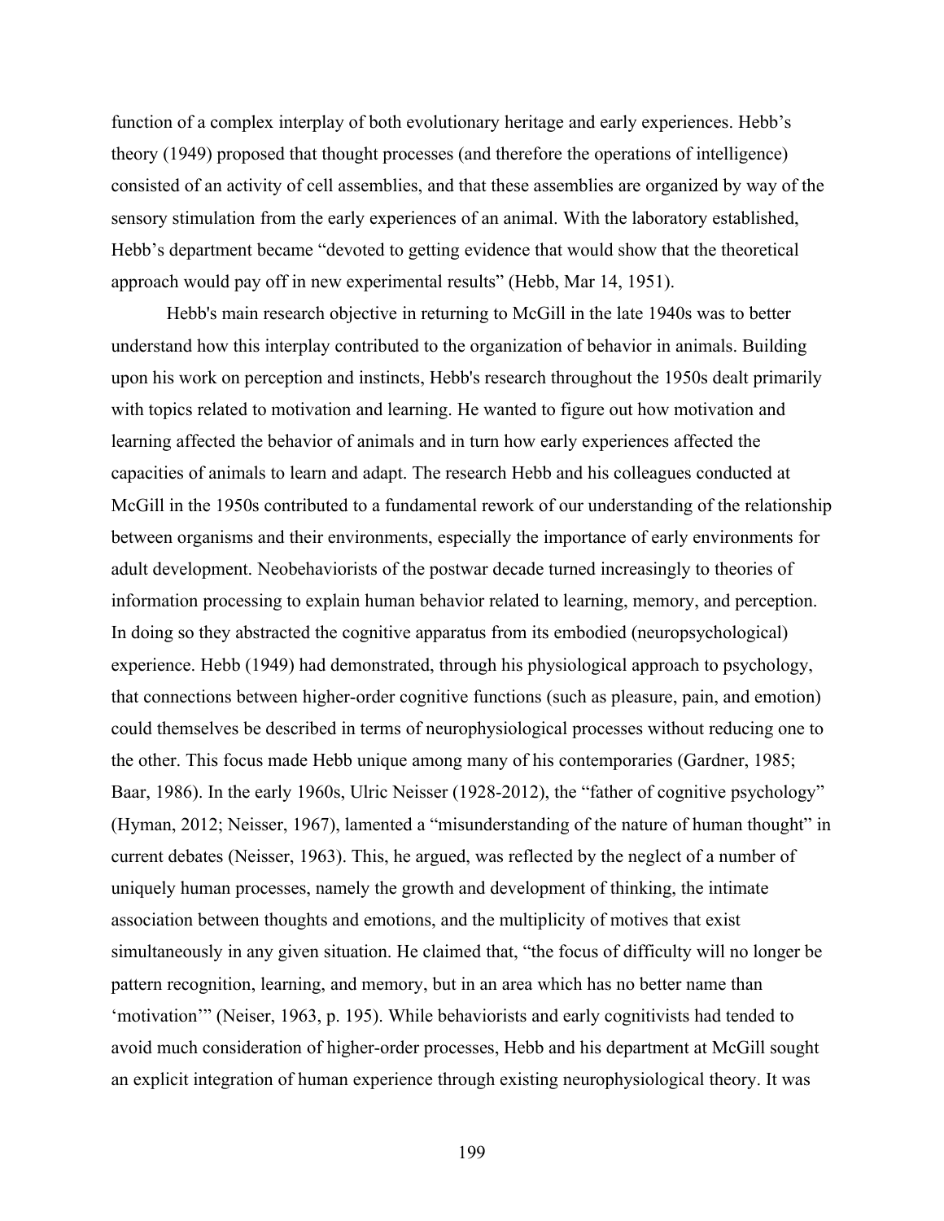function of a complex interplay of both evolutionary heritage and early experiences. Hebb's theory (1949) proposed that thought processes (and therefore the operations of intelligence) consisted of an activity of cell assemblies, and that these assemblies are organized by way of the sensory stimulation from the early experiences of an animal. With the laboratory established, Hebb's department became "devoted to getting evidence that would show that the theoretical approach would pay off in new experimental results" (Hebb, Mar 14, 1951).

Hebb's main research objective in returning to McGill in the late 1940s was to better understand how this interplay contributed to the organization of behavior in animals. Building upon his work on perception and instincts, Hebb's research throughout the 1950s dealt primarily with topics related to motivation and learning. He wanted to figure out how motivation and learning affected the behavior of animals and in turn how early experiences affected the capacities of animals to learn and adapt. The research Hebb and his colleagues conducted at McGill in the 1950s contributed to a fundamental rework of our understanding of the relationship between organisms and their environments, especially the importance of early environments for adult development. Neobehaviorists of the postwar decade turned increasingly to theories of information processing to explain human behavior related to learning, memory, and perception. In doing so they abstracted the cognitive apparatus from its embodied (neuropsychological) experience. Hebb (1949) had demonstrated, through his physiological approach to psychology, that connections between higher-order cognitive functions (such as pleasure, pain, and emotion) could themselves be described in terms of neurophysiological processes without reducing one to the other. This focus made Hebb unique among many of his contemporaries (Gardner, 1985; Baar, 1986). In the early 1960s, Ulric Neisser (1928-2012), the "father of cognitive psychology" (Hyman, 2012; Neisser, 1967), lamented a "misunderstanding of the nature of human thought" in current debates (Neisser, 1963). This, he argued, was reflected by the neglect of a number of uniquely human processes, namely the growth and development of thinking, the intimate association between thoughts and emotions, and the multiplicity of motives that exist simultaneously in any given situation. He claimed that, "the focus of difficulty will no longer be pattern recognition, learning, and memory, but in an area which has no better name than 'motivation'" (Neiser, 1963, p. 195). While behaviorists and early cognitivists had tended to avoid much consideration of higher-order processes, Hebb and his department at McGill sought an explicit integration of human experience through existing neurophysiological theory. It was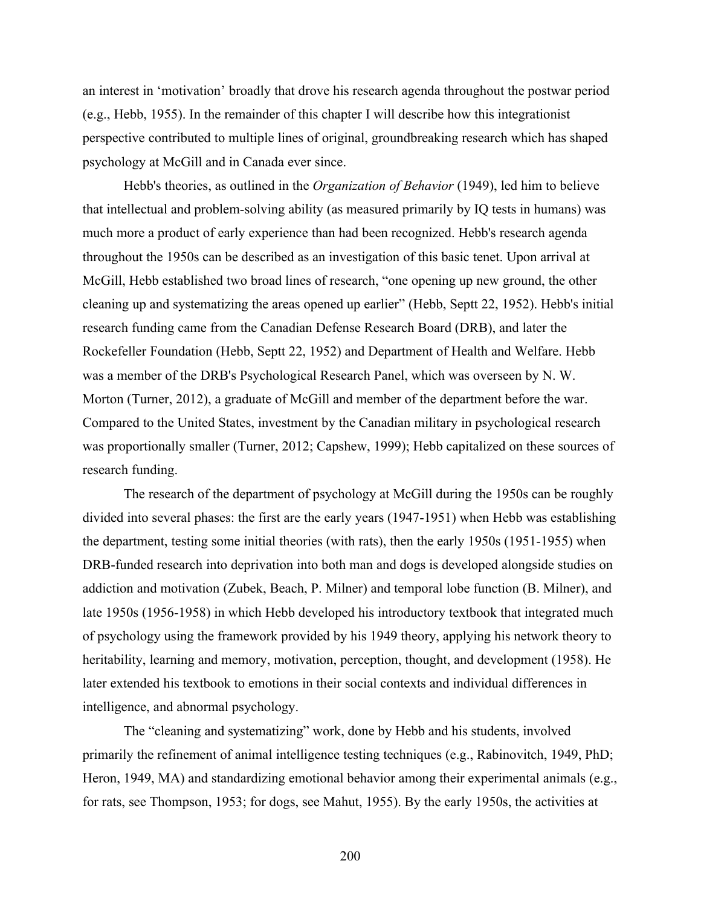an interest in 'motivation' broadly that drove his research agenda throughout the postwar period (e.g., Hebb, 1955). In the remainder of this chapter I will describe how this integrationist perspective contributed to multiple lines of original, groundbreaking research which has shaped psychology at McGill and in Canada ever since.

Hebb's theories, as outlined in the *Organization of Behavior* (1949), led him to believe that intellectual and problem-solving ability (as measured primarily by IQ tests in humans) was much more a product of early experience than had been recognized. Hebb's research agenda throughout the 1950s can be described as an investigation of this basic tenet. Upon arrival at McGill, Hebb established two broad lines of research, "one opening up new ground, the other cleaning up and systematizing the areas opened up earlier" (Hebb, Septt 22, 1952). Hebb's initial research funding came from the Canadian Defense Research Board (DRB), and later the Rockefeller Foundation (Hebb, Septt 22, 1952) and Department of Health and Welfare. Hebb was a member of the DRB's Psychological Research Panel, which was overseen by N. W. Morton (Turner, 2012), a graduate of McGill and member of the department before the war. Compared to the United States, investment by the Canadian military in psychological research was proportionally smaller (Turner, 2012; Capshew, 1999); Hebb capitalized on these sources of research funding.

The research of the department of psychology at McGill during the 1950s can be roughly divided into several phases: the first are the early years (1947-1951) when Hebb was establishing the department, testing some initial theories (with rats), then the early 1950s (1951-1955) when DRB-funded research into deprivation into both man and dogs is developed alongside studies on addiction and motivation (Zubek, Beach, P. Milner) and temporal lobe function (B. Milner), and late 1950s (1956-1958) in which Hebb developed his introductory textbook that integrated much of psychology using the framework provided by his 1949 theory, applying his network theory to heritability, learning and memory, motivation, perception, thought, and development (1958). He later extended his textbook to emotions in their social contexts and individual differences in intelligence, and abnormal psychology.

The "cleaning and systematizing" work, done by Hebb and his students, involved primarily the refinement of animal intelligence testing techniques (e.g., Rabinovitch, 1949, PhD; Heron, 1949, MA) and standardizing emotional behavior among their experimental animals (e.g., for rats, see Thompson, 1953; for dogs, see Mahut, 1955). By the early 1950s, the activities at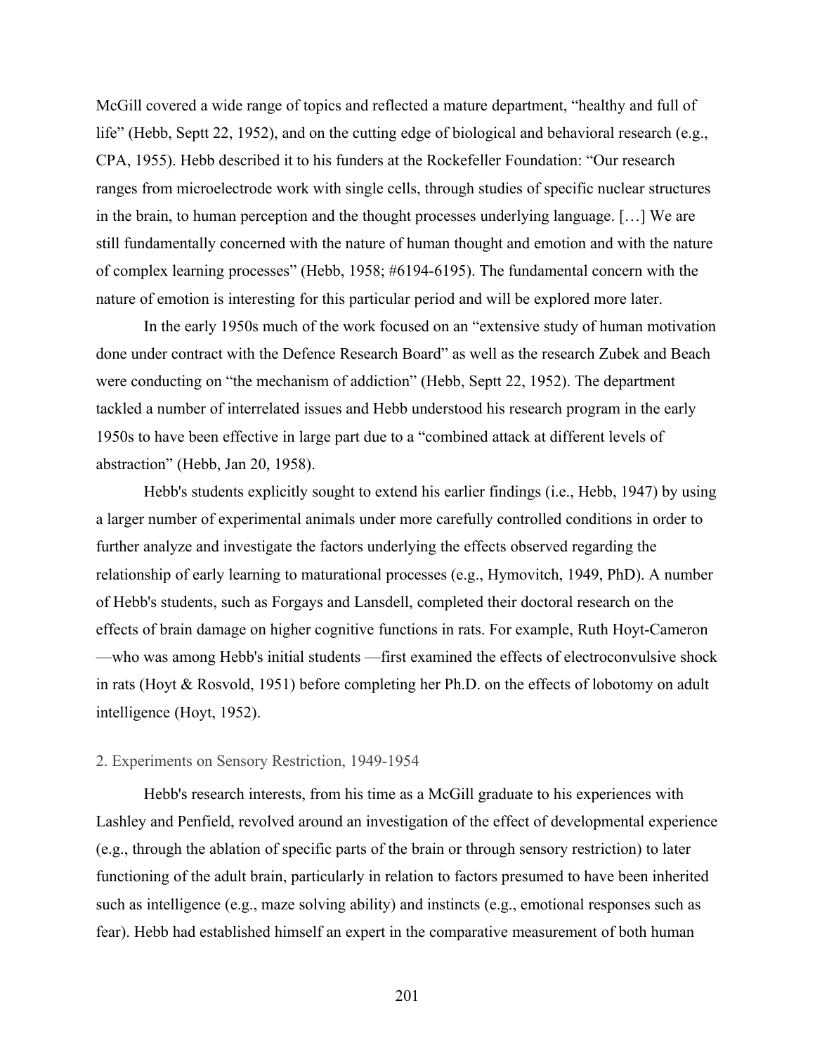McGill covered a wide range of topics and reflected a mature department, "healthy and full of life" (Hebb, Septt 22, 1952), and on the cutting edge of biological and behavioral research (e.g., CPA, 1955). Hebb described it to his funders at the Rockefeller Foundation: "Our research ranges from microelectrode work with single cells, through studies of specific nuclear structures in the brain, to human perception and the thought processes underlying language. […] We are still fundamentally concerned with the nature of human thought and emotion and with the nature of complex learning processes" (Hebb, 1958; #6194-6195). The fundamental concern with the nature of emotion is interesting for this particular period and will be explored more later.

In the early 1950s much of the work focused on an "extensive study of human motivation done under contract with the Defence Research Board" as well as the research Zubek and Beach were conducting on "the mechanism of addiction" (Hebb, Septt 22, 1952). The department tackled a number of interrelated issues and Hebb understood his research program in the early 1950s to have been effective in large part due to a "combined attack at different levels of abstraction" (Hebb, Jan 20, 1958).

Hebb's students explicitly sought to extend his earlier findings (i.e., Hebb, 1947) by using a larger number of experimental animals under more carefully controlled conditions in order to further analyze and investigate the factors underlying the effects observed regarding the relationship of early learning to maturational processes (e.g., Hymovitch, 1949, PhD). A number of Hebb's students, such as Forgays and Lansdell, completed their doctoral research on the effects of brain damage on higher cognitive functions in rats. For example, Ruth Hoyt-Cameron —who was among Hebb's initial students —first examined the effects of electroconvulsive shock in rats (Hoyt & Rosvold, 1951) before completing her Ph.D. on the effects of lobotomy on adult intelligence (Hoyt, 1952).

## 2. Experiments on Sensory Restriction, 1949-1954

Hebb's research interests, from his time as a McGill graduate to his experiences with Lashley and Penfield, revolved around an investigation of the effect of developmental experience (e.g., through the ablation of specific parts of the brain or through sensory restriction) to later functioning of the adult brain, particularly in relation to factors presumed to have been inherited such as intelligence (e.g., maze solving ability) and instincts (e.g., emotional responses such as fear). Hebb had established himself an expert in the comparative measurement of both human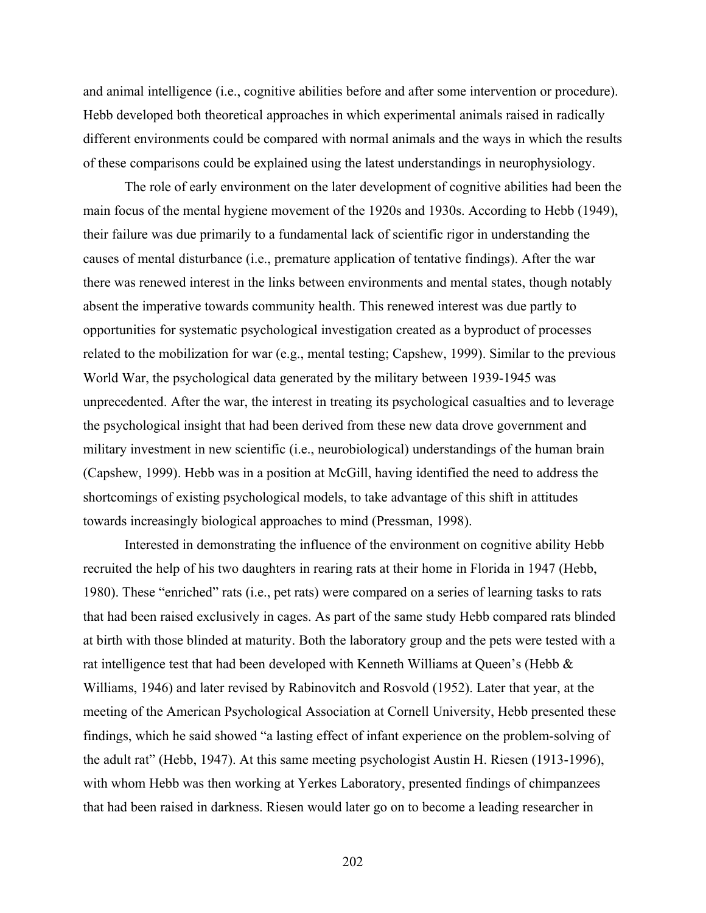and animal intelligence (i.e., cognitive abilities before and after some intervention or procedure). Hebb developed both theoretical approaches in which experimental animals raised in radically different environments could be compared with normal animals and the ways in which the results of these comparisons could be explained using the latest understandings in neurophysiology.

The role of early environment on the later development of cognitive abilities had been the main focus of the mental hygiene movement of the 1920s and 1930s. According to Hebb (1949), their failure was due primarily to a fundamental lack of scientific rigor in understanding the causes of mental disturbance (i.e., premature application of tentative findings). After the war there was renewed interest in the links between environments and mental states, though notably absent the imperative towards community health. This renewed interest was due partly to opportunities for systematic psychological investigation created as a byproduct of processes related to the mobilization for war (e.g., mental testing; Capshew, 1999). Similar to the previous World War, the psychological data generated by the military between 1939-1945 was unprecedented. After the war, the interest in treating its psychological casualties and to leverage the psychological insight that had been derived from these new data drove government and military investment in new scientific (i.e., neurobiological) understandings of the human brain (Capshew, 1999). Hebb was in a position at McGill, having identified the need to address the shortcomings of existing psychological models, to take advantage of this shift in attitudes towards increasingly biological approaches to mind (Pressman, 1998).

Interested in demonstrating the influence of the environment on cognitive ability Hebb recruited the help of his two daughters in rearing rats at their home in Florida in 1947 (Hebb, 1980). These "enriched" rats (i.e., pet rats) were compared on a series of learning tasks to rats that had been raised exclusively in cages. As part of the same study Hebb compared rats blinded at birth with those blinded at maturity. Both the laboratory group and the pets were tested with a rat intelligence test that had been developed with Kenneth Williams at Queen's (Hebb & Williams, 1946) and later revised by Rabinovitch and Rosvold (1952). Later that year, at the meeting of the American Psychological Association at Cornell University, Hebb presented these findings, which he said showed "a lasting effect of infant experience on the problem-solving of the adult rat" (Hebb, 1947). At this same meeting psychologist Austin H. Riesen (1913-1996), with whom Hebb was then working at Yerkes Laboratory, presented findings of chimpanzees that had been raised in darkness. Riesen would later go on to become a leading researcher in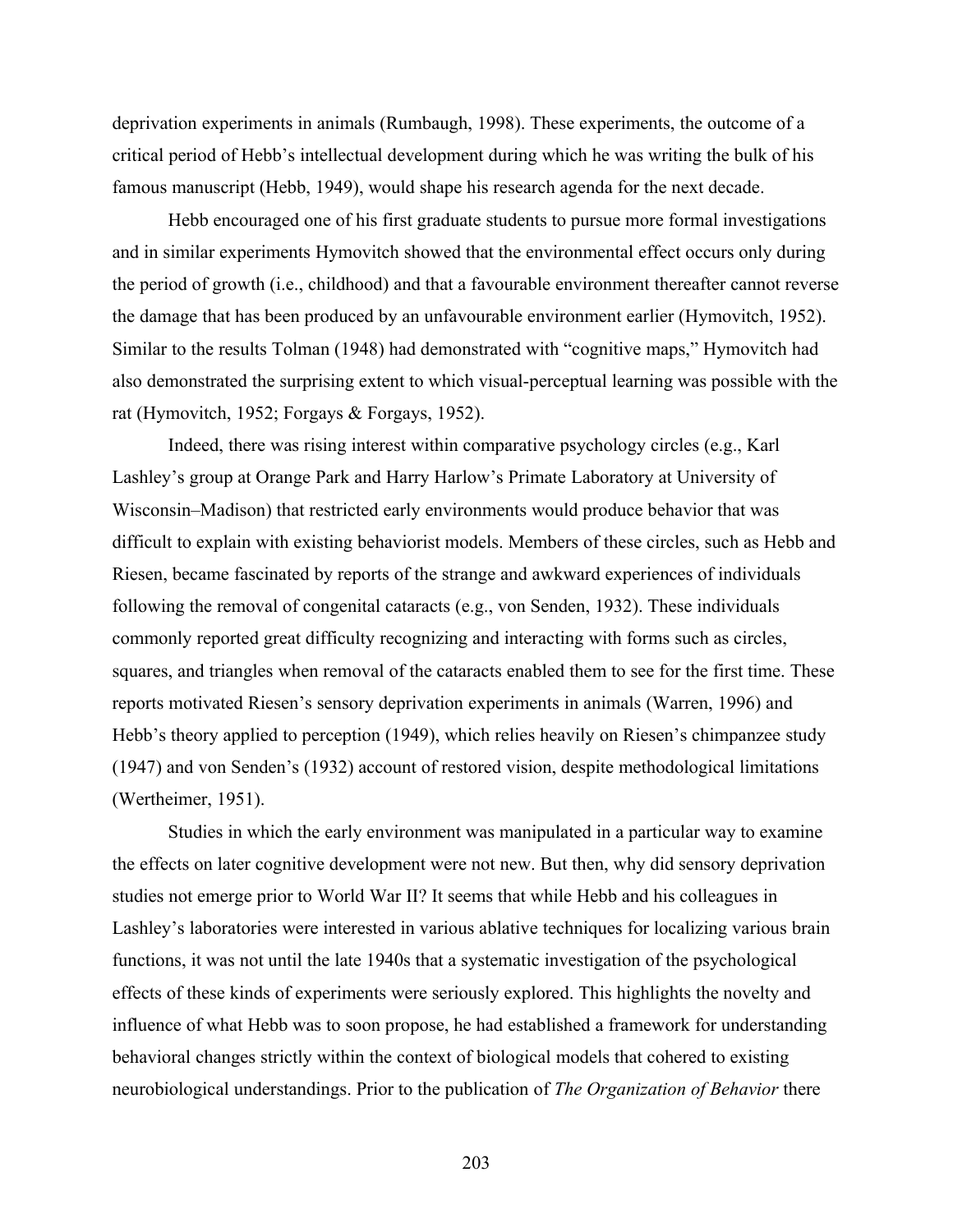deprivation experiments in animals (Rumbaugh, 1998). These experiments, the outcome of a critical period of Hebb's intellectual development during which he was writing the bulk of his famous manuscript (Hebb, 1949), would shape his research agenda for the next decade.

Hebb encouraged one of his first graduate students to pursue more formal investigations and in similar experiments Hymovitch showed that the environmental effect occurs only during the period of growth (i.e., childhood) and that a favourable environment thereafter cannot reverse the damage that has been produced by an unfavourable environment earlier (Hymovitch, 1952). Similar to the results Tolman (1948) had demonstrated with "cognitive maps," Hymovitch had also demonstrated the surprising extent to which visual-perceptual learning was possible with the rat (Hymovitch, 1952; Forgays & Forgays, 1952).

Indeed, there was rising interest within comparative psychology circles (e.g., Karl Lashley's group at Orange Park and Harry Harlow's Primate Laboratory at University of Wisconsin–Madison) that restricted early environments would produce behavior that was difficult to explain with existing behaviorist models. Members of these circles, such as Hebb and Riesen, became fascinated by reports of the strange and awkward experiences of individuals following the removal of congenital cataracts (e.g., von Senden, 1932). These individuals commonly reported great difficulty recognizing and interacting with forms such as circles, squares, and triangles when removal of the cataracts enabled them to see for the first time. These reports motivated Riesen's sensory deprivation experiments in animals (Warren, 1996) and Hebb's theory applied to perception (1949), which relies heavily on Riesen's chimpanzee study (1947) and von Senden's (1932) account of restored vision, despite methodological limitations (Wertheimer, 1951).

Studies in which the early environment was manipulated in a particular way to examine the effects on later cognitive development were not new. But then, why did sensory deprivation studies not emerge prior to World War II? It seems that while Hebb and his colleagues in Lashley's laboratories were interested in various ablative techniques for localizing various brain functions, it was not until the late 1940s that a systematic investigation of the psychological effects of these kinds of experiments were seriously explored. This highlights the novelty and influence of what Hebb was to soon propose, he had established a framework for understanding behavioral changes strictly within the context of biological models that cohered to existing neurobiological understandings. Prior to the publication of *The Organization of Behavior* there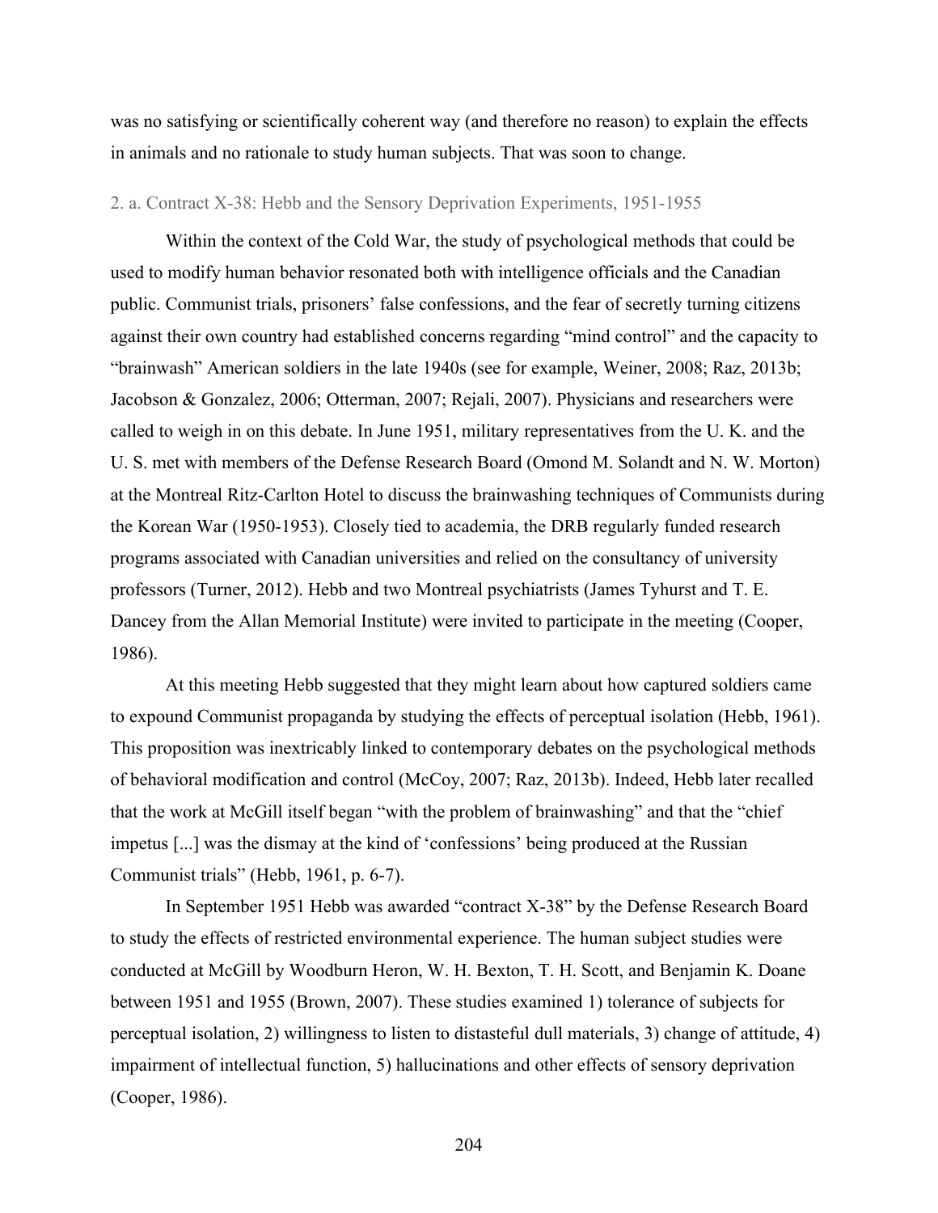was no satisfying or scientifically coherent way (and therefore no reason) to explain the effects in animals and no rationale to study human subjects. That was soon to change.

### 2. a. Contract X-38: Hebb and the Sensory Deprivation Experiments, 1951-1955

Within the context of the Cold War, the study of psychological methods that could be used to modify human behavior resonated both with intelligence officials and the Canadian public. Communist trials, prisoners' false confessions, and the fear of secretly turning citizens against their own country had established concerns regarding "mind control" and the capacity to "brainwash" American soldiers in the late 1940s (see for example, Weiner, 2008; Raz, 2013b; Jacobson & Gonzalez, 2006; Otterman, 2007; Rejali, 2007). Physicians and researchers were called to weigh in on this debate. In June 1951, military representatives from the U. K. and the U. S. met with members of the Defense Research Board (Omond M. Solandt and N. W. Morton) at the Montreal Ritz-Carlton Hotel to discuss the brainwashing techniques of Communists during the Korean War (1950-1953). Closely tied to academia, the DRB regularly funded research programs associated with Canadian universities and relied on the consultancy of university professors (Turner, 2012). Hebb and two Montreal psychiatrists (James Tyhurst and T. E. Dancey from the Allan Memorial Institute) were invited to participate in the meeting (Cooper, 1986).

At this meeting Hebb suggested that they might learn about how captured soldiers came to expound Communist propaganda by studying the effects of perceptual isolation (Hebb, 1961). This proposition was inextricably linked to contemporary debates on the psychological methods of behavioral modification and control (McCoy, 2007; Raz, 2013b). Indeed, Hebb later recalled that the work at McGill itself began "with the problem of brainwashing" and that the "chief impetus [...] was the dismay at the kind of 'confessions' being produced at the Russian Communist trials" (Hebb, 1961, p. 6-7).

In September 1951 Hebb was awarded "contract X-38" by the Defense Research Board to study the effects of restricted environmental experience. The human subject studies were conducted at McGill by Woodburn Heron, W. H. Bexton, T. H. Scott, and Benjamin K. Doane between 1951 and 1955 (Brown, 2007). These studies examined 1) tolerance of subjects for perceptual isolation, 2) willingness to listen to distasteful dull materials, 3) change of attitude, 4) impairment of intellectual function, 5) hallucinations and other effects of sensory deprivation (Cooper, 1986).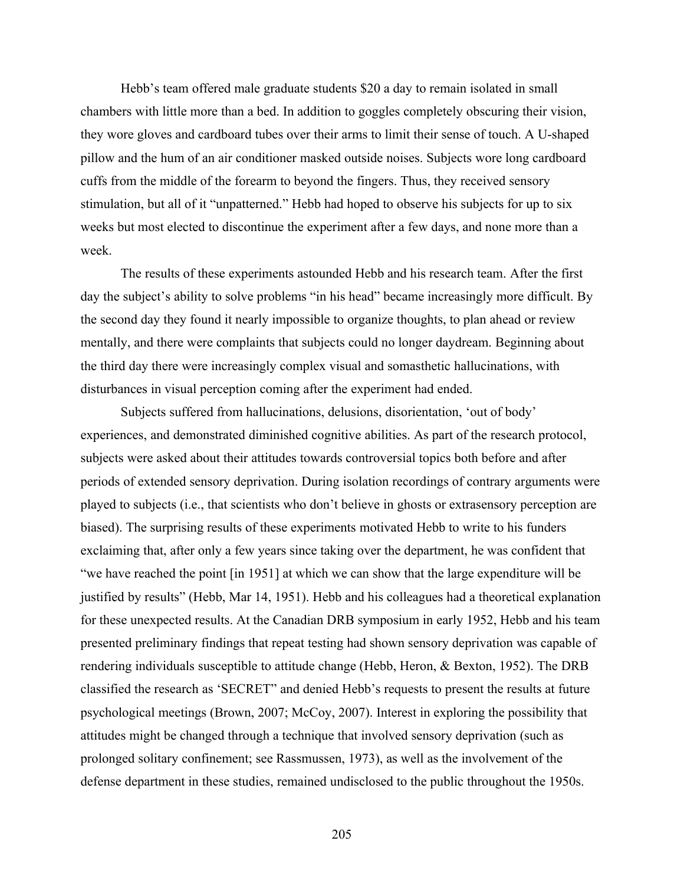Hebb's team offered male graduate students $20 a day to remain isolated in small chambers with little more than a bed. In addition to goggles completely obscuring their vision, they wore gloves and cardboard tubes over their arms to limit their sense of touch. A U-shaped pillow and the hum of an air conditioner masked outside noises. Subjects wore long cardboard cuffs from the middle of the forearm to beyond the fingers. Thus, they received sensory stimulation, but all of it "unpatterned." Hebb had hoped to observe his subjects for up to six weeks but most elected to discontinue the experiment after a few days, and none more than a week.

The results of these experiments astounded Hebb and his research team. After the first day the subject's ability to solve problems "in his head" became increasingly more difficult. By the second day they found it nearly impossible to organize thoughts, to plan ahead or review mentally, and there were complaints that subjects could no longer daydream. Beginning about the third day there were increasingly complex visual and somasthetic hallucinations, with disturbances in visual perception coming after the experiment had ended.

Subjects suffered from hallucinations, delusions, disorientation, 'out of body' experiences, and demonstrated diminished cognitive abilities. As part of the research protocol, subjects were asked about their attitudes towards controversial topics both before and after periods of extended sensory deprivation. During isolation recordings of contrary arguments were played to subjects (i.e., that scientists who don't believe in ghosts or extrasensory perception are biased). The surprising results of these experiments motivated Hebb to write to his funders exclaiming that, after only a few years since taking over the department, he was confident that "we have reached the point [in 1951] at which we can show that the large expenditure will be justified by results" (Hebb, Mar 14, 1951). Hebb and his colleagues had a theoretical explanation for these unexpected results. At the Canadian DRB symposium in early 1952, Hebb and his team presented preliminary findings that repeat testing had shown sensory deprivation was capable of rendering individuals susceptible to attitude change (Hebb, Heron, & Bexton, 1952). The DRB classified the research as 'SECRET" and denied Hebb's requests to present the results at future psychological meetings (Brown, 2007; McCoy, 2007). Interest in exploring the possibility that attitudes might be changed through a technique that involved sensory deprivation (such as prolonged solitary confinement; see Rassmussen, 1973), as well as the involvement of the defense department in these studies, remained undisclosed to the public throughout the 1950s.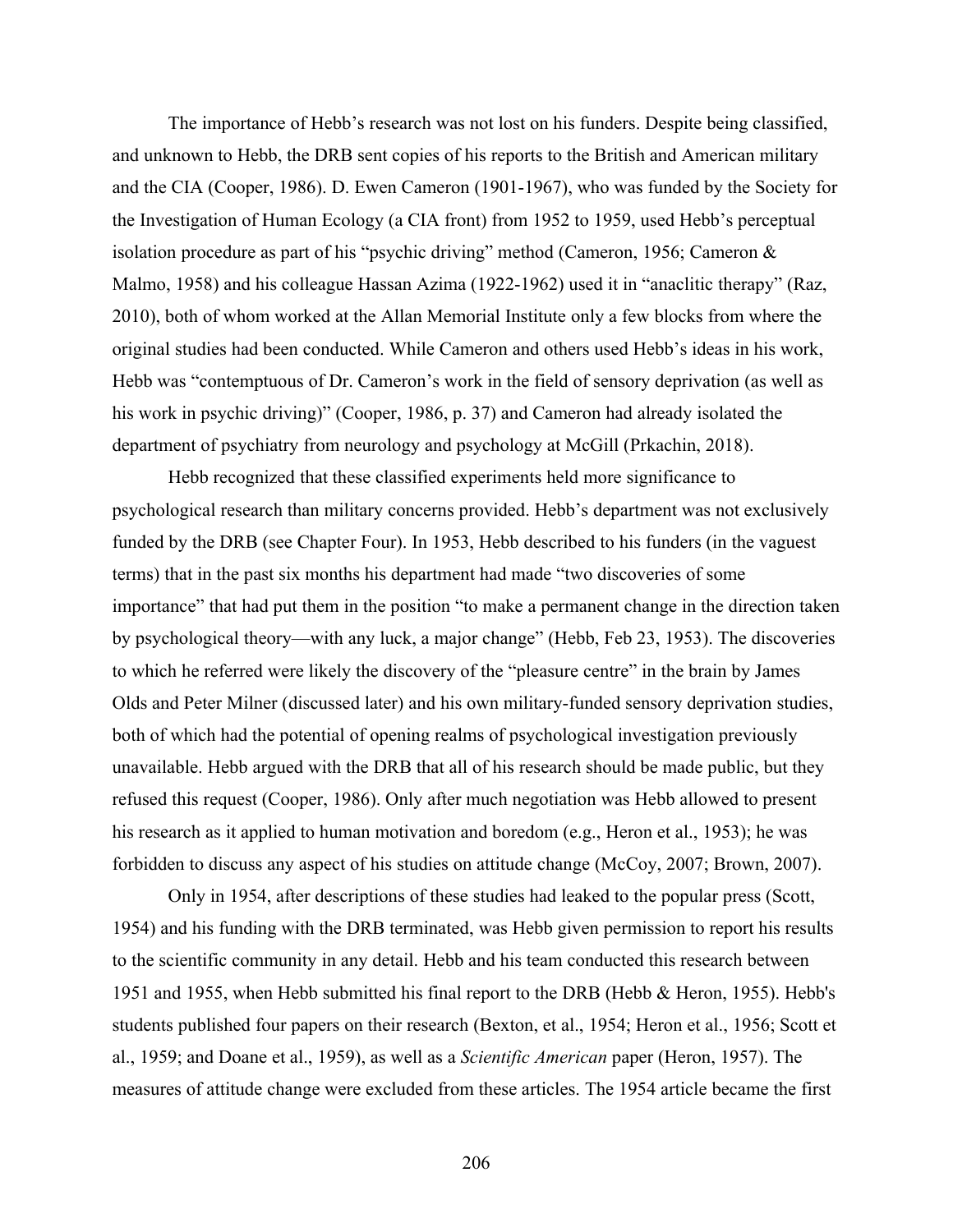The importance of Hebb's research was not lost on his funders. Despite being classified, and unknown to Hebb, the DRB sent copies of his reports to the British and American military and the CIA (Cooper, 1986). D. Ewen Cameron (1901-1967), who was funded by the Society for the Investigation of Human Ecology (a CIA front) from 1952 to 1959, used Hebb's perceptual isolation procedure as part of his "psychic driving" method (Cameron, 1956; Cameron & Malmo, 1958) and his colleague Hassan Azima (1922-1962) used it in "anaclitic therapy" (Raz, 2010), both of whom worked at the Allan Memorial Institute only a few blocks from where the original studies had been conducted. While Cameron and others used Hebb's ideas in his work, Hebb was "contemptuous of Dr. Cameron's work in the field of sensory deprivation (as well as his work in psychic driving)" (Cooper, 1986, p. 37) and Cameron had already isolated the department of psychiatry from neurology and psychology at McGill (Prkachin, 2018).

Hebb recognized that these classified experiments held more significance to psychological research than military concerns provided. Hebb's department was not exclusively funded by the DRB (see Chapter Four). In 1953, Hebb described to his funders (in the vaguest terms) that in the past six months his department had made "two discoveries of some importance" that had put them in the position "to make a permanent change in the direction taken by psychological theory—with any luck, a major change" (Hebb, Feb 23, 1953). The discoveries to which he referred were likely the discovery of the "pleasure centre" in the brain by James Olds and Peter Milner (discussed later) and his own military-funded sensory deprivation studies, both of which had the potential of opening realms of psychological investigation previously unavailable. Hebb argued with the DRB that all of his research should be made public, but they refused this request (Cooper, 1986). Only after much negotiation was Hebb allowed to present his research as it applied to human motivation and boredom (e.g., Heron et al., 1953); he was forbidden to discuss any aspect of his studies on attitude change (McCoy, 2007; Brown, 2007).

Only in 1954, after descriptions of these studies had leaked to the popular press (Scott, 1954) and his funding with the DRB terminated, was Hebb given permission to report his results to the scientific community in any detail. Hebb and his team conducted this research between 1951 and 1955, when Hebb submitted his final report to the DRB (Hebb & Heron, 1955). Hebb's students published four papers on their research (Bexton, et al., 1954; Heron et al., 1956; Scott et al., 1959; and Doane et al., 1959), as well as a *Scientific American* paper (Heron, 1957). The measures of attitude change were excluded from these articles. The 1954 article became the first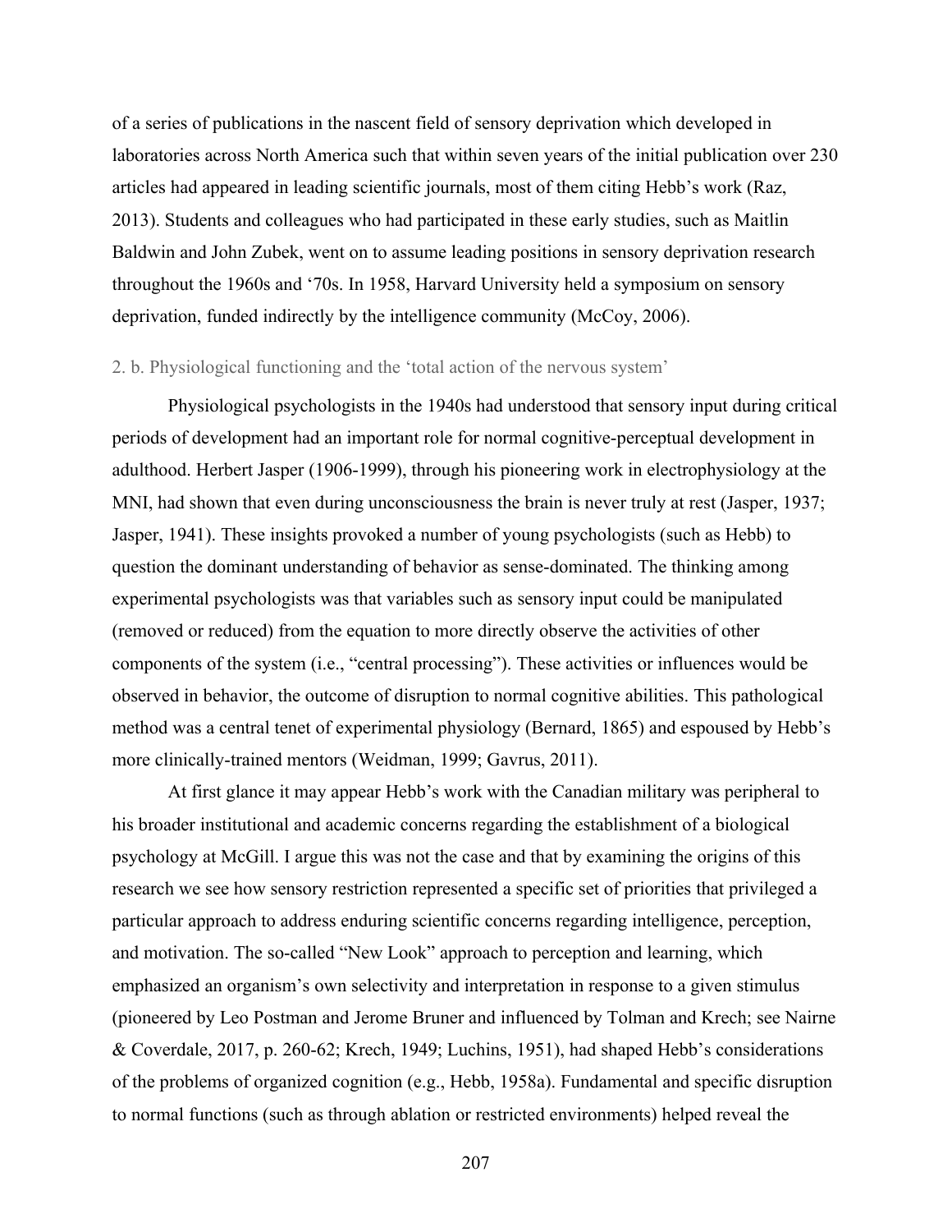of a series of publications in the nascent field of sensory deprivation which developed in laboratories across North America such that within seven years of the initial publication over 230 articles had appeared in leading scientific journals, most of them citing Hebb's work (Raz, 2013). Students and colleagues who had participated in these early studies, such as Maitlin Baldwin and John Zubek, went on to assume leading positions in sensory deprivation research throughout the 1960s and '70s. In 1958, Harvard University held a symposium on sensory deprivation, funded indirectly by the intelligence community (McCoy, 2006).

### 2. b. Physiological functioning and the 'total action of the nervous system'

Physiological psychologists in the 1940s had understood that sensory input during critical periods of development had an important role for normal cognitive-perceptual development in adulthood. Herbert Jasper (1906-1999), through his pioneering work in electrophysiology at the MNI, had shown that even during unconsciousness the brain is never truly at rest (Jasper, 1937; Jasper, 1941). These insights provoked a number of young psychologists (such as Hebb) to question the dominant understanding of behavior as sense-dominated. The thinking among experimental psychologists was that variables such as sensory input could be manipulated (removed or reduced) from the equation to more directly observe the activities of other components of the system (i.e., "central processing"). These activities or influences would be observed in behavior, the outcome of disruption to normal cognitive abilities. This pathological method was a central tenet of experimental physiology (Bernard, 1865) and espoused by Hebb's more clinically-trained mentors (Weidman, 1999; Gavrus, 2011).

At first glance it may appear Hebb's work with the Canadian military was peripheral to his broader institutional and academic concerns regarding the establishment of a biological psychology at McGill. I argue this was not the case and that by examining the origins of this research we see how sensory restriction represented a specific set of priorities that privileged a particular approach to address enduring scientific concerns regarding intelligence, perception, and motivation. The so-called "New Look" approach to perception and learning, which emphasized an organism's own selectivity and interpretation in response to a given stimulus (pioneered by Leo Postman and Jerome Bruner and influenced by Tolman and Krech; see Nairne & Coverdale, 2017, p. 260-62; Krech, 1949; Luchins, 1951), had shaped Hebb's considerations of the problems of organized cognition (e.g., Hebb, 1958a). Fundamental and specific disruption to normal functions (such as through ablation or restricted environments) helped reveal the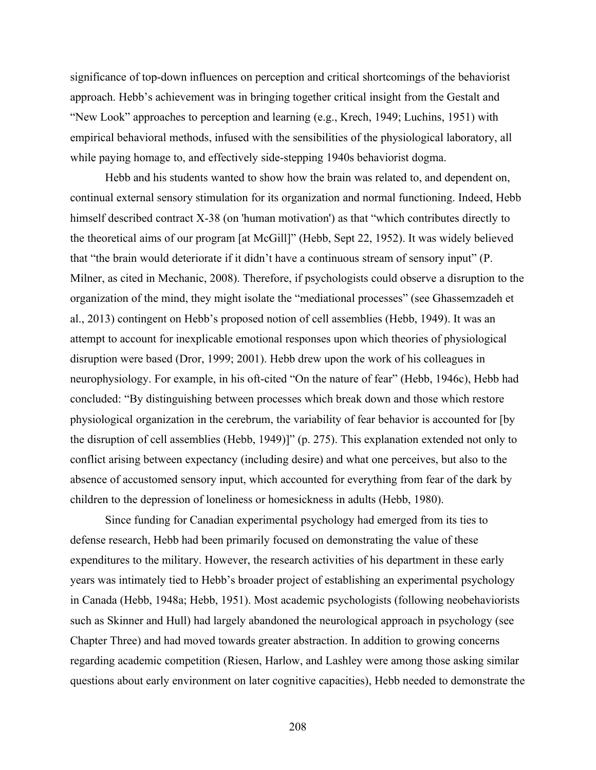significance of top-down influences on perception and critical shortcomings of the behaviorist approach. Hebb's achievement was in bringing together critical insight from the Gestalt and "New Look" approaches to perception and learning (e.g., Krech, 1949; Luchins, 1951) with empirical behavioral methods, infused with the sensibilities of the physiological laboratory, all while paying homage to, and effectively side-stepping 1940s behaviorist dogma.

Hebb and his students wanted to show how the brain was related to, and dependent on, continual external sensory stimulation for its organization and normal functioning. Indeed, Hebb himself described contract X-38 (on 'human motivation') as that "which contributes directly to the theoretical aims of our program [at McGill]" (Hebb, Sept 22, 1952). It was widely believed that "the brain would deteriorate if it didn't have a continuous stream of sensory input" (P. Milner, as cited in Mechanic, 2008). Therefore, if psychologists could observe a disruption to the organization of the mind, they might isolate the "mediational processes" (see Ghassemzadeh et al., 2013) contingent on Hebb's proposed notion of cell assemblies (Hebb, 1949). It was an attempt to account for inexplicable emotional responses upon which theories of physiological disruption were based (Dror, 1999; 2001). Hebb drew upon the work of his colleagues in neurophysiology. For example, in his oft-cited "On the nature of fear" (Hebb, 1946c), Hebb had concluded: "By distinguishing between processes which break down and those which restore physiological organization in the cerebrum, the variability of fear behavior is accounted for [by the disruption of cell assemblies (Hebb, 1949)]" (p. 275). This explanation extended not only to conflict arising between expectancy (including desire) and what one perceives, but also to the absence of accustomed sensory input, which accounted for everything from fear of the dark by children to the depression of loneliness or homesickness in adults (Hebb, 1980).

Since funding for Canadian experimental psychology had emerged from its ties to defense research, Hebb had been primarily focused on demonstrating the value of these expenditures to the military. However, the research activities of his department in these early years was intimately tied to Hebb's broader project of establishing an experimental psychology in Canada (Hebb, 1948a; Hebb, 1951). Most academic psychologists (following neobehaviorists such as Skinner and Hull) had largely abandoned the neurological approach in psychology (see Chapter Three) and had moved towards greater abstraction. In addition to growing concerns regarding academic competition (Riesen, Harlow, and Lashley were among those asking similar questions about early environment on later cognitive capacities), Hebb needed to demonstrate the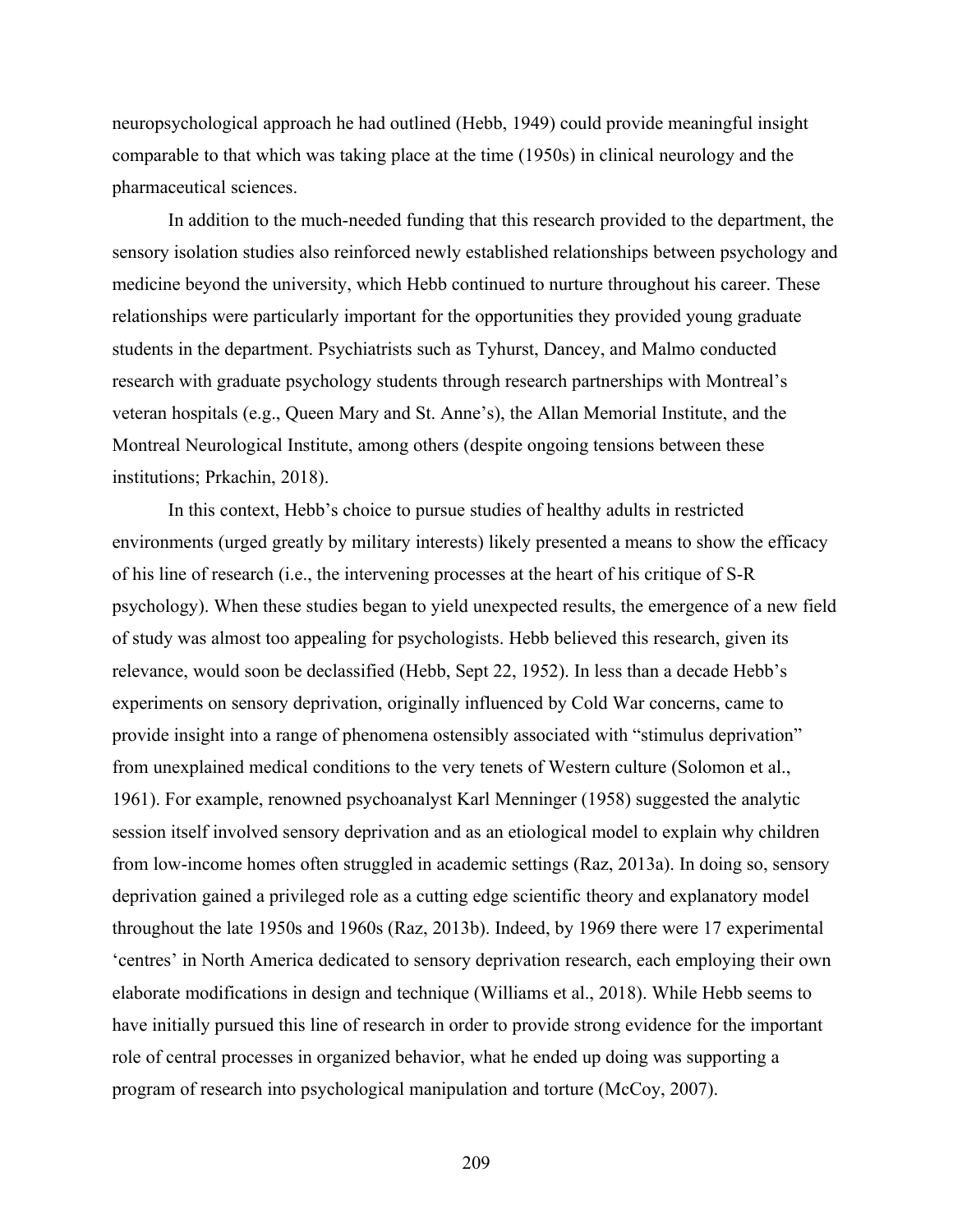neuropsychological approach he had outlined (Hebb, 1949) could provide meaningful insight comparable to that which was taking place at the time (1950s) in clinical neurology and the pharmaceutical sciences.

In addition to the much-needed funding that this research provided to the department, the sensory isolation studies also reinforced newly established relationships between psychology and medicine beyond the university, which Hebb continued to nurture throughout his career. These relationships were particularly important for the opportunities they provided young graduate students in the department. Psychiatrists such as Tyhurst, Dancey, and Malmo conducted research with graduate psychology students through research partnerships with Montreal's veteran hospitals (e.g., Queen Mary and St. Anne's), the Allan Memorial Institute, and the Montreal Neurological Institute, among others (despite ongoing tensions between these institutions; Prkachin, 2018).

In this context, Hebb's choice to pursue studies of healthy adults in restricted environments (urged greatly by military interests) likely presented a means to show the efficacy of his line of research (i.e., the intervening processes at the heart of his critique of S-R psychology). When these studies began to yield unexpected results, the emergence of a new field of study was almost too appealing for psychologists. Hebb believed this research, given its relevance, would soon be declassified (Hebb, Sept 22, 1952). In less than a decade Hebb's experiments on sensory deprivation, originally influenced by Cold War concerns, came to provide insight into a range of phenomena ostensibly associated with "stimulus deprivation" from unexplained medical conditions to the very tenets of Western culture (Solomon et al., 1961). For example, renowned psychoanalyst Karl Menninger (1958) suggested the analytic session itself involved sensory deprivation and as an etiological model to explain why children from low-income homes often struggled in academic settings (Raz, 2013a). In doing so, sensory deprivation gained a privileged role as a cutting edge scientific theory and explanatory model throughout the late 1950s and 1960s (Raz, 2013b). Indeed, by 1969 there were 17 experimental 'centres' in North America dedicated to sensory deprivation research, each employing their own elaborate modifications in design and technique (Williams et al., 2018). While Hebb seems to have initially pursued this line of research in order to provide strong evidence for the important role of central processes in organized behavior, what he ended up doing was supporting a program of research into psychological manipulation and torture (McCoy, 2007).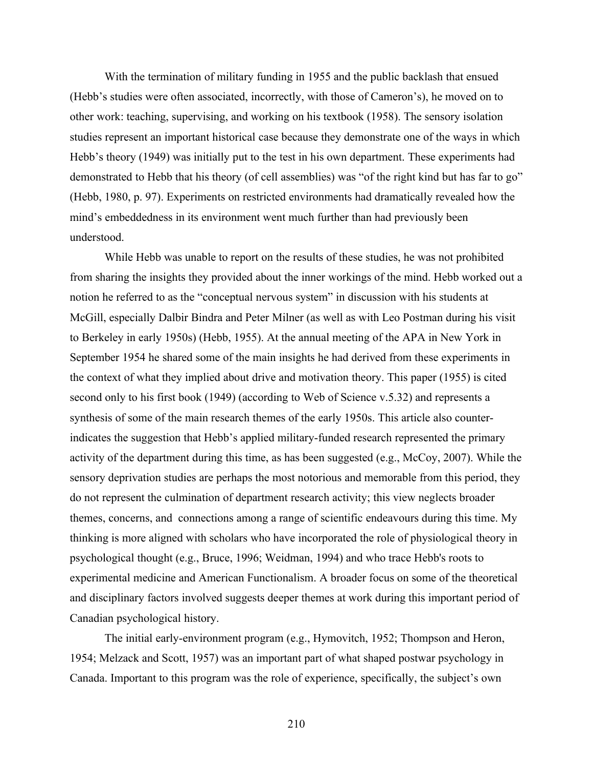With the termination of military funding in 1955 and the public backlash that ensued (Hebb's studies were often associated, incorrectly, with those of Cameron's), he moved on to other work: teaching, supervising, and working on his textbook (1958). The sensory isolation studies represent an important historical case because they demonstrate one of the ways in which Hebb's theory (1949) was initially put to the test in his own department. These experiments had demonstrated to Hebb that his theory (of cell assemblies) was "of the right kind but has far to go" (Hebb, 1980, p. 97). Experiments on restricted environments had dramatically revealed how the mind's embeddedness in its environment went much further than had previously been understood.

While Hebb was unable to report on the results of these studies, he was not prohibited from sharing the insights they provided about the inner workings of the mind. Hebb worked out a notion he referred to as the "conceptual nervous system" in discussion with his students at McGill, especially Dalbir Bindra and Peter Milner (as well as with Leo Postman during his visit to Berkeley in early 1950s) (Hebb, 1955). At the annual meeting of the APA in New York in September 1954 he shared some of the main insights he had derived from these experiments in the context of what they implied about drive and motivation theory. This paper (1955) is cited second only to his first book (1949) (according to Web of Science v.5.32) and represents a synthesis of some of the main research themes of the early 1950s. This article also counter-indicates the suggestion that Hebb's applied military-funded research represented the primary activity of the department during this time, as has been suggested (e.g., McCoy, 2007). While the sensory deprivation studies are perhaps the most notorious and memorable from this period, they do not represent the culmination of department research activity; this view neglects broader themes, concerns, and connections among a range of scientific endeavours during this time. My thinking is more aligned with scholars who have incorporated the role of physiological theory in psychological thought (e.g., Bruce, 1996; Weidman, 1994) and who trace Hebb's roots to experimental medicine and American Functionalism. A broader focus on some of the theoretical and disciplinary factors involved suggests deeper themes at work during this important period of Canadian psychological history.

The initial early-environment program (e.g., Hymovitch, 1952; Thompson and Heron, 1954; Melzack and Scott, 1957) was an important part of what shaped postwar psychology in Canada. Important to this program was the role of experience, specifically, the subject's own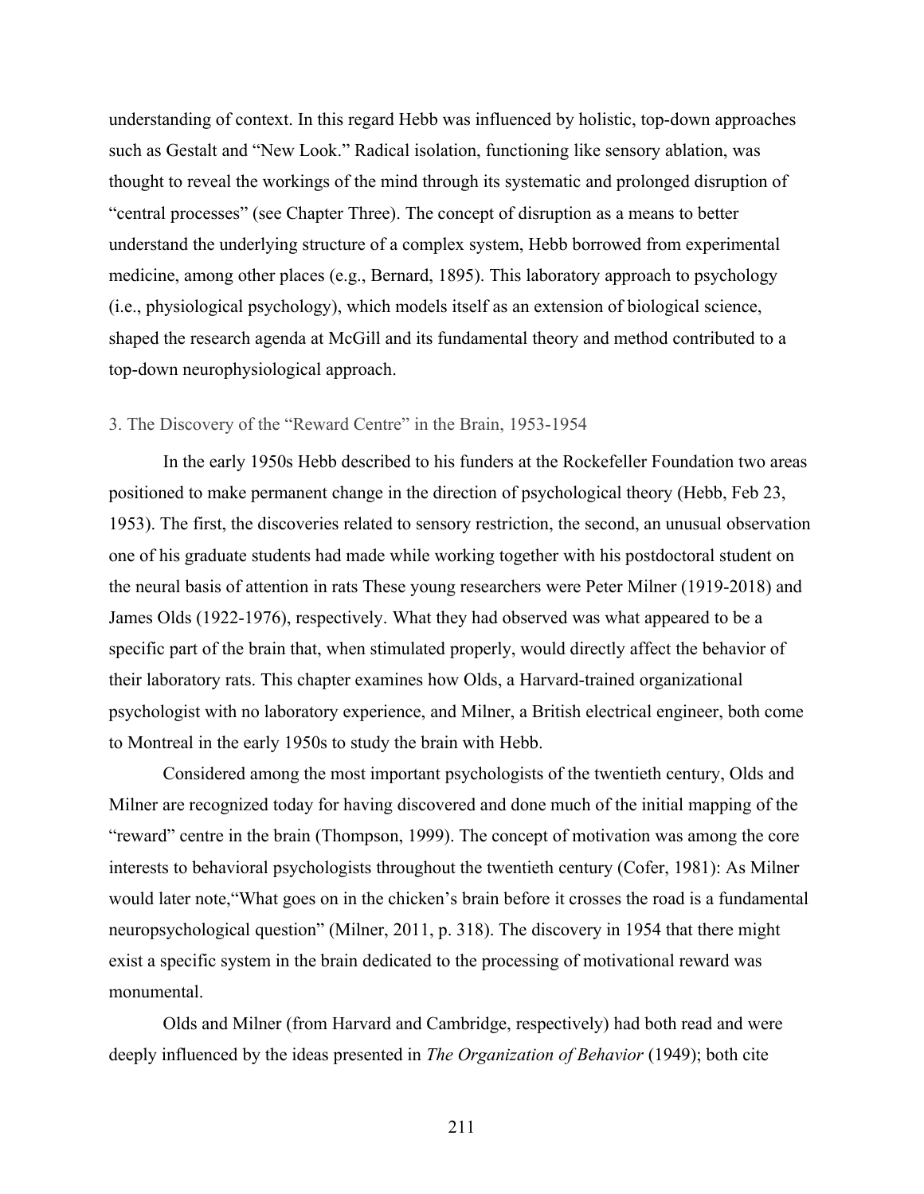understanding of context. In this regard Hebb was influenced by holistic, top-down approaches such as Gestalt and "New Look." Radical isolation, functioning like sensory ablation, was thought to reveal the workings of the mind through its systematic and prolonged disruption of "central processes" (see Chapter Three). The concept of disruption as a means to better understand the underlying structure of a complex system, Hebb borrowed from experimental medicine, among other places (e.g., Bernard, 1895). This laboratory approach to psychology (i.e., physiological psychology), which models itself as an extension of biological science, shaped the research agenda at McGill and its fundamental theory and method contributed to a top-down neurophysiological approach.

### 3. The Discovery of the "Reward Centre" in the Brain, 1953-1954

In the early 1950s Hebb described to his funders at the Rockefeller Foundation two areas positioned to make permanent change in the direction of psychological theory (Hebb, Feb 23, 1953). The first, the discoveries related to sensory restriction, the second, an unusual observation one of his graduate students had made while working together with his postdoctoral student on the neural basis of attention in rats These young researchers were Peter Milner (1919-2018) and James Olds (1922-1976), respectively. What they had observed was what appeared to be a specific part of the brain that, when stimulated properly, would directly affect the behavior of their laboratory rats. This chapter examines how Olds, a Harvard-trained organizational psychologist with no laboratory experience, and Milner, a British electrical engineer, both come to Montreal in the early 1950s to study the brain with Hebb.

Considered among the most important psychologists of the twentieth century, Olds and Milner are recognized today for having discovered and done much of the initial mapping of the "reward" centre in the brain (Thompson, 1999). The concept of motivation was among the core interests to behavioral psychologists throughout the twentieth century (Cofer, 1981): As Milner would later note,"What goes on in the chicken's brain before it crosses the road is a fundamental neuropsychological question" (Milner, 2011, p. 318). The discovery in 1954 that there might exist a specific system in the brain dedicated to the processing of motivational reward was monumental.

Olds and Milner (from Harvard and Cambridge, respectively) had both read and were deeply influenced by the ideas presented in *The Organization of Behavior* (1949); both cite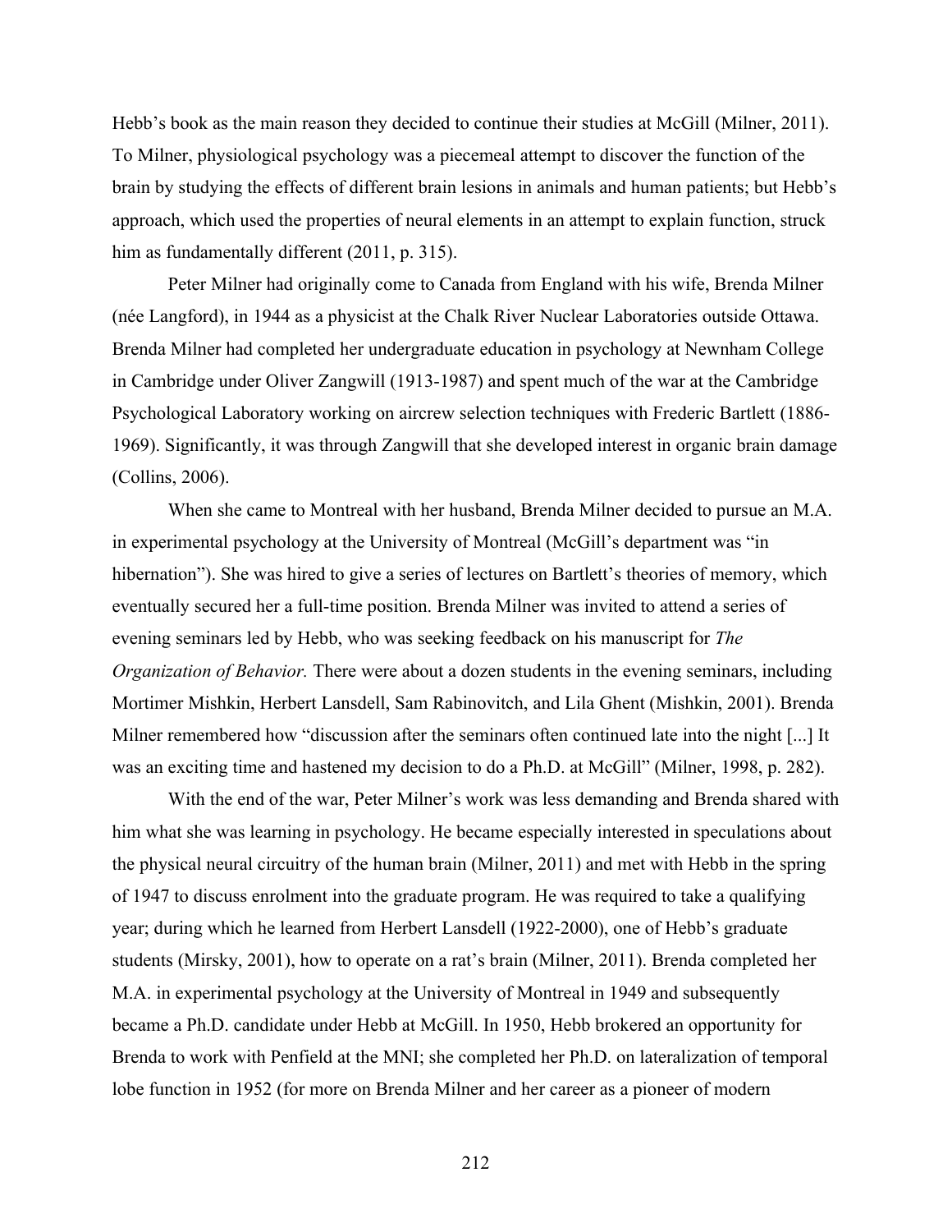Hebb's book as the main reason they decided to continue their studies at McGill (Milner, 2011). To Milner, physiological psychology was a piecemeal attempt to discover the function of the brain by studying the effects of different brain lesions in animals and human patients; but Hebb's approach, which used the properties of neural elements in an attempt to explain function, struck him as fundamentally different (2011, p. 315).

Peter Milner had originally come to Canada from England with his wife, Brenda Milner (née Langford), in 1944 as a physicist at the Chalk River Nuclear Laboratories outside Ottawa. Brenda Milner had completed her undergraduate education in psychology at Newnham College in Cambridge under Oliver Zangwill (1913-1987) and spent much of the war at the Cambridge Psychological Laboratory working on aircrew selection techniques with Frederic Bartlett (1886-1969). Significantly, it was through Zangwill that she developed interest in organic brain damage (Collins, 2006).

When she came to Montreal with her husband, Brenda Milner decided to pursue an M.A. in experimental psychology at the University of Montreal (McGill's department was "in hibernation"). She was hired to give a series of lectures on Bartlett's theories of memory, which eventually secured her a full-time position. Brenda Milner was invited to attend a series of evening seminars led by Hebb, who was seeking feedback on his manuscript for *The Organization of Behavior.* There were about a dozen students in the evening seminars, including Mortimer Mishkin, Herbert Lansdell, Sam Rabinovitch, and Lila Ghent (Mishkin, 2001). Brenda Milner remembered how "discussion after the seminars often continued late into the night [...] It was an exciting time and hastened my decision to do a Ph.D. at McGill" (Milner, 1998, p. 282).

With the end of the war, Peter Milner's work was less demanding and Brenda shared with him what she was learning in psychology. He became especially interested in speculations about the physical neural circuitry of the human brain (Milner, 2011) and met with Hebb in the spring of 1947 to discuss enrolment into the graduate program. He was required to take a qualifying year; during which he learned from Herbert Lansdell (1922-2000), one of Hebb's graduate students (Mirsky, 2001), how to operate on a rat's brain (Milner, 2011). Brenda completed her M.A. in experimental psychology at the University of Montreal in 1949 and subsequently became a Ph.D. candidate under Hebb at McGill. In 1950, Hebb brokered an opportunity for Brenda to work with Penfield at the MNI; she completed her Ph.D. on lateralization of temporal lobe function in 1952 (for more on Brenda Milner and her career as a pioneer of modern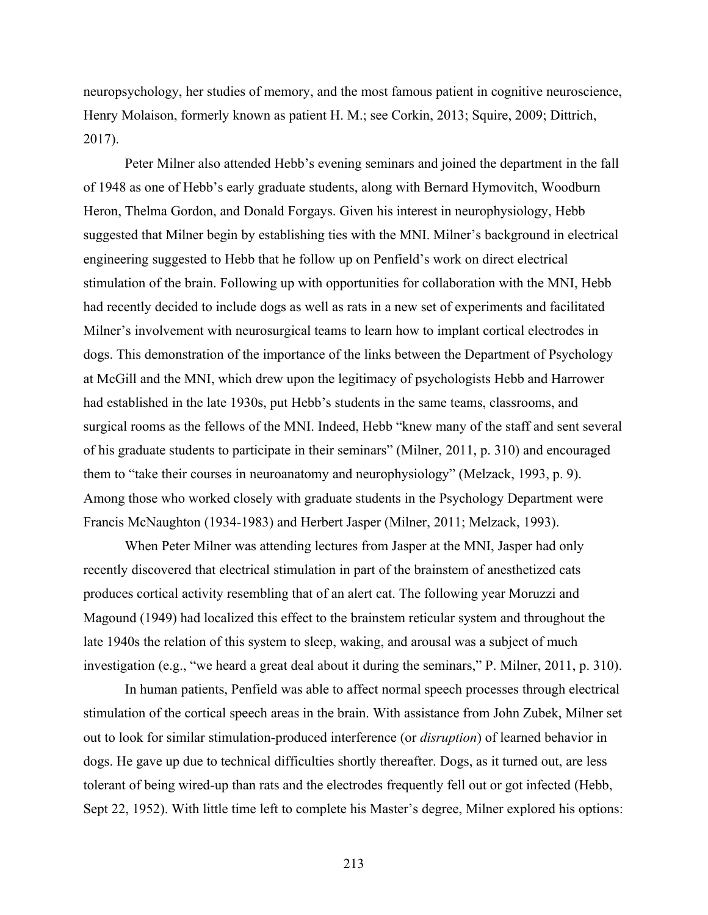neuropsychology, her studies of memory, and the most famous patient in cognitive neuroscience, Henry Molaison, formerly known as patient H. M.; see Corkin, 2013; Squire, 2009; Dittrich, 2017).

Peter Milner also attended Hebb's evening seminars and joined the department in the fall of 1948 as one of Hebb's early graduate students, along with Bernard Hymovitch, Woodburn Heron, Thelma Gordon, and Donald Forgays. Given his interest in neurophysiology, Hebb suggested that Milner begin by establishing ties with the MNI. Milner's background in electrical engineering suggested to Hebb that he follow up on Penfield's work on direct electrical stimulation of the brain. Following up with opportunities for collaboration with the MNI, Hebb had recently decided to include dogs as well as rats in a new set of experiments and facilitated Milner's involvement with neurosurgical teams to learn how to implant cortical electrodes in dogs. This demonstration of the importance of the links between the Department of Psychology at McGill and the MNI, which drew upon the legitimacy of psychologists Hebb and Harrower had established in the late 1930s, put Hebb's students in the same teams, classrooms, and surgical rooms as the fellows of the MNI. Indeed, Hebb "knew many of the staff and sent several of his graduate students to participate in their seminars" (Milner, 2011, p. 310) and encouraged them to "take their courses in neuroanatomy and neurophysiology" (Melzack, 1993, p. 9). Among those who worked closely with graduate students in the Psychology Department were Francis McNaughton (1934-1983) and Herbert Jasper (Milner, 2011; Melzack, 1993).

When Peter Milner was attending lectures from Jasper at the MNI, Jasper had only recently discovered that electrical stimulation in part of the brainstem of anesthetized cats produces cortical activity resembling that of an alert cat. The following year Moruzzi and Magound (1949) had localized this effect to the brainstem reticular system and throughout the late 1940s the relation of this system to sleep, waking, and arousal was a subject of much investigation (e.g., "we heard a great deal about it during the seminars," P. Milner, 2011, p. 310).

In human patients, Penfield was able to affect normal speech processes through electrical stimulation of the cortical speech areas in the brain. With assistance from John Zubek, Milner set out to look for similar stimulation-produced interference (or *disruption*) of learned behavior in dogs. He gave up due to technical difficulties shortly thereafter. Dogs, as it turned out, are less tolerant of being wired-up than rats and the electrodes frequently fell out or got infected (Hebb, Sept 22, 1952). With little time left to complete his Master's degree, Milner explored his options: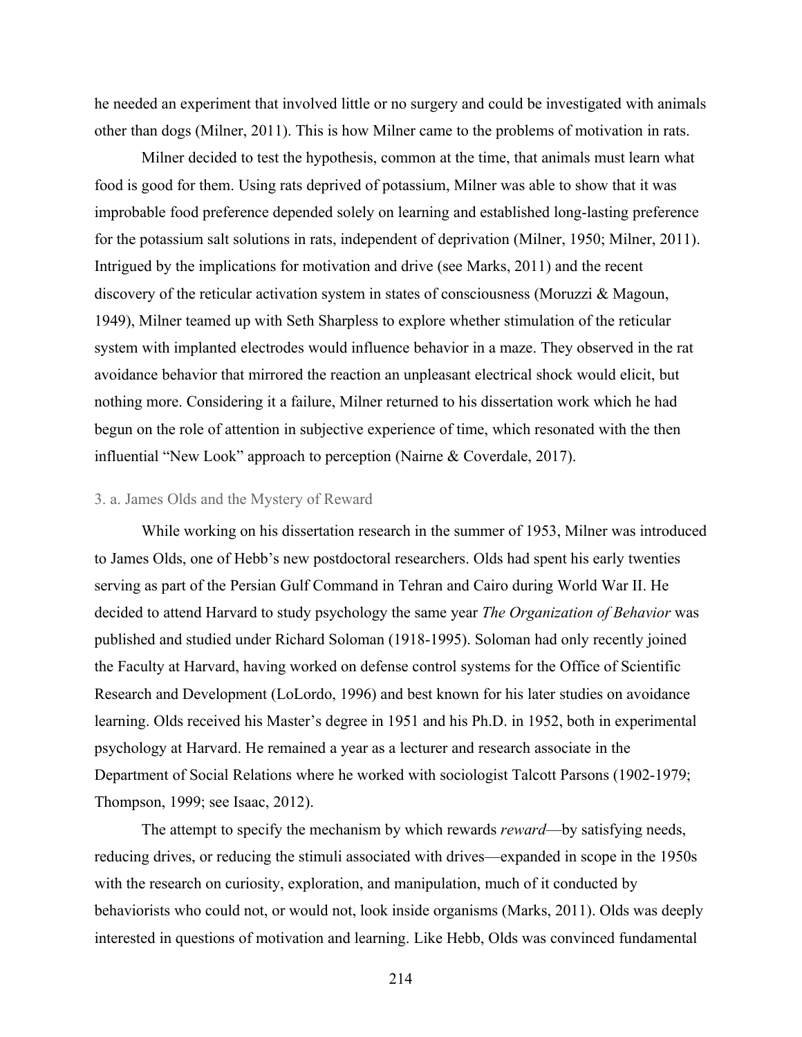he needed an experiment that involved little or no surgery and could be investigated with animals other than dogs (Milner, 2011). This is how Milner came to the problems of motivation in rats.

Milner decided to test the hypothesis, common at the time, that animals must learn what food is good for them. Using rats deprived of potassium, Milner was able to show that it was improbable food preference depended solely on learning and established long-lasting preference for the potassium salt solutions in rats, independent of deprivation (Milner, 1950; Milner, 2011). Intrigued by the implications for motivation and drive (see Marks, 2011) and the recent discovery of the reticular activation system in states of consciousness (Moruzzi & Magoun, 1949), Milner teamed up with Seth Sharpless to explore whether stimulation of the reticular system with implanted electrodes would influence behavior in a maze. They observed in the rat avoidance behavior that mirrored the reaction an unpleasant electrical shock would elicit, but nothing more. Considering it a failure, Milner returned to his dissertation work which he had begun on the role of attention in subjective experience of time, which resonated with the then influential "New Look" approach to perception (Nairne & Coverdale, 2017).

### 3. a. James Olds and the Mystery of Reward

While working on his dissertation research in the summer of 1953, Milner was introduced to James Olds, one of Hebb's new postdoctoral researchers. Olds had spent his early twenties serving as part of the Persian Gulf Command in Tehran and Cairo during World War II. He decided to attend Harvard to study psychology the same year *The Organization of Behavior* was published and studied under Richard Soloman (1918-1995). Soloman had only recently joined the Faculty at Harvard, having worked on defense control systems for the Office of Scientific Research and Development (LoLordo, 1996) and best known for his later studies on avoidance learning. Olds received his Master's degree in 1951 and his Ph.D. in 1952, both in experimental psychology at Harvard. He remained a year as a lecturer and research associate in the Department of Social Relations where he worked with sociologist Talcott Parsons (1902-1979; Thompson, 1999; see Isaac, 2012).

The attempt to specify the mechanism by which rewards *reward*—by satisfying needs, reducing drives, or reducing the stimuli associated with drives—expanded in scope in the 1950s with the research on curiosity, exploration, and manipulation, much of it conducted by behaviorists who could not, or would not, look inside organisms (Marks, 2011). Olds was deeply interested in questions of motivation and learning. Like Hebb, Olds was convinced fundamental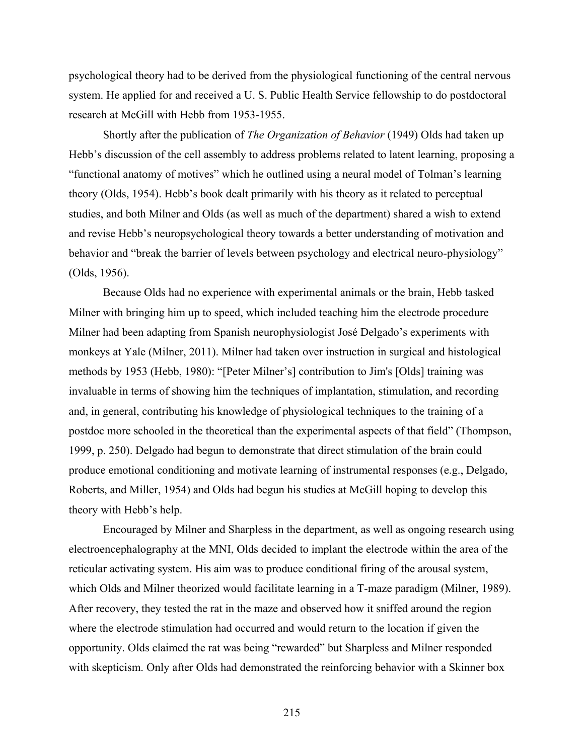psychological theory had to be derived from the physiological functioning of the central nervous system. He applied for and received a U. S. Public Health Service fellowship to do postdoctoral research at McGill with Hebb from 1953-1955.

Shortly after the publication of *The Organization of Behavior* (1949) Olds had taken up Hebb's discussion of the cell assembly to address problems related to latent learning, proposing a "functional anatomy of motives" which he outlined using a neural model of Tolman's learning theory (Olds, 1954). Hebb's book dealt primarily with his theory as it related to perceptual studies, and both Milner and Olds (as well as much of the department) shared a wish to extend and revise Hebb's neuropsychological theory towards a better understanding of motivation and behavior and "break the barrier of levels between psychology and electrical neuro-physiology" (Olds, 1956).

Because Olds had no experience with experimental animals or the brain, Hebb tasked Milner with bringing him up to speed, which included teaching him the electrode procedure Milner had been adapting from Spanish neurophysiologist José Delgado's experiments with monkeys at Yale (Milner, 2011). Milner had taken over instruction in surgical and histological methods by 1953 (Hebb, 1980): "[Peter Milner's] contribution to Jim's [Olds] training was invaluable in terms of showing him the techniques of implantation, stimulation, and recording and, in general, contributing his knowledge of physiological techniques to the training of a postdoc more schooled in the theoretical than the experimental aspects of that field" (Thompson, 1999, p. 250). Delgado had begun to demonstrate that direct stimulation of the brain could produce emotional conditioning and motivate learning of instrumental responses (e.g., Delgado, Roberts, and Miller, 1954) and Olds had begun his studies at McGill hoping to develop this theory with Hebb's help.

Encouraged by Milner and Sharpless in the department, as well as ongoing research using electroencephalography at the MNI, Olds decided to implant the electrode within the area of the reticular activating system. His aim was to produce conditional firing of the arousal system, which Olds and Milner theorized would facilitate learning in a T-maze paradigm (Milner, 1989). After recovery, they tested the rat in the maze and observed how it sniffed around the region where the electrode stimulation had occurred and would return to the location if given the opportunity. Olds claimed the rat was being "rewarded" but Sharpless and Milner responded with skepticism. Only after Olds had demonstrated the reinforcing behavior with a Skinner box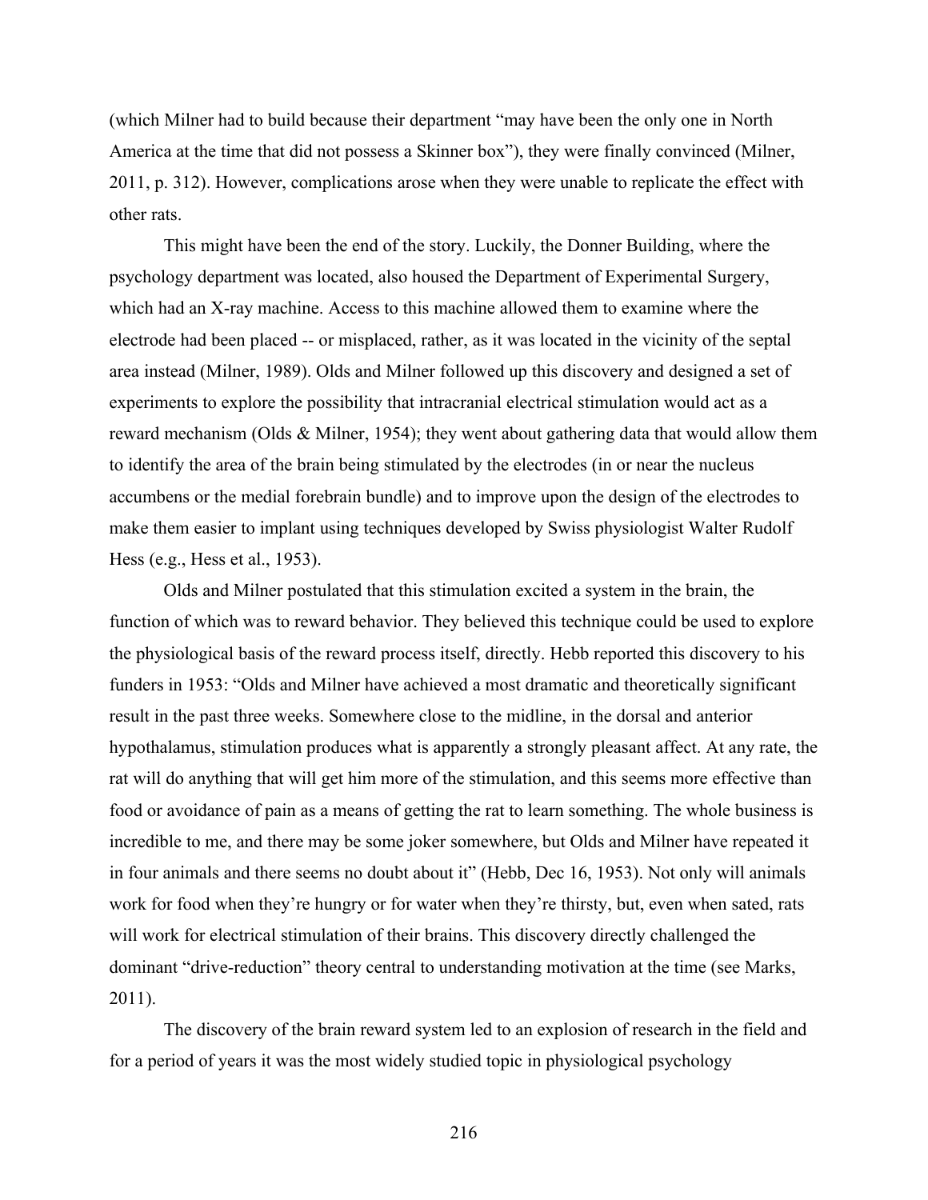(which Milner had to build because their department "may have been the only one in North America at the time that did not possess a Skinner box"), they were finally convinced (Milner, 2011, p. 312). However, complications arose when they were unable to replicate the effect with other rats.

This might have been the end of the story. Luckily, the Donner Building, where the psychology department was located, also housed the Department of Experimental Surgery, which had an X-ray machine. Access to this machine allowed them to examine where the electrode had been placed -- or misplaced, rather, as it was located in the vicinity of the septal area instead (Milner, 1989). Olds and Milner followed up this discovery and designed a set of experiments to explore the possibility that intracranial electrical stimulation would act as a reward mechanism (Olds & Milner, 1954); they went about gathering data that would allow them to identify the area of the brain being stimulated by the electrodes (in or near the nucleus accumbens or the medial forebrain bundle) and to improve upon the design of the electrodes to make them easier to implant using techniques developed by Swiss physiologist Walter Rudolf Hess (e.g., Hess et al., 1953).

Olds and Milner postulated that this stimulation excited a system in the brain, the function of which was to reward behavior. They believed this technique could be used to explore the physiological basis of the reward process itself, directly. Hebb reported this discovery to his funders in 1953: "Olds and Milner have achieved a most dramatic and theoretically significant result in the past three weeks. Somewhere close to the midline, in the dorsal and anterior hypothalamus, stimulation produces what is apparently a strongly pleasant affect. At any rate, the rat will do anything that will get him more of the stimulation, and this seems more effective than food or avoidance of pain as a means of getting the rat to learn something. The whole business is incredible to me, and there may be some joker somewhere, but Olds and Milner have repeated it in four animals and there seems no doubt about it" (Hebb, Dec 16, 1953). Not only will animals work for food when they're hungry or for water when they're thirsty, but, even when sated, rats will work for electrical stimulation of their brains. This discovery directly challenged the dominant "drive-reduction" theory central to understanding motivation at the time (see Marks, 2011).

The discovery of the brain reward system led to an explosion of research in the field and for a period of years it was the most widely studied topic in physiological psychology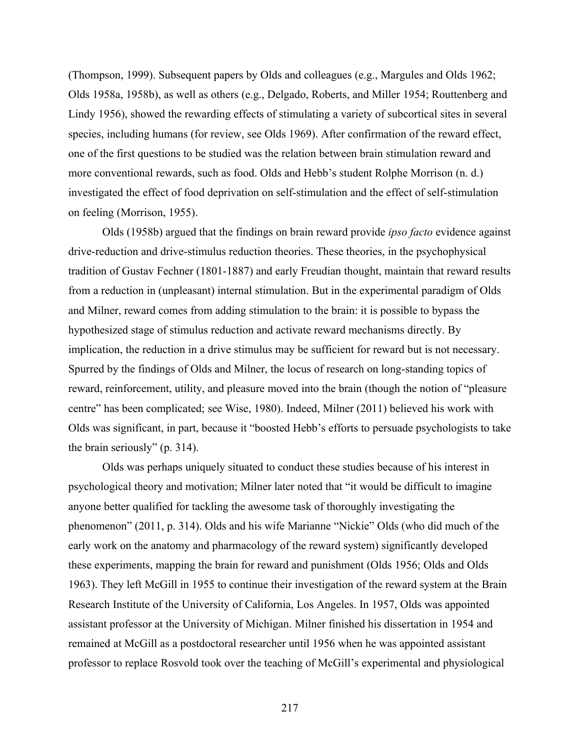(Thompson, 1999). Subsequent papers by Olds and colleagues (e.g., Margules and Olds 1962; Olds 1958a, 1958b), as well as others (e.g., Delgado, Roberts, and Miller 1954; Routtenberg and Lindy 1956), showed the rewarding effects of stimulating a variety of subcortical sites in several species, including humans (for review, see Olds 1969). After confirmation of the reward effect, one of the first questions to be studied was the relation between brain stimulation reward and more conventional rewards, such as food. Olds and Hebb's student Rolphe Morrison (n. d.) investigated the effect of food deprivation on self-stimulation and the effect of self-stimulation on feeling (Morrison, 1955).

Olds (1958b) argued that the findings on brain reward provide *ipso facto* evidence against drive-reduction and drive-stimulus reduction theories. These theories, in the psychophysical tradition of Gustav Fechner (1801-1887) and early Freudian thought, maintain that reward results from a reduction in (unpleasant) internal stimulation. But in the experimental paradigm of Olds and Milner, reward comes from adding stimulation to the brain: it is possible to bypass the hypothesized stage of stimulus reduction and activate reward mechanisms directly. By implication, the reduction in a drive stimulus may be sufficient for reward but is not necessary. Spurred by the findings of Olds and Milner, the locus of research on long-standing topics of reward, reinforcement, utility, and pleasure moved into the brain (though the notion of "pleasure centre" has been complicated; see Wise, 1980). Indeed, Milner (2011) believed his work with Olds was significant, in part, because it "boosted Hebb's efforts to persuade psychologists to take the brain seriously" (p. 314).

Olds was perhaps uniquely situated to conduct these studies because of his interest in psychological theory and motivation; Milner later noted that "it would be difficult to imagine anyone better qualified for tackling the awesome task of thoroughly investigating the phenomenon" (2011, p. 314). Olds and his wife Marianne "Nickie" Olds (who did much of the early work on the anatomy and pharmacology of the reward system) significantly developed these experiments, mapping the brain for reward and punishment (Olds 1956; Olds and Olds 1963). They left McGill in 1955 to continue their investigation of the reward system at the Brain Research Institute of the University of California, Los Angeles. In 1957, Olds was appointed assistant professor at the University of Michigan. Milner finished his dissertation in 1954 and remained at McGill as a postdoctoral researcher until 1956 when he was appointed assistant professor to replace Rosvold took over the teaching of McGill's experimental and physiological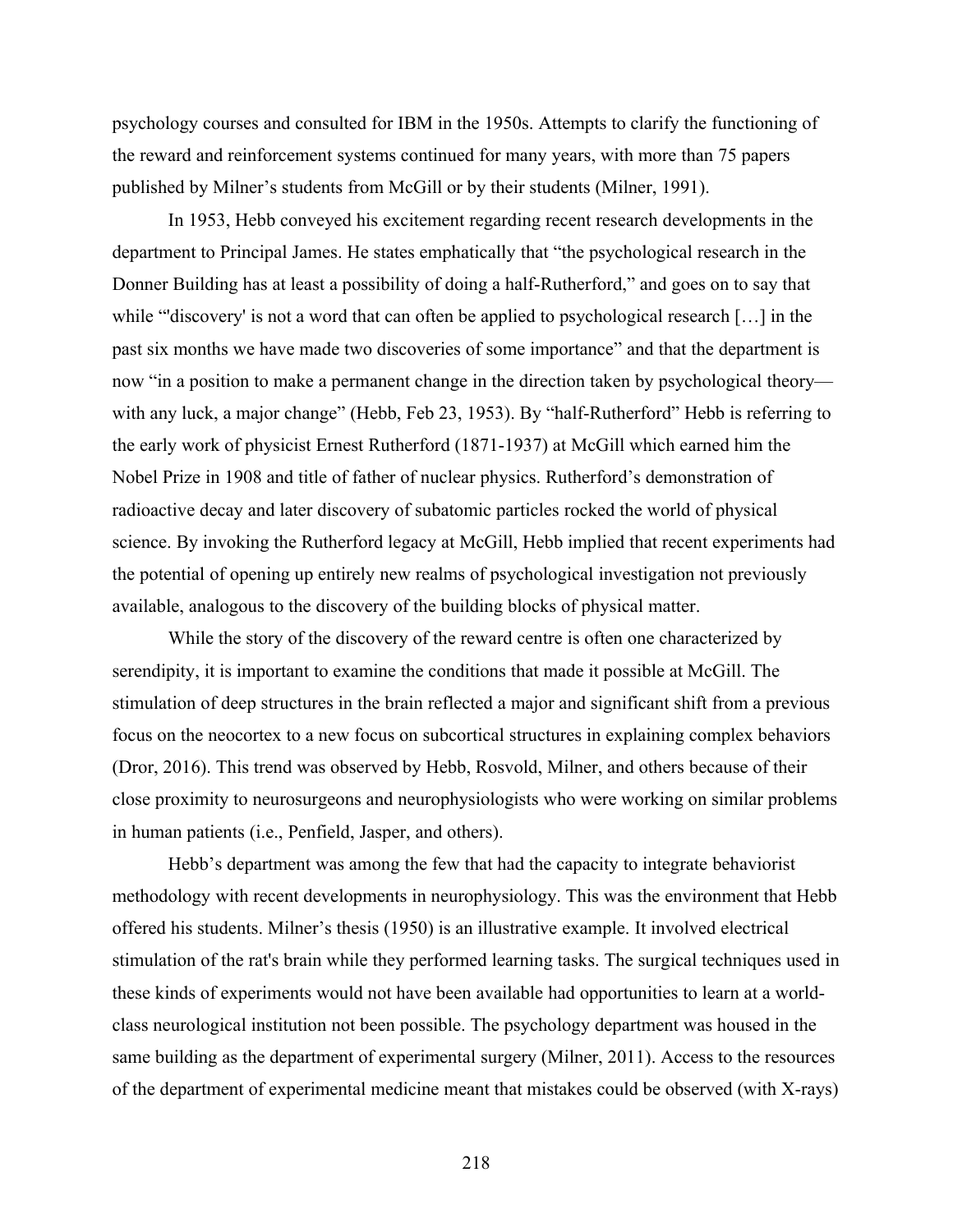psychology courses and consulted for IBM in the 1950s. Attempts to clarify the functioning of the reward and reinforcement systems continued for many years, with more than 75 papers published by Milner's students from McGill or by their students (Milner, 1991).

In 1953, Hebb conveyed his excitement regarding recent research developments in the department to Principal James. He states emphatically that "the psychological research in the Donner Building has at least a possibility of doing a half-Rutherford," and goes on to say that while "'discovery' is not a word that can often be applied to psychological research […] in the past six months we have made two discoveries of some importance" and that the department is now "in a position to make a permanent change in the direction taken by psychological theory—with any luck, a major change" (Hebb, Feb 23, 1953). By "half-Rutherford" Hebb is referring to the early work of physicist Ernest Rutherford (1871-1937) at McGill which earned him the Nobel Prize in 1908 and title of father of nuclear physics. Rutherford's demonstration of radioactive decay and later discovery of subatomic particles rocked the world of physical science. By invoking the Rutherford legacy at McGill, Hebb implied that recent experiments had the potential of opening up entirely new realms of psychological investigation not previously available, analogous to the discovery of the building blocks of physical matter.

While the story of the discovery of the reward centre is often one characterized by serendipity, it is important to examine the conditions that made it possible at McGill. The stimulation of deep structures in the brain reflected a major and significant shift from a previous focus on the neocortex to a new focus on subcortical structures in explaining complex behaviors (Dror, 2016). This trend was observed by Hebb, Rosvold, Milner, and others because of their close proximity to neurosurgeons and neurophysiologists who were working on similar problems in human patients (i.e., Penfield, Jasper, and others).

Hebb's department was among the few that had the capacity to integrate behaviorist methodology with recent developments in neurophysiology. This was the environment that Hebb offered his students. Milner's thesis (1950) is an illustrative example. It involved electrical stimulation of the rat's brain while they performed learning tasks. The surgical techniques used in these kinds of experiments would not have been available had opportunities to learn at a world-class neurological institution not been possible. The psychology department was housed in the same building as the department of experimental surgery (Milner, 2011). Access to the resources of the department of experimental medicine meant that mistakes could be observed (with X-rays)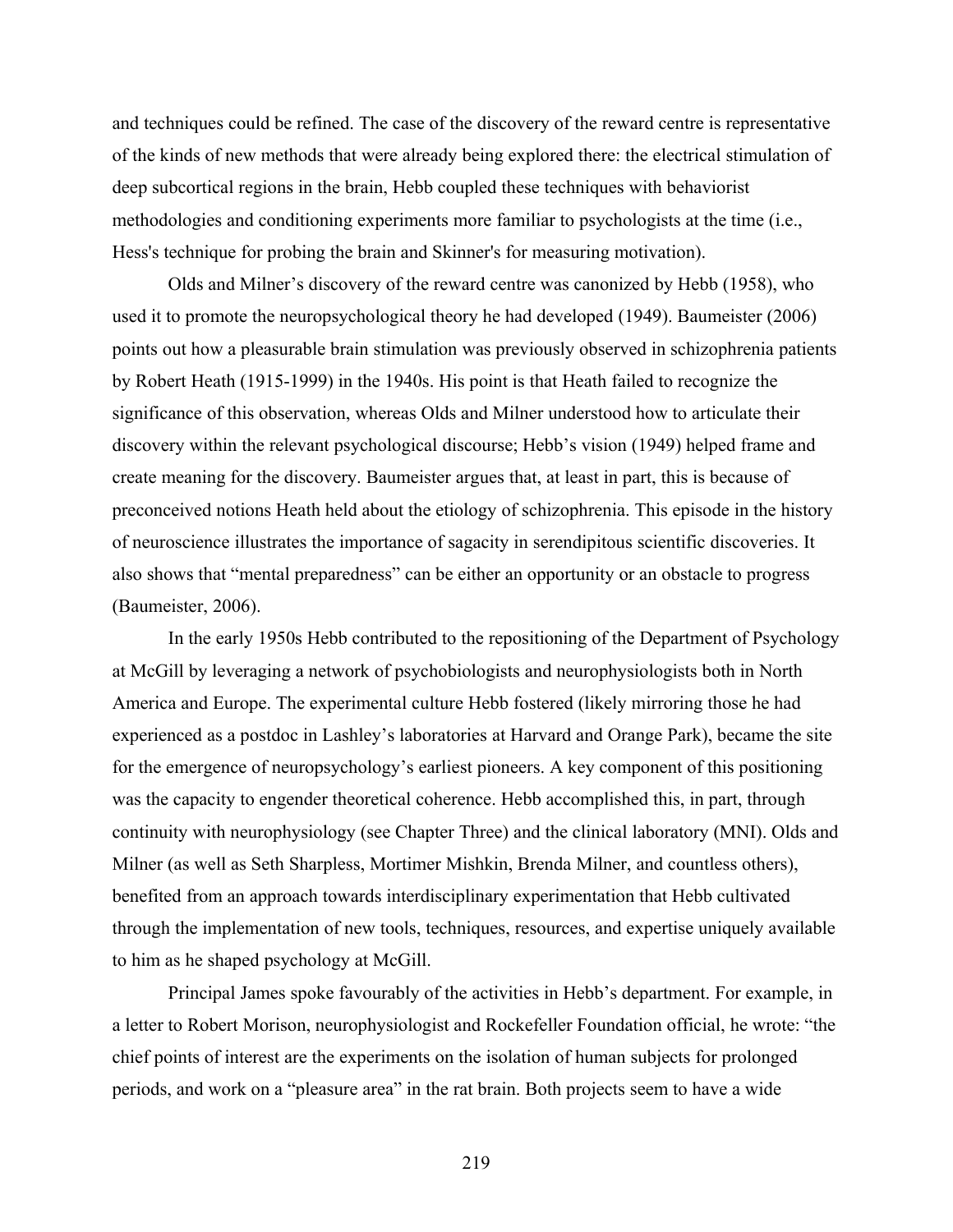and techniques could be refined. The case of the discovery of the reward centre is representative of the kinds of new methods that were already being explored there: the electrical stimulation of deep subcortical regions in the brain, Hebb coupled these techniques with behaviorist methodologies and conditioning experiments more familiar to psychologists at the time (i.e., Hess's technique for probing the brain and Skinner's for measuring motivation).

Olds and Milner's discovery of the reward centre was canonized by Hebb (1958), who used it to promote the neuropsychological theory he had developed (1949). Baumeister (2006) points out how a pleasurable brain stimulation was previously observed in schizophrenia patients by Robert Heath (1915-1999) in the 1940s. His point is that Heath failed to recognize the significance of this observation, whereas Olds and Milner understood how to articulate their discovery within the relevant psychological discourse; Hebb's vision (1949) helped frame and create meaning for the discovery. Baumeister argues that, at least in part, this is because of preconceived notions Heath held about the etiology of schizophrenia. This episode in the history of neuroscience illustrates the importance of sagacity in serendipitous scientific discoveries. It also shows that "mental preparedness" can be either an opportunity or an obstacle to progress (Baumeister, 2006).

In the early 1950s Hebb contributed to the repositioning of the Department of Psychology at McGill by leveraging a network of psychobiologists and neurophysiologists both in North America and Europe. The experimental culture Hebb fostered (likely mirroring those he had experienced as a postdoc in Lashley's laboratories at Harvard and Orange Park), became the site for the emergence of neuropsychology's earliest pioneers. A key component of this positioning was the capacity to engender theoretical coherence. Hebb accomplished this, in part, through continuity with neurophysiology (see Chapter Three) and the clinical laboratory (MNI). Olds and Milner (as well as Seth Sharpless, Mortimer Mishkin, Brenda Milner, and countless others), benefited from an approach towards interdisciplinary experimentation that Hebb cultivated through the implementation of new tools, techniques, resources, and expertise uniquely available to him as he shaped psychology at McGill.

Principal James spoke favourably of the activities in Hebb's department. For example, in a letter to Robert Morison, neurophysiologist and Rockefeller Foundation official, he wrote: "the chief points of interest are the experiments on the isolation of human subjects for prolonged periods, and work on a "pleasure area" in the rat brain. Both projects seem to have a wide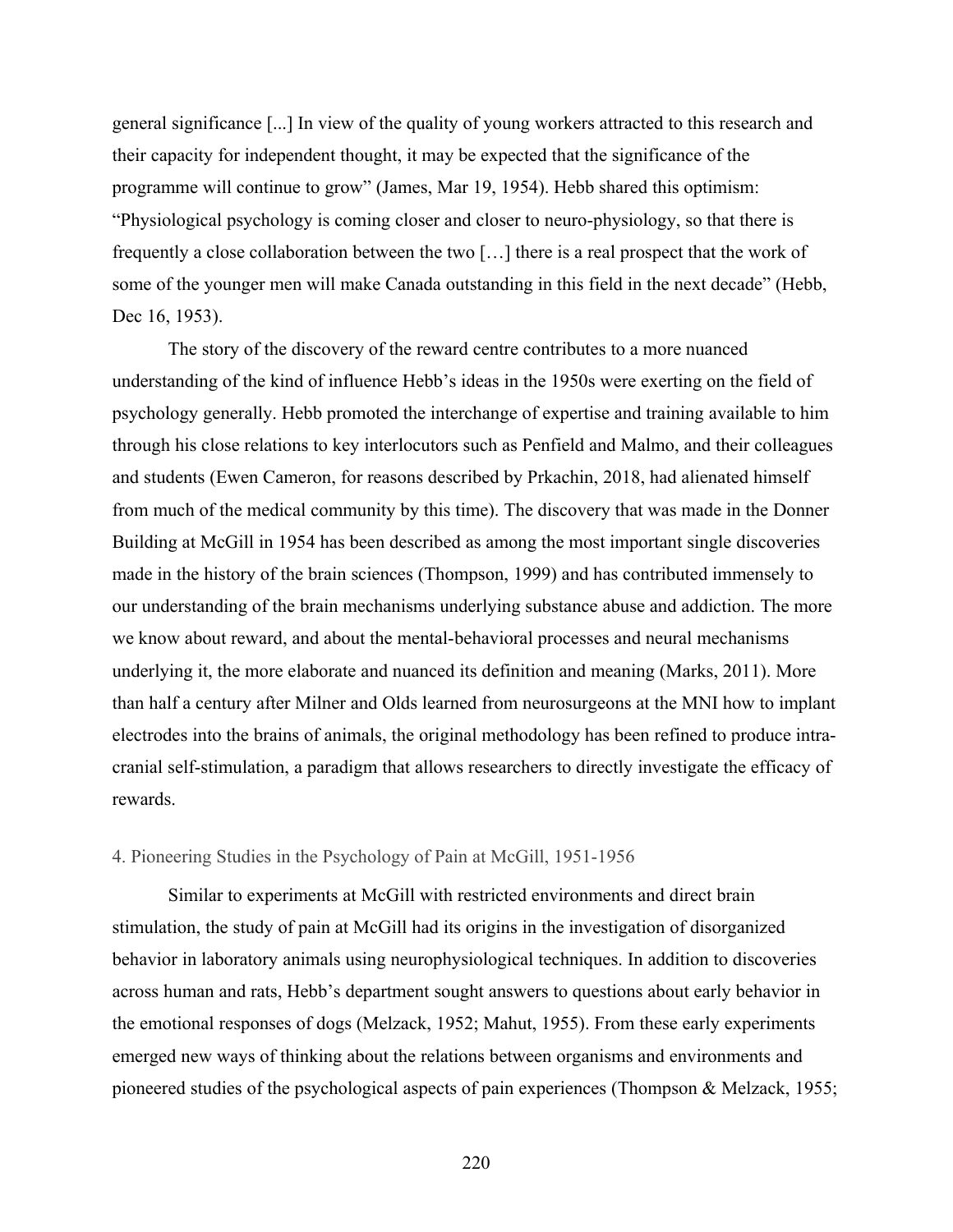general significance [...] In view of the quality of young workers attracted to this research and their capacity for independent thought, it may be expected that the significance of the programme will continue to grow" (James, Mar 19, 1954). Hebb shared this optimism: "Physiological psychology is coming closer and closer to neuro-physiology, so that there is frequently a close collaboration between the two […] there is a real prospect that the work of some of the younger men will make Canada outstanding in this field in the next decade" (Hebb, Dec 16, 1953).

The story of the discovery of the reward centre contributes to a more nuanced understanding of the kind of influence Hebb's ideas in the 1950s were exerting on the field of psychology generally. Hebb promoted the interchange of expertise and training available to him through his close relations to key interlocutors such as Penfield and Malmo, and their colleagues and students (Ewen Cameron, for reasons described by Prkachin, 2018, had alienated himself from much of the medical community by this time). The discovery that was made in the Donner Building at McGill in 1954 has been described as among the most important single discoveries made in the history of the brain sciences (Thompson, 1999) and has contributed immensely to our understanding of the brain mechanisms underlying substance abuse and addiction. The more we know about reward, and about the mental-behavioral processes and neural mechanisms underlying it, the more elaborate and nuanced its definition and meaning (Marks, 2011). More than half a century after Milner and Olds learned from neurosurgeons at the MNI how to implant electrodes into the brains of animals, the original methodology has been refined to produce intra-cranial self-stimulation, a paradigm that allows researchers to directly investigate the efficacy of rewards.

## 4. Pioneering Studies in the Psychology of Pain at McGill, 1951-1956

Similar to experiments at McGill with restricted environments and direct brain stimulation, the study of pain at McGill had its origins in the investigation of disorganized behavior in laboratory animals using neurophysiological techniques. In addition to discoveries across human and rats, Hebb's department sought answers to questions about early behavior in the emotional responses of dogs (Melzack, 1952; Mahut, 1955). From these early experiments emerged new ways of thinking about the relations between organisms and environments and pioneered studies of the psychological aspects of pain experiences (Thompson & Melzack, 1955;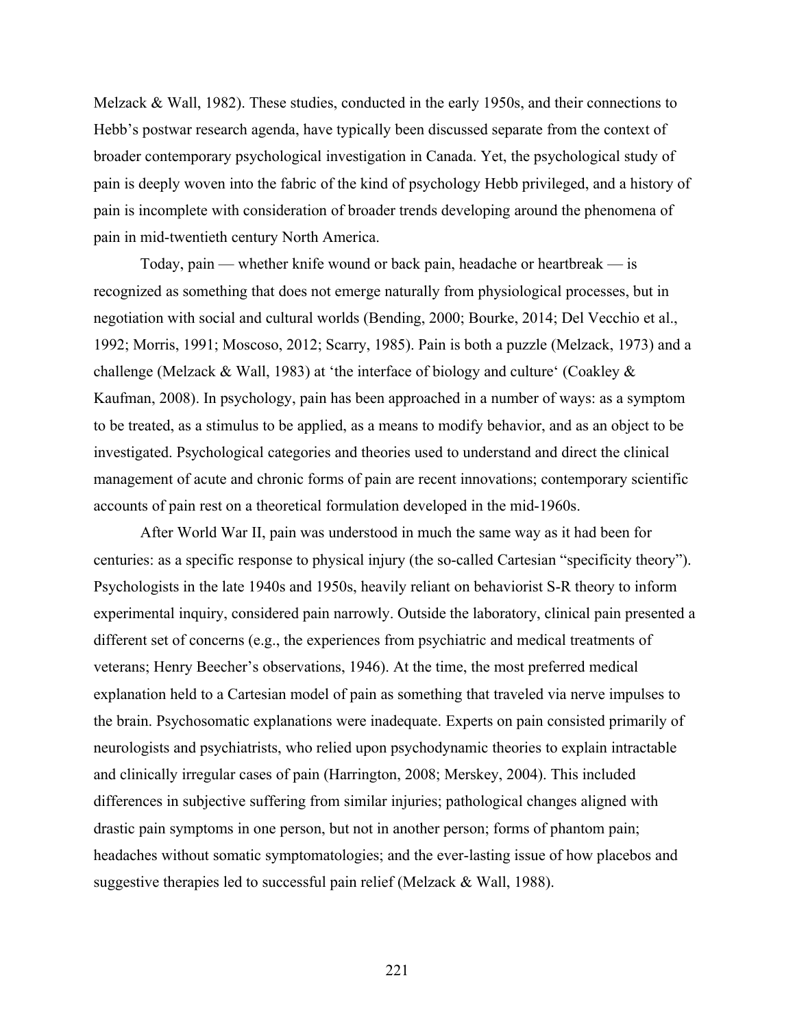Melzack & Wall, 1982). These studies, conducted in the early 1950s, and their connections to Hebb's postwar research agenda, have typically been discussed separate from the context of broader contemporary psychological investigation in Canada. Yet, the psychological study of pain is deeply woven into the fabric of the kind of psychology Hebb privileged, and a history of pain is incomplete with consideration of broader trends developing around the phenomena of pain in mid-twentieth century North America.

Today, pain — whether knife wound or back pain, headache or heartbreak — is recognized as something that does not emerge naturally from physiological processes, but in negotiation with social and cultural worlds (Bending, 2000; Bourke, 2014; Del Vecchio et al., 1992; Morris, 1991; Moscoso, 2012; Scarry, 1985). Pain is both a puzzle (Melzack, 1973) and a challenge (Melzack & Wall, 1983) at 'the interface of biology and culture' (Coakley & Kaufman, 2008). In psychology, pain has been approached in a number of ways: as a symptom to be treated, as a stimulus to be applied, as a means to modify behavior, and as an object to be investigated. Psychological categories and theories used to understand and direct the clinical management of acute and chronic forms of pain are recent innovations; contemporary scientific accounts of pain rest on a theoretical formulation developed in the mid-1960s.

After World War II, pain was understood in much the same way as it had been for centuries: as a specific response to physical injury (the so-called Cartesian "specificity theory"). Psychologists in the late 1940s and 1950s, heavily reliant on behaviorist S-R theory to inform experimental inquiry, considered pain narrowly. Outside the laboratory, clinical pain presented a different set of concerns (e.g., the experiences from psychiatric and medical treatments of veterans; Henry Beecher's observations, 1946). At the time, the most preferred medical explanation held to a Cartesian model of pain as something that traveled via nerve impulses to the brain. Psychosomatic explanations were inadequate. Experts on pain consisted primarily of neurologists and psychiatrists, who relied upon psychodynamic theories to explain intractable and clinically irregular cases of pain (Harrington, 2008; Merskey, 2004). This included differences in subjective suffering from similar injuries; pathological changes aligned with drastic pain symptoms in one person, but not in another person; forms of phantom pain; headaches without somatic symptomatologies; and the ever-lasting issue of how placebos and suggestive therapies led to successful pain relief (Melzack & Wall, 1988).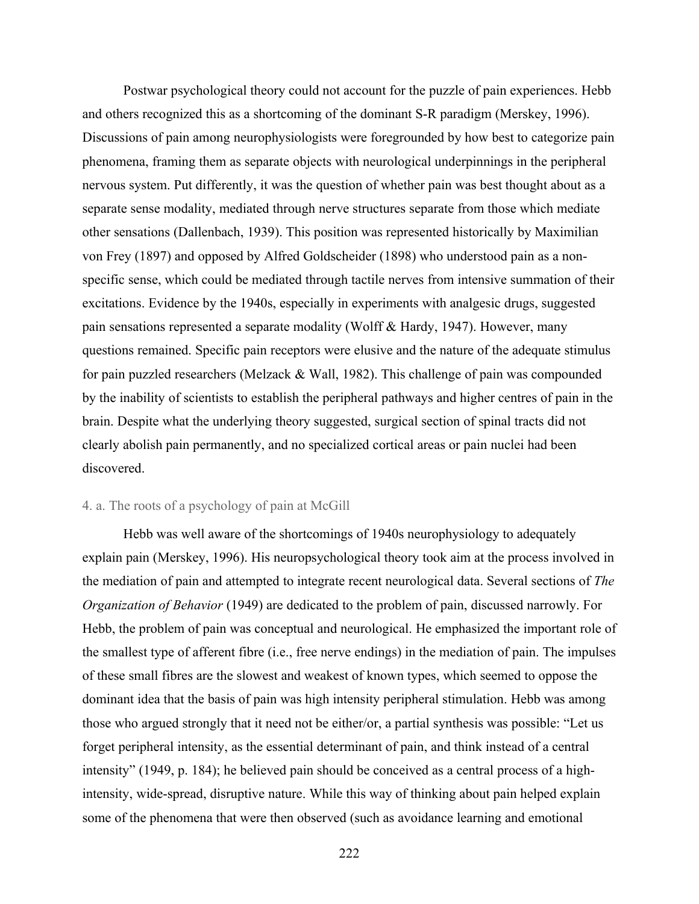Postwar psychological theory could not account for the puzzle of pain experiences. Hebb and others recognized this as a shortcoming of the dominant S-R paradigm (Merskey, 1996). Discussions of pain among neurophysiologists were foregrounded by how best to categorize pain phenomena, framing them as separate objects with neurological underpinnings in the peripheral nervous system. Put differently, it was the question of whether pain was best thought about as a separate sense modality, mediated through nerve structures separate from those which mediate other sensations (Dallenbach, 1939). This position was represented historically by Maximilian von Frey (1897) and opposed by Alfred Goldscheider (1898) who understood pain as a non-specific sense, which could be mediated through tactile nerves from intensive summation of their excitations. Evidence by the 1940s, especially in experiments with analgesic drugs, suggested pain sensations represented a separate modality (Wolff & Hardy, 1947). However, many questions remained. Specific pain receptors were elusive and the nature of the adequate stimulus for pain puzzled researchers (Melzack & Wall, 1982). This challenge of pain was compounded by the inability of scientists to establish the peripheral pathways and higher centres of pain in the brain. Despite what the underlying theory suggested, surgical section of spinal tracts did not clearly abolish pain permanently, and no specialized cortical areas or pain nuclei had been discovered.

### 4. a. The roots of a psychology of pain at McGill

Hebb was well aware of the shortcomings of 1940s neurophysiology to adequately explain pain (Merskey, 1996). His neuropsychological theory took aim at the process involved in the mediation of pain and attempted to integrate recent neurological data. Several sections of *The Organization of Behavior* (1949) are dedicated to the problem of pain, discussed narrowly. For Hebb, the problem of pain was conceptual and neurological. He emphasized the important role of the smallest type of afferent fibre (i.e., free nerve endings) in the mediation of pain. The impulses of these small fibres are the slowest and weakest of known types, which seemed to oppose the dominant idea that the basis of pain was high intensity peripheral stimulation. Hebb was among those who argued strongly that it need not be either/or, a partial synthesis was possible: "Let us forget peripheral intensity, as the essential determinant of pain, and think instead of a central intensity" (1949, p. 184); he believed pain should be conceived as a central process of a high-intensity, wide-spread, disruptive nature. While this way of thinking about pain helped explain some of the phenomena that were then observed (such as avoidance learning and emotional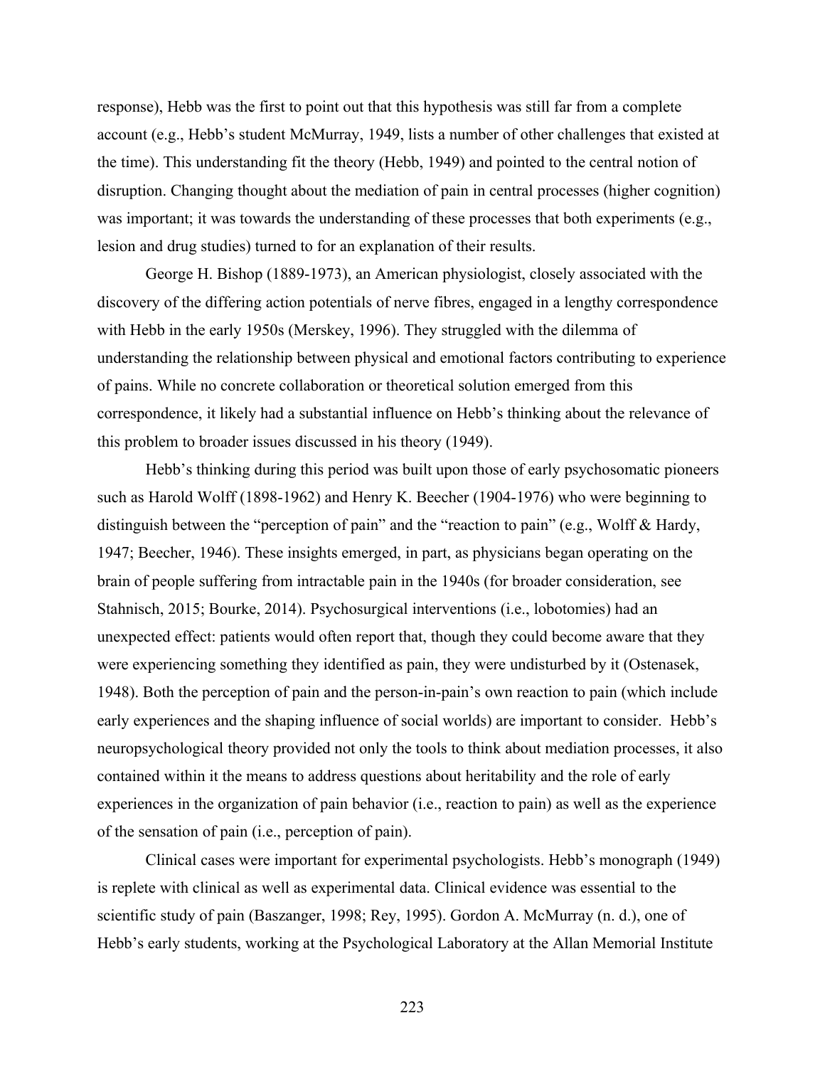response), Hebb was the first to point out that this hypothesis was still far from a complete account (e.g., Hebb's student McMurray, 1949, lists a number of other challenges that existed at the time). This understanding fit the theory (Hebb, 1949) and pointed to the central notion of disruption. Changing thought about the mediation of pain in central processes (higher cognition) was important; it was towards the understanding of these processes that both experiments (e.g., lesion and drug studies) turned to for an explanation of their results.

George H. Bishop (1889-1973), an American physiologist, closely associated with the discovery of the differing action potentials of nerve fibres, engaged in a lengthy correspondence with Hebb in the early 1950s (Merskey, 1996). They struggled with the dilemma of understanding the relationship between physical and emotional factors contributing to experience of pains. While no concrete collaboration or theoretical solution emerged from this correspondence, it likely had a substantial influence on Hebb's thinking about the relevance of this problem to broader issues discussed in his theory (1949).

Hebb's thinking during this period was built upon those of early psychosomatic pioneers such as Harold Wolff (1898-1962) and Henry K. Beecher (1904-1976) who were beginning to distinguish between the "perception of pain" and the "reaction to pain" (e.g., Wolff & Hardy, 1947; Beecher, 1946). These insights emerged, in part, as physicians began operating on the brain of people suffering from intractable pain in the 1940s (for broader consideration, see Stahnisch, 2015; Bourke, 2014). Psychosurgical interventions (i.e., lobotomies) had an unexpected effect: patients would often report that, though they could become aware that they were experiencing something they identified as pain, they were undisturbed by it (Ostenasek, 1948). Both the perception of pain and the person-in-pain's own reaction to pain (which include early experiences and the shaping influence of social worlds) are important to consider. Hebb's neuropsychological theory provided not only the tools to think about mediation processes, it also contained within it the means to address questions about heritability and the role of early experiences in the organization of pain behavior (i.e., reaction to pain) as well as the experience of the sensation of pain (i.e., perception of pain).

Clinical cases were important for experimental psychologists. Hebb's monograph (1949) is replete with clinical as well as experimental data. Clinical evidence was essential to the scientific study of pain (Baszanger, 1998; Rey, 1995). Gordon A. McMurray (n. d.), one of Hebb's early students, working at the Psychological Laboratory at the Allan Memorial Institute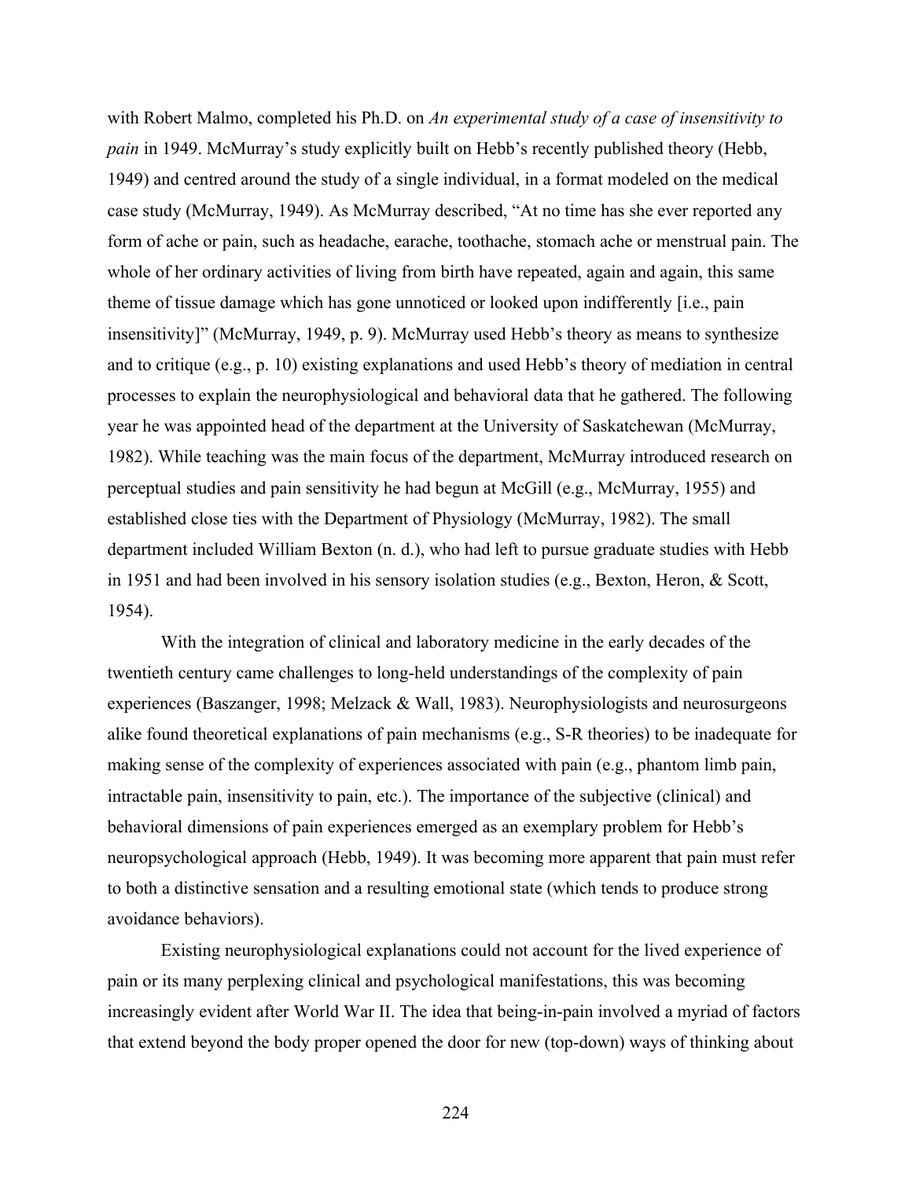with Robert Malmo, completed his Ph.D. on *An experimental study of a case of insensitivity to pain* in 1949. McMurray's study explicitly built on Hebb's recently published theory (Hebb, 1949) and centred around the study of a single individual, in a format modeled on the medical case study (McMurray, 1949). As McMurray described, "At no time has she ever reported any form of ache or pain, such as headache, earache, toothache, stomach ache or menstrual pain. The whole of her ordinary activities of living from birth have repeated, again and again, this same theme of tissue damage which has gone unnoticed or looked upon indifferently [i.e., pain insensitivity]" (McMurray, 1949, p. 9). McMurray used Hebb's theory as means to synthesize and to critique (e.g., p. 10) existing explanations and used Hebb's theory of mediation in central processes to explain the neurophysiological and behavioral data that he gathered. The following year he was appointed head of the department at the University of Saskatchewan (McMurray, 1982). While teaching was the main focus of the department, McMurray introduced research on perceptual studies and pain sensitivity he had begun at McGill (e.g., McMurray, 1955) and established close ties with the Department of Physiology (McMurray, 1982). The small department included William Bexton (n. d.), who had left to pursue graduate studies with Hebb in 1951 and had been involved in his sensory isolation studies (e.g., Bexton, Heron, & Scott, 1954).

With the integration of clinical and laboratory medicine in the early decades of the twentieth century came challenges to long-held understandings of the complexity of pain experiences (Baszanger, 1998; Melzack & Wall, 1983). Neurophysiologists and neurosurgeons alike found theoretical explanations of pain mechanisms (e.g., S-R theories) to be inadequate for making sense of the complexity of experiences associated with pain (e.g., phantom limb pain, intractable pain, insensitivity to pain, etc.). The importance of the subjective (clinical) and behavioral dimensions of pain experiences emerged as an exemplary problem for Hebb's neuropsychological approach (Hebb, 1949). It was becoming more apparent that pain must refer to both a distinctive sensation and a resulting emotional state (which tends to produce strong avoidance behaviors).

Existing neurophysiological explanations could not account for the lived experience of pain or its many perplexing clinical and psychological manifestations, this was becoming increasingly evident after World War II. The idea that being-in-pain involved a myriad of factors that extend beyond the body proper opened the door for new (top-down) ways of thinking about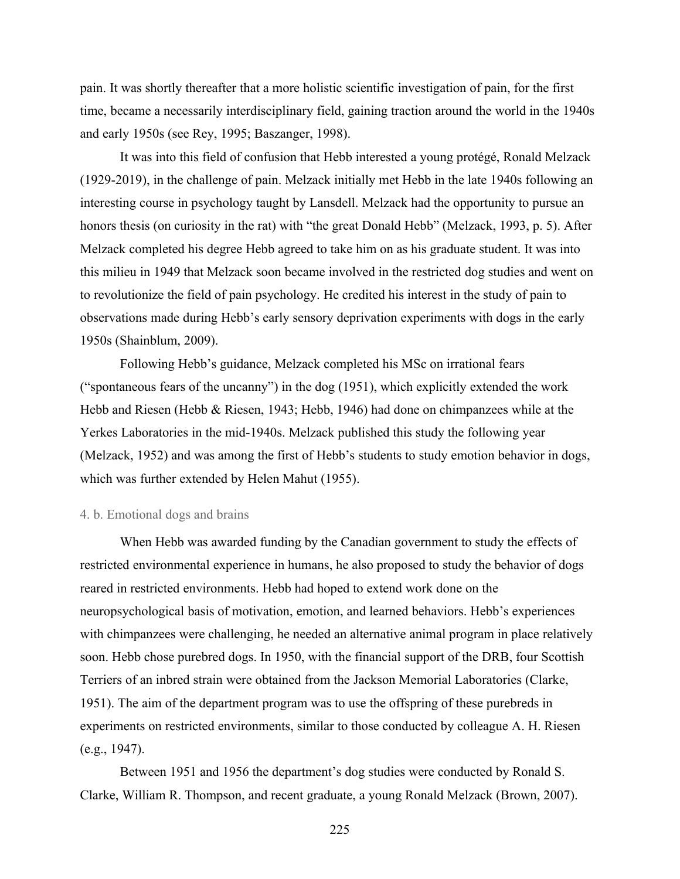pain. It was shortly thereafter that a more holistic scientific investigation of pain, for the first time, became a necessarily interdisciplinary field, gaining traction around the world in the 1940s and early 1950s (see Rey, 1995; Baszanger, 1998).

It was into this field of confusion that Hebb interested a young protégé, Ronald Melzack (1929-2019), in the challenge of pain. Melzack initially met Hebb in the late 1940s following an interesting course in psychology taught by Lansdell. Melzack had the opportunity to pursue an honors thesis (on curiosity in the rat) with "the great Donald Hebb" (Melzack, 1993, p. 5). After Melzack completed his degree Hebb agreed to take him on as his graduate student. It was into this milieu in 1949 that Melzack soon became involved in the restricted dog studies and went on to revolutionize the field of pain psychology. He credited his interest in the study of pain to observations made during Hebb's early sensory deprivation experiments with dogs in the early 1950s (Shainblum, 2009).

Following Hebb's guidance, Melzack completed his MSc on irrational fears ("spontaneous fears of the uncanny") in the dog (1951), which explicitly extended the work Hebb and Riesen (Hebb & Riesen, 1943; Hebb, 1946) had done on chimpanzees while at the Yerkes Laboratories in the mid-1940s. Melzack published this study the following year (Melzack, 1952) and was among the first of Hebb's students to study emotion behavior in dogs, which was further extended by Helen Mahut (1955).

#### 4. b. Emotional dogs and brains

When Hebb was awarded funding by the Canadian government to study the effects of restricted environmental experience in humans, he also proposed to study the behavior of dogs reared in restricted environments. Hebb had hoped to extend work done on the neuropsychological basis of motivation, emotion, and learned behaviors. Hebb's experiences with chimpanzees were challenging, he needed an alternative animal program in place relatively soon. Hebb chose purebred dogs. In 1950, with the financial support of the DRB, four Scottish Terriers of an inbred strain were obtained from the Jackson Memorial Laboratories (Clarke, 1951). The aim of the department program was to use the offspring of these purebreds in experiments on restricted environments, similar to those conducted by colleague A. H. Riesen (e.g., 1947).

Between 1951 and 1956 the department's dog studies were conducted by Ronald S. Clarke, William R. Thompson, and recent graduate, a young Ronald Melzack (Brown, 2007).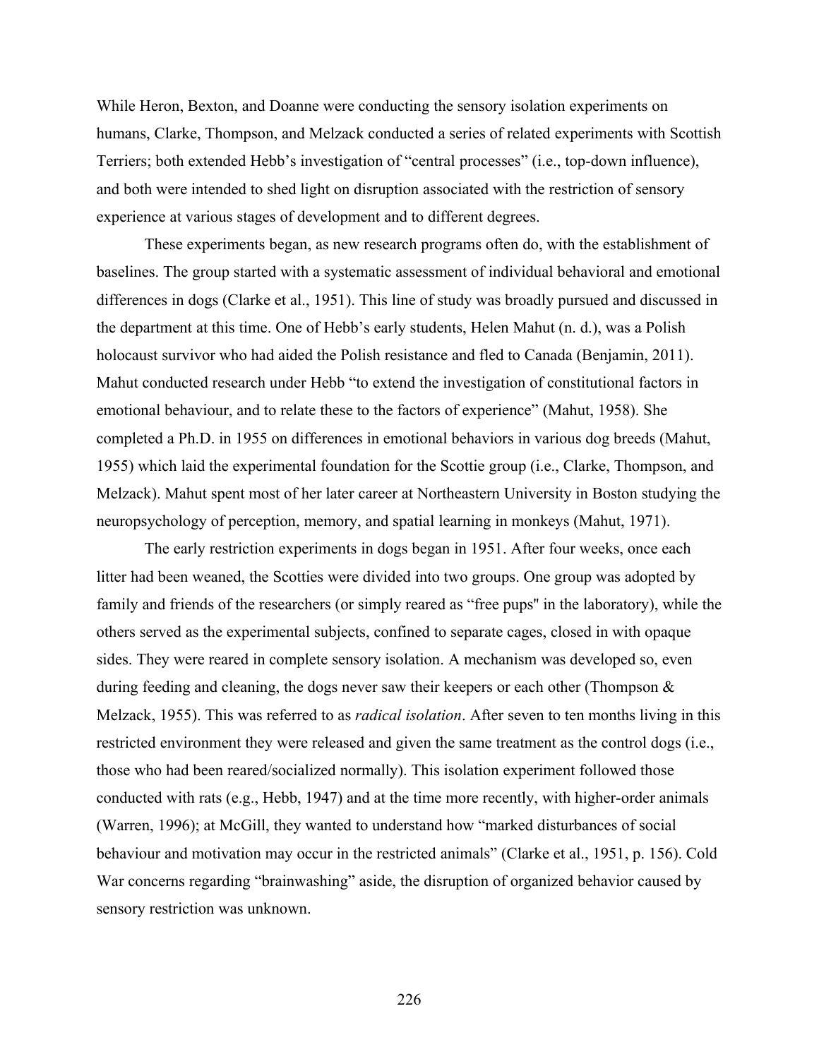While Heron, Bexton, and Doanne were conducting the sensory isolation experiments on humans, Clarke, Thompson, and Melzack conducted a series of related experiments with Scottish Terriers; both extended Hebb's investigation of "central processes" (i.e., top-down influence), and both were intended to shed light on disruption associated with the restriction of sensory experience at various stages of development and to different degrees.

These experiments began, as new research programs often do, with the establishment of baselines. The group started with a systematic assessment of individual behavioral and emotional differences in dogs (Clarke et al., 1951). This line of study was broadly pursued and discussed in the department at this time. One of Hebb's early students, Helen Mahut (n. d.), was a Polish holocaust survivor who had aided the Polish resistance and fled to Canada (Benjamin, 2011). Mahut conducted research under Hebb "to extend the investigation of constitutional factors in emotional behaviour, and to relate these to the factors of experience" (Mahut, 1958). She completed a Ph.D. in 1955 on differences in emotional behaviors in various dog breeds (Mahut, 1955) which laid the experimental foundation for the Scottie group (i.e., Clarke, Thompson, and Melzack). Mahut spent most of her later career at Northeastern University in Boston studying the neuropsychology of perception, memory, and spatial learning in monkeys (Mahut, 1971).

The early restriction experiments in dogs began in 1951. After four weeks, once each litter had been weaned, the Scotties were divided into two groups. One group was adopted by family and friends of the researchers (or simply reared as "free pups" in the laboratory), while the others served as the experimental subjects, confined to separate cages, closed in with opaque sides. They were reared in complete sensory isolation. A mechanism was developed so, even during feeding and cleaning, the dogs never saw their keepers or each other (Thompson & Melzack, 1955). This was referred to as *radical isolation*. After seven to ten months living in this restricted environment they were released and given the same treatment as the control dogs (i.e., those who had been reared/socialized normally). This isolation experiment followed those conducted with rats (e.g., Hebb, 1947) and at the time more recently, with higher-order animals (Warren, 1996); at McGill, they wanted to understand how "marked disturbances of social behaviour and motivation may occur in the restricted animals" (Clarke et al., 1951, p. 156). Cold War concerns regarding "brainwashing" aside, the disruption of organized behavior caused by sensory restriction was unknown.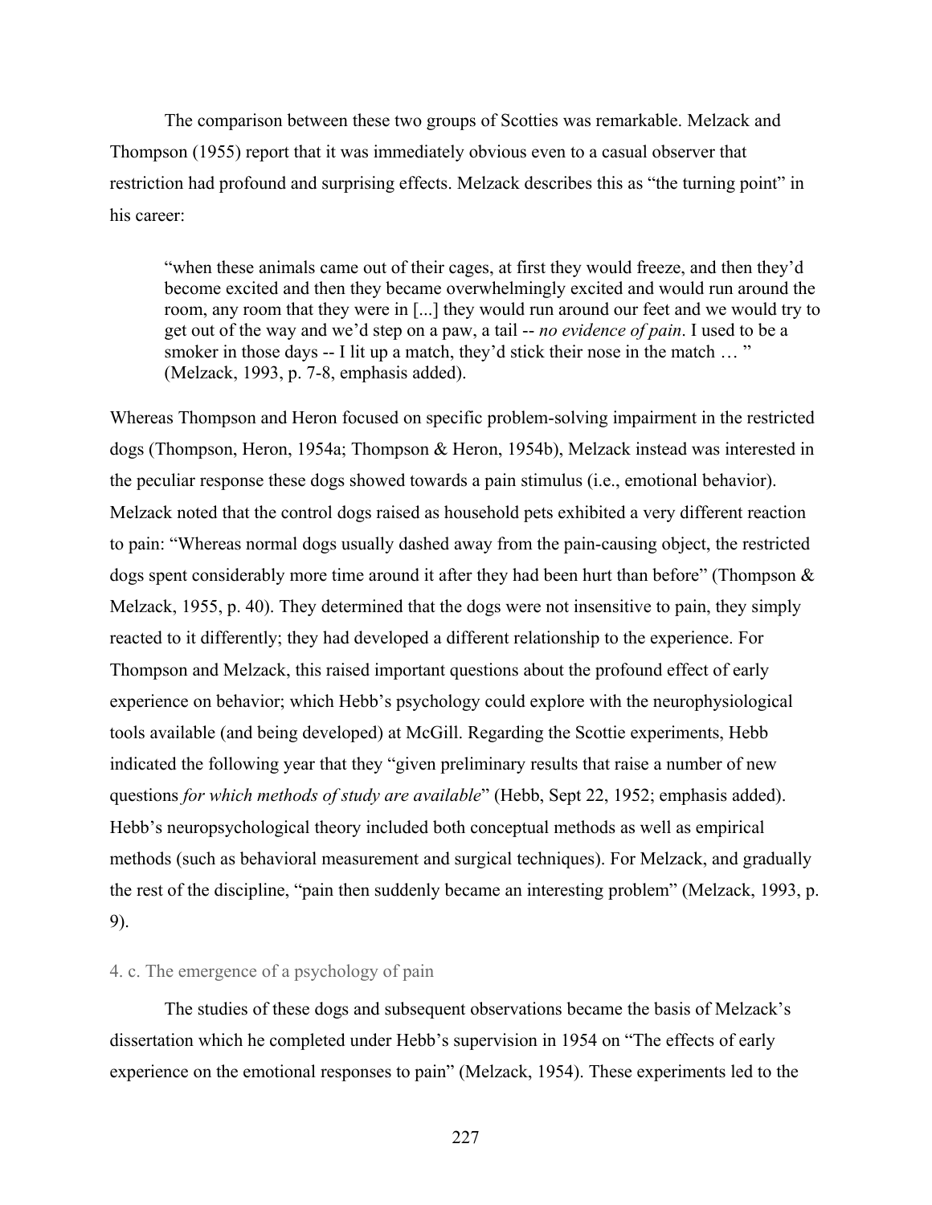The comparison between these two groups of Scotties was remarkable. Melzack and Thompson (1955) report that it was immediately obvious even to a casual observer that restriction had profound and surprising effects. Melzack describes this as "the turning point" in his career:

> "when these animals came out of their cages, at first they would freeze, and then they'd become excited and then they became overwhelmingly excited and would run around the room, any room that they were in [...] they would run around our feet and we would try to get out of the way and we'd step on a paw, a tail -- *no evidence of pain*. I used to be a smoker in those days -- I lit up a match, they'd stick their nose in the match … " (Melzack, 1993, p. 7-8, emphasis added).

Whereas Thompson and Heron focused on specific problem-solving impairment in the restricted dogs (Thompson, Heron, 1954a; Thompson & Heron, 1954b), Melzack instead was interested in the peculiar response these dogs showed towards a pain stimulus (i.e., emotional behavior). Melzack noted that the control dogs raised as household pets exhibited a very different reaction to pain: "Whereas normal dogs usually dashed away from the pain-causing object, the restricted dogs spent considerably more time around it after they had been hurt than before" (Thompson & Melzack, 1955, p. 40). They determined that the dogs were not insensitive to pain, they simply reacted to it differently; they had developed a different relationship to the experience. For Thompson and Melzack, this raised important questions about the profound effect of early experience on behavior; which Hebb's psychology could explore with the neurophysiological tools available (and being developed) at McGill. Regarding the Scottie experiments, Hebb indicated the following year that they "given preliminary results that raise a number of new questions *for which methods of study are available*" (Hebb, Sept 22, 1952; emphasis added). Hebb's neuropsychological theory included both conceptual methods as well as empirical methods (such as behavioral measurement and surgical techniques). For Melzack, and gradually the rest of the discipline, "pain then suddenly became an interesting problem" (Melzack, 1993, p. 9).

### 4. c. The emergence of a psychology of pain

The studies of these dogs and subsequent observations became the basis of Melzack's dissertation which he completed under Hebb's supervision in 1954 on "The effects of early experience on the emotional responses to pain" (Melzack, 1954). These experiments led to the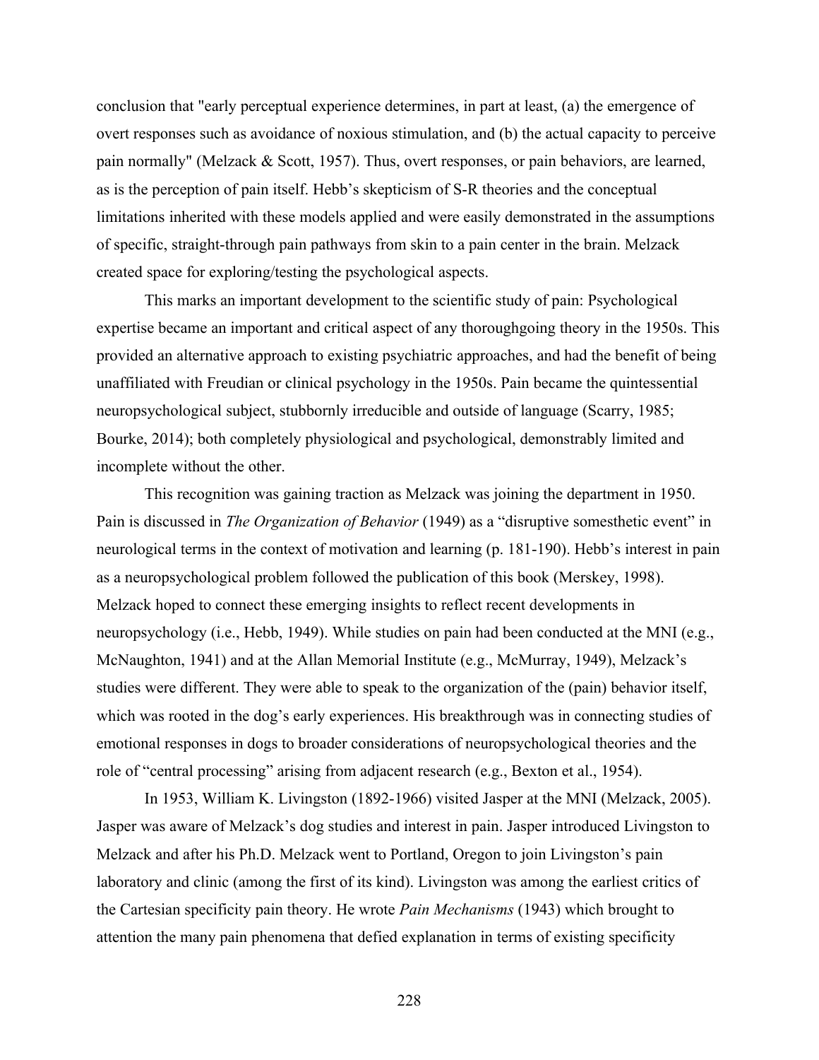conclusion that "early perceptual experience determines, in part at least, (a) the emergence of overt responses such as avoidance of noxious stimulation, and (b) the actual capacity to perceive pain normally" (Melzack & Scott, 1957). Thus, overt responses, or pain behaviors, are learned, as is the perception of pain itself. Hebb's skepticism of S-R theories and the conceptual limitations inherited with these models applied and were easily demonstrated in the assumptions of specific, straight-through pain pathways from skin to a pain center in the brain. Melzack created space for exploring/testing the psychological aspects.

This marks an important development to the scientific study of pain: Psychological expertise became an important and critical aspect of any thoroughgoing theory in the 1950s. This provided an alternative approach to existing psychiatric approaches, and had the benefit of being unaffiliated with Freudian or clinical psychology in the 1950s. Pain became the quintessential neuropsychological subject, stubbornly irreducible and outside of language (Scarry, 1985; Bourke, 2014); both completely physiological and psychological, demonstrably limited and incomplete without the other.

This recognition was gaining traction as Melzack was joining the department in 1950. Pain is discussed in *The Organization of Behavior* (1949) as a "disruptive somesthetic event" in neurological terms in the context of motivation and learning (p. 181-190). Hebb's interest in pain as a neuropsychological problem followed the publication of this book (Merskey, 1998). Melzack hoped to connect these emerging insights to reflect recent developments in neuropsychology (i.e., Hebb, 1949). While studies on pain had been conducted at the MNI (e.g., McNaughton, 1941) and at the Allan Memorial Institute (e.g., McMurray, 1949), Melzack's studies were different. They were able to speak to the organization of the (pain) behavior itself, which was rooted in the dog's early experiences. His breakthrough was in connecting studies of emotional responses in dogs to broader considerations of neuropsychological theories and the role of "central processing" arising from adjacent research (e.g., Bexton et al., 1954).

In 1953, William K. Livingston (1892-1966) visited Jasper at the MNI (Melzack, 2005). Jasper was aware of Melzack's dog studies and interest in pain. Jasper introduced Livingston to Melzack and after his Ph.D. Melzack went to Portland, Oregon to join Livingston's pain laboratory and clinic (among the first of its kind). Livingston was among the earliest critics of the Cartesian specificity pain theory. He wrote *Pain Mechanisms* (1943) which brought to attention the many pain phenomena that defied explanation in terms of existing specificity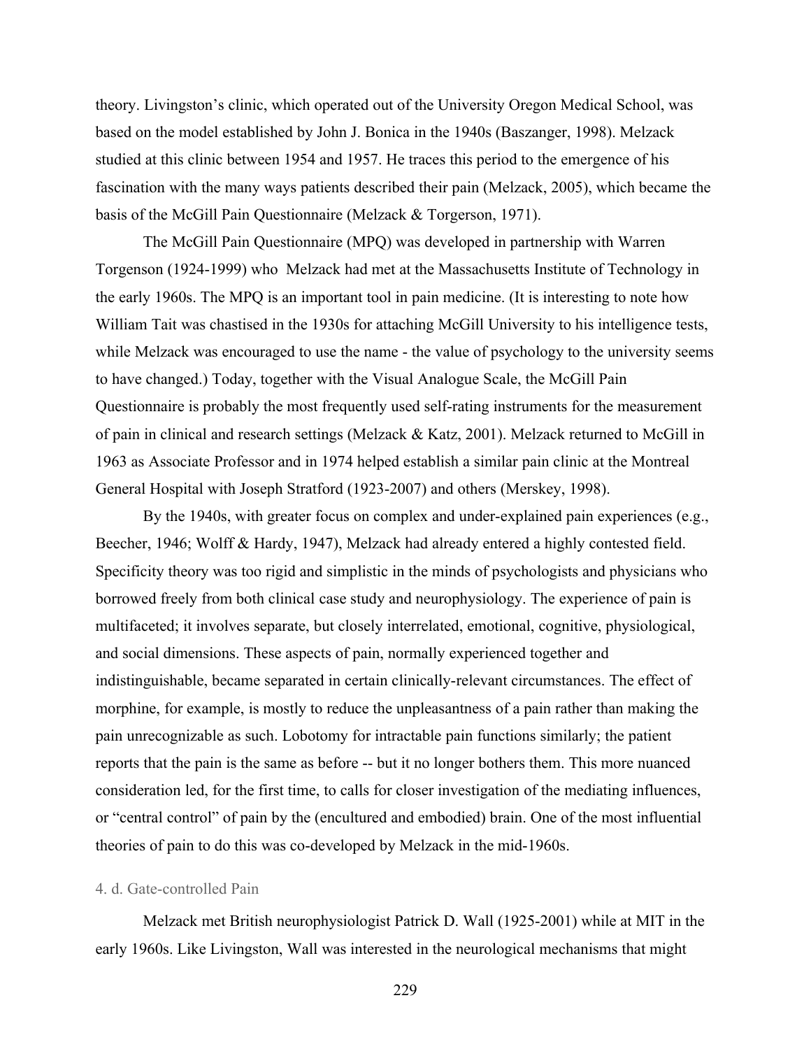theory. Livingston's clinic, which operated out of the University Oregon Medical School, was based on the model established by John J. Bonica in the 1940s (Baszanger, 1998). Melzack studied at this clinic between 1954 and 1957. He traces this period to the emergence of his fascination with the many ways patients described their pain (Melzack, 2005), which became the basis of the McGill Pain Questionnaire (Melzack & Torgerson, 1971).

The McGill Pain Questionnaire (MPQ) was developed in partnership with Warren Torgenson (1924-1999) who Melzack had met at the Massachusetts Institute of Technology in the early 1960s. The MPQ is an important tool in pain medicine. (It is interesting to note how William Tait was chastised in the 1930s for attaching McGill University to his intelligence tests, while Melzack was encouraged to use the name - the value of psychology to the university seems to have changed.) Today, together with the Visual Analogue Scale, the McGill Pain Questionnaire is probably the most frequently used self-rating instruments for the measurement of pain in clinical and research settings (Melzack & Katz, 2001). Melzack returned to McGill in 1963 as Associate Professor and in 1974 helped establish a similar pain clinic at the Montreal General Hospital with Joseph Stratford (1923-2007) and others (Merskey, 1998).

By the 1940s, with greater focus on complex and under-explained pain experiences (e.g., Beecher, 1946; Wolff & Hardy, 1947), Melzack had already entered a highly contested field. Specificity theory was too rigid and simplistic in the minds of psychologists and physicians who borrowed freely from both clinical case study and neurophysiology. The experience of pain is multifaceted; it involves separate, but closely interrelated, emotional, cognitive, physiological, and social dimensions. These aspects of pain, normally experienced together and indistinguishable, became separated in certain clinically-relevant circumstances. The effect of morphine, for example, is mostly to reduce the unpleasantness of a pain rather than making the pain unrecognizable as such. Lobotomy for intractable pain functions similarly; the patient reports that the pain is the same as before -- but it no longer bothers them. This more nuanced consideration led, for the first time, to calls for closer investigation of the mediating influences, or "central control" of pain by the (encultured and embodied) brain. One of the most influential theories of pain to do this was co-developed by Melzack in the mid-1960s.

### 4. d. Gate-controlled Pain

Melzack met British neurophysiologist Patrick D. Wall (1925-2001) while at MIT in the early 1960s. Like Livingston, Wall was interested in the neurological mechanisms that might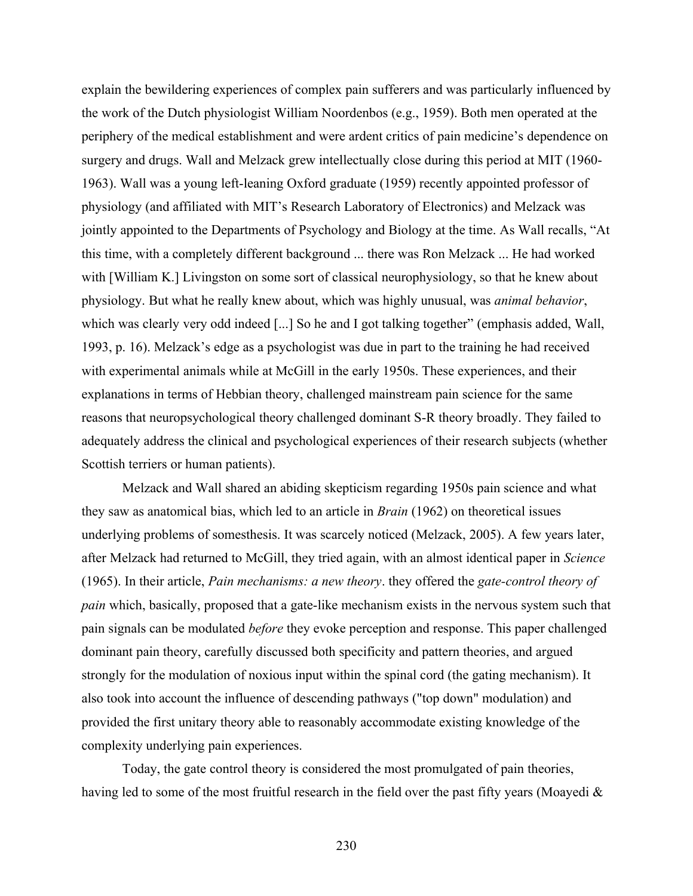explain the bewildering experiences of complex pain sufferers and was particularly influenced by the work of the Dutch physiologist William Noordenbos (e.g., 1959). Both men operated at the periphery of the medical establishment and were ardent critics of pain medicine's dependence on surgery and drugs. Wall and Melzack grew intellectually close during this period at MIT (1960-1963). Wall was a young left-leaning Oxford graduate (1959) recently appointed professor of physiology (and affiliated with MIT's Research Laboratory of Electronics) and Melzack was jointly appointed to the Departments of Psychology and Biology at the time. As Wall recalls, "At this time, with a completely different background ... there was Ron Melzack ... He had worked with [William K.] Livingston on some sort of classical neurophysiology, so that he knew about physiology. But what he really knew about, which was highly unusual, was *animal behavior*, which was clearly very odd indeed [...] So he and I got talking together" (emphasis added, Wall, 1993, p. 16). Melzack's edge as a psychologist was due in part to the training he had received with experimental animals while at McGill in the early 1950s. These experiences, and their explanations in terms of Hebbian theory, challenged mainstream pain science for the same reasons that neuropsychological theory challenged dominant S-R theory broadly. They failed to adequately address the clinical and psychological experiences of their research subjects (whether Scottish terriers or human patients).

Melzack and Wall shared an abiding skepticism regarding 1950s pain science and what they saw as anatomical bias, which led to an article in *Brain* (1962) on theoretical issues underlying problems of somesthesis. It was scarcely noticed (Melzack, 2005). A few years later, after Melzack had returned to McGill, they tried again, with an almost identical paper in *Science* (1965). In their article, *Pain mechanisms: a new theory*. they offered the *gate-control theory of pain* which, basically, proposed that a gate-like mechanism exists in the nervous system such that pain signals can be modulated *before* they evoke perception and response. This paper challenged dominant pain theory, carefully discussed both specificity and pattern theories, and argued strongly for the modulation of noxious input within the spinal cord (the gating mechanism). It also took into account the influence of descending pathways ("top down" modulation) and provided the first unitary theory able to reasonably accommodate existing knowledge of the complexity underlying pain experiences.

Today, the gate control theory is considered the most promulgated of pain theories, having led to some of the most fruitful research in the field over the past fifty years (Moayedi &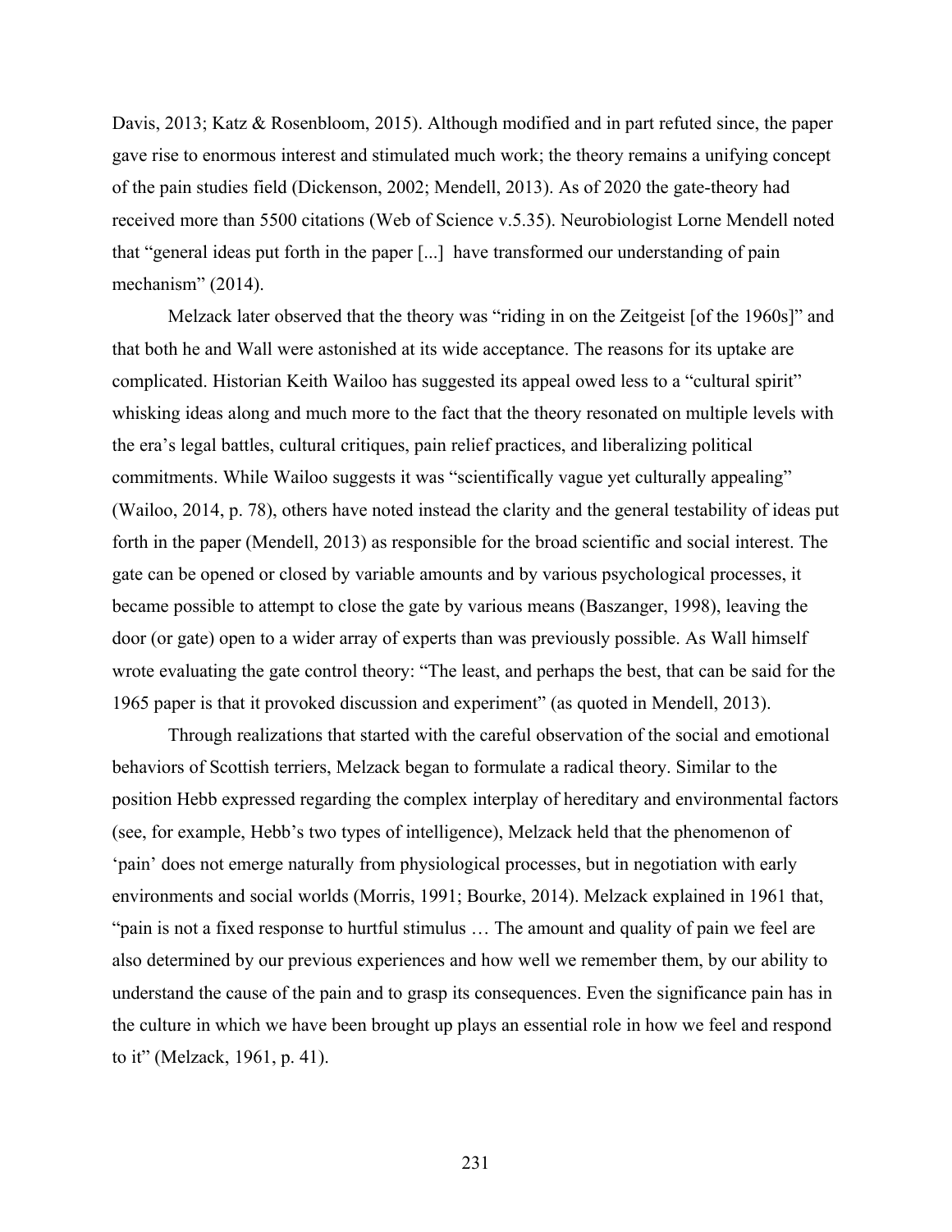Davis, 2013; Katz & Rosenbloom, 2015). Although modified and in part refuted since, the paper gave rise to enormous interest and stimulated much work; the theory remains a unifying concept of the pain studies field (Dickenson, 2002; Mendell, 2013). As of 2020 the gate-theory had received more than 5500 citations (Web of Science v.5.35). Neurobiologist Lorne Mendell noted that "general ideas put forth in the paper [...] have transformed our understanding of pain mechanism" (2014).

Melzack later observed that the theory was "riding in on the Zeitgeist [of the 1960s]" and that both he and Wall were astonished at its wide acceptance. The reasons for its uptake are complicated. Historian Keith Wailoo has suggested its appeal owed less to a "cultural spirit" whisking ideas along and much more to the fact that the theory resonated on multiple levels with the era's legal battles, cultural critiques, pain relief practices, and liberalizing political commitments. While Wailoo suggests it was "scientifically vague yet culturally appealing" (Wailoo, 2014, p. 78), others have noted instead the clarity and the general testability of ideas put forth in the paper (Mendell, 2013) as responsible for the broad scientific and social interest. The gate can be opened or closed by variable amounts and by various psychological processes, it became possible to attempt to close the gate by various means (Baszanger, 1998), leaving the door (or gate) open to a wider array of experts than was previously possible. As Wall himself wrote evaluating the gate control theory: "The least, and perhaps the best, that can be said for the 1965 paper is that it provoked discussion and experiment" (as quoted in Mendell, 2013).

Through realizations that started with the careful observation of the social and emotional behaviors of Scottish terriers, Melzack began to formulate a radical theory. Similar to the position Hebb expressed regarding the complex interplay of hereditary and environmental factors (see, for example, Hebb's two types of intelligence), Melzack held that the phenomenon of 'pain' does not emerge naturally from physiological processes, but in negotiation with early environments and social worlds (Morris, 1991; Bourke, 2014). Melzack explained in 1961 that, "pain is not a fixed response to hurtful stimulus … The amount and quality of pain we feel are also determined by our previous experiences and how well we remember them, by our ability to understand the cause of the pain and to grasp its consequences. Even the significance pain has in the culture in which we have been brought up plays an essential role in how we feel and respond to it" (Melzack, 1961, p. 41).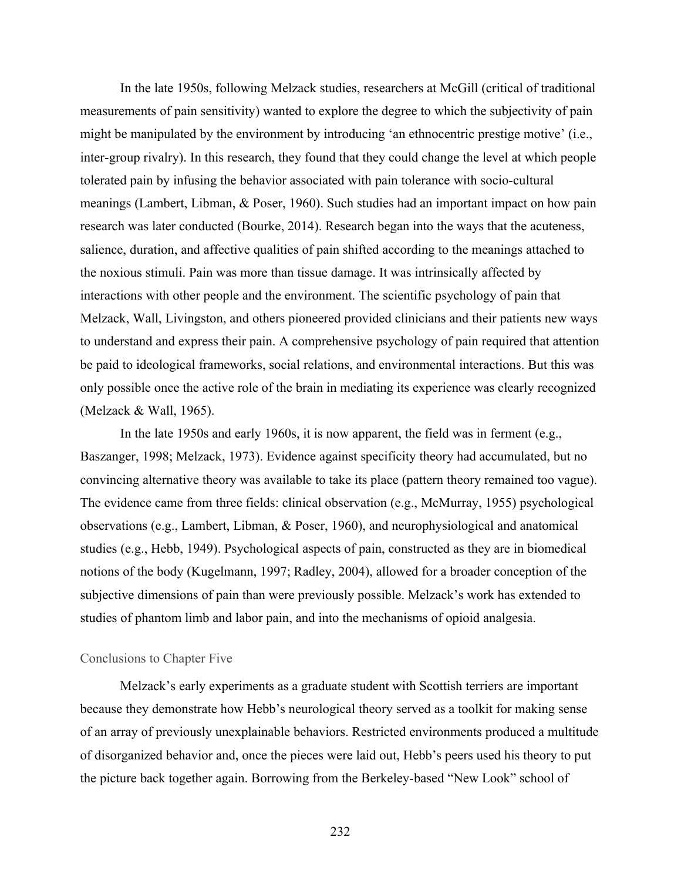In the late 1950s, following Melzack studies, researchers at McGill (critical of traditional measurements of pain sensitivity) wanted to explore the degree to which the subjectivity of pain might be manipulated by the environment by introducing 'an ethnocentric prestige motive' (i.e., inter-group rivalry). In this research, they found that they could change the level at which people tolerated pain by infusing the behavior associated with pain tolerance with socio-cultural meanings (Lambert, Libman, & Poser, 1960). Such studies had an important impact on how pain research was later conducted (Bourke, 2014). Research began into the ways that the acuteness, salience, duration, and affective qualities of pain shifted according to the meanings attached to the noxious stimuli. Pain was more than tissue damage. It was intrinsically affected by interactions with other people and the environment. The scientific psychology of pain that Melzack, Wall, Livingston, and others pioneered provided clinicians and their patients new ways to understand and express their pain. A comprehensive psychology of pain required that attention be paid to ideological frameworks, social relations, and environmental interactions. But this was only possible once the active role of the brain in mediating its experience was clearly recognized (Melzack & Wall, 1965).

In the late 1950s and early 1960s, it is now apparent, the field was in ferment (e.g., Baszanger, 1998; Melzack, 1973). Evidence against specificity theory had accumulated, but no convincing alternative theory was available to take its place (pattern theory remained too vague). The evidence came from three fields: clinical observation (e.g., McMurray, 1955) psychological observations (e.g., Lambert, Libman, & Poser, 1960), and neurophysiological and anatomical studies (e.g., Hebb, 1949). Psychological aspects of pain, constructed as they are in biomedical notions of the body (Kugelmann, 1997; Radley, 2004), allowed for a broader conception of the subjective dimensions of pain than were previously possible. Melzack's work has extended to studies of phantom limb and labor pain, and into the mechanisms of opioid analgesia.

## Conclusions to Chapter Five

Melzack's early experiments as a graduate student with Scottish terriers are important because they demonstrate how Hebb's neurological theory served as a toolkit for making sense of an array of previously unexplainable behaviors. Restricted environments produced a multitude of disorganized behavior and, once the pieces were laid out, Hebb's peers used his theory to put the picture back together again. Borrowing from the Berkeley-based "New Look" school of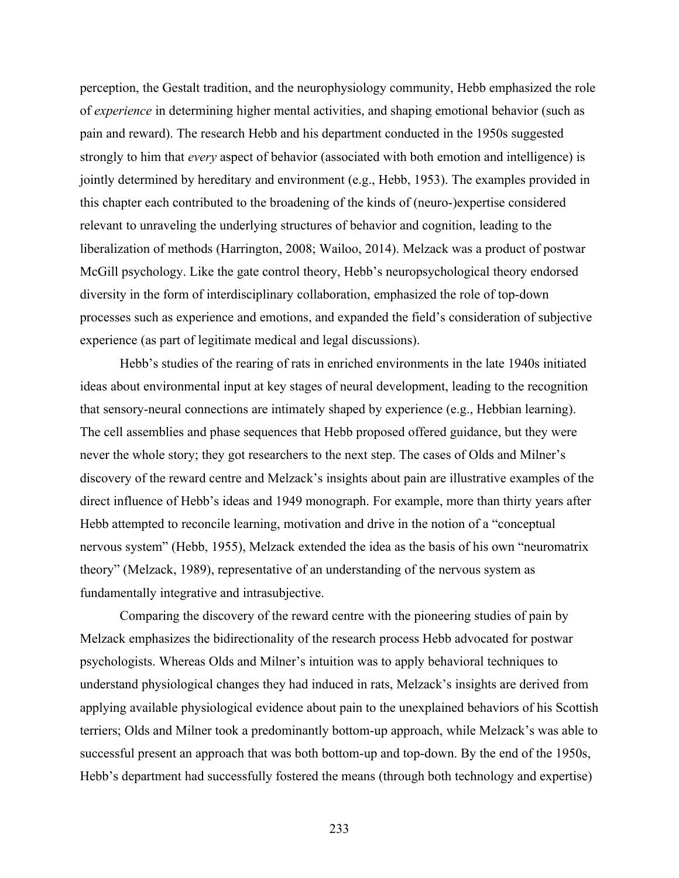perception, the Gestalt tradition, and the neurophysiology community, Hebb emphasized the role of *experience* in determining higher mental activities, and shaping emotional behavior (such as pain and reward). The research Hebb and his department conducted in the 1950s suggested strongly to him that *every* aspect of behavior (associated with both emotion and intelligence) is jointly determined by hereditary and environment (e.g., Hebb, 1953). The examples provided in this chapter each contributed to the broadening of the kinds of (neuro-)expertise considered relevant to unraveling the underlying structures of behavior and cognition, leading to the liberalization of methods (Harrington, 2008; Wailoo, 2014). Melzack was a product of postwar McGill psychology. Like the gate control theory, Hebb's neuropsychological theory endorsed diversity in the form of interdisciplinary collaboration, emphasized the role of top-down processes such as experience and emotions, and expanded the field's consideration of subjective experience (as part of legitimate medical and legal discussions).

Hebb's studies of the rearing of rats in enriched environments in the late 1940s initiated ideas about environmental input at key stages of neural development, leading to the recognition that sensory-neural connections are intimately shaped by experience (e.g., Hebbian learning). The cell assemblies and phase sequences that Hebb proposed offered guidance, but they were never the whole story; they got researchers to the next step. The cases of Olds and Milner's discovery of the reward centre and Melzack's insights about pain are illustrative examples of the direct influence of Hebb's ideas and 1949 monograph. For example, more than thirty years after Hebb attempted to reconcile learning, motivation and drive in the notion of a "conceptual nervous system" (Hebb, 1955), Melzack extended the idea as the basis of his own "neuromatrix theory" (Melzack, 1989), representative of an understanding of the nervous system as fundamentally integrative and intrasubjective.

Comparing the discovery of the reward centre with the pioneering studies of pain by Melzack emphasizes the bidirectionality of the research process Hebb advocated for postwar psychologists. Whereas Olds and Milner's intuition was to apply behavioral techniques to understand physiological changes they had induced in rats, Melzack's insights are derived from applying available physiological evidence about pain to the unexplained behaviors of his Scottish terriers; Olds and Milner took a predominantly bottom-up approach, while Melzack's was able to successful present an approach that was both bottom-up and top-down. By the end of the 1950s, Hebb's department had successfully fostered the means (through both technology and expertise)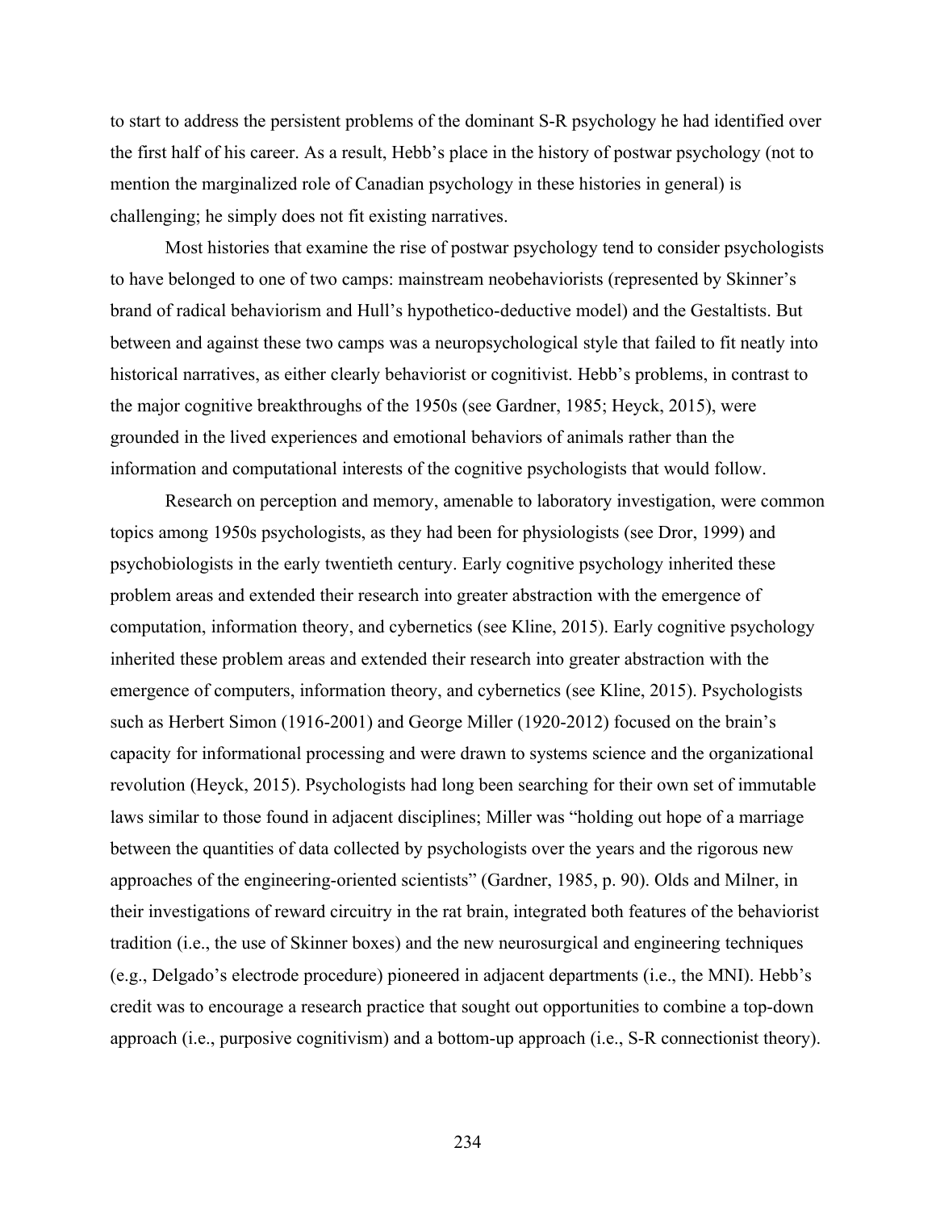to start to address the persistent problems of the dominant S-R psychology he had identified over the first half of his career. As a result, Hebb's place in the history of postwar psychology (not to mention the marginalized role of Canadian psychology in these histories in general) is challenging; he simply does not fit existing narratives.

Most histories that examine the rise of postwar psychology tend to consider psychologists to have belonged to one of two camps: mainstream neobehaviorists (represented by Skinner's brand of radical behaviorism and Hull's hypothetico-deductive model) and the Gestaltists. But between and against these two camps was a neuropsychological style that failed to fit neatly into historical narratives, as either clearly behaviorist or cognitivist. Hebb's problems, in contrast to the major cognitive breakthroughs of the 1950s (see Gardner, 1985; Heyck, 2015), were grounded in the lived experiences and emotional behaviors of animals rather than the information and computational interests of the cognitive psychologists that would follow.

Research on perception and memory, amenable to laboratory investigation, were common topics among 1950s psychologists, as they had been for physiologists (see Dror, 1999) and psychobiologists in the early twentieth century. Early cognitive psychology inherited these problem areas and extended their research into greater abstraction with the emergence of computation, information theory, and cybernetics (see Kline, 2015). Early cognitive psychology inherited these problem areas and extended their research into greater abstraction with the emergence of computers, information theory, and cybernetics (see Kline, 2015). Psychologists such as Herbert Simon (1916-2001) and George Miller (1920-2012) focused on the brain's capacity for informational processing and were drawn to systems science and the organizational revolution (Heyck, 2015). Psychologists had long been searching for their own set of immutable laws similar to those found in adjacent disciplines; Miller was "holding out hope of a marriage between the quantities of data collected by psychologists over the years and the rigorous new approaches of the engineering-oriented scientists" (Gardner, 1985, p. 90). Olds and Milner, in their investigations of reward circuitry in the rat brain, integrated both features of the behaviorist tradition (i.e., the use of Skinner boxes) and the new neurosurgical and engineering techniques (e.g., Delgado's electrode procedure) pioneered in adjacent departments (i.e., the MNI). Hebb's credit was to encourage a research practice that sought out opportunities to combine a top-down approach (i.e., purposive cognitivism) and a bottom-up approach (i.e., S-R connectionist theory).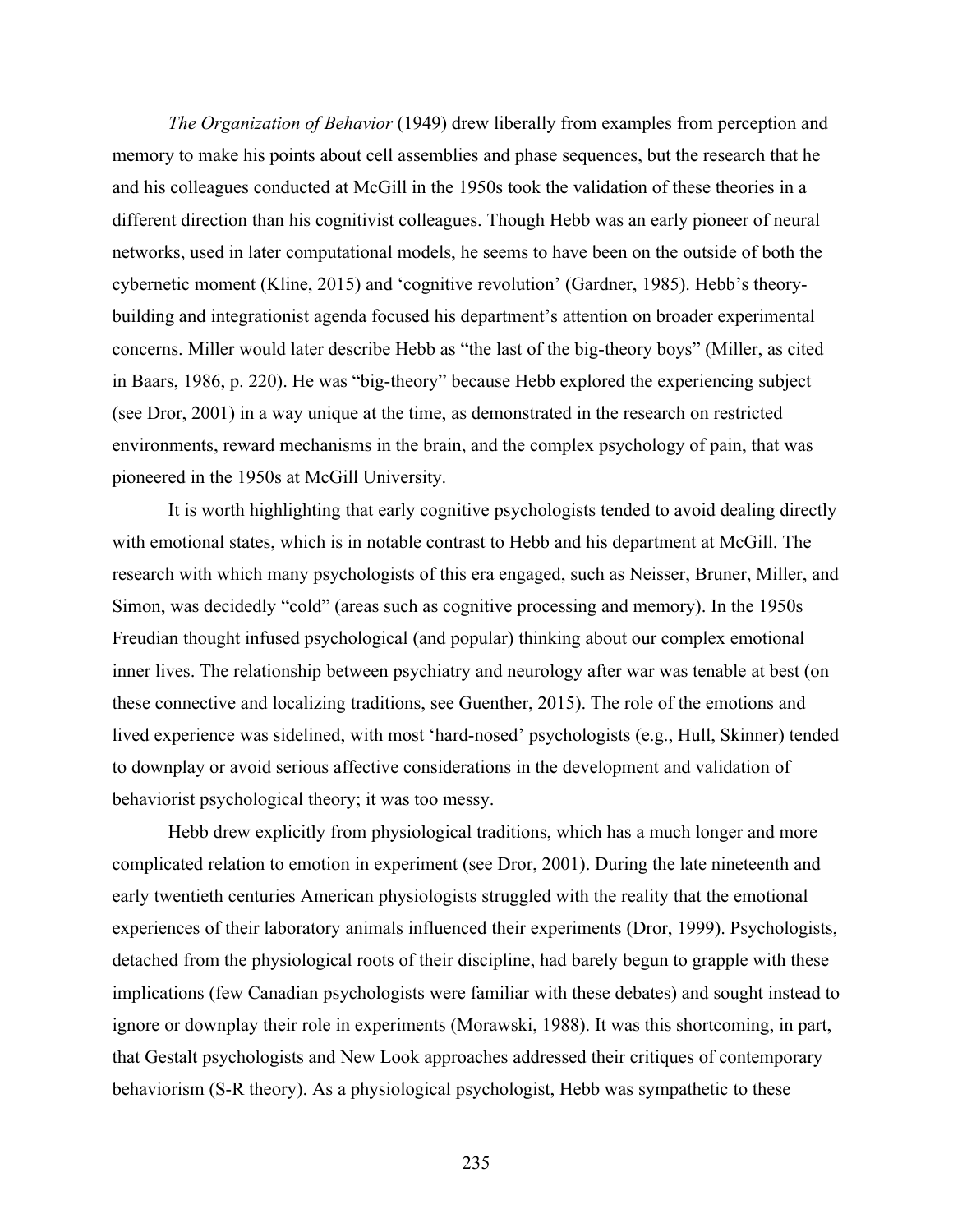*The Organization of Behavior* (1949) drew liberally from examples from perception and memory to make his points about cell assemblies and phase sequences, but the research that he and his colleagues conducted at McGill in the 1950s took the validation of these theories in a different direction than his cognitivist colleagues. Though Hebb was an early pioneer of neural networks, used in later computational models, he seems to have been on the outside of both the cybernetic moment (Kline, 2015) and 'cognitive revolution' (Gardner, 1985). Hebb's theory-building and integrationist agenda focused his department's attention on broader experimental concerns. Miller would later describe Hebb as "the last of the big-theory boys" (Miller, as cited in Baars, 1986, p. 220). He was "big-theory" because Hebb explored the experiencing subject (see Dror, 2001) in a way unique at the time, as demonstrated in the research on restricted environments, reward mechanisms in the brain, and the complex psychology of pain, that was pioneered in the 1950s at McGill University.

It is worth highlighting that early cognitive psychologists tended to avoid dealing directly with emotional states, which is in notable contrast to Hebb and his department at McGill. The research with which many psychologists of this era engaged, such as Neisser, Bruner, Miller, and Simon, was decidedly "cold" (areas such as cognitive processing and memory). In the 1950s Freudian thought infused psychological (and popular) thinking about our complex emotional inner lives. The relationship between psychiatry and neurology after war was tenable at best (on these connective and localizing traditions, see Guenther, 2015). The role of the emotions and lived experience was sidelined, with most 'hard-nosed' psychologists (e.g., Hull, Skinner) tended to downplay or avoid serious affective considerations in the development and validation of behaviorist psychological theory; it was too messy.

Hebb drew explicitly from physiological traditions, which has a much longer and more complicated relation to emotion in experiment (see Dror, 2001). During the late nineteenth and early twentieth centuries American physiologists struggled with the reality that the emotional experiences of their laboratory animals influenced their experiments (Dror, 1999). Psychologists, detached from the physiological roots of their discipline, had barely begun to grapple with these implications (few Canadian psychologists were familiar with these debates) and sought instead to ignore or downplay their role in experiments (Morawski, 1988). It was this shortcoming, in part, that Gestalt psychologists and New Look approaches addressed their critiques of contemporary behaviorism (S-R theory). As a physiological psychologist, Hebb was sympathetic to these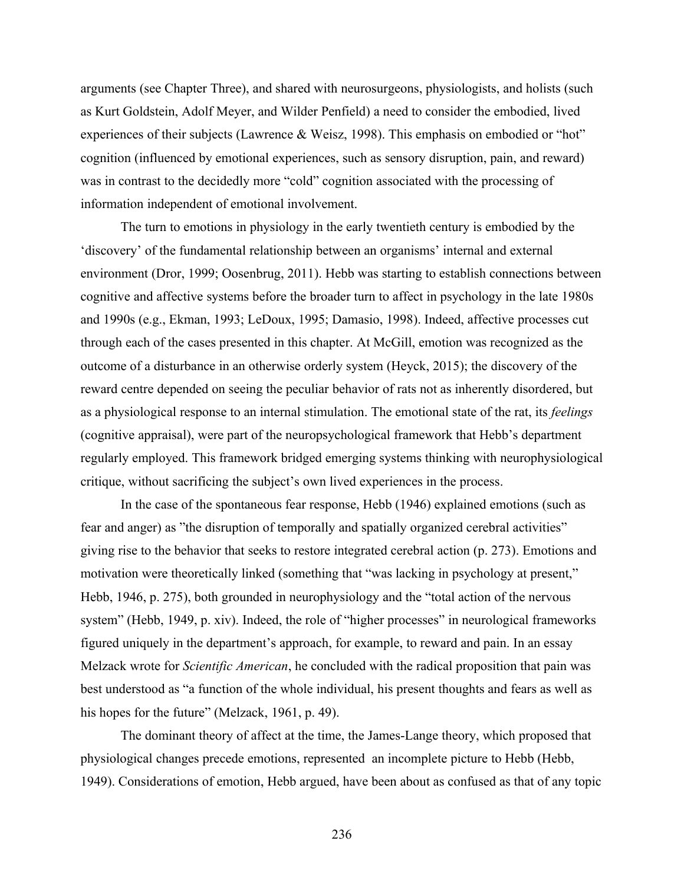arguments (see Chapter Three), and shared with neurosurgeons, physiologists, and holists (such as Kurt Goldstein, Adolf Meyer, and Wilder Penfield) a need to consider the embodied, lived experiences of their subjects (Lawrence & Weisz, 1998). This emphasis on embodied or "hot" cognition (influenced by emotional experiences, such as sensory disruption, pain, and reward) was in contrast to the decidedly more "cold" cognition associated with the processing of information independent of emotional involvement.

The turn to emotions in physiology in the early twentieth century is embodied by the 'discovery' of the fundamental relationship between an organisms' internal and external environment (Dror, 1999; Oosenbrug, 2011). Hebb was starting to establish connections between cognitive and affective systems before the broader turn to affect in psychology in the late 1980s and 1990s (e.g., Ekman, 1993; LeDoux, 1995; Damasio, 1998). Indeed, affective processes cut through each of the cases presented in this chapter. At McGill, emotion was recognized as the outcome of a disturbance in an otherwise orderly system (Heyck, 2015); the discovery of the reward centre depended on seeing the peculiar behavior of rats not as inherently disordered, but as a physiological response to an internal stimulation. The emotional state of the rat, its *feelings* (cognitive appraisal), were part of the neuropsychological framework that Hebb's department regularly employed. This framework bridged emerging systems thinking with neurophysiological critique, without sacrificing the subject's own lived experiences in the process.

In the case of the spontaneous fear response, Hebb (1946) explained emotions (such as fear and anger) as "the disruption of temporally and spatially organized cerebral activities" giving rise to the behavior that seeks to restore integrated cerebral action (p. 273). Emotions and motivation were theoretically linked (something that "was lacking in psychology at present," Hebb, 1946, p. 275), both grounded in neurophysiology and the "total action of the nervous system" (Hebb, 1949, p. xiv). Indeed, the role of "higher processes" in neurological frameworks figured uniquely in the department's approach, for example, to reward and pain. In an essay Melzack wrote for *Scientific American*, he concluded with the radical proposition that pain was best understood as "a function of the whole individual, his present thoughts and fears as well as his hopes for the future" (Melzack, 1961, p. 49).

The dominant theory of affect at the time, the James-Lange theory, which proposed that physiological changes precede emotions, represented an incomplete picture to Hebb (Hebb, 1949). Considerations of emotion, Hebb argued, have been about as confused as that of any topic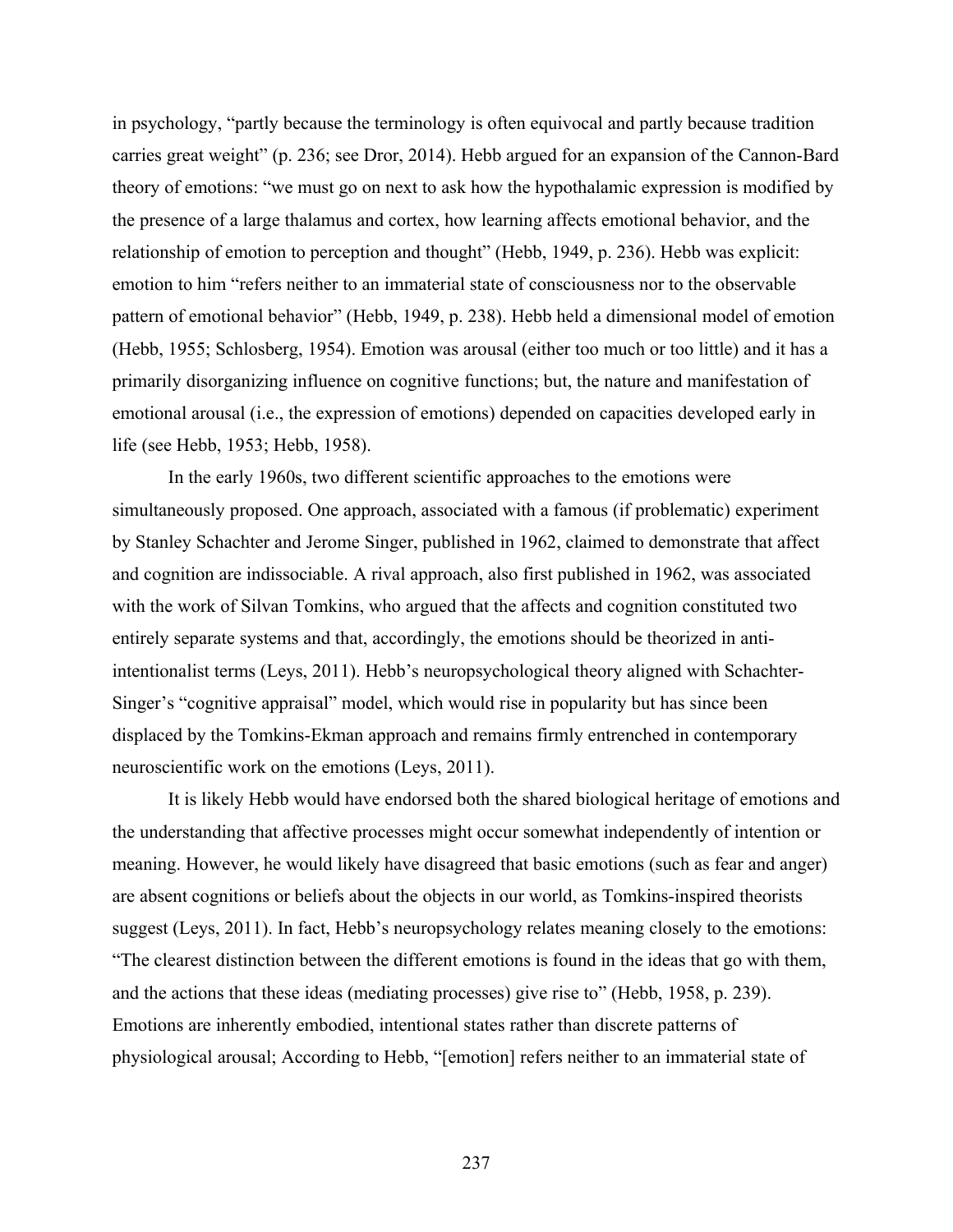in psychology, “partly because the terminology is often equivocal and partly because tradition carries great weight” (p. 236; see Dror, 2014). Hebb argued for an expansion of the Cannon-Bard theory of emotions: “we must go on next to ask how the hypothalamic expression is modified by the presence of a large thalamus and cortex, how learning affects emotional behavior, and the relationship of emotion to perception and thought” (Hebb, 1949, p. 236). Hebb was explicit: emotion to him “refers neither to an immaterial state of consciousness nor to the observable pattern of emotional behavior” (Hebb, 1949, p. 238). Hebb held a dimensional model of emotion (Hebb, 1955; Schlosberg, 1954). Emotion was arousal (either too much or too little) and it has a primarily disorganizing influence on cognitive functions; but, the nature and manifestation of emotional arousal (i.e., the expression of emotions) depended on capacities developed early in life (see Hebb, 1953; Hebb, 1958).

In the early 1960s, two different scientific approaches to the emotions were simultaneously proposed. One approach, associated with a famous (if problematic) experiment by Stanley Schachter and Jerome Singer, published in 1962, claimed to demonstrate that affect and cognition are indissociable. A rival approach, also first published in 1962, was associated with the work of Silvan Tomkins, who argued that the affects and cognition constituted two entirely separate systems and that, accordingly, the emotions should be theorized in anti-intentionalist terms (Leys, 2011). Hebb’s neuropsychological theory aligned with Schachter-Singer’s “cognitive appraisal” model, which would rise in popularity but has since been displaced by the Tomkins-Ekman approach and remains firmly entrenched in contemporary neuroscientific work on the emotions (Leys, 2011).

It is likely Hebb would have endorsed both the shared biological heritage of emotions and the understanding that affective processes might occur somewhat independently of intention or meaning. However, he would likely have disagreed that basic emotions (such as fear and anger) are absent cognitions or beliefs about the objects in our world, as Tomkins-inspired theorists suggest (Leys, 2011). In fact, Hebb’s neuropsychology relates meaning closely to the emotions: “The clearest distinction between the different emotions is found in the ideas that go with them, and the actions that these ideas (mediating processes) give rise to” (Hebb, 1958, p. 239). Emotions are inherently embodied, intentional states rather than discrete patterns of physiological arousal; According to Hebb, “[emotion] refers neither to an immaterial state of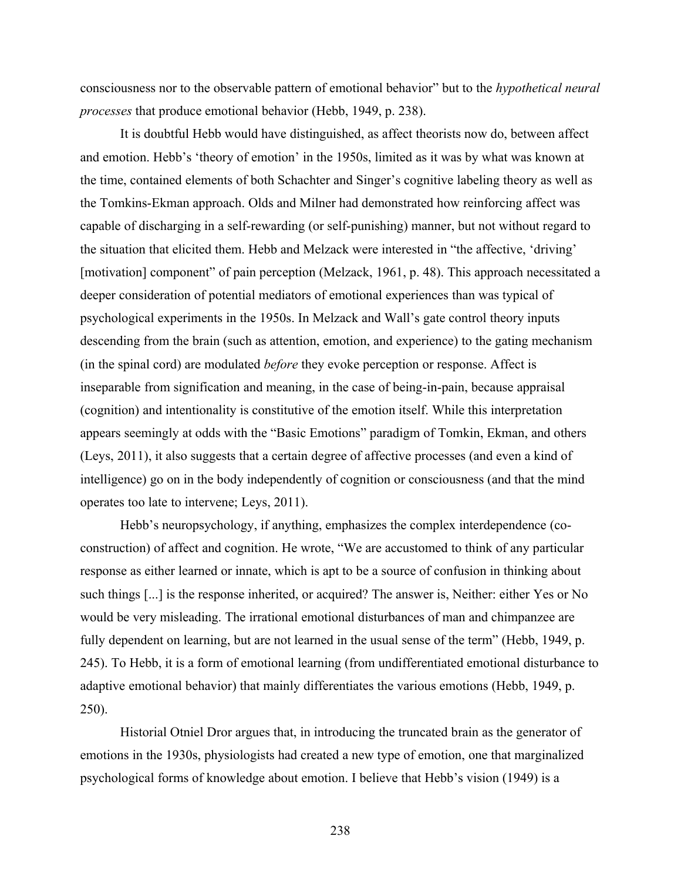consciousness nor to the observable pattern of emotional behavior" but to the *hypothetical neural processes* that produce emotional behavior (Hebb, 1949, p. 238).

It is doubtful Hebb would have distinguished, as affect theorists now do, between affect and emotion. Hebb's 'theory of emotion' in the 1950s, limited as it was by what was known at the time, contained elements of both Schachter and Singer's cognitive labeling theory as well as the Tomkins-Ekman approach. Olds and Milner had demonstrated how reinforcing affect was capable of discharging in a self-rewarding (or self-punishing) manner, but not without regard to the situation that elicited them. Hebb and Melzack were interested in "the affective, 'driving' [motivation] component" of pain perception (Melzack, 1961, p. 48). This approach necessitated a deeper consideration of potential mediators of emotional experiences than was typical of psychological experiments in the 1950s. In Melzack and Wall's gate control theory inputs descending from the brain (such as attention, emotion, and experience) to the gating mechanism (in the spinal cord) are modulated *before* they evoke perception or response. Affect is inseparable from signification and meaning, in the case of being-in-pain, because appraisal (cognition) and intentionality is constitutive of the emotion itself. While this interpretation appears seemingly at odds with the "Basic Emotions" paradigm of Tomkin, Ekman, and others (Leys, 2011), it also suggests that a certain degree of affective processes (and even a kind of intelligence) go on in the body independently of cognition or consciousness (and that the mind operates too late to intervene; Leys, 2011).

Hebb's neuropsychology, if anything, emphasizes the complex interdependence (co-construction) of affect and cognition. He wrote, "We are accustomed to think of any particular response as either learned or innate, which is apt to be a source of confusion in thinking about such things [...] is the response inherited, or acquired? The answer is, Neither: either Yes or No would be very misleading. The irrational emotional disturbances of man and chimpanzee are fully dependent on learning, but are not learned in the usual sense of the term" (Hebb, 1949, p. 245). To Hebb, it is a form of emotional learning (from undifferentiated emotional disturbance to adaptive emotional behavior) that mainly differentiates the various emotions (Hebb, 1949, p. 250).

Historial Otniel Dror argues that, in introducing the truncated brain as the generator of emotions in the 1930s, physiologists had created a new type of emotion, one that marginalized psychological forms of knowledge about emotion. I believe that Hebb's vision (1949) is a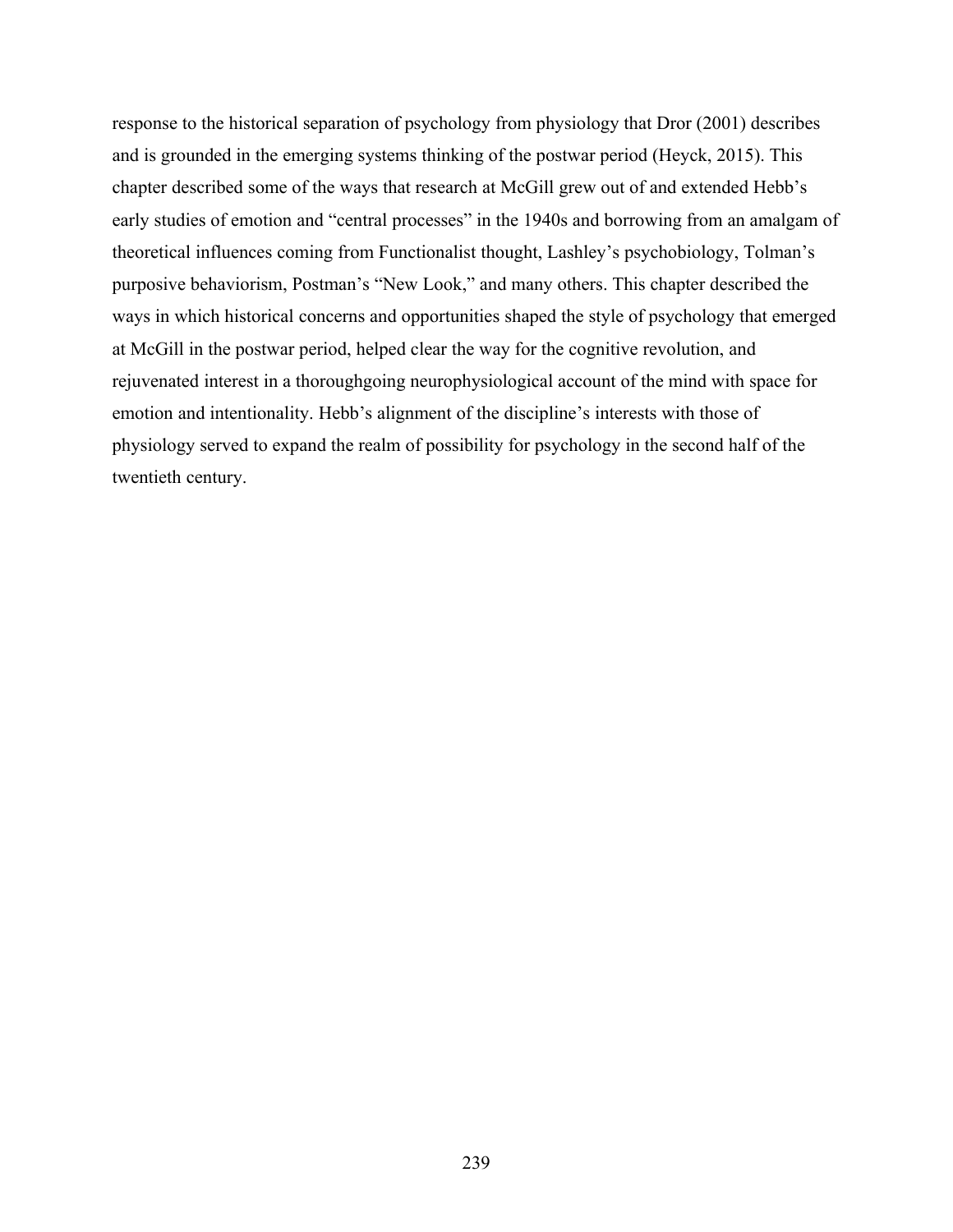response to the historical separation of psychology from physiology that Dror (2001) describes and is grounded in the emerging systems thinking of the postwar period (Heyck, 2015). This chapter described some of the ways that research at McGill grew out of and extended Hebb's early studies of emotion and "central processes" in the 1940s and borrowing from an amalgam of theoretical influences coming from Functionalist thought, Lashley's psychobiology, Tolman's purposive behaviorism, Postman's "New Look," and many others. This chapter described the ways in which historical concerns and opportunities shaped the style of psychology that emerged at McGill in the postwar period, helped clear the way for the cognitive revolution, and rejuvenated interest in a thoroughgoing neurophysiological account of the mind with space for emotion and intentionality. Hebb's alignment of the discipline's interests with those of physiology served to expand the realm of possibility for psychology in the second half of the twentieth century.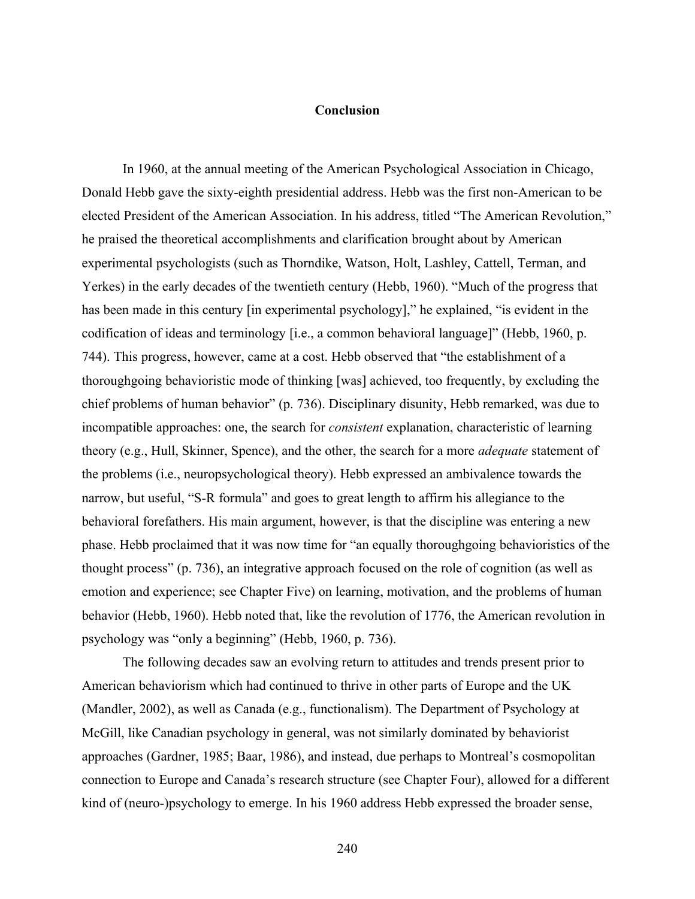# Conclusion

In 1960, at the annual meeting of the American Psychological Association in Chicago, Donald Hebb gave the sixty-eighth presidential address. Hebb was the first non-American to be elected President of the American Association. In his address, titled "The American Revolution," he praised the theoretical accomplishments and clarification brought about by American experimental psychologists (such as Thorndike, Watson, Holt, Lashley, Cattell, Terman, and Yerkes) in the early decades of the twentieth century (Hebb, 1960). "Much of the progress that has been made in this century [in experimental psychology]," he explained, "is evident in the codification of ideas and terminology [i.e., a common behavioral language]" (Hebb, 1960, p. 744). This progress, however, came at a cost. Hebb observed that "the establishment of a thoroughgoing behavioristic mode of thinking [was] achieved, too frequently, by excluding the chief problems of human behavior" (p. 736). Disciplinary disunity, Hebb remarked, was due to incompatible approaches: one, the search for *consistent* explanation, characteristic of learning theory (e.g., Hull, Skinner, Spence), and the other, the search for a more *adequate* statement of the problems (i.e., neuropsychological theory). Hebb expressed an ambivalence towards the narrow, but useful, "S-R formula" and goes to great length to affirm his allegiance to the behavioral forefathers. His main argument, however, is that the discipline was entering a new phase. Hebb proclaimed that it was now time for "an equally thoroughgoing behavioristics of the thought process" (p. 736), an integrative approach focused on the role of cognition (as well as emotion and experience; see Chapter Five) on learning, motivation, and the problems of human behavior (Hebb, 1960). Hebb noted that, like the revolution of 1776, the American revolution in psychology was "only a beginning" (Hebb, 1960, p. 736).

The following decades saw an evolving return to attitudes and trends present prior to American behaviorism which had continued to thrive in other parts of Europe and the UK (Mandler, 2002), as well as Canada (e.g., functionalism). The Department of Psychology at McGill, like Canadian psychology in general, was not similarly dominated by behaviorist approaches (Gardner, 1985; Baar, 1986), and instead, due perhaps to Montreal's cosmopolitan connection to Europe and Canada's research structure (see Chapter Four), allowed for a different kind of (neuro-)psychology to emerge. In his 1960 address Hebb expressed the broader sense,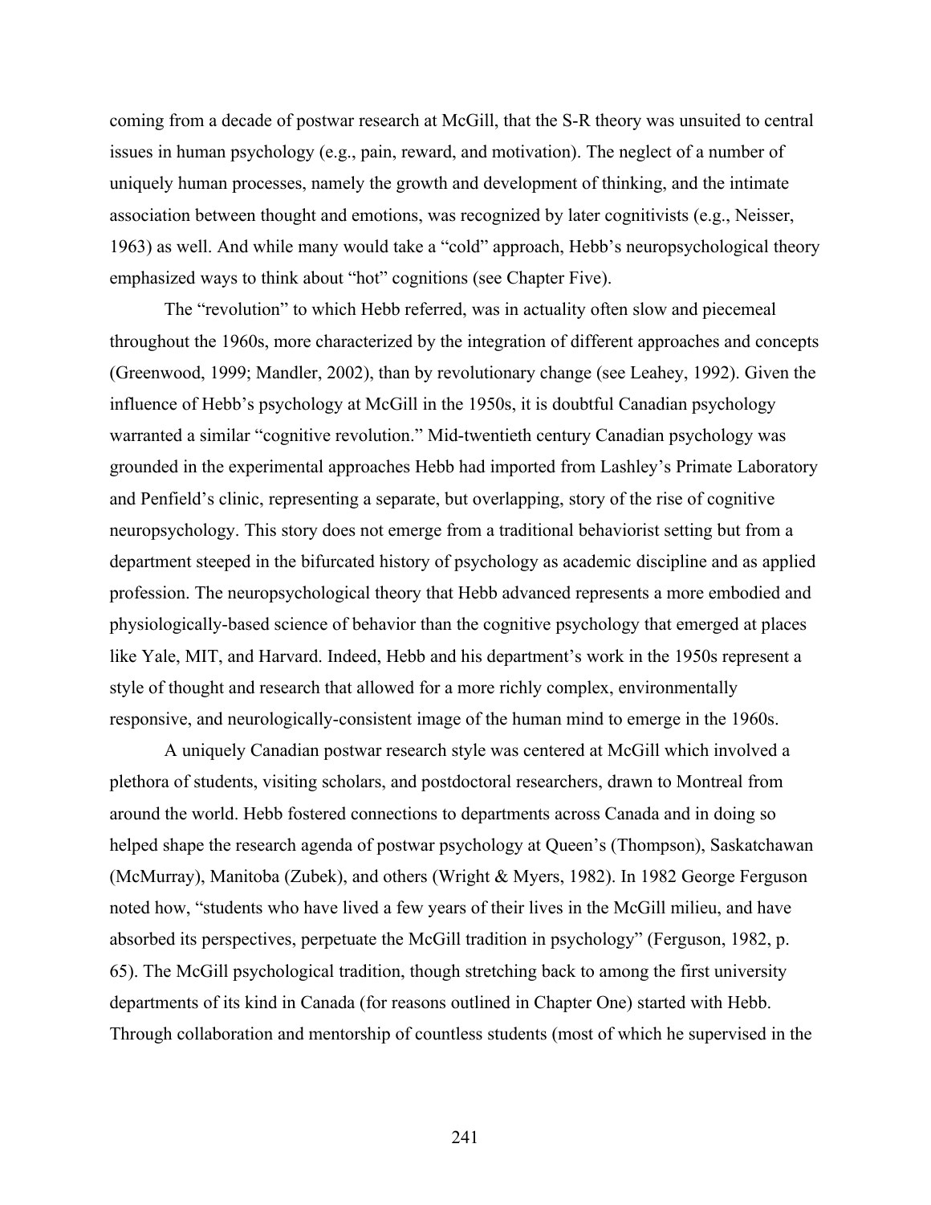coming from a decade of postwar research at McGill, that the S-R theory was unsuited to central issues in human psychology (e.g., pain, reward, and motivation). The neglect of a number of uniquely human processes, namely the growth and development of thinking, and the intimate association between thought and emotions, was recognized by later cognitivists (e.g., Neisser, 1963) as well. And while many would take a "cold" approach, Hebb's neuropsychological theory emphasized ways to think about "hot" cognitions (see Chapter Five).

The "revolution" to which Hebb referred, was in actuality often slow and piecemeal throughout the 1960s, more characterized by the integration of different approaches and concepts (Greenwood, 1999; Mandler, 2002), than by revolutionary change (see Leahey, 1992). Given the influence of Hebb's psychology at McGill in the 1950s, it is doubtful Canadian psychology warranted a similar "cognitive revolution." Mid-twentieth century Canadian psychology was grounded in the experimental approaches Hebb had imported from Lashley's Primate Laboratory and Penfield's clinic, representing a separate, but overlapping, story of the rise of cognitive neuropsychology. This story does not emerge from a traditional behaviorist setting but from a department steeped in the bifurcated history of psychology as academic discipline and as applied profession. The neuropsychological theory that Hebb advanced represents a more embodied and physiologically-based science of behavior than the cognitive psychology that emerged at places like Yale, MIT, and Harvard. Indeed, Hebb and his department's work in the 1950s represent a style of thought and research that allowed for a more richly complex, environmentally responsive, and neurologically-consistent image of the human mind to emerge in the 1960s.

A uniquely Canadian postwar research style was centered at McGill which involved a plethora of students, visiting scholars, and postdoctoral researchers, drawn to Montreal from around the world. Hebb fostered connections to departments across Canada and in doing so helped shape the research agenda of postwar psychology at Queen's (Thompson), Saskatchawan (McMurray), Manitoba (Zubek), and others (Wright & Myers, 1982). In 1982 George Ferguson noted how, "students who have lived a few years of their lives in the McGill milieu, and have absorbed its perspectives, perpetuate the McGill tradition in psychology" (Ferguson, 1982, p. 65). The McGill psychological tradition, though stretching back to among the first university departments of its kind in Canada (for reasons outlined in Chapter One) started with Hebb. Through collaboration and mentorship of countless students (most of which he supervised in the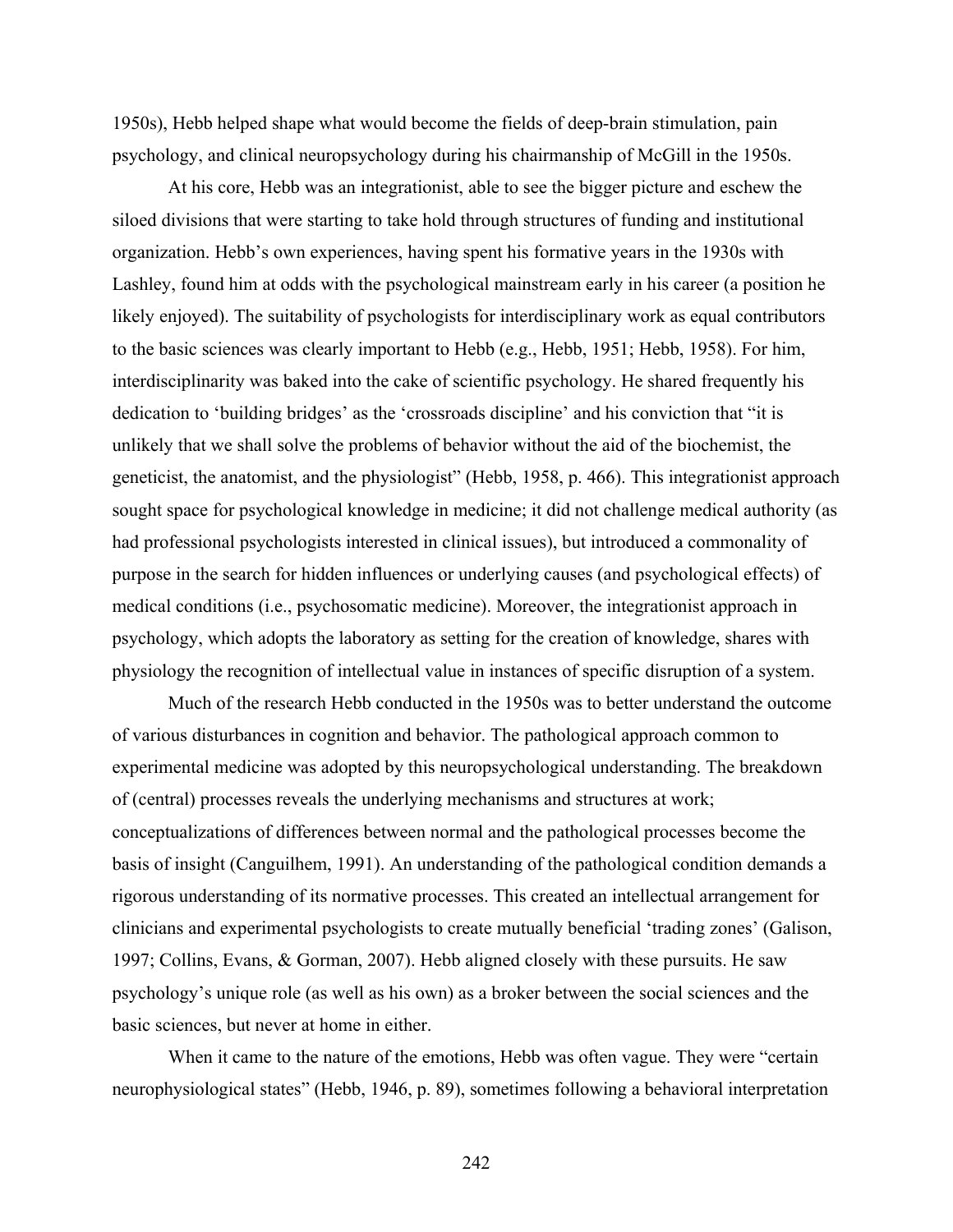1950s), Hebb helped shape what would become the fields of deep-brain stimulation, pain psychology, and clinical neuropsychology during his chairmanship of McGill in the 1950s.

At his core, Hebb was an integrationist, able to see the bigger picture and eschew the siloed divisions that were starting to take hold through structures of funding and institutional organization. Hebb's own experiences, having spent his formative years in the 1930s with Lashley, found him at odds with the psychological mainstream early in his career (a position he likely enjoyed). The suitability of psychologists for interdisciplinary work as equal contributors to the basic sciences was clearly important to Hebb (e.g., Hebb, 1951; Hebb, 1958). For him, interdisciplinarity was baked into the cake of scientific psychology. He shared frequently his dedication to 'building bridges' as the 'crossroads discipline' and his conviction that "it is unlikely that we shall solve the problems of behavior without the aid of the biochemist, the geneticist, the anatomist, and the physiologist" (Hebb, 1958, p. 466). This integrationist approach sought space for psychological knowledge in medicine; it did not challenge medical authority (as had professional psychologists interested in clinical issues), but introduced a commonality of purpose in the search for hidden influences or underlying causes (and psychological effects) of medical conditions (i.e., psychosomatic medicine). Moreover, the integrationist approach in psychology, which adopts the laboratory as setting for the creation of knowledge, shares with physiology the recognition of intellectual value in instances of specific disruption of a system.

Much of the research Hebb conducted in the 1950s was to better understand the outcome of various disturbances in cognition and behavior. The pathological approach common to experimental medicine was adopted by this neuropsychological understanding. The breakdown of (central) processes reveals the underlying mechanisms and structures at work; conceptualizations of differences between normal and the pathological processes become the basis of insight (Canguilhem, 1991). An understanding of the pathological condition demands a rigorous understanding of its normative processes. This created an intellectual arrangement for clinicians and experimental psychologists to create mutually beneficial 'trading zones' (Galison, 1997; Collins, Evans, & Gorman, 2007). Hebb aligned closely with these pursuits. He saw psychology's unique role (as well as his own) as a broker between the social sciences and the basic sciences, but never at home in either.

When it came to the nature of the emotions, Hebb was often vague. They were "certain neurophysiological states" (Hebb, 1946, p. 89), sometimes following a behavioral interpretation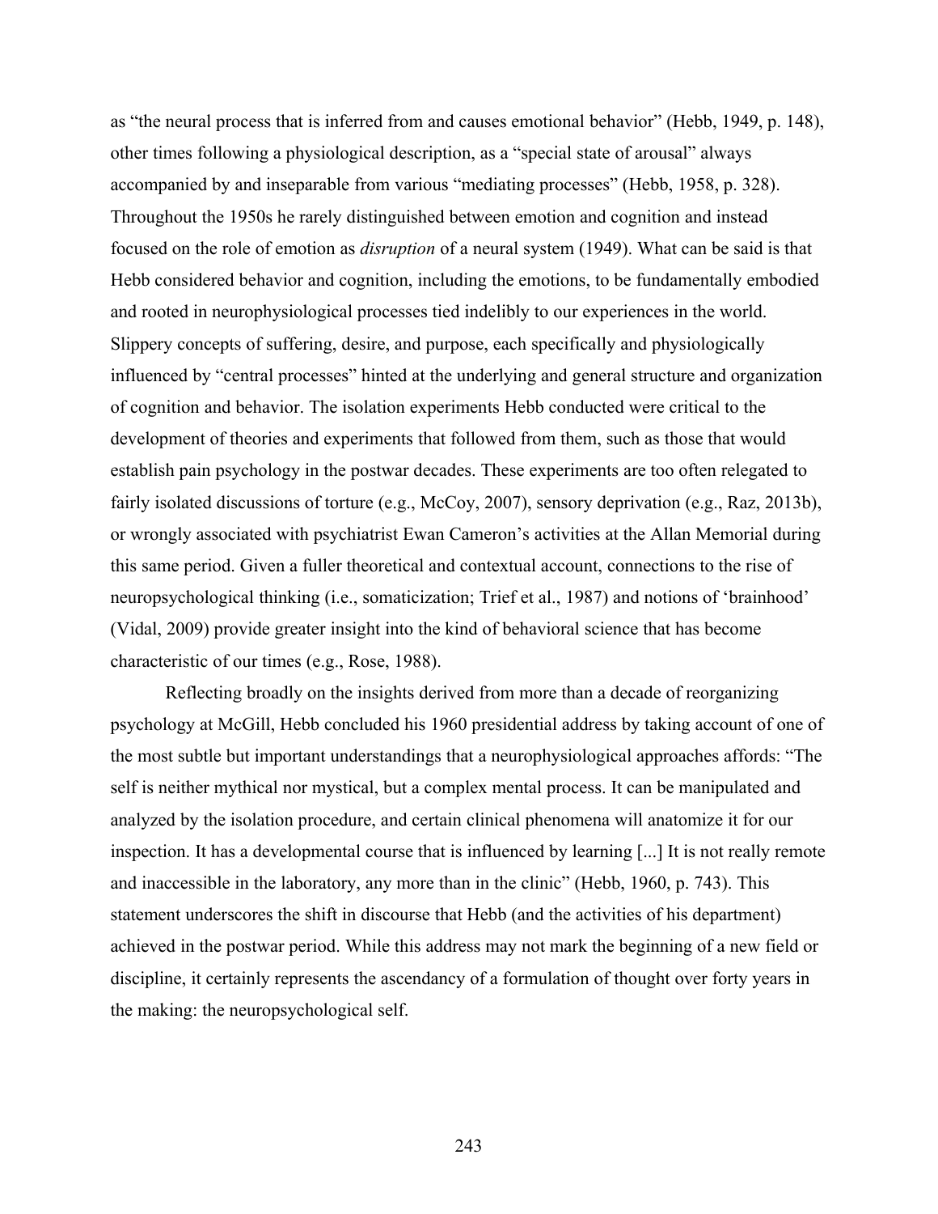as "the neural process that is inferred from and causes emotional behavior" (Hebb, 1949, p. 148), other times following a physiological description, as a "special state of arousal" always accompanied by and inseparable from various "mediating processes" (Hebb, 1958, p. 328). Throughout the 1950s he rarely distinguished between emotion and cognition and instead focused on the role of emotion as *disruption* of a neural system (1949). What can be said is that Hebb considered behavior and cognition, including the emotions, to be fundamentally embodied and rooted in neurophysiological processes tied indelibly to our experiences in the world. Slippery concepts of suffering, desire, and purpose, each specifically and physiologically influenced by "central processes" hinted at the underlying and general structure and organization of cognition and behavior. The isolation experiments Hebb conducted were critical to the development of theories and experiments that followed from them, such as those that would establish pain psychology in the postwar decades. These experiments are too often relegated to fairly isolated discussions of torture (e.g., McCoy, 2007), sensory deprivation (e.g., Raz, 2013b), or wrongly associated with psychiatrist Ewan Cameron's activities at the Allan Memorial during this same period. Given a fuller theoretical and contextual account, connections to the rise of neuropsychological thinking (i.e., somaticization; Trief et al., 1987) and notions of 'brainhood' (Vidal, 2009) provide greater insight into the kind of behavioral science that has become characteristic of our times (e.g., Rose, 1988).

Reflecting broadly on the insights derived from more than a decade of reorganizing psychology at McGill, Hebb concluded his 1960 presidential address by taking account of one of the most subtle but important understandings that a neurophysiological approaches affords: "The self is neither mythical nor mystical, but a complex mental process. It can be manipulated and analyzed by the isolation procedure, and certain clinical phenomena will anatomize it for our inspection. It has a developmental course that is influenced by learning [...] It is not really remote and inaccessible in the laboratory, any more than in the clinic" (Hebb, 1960, p. 743). This statement underscores the shift in discourse that Hebb (and the activities of his department) achieved in the postwar period. While this address may not mark the beginning of a new field or discipline, it certainly represents the ascendancy of a formulation of thought over forty years in the making: the neuropsychological self.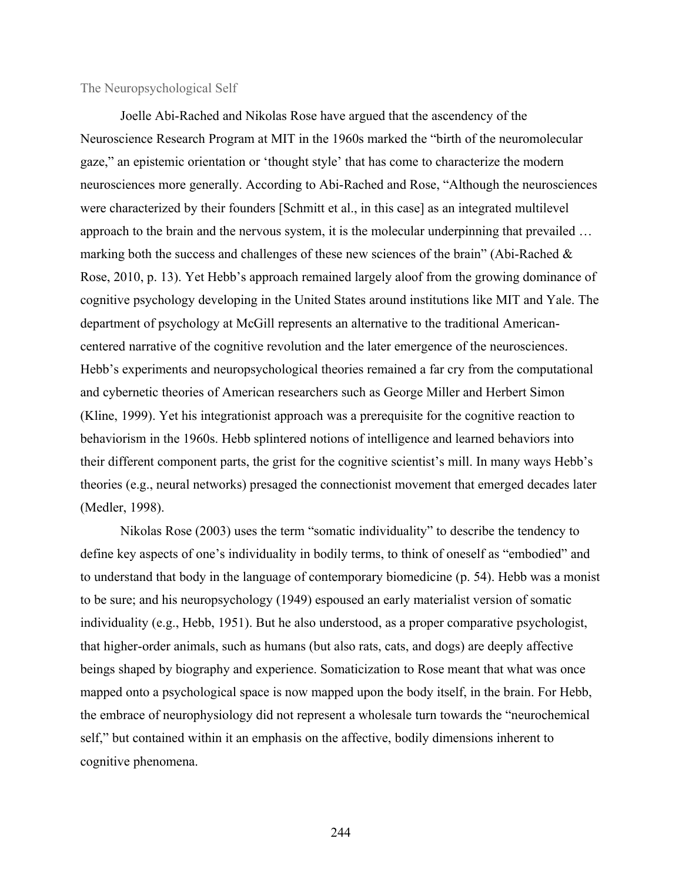## The Neuropsychological Self

Joelle Abi-Rached and Nikolas Rose have argued that the ascendency of the Neuroscience Research Program at MIT in the 1960s marked the "birth of the neuromolecular gaze," an epistemic orientation or 'thought style' that has come to characterize the modern neurosciences more generally. According to Abi-Rached and Rose, "Although the neurosciences were characterized by their founders [Schmitt et al., in this case] as an integrated multilevel approach to the brain and the nervous system, it is the molecular underpinning that prevailed … marking both the success and challenges of these new sciences of the brain" (Abi-Rached & Rose, 2010, p. 13). Yet Hebb's approach remained largely aloof from the growing dominance of cognitive psychology developing in the United States around institutions like MIT and Yale. The department of psychology at McGill represents an alternative to the traditional American-centered narrative of the cognitive revolution and the later emergence of the neurosciences. Hebb's experiments and neuropsychological theories remained a far cry from the computational and cybernetic theories of American researchers such as George Miller and Herbert Simon (Kline, 1999). Yet his integrationist approach was a prerequisite for the cognitive reaction to behaviorism in the 1960s. Hebb splintered notions of intelligence and learned behaviors into their different component parts, the grist for the cognitive scientist's mill. In many ways Hebb's theories (e.g., neural networks) presaged the connectionist movement that emerged decades later (Medler, 1998).

Nikolas Rose (2003) uses the term "somatic individuality" to describe the tendency to define key aspects of one's individuality in bodily terms, to think of oneself as "embodied" and to understand that body in the language of contemporary biomedicine (p. 54). Hebb was a monist to be sure; and his neuropsychology (1949) espoused an early materialist version of somatic individuality (e.g., Hebb, 1951). But he also understood, as a proper comparative psychologist, that higher-order animals, such as humans (but also rats, cats, and dogs) are deeply affective beings shaped by biography and experience. Somaticization to Rose meant that what was once mapped onto a psychological space is now mapped upon the body itself, in the brain. For Hebb, the embrace of neurophysiology did not represent a wholesale turn towards the "neurochemical self," but contained within it an emphasis on the affective, bodily dimensions inherent to cognitive phenomena.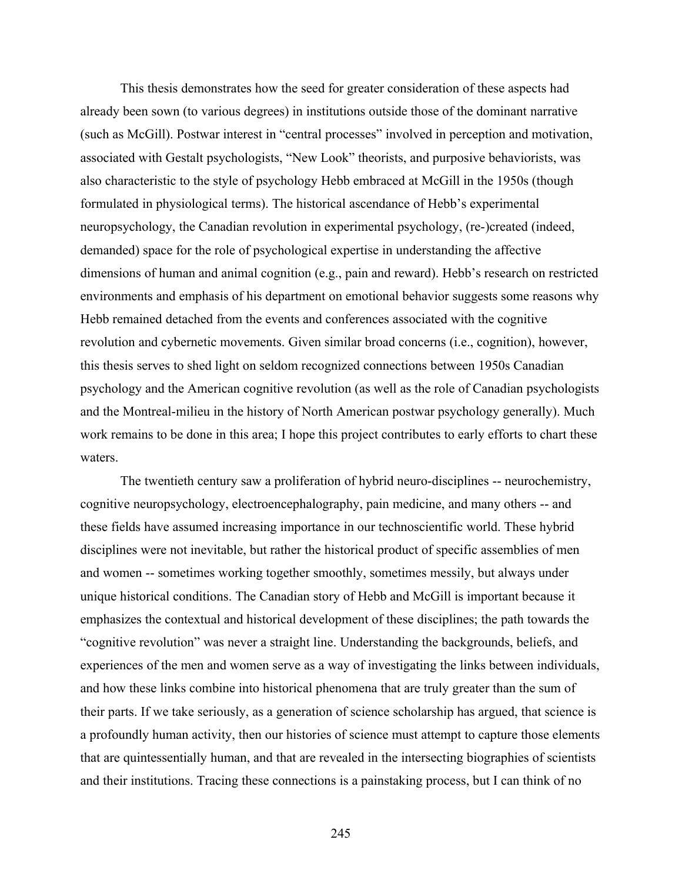This thesis demonstrates how the seed for greater consideration of these aspects had already been sown (to various degrees) in institutions outside those of the dominant narrative (such as McGill). Postwar interest in "central processes" involved in perception and motivation, associated with Gestalt psychologists, "New Look" theorists, and purposive behaviorists, was also characteristic to the style of psychology Hebb embraced at McGill in the 1950s (though formulated in physiological terms). The historical ascendance of Hebb's experimental neuropsychology, the Canadian revolution in experimental psychology, (re-)created (indeed, demanded) space for the role of psychological expertise in understanding the affective dimensions of human and animal cognition (e.g., pain and reward). Hebb's research on restricted environments and emphasis of his department on emotional behavior suggests some reasons why Hebb remained detached from the events and conferences associated with the cognitive revolution and cybernetic movements. Given similar broad concerns (i.e., cognition), however, this thesis serves to shed light on seldom recognized connections between 1950s Canadian psychology and the American cognitive revolution (as well as the role of Canadian psychologists and the Montreal-milieu in the history of North American postwar psychology generally). Much work remains to be done in this area; I hope this project contributes to early efforts to chart these waters.

The twentieth century saw a proliferation of hybrid neuro-disciplines -- neurochemistry, cognitive neuropsychology, electroencephalography, pain medicine, and many others -- and these fields have assumed increasing importance in our technoscientific world. These hybrid disciplines were not inevitable, but rather the historical product of specific assemblies of men and women -- sometimes working together smoothly, sometimes messily, but always under unique historical conditions. The Canadian story of Hebb and McGill is important because it emphasizes the contextual and historical development of these disciplines; the path towards the "cognitive revolution" was never a straight line. Understanding the backgrounds, beliefs, and experiences of the men and women serve as a way of investigating the links between individuals, and how these links combine into historical phenomena that are truly greater than the sum of their parts. If we take seriously, as a generation of science scholarship has argued, that science is a profoundly human activity, then our histories of science must attempt to capture those elements that are quintessentially human, and that are revealed in the intersecting biographies of scientists and their institutions. Tracing these connections is a painstaking process, but I can think of no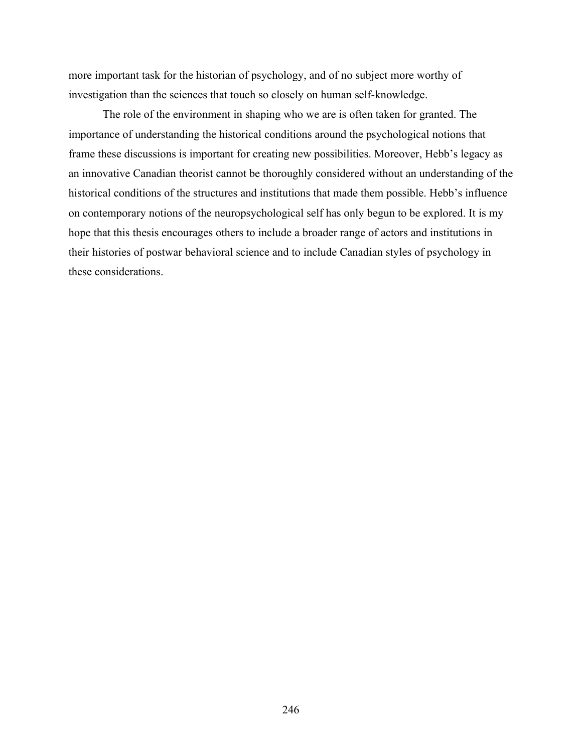more important task for the historian of psychology, and of no subject more worthy of investigation than the sciences that touch so closely on human self-knowledge.

The role of the environment in shaping who we are is often taken for granted. The importance of understanding the historical conditions around the psychological notions that frame these discussions is important for creating new possibilities. Moreover, Hebb's legacy as an innovative Canadian theorist cannot be thoroughly considered without an understanding of the historical conditions of the structures and institutions that made them possible. Hebb's influence on contemporary notions of the neuropsychological self has only begun to be explored. It is my hope that this thesis encourages others to include a broader range of actors and institutions in their histories of postwar behavioral science and to include Canadian styles of psychology in these considerations.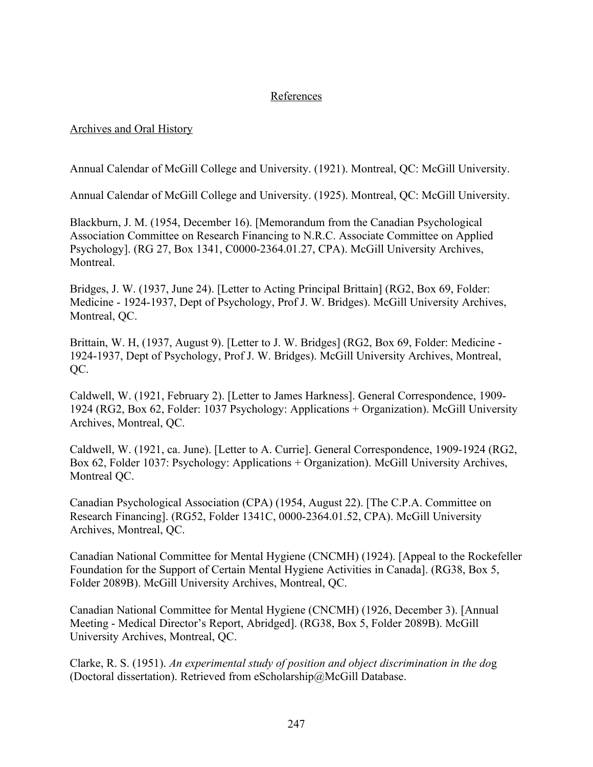# References

## Archives and Oral History

Annual Calendar of McGill College and University. (1921). Montreal, QC: McGill University.

Annual Calendar of McGill College and University. (1925). Montreal, QC: McGill University.

Blackburn, J. M. (1954, December 16). [Memorandum from the Canadian Psychological Association Committee on Research Financing to N.R.C. Associate Committee on Applied Psychology]. (RG 27, Box 1341, C0000-2364.01.27, CPA). McGill University Archives, Montreal.

Bridges, J. W. (1937, June 24). [Letter to Acting Principal Brittain] (RG2, Box 69, Folder: Medicine - 1924-1937, Dept of Psychology, Prof J. W. Bridges). McGill University Archives, Montreal, QC.

Brittain, W. H, (1937, August 9). [Letter to J. W. Bridges] (RG2, Box 69, Folder: Medicine - 1924-1937, Dept of Psychology, Prof J. W. Bridges). McGill University Archives, Montreal, QC.

Caldwell, W. (1921, February 2). [Letter to James Harkness]. General Correspondence, 1909-1924 (RG2, Box 62, Folder: 1037 Psychology: Applications + Organization). McGill University Archives, Montreal, QC.

Caldwell, W. (1921, ca. June). [Letter to A. Currie]. General Correspondence, 1909-1924 (RG2, Box 62, Folder 1037: Psychology: Applications + Organization). McGill University Archives, Montreal QC.

Canadian Psychological Association (CPA) (1954, August 22). [The C.P.A. Committee on Research Financing]. (RG52, Folder 1341C, 0000-2364.01.52, CPA). McGill University Archives, Montreal, QC.

Canadian National Committee for Mental Hygiene (CNCMH) (1924). [Appeal to the Rockefeller Foundation for the Support of Certain Mental Hygiene Activities in Canada]. (RG38, Box 5, Folder 2089B). McGill University Archives, Montreal, QC.

Canadian National Committee for Mental Hygiene (CNCMH) (1926, December 3). [Annual Meeting - Medical Director's Report, Abridged]. (RG38, Box 5, Folder 2089B). McGill University Archives, Montreal, QC.

Clarke, R. S. (1951). *An experimental study of position and object discrimination in the dog* (Doctoral dissertation). Retrieved from eScholarship@McGill Database.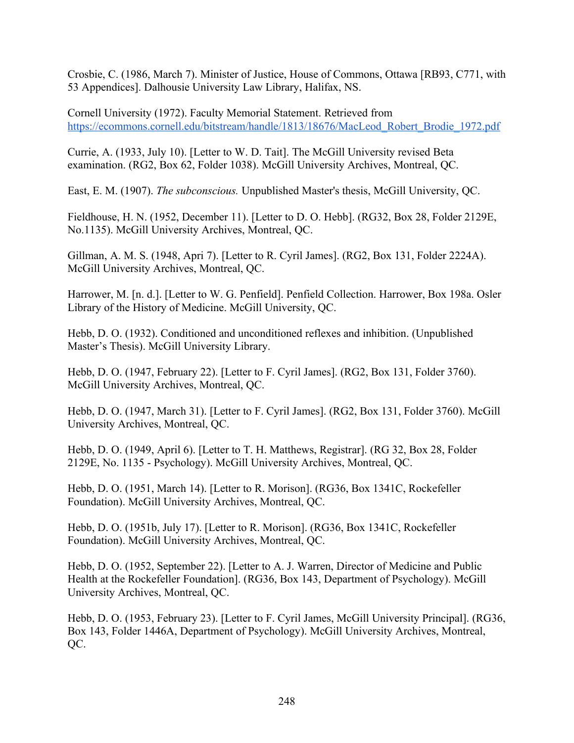Crosbie, C. (1986, March 7). Minister of Justice, House of Commons, Ottawa [RB93, C771, with 53 Appendices]. Dalhousie University Law Library, Halifax, NS.

Cornell University (1972). Faculty Memorial Statement. Retrieved from https://ecommons.cornell.edu/bitstream/handle/1813/18676/MacLeod_Robert_Brodie_1972.pdf

Currie, A. (1933, July 10). [Letter to W. D. Tait]. The McGill University revised Beta examination. (RG2, Box 62, Folder 1038). McGill University Archives, Montreal, QC.

East, E. M. (1907). *The subconscious.* Unpublished Master's thesis, McGill University, QC.

Fieldhouse, H. N. (1952, December 11). [Letter to D. O. Hebb]. (RG32, Box 28, Folder 2129E, No.1135). McGill University Archives, Montreal, QC.

Gillman, A. M. S. (1948, Apri 7). [Letter to R. Cyril James]. (RG2, Box 131, Folder 2224A). McGill University Archives, Montreal, QC.

Harrower, M. [n. d.]. [Letter to W. G. Penfield]. Penfield Collection. Harrower, Box 198a. Osler Library of the History of Medicine. McGill University, QC.

Hebb, D. O. (1932). Conditioned and unconditioned reflexes and inhibition. (Unpublished Master's Thesis). McGill University Library.

Hebb, D. O. (1947, February 22). [Letter to F. Cyril James]. (RG2, Box 131, Folder 3760). McGill University Archives, Montreal, QC.

Hebb, D. O. (1947, March 31). [Letter to F. Cyril James]. (RG2, Box 131, Folder 3760). McGill University Archives, Montreal, QC.

Hebb, D. O. (1949, April 6). [Letter to T. H. Matthews, Registrar]. (RG 32, Box 28, Folder 2129E, No. 1135 - Psychology). McGill University Archives, Montreal, QC.

Hebb, D. O. (1951, March 14). [Letter to R. Morison]. (RG36, Box 1341C, Rockefeller Foundation). McGill University Archives, Montreal, QC.

Hebb, D. O. (1951b, July 17). [Letter to R. Morison]. (RG36, Box 1341C, Rockefeller Foundation). McGill University Archives, Montreal, QC.

Hebb, D. O. (1952, September 22). [Letter to A. J. Warren, Director of Medicine and Public Health at the Rockefeller Foundation]. (RG36, Box 143, Department of Psychology). McGill University Archives, Montreal, QC.

Hebb, D. O. (1953, February 23). [Letter to F. Cyril James, McGill University Principal]. (RG36, Box 143, Folder 1446A, Department of Psychology). McGill University Archives, Montreal, QC.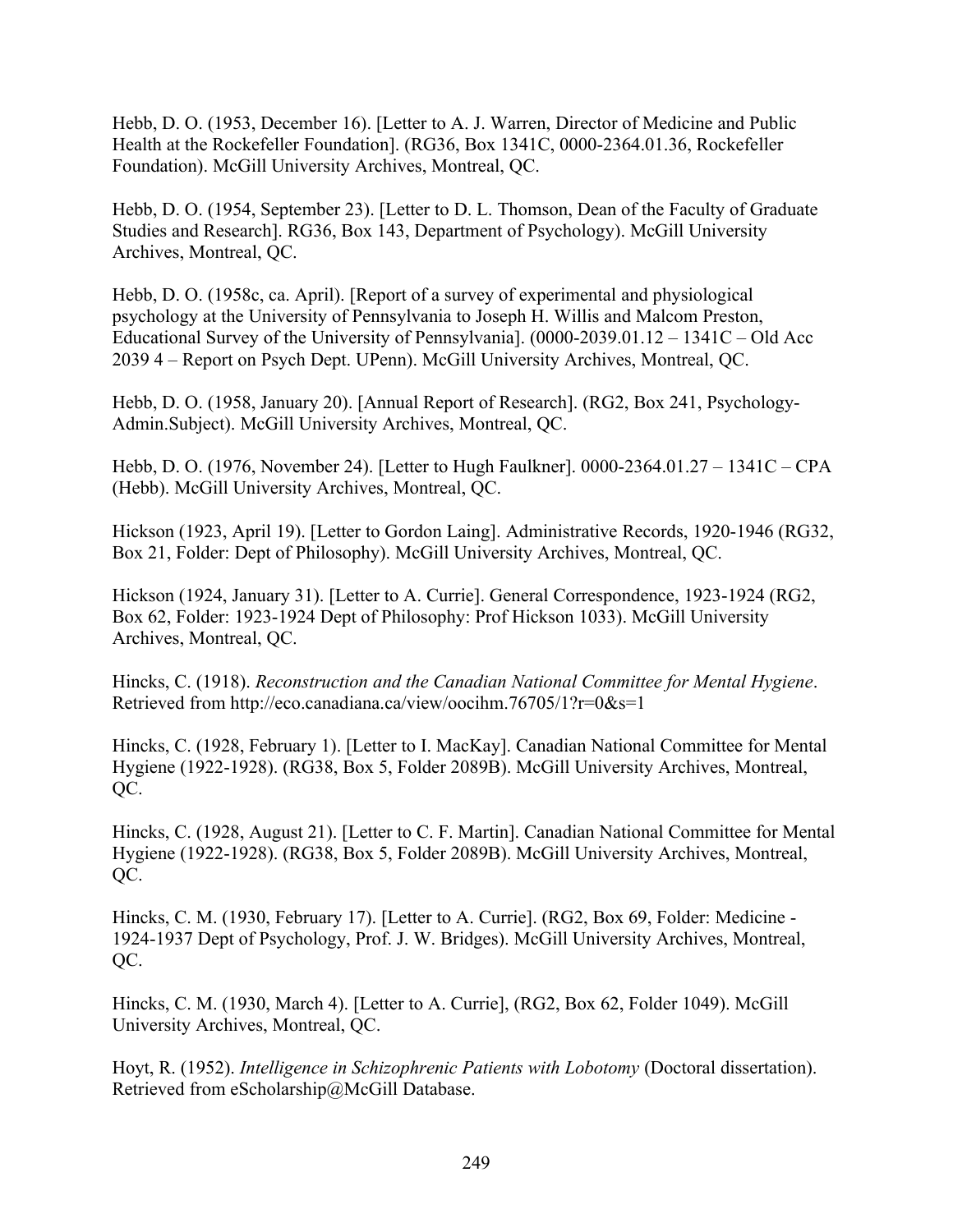Hebb, D. O. (1953, December 16). [Letter to A. J. Warren, Director of Medicine and Public Health at the Rockefeller Foundation]. (RG36, Box 1341C, 0000-2364.01.36, Rockefeller Foundation). McGill University Archives, Montreal, QC.

Hebb, D. O. (1954, September 23). [Letter to D. L. Thomson, Dean of the Faculty of Graduate Studies and Research]. RG36, Box 143, Department of Psychology). McGill University Archives, Montreal, QC.

Hebb, D. O. (1958c, ca. April). [Report of a survey of experimental and physiological psychology at the University of Pennsylvania to Joseph H. Willis and Malcom Preston, Educational Survey of the University of Pennsylvania]. (0000-2039.01.12 – 1341C – Old Acc 2039 4 – Report on Psych Dept. UPenn). McGill University Archives, Montreal, QC.

Hebb, D. O. (1958, January 20). [Annual Report of Research]. (RG2, Box 241, Psychology-Admin.Subject). McGill University Archives, Montreal, QC.

Hebb, D. O. (1976, November 24). [Letter to Hugh Faulkner]. 0000-2364.01.27 – 1341C – CPA (Hebb). McGill University Archives, Montreal, QC.

Hickson (1923, April 19). [Letter to Gordon Laing]. Administrative Records, 1920-1946 (RG32, Box 21, Folder: Dept of Philosophy). McGill University Archives, Montreal, QC.

Hickson (1924, January 31). [Letter to A. Currie]. General Correspondence, 1923-1924 (RG2, Box 62, Folder: 1923-1924 Dept of Philosophy: Prof Hickson 1033). McGill University Archives, Montreal, QC.

Hincks, C. (1918). *Reconstruction and the Canadian National Committee for Mental Hygiene*. Retrieved from http://eco.canadiana.ca/view/oocihm.76705/1?r=0&s=1

Hincks, C. (1928, February 1). [Letter to I. MacKay]. Canadian National Committee for Mental Hygiene (1922-1928). (RG38, Box 5, Folder 2089B). McGill University Archives, Montreal, QC.

Hincks, C. (1928, August 21). [Letter to C. F. Martin]. Canadian National Committee for Mental Hygiene (1922-1928). (RG38, Box 5, Folder 2089B). McGill University Archives, Montreal, QC.

Hincks, C. M. (1930, February 17). [Letter to A. Currie]. (RG2, Box 69, Folder: Medicine - 1924-1937 Dept of Psychology, Prof. J. W. Bridges). McGill University Archives, Montreal, QC.

Hincks, C. M. (1930, March 4). [Letter to A. Currie], (RG2, Box 62, Folder 1049). McGill University Archives, Montreal, QC.

Hoyt, R. (1952). *Intelligence in Schizophrenic Patients with Lobotomy* (Doctoral dissertation). Retrieved from eScholarship@McGill Database.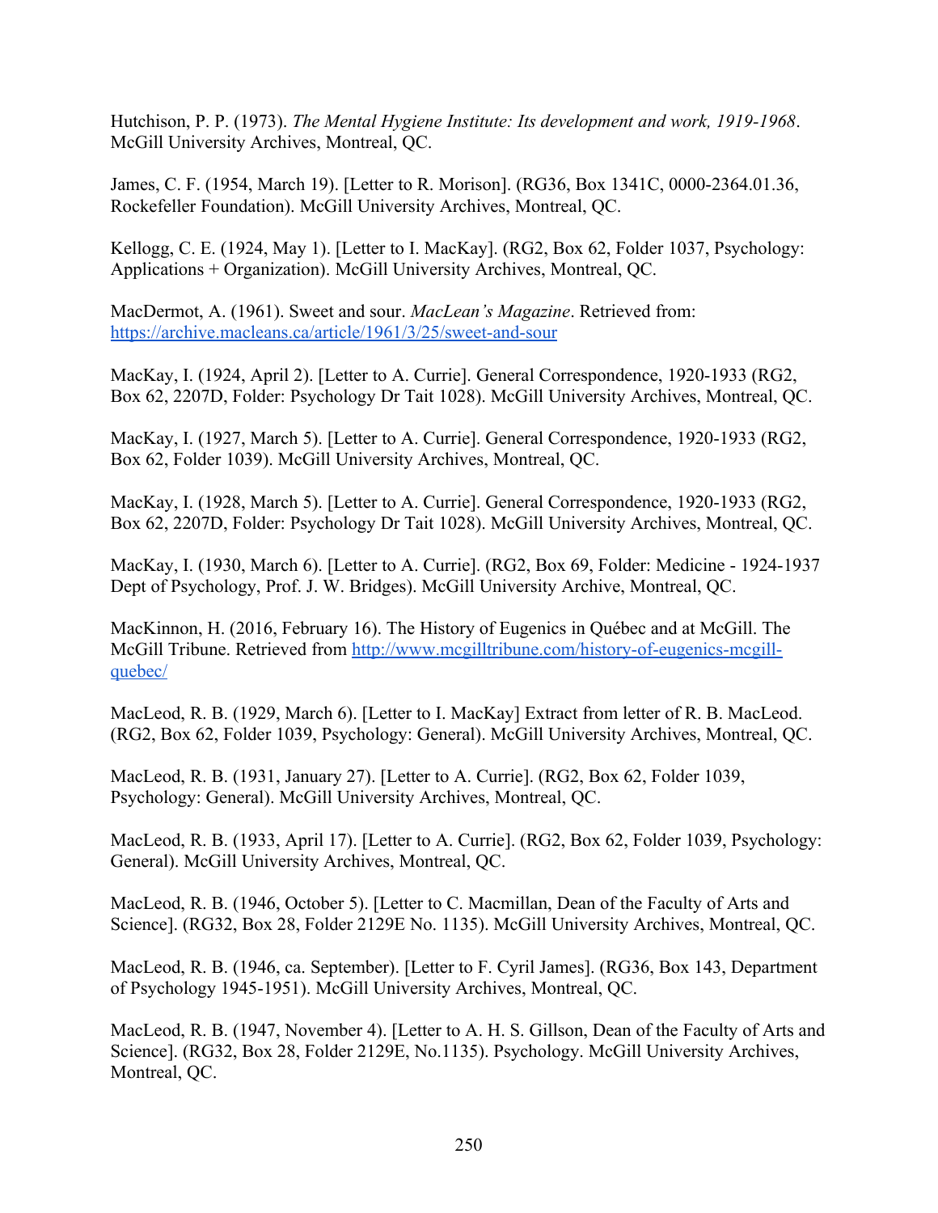Hutchison, P. P. (1973). *The Mental Hygiene Institute: Its development and work, 1919-1968*. McGill University Archives, Montreal, QC.

James, C. F. (1954, March 19). [Letter to R. Morison]. (RG36, Box 1341C, 0000-2364.01.36, Rockefeller Foundation). McGill University Archives, Montreal, QC.

Kellogg, C. E. (1924, May 1). [Letter to I. MacKay]. (RG2, Box 62, Folder 1037, Psychology: Applications + Organization). McGill University Archives, Montreal, QC.

MacDermot, A. (1961). Sweet and sour. *MacLean's Magazine*. Retrieved from: https://archive.macleans.ca/article/1961/3/25/sweet-and-sour

MacKay, I. (1924, April 2). [Letter to A. Currie]. General Correspondence, 1920-1933 (RG2, Box 62, 2207D, Folder: Psychology Dr Tait 1028). McGill University Archives, Montreal, QC.

MacKay, I. (1927, March 5). [Letter to A. Currie]. General Correspondence, 1920-1933 (RG2, Box 62, Folder 1039). McGill University Archives, Montreal, QC.

MacKay, I. (1928, March 5). [Letter to A. Currie]. General Correspondence, 1920-1933 (RG2, Box 62, 2207D, Folder: Psychology Dr Tait 1028). McGill University Archives, Montreal, QC.

MacKay, I. (1930, March 6). [Letter to A. Currie]. (RG2, Box 69, Folder: Medicine - 1924-1937 Dept of Psychology, Prof. J. W. Bridges). McGill University Archive, Montreal, QC.

MacKinnon, H. (2016, February 16). The History of Eugenics in Québec and at McGill. The McGill Tribune. Retrieved from http://www.mcgilltribune.com/history-of-eugenics-mcgill-quebec/

MacLeod, R. B. (1929, March 6). [Letter to I. MacKay] Extract from letter of R. B. MacLeod. (RG2, Box 62, Folder 1039, Psychology: General). McGill University Archives, Montreal, QC.

MacLeod, R. B. (1931, January 27). [Letter to A. Currie]. (RG2, Box 62, Folder 1039, Psychology: General). McGill University Archives, Montreal, QC.

MacLeod, R. B. (1933, April 17). [Letter to A. Currie]. (RG2, Box 62, Folder 1039, Psychology: General). McGill University Archives, Montreal, QC.

MacLeod, R. B. (1946, October 5). [Letter to C. Macmillan, Dean of the Faculty of Arts and Science]. (RG32, Box 28, Folder 2129E No. 1135). McGill University Archives, Montreal, QC.

MacLeod, R. B. (1946, ca. September). [Letter to F. Cyril James]. (RG36, Box 143, Department of Psychology 1945-1951). McGill University Archives, Montreal, QC.

MacLeod, R. B. (1947, November 4). [Letter to A. H. S. Gillson, Dean of the Faculty of Arts and Science]. (RG32, Box 28, Folder 2129E, No.1135). Psychology. McGill University Archives, Montreal, QC.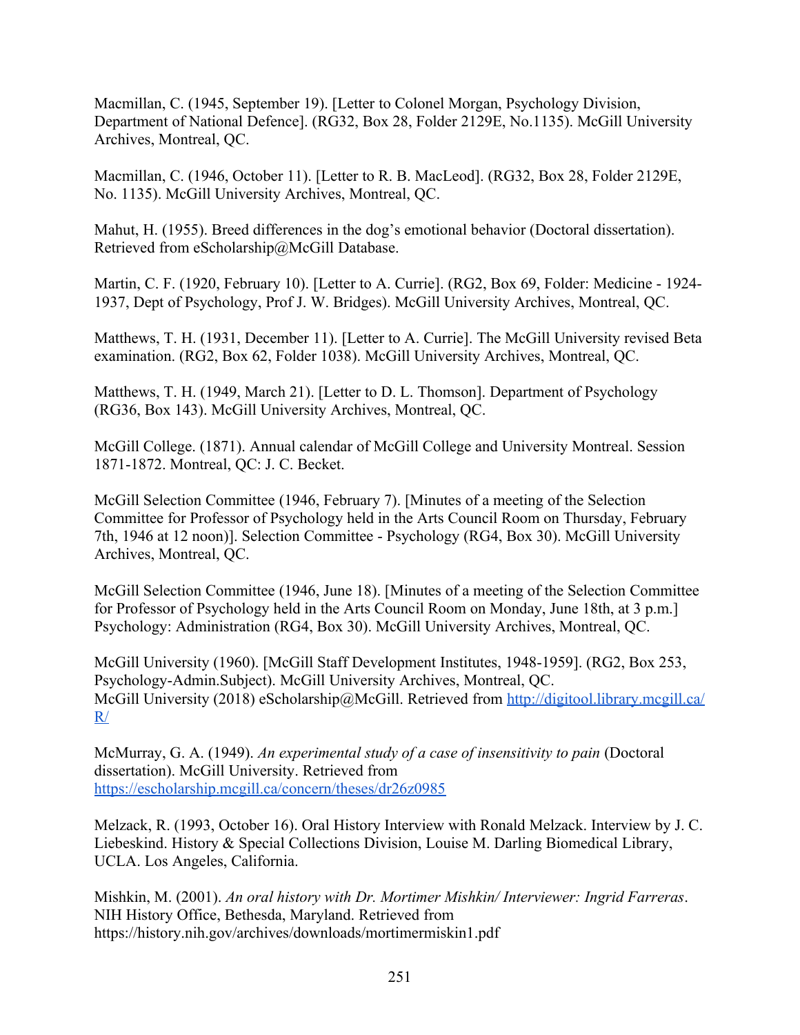Macmillan, C. (1945, September 19). [Letter to Colonel Morgan, Psychology Division, Department of National Defence]. (RG32, Box 28, Folder 2129E, No.1135). McGill University Archives, Montreal, QC.

Macmillan, C. (1946, October 11). [Letter to R. B. MacLeod]. (RG32, Box 28, Folder 2129E, No. 1135). McGill University Archives, Montreal, QC.

Mahut, H. (1955). Breed differences in the dog's emotional behavior (Doctoral dissertation). Retrieved from eScholarship@McGill Database.

Martin, C. F. (1920, February 10). [Letter to A. Currie]. (RG2, Box 69, Folder: Medicine - 1924-1937, Dept of Psychology, Prof J. W. Bridges). McGill University Archives, Montreal, QC.

Matthews, T. H. (1931, December 11). [Letter to A. Currie]. The McGill University revised Beta examination. (RG2, Box 62, Folder 1038). McGill University Archives, Montreal, QC.

Matthews, T. H. (1949, March 21). [Letter to D. L. Thomson]. Department of Psychology (RG36, Box 143). McGill University Archives, Montreal, QC.

McGill College. (1871). Annual calendar of McGill College and University Montreal. Session 1871-1872. Montreal, QC: J. C. Becket.

McGill Selection Committee (1946, February 7). [Minutes of a meeting of the Selection Committee for Professor of Psychology held in the Arts Council Room on Thursday, February 7th, 1946 at 12 noon)]. Selection Committee - Psychology (RG4, Box 30). McGill University Archives, Montreal, QC.

McGill Selection Committee (1946, June 18). [Minutes of a meeting of the Selection Committee for Professor of Psychology held in the Arts Council Room on Monday, June 18th, at 3 p.m.] Psychology: Administration (RG4, Box 30). McGill University Archives, Montreal, QC.

McGill University (1960). [McGill Staff Development Institutes, 1948-1959]. (RG2, Box 253, Psychology-Admin.Subject). McGill University Archives, Montreal, QC.
McGill University (2018) eScholarship@McGill. Retrieved from http://digitool.library.mcgill.ca/R/

McMurray, G. A. (1949). *An experimental study of a case of insensitivity to pain* (Doctoral dissertation). McGill University. Retrieved from https://escholarship.mcgill.ca/concern/theses/dr26z0985

Melzack, R. (1993, October 16). Oral History Interview with Ronald Melzack. Interview by J. C. Liebeskind. History & Special Collections Division, Louise M. Darling Biomedical Library, UCLA. Los Angeles, California.

Mishkin, M. (2001). *An oral history with Dr. Mortimer Mishkin/ Interviewer: Ingrid Farreras*. NIH History Office, Bethesda, Maryland. Retrieved from https://history.nih.gov/archives/downloads/mortimermiskin1.pdf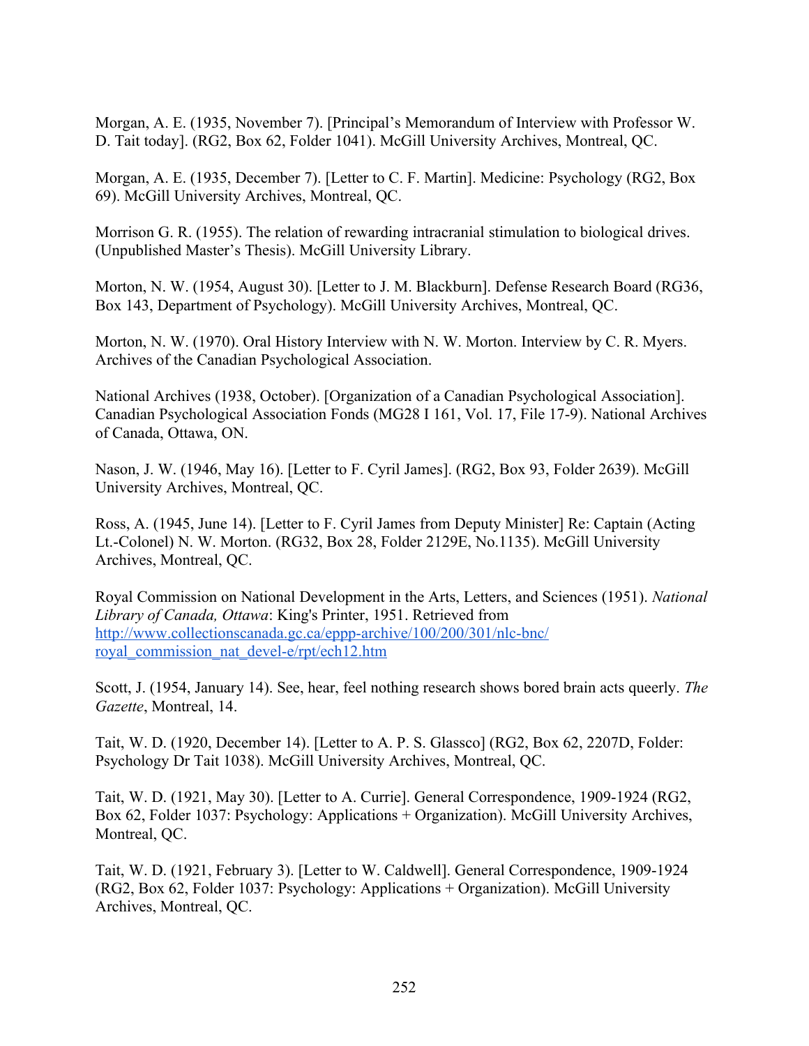Morgan, A. E. (1935, November 7). [Principal's Memorandum of Interview with Professor W. D. Tait today]. (RG2, Box 62, Folder 1041). McGill University Archives, Montreal, QC.

Morgan, A. E. (1935, December 7). [Letter to C. F. Martin]. Medicine: Psychology (RG2, Box 69). McGill University Archives, Montreal, QC.

Morrison G. R. (1955). The relation of rewarding intracranial stimulation to biological drives. (Unpublished Master's Thesis). McGill University Library.

Morton, N. W. (1954, August 30). [Letter to J. M. Blackburn]. Defense Research Board (RG36, Box 143, Department of Psychology). McGill University Archives, Montreal, QC.

Morton, N. W. (1970). Oral History Interview with N. W. Morton. Interview by C. R. Myers. Archives of the Canadian Psychological Association.

National Archives (1938, October). [Organization of a Canadian Psychological Association]. Canadian Psychological Association Fonds (MG28 I 161, Vol. 17, File 17-9). National Archives of Canada, Ottawa, ON.

Nason, J. W. (1946, May 16). [Letter to F. Cyril James]. (RG2, Box 93, Folder 2639). McGill University Archives, Montreal, QC.

Ross, A. (1945, June 14). [Letter to F. Cyril James from Deputy Minister] Re: Captain (Acting Lt.-Colonel) N. W. Morton. (RG32, Box 28, Folder 2129E, No.1135). McGill University Archives, Montreal, QC.

Royal Commission on National Development in the Arts, Letters, and Sciences (1951). *National Library of Canada, Ottawa*: King's Printer, 1951. Retrieved from http://www.collectionscanada.gc.ca/eppp-archive/100/200/301/nlc-bnc/royal_commission_nat_devel-e/rpt/ech12.htm

Scott, J. (1954, January 14). See, hear, feel nothing research shows bored brain acts queerly. *The Gazette*, Montreal, 14.

Tait, W. D. (1920, December 14). [Letter to A. P. S. Glassco] (RG2, Box 62, 2207D, Folder: Psychology Dr Tait 1038). McGill University Archives, Montreal, QC.

Tait, W. D. (1921, May 30). [Letter to A. Currie]. General Correspondence, 1909-1924 (RG2, Box 62, Folder 1037: Psychology: Applications + Organization). McGill University Archives, Montreal, QC.

Tait, W. D. (1921, February 3). [Letter to W. Caldwell]. General Correspondence, 1909-1924 (RG2, Box 62, Folder 1037: Psychology: Applications + Organization). McGill University Archives, Montreal, QC.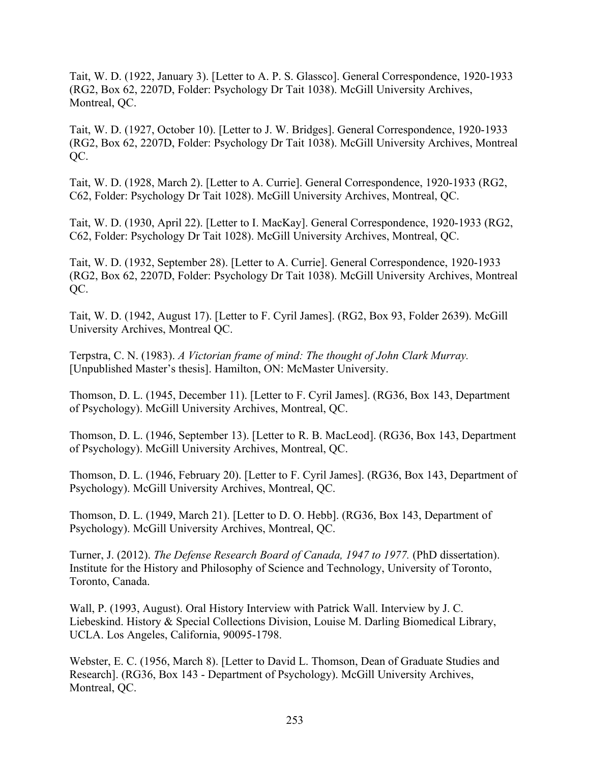Tait, W. D. (1922, January 3). [Letter to A. P. S. Glassco]. General Correspondence, 1920-1933 (RG2, Box 62, 2207D, Folder: Psychology Dr Tait 1038). McGill University Archives, Montreal, QC.

Tait, W. D. (1927, October 10). [Letter to J. W. Bridges]. General Correspondence, 1920-1933 (RG2, Box 62, 2207D, Folder: Psychology Dr Tait 1038). McGill University Archives, Montreal QC.

Tait, W. D. (1928, March 2). [Letter to A. Currie]. General Correspondence, 1920-1933 (RG2, C62, Folder: Psychology Dr Tait 1028). McGill University Archives, Montreal, QC.

Tait, W. D. (1930, April 22). [Letter to I. MacKay]. General Correspondence, 1920-1933 (RG2, C62, Folder: Psychology Dr Tait 1028). McGill University Archives, Montreal, QC.

Tait, W. D. (1932, September 28). [Letter to A. Currie]. General Correspondence, 1920-1933 (RG2, Box 62, 2207D, Folder: Psychology Dr Tait 1038). McGill University Archives, Montreal QC.

Tait, W. D. (1942, August 17). [Letter to F. Cyril James]. (RG2, Box 93, Folder 2639). McGill University Archives, Montreal QC.

Terpstra, C. N. (1983). *A Victorian frame of mind: The thought of John Clark Murray.* [Unpublished Master's thesis]. Hamilton, ON: McMaster University.

Thomson, D. L. (1945, December 11). [Letter to F. Cyril James]. (RG36, Box 143, Department of Psychology). McGill University Archives, Montreal, QC.

Thomson, D. L. (1946, September 13). [Letter to R. B. MacLeod]. (RG36, Box 143, Department of Psychology). McGill University Archives, Montreal, QC.

Thomson, D. L. (1946, February 20). [Letter to F. Cyril James]. (RG36, Box 143, Department of Psychology). McGill University Archives, Montreal, QC.

Thomson, D. L. (1949, March 21). [Letter to D. O. Hebb]. (RG36, Box 143, Department of Psychology). McGill University Archives, Montreal, QC.

Turner, J. (2012). *The Defense Research Board of Canada, 1947 to 1977.* (PhD dissertation). Institute for the History and Philosophy of Science and Technology, University of Toronto, Toronto, Canada.

Wall, P. (1993, August). Oral History Interview with Patrick Wall. Interview by J. C. Liebeskind. History & Special Collections Division, Louise M. Darling Biomedical Library, UCLA. Los Angeles, California, 90095-1798.

Webster, E. C. (1956, March 8). [Letter to David L. Thomson, Dean of Graduate Studies and Research]. (RG36, Box 143 - Department of Psychology). McGill University Archives, Montreal, QC.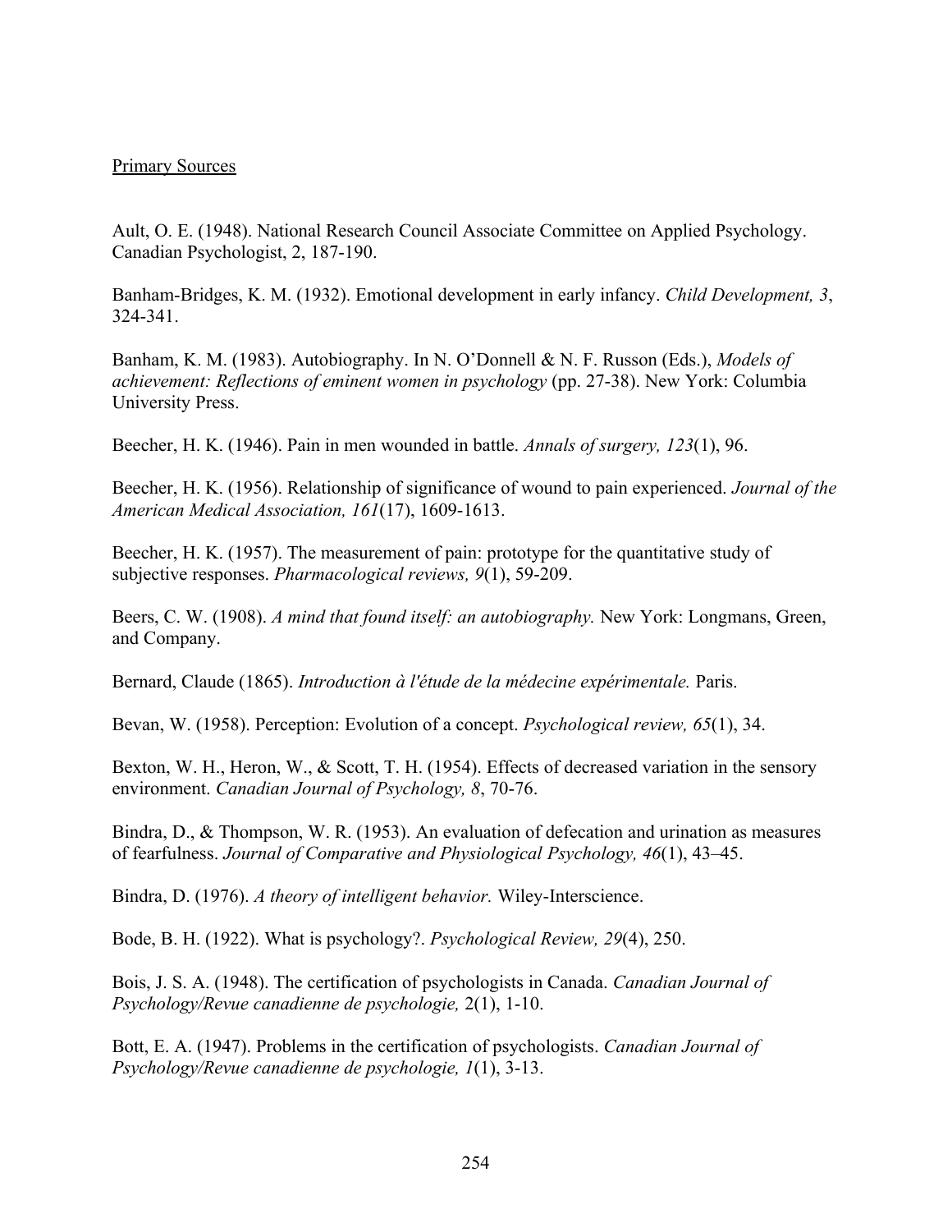Primary Sources

Ault, O. E. (1948). National Research Council Associate Committee on Applied Psychology. Canadian Psychologist, 2, 187-190.

Banham-Bridges, K. M. (1932). Emotional development in early infancy. *Child Development, 3*, 324-341.

Banham, K. M. (1983). Autobiography. In N. O'Donnell & N. F. Russon (Eds.), *Models of achievement: Reflections of eminent women in psychology* (pp. 27-38). New York: Columbia University Press.

Beecher, H. K. (1946). Pain in men wounded in battle. *Annals of surgery, 123*(1), 96.

Beecher, H. K. (1956). Relationship of significance of wound to pain experienced. *Journal of the American Medical Association, 161*(17), 1609-1613.

Beecher, H. K. (1957). The measurement of pain: prototype for the quantitative study of subjective responses. *Pharmacological reviews, 9*(1), 59-209.

Beers, C. W. (1908). *A mind that found itself: an autobiography.* New York: Longmans, Green, and Company.

Bernard, Claude (1865). *Introduction à l'étude de la médecine expérimentale.* Paris.

Bevan, W. (1958). Perception: Evolution of a concept. *Psychological review, 65*(1), 34.

Bexton, W. H., Heron, W., & Scott, T. H. (1954). Effects of decreased variation in the sensory environment. *Canadian Journal of Psychology, 8*, 70-76.

Bindra, D., & Thompson, W. R. (1953). An evaluation of defecation and urination as measures of fearfulness. *Journal of Comparative and Physiological Psychology, 46*(1), 43–45.

Bindra, D. (1976). *A theory of intelligent behavior.* Wiley-Interscience.

Bode, B. H. (1922). What is psychology?. *Psychological Review, 29*(4), 250.

Bois, J. S. A. (1948). The certification of psychologists in Canada. *Canadian Journal of Psychology/Revue canadienne de psychologie,* 2(1), 1-10.

Bott, E. A. (1947). Problems in the certification of psychologists. *Canadian Journal of Psychology/Revue canadienne de psychologie, 1*(1), 3-13.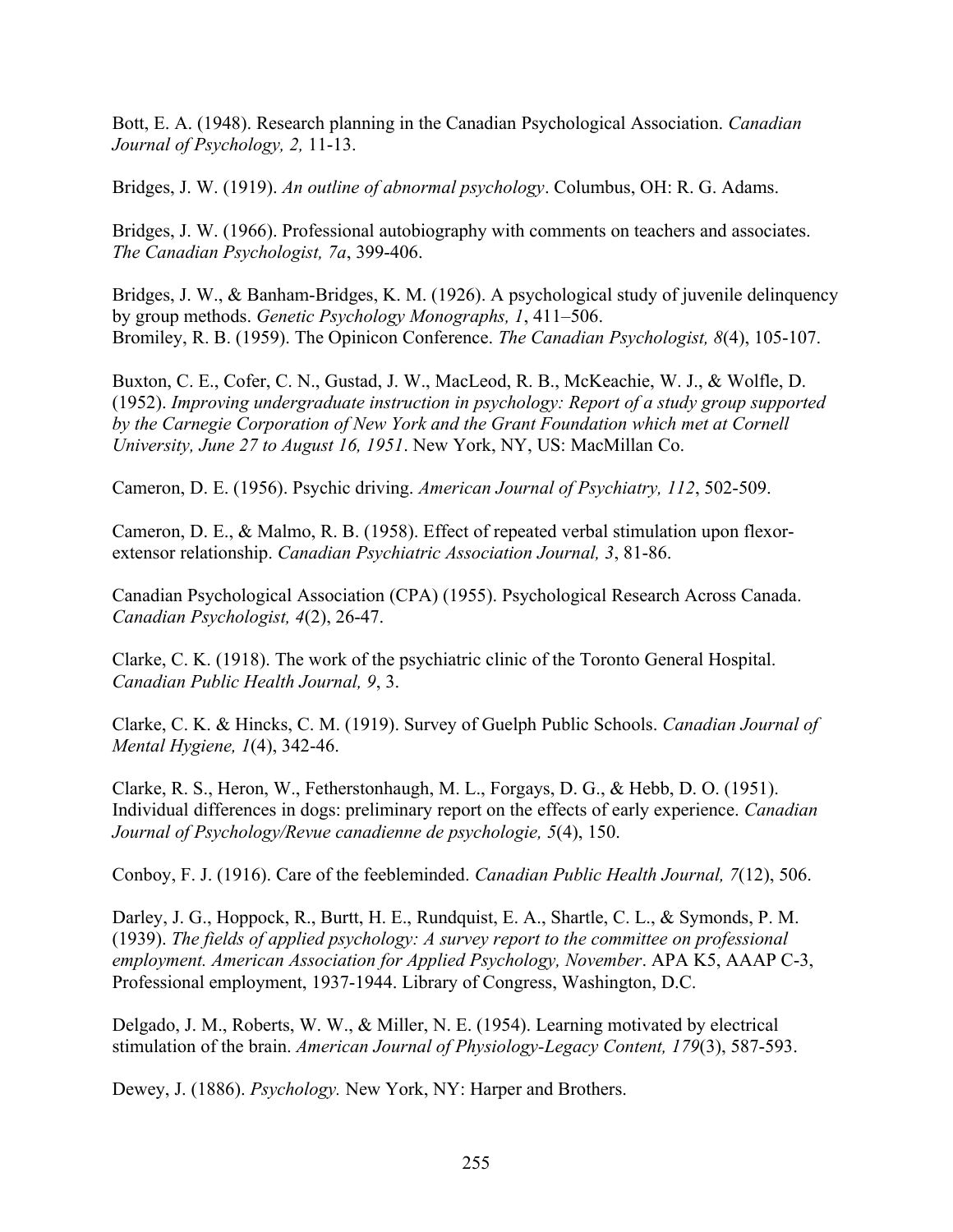Bott, E. A. (1948). Research planning in the Canadian Psychological Association. *Canadian Journal of Psychology, 2,* 11-13.

Bridges, J. W. (1919). *An outline of abnormal psychology*. Columbus, OH: R. G. Adams.

Bridges, J. W. (1966). Professional autobiography with comments on teachers and associates. *The Canadian Psychologist, 7a*, 399-406.

Bridges, J. W., & Banham-Bridges, K. M. (1926). A psychological study of juvenile delinquency by group methods. *Genetic Psychology Monographs, 1*, 411–506.

Bromiley, R. B. (1959). The Opinicon Conference. *The Canadian Psychologist, 8*(4), 105-107.

Buxton, C. E., Cofer, C. N., Gustad, J. W., MacLeod, R. B., McKeachie, W. J., & Wolfle, D. (1952). *Improving undergraduate instruction in psychology: Report of a study group supported by the Carnegie Corporation of New York and the Grant Foundation which met at Cornell University, June 27 to August 16, 1951*. New York, NY, US: MacMillan Co.

Cameron, D. E. (1956). Psychic driving. *American Journal of Psychiatry, 112*, 502-509.

Cameron, D. E., & Malmo, R. B. (1958). Effect of repeated verbal stimulation upon flexor-extensor relationship. *Canadian Psychiatric Association Journal, 3*, 81-86.

Canadian Psychological Association (CPA) (1955). Psychological Research Across Canada. *Canadian Psychologist, 4*(2), 26-47.

Clarke, C. K. (1918). The work of the psychiatric clinic of the Toronto General Hospital. *Canadian Public Health Journal, 9*, 3.

Clarke, C. K. & Hincks, C. M. (1919). Survey of Guelph Public Schools. *Canadian Journal of Mental Hygiene, 1*(4), 342-46.

Clarke, R. S., Heron, W., Fetherstonhaugh, M. L., Forgays, D. G., & Hebb, D. O. (1951). Individual differences in dogs: preliminary report on the effects of early experience. *Canadian Journal of Psychology/Revue canadienne de psychologie, 5*(4), 150.

Conboy, F. J. (1916). Care of the feebleminded. *Canadian Public Health Journal, 7*(12), 506.

Darley, J. G., Hoppock, R., Burtt, H. E., Rundquist, E. A., Shartle, C. L., & Symonds, P. M. (1939). *The fields of applied psychology: A survey report to the committee on professional employment. American Association for Applied Psychology, November*. APA K5, AAAP C-3, Professional employment, 1937-1944. Library of Congress, Washington, D.C.

Delgado, J. M., Roberts, W. W., & Miller, N. E. (1954). Learning motivated by electrical stimulation of the brain. *American Journal of Physiology-Legacy Content, 179*(3), 587-593.

Dewey, J. (1886). *Psychology.* New York, NY: Harper and Brothers.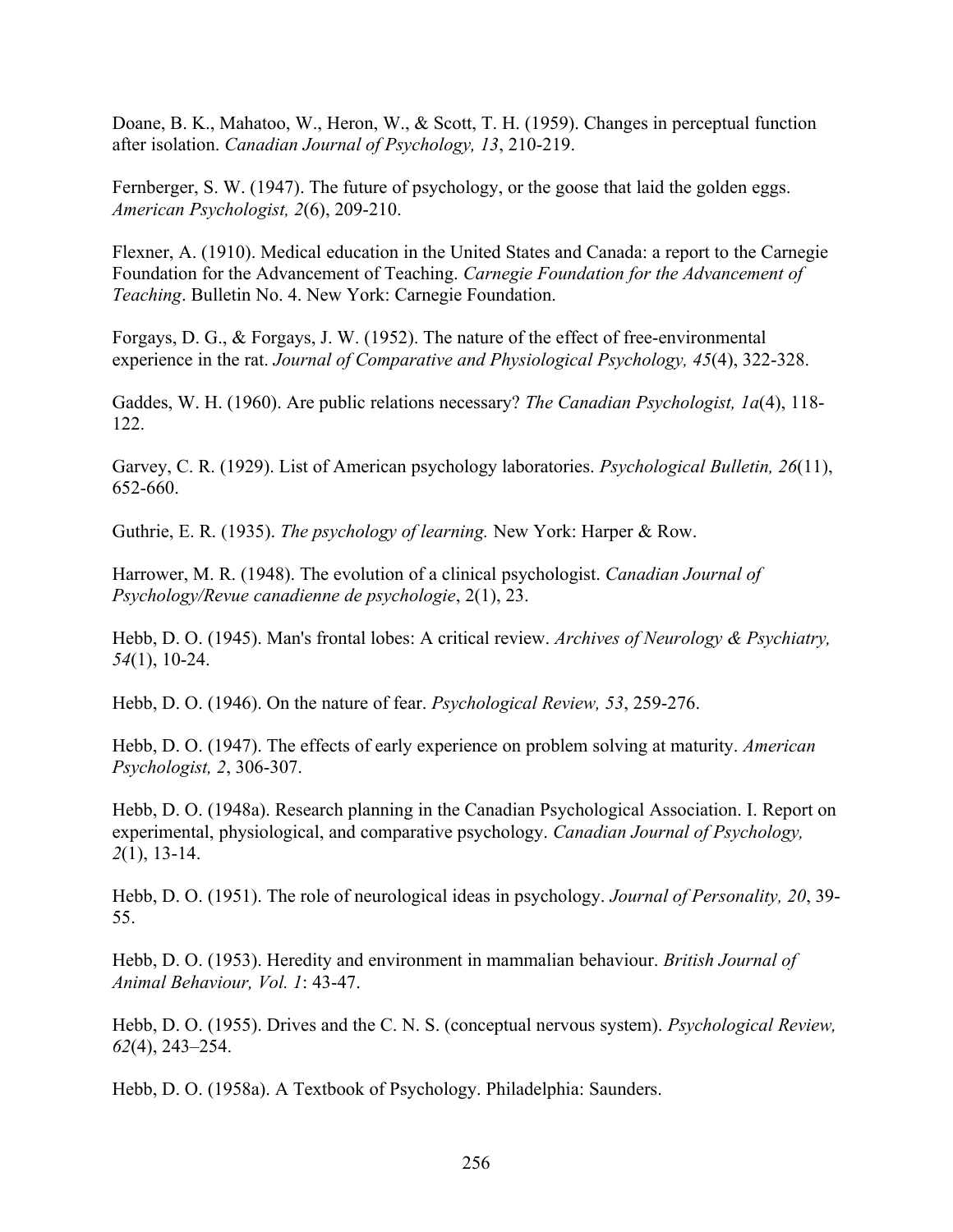Doane, B. K., Mahatoo, W., Heron, W., & Scott, T. H. (1959). Changes in perceptual function after isolation. *Canadian Journal of Psychology, 13*, 210-219.

Fernberger, S. W. (1947). The future of psychology, or the goose that laid the golden eggs. *American Psychologist, 2*(6), 209-210.

Flexner, A. (1910). Medical education in the United States and Canada: a report to the Carnegie Foundation for the Advancement of Teaching. *Carnegie Foundation for the Advancement of Teaching*. Bulletin No. 4. New York: Carnegie Foundation.

Forgays, D. G., & Forgays, J. W. (1952). The nature of the effect of free-environmental experience in the rat. *Journal of Comparative and Physiological Psychology, 45*(4), 322-328.

Gaddes, W. H. (1960). Are public relations necessary? *The Canadian Psychologist, 1a*(4), 118-122.

Garvey, C. R. (1929). List of American psychology laboratories. *Psychological Bulletin, 26*(11), 652-660.

Guthrie, E. R. (1935). *The psychology of learning.* New York: Harper & Row.

Harrower, M. R. (1948). The evolution of a clinical psychologist. *Canadian Journal of Psychology/Revue canadienne de psychologie*, 2(1), 23.

Hebb, D. O. (1945). Man's frontal lobes: A critical review. *Archives of Neurology & Psychiatry, 54*(1), 10-24.

Hebb, D. O. (1946). On the nature of fear. *Psychological Review, 53*, 259-276.

Hebb, D. O. (1947). The effects of early experience on problem solving at maturity. *American Psychologist, 2*, 306-307.

Hebb, D. O. (1948a). Research planning in the Canadian Psychological Association. I. Report on experimental, physiological, and comparative psychology. *Canadian Journal of Psychology, 2*(1), 13-14.

Hebb, D. O. (1951). The role of neurological ideas in psychology. *Journal of Personality, 20*, 39-55.

Hebb, D. O. (1953). Heredity and environment in mammalian behaviour. *British Journal of Animal Behaviour, Vol. 1*: 43-47.

Hebb, D. O. (1955). Drives and the C. N. S. (conceptual nervous system). *Psychological Review, 62*(4), 243–254.

Hebb, D. O. (1958a). A Textbook of Psychology. Philadelphia: Saunders.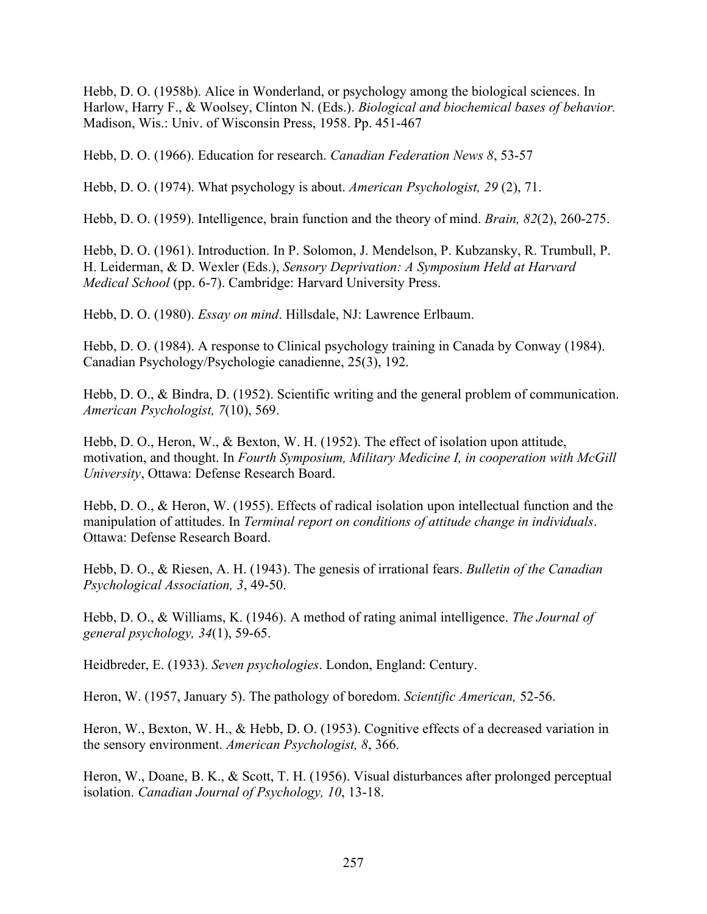Hebb, D. O. (1958b). Alice in Wonderland, or psychology among the biological sciences. In Harlow, Harry F., & Woolsey, Clinton N. (Eds.). *Biological and biochemical bases of behavior.* Madison, Wis.: Univ. of Wisconsin Press, 1958. Pp. 451-467

Hebb, D. O. (1966). Education for research. *Canadian Federation News 8*, 53-57

Hebb, D. O. (1974). What psychology is about. *American Psychologist, 29* (2), 71.

Hebb, D. O. (1959). Intelligence, brain function and the theory of mind. *Brain, 82*(2), 260-275.

Hebb, D. O. (1961). Introduction. In P. Solomon, J. Mendelson, P. Kubzansky, R. Trumbull, P. H. Leiderman, & D. Wexler (Eds.), *Sensory Deprivation: A Symposium Held at Harvard Medical School* (pp. 6-7). Cambridge: Harvard University Press.

Hebb, D. O. (1980). *Essay on mind*. Hillsdale, NJ: Lawrence Erlbaum.

Hebb, D. O. (1984). A response to Clinical psychology training in Canada by Conway (1984). Canadian Psychology/Psychologie canadienne, 25(3), 192.

Hebb, D. O., & Bindra, D. (1952). Scientific writing and the general problem of communication. *American Psychologist, 7*(10), 569.

Hebb, D. O., Heron, W., & Bexton, W. H. (1952). The effect of isolation upon attitude, motivation, and thought. In *Fourth Symposium, Military Medicine I, in cooperation with McGill University*, Ottawa: Defense Research Board.

Hebb, D. O., & Heron, W. (1955). Effects of radical isolation upon intellectual function and the manipulation of attitudes. In *Terminal report on conditions of attitude change in individuals*. Ottawa: Defense Research Board.

Hebb, D. O., & Riesen, A. H. (1943). The genesis of irrational fears. *Bulletin of the Canadian Psychological Association, 3*, 49-50.

Hebb, D. O., & Williams, K. (1946). A method of rating animal intelligence. *The Journal of general psychology, 34*(1), 59-65.

Heidbreder, E. (1933). *Seven psychologies*. London, England: Century.

Heron, W. (1957, January 5). The pathology of boredom. *Scientific American,* 52-56.

Heron, W., Bexton, W. H., & Hebb, D. O. (1953). Cognitive effects of a decreased variation in the sensory environment. *American Psychologist, 8*, 366.

Heron, W., Doane, B. K., & Scott, T. H. (1956). Visual disturbances after prolonged perceptual isolation. *Canadian Journal of Psychology, 10*, 13-18.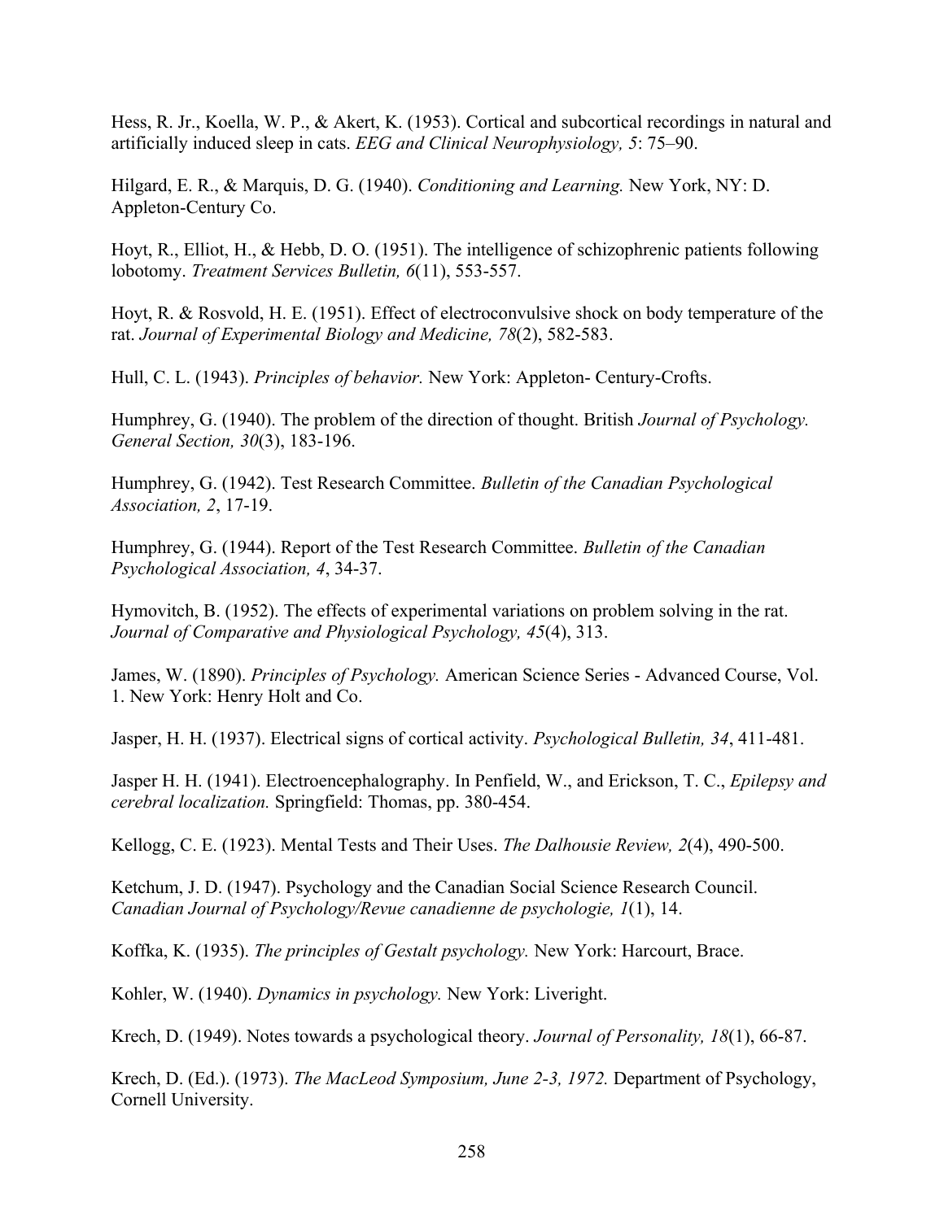Hess, R. Jr., Koella, W. P., & Akert, K. (1953). Cortical and subcortical recordings in natural and artificially induced sleep in cats. *EEG and Clinical Neurophysiology, 5*: 75–90.

Hilgard, E. R., & Marquis, D. G. (1940). *Conditioning and Learning.* New York, NY: D. Appleton-Century Co.

Hoyt, R., Elliot, H., & Hebb, D. O. (1951). The intelligence of schizophrenic patients following lobotomy. *Treatment Services Bulletin, 6*(11), 553-557.

Hoyt, R. & Rosvold, H. E. (1951). Effect of electroconvulsive shock on body temperature of the rat. *Journal of Experimental Biology and Medicine, 78*(2), 582-583.

Hull, C. L. (1943). *Principles of behavior.* New York: Appleton- Century-Crofts.

Humphrey, G. (1940). The problem of the direction of thought. British *Journal of Psychology. General Section, 30*(3), 183-196.

Humphrey, G. (1942). Test Research Committee. *Bulletin of the Canadian Psychological Association, 2*, 17-19.

Humphrey, G. (1944). Report of the Test Research Committee. *Bulletin of the Canadian Psychological Association, 4*, 34-37.

Hymovitch, B. (1952). The effects of experimental variations on problem solving in the rat. *Journal of Comparative and Physiological Psychology, 45*(4), 313.

James, W. (1890). *Principles of Psychology.* American Science Series - Advanced Course, Vol. 1. New York: Henry Holt and Co.

Jasper, H. H. (1937). Electrical signs of cortical activity. *Psychological Bulletin, 34*, 411-481.

Jasper H. H. (1941). Electroencephalography. In Penfield, W., and Erickson, T. C., *Epilepsy and cerebral localization.* Springfield: Thomas, pp. 380-454.

Kellogg, C. E. (1923). Mental Tests and Their Uses. *The Dalhousie Review, 2*(4), 490-500.

Ketchum, J. D. (1947). Psychology and the Canadian Social Science Research Council. *Canadian Journal of Psychology/Revue canadienne de psychologie, 1*(1), 14.

Koffka, K. (1935). *The principles of Gestalt psychology.* New York: Harcourt, Brace.

Kohler, W. (1940). *Dynamics in psychology.* New York: Liveright.

Krech, D. (1949). Notes towards a psychological theory. *Journal of Personality, 18*(1), 66-87.

Krech, D. (Ed.). (1973). *The MacLeod Symposium, June 2-3, 1972.* Department of Psychology, Cornell University.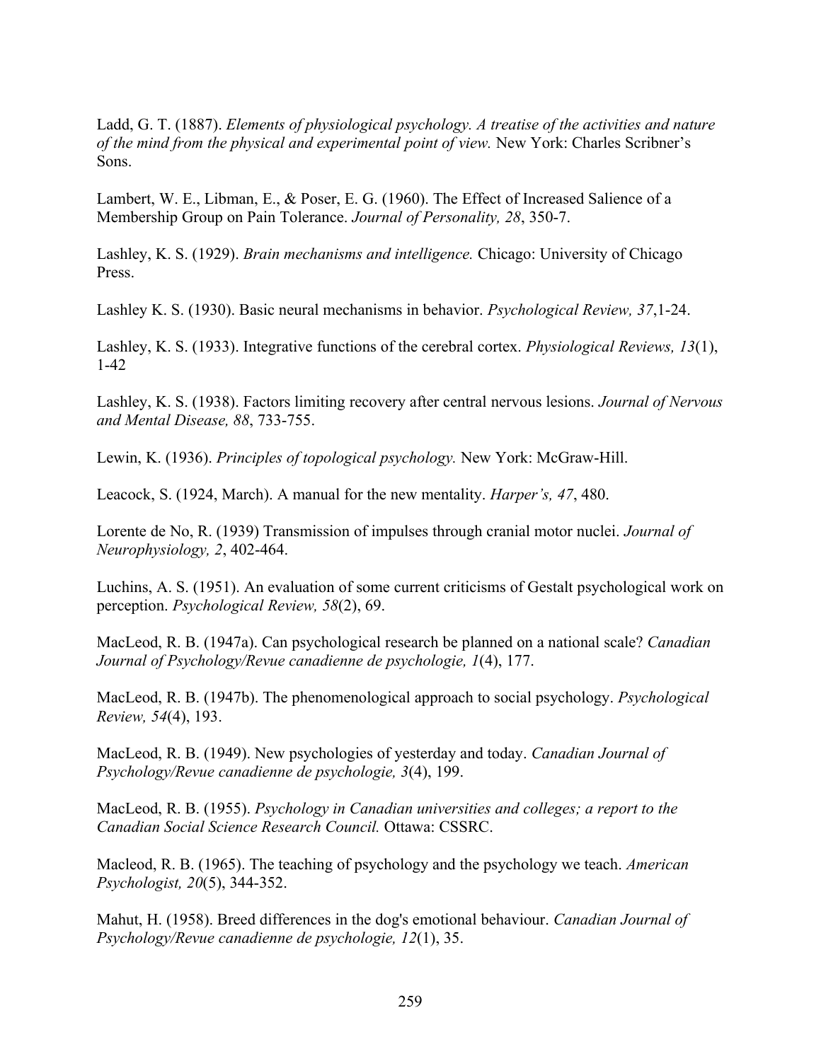Ladd, G. T. (1887). *Elements of physiological psychology. A treatise of the activities and nature of the mind from the physical and experimental point of view.* New York: Charles Scribner's Sons.

Lambert, W. E., Libman, E., & Poser, E. G. (1960). The Effect of Increased Salience of a Membership Group on Pain Tolerance. *Journal of Personality, 28*, 350-7.

Lashley, K. S. (1929). *Brain mechanisms and intelligence.* Chicago: University of Chicago Press.

Lashley K. S. (1930). Basic neural mechanisms in behavior. *Psychological Review, 37*,1-24.

Lashley, K. S. (1933). Integrative functions of the cerebral cortex. *Physiological Reviews, 13*(1), 1-42

Lashley, K. S. (1938). Factors limiting recovery after central nervous lesions. *Journal of Nervous and Mental Disease, 88*, 733-755.

Lewin, K. (1936). *Principles of topological psychology.* New York: McGraw-Hill.

Leacock, S. (1924, March). A manual for the new mentality. *Harper's, 47*, 480.

Lorente de No, R. (1939) Transmission of impulses through cranial motor nuclei. *Journal of Neurophysiology, 2*, 402-464.

Luchins, A. S. (1951). An evaluation of some current criticisms of Gestalt psychological work on perception. *Psychological Review, 58*(2), 69.

MacLeod, R. B. (1947a). Can psychological research be planned on a national scale? *Canadian Journal of Psychology/Revue canadienne de psychologie, 1*(4), 177.

MacLeod, R. B. (1947b). The phenomenological approach to social psychology. *Psychological Review, 54*(4), 193.

MacLeod, R. B. (1949). New psychologies of yesterday and today. *Canadian Journal of Psychology/Revue canadienne de psychologie, 3*(4), 199.

MacLeod, R. B. (1955). *Psychology in Canadian universities and colleges; a report to the Canadian Social Science Research Council.* Ottawa: CSSRC.

Macleod, R. B. (1965). The teaching of psychology and the psychology we teach. *American Psychologist, 20*(5), 344-352.

Mahut, H. (1958). Breed differences in the dog's emotional behaviour. *Canadian Journal of Psychology/Revue canadienne de psychologie, 12*(1), 35.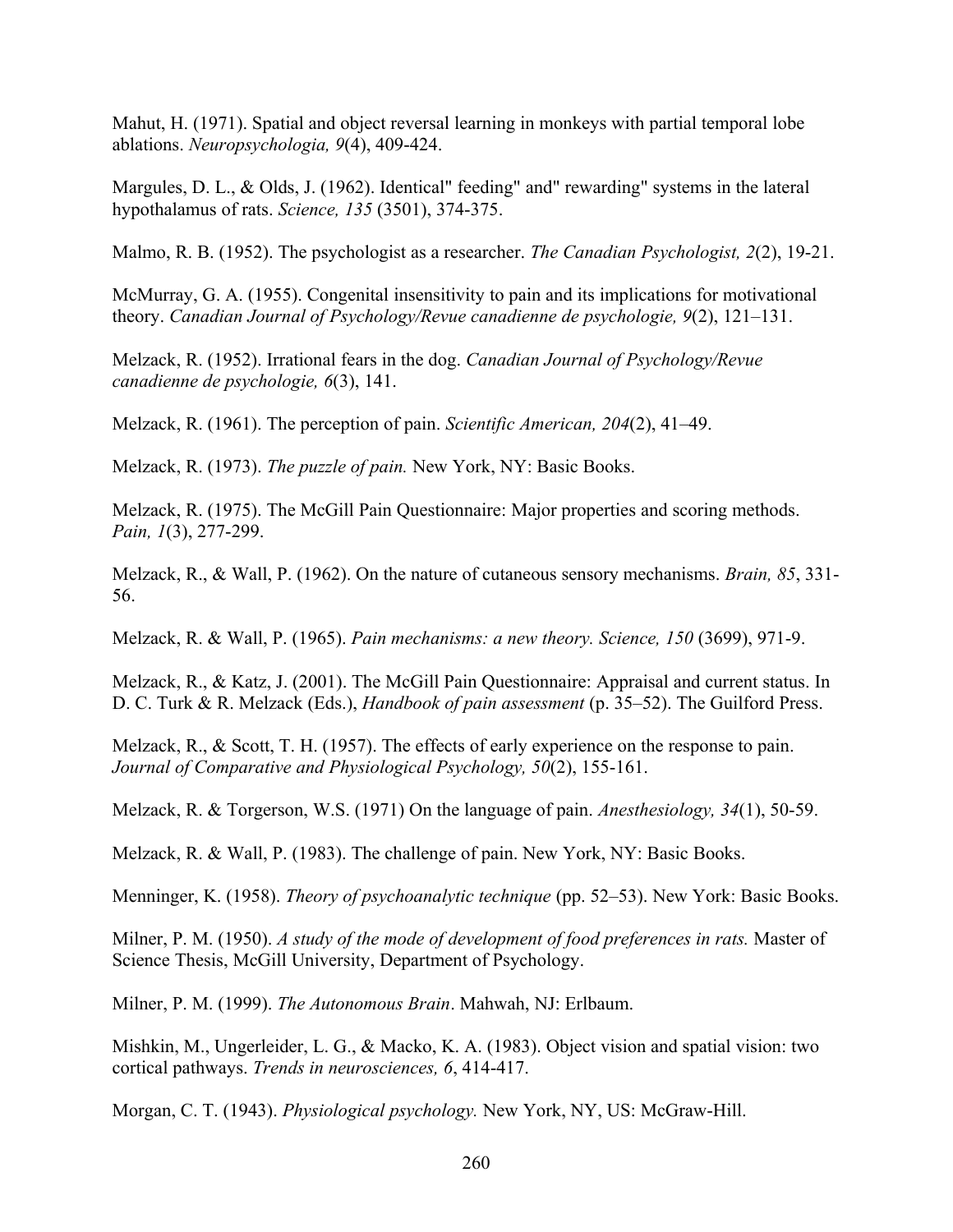Mahut, H. (1971). Spatial and object reversal learning in monkeys with partial temporal lobe ablations. *Neuropsychologia, 9*(4), 409-424.

Margules, D. L., & Olds, J. (1962). Identical" feeding" and" rewarding" systems in the lateral hypothalamus of rats. *Science, 135* (3501), 374-375.

Malmo, R. B. (1952). The psychologist as a researcher. *The Canadian Psychologist, 2*(2), 19-21.

McMurray, G. A. (1955). Congenital insensitivity to pain and its implications for motivational theory. *Canadian Journal of Psychology/Revue canadienne de psychologie, 9*(2), 121–131.

Melzack, R. (1952). Irrational fears in the dog. *Canadian Journal of Psychology/Revue canadienne de psychologie, 6*(3), 141.

Melzack, R. (1961). The perception of pain. *Scientific American, 204*(2), 41–49.

Melzack, R. (1973). *The puzzle of pain.* New York, NY: Basic Books.

Melzack, R. (1975). The McGill Pain Questionnaire: Major properties and scoring methods. *Pain, 1*(3), 277-299.

Melzack, R., & Wall, P. (1962). On the nature of cutaneous sensory mechanisms. *Brain, 85*, 331-56.

Melzack, R. & Wall, P. (1965). *Pain mechanisms: a new theory. Science, 150* (3699), 971-9.

Melzack, R., & Katz, J. (2001). The McGill Pain Questionnaire: Appraisal and current status. In D. C. Turk & R. Melzack (Eds.), *Handbook of pain assessment* (p. 35–52). The Guilford Press.

Melzack, R., & Scott, T. H. (1957). The effects of early experience on the response to pain. *Journal of Comparative and Physiological Psychology, 50*(2), 155-161.

Melzack, R. & Torgerson, W.S. (1971) On the language of pain. *Anesthesiology, 34*(1), 50-59.

Melzack, R. & Wall, P. (1983). The challenge of pain. New York, NY: Basic Books.

Menninger, K. (1958). *Theory of psychoanalytic technique* (pp. 52–53). New York: Basic Books.

Milner, P. M. (1950). *A study of the mode of development of food preferences in rats.* Master of Science Thesis, McGill University, Department of Psychology.

Milner, P. M. (1999). *The Autonomous Brain*. Mahwah, NJ: Erlbaum.

Mishkin, M., Ungerleider, L. G., & Macko, K. A. (1983). Object vision and spatial vision: two cortical pathways. *Trends in neurosciences, 6*, 414-417.

Morgan, C. T. (1943). *Physiological psychology.* New York, NY, US: McGraw-Hill.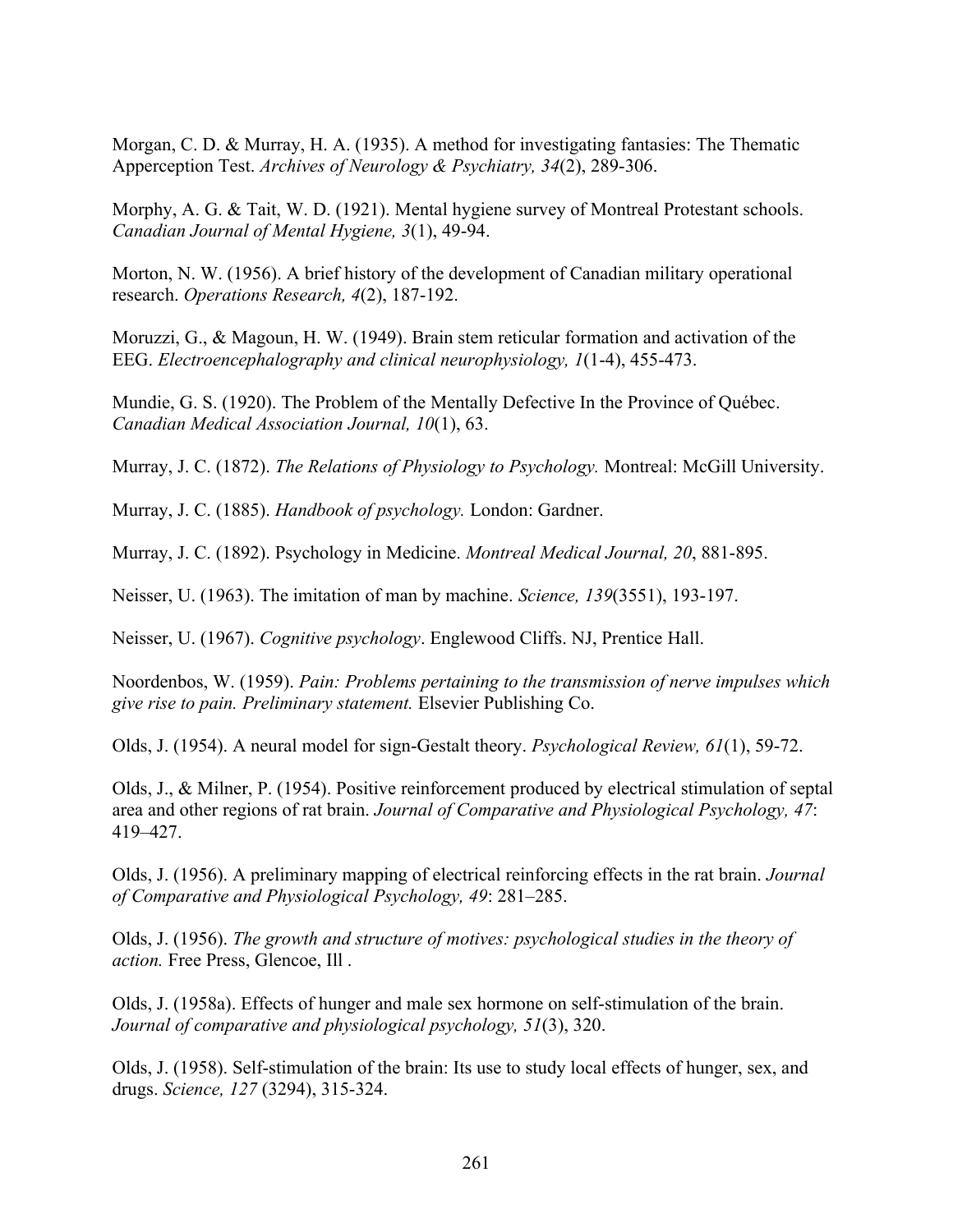Morgan, C. D. & Murray, H. A. (1935). A method for investigating fantasies: The Thematic Apperception Test. *Archives of Neurology & Psychiatry, 34*(2), 289-306.

Morphy, A. G. & Tait, W. D. (1921). Mental hygiene survey of Montreal Protestant schools. *Canadian Journal of Mental Hygiene, 3*(1), 49-94.

Morton, N. W. (1956). A brief history of the development of Canadian military operational research. *Operations Research, 4*(2), 187-192.

Moruzzi, G., & Magoun, H. W. (1949). Brain stem reticular formation and activation of the EEG. *Electroencephalography and clinical neurophysiology, 1*(1-4), 455-473.

Mundie, G. S. (1920). The Problem of the Mentally Defective In the Province of Québec. *Canadian Medical Association Journal, 10*(1), 63.

Murray, J. C. (1872). *The Relations of Physiology to Psychology.* Montreal: McGill University.

Murray, J. C. (1885). *Handbook of psychology.* London: Gardner.

Murray, J. C. (1892). Psychology in Medicine. *Montreal Medical Journal, 20*, 881-895.

Neisser, U. (1963). The imitation of man by machine. *Science, 139*(3551), 193-197.

Neisser, U. (1967). *Cognitive psychology*. Englewood Cliffs. NJ, Prentice Hall.

Noordenbos, W. (1959). *Pain: Problems pertaining to the transmission of nerve impulses which give rise to pain. Preliminary statement.* Elsevier Publishing Co.

Olds, J. (1954). A neural model for sign-Gestalt theory. *Psychological Review, 61*(1), 59-72.

Olds, J., & Milner, P. (1954). Positive reinforcement produced by electrical stimulation of septal area and other regions of rat brain. *Journal of Comparative and Physiological Psychology, 47*: 419–427.

Olds, J. (1956). A preliminary mapping of electrical reinforcing effects in the rat brain. *Journal of Comparative and Physiological Psychology, 49*: 281–285.

Olds, J. (1956). *The growth and structure of motives: psychological studies in the theory of action.* Free Press, Glencoe, Ill .

Olds, J. (1958a). Effects of hunger and male sex hormone on self-stimulation of the brain. *Journal of comparative and physiological psychology, 51*(3), 320.

Olds, J. (1958). Self-stimulation of the brain: Its use to study local effects of hunger, sex, and drugs. *Science, 127* (3294), 315-324.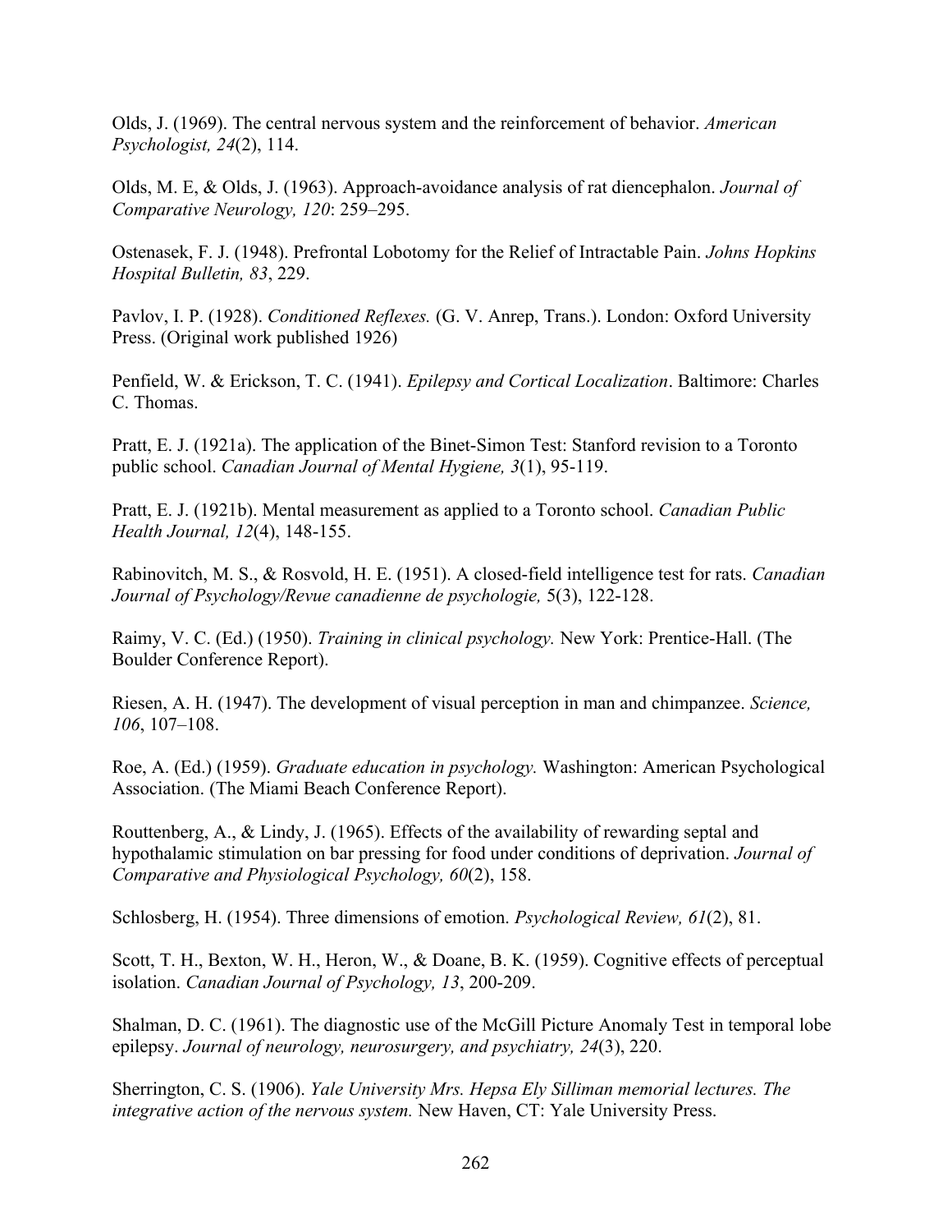Olds, J. (1969). The central nervous system and the reinforcement of behavior. *American Psychologist, 24*(2), 114.

Olds, M. E, & Olds, J. (1963). Approach-avoidance analysis of rat diencephalon. *Journal of Comparative Neurology, 120*: 259–295.

Ostenasek, F. J. (1948). Prefrontal Lobotomy for the Relief of Intractable Pain. *Johns Hopkins Hospital Bulletin, 83*, 229.

Pavlov, I. P. (1928). *Conditioned Reflexes.* (G. V. Anrep, Trans.). London: Oxford University Press. (Original work published 1926)

Penfield, W. & Erickson, T. C. (1941). *Epilepsy and Cortical Localization*. Baltimore: Charles C. Thomas.

Pratt, E. J. (1921a). The application of the Binet-Simon Test: Stanford revision to a Toronto public school. *Canadian Journal of Mental Hygiene, 3*(1), 95-119.

Pratt, E. J. (1921b). Mental measurement as applied to a Toronto school. *Canadian Public Health Journal, 12*(4), 148-155.

Rabinovitch, M. S., & Rosvold, H. E. (1951). A closed-field intelligence test for rats. *Canadian Journal of Psychology/Revue canadienne de psychologie,* 5(3), 122-128.

Raimy, V. C. (Ed.) (1950). *Training in clinical psychology.* New York: Prentice-Hall. (The Boulder Conference Report).

Riesen, A. H. (1947). The development of visual perception in man and chimpanzee. *Science, 106*, 107–108.

Roe, A. (Ed.) (1959). *Graduate education in psychology.* Washington: American Psychological Association. (The Miami Beach Conference Report).

Routtenberg, A., & Lindy, J. (1965). Effects of the availability of rewarding septal and hypothalamic stimulation on bar pressing for food under conditions of deprivation. *Journal of Comparative and Physiological Psychology, 60*(2), 158.

Schlosberg, H. (1954). Three dimensions of emotion. *Psychological Review, 61*(2), 81.

Scott, T. H., Bexton, W. H., Heron, W., & Doane, B. K. (1959). Cognitive effects of perceptual isolation. *Canadian Journal of Psychology, 13*, 200-209.

Shalman, D. C. (1961). The diagnostic use of the McGill Picture Anomaly Test in temporal lobe epilepsy. *Journal of neurology, neurosurgery, and psychiatry, 24*(3), 220.

Sherrington, C. S. (1906). *Yale University Mrs. Hepsa Ely Silliman memorial lectures. The integrative action of the nervous system.* New Haven, CT: Yale University Press.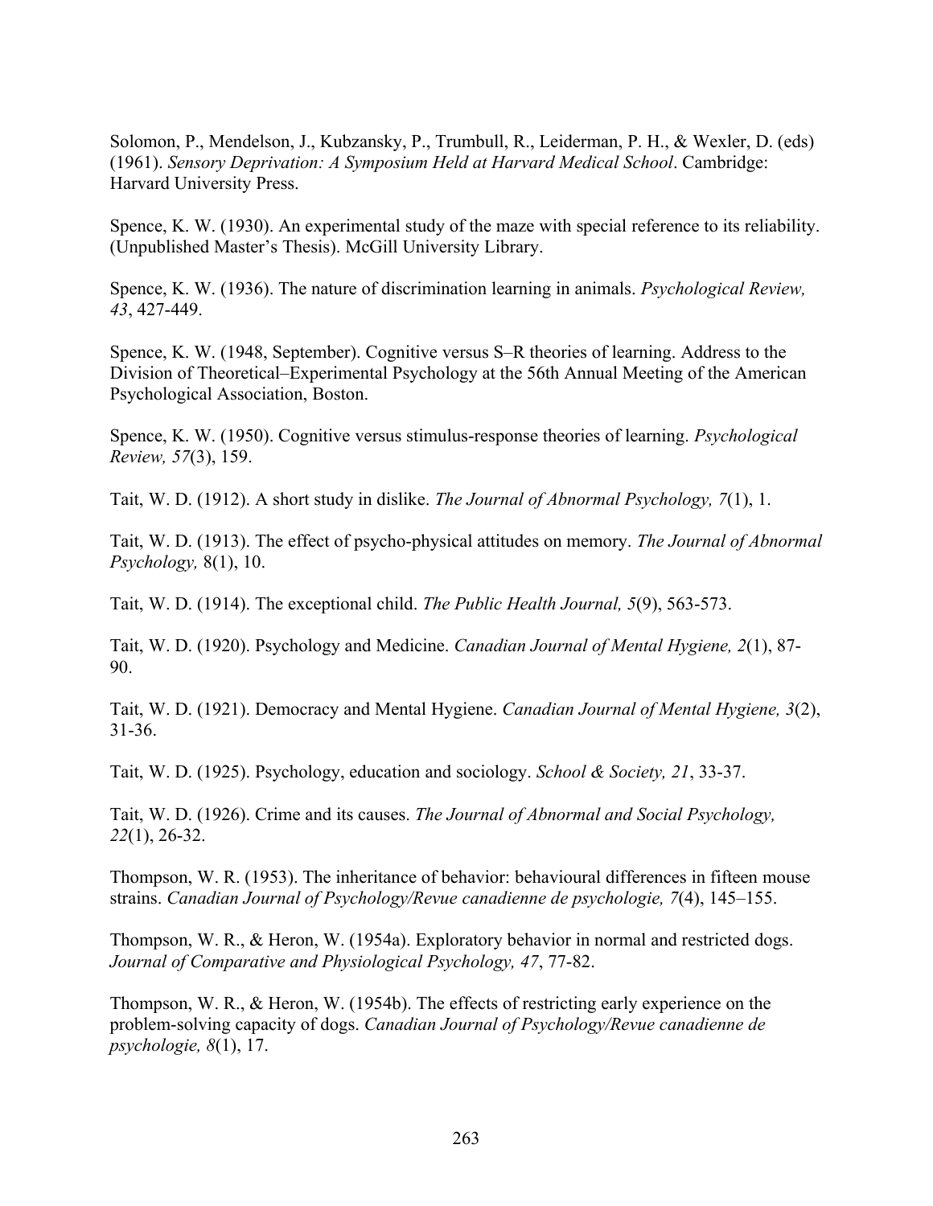Solomon, P., Mendelson, J., Kubzansky, P., Trumbull, R., Leiderman, P. H., & Wexler, D. (eds) (1961). *Sensory Deprivation: A Symposium Held at Harvard Medical School*. Cambridge: Harvard University Press.

Spence, K. W. (1930). An experimental study of the maze with special reference to its reliability. (Unpublished Master's Thesis). McGill University Library.

Spence, K. W. (1936). The nature of discrimination learning in animals. *Psychological Review, 43*, 427-449.

Spence, K. W. (1948, September). Cognitive versus S–R theories of learning. Address to the Division of Theoretical–Experimental Psychology at the 56th Annual Meeting of the American Psychological Association, Boston.

Spence, K. W. (1950). Cognitive versus stimulus-response theories of learning. *Psychological Review, 57*(3), 159.

Tait, W. D. (1912). A short study in dislike. *The Journal of Abnormal Psychology, 7*(1), 1.

Tait, W. D. (1913). The effect of psycho-physical attitudes on memory. *The Journal of Abnormal Psychology,* 8(1), 10.

Tait, W. D. (1914). The exceptional child. *The Public Health Journal, 5*(9), 563-573.

Tait, W. D. (1920). Psychology and Medicine. *Canadian Journal of Mental Hygiene, 2*(1), 87-90.

Tait, W. D. (1921). Democracy and Mental Hygiene. *Canadian Journal of Mental Hygiene, 3*(2), 31-36.

Tait, W. D. (1925). Psychology, education and sociology. *School & Society, 21*, 33-37.

Tait, W. D. (1926). Crime and its causes. *The Journal of Abnormal and Social Psychology, 22*(1), 26-32.

Thompson, W. R. (1953). The inheritance of behavior: behavioural differences in fifteen mouse strains. *Canadian Journal of Psychology/Revue canadienne de psychologie, 7*(4), 145–155.

Thompson, W. R., & Heron, W. (1954a). Exploratory behavior in normal and restricted dogs. *Journal of Comparative and Physiological Psychology, 47*, 77-82.

Thompson, W. R., & Heron, W. (1954b). The effects of restricting early experience on the problem-solving capacity of dogs. *Canadian Journal of Psychology/Revue canadienne de psychologie, 8*(1), 17.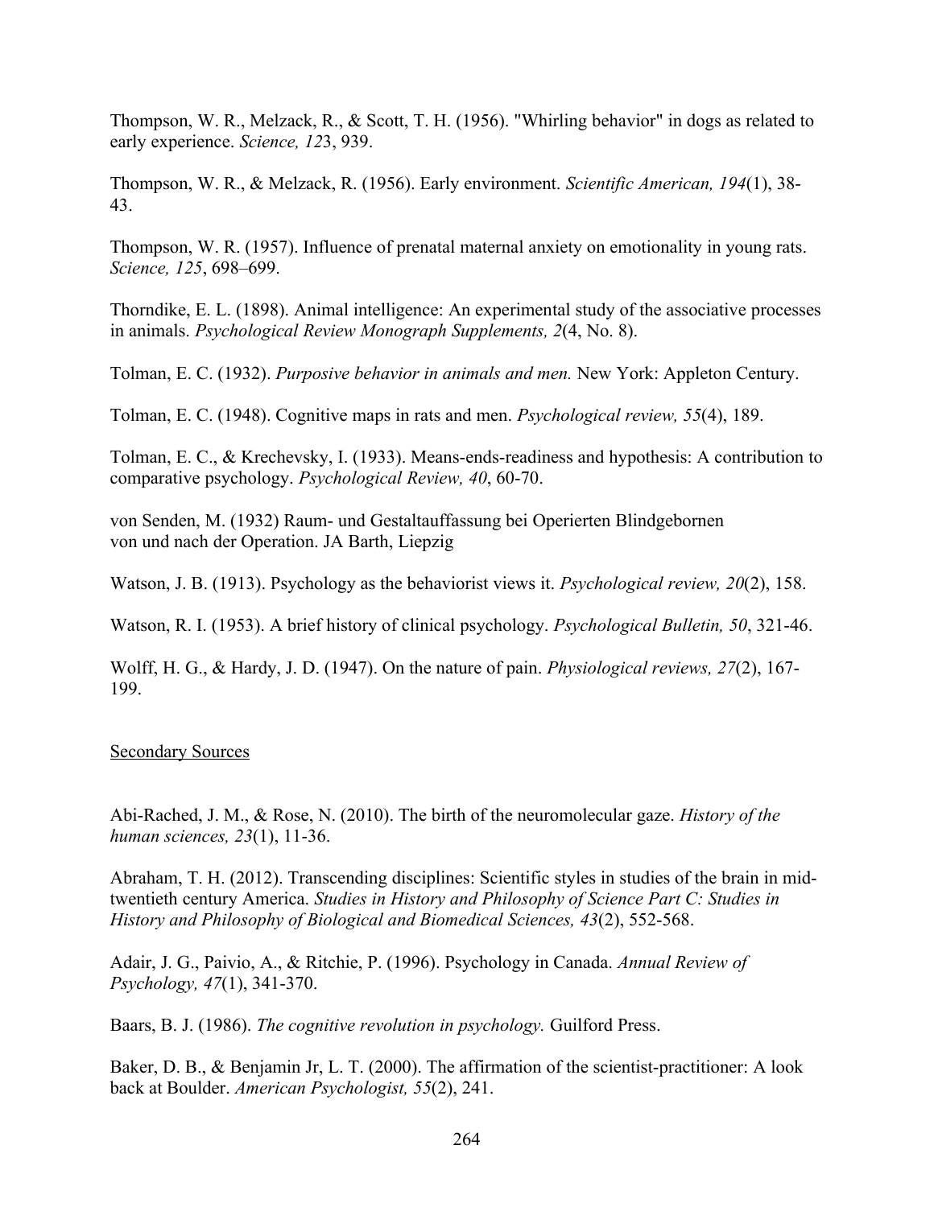Thompson, W. R., Melzack, R., & Scott, T. H. (1956). "Whirling behavior" in dogs as related to early experience. *Science, 12*3, 939.

Thompson, W. R., & Melzack, R. (1956). Early environment. *Scientific American, 194*(1), 38-43.

Thompson, W. R. (1957). Influence of prenatal maternal anxiety on emotionality in young rats. *Science, 125*, 698–699.

Thorndike, E. L. (1898). Animal intelligence: An experimental study of the associative processes in animals. *Psychological Review Monograph Supplements, 2*(4, No. 8).

Tolman, E. C. (1932). *Purposive behavior in animals and men.* New York: Appleton Century.

Tolman, E. C. (1948). Cognitive maps in rats and men. *Psychological review, 55*(4), 189.

Tolman, E. C., & Krechevsky, I. (1933). Means-ends-readiness and hypothesis: A contribution to comparative psychology. *Psychological Review, 40*, 60-70.

von Senden, M. (1932) Raum- und Gestaltauffassung bei Operierten Blindgebornen von und nach der Operation. JA Barth, Liepzig

Watson, J. B. (1913). Psychology as the behaviorist views it. *Psychological review, 20*(2), 158.

Watson, R. I. (1953). A brief history of clinical psychology. *Psychological Bulletin, 50*, 321-46.

Wolff, H. G., & Hardy, J. D. (1947). On the nature of pain. *Physiological reviews, 27*(2), 167-199.

## Secondary Sources

Abi-Rached, J. M., & Rose, N. (2010). The birth of the neuromolecular gaze. *History of the human sciences, 23*(1), 11-36.

Abraham, T. H. (2012). Transcending disciplines: Scientific styles in studies of the brain in mid-twentieth century America. *Studies in History and Philosophy of Science Part C: Studies in History and Philosophy of Biological and Biomedical Sciences, 43*(2), 552-568.

Adair, J. G., Paivio, A., & Ritchie, P. (1996). Psychology in Canada. *Annual Review of Psychology, 47*(1), 341-370.

Baars, B. J. (1986). *The cognitive revolution in psychology.* Guilford Press.

Baker, D. B., & Benjamin Jr, L. T. (2000). The affirmation of the scientist-practitioner: A look back at Boulder. *American Psychologist, 55*(2), 241.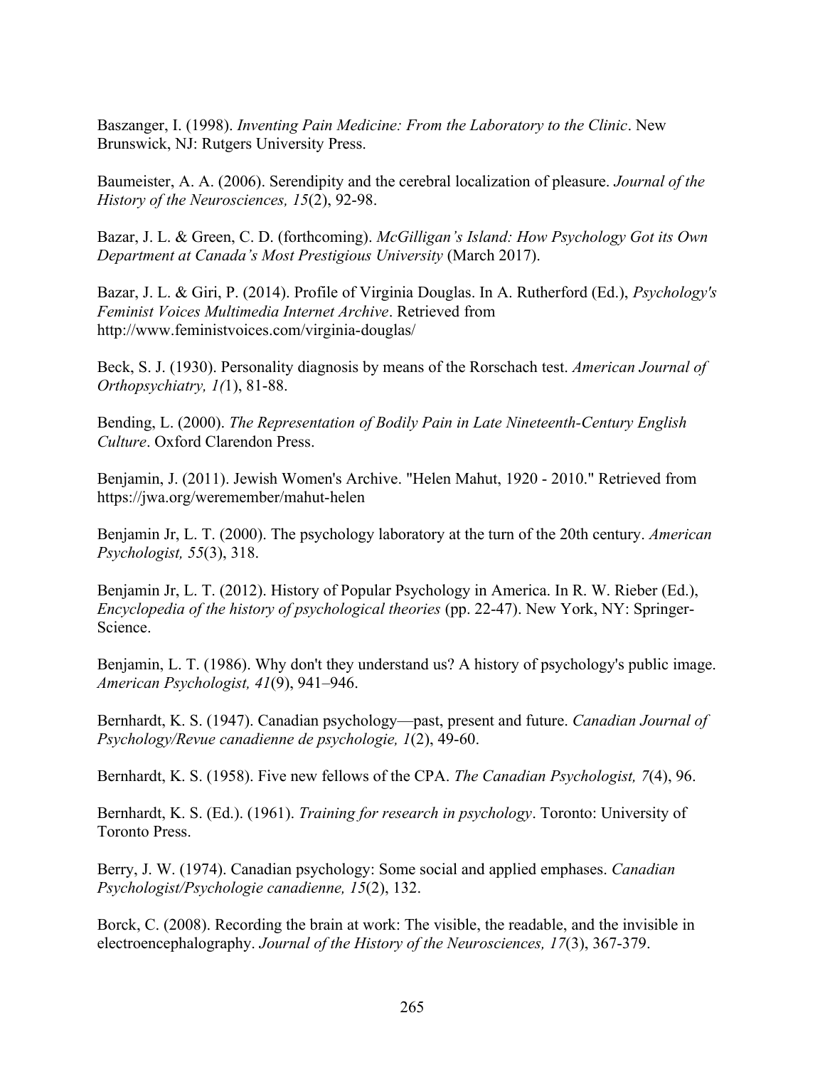Baszanger, I. (1998). *Inventing Pain Medicine: From the Laboratory to the Clinic*. New Brunswick, NJ: Rutgers University Press.

Baumeister, A. A. (2006). Serendipity and the cerebral localization of pleasure. *Journal of the History of the Neurosciences, 15*(2), 92-98.

Bazar, J. L. & Green, C. D. (forthcoming). *McGilligan's Island: How Psychology Got its Own Department at Canada's Most Prestigious University* (March 2017).

Bazar, J. L. & Giri, P. (2014). Profile of Virginia Douglas. In A. Rutherford (Ed.), *Psychology's Feminist Voices Multimedia Internet Archive*. Retrieved from http://www.feministvoices.com/virginia-douglas/

Beck, S. J. (1930). Personality diagnosis by means of the Rorschach test. *American Journal of Orthopsychiatry, 1(*1), 81-88.

Bending, L. (2000). *The Representation of Bodily Pain in Late Nineteenth-Century English Culture*. Oxford Clarendon Press.

Benjamin, J. (2011). Jewish Women's Archive. "Helen Mahut, 1920 - 2010." Retrieved from https://jwa.org/weremember/mahut-helen

Benjamin Jr, L. T. (2000). The psychology laboratory at the turn of the 20th century. *American Psychologist, 55*(3), 318.

Benjamin Jr, L. T. (2012). History of Popular Psychology in America. In R. W. Rieber (Ed.), *Encyclopedia of the history of psychological theories* (pp. 22-47). New York, NY: Springer-Science.

Benjamin, L. T. (1986). Why don't they understand us? A history of psychology's public image. *American Psychologist, 41*(9), 941–946.

Bernhardt, K. S. (1947). Canadian psychology—past, present and future. *Canadian Journal of Psychology/Revue canadienne de psychologie, 1*(2), 49-60.

Bernhardt, K. S. (1958). Five new fellows of the CPA. *The Canadian Psychologist, 7*(4), 96.

Bernhardt, K. S. (Ed.). (1961). *Training for research in psychology*. Toronto: University of Toronto Press.

Berry, J. W. (1974). Canadian psychology: Some social and applied emphases. *Canadian Psychologist/Psychologie canadienne, 15*(2), 132.

Borck, C. (2008). Recording the brain at work: The visible, the readable, and the invisible in electroencephalography. *Journal of the History of the Neurosciences, 17*(3), 367-379.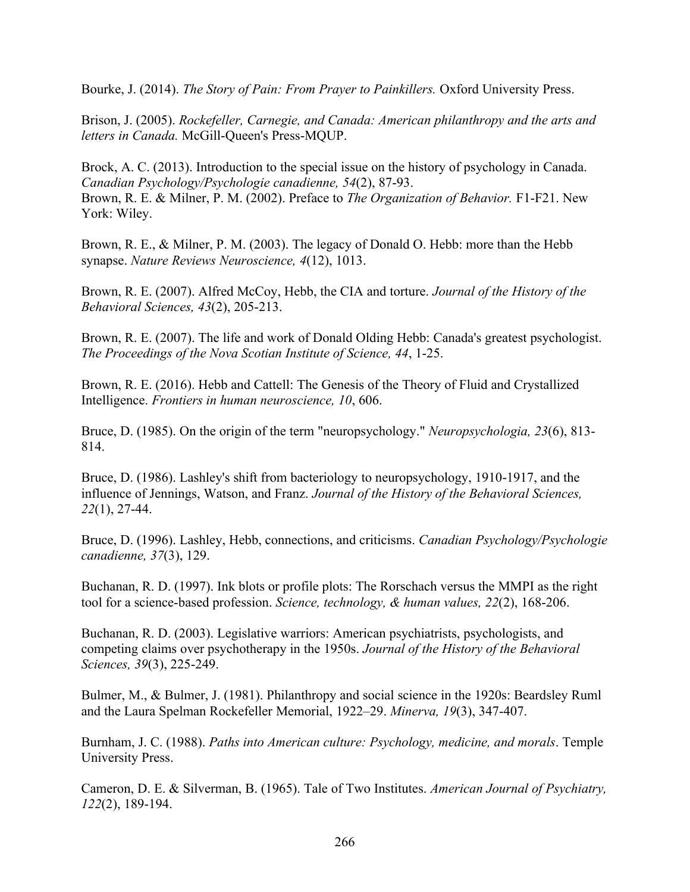Bourke, J. (2014). *The Story of Pain: From Prayer to Painkillers.* Oxford University Press.

Brison, J. (2005). *Rockefeller, Carnegie, and Canada: American philanthropy and the arts and letters in Canada.* McGill-Queen's Press-MQUP.

Brock, A. C. (2013). Introduction to the special issue on the history of psychology in Canada. *Canadian Psychology/Psychologie canadienne, 54*(2), 87-93.

Brown, R. E. & Milner, P. M. (2002). Preface to *The Organization of Behavior.* F1-F21. New York: Wiley.

Brown, R. E., & Milner, P. M. (2003). The legacy of Donald O. Hebb: more than the Hebb synapse. *Nature Reviews Neuroscience, 4*(12), 1013.

Brown, R. E. (2007). Alfred McCoy, Hebb, the CIA and torture. *Journal of the History of the Behavioral Sciences, 43*(2), 205-213.

Brown, R. E. (2007). The life and work of Donald Olding Hebb: Canada's greatest psychologist. *The Proceedings of the Nova Scotian Institute of Science, 44*, 1-25.

Brown, R. E. (2016). Hebb and Cattell: The Genesis of the Theory of Fluid and Crystallized Intelligence. *Frontiers in human neuroscience, 10*, 606.

Bruce, D. (1985). On the origin of the term "neuropsychology." *Neuropsychologia, 23*(6), 813-814.

Bruce, D. (1986). Lashley's shift from bacteriology to neuropsychology, 1910-1917, and the influence of Jennings, Watson, and Franz. *Journal of the History of the Behavioral Sciences, 22*(1), 27-44.

Bruce, D. (1996). Lashley, Hebb, connections, and criticisms. *Canadian Psychology/Psychologie canadienne, 37*(3), 129.

Buchanan, R. D. (1997). Ink blots or profile plots: The Rorschach versus the MMPI as the right tool for a science-based profession. *Science, technology, & human values, 22*(2), 168-206.

Buchanan, R. D. (2003). Legislative warriors: American psychiatrists, psychologists, and competing claims over psychotherapy in the 1950s. *Journal of the History of the Behavioral Sciences, 39*(3), 225-249.

Bulmer, M., & Bulmer, J. (1981). Philanthropy and social science in the 1920s: Beardsley Ruml and the Laura Spelman Rockefeller Memorial, 1922–29. *Minerva, 19*(3), 347-407.

Burnham, J. C. (1988). *Paths into American culture: Psychology, medicine, and morals*. Temple University Press.

Cameron, D. E. & Silverman, B. (1965). Tale of Two Institutes. *American Journal of Psychiatry, 122*(2), 189-194.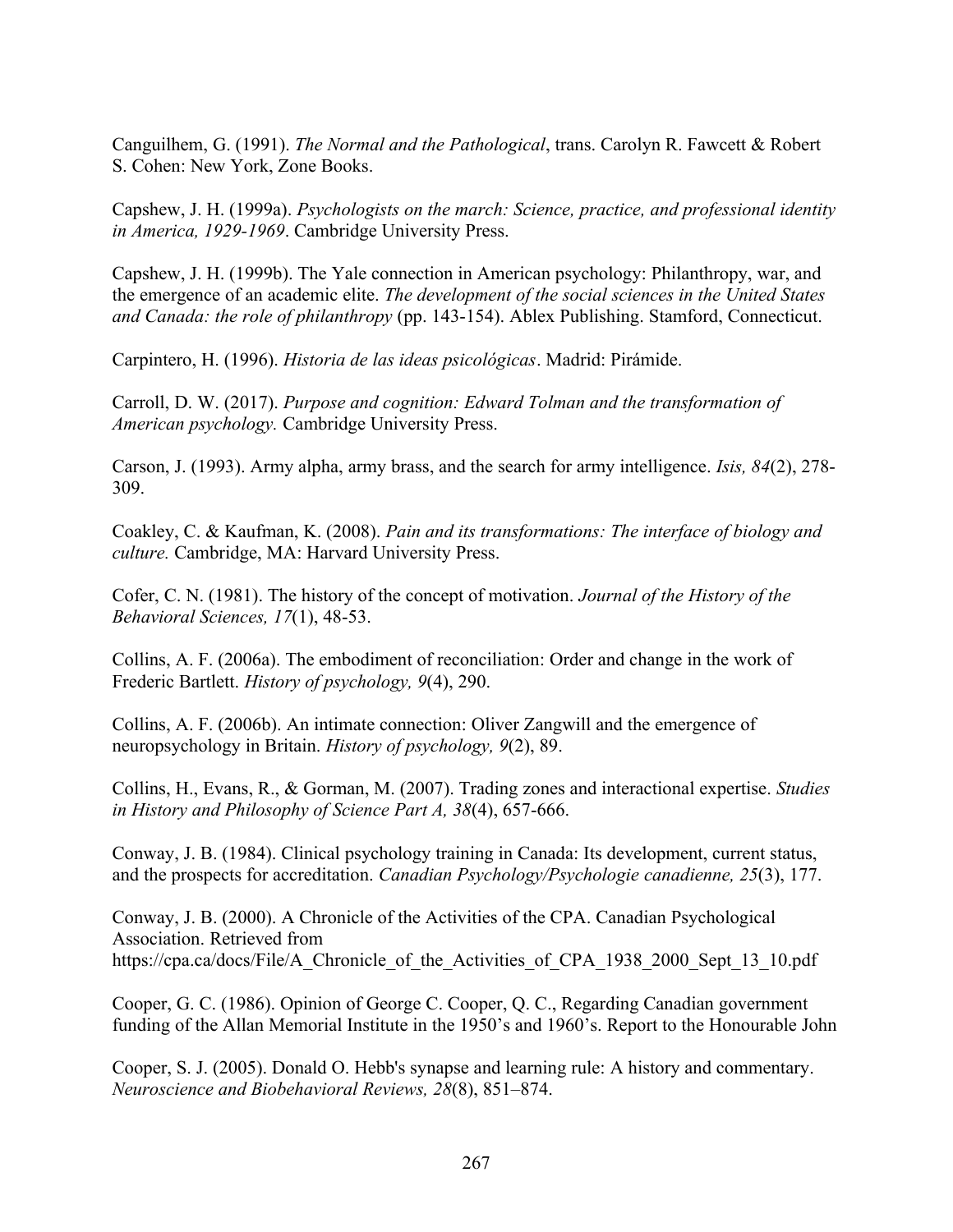Canguilhem, G. (1991). *The Normal and the Pathological*, trans. Carolyn R. Fawcett & Robert S. Cohen: New York, Zone Books.

Capshew, J. H. (1999a). *Psychologists on the march: Science, practice, and professional identity in America, 1929-1969*. Cambridge University Press.

Capshew, J. H. (1999b). The Yale connection in American psychology: Philanthropy, war, and the emergence of an academic elite. *The development of the social sciences in the United States and Canada: the role of philanthropy* (pp. 143-154). Ablex Publishing. Stamford, Connecticut.

Carpintero, H. (1996). *Historia de las ideas psicológicas*. Madrid: Pirámide.

Carroll, D. W. (2017). *Purpose and cognition: Edward Tolman and the transformation of American psychology.* Cambridge University Press.

Carson, J. (1993). Army alpha, army brass, and the search for army intelligence. *Isis, 84*(2), 278-309.

Coakley, C. & Kaufman, K. (2008). *Pain and its transformations: The interface of biology and culture.* Cambridge, MA: Harvard University Press.

Cofer, C. N. (1981). The history of the concept of motivation. *Journal of the History of the Behavioral Sciences, 17*(1), 48-53.

Collins, A. F. (2006a). The embodiment of reconciliation: Order and change in the work of Frederic Bartlett. *History of psychology, 9*(4), 290.

Collins, A. F. (2006b). An intimate connection: Oliver Zangwill and the emergence of neuropsychology in Britain. *History of psychology, 9*(2), 89.

Collins, H., Evans, R., & Gorman, M. (2007). Trading zones and interactional expertise. *Studies in History and Philosophy of Science Part A, 38*(4), 657-666.

Conway, J. B. (1984). Clinical psychology training in Canada: Its development, current status, and the prospects for accreditation. *Canadian Psychology/Psychologie canadienne, 25*(3), 177.

Conway, J. B. (2000). A Chronicle of the Activities of the CPA. Canadian Psychological Association. Retrieved from https://cpa.ca/docs/File/A_Chronicle_of_the_Activities_of_CPA_1938_2000_Sept_13_10.pdf

Cooper, G. C. (1986). Opinion of George C. Cooper, Q. C., Regarding Canadian government funding of the Allan Memorial Institute in the 1950's and 1960's. Report to the Honourable John

Cooper, S. J. (2005). Donald O. Hebb's synapse and learning rule: A history and commentary. *Neuroscience and Biobehavioral Reviews, 28*(8), 851–874.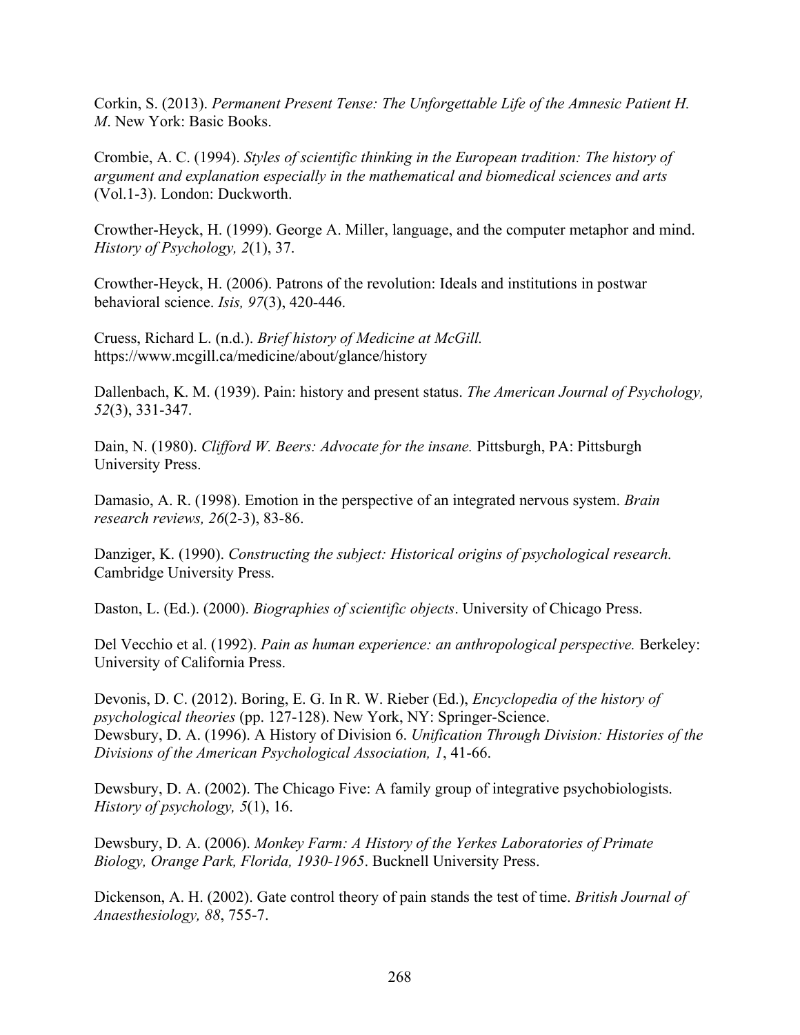Corkin, S. (2013). *Permanent Present Tense: The Unforgettable Life of the Amnesic Patient H. M*. New York: Basic Books.

Crombie, A. C. (1994). *Styles of scientific thinking in the European tradition: The history of argument and explanation especially in the mathematical and biomedical sciences and arts* (Vol.1-3). London: Duckworth.

Crowther-Heyck, H. (1999). George A. Miller, language, and the computer metaphor and mind. *History of Psychology, 2*(1), 37.

Crowther-Heyck, H. (2006). Patrons of the revolution: Ideals and institutions in postwar behavioral science. *Isis, 97*(3), 420-446.

Cruess, Richard L. (n.d.). *Brief history of Medicine at McGill.* https://www.mcgill.ca/medicine/about/glance/history

Dallenbach, K. M. (1939). Pain: history and present status. *The American Journal of Psychology, 52*(3), 331-347.

Dain, N. (1980). *Clifford W. Beers: Advocate for the insane.* Pittsburgh, PA: Pittsburgh University Press.

Damasio, A. R. (1998). Emotion in the perspective of an integrated nervous system. *Brain research reviews, 26*(2-3), 83-86.

Danziger, K. (1990). *Constructing the subject: Historical origins of psychological research.* Cambridge University Press.

Daston, L. (Ed.). (2000). *Biographies of scientific objects*. University of Chicago Press.

Del Vecchio et al. (1992). *Pain as human experience: an anthropological perspective.* Berkeley: University of California Press.

Devonis, D. C. (2012). Boring, E. G. In R. W. Rieber (Ed.), *Encyclopedia of the history of psychological theories* (pp. 127-128). New York, NY: Springer-Science.

Dewsbury, D. A. (1996). A History of Division 6. *Unification Through Division: Histories of the Divisions of the American Psychological Association, 1*, 41-66.

Dewsbury, D. A. (2002). The Chicago Five: A family group of integrative psychobiologists. *History of psychology, 5*(1), 16.

Dewsbury, D. A. (2006). *Monkey Farm: A History of the Yerkes Laboratories of Primate Biology, Orange Park, Florida, 1930-1965*. Bucknell University Press.

Dickenson, A. H. (2002). Gate control theory of pain stands the test of time. *British Journal of Anaesthesiology, 88*, 755-7.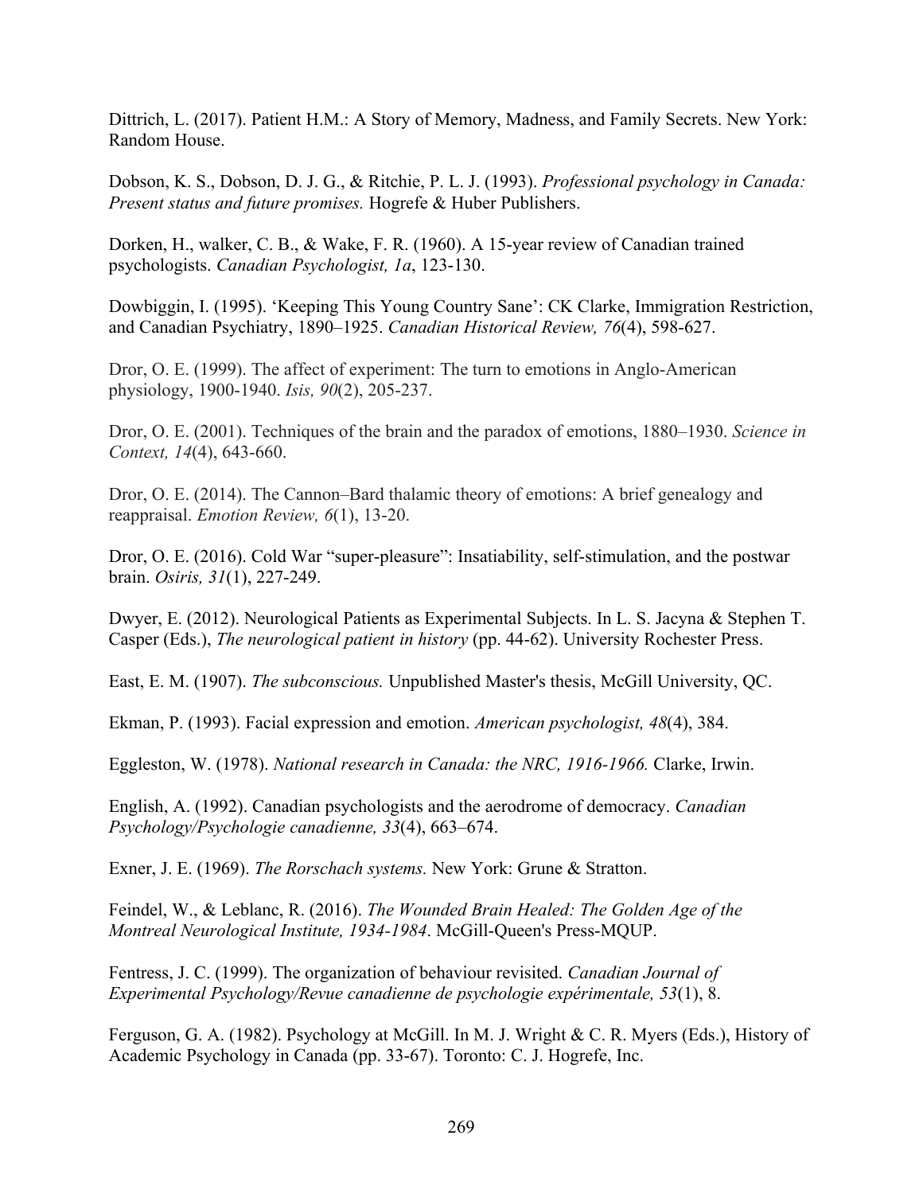Dittrich, L. (2017). Patient H.M.: A Story of Memory, Madness, and Family Secrets. New York: Random House.

Dobson, K. S., Dobson, D. J. G., & Ritchie, P. L. J. (1993). *Professional psychology in Canada: Present status and future promises.* Hogrefe & Huber Publishers.

Dorken, H., walker, C. B., & Wake, F. R. (1960). A 15-year review of Canadian trained psychologists. *Canadian Psychologist, 1a*, 123-130.

Dowbiggin, I. (1995). 'Keeping This Young Country Sane': CK Clarke, Immigration Restriction, and Canadian Psychiatry, 1890–1925. *Canadian Historical Review, 76*(4), 598-627.

Dror, O. E. (1999). The affect of experiment: The turn to emotions in Anglo-American physiology, 1900-1940. *Isis, 90*(2), 205-237.

Dror, O. E. (2001). Techniques of the brain and the paradox of emotions, 1880–1930. *Science in Context, 14*(4), 643-660.

Dror, O. E. (2014). The Cannon–Bard thalamic theory of emotions: A brief genealogy and reappraisal. *Emotion Review, 6*(1), 13-20.

Dror, O. E. (2016). Cold War "super-pleasure": Insatiability, self-stimulation, and the postwar brain. *Osiris, 31*(1), 227-249.

Dwyer, E. (2012). Neurological Patients as Experimental Subjects. In L. S. Jacyna & Stephen T. Casper (Eds.), *The neurological patient in history* (pp. 44-62). University Rochester Press.

East, E. M. (1907). *The subconscious.* Unpublished Master's thesis, McGill University, QC.

Ekman, P. (1993). Facial expression and emotion. *American psychologist, 48*(4), 384.

Eggleston, W. (1978). *National research in Canada: the NRC, 1916-1966.* Clarke, Irwin.

English, A. (1992). Canadian psychologists and the aerodrome of democracy. *Canadian Psychology/Psychologie canadienne, 33*(4), 663–674.

Exner, J. E. (1969). *The Rorschach systems.* New York: Grune & Stratton.

Feindel, W., & Leblanc, R. (2016). *The Wounded Brain Healed: The Golden Age of the Montreal Neurological Institute, 1934-1984*. McGill-Queen's Press-MQUP.

Fentress, J. C. (1999). The organization of behaviour revisited. *Canadian Journal of Experimental Psychology/Revue canadienne de psychologie expérimentale, 53*(1), 8.

Ferguson, G. A. (1982). Psychology at McGill. In M. J. Wright & C. R. Myers (Eds.), History of Academic Psychology in Canada (pp. 33-67). Toronto: C. J. Hogrefe, Inc.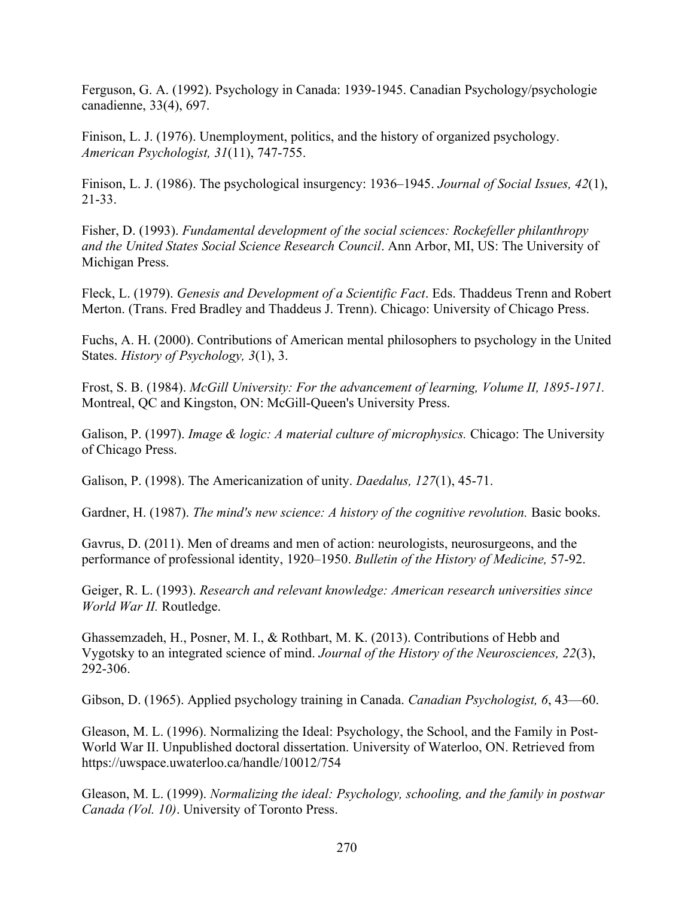Ferguson, G. A. (1992). Psychology in Canada: 1939-1945. Canadian Psychology/psychologie canadienne, 33(4), 697.

Finison, L. J. (1976). Unemployment, politics, and the history of organized psychology. *American Psychologist, 31*(11), 747-755.

Finison, L. J. (1986). The psychological insurgency: 1936–1945. *Journal of Social Issues, 42*(1), 21-33.

Fisher, D. (1993). *Fundamental development of the social sciences: Rockefeller philanthropy and the United States Social Science Research Council*. Ann Arbor, MI, US: The University of Michigan Press.

Fleck, L. (1979). *Genesis and Development of a Scientific Fact*. Eds. Thaddeus Trenn and Robert Merton. (Trans. Fred Bradley and Thaddeus J. Trenn). Chicago: University of Chicago Press.

Fuchs, A. H. (2000). Contributions of American mental philosophers to psychology in the United States. *History of Psychology, 3*(1), 3.

Frost, S. B. (1984). *McGill University: For the advancement of learning, Volume II, 1895-1971.* Montreal, QC and Kingston, ON: McGill-Queen's University Press.

Galison, P. (1997). *Image & logic: A material culture of microphysics.* Chicago: The University of Chicago Press.

Galison, P. (1998). The Americanization of unity. *Daedalus, 127*(1), 45-71.

Gardner, H. (1987). *The mind's new science: A history of the cognitive revolution.* Basic books.

Gavrus, D. (2011). Men of dreams and men of action: neurologists, neurosurgeons, and the performance of professional identity, 1920–1950. *Bulletin of the History of Medicine,* 57-92.

Geiger, R. L. (1993). *Research and relevant knowledge: American research universities since World War II.* Routledge.

Ghassemzadeh, H., Posner, M. I., & Rothbart, M. K. (2013). Contributions of Hebb and Vygotsky to an integrated science of mind. *Journal of the History of the Neurosciences, 22*(3), 292-306.

Gibson, D. (1965). Applied psychology training in Canada. *Canadian Psychologist, 6*, 43—60.

Gleason, M. L. (1996). Normalizing the Ideal: Psychology, the School, and the Family in Post-World War II. Unpublished doctoral dissertation. University of Waterloo, ON. Retrieved from https://uwspace.uwaterloo.ca/handle/10012/754

Gleason, M. L. (1999). *Normalizing the ideal: Psychology, schooling, and the family in postwar Canada (Vol. 10)*. University of Toronto Press.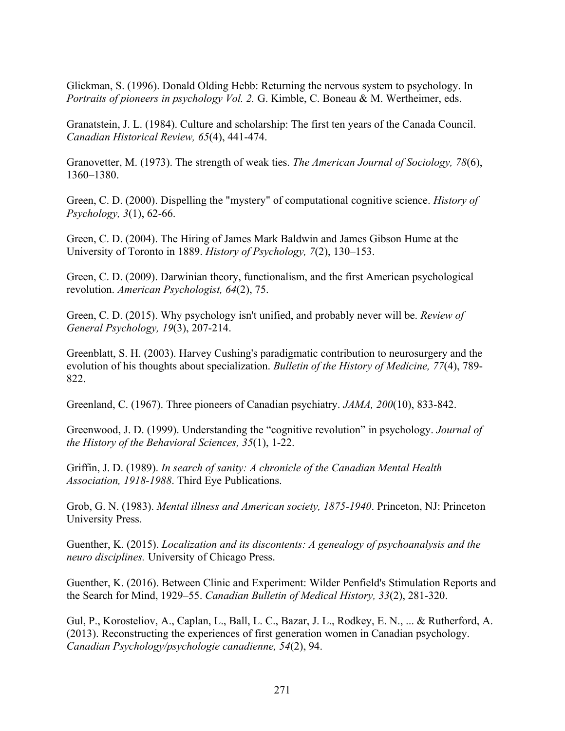Glickman, S. (1996). Donald Olding Hebb: Returning the nervous system to psychology. In *Portraits of pioneers in psychology Vol. 2.* G. Kimble, C. Boneau & M. Wertheimer, eds.

Granatstein, J. L. (1984). Culture and scholarship: The first ten years of the Canada Council. *Canadian Historical Review, 65*(4), 441-474.

Granovetter, M. (1973). The strength of weak ties. *The American Journal of Sociology, 78*(6), 1360–1380.

Green, C. D. (2000). Dispelling the "mystery" of computational cognitive science. *History of Psychology, 3*(1), 62-66.

Green, C. D. (2004). The Hiring of James Mark Baldwin and James Gibson Hume at the University of Toronto in 1889. *History of Psychology, 7*(2), 130–153.

Green, C. D. (2009). Darwinian theory, functionalism, and the first American psychological revolution. *American Psychologist, 64*(2), 75.

Green, C. D. (2015). Why psychology isn't unified, and probably never will be. *Review of General Psychology, 19*(3), 207-214.

Greenblatt, S. H. (2003). Harvey Cushing's paradigmatic contribution to neurosurgery and the evolution of his thoughts about specialization. *Bulletin of the History of Medicine, 77*(4), 789-822.

Greenland, C. (1967). Three pioneers of Canadian psychiatry. *JAMA, 200*(10), 833-842.

Greenwood, J. D. (1999). Understanding the "cognitive revolution" in psychology. *Journal of the History of the Behavioral Sciences, 35*(1), 1-22.

Griffin, J. D. (1989). *In search of sanity: A chronicle of the Canadian Mental Health Association, 1918-1988*. Third Eye Publications.

Grob, G. N. (1983). *Mental illness and American society, 1875-1940*. Princeton, NJ: Princeton University Press.

Guenther, K. (2015). *Localization and its discontents: A genealogy of psychoanalysis and the neuro disciplines.* University of Chicago Press.

Guenther, K. (2016). Between Clinic and Experiment: Wilder Penfield's Stimulation Reports and the Search for Mind, 1929–55. *Canadian Bulletin of Medical History, 33*(2), 281-320.

Gul, P., Korosteliov, A., Caplan, L., Ball, L. C., Bazar, J. L., Rodkey, E. N., ... & Rutherford, A. (2013). Reconstructing the experiences of first generation women in Canadian psychology. *Canadian Psychology/psychologie canadienne, 54*(2), 94.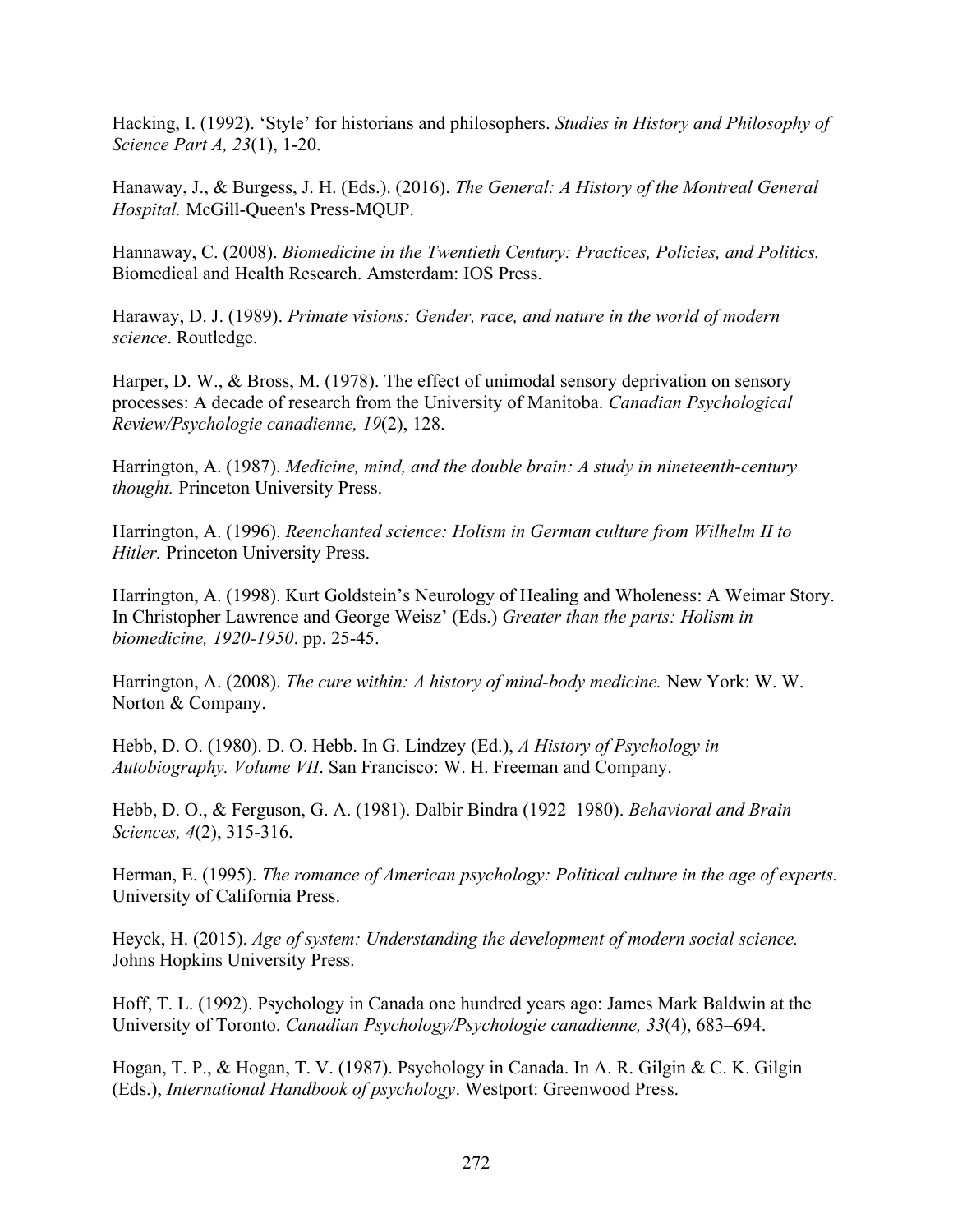Hacking, I. (1992). 'Style' for historians and philosophers. *Studies in History and Philosophy of Science Part A, 23*(1), 1-20.

Hanaway, J., & Burgess, J. H. (Eds.). (2016). *The General: A History of the Montreal General Hospital.* McGill-Queen's Press-MQUP.

Hannaway, C. (2008). *Biomedicine in the Twentieth Century: Practices, Policies, and Politics.* Biomedical and Health Research. Amsterdam: IOS Press.

Haraway, D. J. (1989). *Primate visions: Gender, race, and nature in the world of modern science*. Routledge.

Harper, D. W., & Bross, M. (1978). The effect of unimodal sensory deprivation on sensory processes: A decade of research from the University of Manitoba. *Canadian Psychological Review/Psychologie canadienne, 19*(2), 128.

Harrington, A. (1987). *Medicine, mind, and the double brain: A study in nineteenth-century thought.* Princeton University Press.

Harrington, A. (1996). *Reenchanted science: Holism in German culture from Wilhelm II to Hitler.* Princeton University Press.

Harrington, A. (1998). Kurt Goldstein's Neurology of Healing and Wholeness: A Weimar Story. In Christopher Lawrence and George Weisz' (Eds.) *Greater than the parts: Holism in biomedicine, 1920-1950*. pp. 25-45.

Harrington, A. (2008). *The cure within: A history of mind-body medicine.* New York: W. W. Norton & Company.

Hebb, D. O. (1980). D. O. Hebb. In G. Lindzey (Ed.), *A History of Psychology in Autobiography. Volume VII*. San Francisco: W. H. Freeman and Company.

Hebb, D. O., & Ferguson, G. A. (1981). Dalbir Bindra (1922–1980). *Behavioral and Brain Sciences, 4*(2), 315-316.

Herman, E. (1995). *The romance of American psychology: Political culture in the age of experts.* University of California Press.

Heyck, H. (2015). *Age of system: Understanding the development of modern social science.* Johns Hopkins University Press.

Hoff, T. L. (1992). Psychology in Canada one hundred years ago: James Mark Baldwin at the University of Toronto. *Canadian Psychology/Psychologie canadienne, 33*(4), 683–694.

Hogan, T. P., & Hogan, T. V. (1987). Psychology in Canada. In A. R. Gilgin & C. K. Gilgin (Eds.), *International Handbook of psychology*. Westport: Greenwood Press.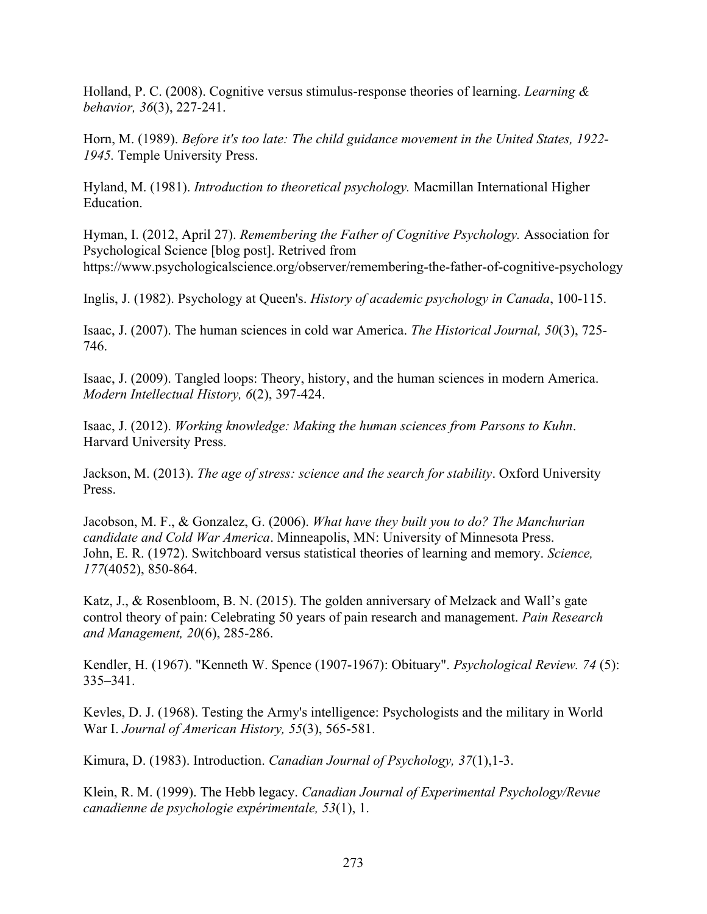Holland, P. C. (2008). Cognitive versus stimulus-response theories of learning. *Learning & behavior, 36*(3), 227-241.

Horn, M. (1989). *Before it's too late: The child guidance movement in the United States, 1922-1945.* Temple University Press.

Hyland, M. (1981). *Introduction to theoretical psychology.* Macmillan International Higher Education.

Hyman, I. (2012, April 27). *Remembering the Father of Cognitive Psychology.* Association for Psychological Science [blog post]. Retrived from https://www.psychologicalscience.org/observer/remembering-the-father-of-cognitive-psychology

Inglis, J. (1982). Psychology at Queen's. *History of academic psychology in Canada*, 100-115.

Isaac, J. (2007). The human sciences in cold war America. *The Historical Journal, 50*(3), 725-746.

Isaac, J. (2009). Tangled loops: Theory, history, and the human sciences in modern America. *Modern Intellectual History, 6*(2), 397-424.

Isaac, J. (2012). *Working knowledge: Making the human sciences from Parsons to Kuhn*. Harvard University Press.

Jackson, M. (2013). *The age of stress: science and the search for stability*. Oxford University Press.

Jacobson, M. F., & Gonzalez, G. (2006). *What have they built you to do? The Manchurian candidate and Cold War America*. Minneapolis, MN: University of Minnesota Press.

John, E. R. (1972). Switchboard versus statistical theories of learning and memory. *Science, 177*(4052), 850-864.

Katz, J., & Rosenbloom, B. N. (2015). The golden anniversary of Melzack and Wall's gate control theory of pain: Celebrating 50 years of pain research and management. *Pain Research and Management, 20*(6), 285-286.

Kendler, H. (1967). "Kenneth W. Spence (1907-1967): Obituary". *Psychological Review. 74* (5): 335–341.

Kevles, D. J. (1968). Testing the Army's intelligence: Psychologists and the military in World War I. *Journal of American History, 55*(3), 565-581.

Kimura, D. (1983). Introduction. *Canadian Journal of Psychology, 37*(1),1-3.

Klein, R. M. (1999). The Hebb legacy. *Canadian Journal of Experimental Psychology/Revue canadienne de psychologie expérimentale, 53*(1), 1.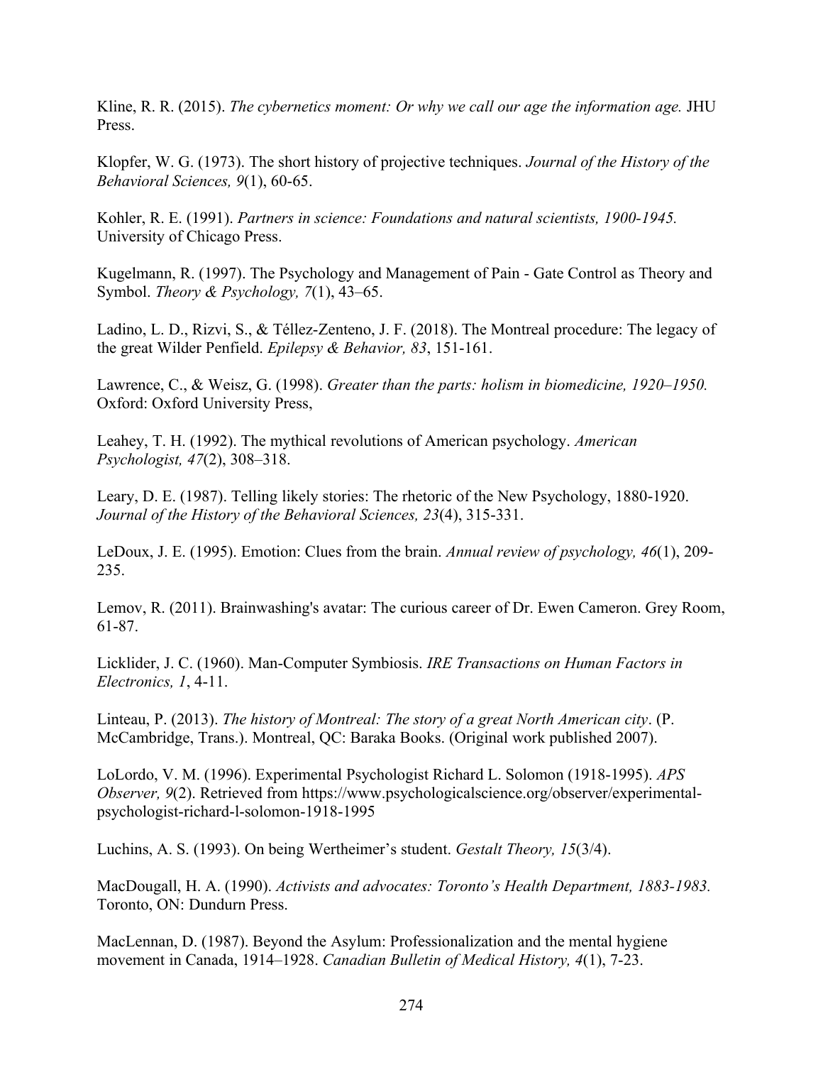Kline, R. R. (2015). *The cybernetics moment: Or why we call our age the information age.* JHU Press.

Klopfer, W. G. (1973). The short history of projective techniques. *Journal of the History of the Behavioral Sciences, 9*(1), 60-65.

Kohler, R. E. (1991). *Partners in science: Foundations and natural scientists, 1900-1945.* University of Chicago Press.

Kugelmann, R. (1997). The Psychology and Management of Pain - Gate Control as Theory and Symbol. *Theory & Psychology, 7*(1), 43–65.

Ladino, L. D., Rizvi, S., & Téllez-Zenteno, J. F. (2018). The Montreal procedure: The legacy of the great Wilder Penfield. *Epilepsy & Behavior, 83*, 151-161.

Lawrence, C., & Weisz, G. (1998). *Greater than the parts: holism in biomedicine, 1920–1950.* Oxford: Oxford University Press,

Leahey, T. H. (1992). The mythical revolutions of American psychology. *American Psychologist, 47*(2), 308–318.

Leary, D. E. (1987). Telling likely stories: The rhetoric of the New Psychology, 1880-1920. *Journal of the History of the Behavioral Sciences, 23*(4), 315-331.

LeDoux, J. E. (1995). Emotion: Clues from the brain. *Annual review of psychology, 46*(1), 209-235.

Lemov, R. (2011). Brainwashing's avatar: The curious career of Dr. Ewen Cameron. Grey Room, 61-87.

Licklider, J. C. (1960). Man-Computer Symbiosis. *IRE Transactions on Human Factors in Electronics, 1*, 4-11.

Linteau, P. (2013). *The history of Montreal: The story of a great North American city*. (P. McCambridge, Trans.). Montreal, QC: Baraka Books. (Original work published 2007).

LoLordo, V. M. (1996). Experimental Psychologist Richard L. Solomon (1918-1995). *APS Observer, 9*(2). Retrieved from https://www.psychologicalscience.org/observer/experimental-psychologist-richard-l-solomon-1918-1995

Luchins, A. S. (1993). On being Wertheimer's student. *Gestalt Theory, 15*(3/4).

MacDougall, H. A. (1990). *Activists and advocates: Toronto's Health Department, 1883-1983.* Toronto, ON: Dundurn Press.

MacLennan, D. (1987). Beyond the Asylum: Professionalization and the mental hygiene movement in Canada, 1914–1928. *Canadian Bulletin of Medical History, 4*(1), 7-23.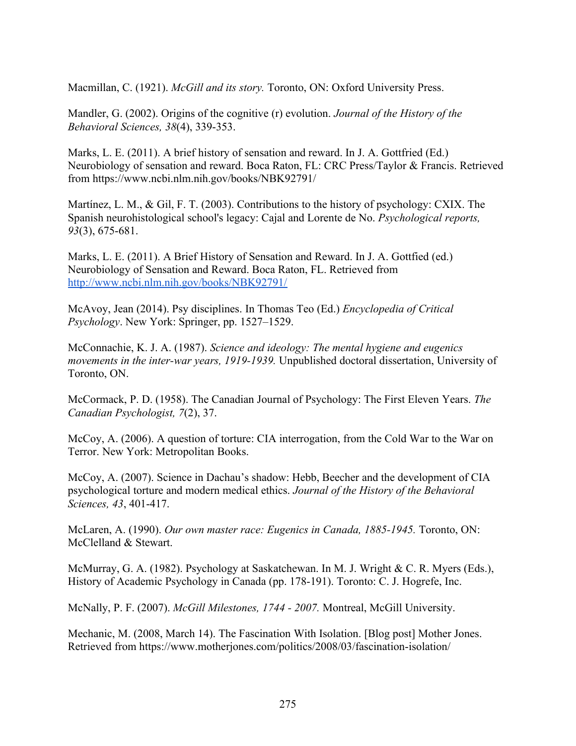Macmillan, C. (1921). *McGill and its story.* Toronto, ON: Oxford University Press.

Mandler, G. (2002). Origins of the cognitive (r) evolution. *Journal of the History of the Behavioral Sciences, 38*(4), 339-353.

Marks, L. E. (2011). A brief history of sensation and reward. In J. A. Gottfried (Ed.) Neurobiology of sensation and reward. Boca Raton, FL: CRC Press/Taylor & Francis. Retrieved from https://www.ncbi.nlm.nih.gov/books/NBK92791/

Martínez, L. M., & Gil, F. T. (2003). Contributions to the history of psychology: CXIX. The Spanish neurohistological school's legacy: Cajal and Lorente de No. *Psychological reports, 93*(3), 675-681.

Marks, L. E. (2011). A Brief History of Sensation and Reward. In J. A. Gottfied (ed.) Neurobiology of Sensation and Reward. Boca Raton, FL. Retrieved from http://www.ncbi.nlm.nih.gov/books/NBK92791/

McAvoy, Jean (2014). Psy disciplines. In Thomas Teo (Ed.) *Encyclopedia of Critical Psychology*. New York: Springer, pp. 1527–1529.

McConnachie, K. J. A. (1987). *Science and ideology: The mental hygiene and eugenics movements in the inter-war years, 1919-1939.* Unpublished doctoral dissertation, University of Toronto, ON.

McCormack, P. D. (1958). The Canadian Journal of Psychology: The First Eleven Years. *The Canadian Psychologist, 7*(2), 37.

McCoy, A. (2006). A question of torture: CIA interrogation, from the Cold War to the War on Terror. New York: Metropolitan Books.

McCoy, A. (2007). Science in Dachau's shadow: Hebb, Beecher and the development of CIA psychological torture and modern medical ethics. *Journal of the History of the Behavioral Sciences, 43*, 401-417.

McLaren, A. (1990). *Our own master race: Eugenics in Canada, 1885-1945.* Toronto, ON: McClelland & Stewart.

McMurray, G. A. (1982). Psychology at Saskatchewan. In M. J. Wright & C. R. Myers (Eds.), History of Academic Psychology in Canada (pp. 178-191). Toronto: C. J. Hogrefe, Inc.

McNally, P. F. (2007). *McGill Milestones, 1744 - 2007.* Montreal, McGill University.

Mechanic, M. (2008, March 14). The Fascination With Isolation. [Blog post] Mother Jones. Retrieved from https://www.motherjones.com/politics/2008/03/fascination-isolation/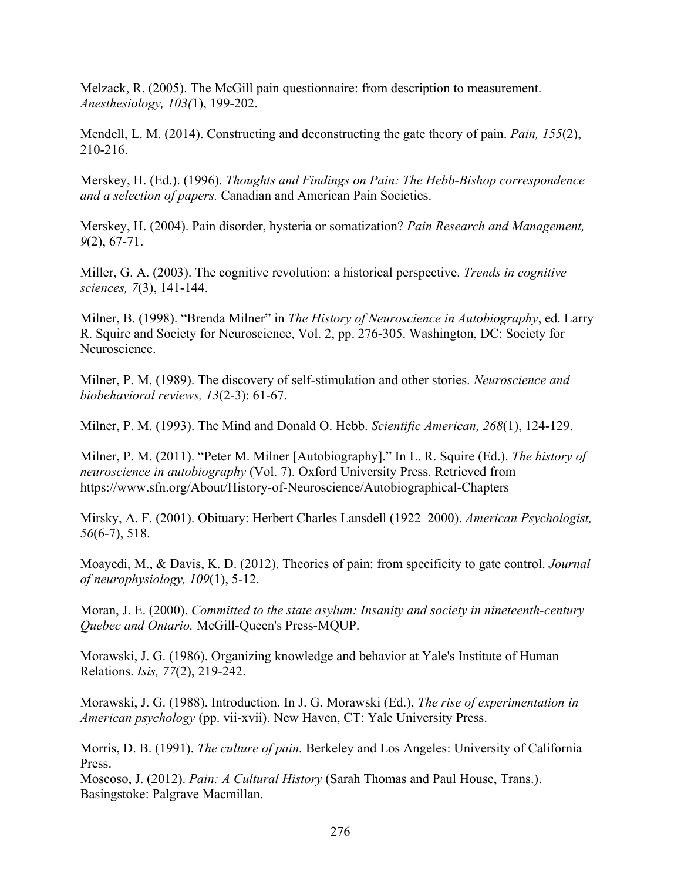Melzack, R. (2005). The McGill pain questionnaire: from description to measurement. *Anesthesiology, 103(*1), 199-202.

Mendell, L. M. (2014). Constructing and deconstructing the gate theory of pain. *Pain, 155*(2), 210-216.

Merskey, H. (Ed.). (1996). *Thoughts and Findings on Pain: The Hebb-Bishop correspondence and a selection of papers.* Canadian and American Pain Societies.

Merskey, H. (2004). Pain disorder, hysteria or somatization? *Pain Research and Management, 9*(2), 67-71.

Miller, G. A. (2003). The cognitive revolution: a historical perspective. *Trends in cognitive sciences, 7*(3), 141-144.

Milner, B. (1998). "Brenda Milner" in *The History of Neuroscience in Autobiography*, ed. Larry R. Squire and Society for Neuroscience, Vol. 2, pp. 276-305. Washington, DC: Society for Neuroscience.

Milner, P. M. (1989). The discovery of self-stimulation and other stories. *Neuroscience and biobehavioral reviews, 13*(2-3): 61-67.

Milner, P. M. (1993). The Mind and Donald O. Hebb. *Scientific American, 268*(1), 124-129.

Milner, P. M. (2011). "Peter M. Milner [Autobiography]." In L. R. Squire (Ed.). *The history of neuroscience in autobiography* (Vol. 7). Oxford University Press. Retrieved from https://www.sfn.org/About/History-of-Neuroscience/Autobiographical-Chapters

Mirsky, A. F. (2001). Obituary: Herbert Charles Lansdell (1922–2000). *American Psychologist, 56*(6-7), 518.

Moayedi, M., & Davis, K. D. (2012). Theories of pain: from specificity to gate control. *Journal of neurophysiology, 109*(1), 5-12.

Moran, J. E. (2000). *Committed to the state asylum: Insanity and society in nineteenth-century Quebec and Ontario.* McGill-Queen's Press-MQUP.

Morawski, J. G. (1986). Organizing knowledge and behavior at Yale's Institute of Human Relations. *Isis, 77*(2), 219-242.

Morawski, J. G. (1988). Introduction. In J. G. Morawski (Ed.), *The rise of experimentation in American psychology* (pp. vii-xvii). New Haven, CT: Yale University Press.

Morris, D. B. (1991). *The culture of pain.* Berkeley and Los Angeles: University of California Press.

Moscoso, J. (2012). *Pain: A Cultural History* (Sarah Thomas and Paul House, Trans.). Basingstoke: Palgrave Macmillan.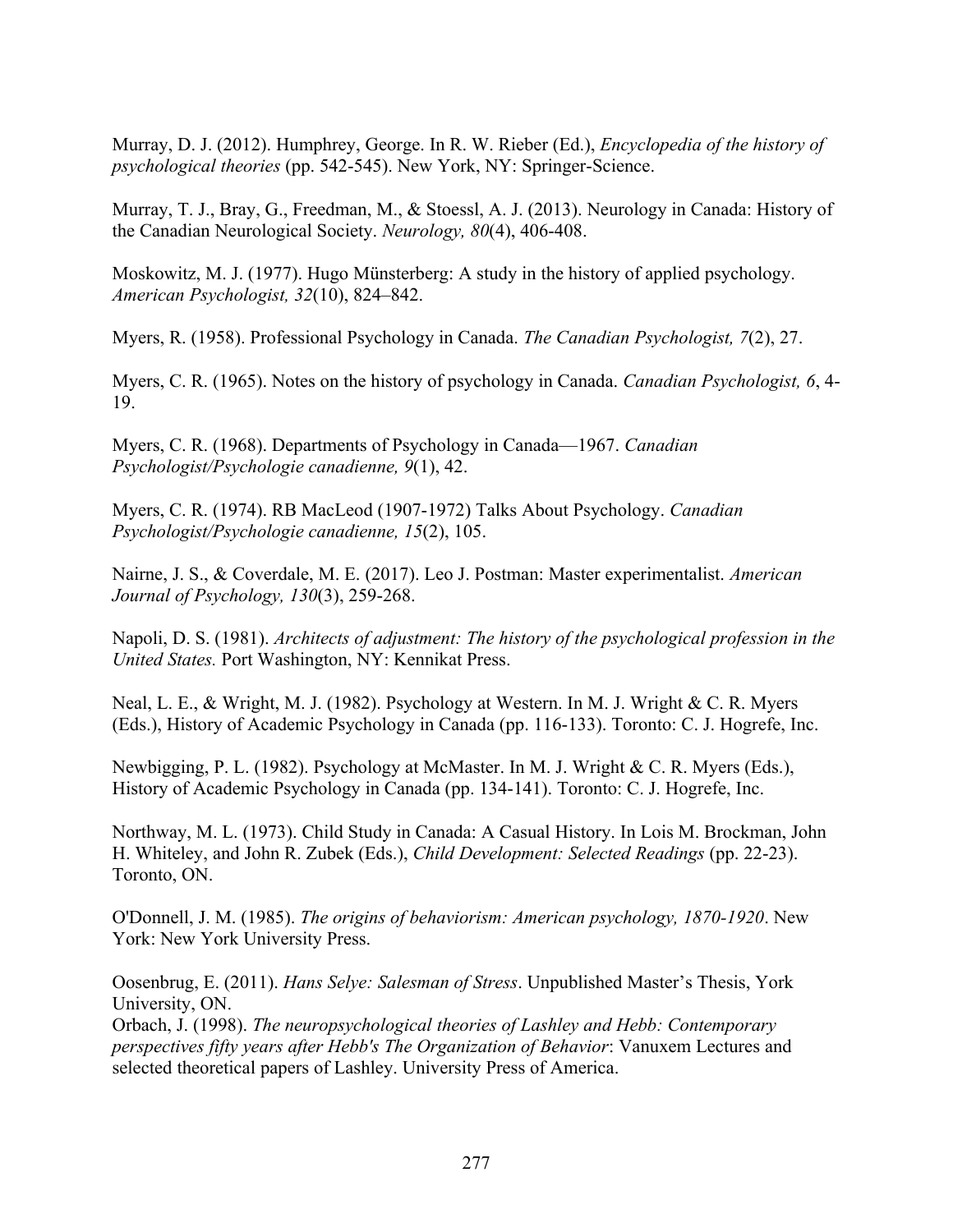Murray, D. J. (2012). Humphrey, George. In R. W. Rieber (Ed.), *Encyclopedia of the history of psychological theories* (pp. 542-545). New York, NY: Springer-Science.

Murray, T. J., Bray, G., Freedman, M., & Stoessl, A. J. (2013). Neurology in Canada: History of the Canadian Neurological Society. *Neurology, 80*(4), 406-408.

Moskowitz, M. J. (1977). Hugo Münsterberg: A study in the history of applied psychology. *American Psychologist, 32*(10), 824–842.

Myers, R. (1958). Professional Psychology in Canada. *The Canadian Psychologist, 7*(2), 27.

Myers, C. R. (1965). Notes on the history of psychology in Canada. *Canadian Psychologist, 6*, 4-19.

Myers, C. R. (1968). Departments of Psychology in Canada—1967. *Canadian Psychologist/Psychologie canadienne, 9*(1), 42.

Myers, C. R. (1974). RB MacLeod (1907-1972) Talks About Psychology. *Canadian Psychologist/Psychologie canadienne, 15*(2), 105.

Nairne, J. S., & Coverdale, M. E. (2017). Leo J. Postman: Master experimentalist. *American Journal of Psychology, 130*(3), 259-268.

Napoli, D. S. (1981). *Architects of adjustment: The history of the psychological profession in the United States.* Port Washington, NY: Kennikat Press.

Neal, L. E., & Wright, M. J. (1982). Psychology at Western. In M. J. Wright & C. R. Myers (Eds.), History of Academic Psychology in Canada (pp. 116-133). Toronto: C. J. Hogrefe, Inc.

Newbigging, P. L. (1982). Psychology at McMaster. In M. J. Wright & C. R. Myers (Eds.), History of Academic Psychology in Canada (pp. 134-141). Toronto: C. J. Hogrefe, Inc.

Northway, M. L. (1973). Child Study in Canada: A Casual History. In Lois M. Brockman, John H. Whiteley, and John R. Zubek (Eds.), *Child Development: Selected Readings* (pp. 22-23). Toronto, ON.

O'Donnell, J. M. (1985). *The origins of behaviorism: American psychology, 1870-1920*. New York: New York University Press.

Oosenbrug, E. (2011). *Hans Selye: Salesman of Stress*. Unpublished Master's Thesis, York University, ON.

Orbach, J. (1998). *The neuropsychological theories of Lashley and Hebb: Contemporary perspectives fifty years after Hebb's The Organization of Behavior*: Vanuxem Lectures and selected theoretical papers of Lashley. University Press of America.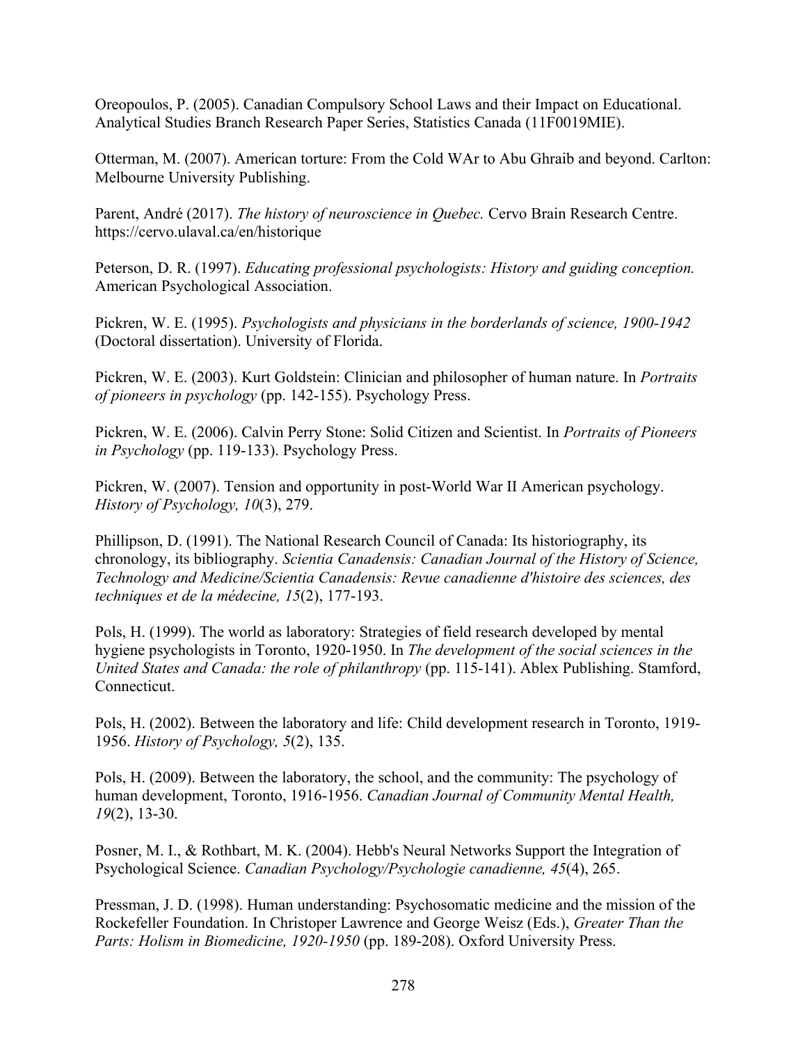Oreopoulos, P. (2005). Canadian Compulsory School Laws and their Impact on Educational. Analytical Studies Branch Research Paper Series, Statistics Canada (11F0019MIE).

Otterman, M. (2007). American torture: From the Cold WAr to Abu Ghraib and beyond. Carlton: Melbourne University Publishing.

Parent, André (2017). *The history of neuroscience in Quebec.* Cervo Brain Research Centre. https://cervo.ulaval.ca/en/historique

Peterson, D. R. (1997). *Educating professional psychologists: History and guiding conception.* American Psychological Association.

Pickren, W. E. (1995). *Psychologists and physicians in the borderlands of science, 1900-1942* (Doctoral dissertation). University of Florida.

Pickren, W. E. (2003). Kurt Goldstein: Clinician and philosopher of human nature. In *Portraits of pioneers in psychology* (pp. 142-155). Psychology Press.

Pickren, W. E. (2006). Calvin Perry Stone: Solid Citizen and Scientist. In *Portraits of Pioneers in Psychology* (pp. 119-133). Psychology Press.

Pickren, W. (2007). Tension and opportunity in post-World War II American psychology. *History of Psychology, 10*(3), 279.

Phillipson, D. (1991). The National Research Council of Canada: Its historiography, its chronology, its bibliography. *Scientia Canadensis: Canadian Journal of the History of Science, Technology and Medicine/Scientia Canadensis: Revue canadienne d'histoire des sciences, des techniques et de la médecine, 15*(2), 177-193.

Pols, H. (1999). The world as laboratory: Strategies of field research developed by mental hygiene psychologists in Toronto, 1920-1950. In *The development of the social sciences in the United States and Canada: the role of philanthropy* (pp. 115-141). Ablex Publishing. Stamford, Connecticut.

Pols, H. (2002). Between the laboratory and life: Child development research in Toronto, 1919-1956. *History of Psychology, 5*(2), 135.

Pols, H. (2009). Between the laboratory, the school, and the community: The psychology of human development, Toronto, 1916-1956. *Canadian Journal of Community Mental Health, 19*(2), 13-30.

Posner, M. I., & Rothbart, M. K. (2004). Hebb's Neural Networks Support the Integration of Psychological Science. *Canadian Psychology/Psychologie canadienne, 45*(4), 265.

Pressman, J. D. (1998). Human understanding: Psychosomatic medicine and the mission of the Rockefeller Foundation. In Christoper Lawrence and George Weisz (Eds.), *Greater Than the Parts: Holism in Biomedicine, 1920-1950* (pp. 189-208). Oxford University Press.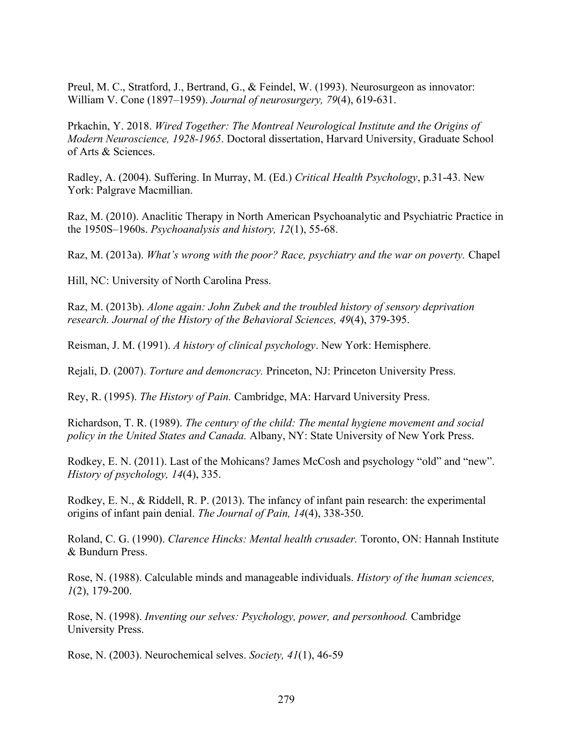Preul, M. C., Stratford, J., Bertrand, G., & Feindel, W. (1993). Neurosurgeon as innovator: William V. Cone (1897–1959). *Journal of neurosurgery, 79*(4), 619-631.

Prkachin, Y. 2018. *Wired Together: The Montreal Neurological Institute and the Origins of Modern Neuroscience, 1928-1965*. Doctoral dissertation, Harvard University, Graduate School of Arts & Sciences.

Radley, A. (2004). Suffering. In Murray, M. (Ed.) *Critical Health Psychology*, p.31-43. New York: Palgrave Macmillian.

Raz, M. (2010). Anaclitic Therapy in North American Psychoanalytic and Psychiatric Practice in the 1950S–1960s. *Psychoanalysis and history, 12*(1), 55-68.

Raz, M. (2013a). *What's wrong with the poor? Race, psychiatry and the war on poverty.* Chapel

Hill, NC: University of North Carolina Press.

Raz, M. (2013b). *Alone again: John Zubek and the troubled history of sensory deprivation research. Journal of the History of the Behavioral Sciences, 49*(4), 379-395.

Reisman, J. M. (1991). *A history of clinical psychology*. New York: Hemisphere.

Rejali, D. (2007). *Torture and demoncracy.* Princeton, NJ: Princeton University Press.

Rey, R. (1995). *The History of Pain.* Cambridge, MA: Harvard University Press.

Richardson, T. R. (1989). *The century of the child: The mental hygiene movement and social policy in the United States and Canada.* Albany, NY: State University of New York Press.

Rodkey, E. N. (2011). Last of the Mohicans? James McCosh and psychology "old" and "new". *History of psychology, 14*(4), 335.

Rodkey, E. N., & Riddell, R. P. (2013). The infancy of infant pain research: the experimental origins of infant pain denial. *The Journal of Pain, 14*(4), 338-350.

Roland, C. G. (1990). *Clarence Hincks: Mental health crusader.* Toronto, ON: Hannah Institute & Bundurn Press.

Rose, N. (1988). Calculable minds and manageable individuals. *History of the human sciences, 1*(2), 179-200.

Rose, N. (1998). *Inventing our selves: Psychology, power, and personhood.* Cambridge University Press.

Rose, N. (2003). Neurochemical selves. *Society, 41*(1), 46-59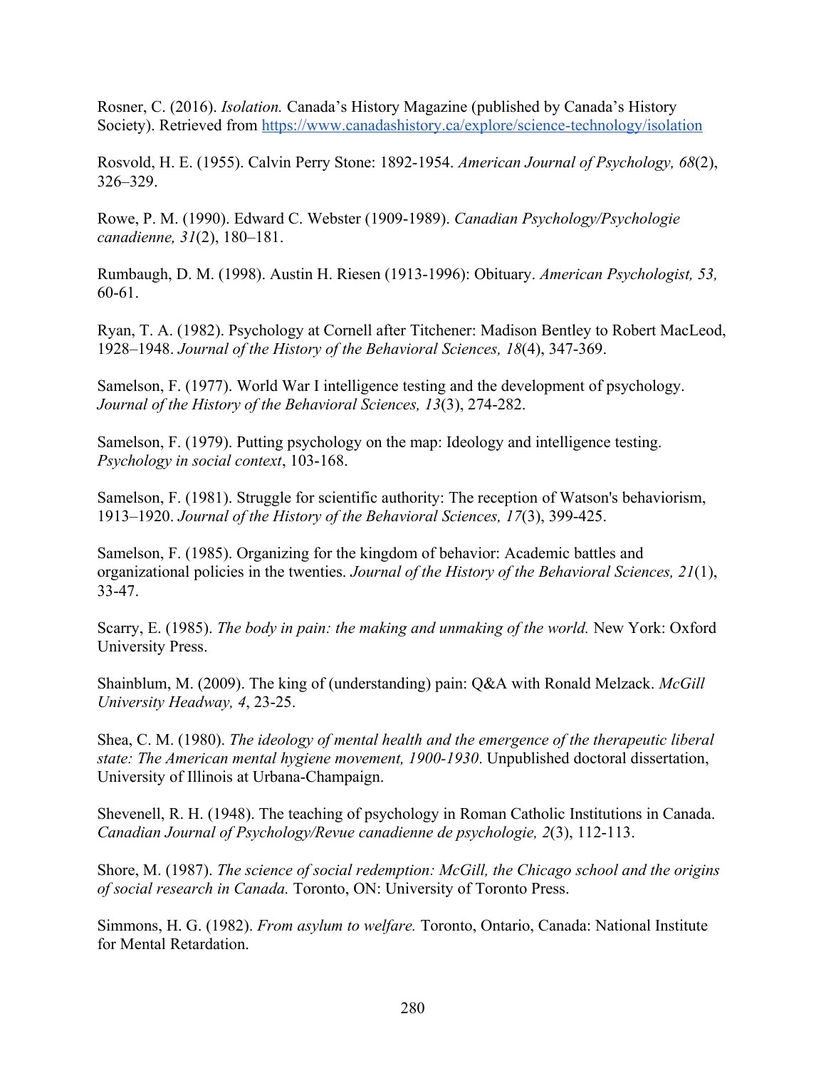Rosner, C. (2016). *Isolation.* Canada's History Magazine (published by Canada's History Society). Retrieved from https://www.canadashistory.ca/explore/science-technology/isolation

Rosvold, H. E. (1955). Calvin Perry Stone: 1892-1954. *American Journal of Psychology, 68*(2), 326–329.

Rowe, P. M. (1990). Edward C. Webster (1909-1989). *Canadian Psychology/Psychologie canadienne, 31*(2), 180–181.

Rumbaugh, D. M. (1998). Austin H. Riesen (1913-1996): Obituary. *American Psychologist, 53,* 60-61.

Ryan, T. A. (1982). Psychology at Cornell after Titchener: Madison Bentley to Robert MacLeod, 1928–1948. *Journal of the History of the Behavioral Sciences, 18*(4), 347-369.

Samelson, F. (1977). World War I intelligence testing and the development of psychology. *Journal of the History of the Behavioral Sciences, 13*(3), 274-282.

Samelson, F. (1979). Putting psychology on the map: Ideology and intelligence testing. *Psychology in social context*, 103-168.

Samelson, F. (1981). Struggle for scientific authority: The reception of Watson's behaviorism, 1913–1920. *Journal of the History of the Behavioral Sciences, 17*(3), 399-425.

Samelson, F. (1985). Organizing for the kingdom of behavior: Academic battles and organizational policies in the twenties. *Journal of the History of the Behavioral Sciences, 21*(1), 33-47.

Scarry, E. (1985). *The body in pain: the making and unmaking of the world.* New York: Oxford University Press.

Shainblum, M. (2009). The king of (understanding) pain: Q&A with Ronald Melzack. *McGill University Headway, 4*, 23-25.

Shea, C. M. (1980). *The ideology of mental health and the emergence of the therapeutic liberal state: The American mental hygiene movement, 1900-1930*. Unpublished doctoral dissertation, University of Illinois at Urbana-Champaign.

Shevenell, R. H. (1948). The teaching of psychology in Roman Catholic Institutions in Canada. *Canadian Journal of Psychology/Revue canadienne de psychologie, 2*(3), 112-113.

Shore, M. (1987). *The science of social redemption: McGill, the Chicago school and the origins of social research in Canada.* Toronto, ON: University of Toronto Press.

Simmons, H. G. (1982). *From asylum to welfare.* Toronto, Ontario, Canada: National Institute for Mental Retardation.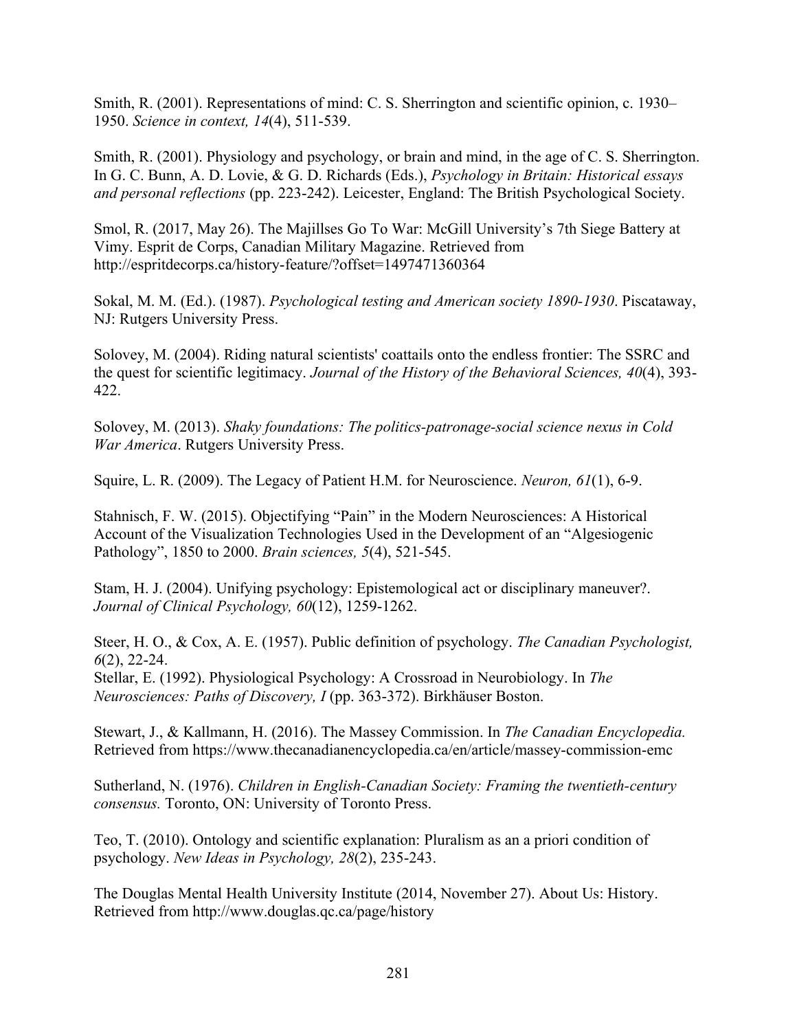Smith, R. (2001). Representations of mind: C. S. Sherrington and scientific opinion, c. 1930–1950. *Science in context, 14*(4), 511-539.

Smith, R. (2001). Physiology and psychology, or brain and mind, in the age of C. S. Sherrington. In G. C. Bunn, A. D. Lovie, & G. D. Richards (Eds.), *Psychology in Britain: Historical essays and personal reflections* (pp. 223-242). Leicester, England: The British Psychological Society.

Smol, R. (2017, May 26). The Majillses Go To War: McGill University's 7th Siege Battery at Vimy. Esprit de Corps, Canadian Military Magazine. Retrieved from http://espritdecorps.ca/history-feature/?offset=1497471360364

Sokal, M. M. (Ed.). (1987). *Psychological testing and American society 1890-1930*. Piscataway, NJ: Rutgers University Press.

Solovey, M. (2004). Riding natural scientists' coattails onto the endless frontier: The SSRC and the quest for scientific legitimacy. *Journal of the History of the Behavioral Sciences, 40*(4), 393-422.

Solovey, M. (2013). *Shaky foundations: The politics-patronage-social science nexus in Cold War America*. Rutgers University Press.

Squire, L. R. (2009). The Legacy of Patient H.M. for Neuroscience. *Neuron, 61*(1), 6-9.

Stahnisch, F. W. (2015). Objectifying "Pain" in the Modern Neurosciences: A Historical Account of the Visualization Technologies Used in the Development of an "Algesiogenic Pathology", 1850 to 2000. *Brain sciences, 5*(4), 521-545.

Stam, H. J. (2004). Unifying psychology: Epistemological act or disciplinary maneuver?. *Journal of Clinical Psychology, 60*(12), 1259-1262.

Steer, H. O., & Cox, A. E. (1957). Public definition of psychology. *The Canadian Psychologist, 6*(2), 22-24.

Stellar, E. (1992). Physiological Psychology: A Crossroad in Neurobiology. In *The Neurosciences: Paths of Discovery, I* (pp. 363-372). Birkhäuser Boston.

Stewart, J., & Kallmann, H. (2016). The Massey Commission. In *The Canadian Encyclopedia.* Retrieved from https://www.thecanadianencyclopedia.ca/en/article/massey-commission-emc

Sutherland, N. (1976). *Children in English-Canadian Society: Framing the twentieth-century consensus.* Toronto, ON: University of Toronto Press.

Teo, T. (2010). Ontology and scientific explanation: Pluralism as an a priori condition of psychology. *New Ideas in Psychology, 28*(2), 235-243.

The Douglas Mental Health University Institute (2014, November 27). About Us: History. Retrieved from http://www.douglas.qc.ca/page/history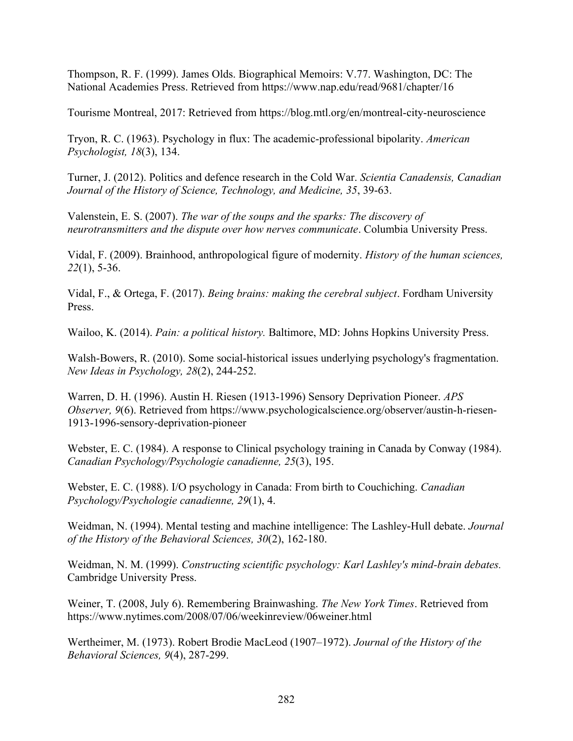Thompson, R. F. (1999). James Olds. Biographical Memoirs: V.77. Washington, DC: The National Academies Press. Retrieved from https://www.nap.edu/read/9681/chapter/16

Tourisme Montreal, 2017: Retrieved from https://blog.mtl.org/en/montreal-city-neuroscience

Tryon, R. C. (1963). Psychology in flux: The academic-professional bipolarity. *American Psychologist, 18*(3), 134.

Turner, J. (2012). Politics and defence research in the Cold War. *Scientia Canadensis, Canadian Journal of the History of Science, Technology, and Medicine, 35*, 39-63.

Valenstein, E. S. (2007). *The war of the soups and the sparks: The discovery of neurotransmitters and the dispute over how nerves communicate*. Columbia University Press.

Vidal, F. (2009). Brainhood, anthropological figure of modernity. *History of the human sciences, 22*(1), 5-36.

Vidal, F., & Ortega, F. (2017). *Being brains: making the cerebral subject*. Fordham University Press.

Wailoo, K. (2014). *Pain: a political history.* Baltimore, MD: Johns Hopkins University Press.

Walsh-Bowers, R. (2010). Some social-historical issues underlying psychology's fragmentation. *New Ideas in Psychology, 28*(2), 244-252.

Warren, D. H. (1996). Austin H. Riesen (1913-1996) Sensory Deprivation Pioneer. *APS Observer, 9*(6). Retrieved from https://www.psychologicalscience.org/observer/austin-h-riesen-1913-1996-sensory-deprivation-pioneer

Webster, E. C. (1984). A response to Clinical psychology training in Canada by Conway (1984). *Canadian Psychology/Psychologie canadienne, 25*(3), 195.

Webster, E. C. (1988). I/O psychology in Canada: From birth to Couchiching. *Canadian Psychology/Psychologie canadienne, 29*(1), 4.

Weidman, N. (1994). Mental testing and machine intelligence: The Lashley-Hull debate. *Journal of the History of the Behavioral Sciences, 30*(2), 162-180.

Weidman, N. M. (1999). *Constructing scientific psychology: Karl Lashley's mind-brain debates.* Cambridge University Press.

Weiner, T. (2008, July 6). Remembering Brainwashing. *The New York Times*. Retrieved from https://www.nytimes.com/2008/07/06/weekinreview/06weiner.html

Wertheimer, M. (1973). Robert Brodie MacLeod (1907–1972). *Journal of the History of the Behavioral Sciences, 9*(4), 287-299.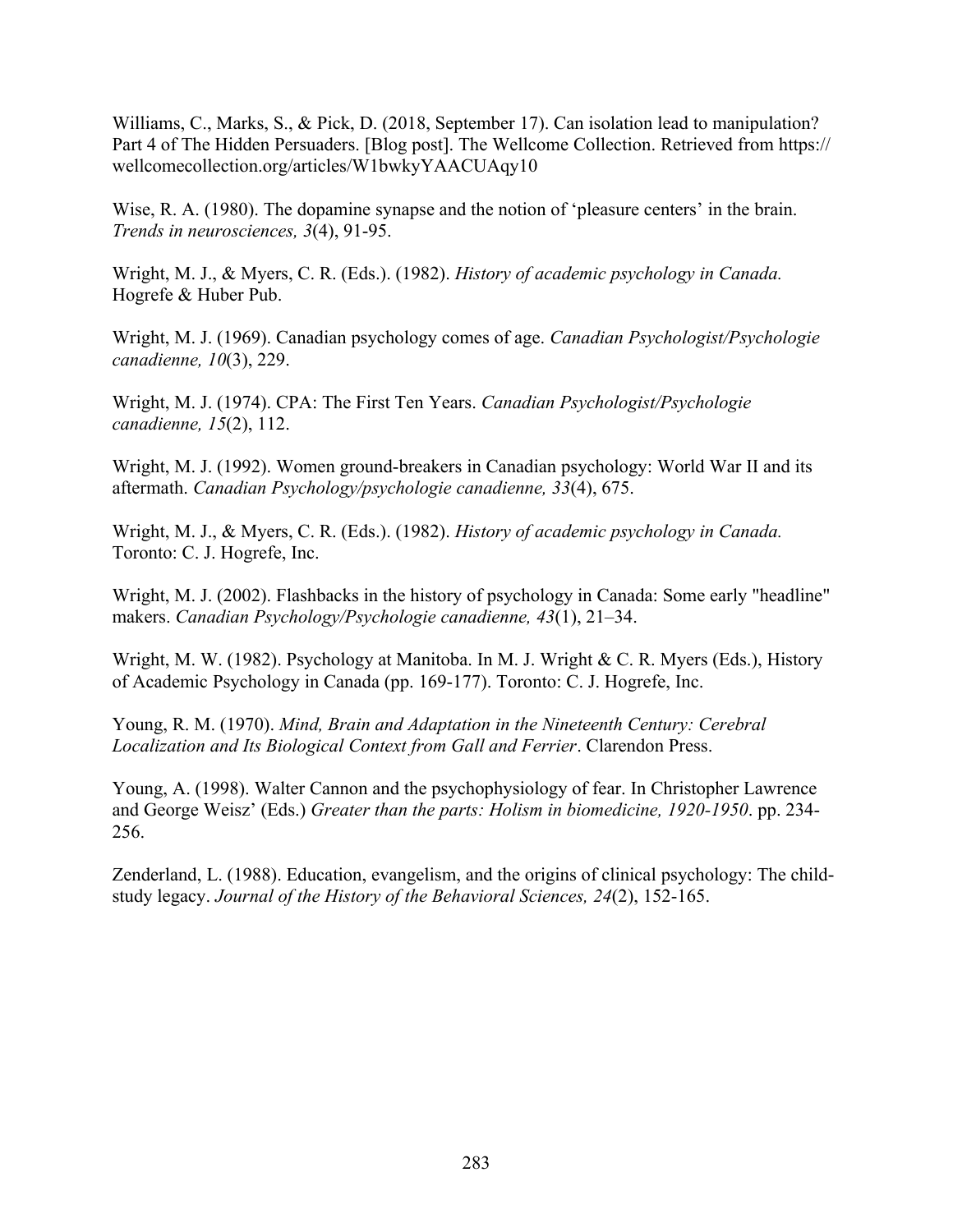Williams, C., Marks, S., & Pick, D. (2018, September 17). Can isolation lead to manipulation? Part 4 of The Hidden Persuaders. [Blog post]. The Wellcome Collection. Retrieved from https://wellcomecollection.org/articles/W1bwkyYAACUAqy10

Wise, R. A. (1980). The dopamine synapse and the notion of 'pleasure centers' in the brain. *Trends in neurosciences, 3*(4), 91-95.

Wright, M. J., & Myers, C. R. (Eds.). (1982). *History of academic psychology in Canada.* Hogrefe & Huber Pub.

Wright, M. J. (1969). Canadian psychology comes of age. *Canadian Psychologist/Psychologie canadienne, 10*(3), 229.

Wright, M. J. (1974). CPA: The First Ten Years. *Canadian Psychologist/Psychologie canadienne, 15*(2), 112.

Wright, M. J. (1992). Women ground-breakers in Canadian psychology: World War II and its aftermath. *Canadian Psychology/psychologie canadienne, 33*(4), 675.

Wright, M. J., & Myers, C. R. (Eds.). (1982). *History of academic psychology in Canada.* Toronto: C. J. Hogrefe, Inc.

Wright, M. J. (2002). Flashbacks in the history of psychology in Canada: Some early "headline" makers. *Canadian Psychology/Psychologie canadienne, 43*(1), 21–34.

Wright, M. W. (1982). Psychology at Manitoba. In M. J. Wright & C. R. Myers (Eds.), History of Academic Psychology in Canada (pp. 169-177). Toronto: C. J. Hogrefe, Inc.

Young, R. M. (1970). *Mind, Brain and Adaptation in the Nineteenth Century: Cerebral Localization and Its Biological Context from Gall and Ferrier*. Clarendon Press.

Young, A. (1998). Walter Cannon and the psychophysiology of fear. In Christopher Lawrence and George Weisz' (Eds.) *Greater than the parts: Holism in biomedicine, 1920-1950*. pp. 234-256.

Zenderland, L. (1988). Education, evangelism, and the origins of clinical psychology: The child-study legacy. *Journal of the History of the Behavioral Sciences, 24*(2), 152-165.